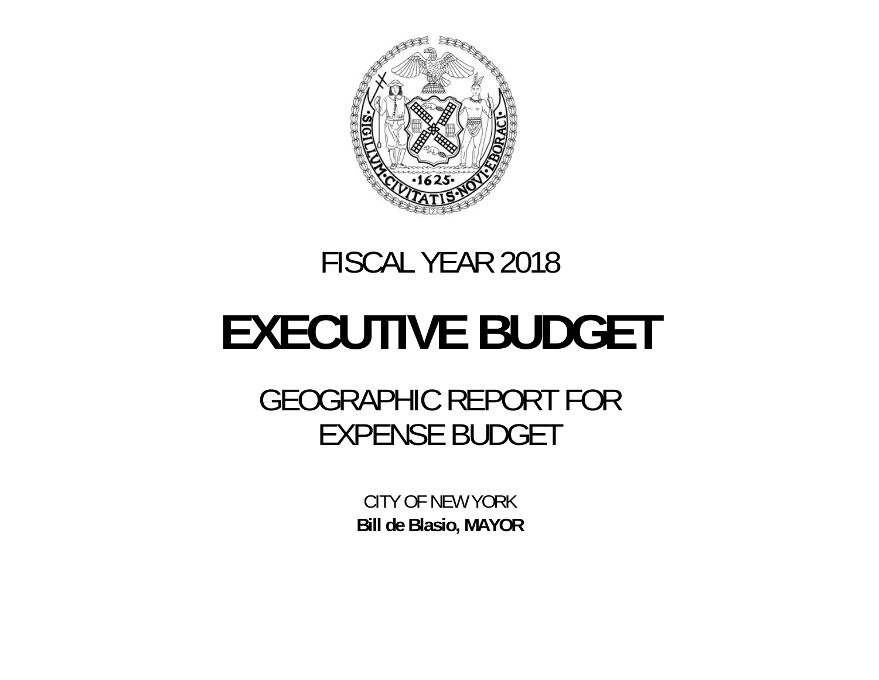FISCAL YEAR 2018

# EXECUTIVE BUDGET

## GEOGRAPHIC REPORT FOR EXPENSE BUDGET

CITY OF NEW YORK

**Bill de Blasio, MAYOR**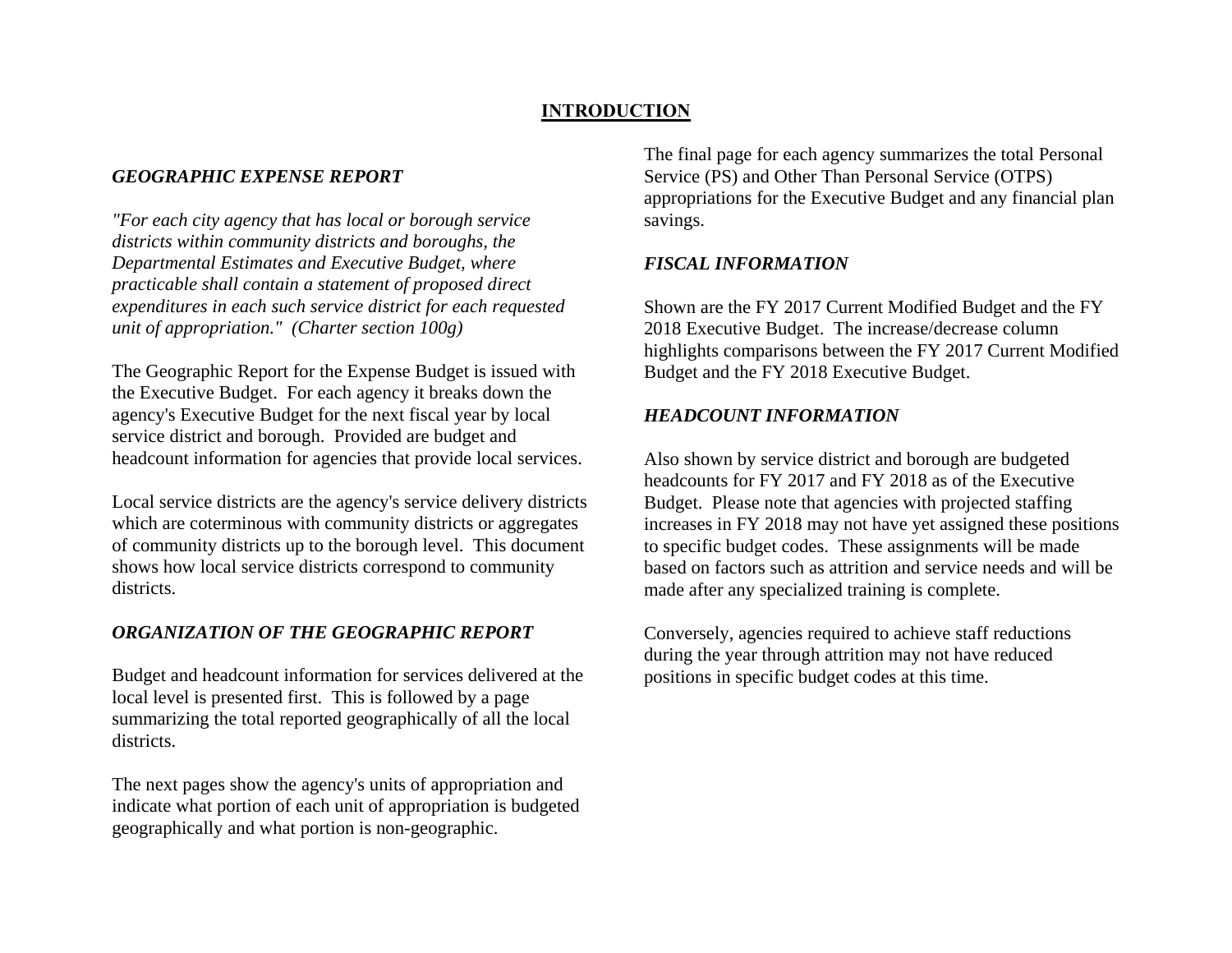# INTRODUCTION

### *GEOGRAPHIC EXPENSE REPORT*

*"For each city agency that has local or borough service districts within community districts and boroughs, the Departmental Estimates and Executive Budget, where practicable shall contain a statement of proposed direct expenditures in each such service district for each requested unit of appropriation." (Charter section 100g)*

The Geographic Report for the Expense Budget is issued with the Executive Budget. For each agency it breaks down the agency's Executive Budget for the next fiscal year by local service district and borough. Provided are budget and headcount information for agencies that provide local services.

Local service districts are the agency's service delivery districts which are coterminous with community districts or aggregates of community districts up to the borough level. This document shows how local service districts correspond to community districts.

### *ORGANIZATION OF THE GEOGRAPHIC REPORT*

Budget and headcount information for services delivered at the local level is presented first. This is followed by a page summarizing the total reported geographically of all the local districts.

The next pages show the agency's units of appropriation and indicate what portion of each unit of appropriation is budgeted geographically and what portion is non-geographic.

The final page for each agency summarizes the total Personal Service (PS) and Other Than Personal Service (OTPS) appropriations for the Executive Budget and any financial plan savings.

### *FISCAL INFORMATION*

Shown are the FY 2017 Current Modified Budget and the FY 2018 Executive Budget. The increase/decrease column highlights comparisons between the FY 2017 Current Modified Budget and the FY 2018 Executive Budget.

### *HEADCOUNT INFORMATION*

Also shown by service district and borough are budgeted headcounts for FY 2017 and FY 2018 as of the Executive Budget. Please note that agencies with projected staffing increases in FY 2018 may not have yet assigned these positions to specific budget codes. These assignments will be made based on factors such as attrition and service needs and will be made after any specialized training is complete.

Conversely, agencies required to achieve staff reductions during the year through attrition may not have reduced positions in specific budget codes at this time.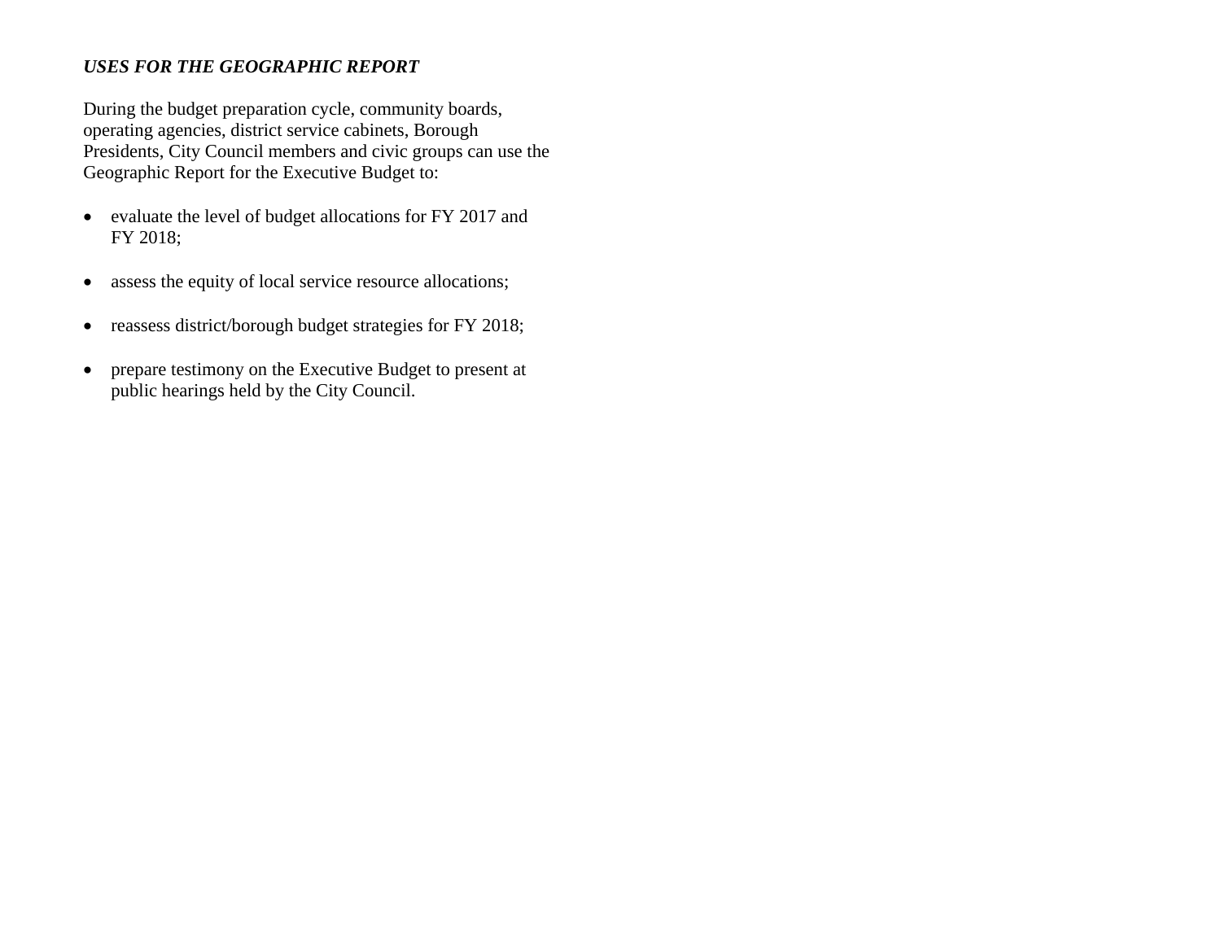***USES FOR THE GEOGRAPHIC REPORT***

During the budget preparation cycle, community boards, operating agencies, district service cabinets, Borough Presidents, City Council members and civic groups can use the Geographic Report for the Executive Budget to:

- evaluate the level of budget allocations for FY 2017 and FY 2018;
- assess the equity of local service resource allocations;
- reassess district/borough budget strategies for FY 2018;
- prepare testimony on the Executive Budget to present at public hearings held by the City Council.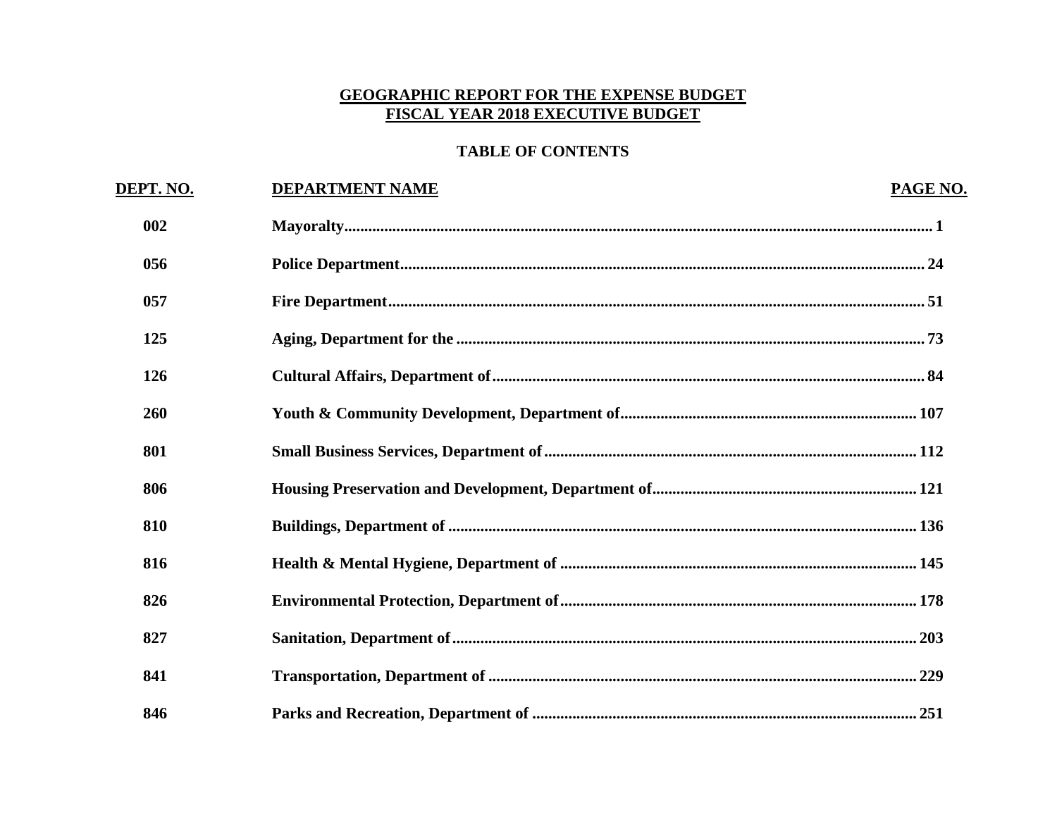# GEOGRAPHIC REPORT FOR THE EXPENSE BUDGET
# FISCAL YEAR 2018 EXECUTIVE BUDGET

## TABLE OF CONTENTS

| DEPT. NO. | DEPARTMENT NAME | PAGE NO. |
|---|---|---|
| 002 | Mayoralty | 1 |
| 056 | Police Department | 24 |
| 057 | Fire Department | 51 |
| 125 | Aging, Department for the | 73 |
| 126 | Cultural Affairs, Department of | 84 |
| 260 | Youth & Community Development, Department of | 107 |
| 801 | Small Business Services, Department of | 112 |
| 806 | Housing Preservation and Development, Department of | 121 |
| 810 | Buildings, Department of | 136 |
| 816 | Health & Mental Hygiene, Department of | 145 |
| 826 | Environmental Protection, Department of | 178 |
| 827 | Sanitation, Department of | 203 |
| 841 | Transportation, Department of | 229 |
| 846 | Parks and Recreation, Department of | 251 |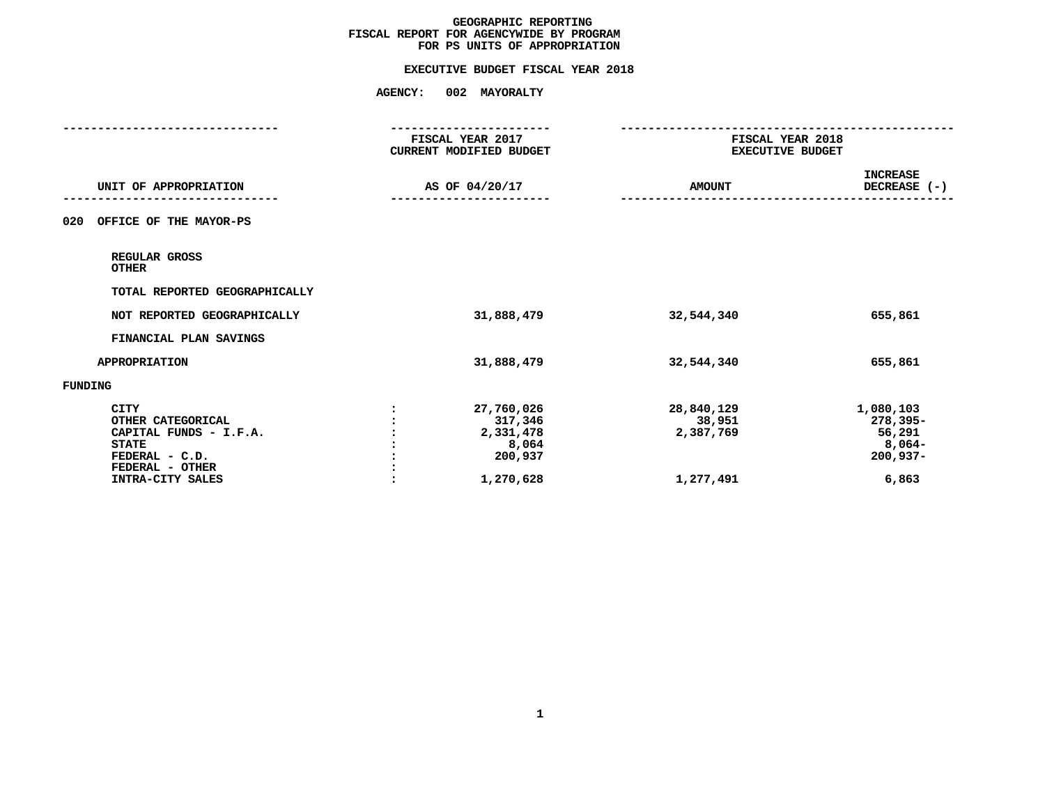# GEOGRAPHIC REPORTING
## FISCAL REPORT FOR AGENCYWIDE BY PROGRAM
## FOR PS UNITS OF APPROPRIATION

### EXECUTIVE BUDGET FISCAL YEAR 2018

**AGENCY: 002 MAYORALTY**

| UNIT OF APPROPRIATION | | FISCAL YEAR 2017 CURRENT MODIFIED BUDGET AS OF 04/20/17 | FISCAL YEAR 2018 EXECUTIVE BUDGET AMOUNT | INCREASE DECREASE (-) |
|---|---|---|---|---|
| **020 OFFICE OF THE MAYOR-PS** | | | | |
| REGULAR GROSS | | | | |
| OTHER | | | | |
| TOTAL REPORTED GEOGRAPHICALLY | | | | |
| NOT REPORTED GEOGRAPHICALLY | | 31,888,479 | 32,544,340 | 655,861 |
| FINANCIAL PLAN SAVINGS | | | | |
| APPROPRIATION | | 31,888,479 | 32,544,340 | 655,861 |
| **FUNDING** | | | | |
| CITY | : | 27,760,026 | 28,840,129 | 1,080,103 |
| OTHER CATEGORICAL | : | 317,346 | 38,951 | 278,395- |
| CAPITAL FUNDS - I.F.A. | : | 2,331,478 | 2,387,769 | 56,291 |
| STATE | : | 8,064 | | 8,064- |
| FEDERAL - C.D. | : | 200,937 | | 200,937- |
| FEDERAL - OTHER | : | | | |
| INTRA-CITY SALES | : | 1,270,628 | 1,277,491 | 6,863 |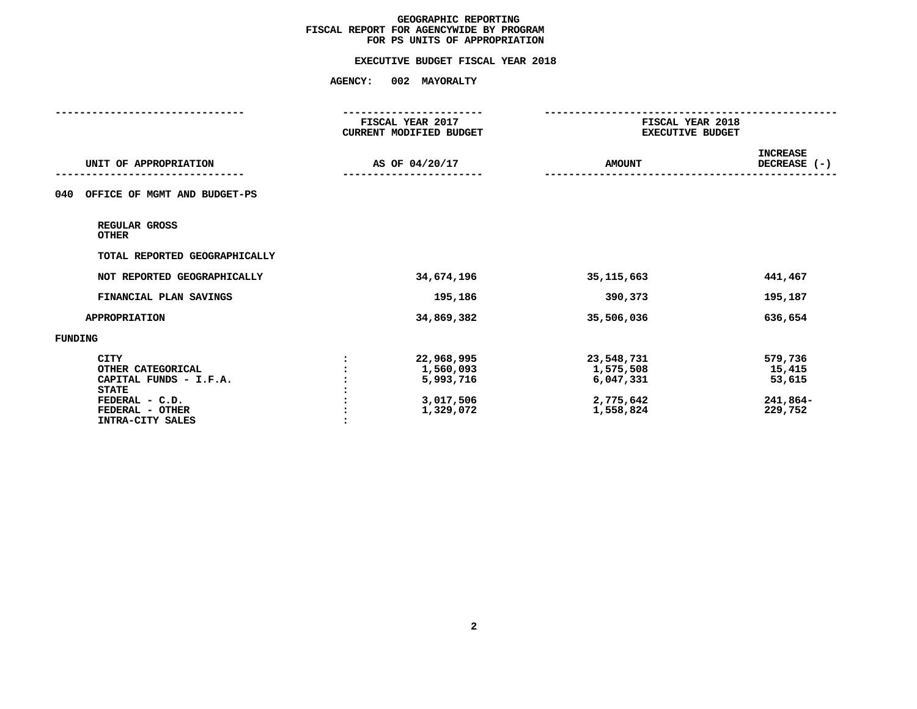# GEOGRAPHIC REPORTING
## FISCAL REPORT FOR AGENCYWIDE BY PROGRAM
## FOR PS UNITS OF APPROPRIATION

### EXECUTIVE BUDGET FISCAL YEAR 2018

**AGENCY: 002 MAYORALTY**

| UNIT OF APPROPRIATION | | FISCAL YEAR 2017 CURRENT MODIFIED BUDGET AS OF 04/20/17 | FISCAL YEAR 2018 EXECUTIVE BUDGET AMOUNT | FISCAL YEAR 2018 EXECUTIVE BUDGET INCREASE DECREASE (-) |
|---|---|---|---|---|
| **040 OFFICE OF MGMT AND BUDGET-PS** | | | | |
| REGULAR GROSS | | | | |
| OTHER | | | | |
| TOTAL REPORTED GEOGRAPHICALLY | | | | |
| NOT REPORTED GEOGRAPHICALLY | | 34,674,196 | 35,115,663 | 441,467 |
| FINANCIAL PLAN SAVINGS | | 195,186 | 390,373 | 195,187 |
| APPROPRIATION | | 34,869,382 | 35,506,036 | 636,654 |
| **FUNDING** | | | | |
| CITY | : | 22,968,995 | 23,548,731 | 579,736 |
| OTHER CATEGORICAL | : | 1,560,093 | 1,575,508 | 15,415 |
| CAPITAL FUNDS - I.F.A. | : | 5,993,716 | 6,047,331 | 53,615 |
| STATE | : | | | |
| FEDERAL - C.D. | : | 3,017,506 | 2,775,642 | 241,864- |
| FEDERAL - OTHER | : | 1,329,072 | 1,558,824 | 229,752 |
| INTRA-CITY SALES | : | | | |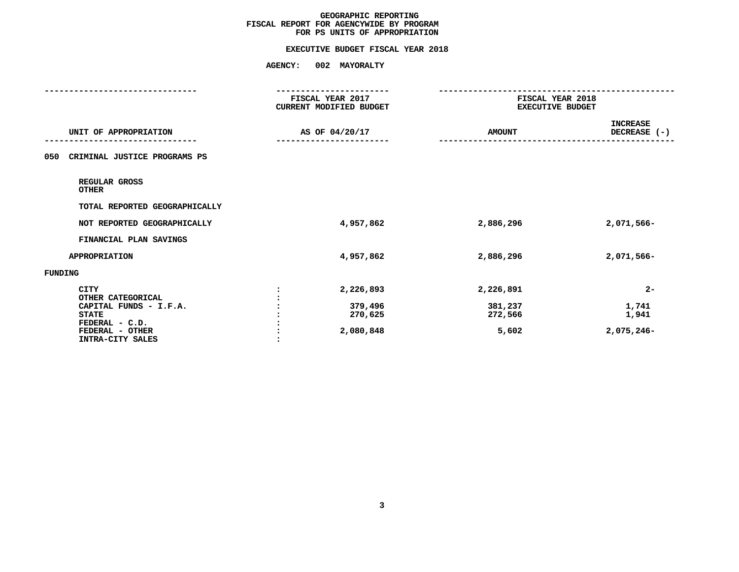# GEOGRAPHIC REPORTING
## FISCAL REPORT FOR AGENCYWIDE BY PROGRAM
## FOR PS UNITS OF APPROPRIATION

### EXECUTIVE BUDGET FISCAL YEAR 2018

**AGENCY: 002 MAYORALTY**

| UNIT OF APPROPRIATION | FISCAL YEAR 2017 CURRENT MODIFIED BUDGET AS OF 04/20/17 | FISCAL YEAR 2018 EXECUTIVE BUDGET AMOUNT | INCREASE DECREASE (-) |
|---|---|---|---|
| **050 CRIMINAL JUSTICE PROGRAMS PS** | | | |
| REGULAR GROSS | | | |
| OTHER | | | |
| TOTAL REPORTED GEOGRAPHICALLY | | | |
| NOT REPORTED GEOGRAPHICALLY | 4,957,862 | 2,886,296 | 2,071,566- |
| FINANCIAL PLAN SAVINGS | | | |
| APPROPRIATION | 4,957,862 | 2,886,296 | 2,071,566- |
| **FUNDING** | | | |
| CITY | 2,226,893 | 2,226,891 | 2- |
| OTHER CATEGORICAL | | | |
| CAPITAL FUNDS - I.F.A. | 379,496 | 381,237 | 1,741 |
| STATE | 270,625 | 272,566 | 1,941 |
| FEDERAL - C.D. | | | |
| FEDERAL - OTHER | 2,080,848 | 5,602 | 2,075,246- |
| INTRA-CITY SALES | | | |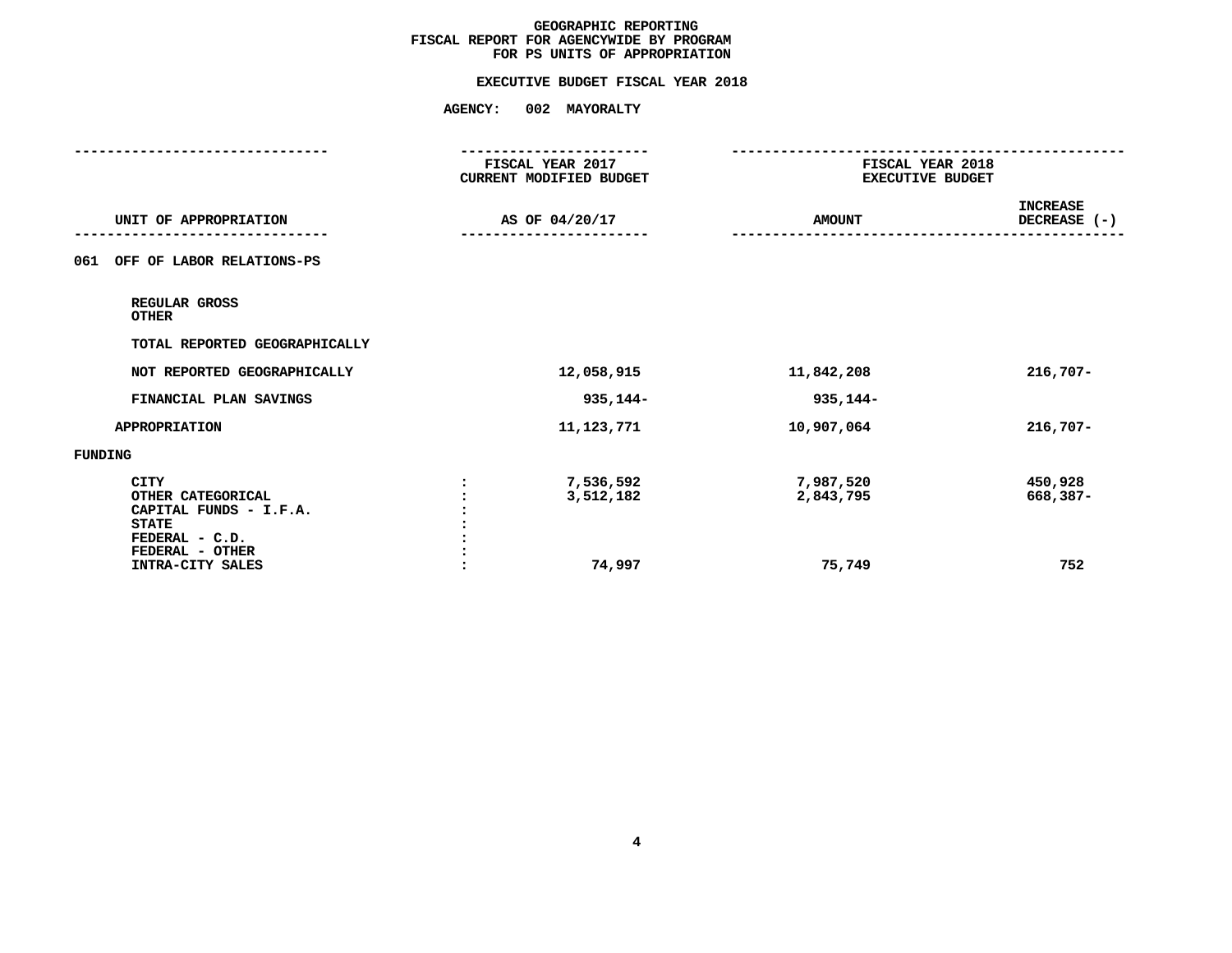**GEOGRAPHIC REPORTING**
**FISCAL REPORT FOR AGENCYWIDE BY PROGRAM**
**FOR PS UNITS OF APPROPRIATION**

**EXECUTIVE BUDGET FISCAL YEAR 2018**

**AGENCY: 002 MAYORALTY**

| UNIT OF APPROPRIATION | | FISCAL YEAR 2017 CURRENT MODIFIED BUDGET AS OF 04/20/17 | FISCAL YEAR 2018 EXECUTIVE BUDGET AMOUNT | INCREASE DECREASE (-) |
|---|---|---|---|---|
| 061 OFF OF LABOR RELATIONS-PS | | | | |
| REGULAR GROSS | | | | |
| OTHER | | | | |
| TOTAL REPORTED GEOGRAPHICALLY | | | | |
| NOT REPORTED GEOGRAPHICALLY | | 12,058,915 | 11,842,208 | 216,707- |
| FINANCIAL PLAN SAVINGS | | 935,144- | 935,144- | |
| APPROPRIATION | | 11,123,771 | 10,907,064 | 216,707- |
| FUNDING | | | | |
| CITY | : | 7,536,592 | 7,987,520 | 450,928 |
| OTHER CATEGORICAL | : | 3,512,182 | 2,843,795 | 668,387- |
| CAPITAL FUNDS - I.F.A. | : | | | |
| STATE | : | | | |
| FEDERAL - C.D. | : | | | |
| FEDERAL - OTHER | : | | | |
| INTRA-CITY SALES | : | 74,997 | 75,749 | 752 |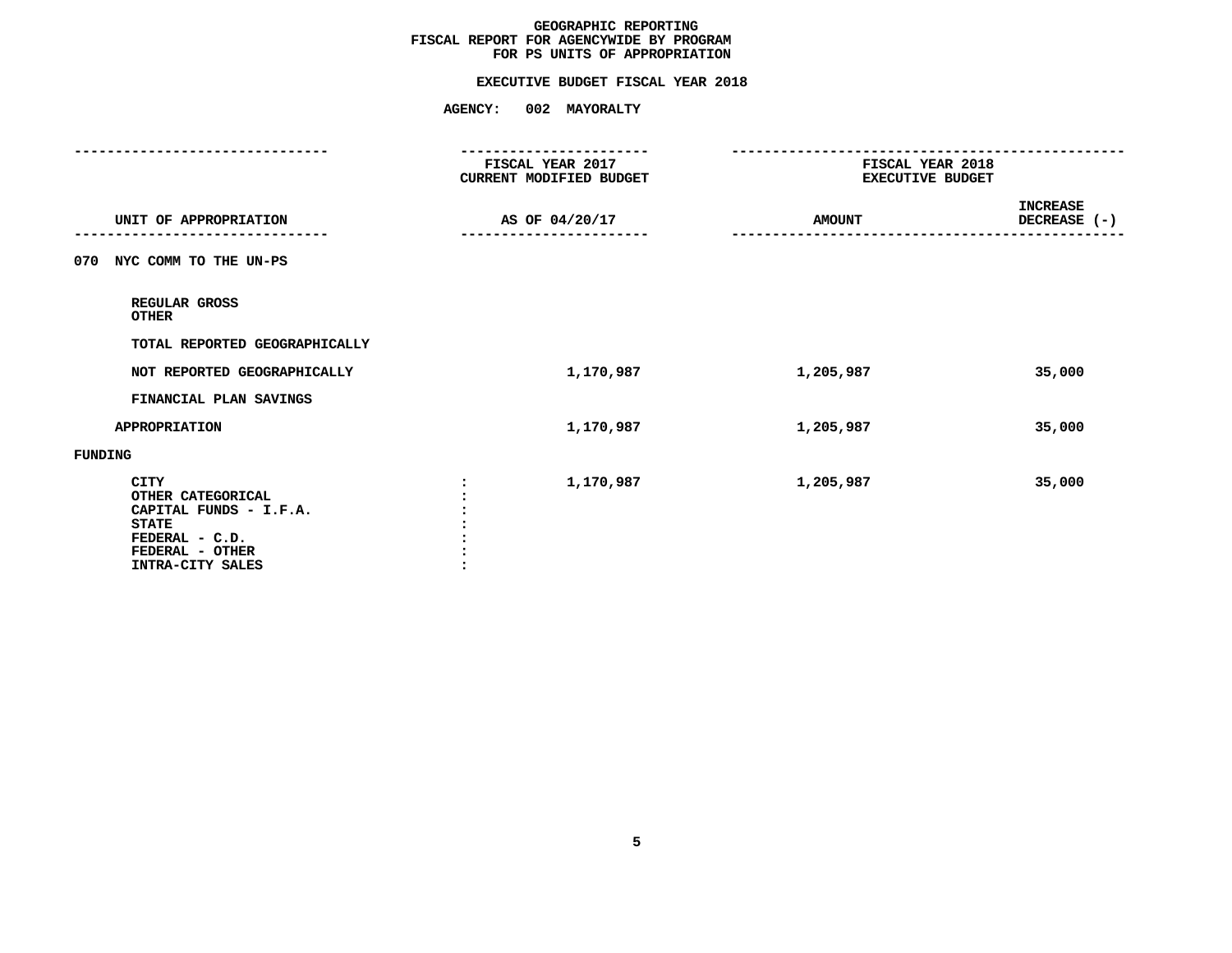# GEOGRAPHIC REPORTING
## FISCAL REPORT FOR AGENCYWIDE BY PROGRAM
## FOR PS UNITS OF APPROPRIATION

### EXECUTIVE BUDGET FISCAL YEAR 2018

### AGENCY: 002 MAYORALTY

| UNIT OF APPROPRIATION | FISCAL YEAR 2017 CURRENT MODIFIED BUDGET AS OF 04/20/17 | FISCAL YEAR 2018 EXECUTIVE BUDGET AMOUNT | INCREASE DECREASE (-) |
|---|---|---|---|
| **070 NYC COMM TO THE UN-PS** | | | |
| REGULAR GROSS | | | |
| OTHER | | | |
| TOTAL REPORTED GEOGRAPHICALLY | | | |
| NOT REPORTED GEOGRAPHICALLY | 1,170,987 | 1,205,987 | 35,000 |
| FINANCIAL PLAN SAVINGS | | | |
| APPROPRIATION | 1,170,987 | 1,205,987 | 35,000 |
| **FUNDING** | | | |
| CITY | 1,170,987 | 1,205,987 | 35,000 |
| OTHER CATEGORICAL | | | |
| CAPITAL FUNDS - I.F.A. | | | |
| STATE | | | |
| FEDERAL - C.D. | | | |
| FEDERAL - OTHER | | | |
| INTRA-CITY SALES | | | |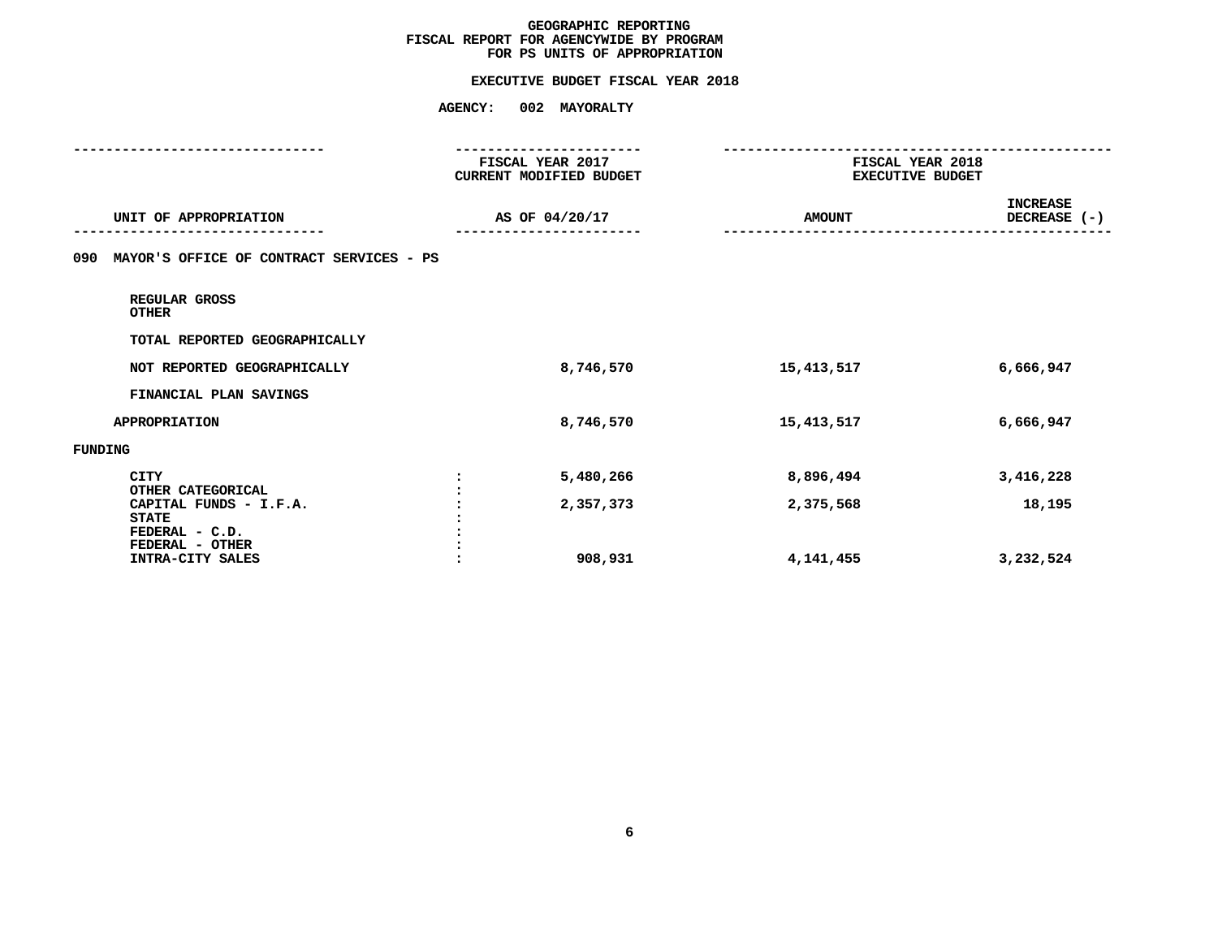# GEOGRAPHIC REPORTING
## FISCAL REPORT FOR AGENCYWIDE BY PROGRAM
## FOR PS UNITS OF APPROPRIATION

### EXECUTIVE BUDGET FISCAL YEAR 2018

**AGENCY: 002 MAYORALTY**

| UNIT OF APPROPRIATION | | FISCAL YEAR 2017 CURRENT MODIFIED BUDGET AS OF 04/20/17 | FISCAL YEAR 2018 EXECUTIVE BUDGET AMOUNT | INCREASE DECREASE (-) |
|---|---|---|---|---|
| **090 MAYOR'S OFFICE OF CONTRACT SERVICES - PS** | | | | |
| REGULAR GROSS | | | | |
| OTHER | | | | |
| TOTAL REPORTED GEOGRAPHICALLY | | | | |
| NOT REPORTED GEOGRAPHICALLY | | 8,746,570 | 15,413,517 | 6,666,947 |
| FINANCIAL PLAN SAVINGS | | | | |
| APPROPRIATION | | 8,746,570 | 15,413,517 | 6,666,947 |
| **FUNDING** | | | | |
| CITY | : | 5,480,266 | 8,896,494 | 3,416,228 |
| OTHER CATEGORICAL | : | | | |
| CAPITAL FUNDS - I.F.A. | : | 2,357,373 | 2,375,568 | 18,195 |
| STATE | : | | | |
| FEDERAL - C.D. | : | | | |
| FEDERAL - OTHER | : | | | |
| INTRA-CITY SALES | : | 908,931 | 4,141,455 | 3,232,524 |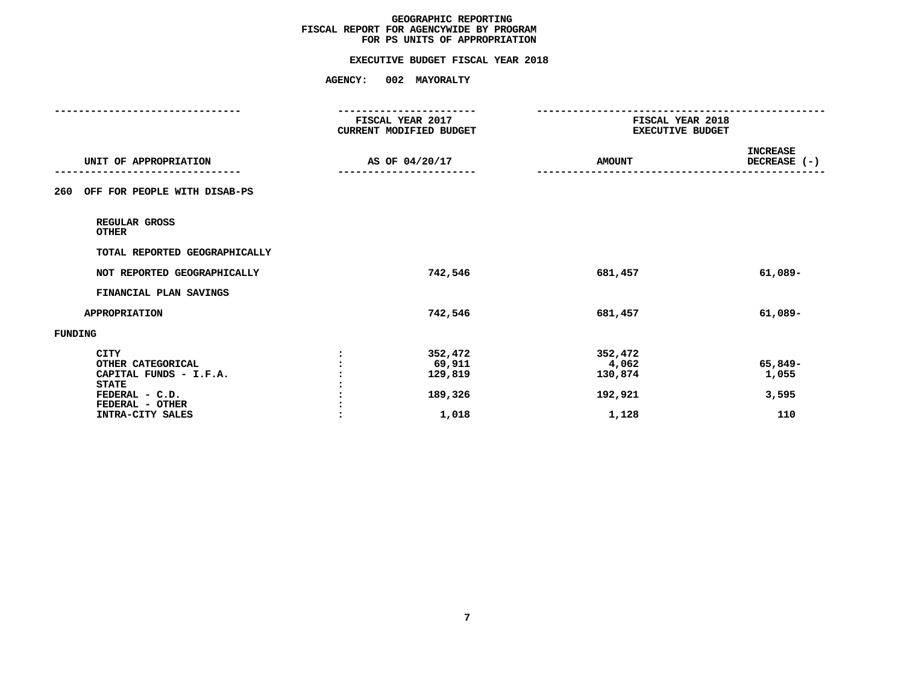# GEOGRAPHIC REPORTING
## FISCAL REPORT FOR AGENCYWIDE BY PROGRAM
## FOR PS UNITS OF APPROPRIATION

**EXECUTIVE BUDGET FISCAL YEAR 2018**

**AGENCY: 002 MAYORALTY**

| UNIT OF APPROPRIATION | | FISCAL YEAR 2017 CURRENT MODIFIED BUDGET AS OF 04/20/17 | FISCAL YEAR 2018 EXECUTIVE BUDGET AMOUNT | INCREASE DECREASE (-) |
|---|---|---|---|---|
| 260 OFF FOR PEOPLE WITH DISAB-PS | | | | |
| REGULAR GROSS | | | | |
| OTHER | | | | |
| TOTAL REPORTED GEOGRAPHICALLY | | | | |
| NOT REPORTED GEOGRAPHICALLY | | 742,546 | 681,457 | 61,089- |
| FINANCIAL PLAN SAVINGS | | | | |
| APPROPRIATION | | 742,546 | 681,457 | 61,089- |
| FUNDING | | | | |
| CITY | : | 352,472 | 352,472 | |
| OTHER CATEGORICAL | : | 69,911 | 4,062 | 65,849- |
| CAPITAL FUNDS - I.F.A. | : | 129,819 | 130,874 | 1,055 |
| STATE | : | | | |
| FEDERAL - C.D. | : | 189,326 | 192,921 | 3,595 |
| FEDERAL - OTHER | : | | | |
| INTRA-CITY SALES | : | 1,018 | 1,128 | 110 |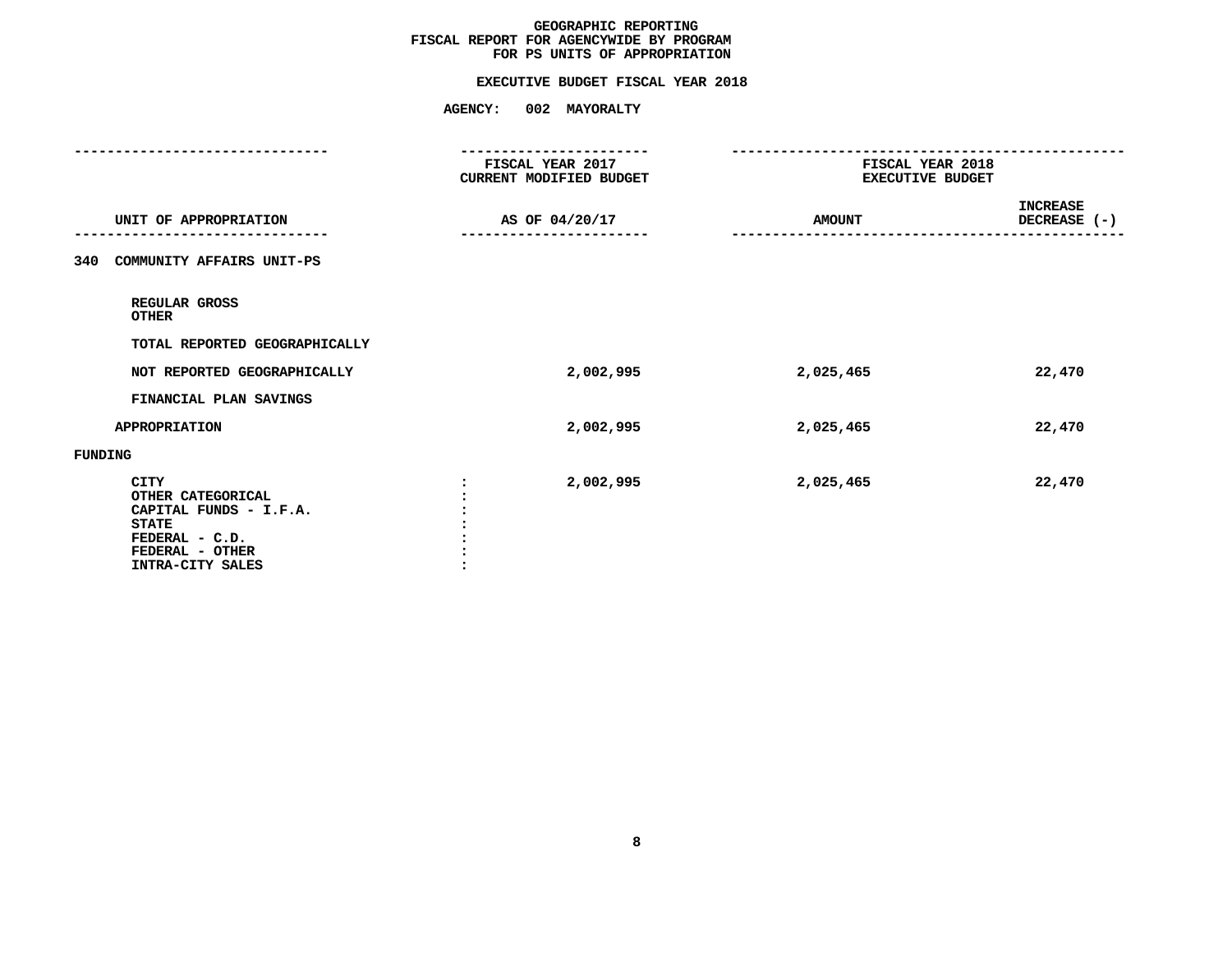# GEOGRAPHIC REPORTING
## FISCAL REPORT FOR AGENCYWIDE BY PROGRAM
## FOR PS UNITS OF APPROPRIATION

### EXECUTIVE BUDGET FISCAL YEAR 2018

### AGENCY: 002 MAYORALTY

| UNIT OF APPROPRIATION | FISCAL YEAR 2017 CURRENT MODIFIED BUDGET AS OF 04/20/17 | FISCAL YEAR 2018 EXECUTIVE BUDGET AMOUNT | INCREASE DECREASE (-) |
|---|---|---|---|
| **340 COMMUNITY AFFAIRS UNIT-PS** | | | |
| REGULAR GROSS | | | |
| OTHER | | | |
| TOTAL REPORTED GEOGRAPHICALLY | | | |
| NOT REPORTED GEOGRAPHICALLY | 2,002,995 | 2,025,465 | 22,470 |
| FINANCIAL PLAN SAVINGS | | | |
| APPROPRIATION | 2,002,995 | 2,025,465 | 22,470 |
| **FUNDING** | | | |
| CITY : | 2,002,995 | 2,025,465 | 22,470 |
| OTHER CATEGORICAL : | | | |
| CAPITAL FUNDS - I.F.A. : | | | |
| STATE : | | | |
| FEDERAL - C.D. : | | | |
| FEDERAL - OTHER : | | | |
| INTRA-CITY SALES : | | | |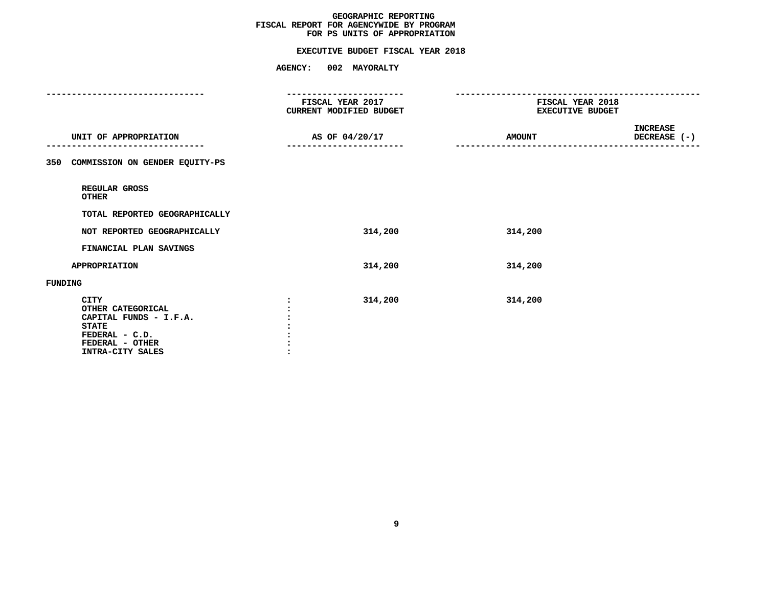# GEOGRAPHIC REPORTING
## FISCAL REPORT FOR AGENCYWIDE BY PROGRAM
## FOR PS UNITS OF APPROPRIATION

### EXECUTIVE BUDGET FISCAL YEAR 2018

### AGENCY: 002 MAYORALTY

| UNIT OF APPROPRIATION | FISCAL YEAR 2017 CURRENT MODIFIED BUDGET AS OF 04/20/17 | FISCAL YEAR 2018 EXECUTIVE BUDGET AMOUNT | INCREASE DECREASE (-) |
|---|---|---|---|
| **350 COMMISSION ON GENDER EQUITY-PS** | | | |
| REGULAR GROSS | | | |
| OTHER | | | |
| TOTAL REPORTED GEOGRAPHICALLY | | | |
| NOT REPORTED GEOGRAPHICALLY | 314,200 | 314,200 | |
| FINANCIAL PLAN SAVINGS | | | |
| APPROPRIATION | 314,200 | 314,200 | |
| **FUNDING** | | | |
| CITY : | 314,200 | 314,200 | |
| OTHER CATEGORICAL : | | | |
| CAPITAL FUNDS - I.F.A. : | | | |
| STATE : | | | |
| FEDERAL - C.D. : | | | |
| FEDERAL - OTHER : | | | |
| INTRA-CITY SALES : | | | |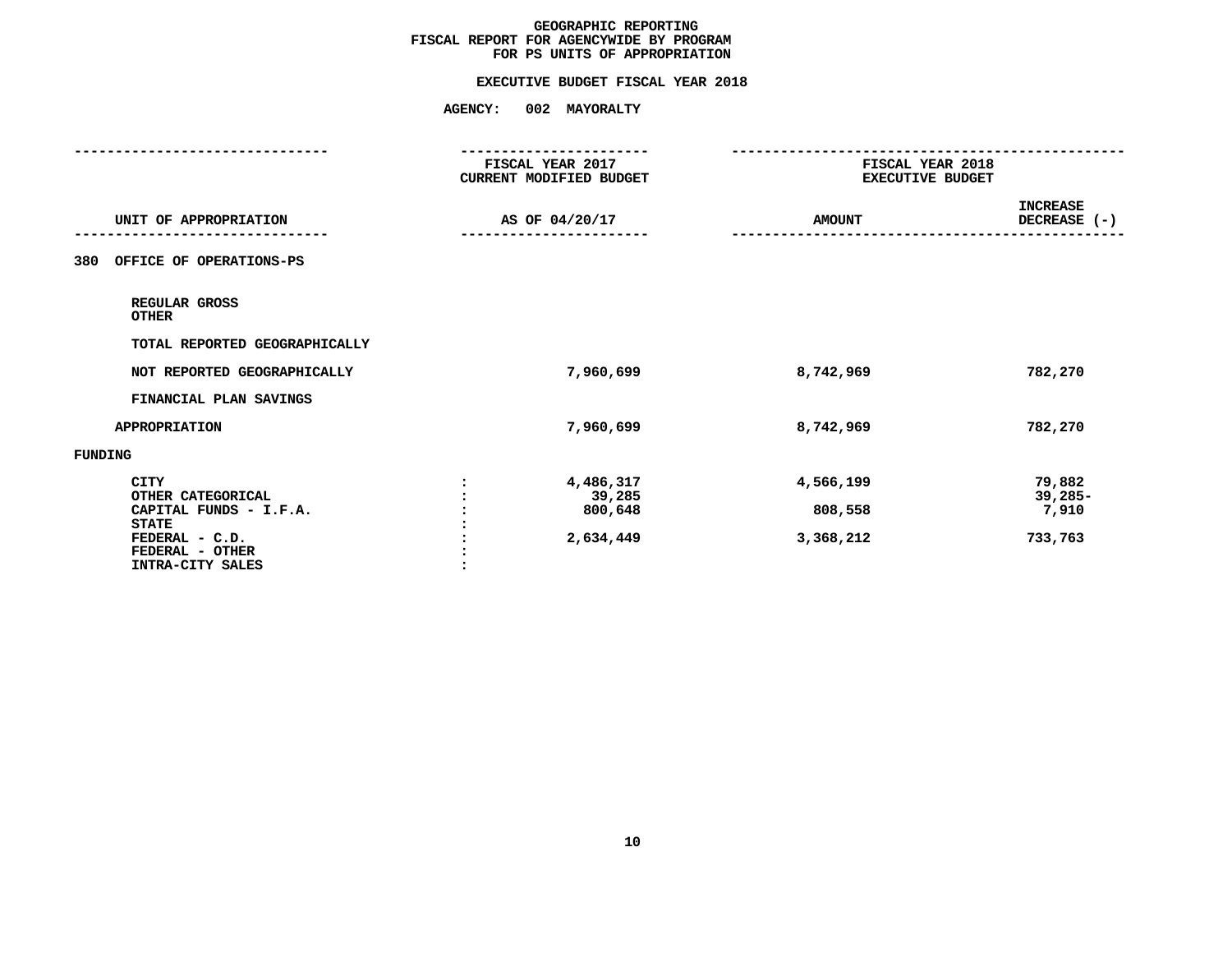# GEOGRAPHIC REPORTING
## FISCAL REPORT FOR AGENCYWIDE BY PROGRAM
## FOR PS UNITS OF APPROPRIATION

### EXECUTIVE BUDGET FISCAL YEAR 2018

**AGENCY: 002 MAYORALTY**

| UNIT OF APPROPRIATION | | FISCAL YEAR 2017 CURRENT MODIFIED BUDGET AS OF 04/20/17 | FISCAL YEAR 2018 EXECUTIVE BUDGET AMOUNT | INCREASE DECREASE (-) |
|---|---|---|---|---|
| **380 OFFICE OF OPERATIONS-PS** | | | | |
| REGULAR GROSS | | | | |
| OTHER | | | | |
| TOTAL REPORTED GEOGRAPHICALLY | | | | |
| NOT REPORTED GEOGRAPHICALLY | | 7,960,699 | 8,742,969 | 782,270 |
| FINANCIAL PLAN SAVINGS | | | | |
| APPROPRIATION | | 7,960,699 | 8,742,969 | 782,270 |
| **FUNDING** | | | | |
| CITY | : | 4,486,317 | 4,566,199 | 79,882 |
| OTHER CATEGORICAL | : | 39,285 | | 39,285- |
| CAPITAL FUNDS - I.F.A. | : | 800,648 | 808,558 | 7,910 |
| STATE | : | | | |
| FEDERAL - C.D. | : | 2,634,449 | 3,368,212 | 733,763 |
| FEDERAL - OTHER | : | | | |
| INTRA-CITY SALES | : | | | |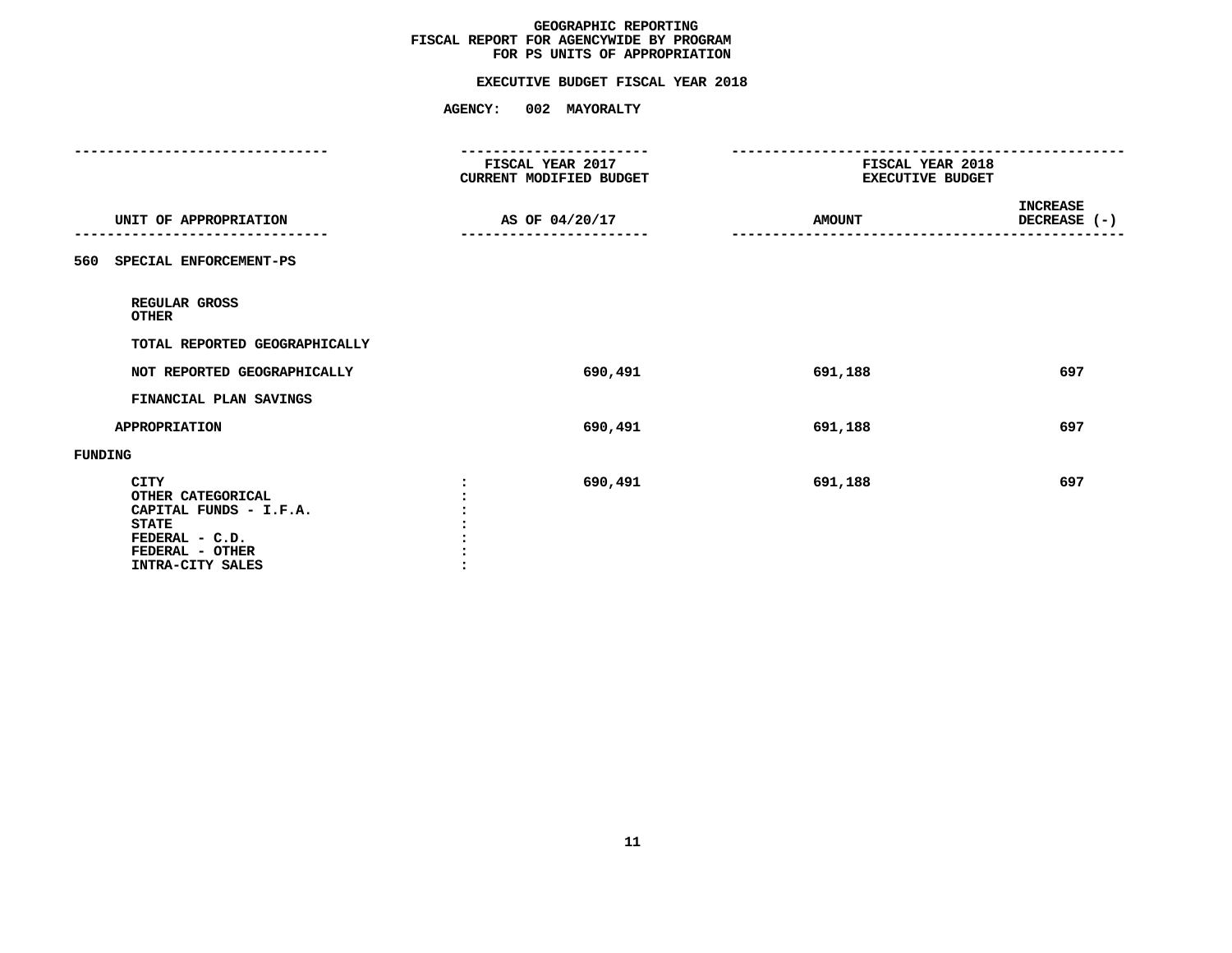# GEOGRAPHIC REPORTING
## FISCAL REPORT FOR AGENCYWIDE BY PROGRAM
## FOR PS UNITS OF APPROPRIATION

### EXECUTIVE BUDGET FISCAL YEAR 2018

### AGENCY: 002 MAYORALTY

| UNIT OF APPROPRIATION | FISCAL YEAR 2017 CURRENT MODIFIED BUDGET AS OF 04/20/17 | FISCAL YEAR 2018 EXECUTIVE BUDGET AMOUNT | INCREASE DECREASE (-) |
|---|---|---|---|
| **560 SPECIAL ENFORCEMENT-PS** | | | |
| REGULAR GROSS | | | |
| OTHER | | | |
| TOTAL REPORTED GEOGRAPHICALLY | | | |
| NOT REPORTED GEOGRAPHICALLY | 690,491 | 691,188 | 697 |
| FINANCIAL PLAN SAVINGS | | | |
| APPROPRIATION | 690,491 | 691,188 | 697 |
| **FUNDING** | | | |
| CITY : | 690,491 | 691,188 | 697 |
| OTHER CATEGORICAL : | | | |
| CAPITAL FUNDS - I.F.A. : | | | |
| STATE : | | | |
| FEDERAL - C.D. : | | | |
| FEDERAL - OTHER : | | | |
| INTRA-CITY SALES : | | | |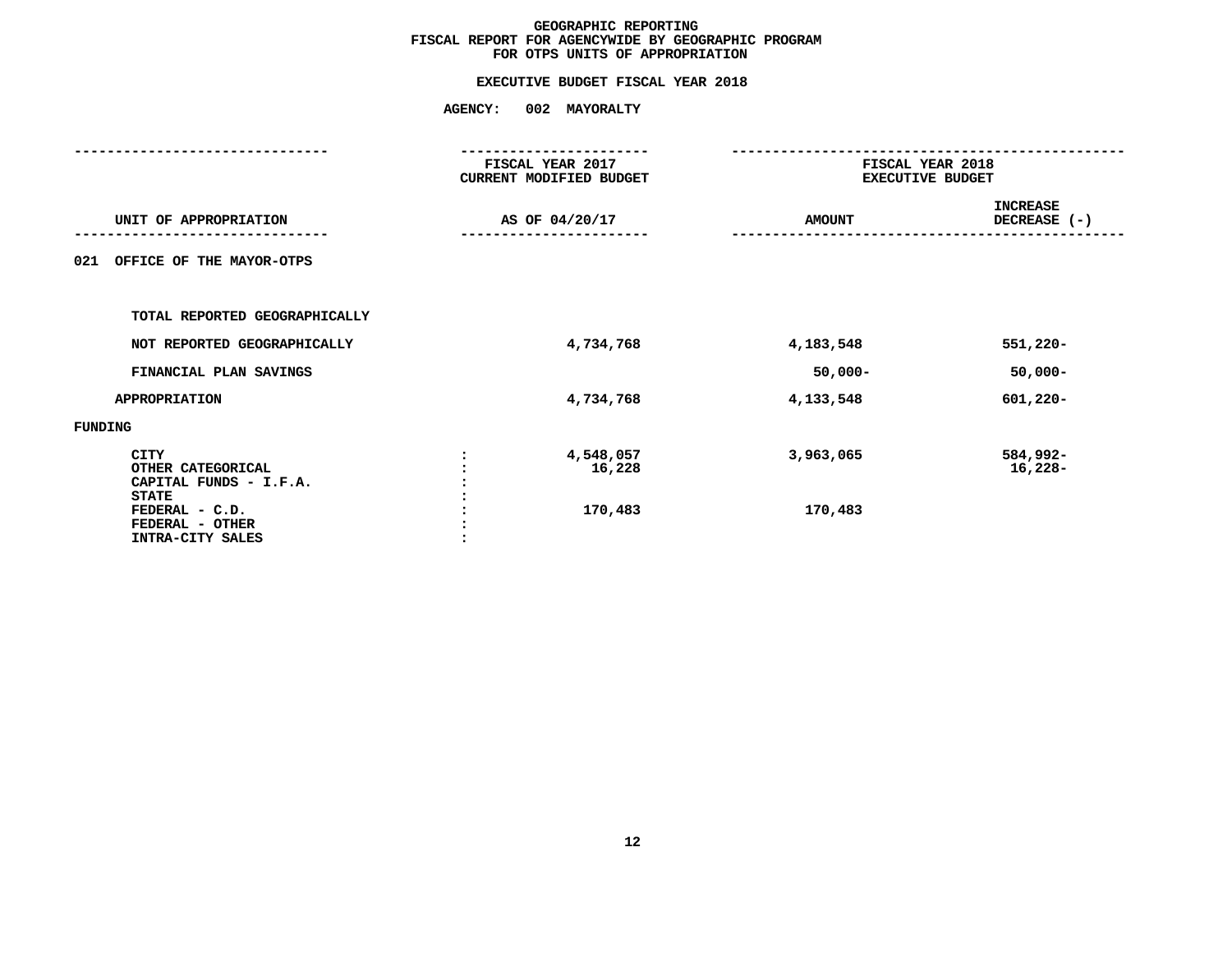# GEOGRAPHIC REPORTING
## FISCAL REPORT FOR AGENCYWIDE BY GEOGRAPHIC PROGRAM
## FOR OTPS UNITS OF APPROPRIATION

### EXECUTIVE BUDGET FISCAL YEAR 2018

### AGENCY: 002 MAYORALTY

| UNIT OF APPROPRIATION | FISCAL YEAR 2017 CURRENT MODIFIED BUDGET AS OF 04/20/17 | FISCAL YEAR 2018 EXECUTIVE BUDGET AMOUNT | INCREASE DECREASE (-) |
|---|---|---|---|
| **021 OFFICE OF THE MAYOR-OTPS** | | | |
| TOTAL REPORTED GEOGRAPHICALLY | | | |
| NOT REPORTED GEOGRAPHICALLY | 4,734,768 | 4,183,548 | 551,220- |
| FINANCIAL PLAN SAVINGS | | 50,000- | 50,000- |
| APPROPRIATION | 4,734,768 | 4,133,548 | 601,220- |
| **FUNDING** | | | |
| CITY | 4,548,057 | 3,963,065 | 584,992- |
| OTHER CATEGORICAL | 16,228 | | 16,228- |
| CAPITAL FUNDS - I.F.A. | | | |
| STATE | | | |
| FEDERAL - C.D. | 170,483 | 170,483 | |
| FEDERAL - OTHER | | | |
| INTRA-CITY SALES | | | |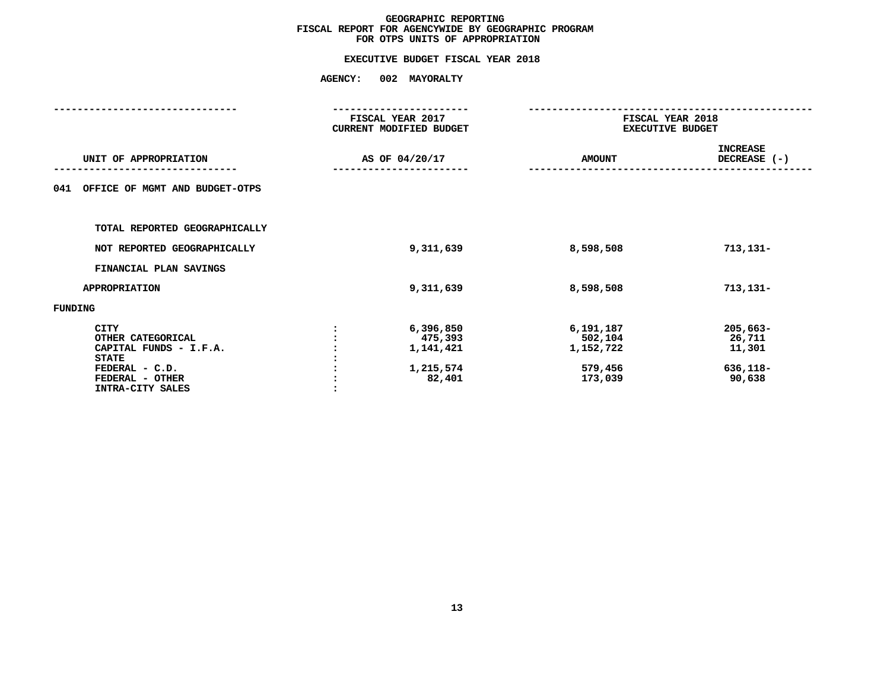# GEOGRAPHIC REPORTING
## FISCAL REPORT FOR AGENCYWIDE BY GEOGRAPHIC PROGRAM
## FOR OTPS UNITS OF APPROPRIATION

### EXECUTIVE BUDGET FISCAL YEAR 2018

### AGENCY: 002 MAYORALTY

| UNIT OF APPROPRIATION | | FISCAL YEAR 2017 CURRENT MODIFIED BUDGET AS OF 04/20/17 | FISCAL YEAR 2018 EXECUTIVE BUDGET AMOUNT | INCREASE DECREASE (-) |
|---|---|---|---|---|
| **041 OFFICE OF MGMT AND BUDGET-OTPS** | | | | |
| TOTAL REPORTED GEOGRAPHICALLY | | | | |
| NOT REPORTED GEOGRAPHICALLY | | 9,311,639 | 8,598,508 | 713,131- |
| FINANCIAL PLAN SAVINGS | | | | |
| APPROPRIATION | | 9,311,639 | 8,598,508 | 713,131- |
| **FUNDING** | | | | |
| CITY | : | 6,396,850 | 6,191,187 | 205,663- |
| OTHER CATEGORICAL | : | 475,393 | 502,104 | 26,711 |
| CAPITAL FUNDS - I.F.A. | : | 1,141,421 | 1,152,722 | 11,301 |
| STATE | : | | | |
| FEDERAL - C.D. | : | 1,215,574 | 579,456 | 636,118- |
| FEDERAL - OTHER | : | 82,401 | 173,039 | 90,638 |
| INTRA-CITY SALES | : | | | |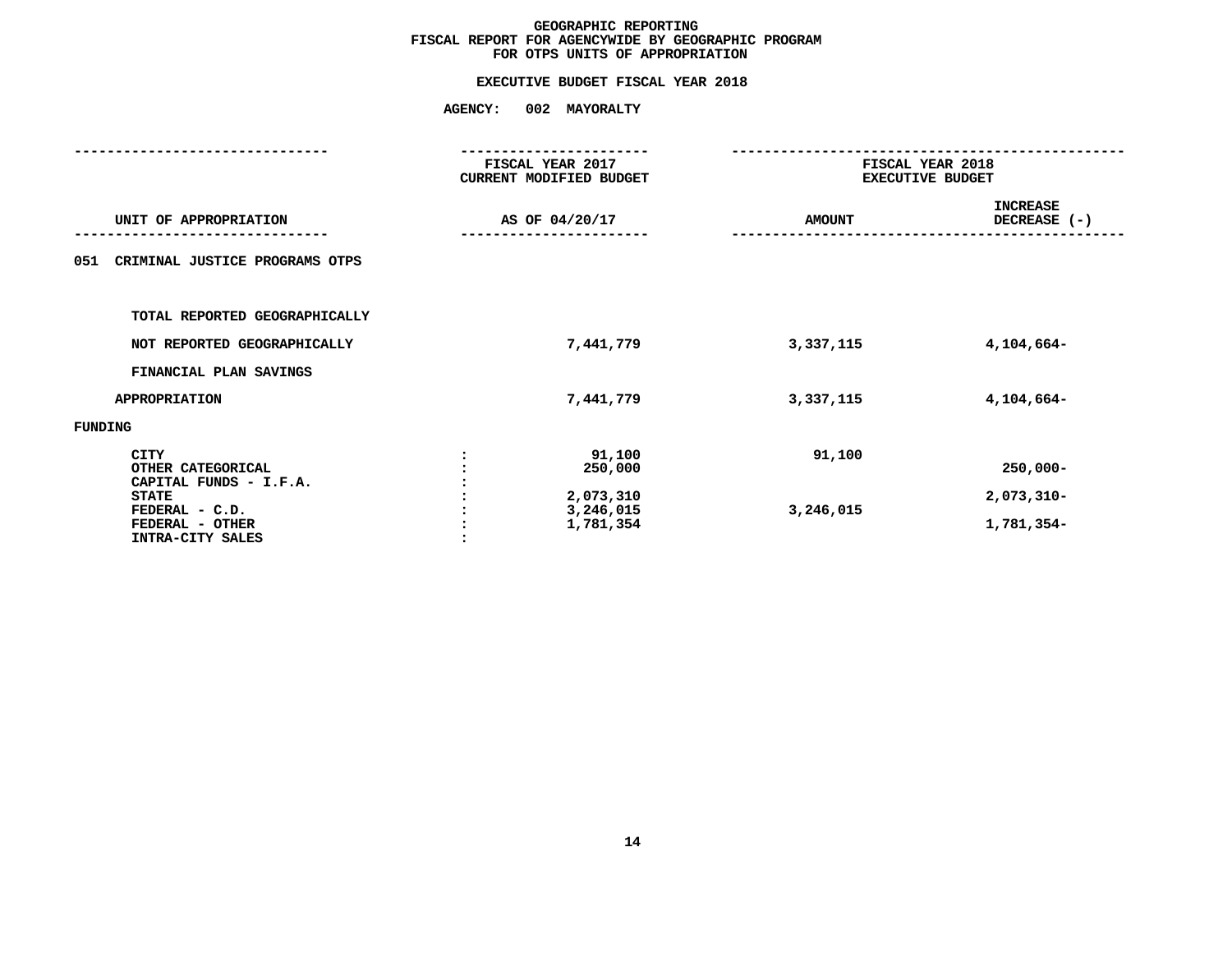# GEOGRAPHIC REPORTING
## FISCAL REPORT FOR AGENCYWIDE BY GEOGRAPHIC PROGRAM
## FOR OTPS UNITS OF APPROPRIATION

### EXECUTIVE BUDGET FISCAL YEAR 2018

### AGENCY: 002 MAYORALTY

| UNIT OF APPROPRIATION | FISCAL YEAR 2017 CURRENT MODIFIED BUDGET AS OF 04/20/17 | FISCAL YEAR 2018 EXECUTIVE BUDGET AMOUNT | INCREASE DECREASE (-) |
|---|---|---|---|
| 051 CRIMINAL JUSTICE PROGRAMS OTPS | | | |
| TOTAL REPORTED GEOGRAPHICALLY | | | |
| NOT REPORTED GEOGRAPHICALLY | 7,441,779 | 3,337,115 | 4,104,664- |
| FINANCIAL PLAN SAVINGS | | | |
| APPROPRIATION | 7,441,779 | 3,337,115 | 4,104,664- |
| FUNDING | | | |
| CITY : | 91,100 | 91,100 | |
| OTHER CATEGORICAL : | 250,000 | | 250,000- |
| CAPITAL FUNDS - I.F.A. : | | | |
| STATE : | 2,073,310 | | 2,073,310- |
| FEDERAL - C.D. : | 3,246,015 | 3,246,015 | |
| FEDERAL - OTHER : | 1,781,354 | | 1,781,354- |
| INTRA-CITY SALES : | | | |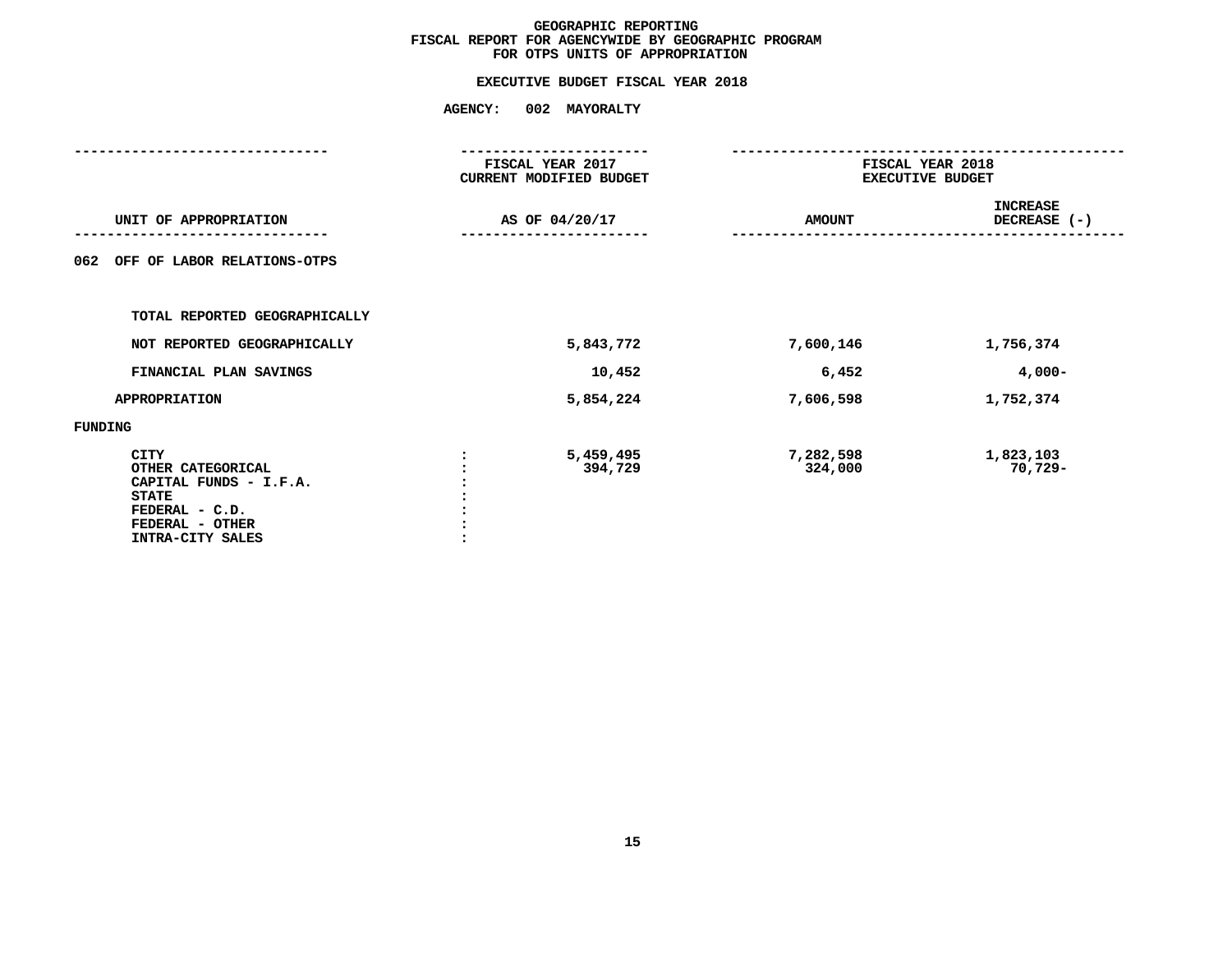# GEOGRAPHIC REPORTING
## FISCAL REPORT FOR AGENCYWIDE BY GEOGRAPHIC PROGRAM
## FOR OTPS UNITS OF APPROPRIATION

### EXECUTIVE BUDGET FISCAL YEAR 2018

**AGENCY: 002 MAYORALTY**

| UNIT OF APPROPRIATION | FISCAL YEAR 2017 CURRENT MODIFIED BUDGET AS OF 04/20/17 | FISCAL YEAR 2018 EXECUTIVE BUDGET AMOUNT | INCREASE DECREASE (-) |
|---|---|---|---|
| **062 OFF OF LABOR RELATIONS-OTPS** | | | |
| TOTAL REPORTED GEOGRAPHICALLY | | | |
| NOT REPORTED GEOGRAPHICALLY | 5,843,772 | 7,600,146 | 1,756,374 |
| FINANCIAL PLAN SAVINGS | 10,452 | 6,452 | 4,000- |
| APPROPRIATION | 5,854,224 | 7,606,598 | 1,752,374 |
| **FUNDING** | | | |
| CITY | 5,459,495 | 7,282,598 | 1,823,103 |
| OTHER CATEGORICAL | 394,729 | 324,000 | 70,729- |
| CAPITAL FUNDS - I.F.A. | | | |
| STATE | | | |
| FEDERAL - C.D. | | | |
| FEDERAL - OTHER | | | |
| INTRA-CITY SALES | | | |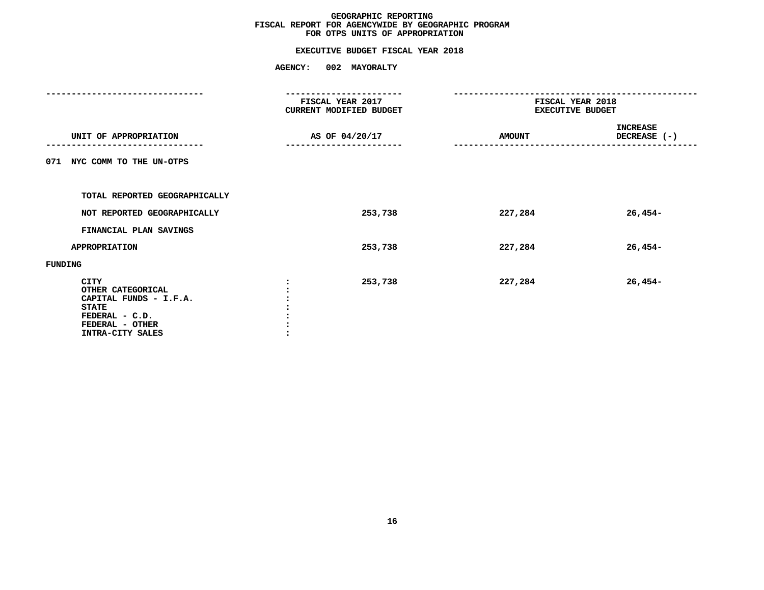# GEOGRAPHIC REPORTING
## FISCAL REPORT FOR AGENCYWIDE BY GEOGRAPHIC PROGRAM
## FOR OTPS UNITS OF APPROPRIATION

### EXECUTIVE BUDGET FISCAL YEAR 2018

### AGENCY: 002 MAYORALTY

| UNIT OF APPROPRIATION | FISCAL YEAR 2017 CURRENT MODIFIED BUDGET AS OF 04/20/17 | FISCAL YEAR 2018 EXECUTIVE BUDGET AMOUNT | INCREASE DECREASE (-) |
|---|---|---|---|
| 071 NYC COMM TO THE UN-OTPS | | | |
| TOTAL REPORTED GEOGRAPHICALLY | | | |
| NOT REPORTED GEOGRAPHICALLY | 253,738 | 227,284 | 26,454- |
| FINANCIAL PLAN SAVINGS | | | |
| APPROPRIATION | 253,738 | 227,284 | 26,454- |
| FUNDING | | | |
| CITY : | 253,738 | 227,284 | 26,454- |
| OTHER CATEGORICAL : | | | |
| CAPITAL FUNDS - I.F.A. : | | | |
| STATE : | | | |
| FEDERAL - C.D. : | | | |
| FEDERAL - OTHER : | | | |
| INTRA-CITY SALES : | | | |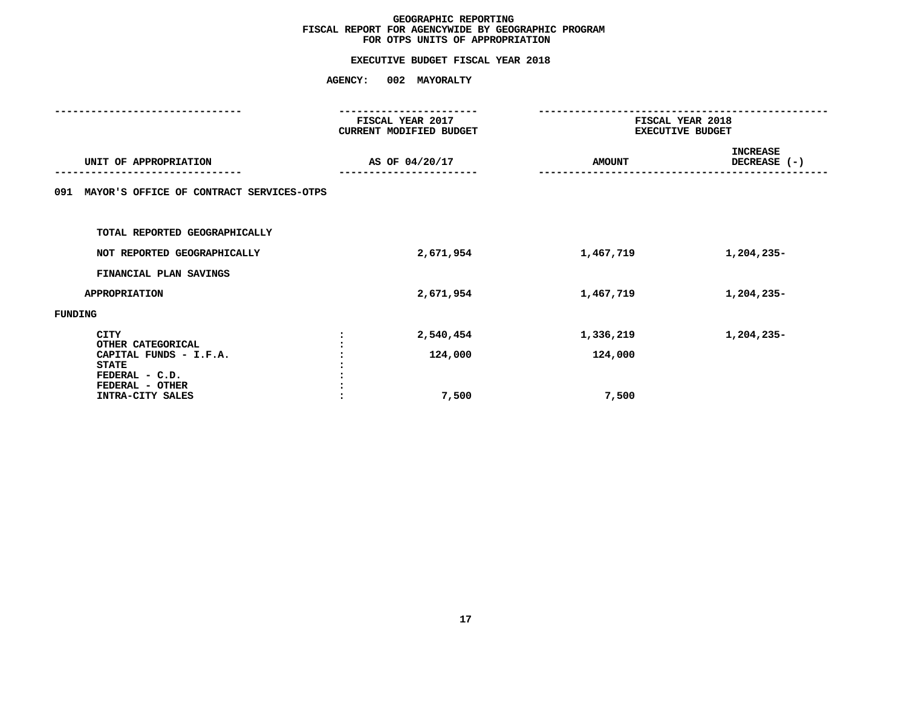# GEOGRAPHIC REPORTING
## FISCAL REPORT FOR AGENCYWIDE BY GEOGRAPHIC PROGRAM
## FOR OTPS UNITS OF APPROPRIATION

### EXECUTIVE BUDGET FISCAL YEAR 2018

### AGENCY: 002 MAYORALTY

| UNIT OF APPROPRIATION | | FISCAL YEAR 2017 CURRENT MODIFIED BUDGET AS OF 04/20/17 | FISCAL YEAR 2018 EXECUTIVE BUDGET AMOUNT | FISCAL YEAR 2018 EXECUTIVE BUDGET INCREASE DECREASE (-) |
|---|---|---|---|---|
| **091 MAYOR'S OFFICE OF CONTRACT SERVICES-OTPS** | | | | |
| TOTAL REPORTED GEOGRAPHICALLY | | | | |
| NOT REPORTED GEOGRAPHICALLY | | 2,671,954 | 1,467,719 | 1,204,235- |
| FINANCIAL PLAN SAVINGS | | | | |
| APPROPRIATION | | 2,671,954 | 1,467,719 | 1,204,235- |
| **FUNDING** | | | | |
| CITY | : | 2,540,454 | 1,336,219 | 1,204,235- |
| OTHER CATEGORICAL | : | | | |
| CAPITAL FUNDS - I.F.A. | : | 124,000 | 124,000 | |
| STATE | : | | | |
| FEDERAL - C.D. | : | | | |
| FEDERAL - OTHER | : | | | |
| INTRA-CITY SALES | : | 7,500 | 7,500 | |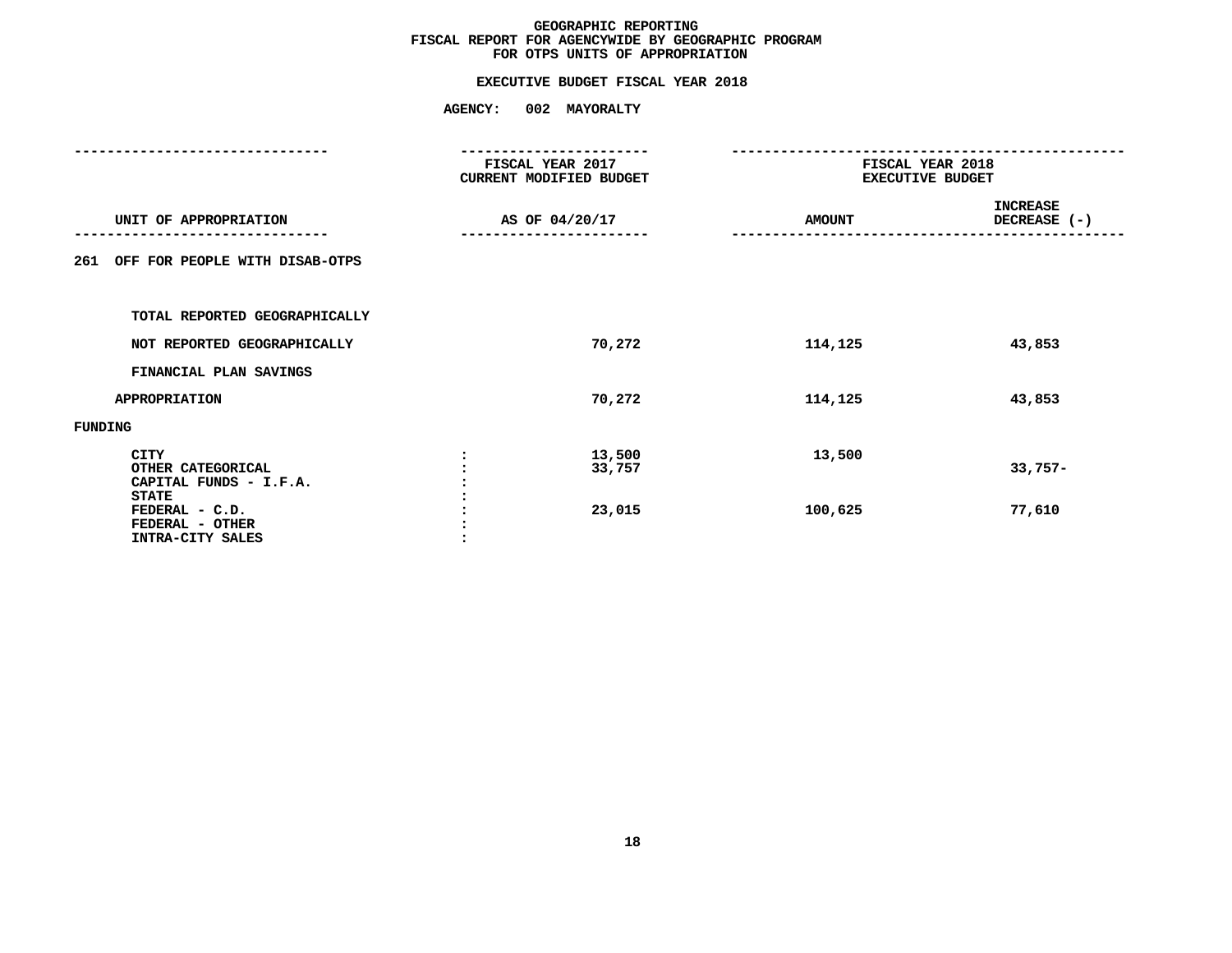# GEOGRAPHIC REPORTING
## FISCAL REPORT FOR AGENCYWIDE BY GEOGRAPHIC PROGRAM
## FOR OTPS UNITS OF APPROPRIATION

### EXECUTIVE BUDGET FISCAL YEAR 2018

**AGENCY: 002 MAYORALTY**

| UNIT OF APPROPRIATION | | FISCAL YEAR 2017 CURRENT MODIFIED BUDGET AS OF 04/20/17 | FISCAL YEAR 2018 EXECUTIVE BUDGET AMOUNT | INCREASE DECREASE (-) |
|---|---|---|---|---|
| 261 OFF FOR PEOPLE WITH DISAB-OTPS | | | | |
| TOTAL REPORTED GEOGRAPHICALLY | | | | |
| NOT REPORTED GEOGRAPHICALLY | | 70,272 | 114,125 | 43,853 |
| FINANCIAL PLAN SAVINGS | | | | |
| APPROPRIATION | | 70,272 | 114,125 | 43,853 |
| FUNDING | | | | |
| CITY | : | 13,500 | 13,500 | |
| OTHER CATEGORICAL | : | 33,757 | | 33,757- |
| CAPITAL FUNDS - I.F.A. | : | | | |
| STATE | : | | | |
| FEDERAL - C.D. | : | 23,015 | 100,625 | 77,610 |
| FEDERAL - OTHER | : | | | |
| INTRA-CITY SALES | : | | | |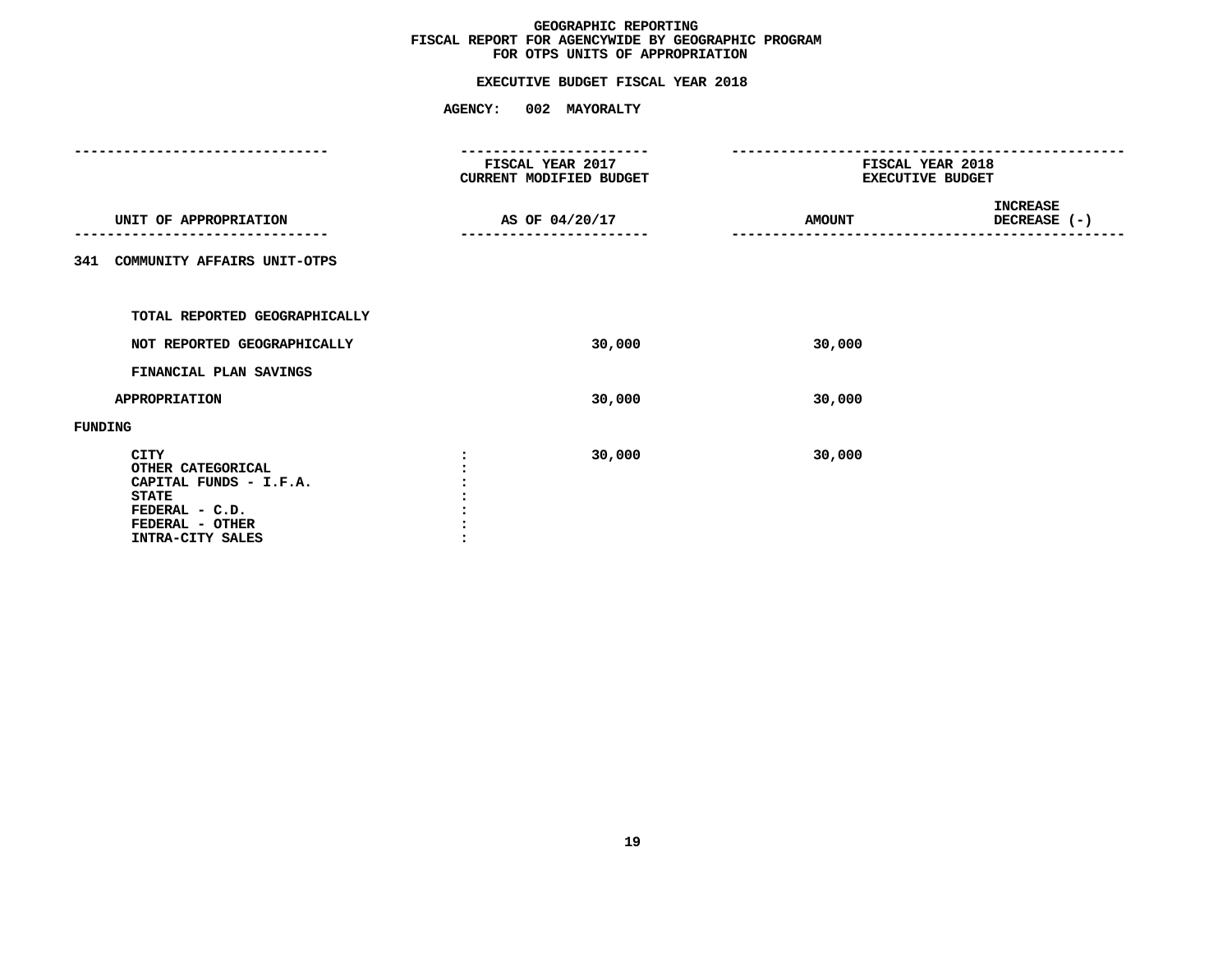# GEOGRAPHIC REPORTING
## FISCAL REPORT FOR AGENCYWIDE BY GEOGRAPHIC PROGRAM
## FOR OTPS UNITS OF APPROPRIATION

### EXECUTIVE BUDGET FISCAL YEAR 2018

### AGENCY: 002 MAYORALTY

| UNIT OF APPROPRIATION | FISCAL YEAR 2017 CURRENT MODIFIED BUDGET AS OF 04/20/17 | FISCAL YEAR 2018 EXECUTIVE BUDGET AMOUNT | INCREASE DECREASE (-) |
|---|---|---|---|
| 341 COMMUNITY AFFAIRS UNIT-OTPS | | | |
| TOTAL REPORTED GEOGRAPHICALLY | | | |
| NOT REPORTED GEOGRAPHICALLY | 30,000 | 30,000 | |
| FINANCIAL PLAN SAVINGS | | | |
| APPROPRIATION | 30,000 | 30,000 | |
| FUNDING | | | |
| CITY : | 30,000 | 30,000 | |
| OTHER CATEGORICAL : | | | |
| CAPITAL FUNDS - I.F.A. : | | | |
| STATE : | | | |
| FEDERAL - C.D. : | | | |
| FEDERAL - OTHER : | | | |
| INTRA-CITY SALES : | | | |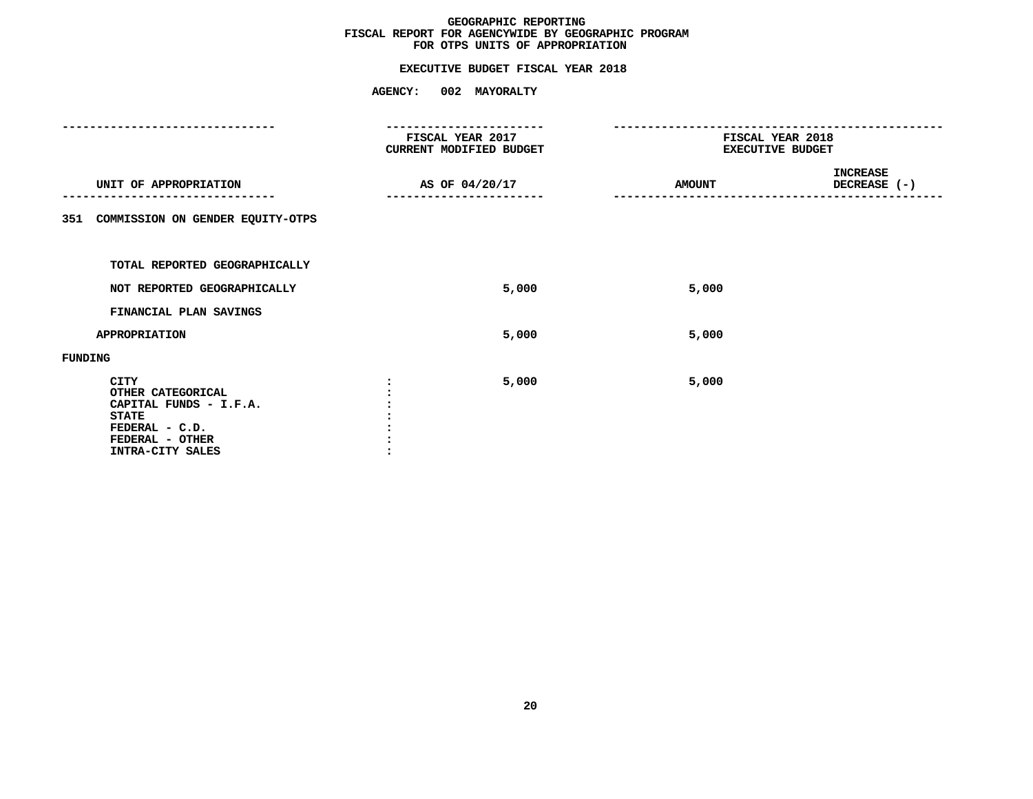# GEOGRAPHIC REPORTING
## FISCAL REPORT FOR AGENCYWIDE BY GEOGRAPHIC PROGRAM
## FOR OTPS UNITS OF APPROPRIATION

### EXECUTIVE BUDGET FISCAL YEAR 2018

### AGENCY: 002 MAYORALTY

| UNIT OF APPROPRIATION | FISCAL YEAR 2017 CURRENT MODIFIED BUDGET AS OF 04/20/17 | FISCAL YEAR 2018 EXECUTIVE BUDGET AMOUNT | INCREASE DECREASE (-) |
|---|---|---|---|
| 351 COMMISSION ON GENDER EQUITY-OTPS | | | |
| TOTAL REPORTED GEOGRAPHICALLY | | | |
| NOT REPORTED GEOGRAPHICALLY | 5,000 | 5,000 | |
| FINANCIAL PLAN SAVINGS | | | |
| APPROPRIATION | 5,000 | 5,000 | |
| FUNDING | | | |
| CITY : | 5,000 | 5,000 | |
| OTHER CATEGORICAL : | | | |
| CAPITAL FUNDS - I.F.A. : | | | |
| STATE : | | | |
| FEDERAL - C.D. : | | | |
| FEDERAL - OTHER : | | | |
| INTRA-CITY SALES : | | | |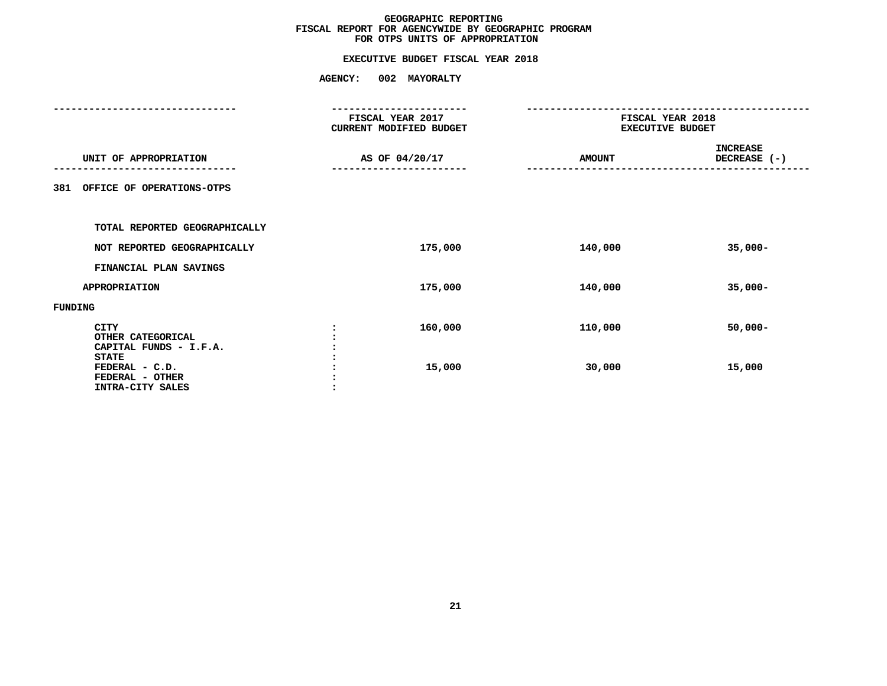# GEOGRAPHIC REPORTING
## FISCAL REPORT FOR AGENCYWIDE BY GEOGRAPHIC PROGRAM
## FOR OTPS UNITS OF APPROPRIATION

### EXECUTIVE BUDGET FISCAL YEAR 2018

**AGENCY: 002 MAYORALTY**

| UNIT OF APPROPRIATION | | FISCAL YEAR 2017 CURRENT MODIFIED BUDGET AS OF 04/20/17 | FISCAL YEAR 2018 EXECUTIVE BUDGET AMOUNT | INCREASE DECREASE (-) |
|---|---|---|---|---|
| **381 OFFICE OF OPERATIONS-OTPS** | | | | |
| TOTAL REPORTED GEOGRAPHICALLY | | | | |
| NOT REPORTED GEOGRAPHICALLY | | 175,000 | 140,000 | 35,000- |
| FINANCIAL PLAN SAVINGS | | | | |
| APPROPRIATION | | 175,000 | 140,000 | 35,000- |
| FUNDING | | | | |
| CITY | : | 160,000 | 110,000 | 50,000- |
| OTHER CATEGORICAL | : | | | |
| CAPITAL FUNDS - I.F.A. | : | | | |
| STATE | : | | | |
| FEDERAL - C.D. | : | 15,000 | 30,000 | 15,000 |
| FEDERAL - OTHER | : | | | |
| INTRA-CITY SALES | : | | | |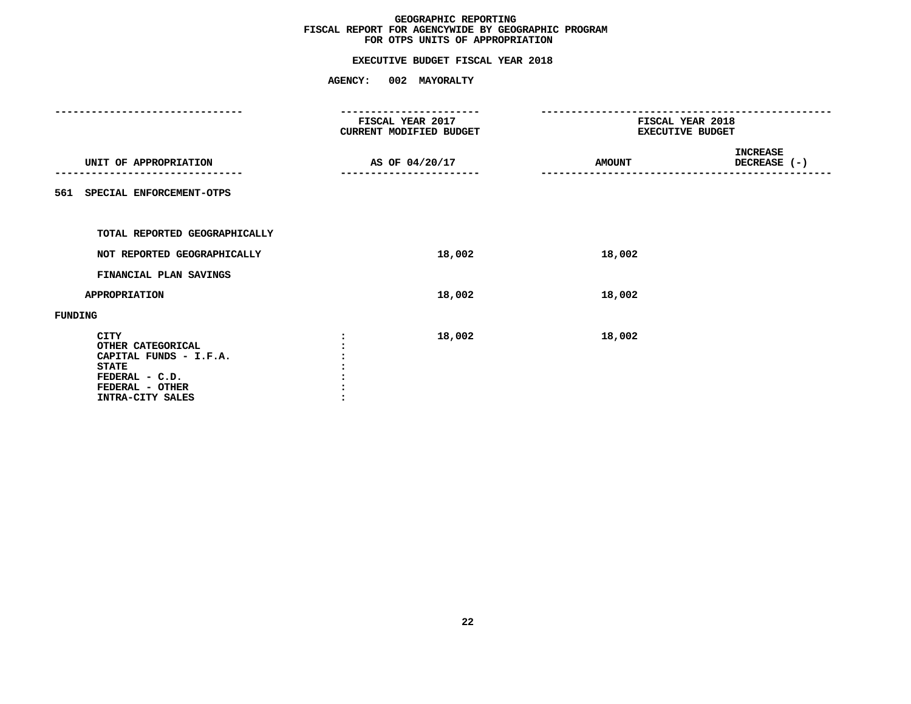# GEOGRAPHIC REPORTING
## FISCAL REPORT FOR AGENCYWIDE BY GEOGRAPHIC PROGRAM
## FOR OTPS UNITS OF APPROPRIATION

**EXECUTIVE BUDGET FISCAL YEAR 2018**

**AGENCY: 002 MAYORALTY**

| UNIT OF APPROPRIATION | FISCAL YEAR 2017 CURRENT MODIFIED BUDGET AS OF 04/20/17 | FISCAL YEAR 2018 EXECUTIVE BUDGET AMOUNT | INCREASE DECREASE (-) |
|---|---|---|---|
| 561 SPECIAL ENFORCEMENT-OTPS | | | |
| TOTAL REPORTED GEOGRAPHICALLY | | | |
| NOT REPORTED GEOGRAPHICALLY | 18,002 | 18,002 | |
| FINANCIAL PLAN SAVINGS | | | |
| APPROPRIATION | 18,002 | 18,002 | |
| FUNDING | | | |
| CITY | 18,002 | 18,002 | |
| OTHER CATEGORICAL | | | |
| CAPITAL FUNDS - I.F.A. | | | |
| STATE | | | |
| FEDERAL - C.D. | | | |
| FEDERAL - OTHER | | | |
| INTRA-CITY SALES | | | |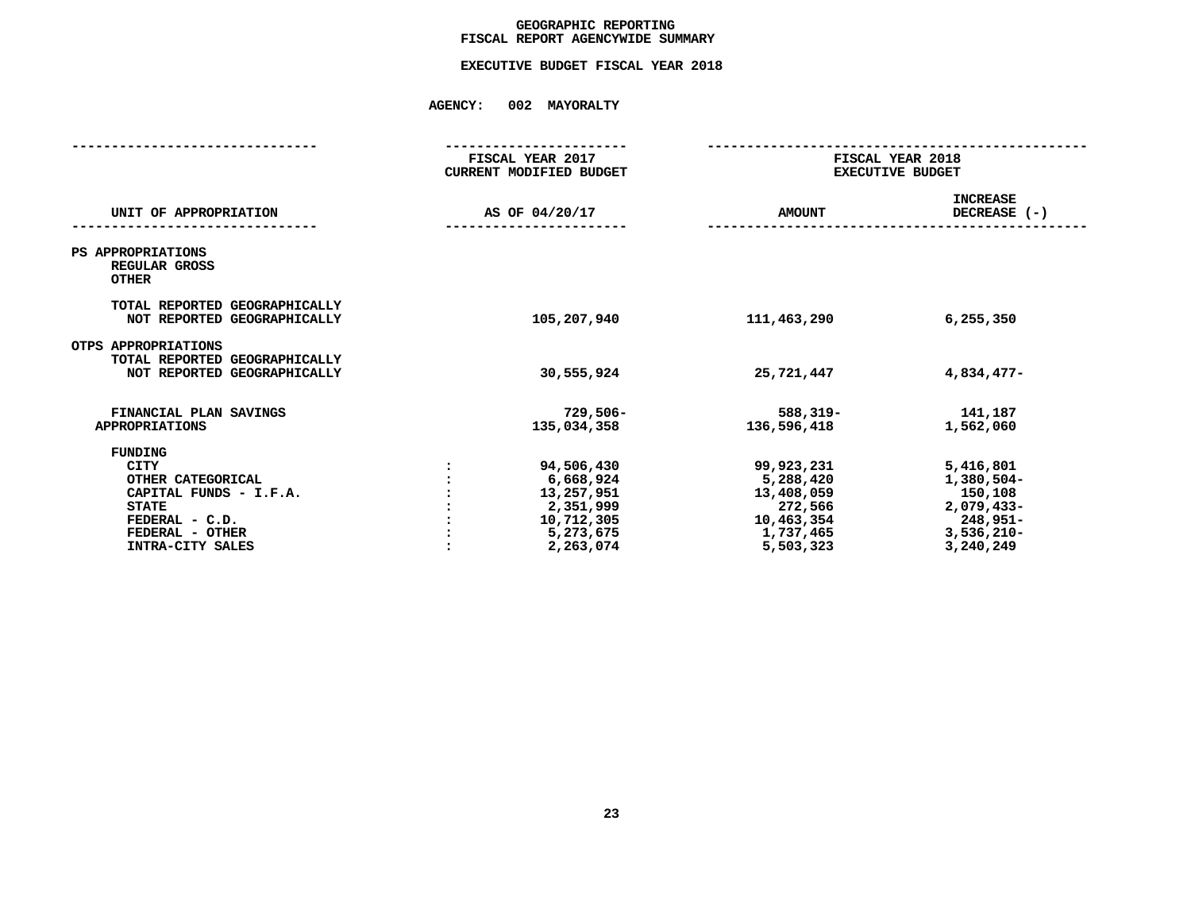**GEOGRAPHIC REPORTING**
**FISCAL REPORT AGENCYWIDE SUMMARY**

**EXECUTIVE BUDGET FISCAL YEAR 2018**

**AGENCY: 002 MAYORALTY**

| UNIT OF APPROPRIATION | | FISCAL YEAR 2017 CURRENT MODIFIED BUDGET AS OF 04/20/17 | FISCAL YEAR 2018 EXECUTIVE BUDGET AMOUNT | INCREASE DECREASE (-) |
|---|---|---|---|---|
| PS APPROPRIATIONS | | | | |
| REGULAR GROSS | | | | |
| OTHER | | | | |
| TOTAL REPORTED GEOGRAPHICALLY | | | | |
| NOT REPORTED GEOGRAPHICALLY | | 105,207,940 | 111,463,290 | 6,255,350 |
| OTPS APPROPRIATIONS | | | | |
| TOTAL REPORTED GEOGRAPHICALLY | | | | |
| NOT REPORTED GEOGRAPHICALLY | | 30,555,924 | 25,721,447 | 4,834,477- |
| FINANCIAL PLAN SAVINGS | | 729,506- | 588,319- | 141,187 |
| APPROPRIATIONS | | 135,034,358 | 136,596,418 | 1,562,060 |
| FUNDING | | | | |
| CITY | : | 94,506,430 | 99,923,231 | 5,416,801 |
| OTHER CATEGORICAL | : | 6,668,924 | 5,288,420 | 1,380,504- |
| CAPITAL FUNDS - I.F.A. | : | 13,257,951 | 13,408,059 | 150,108 |
| STATE | : | 2,351,999 | 272,566 | 2,079,433- |
| FEDERAL - C.D. | : | 10,712,305 | 10,463,354 | 248,951- |
| FEDERAL - OTHER | : | 5,273,675 | 1,737,465 | 3,536,210- |
| INTRA-CITY SALES | : | 2,263,074 | 5,503,323 | 3,240,249 |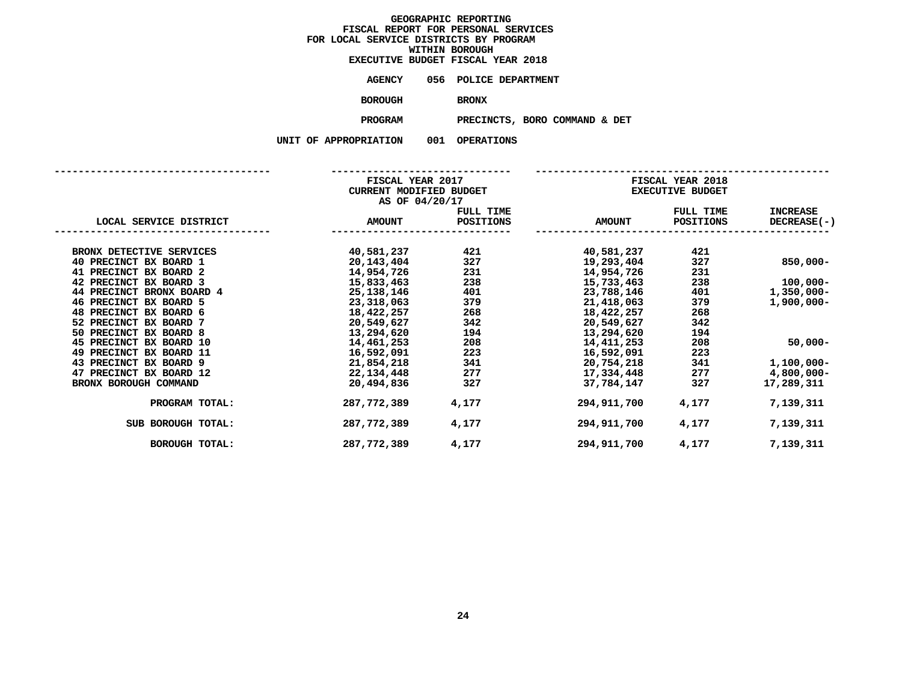# GEOGRAPHIC REPORTING
## FISCAL REPORT FOR PERSONAL SERVICES
## FOR LOCAL SERVICE DISTRICTS BY PROGRAM
## WITHIN BOROUGH
## EXECUTIVE BUDGET FISCAL YEAR 2018

**AGENCY** 056 POLICE DEPARTMENT

**BOROUGH** BRONX

**PROGRAM** PRECINCTS, BORO COMMAND & DET

**UNIT OF APPROPRIATION** 001 OPERATIONS

| LOCAL SERVICE DISTRICT | FISCAL YEAR 2017 CURRENT MODIFIED BUDGET AS OF 04/20/17 AMOUNT | FULL TIME POSITIONS | FISCAL YEAR 2018 EXECUTIVE BUDGET AMOUNT | FULL TIME POSITIONS | INCREASE DECREASE(-) |
|---|---|---|---|---|---|
| BRONX DETECTIVE SERVICES | 40,581,237 | 421 | 40,581,237 | 421 | |
| 40 PRECINCT BX BOARD 1 | 20,143,404 | 327 | 19,293,404 | 327 | 850,000- |
| 41 PRECINCT BX BOARD 2 | 14,954,726 | 231 | 14,954,726 | 231 | |
| 42 PRECINCT BX BOARD 3 | 15,833,463 | 238 | 15,733,463 | 238 | 100,000- |
| 44 PRECINCT BRONX BOARD 4 | 25,138,146 | 401 | 23,788,146 | 401 | 1,350,000- |
| 46 PRECINCT BX BOARD 5 | 23,318,063 | 379 | 21,418,063 | 379 | 1,900,000- |
| 48 PRECINCT BX BOARD 6 | 18,422,257 | 268 | 18,422,257 | 268 | |
| 52 PRECINCT BX BOARD 7 | 20,549,627 | 342 | 20,549,627 | 342 | |
| 50 PRECINCT BX BOARD 8 | 13,294,620 | 194 | 13,294,620 | 194 | |
| 45 PRECINCT BX BOARD 10 | 14,461,253 | 208 | 14,411,253 | 208 | 50,000- |
| 49 PRECINCT BX BOARD 11 | 16,592,091 | 223 | 16,592,091 | 223 | |
| 43 PRECINCT BX BOARD 9 | 21,854,218 | 341 | 20,754,218 | 341 | 1,100,000- |
| 47 PRECINCT BX BOARD 12 | 22,134,448 | 277 | 17,334,448 | 277 | 4,800,000- |
| BRONX BOROUGH COMMAND | 20,494,836 | 327 | 37,784,147 | 327 | 17,289,311 |
| PROGRAM TOTAL: | 287,772,389 | 4,177 | 294,911,700 | 4,177 | 7,139,311 |
| SUB BOROUGH TOTAL: | 287,772,389 | 4,177 | 294,911,700 | 4,177 | 7,139,311 |
| BOROUGH TOTAL: | 287,772,389 | 4,177 | 294,911,700 | 4,177 | 7,139,311 |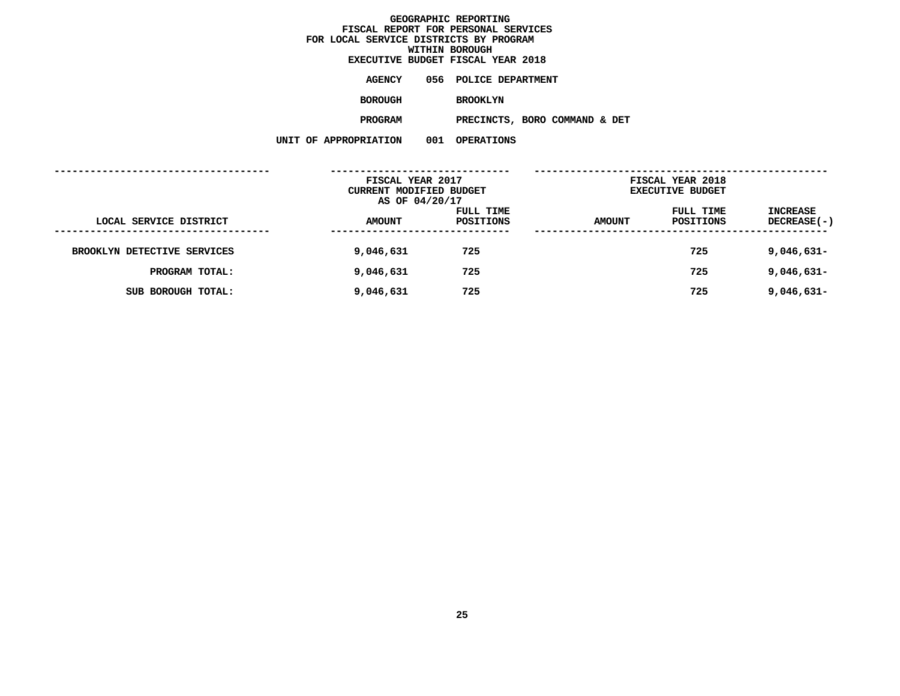**GEOGRAPHIC REPORTING**
**FISCAL REPORT FOR PERSONAL SERVICES**
**FOR LOCAL SERVICE DISTRICTS BY PROGRAM**
**WITHIN BOROUGH**
**EXECUTIVE BUDGET FISCAL YEAR 2018**

**AGENCY** 056 POLICE DEPARTMENT

**BOROUGH** BROOKLYN

**PROGRAM** PRECINCTS, BORO COMMAND & DET

**UNIT OF APPROPRIATION** 001 OPERATIONS

| LOCAL SERVICE DISTRICT | FISCAL YEAR 2017 CURRENT MODIFIED BUDGET AS OF 04/20/17 AMOUNT | FULL TIME POSITIONS | FISCAL YEAR 2018 EXECUTIVE BUDGET AMOUNT | FULL TIME POSITIONS | INCREASE DECREASE(-) |
|---|---|---|---|---|---|
| BROOKLYN DETECTIVE SERVICES | 9,046,631 | 725 | | 725 | 9,046,631- |
| PROGRAM TOTAL: | 9,046,631 | 725 | | 725 | 9,046,631- |
| SUB BOROUGH TOTAL: | 9,046,631 | 725 | | 725 | 9,046,631- |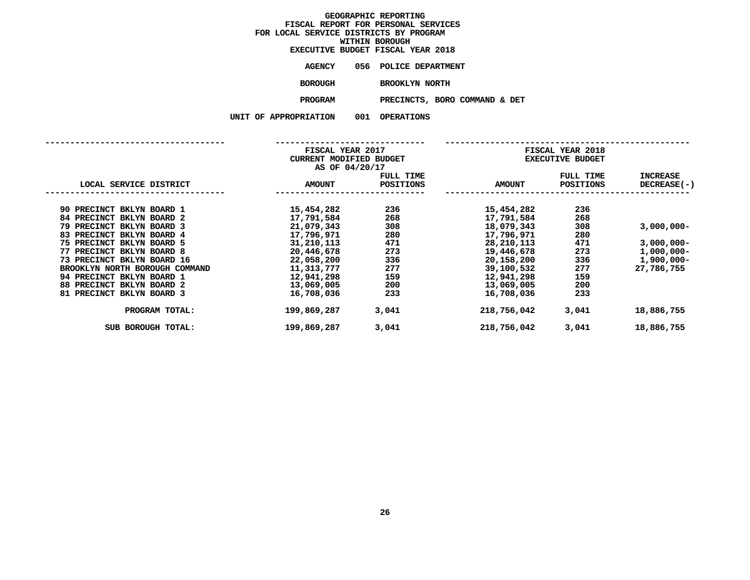# GEOGRAPHIC REPORTING
## FISCAL REPORT FOR PERSONAL SERVICES
## FOR LOCAL SERVICE DISTRICTS BY PROGRAM
## WITHIN BOROUGH
## EXECUTIVE BUDGET FISCAL YEAR 2018

**AGENCY** 056 POLICE DEPARTMENT

**BOROUGH** BROOKLYN NORTH

**PROGRAM** PRECINCTS, BORO COMMAND & DET

**UNIT OF APPROPRIATION** 001 OPERATIONS

| LOCAL SERVICE DISTRICT | FISCAL YEAR 2017 CURRENT MODIFIED BUDGET AS OF 04/20/17 AMOUNT | FULL TIME POSITIONS | FISCAL YEAR 2018 EXECUTIVE BUDGET AMOUNT | FULL TIME POSITIONS | INCREASE DECREASE(-) |
|---|---|---|---|---|---|
| 90 PRECINCT BKLYN BOARD 1 | 15,454,282 | 236 | 15,454,282 | 236 | |
| 84 PRECINCT BKLYN BOARD 2 | 17,791,584 | 268 | 17,791,584 | 268 | |
| 79 PRECINCT BKLYN BOARD 3 | 21,079,343 | 308 | 18,079,343 | 308 | 3,000,000- |
| 83 PRECINCT BKLYN BOARD 4 | 17,796,971 | 280 | 17,796,971 | 280 | |
| 75 PRECINCT BKLYN BOARD 5 | 31,210,113 | 471 | 28,210,113 | 471 | 3,000,000- |
| 77 PRECINCT BKLYN BOARD 8 | 20,446,678 | 273 | 19,446,678 | 273 | 1,000,000- |
| 73 PRECINCT BKLYN BOARD 16 | 22,058,200 | 336 | 20,158,200 | 336 | 1,900,000- |
| BROOKLYN NORTH BOROUGH COMMAND | 11,313,777 | 277 | 39,100,532 | 277 | 27,786,755 |
| 94 PRECINCT BKLYN BOARD 1 | 12,941,298 | 159 | 12,941,298 | 159 | |
| 88 PRECINCT BKLYN BOARD 2 | 13,069,005 | 200 | 13,069,005 | 200 | |
| 81 PRECINCT BKLYN BOARD 3 | 16,708,036 | 233 | 16,708,036 | 233 | |
| PROGRAM TOTAL: | 199,869,287 | 3,041 | 218,756,042 | 3,041 | 18,886,755 |
| SUB BOROUGH TOTAL: | 199,869,287 | 3,041 | 218,756,042 | 3,041 | 18,886,755 |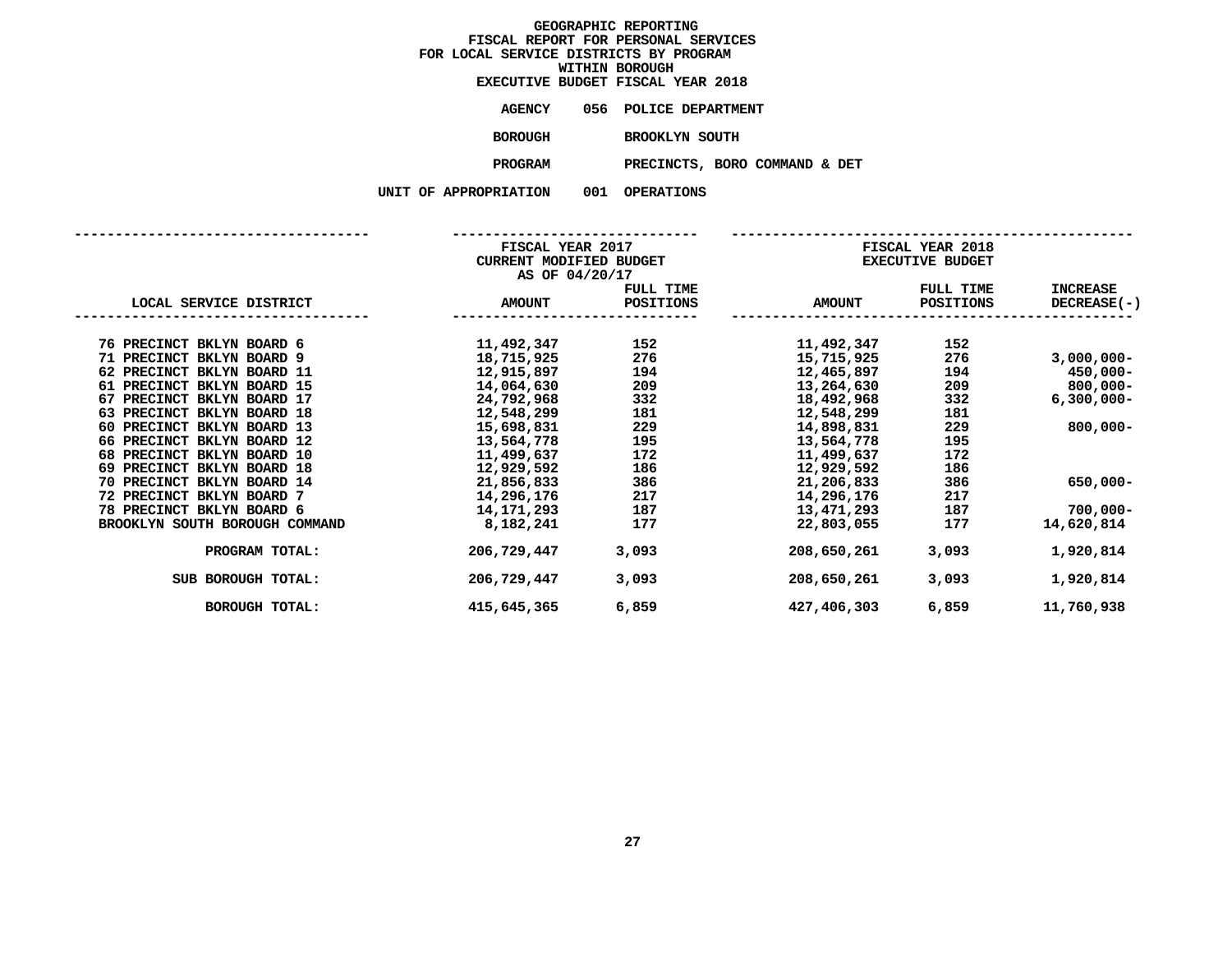# GEOGRAPHIC REPORTING
## FISCAL REPORT FOR PERSONAL SERVICES
## FOR LOCAL SERVICE DISTRICTS BY PROGRAM
## WITHIN BOROUGH
## EXECUTIVE BUDGET FISCAL YEAR 2018

**AGENCY** 056 POLICE DEPARTMENT

**BOROUGH** BROOKLYN SOUTH

**PROGRAM** PRECINCTS, BORO COMMAND & DET

**UNIT OF APPROPRIATION** 001 OPERATIONS

| LOCAL SERVICE DISTRICT | FISCAL YEAR 2017 CURRENT MODIFIED BUDGET AS OF 04/20/17 AMOUNT | FULL TIME POSITIONS | FISCAL YEAR 2018 EXECUTIVE BUDGET AMOUNT | FULL TIME POSITIONS | INCREASE DECREASE(-) |
|---|---|---|---|---|---|
| 76 PRECINCT BKLYN BOARD 6 | 11,492,347 | 152 | 11,492,347 | 152 | |
| 71 PRECINCT BKLYN BOARD 9 | 18,715,925 | 276 | 15,715,925 | 276 | 3,000,000- |
| 62 PRECINCT BKLYN BOARD 11 | 12,915,897 | 194 | 12,465,897 | 194 | 450,000- |
| 61 PRECINCT BKLYN BOARD 15 | 14,064,630 | 209 | 13,264,630 | 209 | 800,000- |
| 67 PRECINCT BKLYN BOARD 17 | 24,792,968 | 332 | 18,492,968 | 332 | 6,300,000- |
| 63 PRECINCT BKLYN BOARD 18 | 12,548,299 | 181 | 12,548,299 | 181 | |
| 60 PRECINCT BKLYN BOARD 13 | 15,698,831 | 229 | 14,898,831 | 229 | 800,000- |
| 66 PRECINCT BKLYN BOARD 12 | 13,564,778 | 195 | 13,564,778 | 195 | |
| 68 PRECINCT BKLYN BOARD 10 | 11,499,637 | 172 | 11,499,637 | 172 | |
| 69 PRECINCT BKLYN BOARD 18 | 12,929,592 | 186 | 12,929,592 | 186 | |
| 70 PRECINCT BKLYN BOARD 14 | 21,856,833 | 386 | 21,206,833 | 386 | 650,000- |
| 72 PRECINCT BKLYN BOARD 7 | 14,296,176 | 217 | 14,296,176 | 217 | |
| 78 PRECINCT BKLYN BOARD 6 | 14,171,293 | 187 | 13,471,293 | 187 | 700,000- |
| BROOKLYN SOUTH BOROUGH COMMAND | 8,182,241 | 177 | 22,803,055 | 177 | 14,620,814 |
| PROGRAM TOTAL: | 206,729,447 | 3,093 | 208,650,261 | 3,093 | 1,920,814 |
| SUB BOROUGH TOTAL: | 206,729,447 | 3,093 | 208,650,261 | 3,093 | 1,920,814 |
| BOROUGH TOTAL: | 415,645,365 | 6,859 | 427,406,303 | 6,859 | 11,760,938 |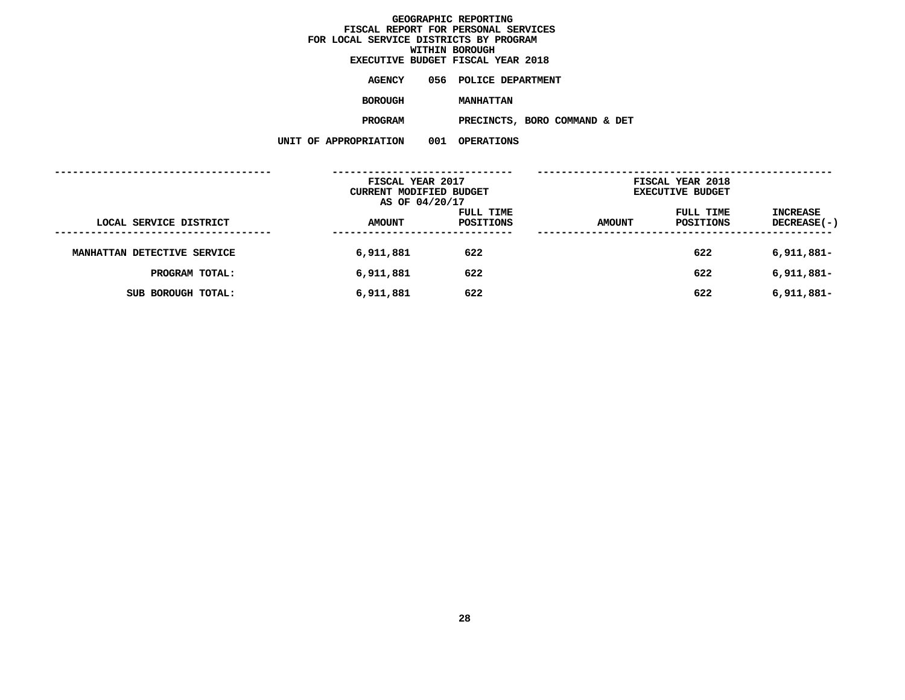# GEOGRAPHIC REPORTING
## FISCAL REPORT FOR PERSONAL SERVICES
## FOR LOCAL SERVICE DISTRICTS BY PROGRAM
## WITHIN BOROUGH
## EXECUTIVE BUDGET FISCAL YEAR 2018

**AGENCY** 056 POLICE DEPARTMENT

**BOROUGH** MANHATTAN

**PROGRAM** PRECINCTS, BORO COMMAND & DET

**UNIT OF APPROPRIATION** 001 OPERATIONS

| | FISCAL YEAR 2017 CURRENT MODIFIED BUDGET AS OF 04/20/17 | | FISCAL YEAR 2018 EXECUTIVE BUDGET | | |
|---|---|---|---|---|---|
| LOCAL SERVICE DISTRICT | AMOUNT | FULL TIME POSITIONS | AMOUNT | FULL TIME POSITIONS | INCREASE DECREASE(-) |
| MANHATTAN DETECTIVE SERVICE | 6,911,881 | 622 | | 622 | 6,911,881- |
| PROGRAM TOTAL: | 6,911,881 | 622 | | 622 | 6,911,881- |
| SUB BOROUGH TOTAL: | 6,911,881 | 622 | | 622 | 6,911,881- |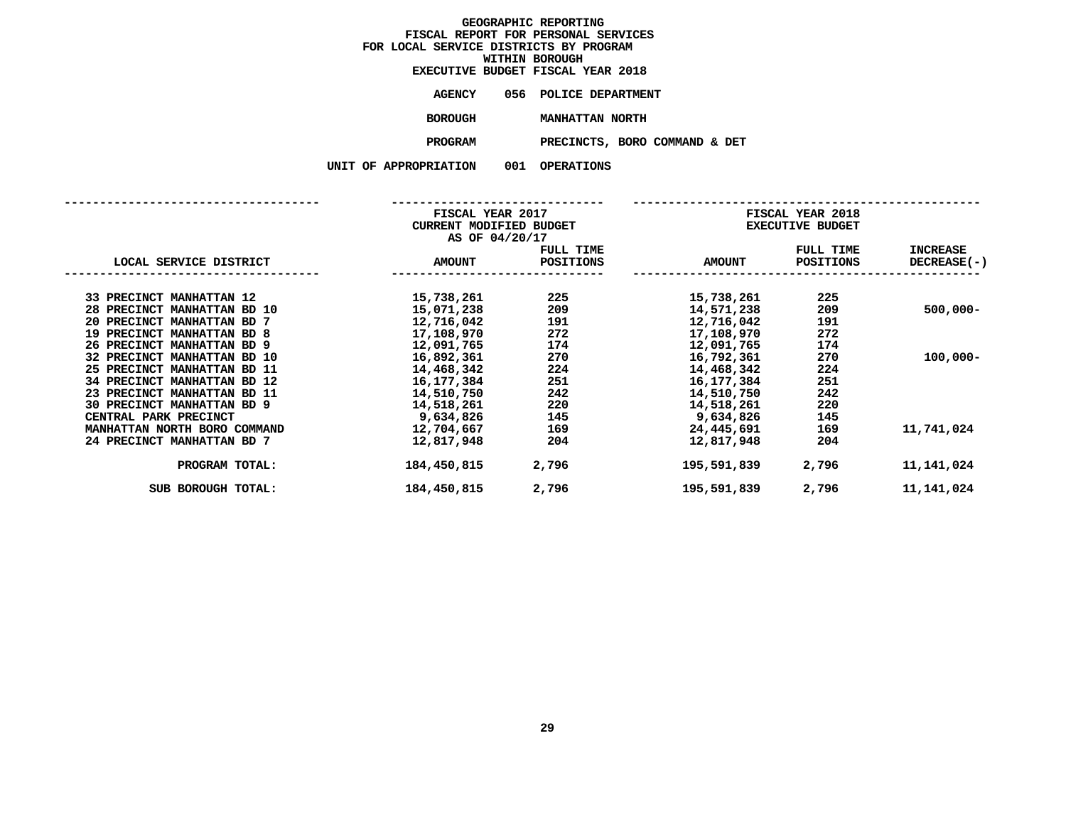# GEOGRAPHIC REPORTING
## FISCAL REPORT FOR PERSONAL SERVICES
## FOR LOCAL SERVICE DISTRICTS BY PROGRAM
## WITHIN BOROUGH
## EXECUTIVE BUDGET FISCAL YEAR 2018

**AGENCY** 056 POLICE DEPARTMENT

**BOROUGH** MANHATTAN NORTH

**PROGRAM** PRECINCTS, BORO COMMAND & DET

**UNIT OF APPROPRIATION** 001 OPERATIONS

| | FISCAL YEAR 2017 CURRENT MODIFIED BUDGET AS OF 04/20/17 | | FISCAL YEAR 2018 EXECUTIVE BUDGET | | |
|---|---|---|---|---|---|
| LOCAL SERVICE DISTRICT | AMOUNT | FULL TIME POSITIONS | AMOUNT | FULL TIME POSITIONS | INCREASE DECREASE(-) |
| 33 PRECINCT MANHATTAN 12 | 15,738,261 | 225 | 15,738,261 | 225 | |
| 28 PRECINCT MANHATTAN BD 10 | 15,071,238 | 209 | 14,571,238 | 209 | 500,000- |
| 20 PRECINCT MANHATTAN BD 7 | 12,716,042 | 191 | 12,716,042 | 191 | |
| 19 PRECINCT MANHATTAN BD 8 | 17,108,970 | 272 | 17,108,970 | 272 | |
| 26 PRECINCT MANHATTAN BD 9 | 12,091,765 | 174 | 12,091,765 | 174 | |
| 32 PRECINCT MANHATTAN BD 10 | 16,892,361 | 270 | 16,792,361 | 270 | 100,000- |
| 25 PRECINCT MANHATTAN BD 11 | 14,468,342 | 224 | 14,468,342 | 224 | |
| 34 PRECINCT MANHATTAN BD 12 | 16,177,384 | 251 | 16,177,384 | 251 | |
| 23 PRECINCT MANHATTAN BD 11 | 14,510,750 | 242 | 14,510,750 | 242 | |
| 30 PRECINCT MANHATTAN BD 9 | 14,518,261 | 220 | 14,518,261 | 220 | |
| CENTRAL PARK PRECINCT | 9,634,826 | 145 | 9,634,826 | 145 | |
| MANHATTAN NORTH BORO COMMAND | 12,704,667 | 169 | 24,445,691 | 169 | 11,741,024 |
| 24 PRECINCT MANHATTAN BD 7 | 12,817,948 | 204 | 12,817,948 | 204 | |
| PROGRAM TOTAL: | 184,450,815 | 2,796 | 195,591,839 | 2,796 | 11,141,024 |
| SUB BOROUGH TOTAL: | 184,450,815 | 2,796 | 195,591,839 | 2,796 | 11,141,024 |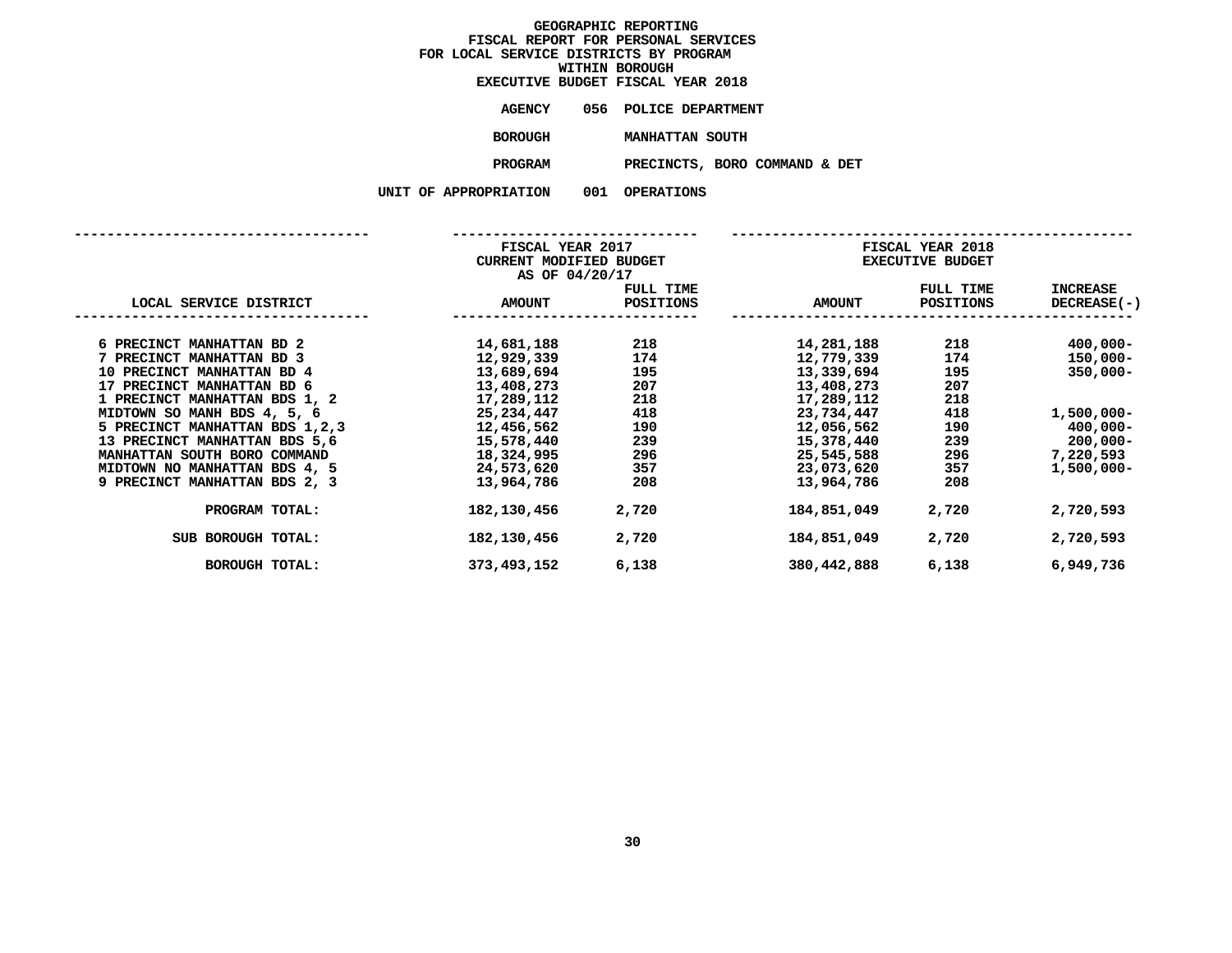# GEOGRAPHIC REPORTING
## FISCAL REPORT FOR PERSONAL SERVICES
## FOR LOCAL SERVICE DISTRICTS BY PROGRAM
## WITHIN BOROUGH
## EXECUTIVE BUDGET FISCAL YEAR 2018

**AGENCY** 056 POLICE DEPARTMENT

**BOROUGH** MANHATTAN SOUTH

**PROGRAM** PRECINCTS, BORO COMMAND & DET

**UNIT OF APPROPRIATION** 001 OPERATIONS

| LOCAL SERVICE DISTRICT | FISCAL YEAR 2017 CURRENT MODIFIED BUDGET AS OF 04/20/17 AMOUNT | FULL TIME POSITIONS | FISCAL YEAR 2018 EXECUTIVE BUDGET AMOUNT | FULL TIME POSITIONS | INCREASE DECREASE(-) |
|---|---|---|---|---|---|
| 6 PRECINCT MANHATTAN BD 2 | 14,681,188 | 218 | 14,281,188 | 218 | 400,000- |
| 7 PRECINCT MANHATTAN BD 3 | 12,929,339 | 174 | 12,779,339 | 174 | 150,000- |
| 10 PRECINCT MANHATTAN BD 4 | 13,689,694 | 195 | 13,339,694 | 195 | 350,000- |
| 17 PRECINCT MANHATTAN BD 6 | 13,408,273 | 207 | 13,408,273 | 207 | |
| 1 PRECINCT MANHATTAN BDS 1, 2 | 17,289,112 | 218 | 17,289,112 | 218 | |
| MIDTOWN SO MANH BDS 4, 5, 6 | 25,234,447 | 418 | 23,734,447 | 418 | 1,500,000- |
| 5 PRECINCT MANHATTAN BDS 1,2,3 | 12,456,562 | 190 | 12,056,562 | 190 | 400,000- |
| 13 PRECINCT MANHATTAN BDS 5,6 | 15,578,440 | 239 | 15,378,440 | 239 | 200,000- |
| MANHATTAN SOUTH BORO COMMAND | 18,324,995 | 296 | 25,545,588 | 296 | 7,220,593 |
| MIDTOWN NO MANHATTAN BDS 4, 5 | 24,573,620 | 357 | 23,073,620 | 357 | 1,500,000- |
| 9 PRECINCT MANHATTAN BDS 2, 3 | 13,964,786 | 208 | 13,964,786 | 208 | |
| PROGRAM TOTAL: | 182,130,456 | 2,720 | 184,851,049 | 2,720 | 2,720,593 |
| SUB BOROUGH TOTAL: | 182,130,456 | 2,720 | 184,851,049 | 2,720 | 2,720,593 |
| BOROUGH TOTAL: | 373,493,152 | 6,138 | 380,442,888 | 6,138 | 6,949,736 |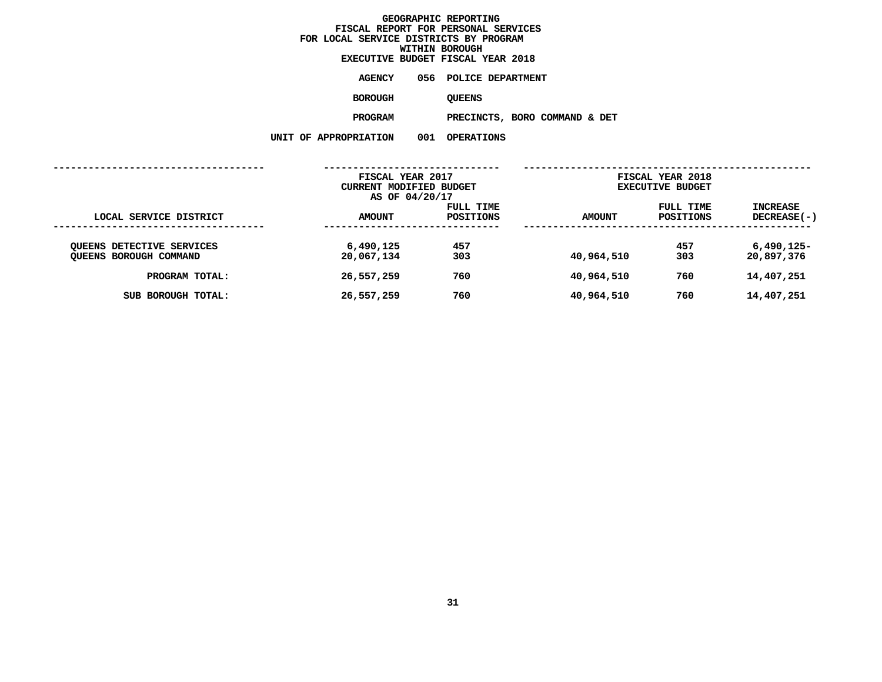# GEOGRAPHIC REPORTING
## FISCAL REPORT FOR PERSONAL SERVICES
## FOR LOCAL SERVICE DISTRICTS BY PROGRAM
## WITHIN BOROUGH
## EXECUTIVE BUDGET FISCAL YEAR 2018

**AGENCY** 056 POLICE DEPARTMENT

**BOROUGH** QUEENS

**PROGRAM** PRECINCTS, BORO COMMAND & DET

**UNIT OF APPROPRIATION** 001 OPERATIONS

| LOCAL SERVICE DISTRICT | FISCAL YEAR 2017 CURRENT MODIFIED BUDGET AS OF 04/20/17 AMOUNT | FULL TIME POSITIONS | FISCAL YEAR 2018 EXECUTIVE BUDGET AMOUNT | FULL TIME POSITIONS | INCREASE DECREASE(-) |
|---|---|---|---|---|---|
| QUEENS DETECTIVE SERVICES | 6,490,125 | 457 | | 457 | 6,490,125- |
| QUEENS BOROUGH COMMAND | 20,067,134 | 303 | 40,964,510 | 303 | 20,897,376 |
| PROGRAM TOTAL: | 26,557,259 | 760 | 40,964,510 | 760 | 14,407,251 |
| SUB BOROUGH TOTAL: | 26,557,259 | 760 | 40,964,510 | 760 | 14,407,251 |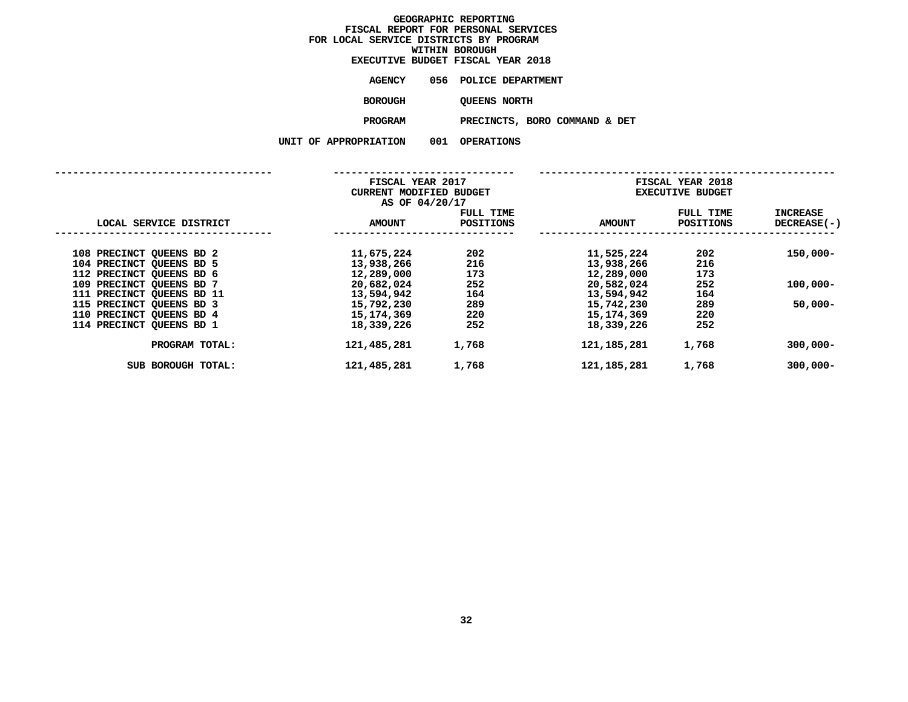# GEOGRAPHIC REPORTING
## FISCAL REPORT FOR PERSONAL SERVICES
## FOR LOCAL SERVICE DISTRICTS BY PROGRAM
## WITHIN BOROUGH
## EXECUTIVE BUDGET FISCAL YEAR 2018

**AGENCY** 056 POLICE DEPARTMENT

**BOROUGH** QUEENS NORTH

**PROGRAM** PRECINCTS, BORO COMMAND & DET

**UNIT OF APPROPRIATION** 001 OPERATIONS

| LOCAL SERVICE DISTRICT | FISCAL YEAR 2017 CURRENT MODIFIED BUDGET AS OF 04/20/17 AMOUNT | FULL TIME POSITIONS | FISCAL YEAR 2018 EXECUTIVE BUDGET AMOUNT | FULL TIME POSITIONS | INCREASE DECREASE(-) |
|---|---|---|---|---|---|
| 108 PRECINCT QUEENS BD 2 | 11,675,224 | 202 | 11,525,224 | 202 | 150,000- |
| 104 PRECINCT QUEENS BD 5 | 13,938,266 | 216 | 13,938,266 | 216 | |
| 112 PRECINCT QUEENS BD 6 | 12,289,000 | 173 | 12,289,000 | 173 | |
| 109 PRECINCT QUEENS BD 7 | 20,682,024 | 252 | 20,582,024 | 252 | 100,000- |
| 111 PRECINCT QUEENS BD 11 | 13,594,942 | 164 | 13,594,942 | 164 | |
| 115 PRECINCT QUEENS BD 3 | 15,792,230 | 289 | 15,742,230 | 289 | 50,000- |
| 110 PRECINCT QUEENS BD 4 | 15,174,369 | 220 | 15,174,369 | 220 | |
| 114 PRECINCT QUEENS BD 1 | 18,339,226 | 252 | 18,339,226 | 252 | |
| PROGRAM TOTAL: | 121,485,281 | 1,768 | 121,185,281 | 1,768 | 300,000- |
| SUB BOROUGH TOTAL: | 121,485,281 | 1,768 | 121,185,281 | 1,768 | 300,000- |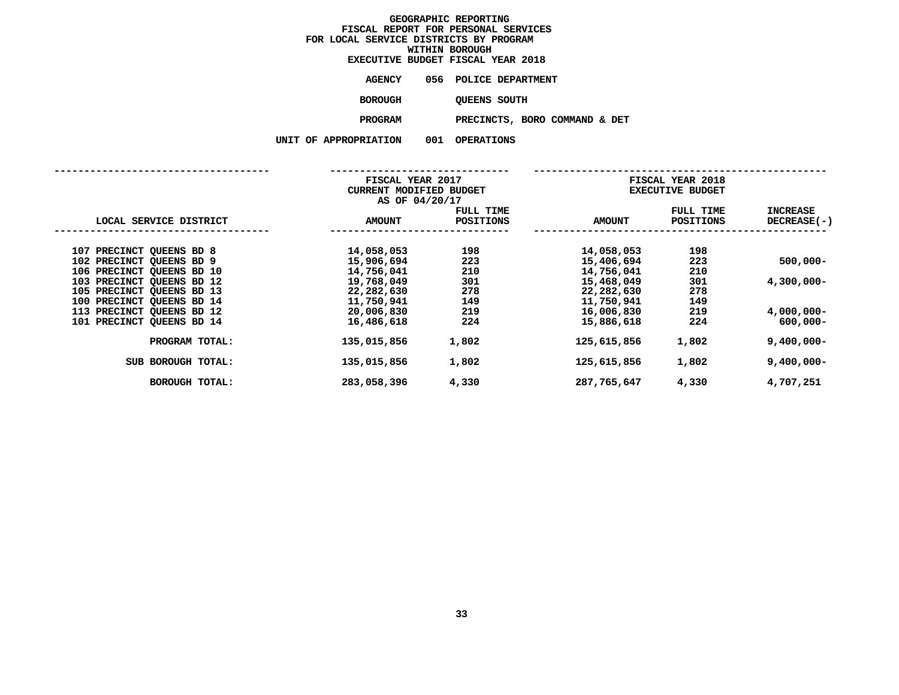# GEOGRAPHIC REPORTING
## FISCAL REPORT FOR PERSONAL SERVICES
## FOR LOCAL SERVICE DISTRICTS BY PROGRAM
## WITHIN BOROUGH
## EXECUTIVE BUDGET FISCAL YEAR 2018

**AGENCY** 056 POLICE DEPARTMENT

**BOROUGH** QUEENS SOUTH

**PROGRAM** PRECINCTS, BORO COMMAND & DET

**UNIT OF APPROPRIATION** 001 OPERATIONS

| LOCAL SERVICE DISTRICT | FISCAL YEAR 2017 CURRENT MODIFIED BUDGET AS OF 04/20/17 AMOUNT | FULL TIME POSITIONS | FISCAL YEAR 2018 EXECUTIVE BUDGET AMOUNT | FULL TIME POSITIONS | INCREASE DECREASE(-) |
|---|---|---|---|---|---|
| 107 PRECINCT QUEENS BD 8 | 14,058,053 | 198 | 14,058,053 | 198 | |
| 102 PRECINCT QUEENS BD 9 | 15,906,694 | 223 | 15,406,694 | 223 | 500,000- |
| 106 PRECINCT QUEENS BD 10 | 14,756,041 | 210 | 14,756,041 | 210 | |
| 103 PRECINCT QUEENS BD 12 | 19,768,049 | 301 | 15,468,049 | 301 | 4,300,000- |
| 105 PRECINCT QUEENS BD 13 | 22,282,630 | 278 | 22,282,630 | 278 | |
| 100 PRECINCT QUEENS BD 14 | 11,750,941 | 149 | 11,750,941 | 149 | |
| 113 PRECINCT QUEENS BD 12 | 20,006,830 | 219 | 16,006,830 | 219 | 4,000,000- |
| 101 PRECINCT QUEENS BD 14 | 16,486,618 | 224 | 15,886,618 | 224 | 600,000- |
| PROGRAM TOTAL: | 135,015,856 | 1,802 | 125,615,856 | 1,802 | 9,400,000- |
| SUB BOROUGH TOTAL: | 135,015,856 | 1,802 | 125,615,856 | 1,802 | 9,400,000- |
| BOROUGH TOTAL: | 283,058,396 | 4,330 | 287,765,647 | 4,330 | 4,707,251 |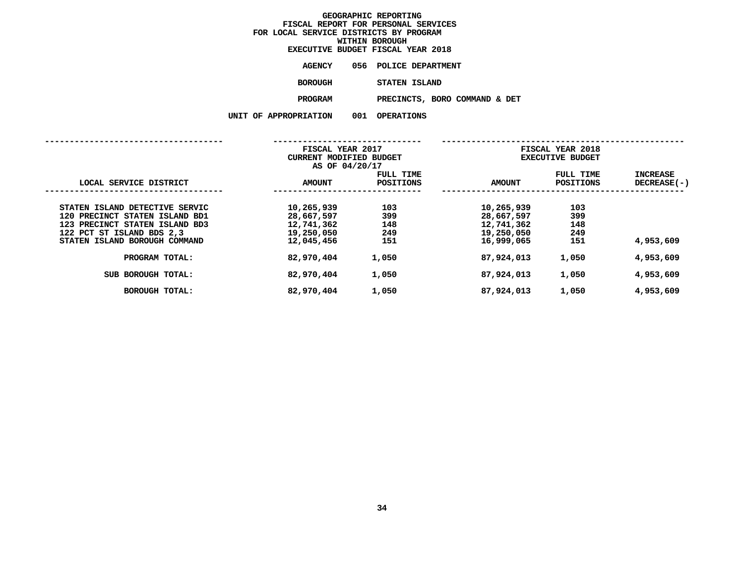# GEOGRAPHIC REPORTING
## FISCAL REPORT FOR PERSONAL SERVICES FOR LOCAL SERVICE DISTRICTS BY PROGRAM WITHIN BOROUGH
## EXECUTIVE BUDGET FISCAL YEAR 2018

**AGENCY** 056 POLICE DEPARTMENT

**BOROUGH** STATEN ISLAND

**PROGRAM** PRECINCTS, BORO COMMAND & DET

**UNIT OF APPROPRIATION** 001 OPERATIONS

| LOCAL SERVICE DISTRICT | FISCAL YEAR 2017 CURRENT MODIFIED BUDGET AS OF 04/20/17 AMOUNT | FULL TIME POSITIONS | FISCAL YEAR 2018 EXECUTIVE BUDGET AMOUNT | FULL TIME POSITIONS | INCREASE DECREASE(-) |
|---|---|---|---|---|---|
| STATEN ISLAND DETECTIVE SERVIC | 10,265,939 | 103 | 10,265,939 | 103 | |
| 120 PRECINCT STATEN ISLAND BD1 | 28,667,597 | 399 | 28,667,597 | 399 | |
| 123 PRECINCT STATEN ISLAND BD3 | 12,741,362 | 148 | 12,741,362 | 148 | |
| 122 PCT ST ISLAND BDS 2,3 | 19,250,050 | 249 | 19,250,050 | 249 | |
| STATEN ISLAND BOROUGH COMMAND | 12,045,456 | 151 | 16,999,065 | 151 | 4,953,609 |
| PROGRAM TOTAL: | 82,970,404 | 1,050 | 87,924,013 | 1,050 | 4,953,609 |
| SUB BOROUGH TOTAL: | 82,970,404 | 1,050 | 87,924,013 | 1,050 | 4,953,609 |
| BOROUGH TOTAL: | 82,970,404 | 1,050 | 87,924,013 | 1,050 | 4,953,609 |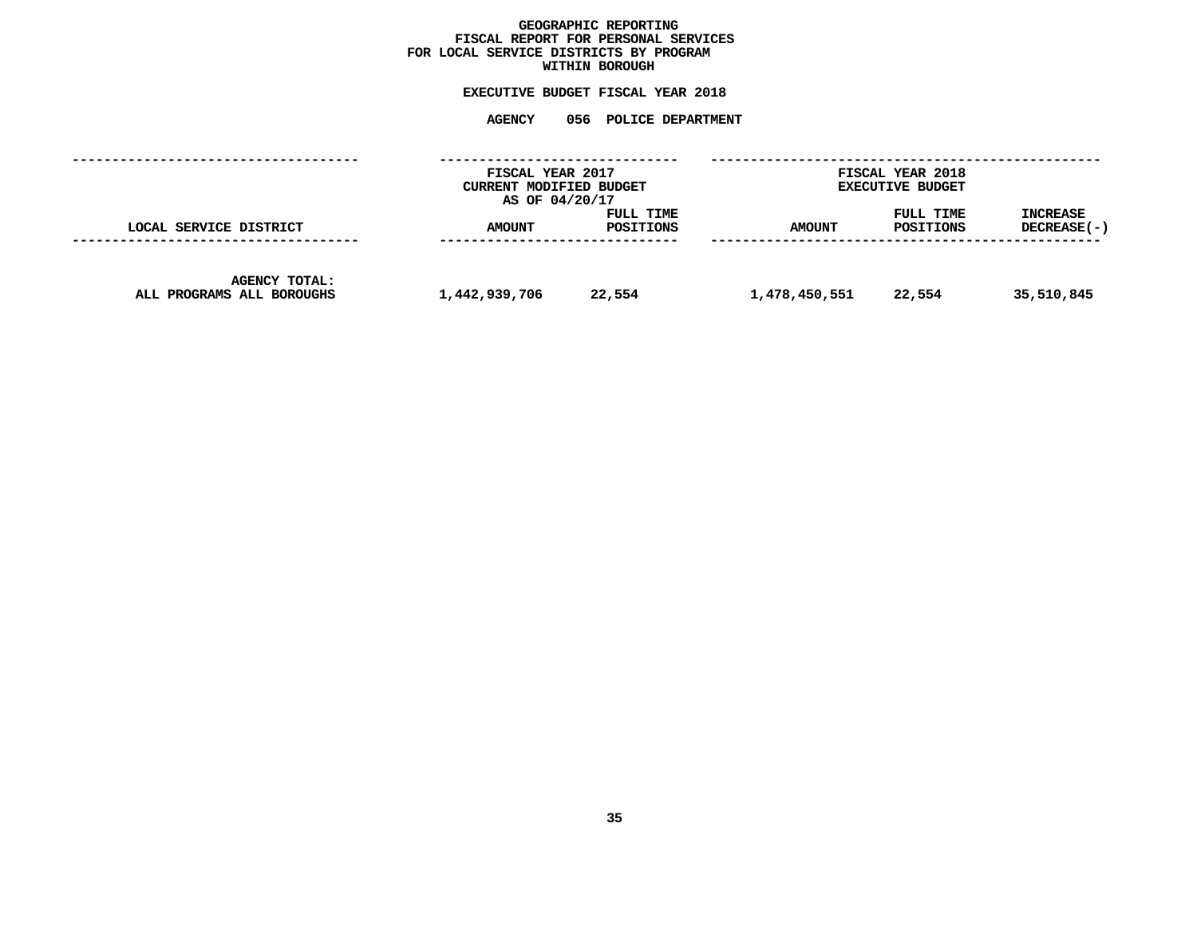# GEOGRAPHIC REPORTING
## FISCAL REPORT FOR PERSONAL SERVICES
## FOR LOCAL SERVICE DISTRICTS BY PROGRAM
## WITHIN BOROUGH

### EXECUTIVE BUDGET FISCAL YEAR 2018

### AGENCY 056 POLICE DEPARTMENT

| | FISCAL YEAR 2017 CURRENT MODIFIED BUDGET AS OF 04/20/17 | | FISCAL YEAR 2018 EXECUTIVE BUDGET | | |
|---|---|---|---|---|---|
| LOCAL SERVICE DISTRICT | AMOUNT | FULL TIME POSITIONS | AMOUNT | FULL TIME POSITIONS | INCREASE DECREASE(-) |
| AGENCY TOTAL: ALL PROGRAMS ALL BOROUGHS | 1,442,939,706 | 22,554 | 1,478,450,551 | 22,554 | 35,510,845 |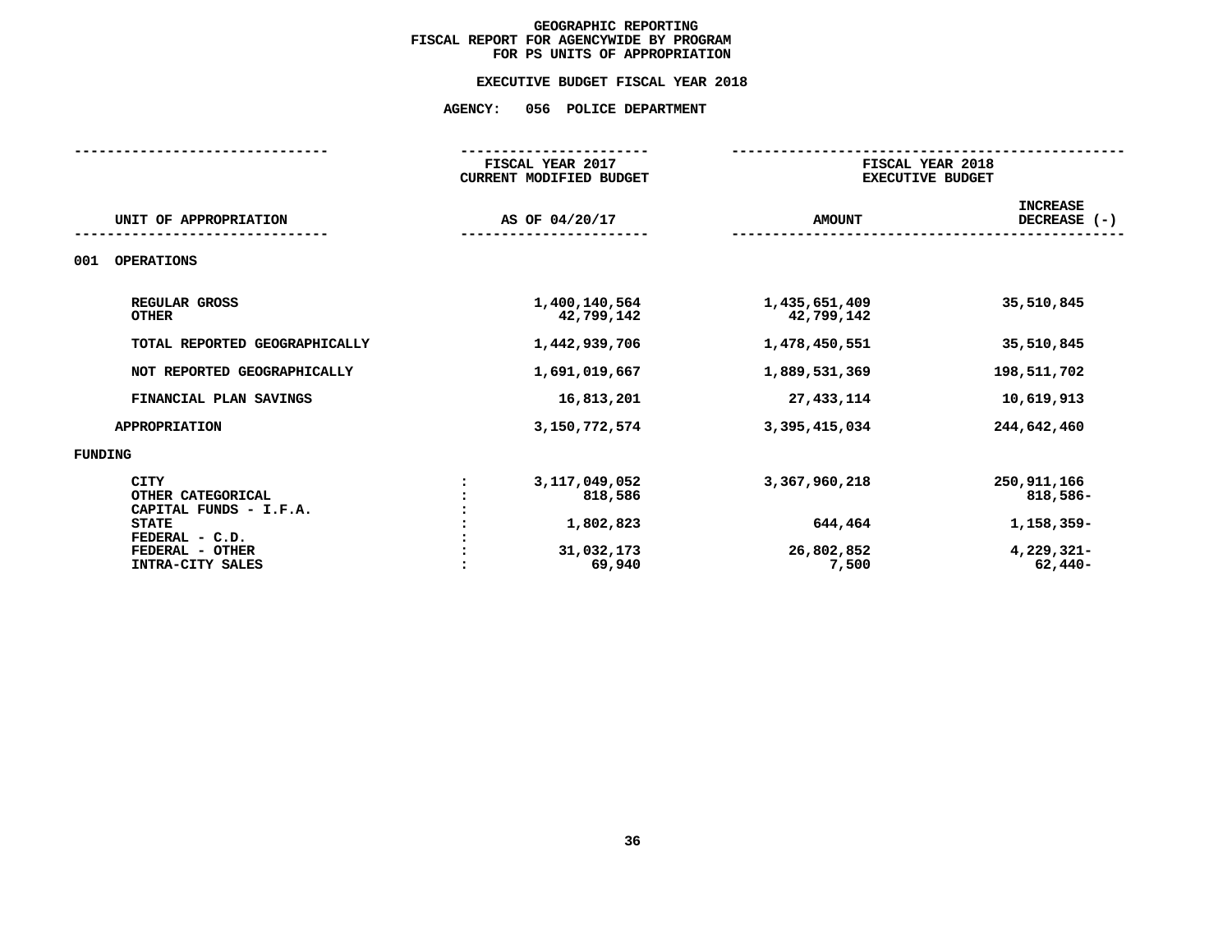# GEOGRAPHIC REPORTING
## FISCAL REPORT FOR AGENCYWIDE BY PROGRAM
## FOR PS UNITS OF APPROPRIATION

### EXECUTIVE BUDGET FISCAL YEAR 2018

### AGENCY: 056 POLICE DEPARTMENT

| UNIT OF APPROPRIATION | | FISCAL YEAR 2017 CURRENT MODIFIED BUDGET AS OF 04/20/17 | FISCAL YEAR 2018 EXECUTIVE BUDGET AMOUNT | INCREASE DECREASE (-) |
|---|---|---|---|---|
| **001 OPERATIONS** | | | | |
| REGULAR GROSS | | 1,400,140,564 | 1,435,651,409 | 35,510,845 |
| OTHER | | 42,799,142 | 42,799,142 | |
| TOTAL REPORTED GEOGRAPHICALLY | | 1,442,939,706 | 1,478,450,551 | 35,510,845 |
| NOT REPORTED GEOGRAPHICALLY | | 1,691,019,667 | 1,889,531,369 | 198,511,702 |
| FINANCIAL PLAN SAVINGS | | 16,813,201 | 27,433,114 | 10,619,913 |
| APPROPRIATION | | 3,150,772,574 | 3,395,415,034 | 244,642,460 |
| **FUNDING** | | | | |
| CITY | : | 3,117,049,052 | 3,367,960,218 | 250,911,166 |
| OTHER CATEGORICAL | : | 818,586 | | 818,586- |
| CAPITAL FUNDS - I.F.A. | : | | | |
| STATE | : | 1,802,823 | 644,464 | 1,158,359- |
| FEDERAL - C.D. | : | | | |
| FEDERAL - OTHER | : | 31,032,173 | 26,802,852 | 4,229,321- |
| INTRA-CITY SALES | : | 69,940 | 7,500 | 62,440- |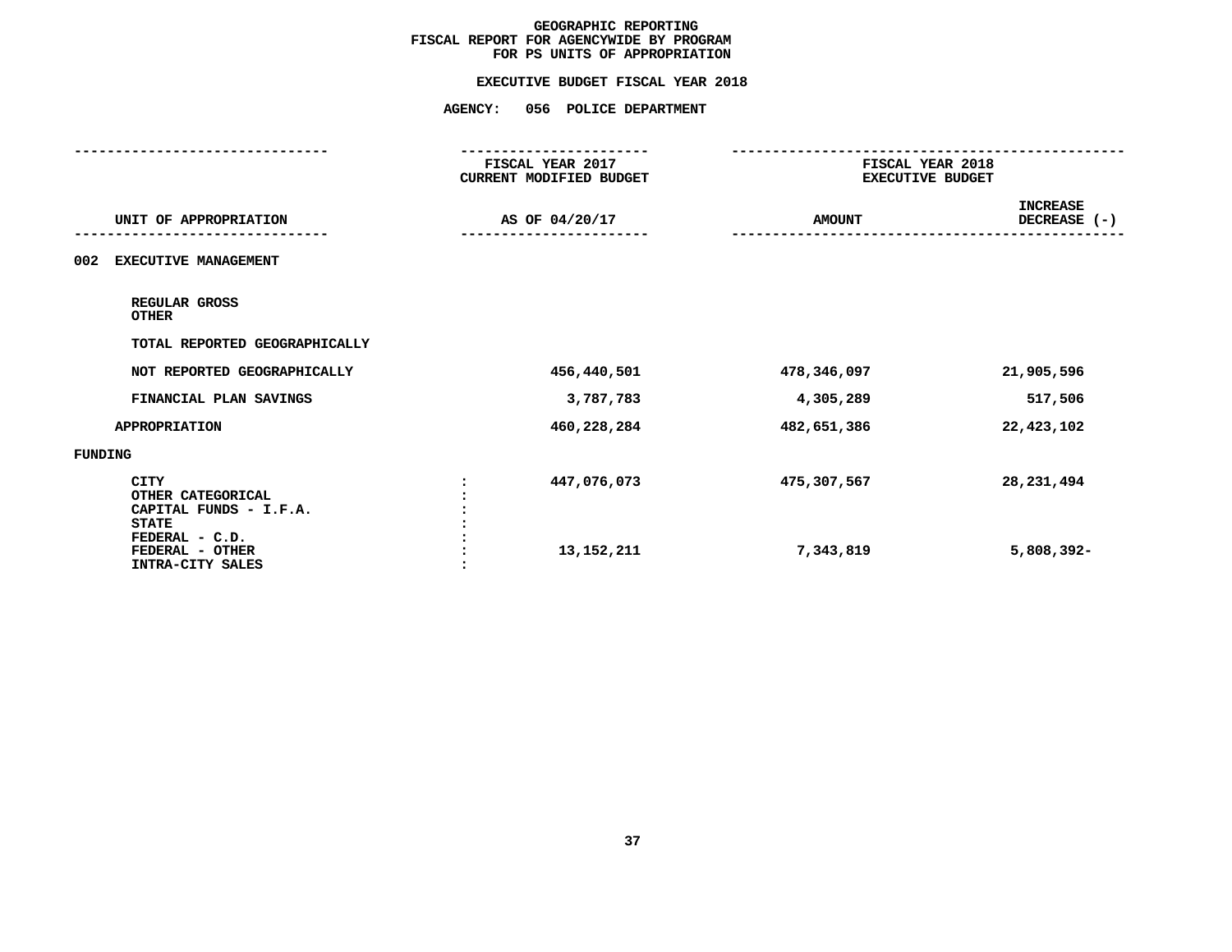# GEOGRAPHIC REPORTING
## FISCAL REPORT FOR AGENCYWIDE BY PROGRAM
## FOR PS UNITS OF APPROPRIATION

### EXECUTIVE BUDGET FISCAL YEAR 2018

### AGENCY: 056 POLICE DEPARTMENT

| UNIT OF APPROPRIATION | FISCAL YEAR 2017 CURRENT MODIFIED BUDGET AS OF 04/20/17 | FISCAL YEAR 2018 EXECUTIVE BUDGET AMOUNT | INCREASE DECREASE (-) |
|---|---|---|---|
| **002 EXECUTIVE MANAGEMENT** | | | |
| REGULAR GROSS | | | |
| OTHER | | | |
| TOTAL REPORTED GEOGRAPHICALLY | | | |
| NOT REPORTED GEOGRAPHICALLY | 456,440,501 | 478,346,097 | 21,905,596 |
| FINANCIAL PLAN SAVINGS | 3,787,783 | 4,305,289 | 517,506 |
| APPROPRIATION | 460,228,284 | 482,651,386 | 22,423,102 |
| **FUNDING** | | | |
| CITY | 447,076,073 | 475,307,567 | 28,231,494 |
| OTHER CATEGORICAL | | | |
| CAPITAL FUNDS - I.F.A. | | | |
| STATE | | | |
| FEDERAL - C.D. | | | |
| FEDERAL - OTHER | 13,152,211 | 7,343,819 | 5,808,392- |
| INTRA-CITY SALES | | | |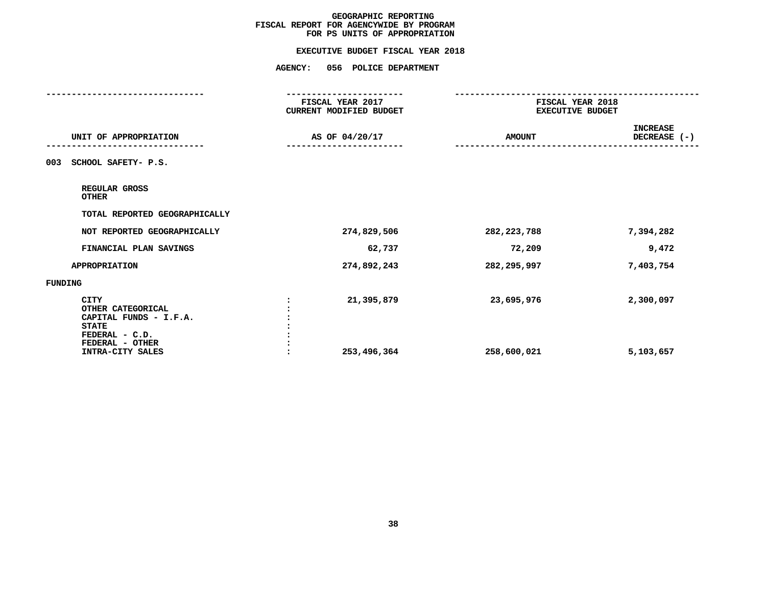# GEOGRAPHIC REPORTING
## FISCAL REPORT FOR AGENCYWIDE BY PROGRAM
## FOR PS UNITS OF APPROPRIATION

### EXECUTIVE BUDGET FISCAL YEAR 2018

### AGENCY: 056 POLICE DEPARTMENT

| UNIT OF APPROPRIATION | | FISCAL YEAR 2017 CURRENT MODIFIED BUDGET AS OF 04/20/17 | FISCAL YEAR 2018 EXECUTIVE BUDGET AMOUNT | INCREASE DECREASE (-) |
|---|---|---|---|---|
| **003 SCHOOL SAFETY- P.S.** | | | | |
| REGULAR GROSS | | | | |
| OTHER | | | | |
| TOTAL REPORTED GEOGRAPHICALLY | | | | |
| NOT REPORTED GEOGRAPHICALLY | | 274,829,506 | 282,223,788 | 7,394,282 |
| FINANCIAL PLAN SAVINGS | | 62,737 | 72,209 | 9,472 |
| APPROPRIATION | | 274,892,243 | 282,295,997 | 7,403,754 |
| FUNDING | | | | |
| CITY | : | 21,395,879 | 23,695,976 | 2,300,097 |
| OTHER CATEGORICAL | : | | | |
| CAPITAL FUNDS - I.F.A. | : | | | |
| STATE | : | | | |
| FEDERAL - C.D. | : | | | |
| FEDERAL - OTHER | : | | | |
| INTRA-CITY SALES | : | 253,496,364 | 258,600,021 | 5,103,657 |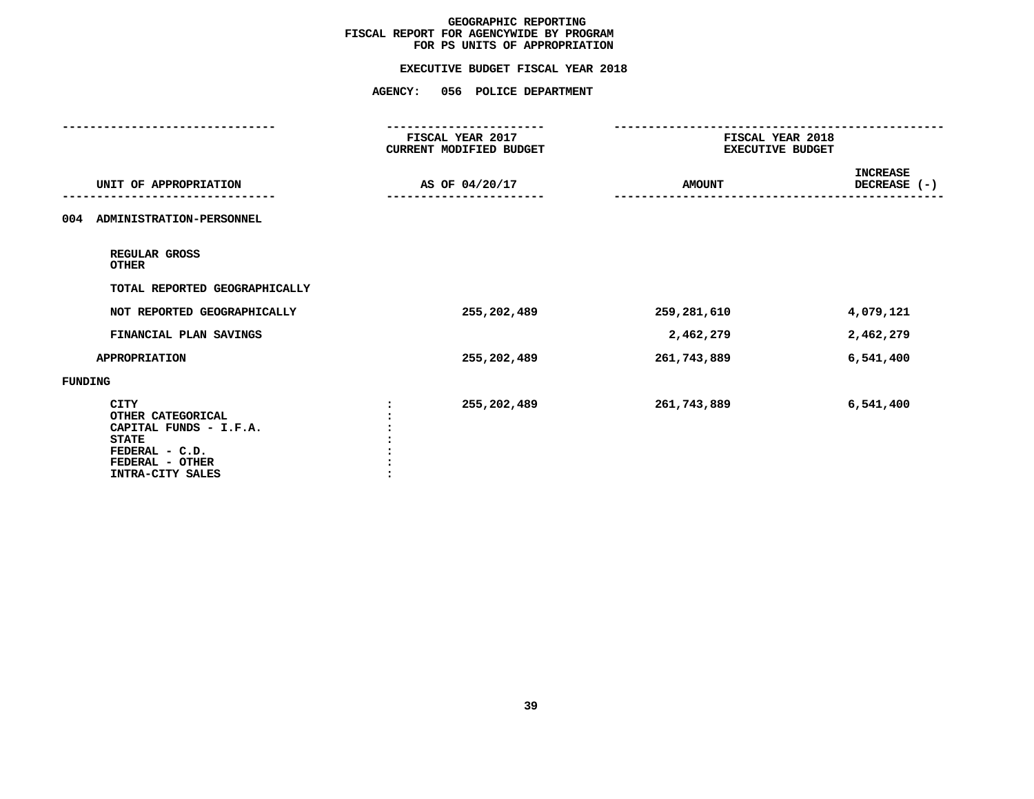# GEOGRAPHIC REPORTING
## FISCAL REPORT FOR AGENCYWIDE BY PROGRAM
## FOR PS UNITS OF APPROPRIATION

### EXECUTIVE BUDGET FISCAL YEAR 2018

### AGENCY: 056 POLICE DEPARTMENT

| UNIT OF APPROPRIATION | | FISCAL YEAR 2017 CURRENT MODIFIED BUDGET AS OF 04/20/17 | FISCAL YEAR 2018 EXECUTIVE BUDGET AMOUNT | INCREASE DECREASE (-) |
|---|---|---|---|---|
| 004 ADMINISTRATION-PERSONNEL | | | | |
| REGULAR GROSS | | | | |
| OTHER | | | | |
| TOTAL REPORTED GEOGRAPHICALLY | | | | |
| NOT REPORTED GEOGRAPHICALLY | | 255,202,489 | 259,281,610 | 4,079,121 |
| FINANCIAL PLAN SAVINGS | | | 2,462,279 | 2,462,279 |
| APPROPRIATION | | 255,202,489 | 261,743,889 | 6,541,400 |
| FUNDING | | | | |
| CITY | : | 255,202,489 | 261,743,889 | 6,541,400 |
| OTHER CATEGORICAL | : | | | |
| CAPITAL FUNDS - I.F.A. | : | | | |
| STATE | : | | | |
| FEDERAL - C.D. | : | | | |
| FEDERAL - OTHER | : | | | |
| INTRA-CITY SALES | : | | | |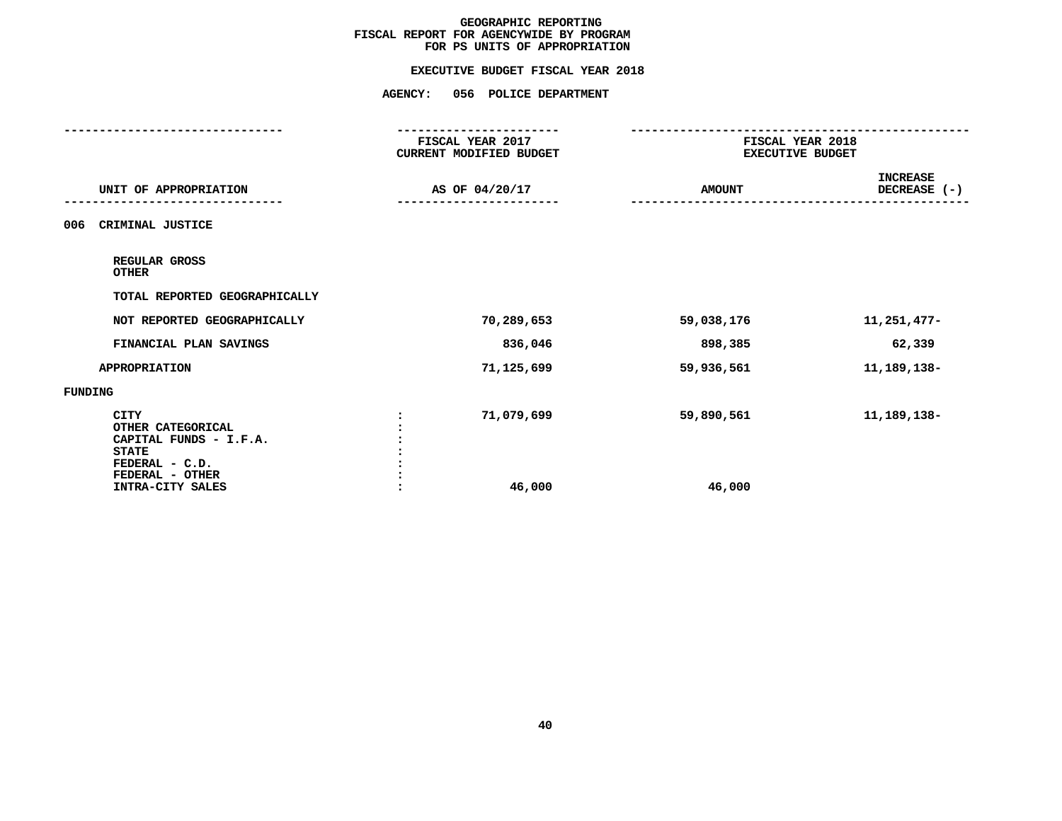# GEOGRAPHIC REPORTING
## FISCAL REPORT FOR AGENCYWIDE BY PROGRAM FOR PS UNITS OF APPROPRIATION

### EXECUTIVE BUDGET FISCAL YEAR 2018

### AGENCY: 056 POLICE DEPARTMENT

| UNIT OF APPROPRIATION | FISCAL YEAR 2017 CURRENT MODIFIED BUDGET AS OF 04/20/17 | FISCAL YEAR 2018 EXECUTIVE BUDGET AMOUNT | INCREASE DECREASE (-) |
|---|---|---|---|
| **006 CRIMINAL JUSTICE** | | | |
| REGULAR GROSS | | | |
| OTHER | | | |
| TOTAL REPORTED GEOGRAPHICALLY | | | |
| NOT REPORTED GEOGRAPHICALLY | 70,289,653 | 59,038,176 | 11,251,477- |
| FINANCIAL PLAN SAVINGS | 836,046 | 898,385 | 62,339 |
| APPROPRIATION | 71,125,699 | 59,936,561 | 11,189,138- |
| **FUNDING** | | | |
| CITY | 71,079,699 | 59,890,561 | 11,189,138- |
| OTHER CATEGORICAL | | | |
| CAPITAL FUNDS - I.F.A. | | | |
| STATE | | | |
| FEDERAL - C.D. | | | |
| FEDERAL - OTHER | | | |
| INTRA-CITY SALES | 46,000 | 46,000 | |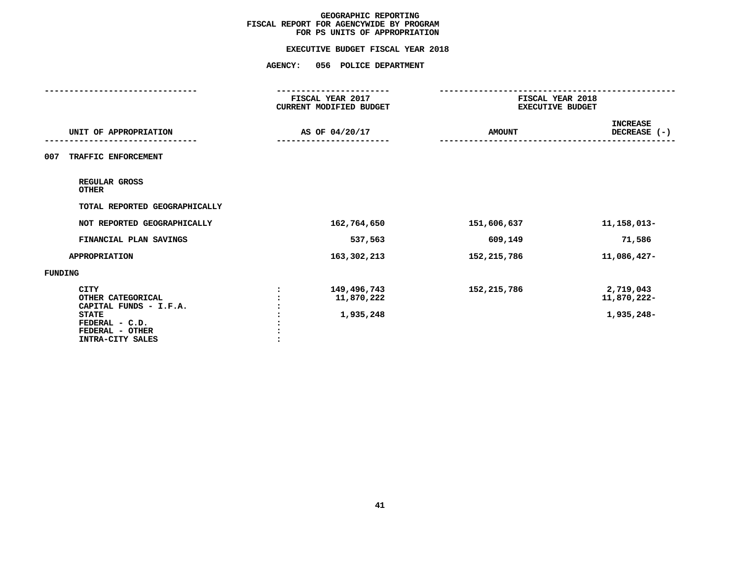# GEOGRAPHIC REPORTING
## FISCAL REPORT FOR AGENCYWIDE BY PROGRAM
## FOR PS UNITS OF APPROPRIATION

### EXECUTIVE BUDGET FISCAL YEAR 2018

### AGENCY: 056 POLICE DEPARTMENT

| UNIT OF APPROPRIATION | | FISCAL YEAR 2017 CURRENT MODIFIED BUDGET AS OF 04/20/17 | FISCAL YEAR 2018 EXECUTIVE BUDGET AMOUNT | INCREASE DECREASE (-) |
|---|---|---|---|---|
| **007 TRAFFIC ENFORCEMENT** | | | | |
| REGULAR GROSS | | | | |
| OTHER | | | | |
| TOTAL REPORTED GEOGRAPHICALLY | | | | |
| NOT REPORTED GEOGRAPHICALLY | | 162,764,650 | 151,606,637 | 11,158,013- |
| FINANCIAL PLAN SAVINGS | | 537,563 | 609,149 | 71,586 |
| APPROPRIATION | | 163,302,213 | 152,215,786 | 11,086,427- |
| **FUNDING** | | | | |
| CITY | : | 149,496,743 | 152,215,786 | 2,719,043 |
| OTHER CATEGORICAL | : | 11,870,222 | | 11,870,222- |
| CAPITAL FUNDS - I.F.A. | : | | | |
| STATE | : | 1,935,248 | | 1,935,248- |
| FEDERAL - C.D. | : | | | |
| FEDERAL - OTHER | : | | | |
| INTRA-CITY SALES | : | | | |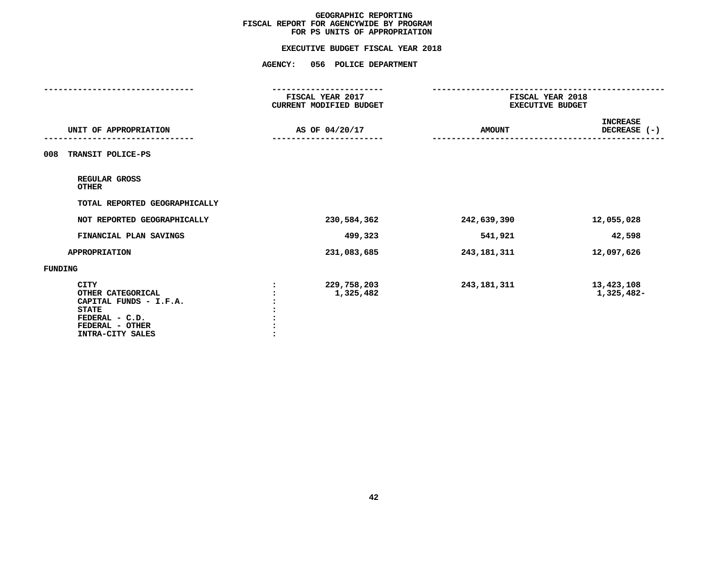# GEOGRAPHIC REPORTING
## FISCAL REPORT FOR AGENCYWIDE BY PROGRAM FOR PS UNITS OF APPROPRIATION

### EXECUTIVE BUDGET FISCAL YEAR 2018

### AGENCY: 056 POLICE DEPARTMENT

| UNIT OF APPROPRIATION | | FISCAL YEAR 2017 CURRENT MODIFIED BUDGET AS OF 04/20/17 | FISCAL YEAR 2018 EXECUTIVE BUDGET AMOUNT | INCREASE DECREASE (-) |
|---|---|---|---|---|
| **008 TRANSIT POLICE-PS** | | | | |
| REGULAR GROSS | | | | |
| OTHER | | | | |
| TOTAL REPORTED GEOGRAPHICALLY | | | | |
| NOT REPORTED GEOGRAPHICALLY | | 230,584,362 | 242,639,390 | 12,055,028 |
| FINANCIAL PLAN SAVINGS | | 499,323 | 541,921 | 42,598 |
| APPROPRIATION | | 231,083,685 | 243,181,311 | 12,097,626 |
| **FUNDING** | | | | |
| CITY | : | 229,758,203 | 243,181,311 | 13,423,108 |
| OTHER CATEGORICAL | : | 1,325,482 | | 1,325,482- |
| CAPITAL FUNDS - I.F.A. | : | | | |
| STATE | : | | | |
| FEDERAL - C.D. | : | | | |
| FEDERAL - OTHER | : | | | |
| INTRA-CITY SALES | : | | | |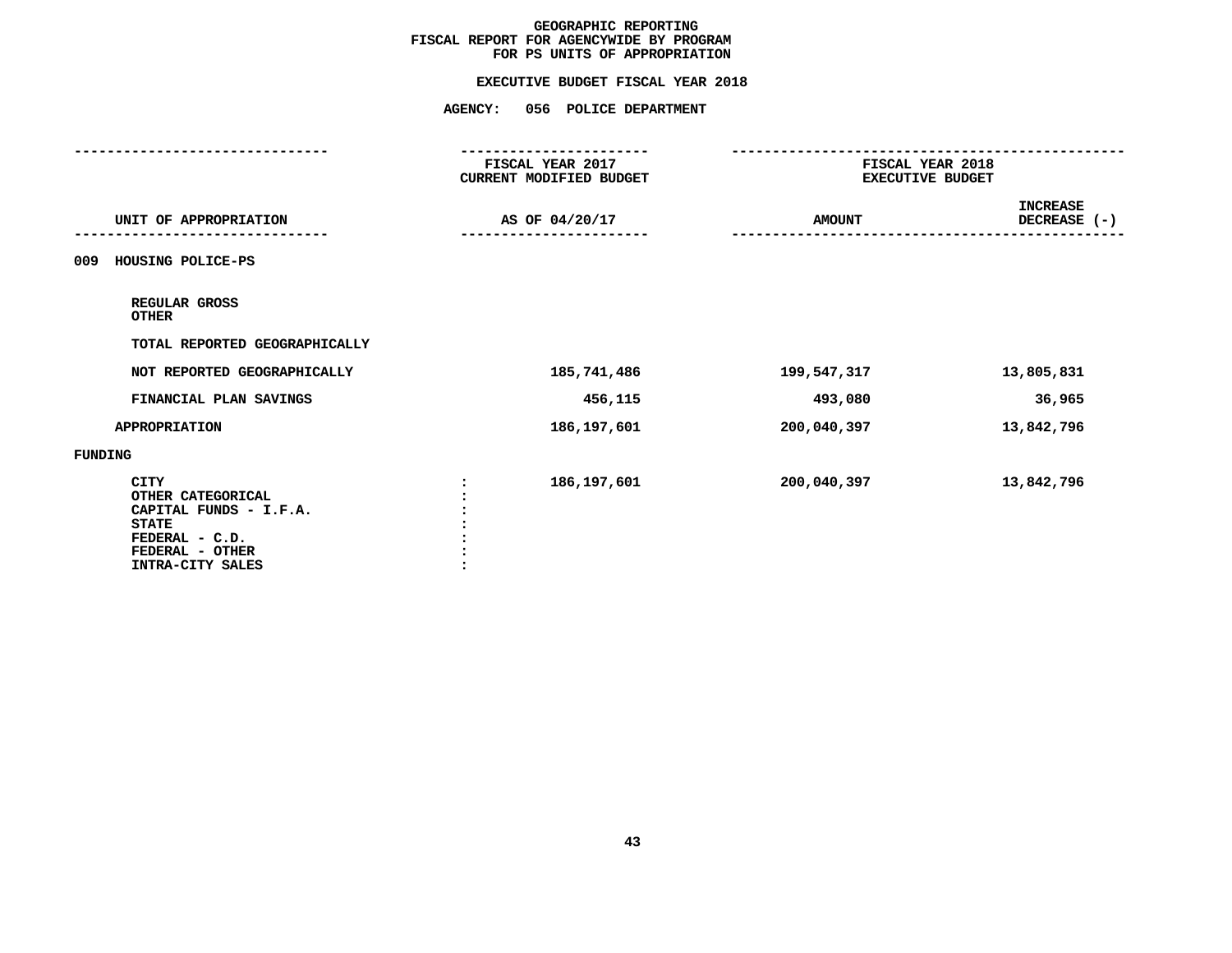# GEOGRAPHIC REPORTING
## FISCAL REPORT FOR AGENCYWIDE BY PROGRAM
## FOR PS UNITS OF APPROPRIATION

### EXECUTIVE BUDGET FISCAL YEAR 2018

### AGENCY: 056 POLICE DEPARTMENT

| UNIT OF APPROPRIATION | | FISCAL YEAR 2017 CURRENT MODIFIED BUDGET AS OF 04/20/17 | FISCAL YEAR 2018 EXECUTIVE BUDGET AMOUNT | INCREASE DECREASE (-) |
|---|---|---|---|---|
| 009 HOUSING POLICE-PS | | | | |
| REGULAR GROSS | | | | |
| OTHER | | | | |
| TOTAL REPORTED GEOGRAPHICALLY | | | | |
| NOT REPORTED GEOGRAPHICALLY | | 185,741,486 | 199,547,317 | 13,805,831 |
| FINANCIAL PLAN SAVINGS | | 456,115 | 493,080 | 36,965 |
| APPROPRIATION | | 186,197,601 | 200,040,397 | 13,842,796 |
| FUNDING | | | | |
| CITY | : | 186,197,601 | 200,040,397 | 13,842,796 |
| OTHER CATEGORICAL | : | | | |
| CAPITAL FUNDS - I.F.A. | : | | | |
| STATE | : | | | |
| FEDERAL - C.D. | : | | | |
| FEDERAL - OTHER | : | | | |
| INTRA-CITY SALES | : | | | |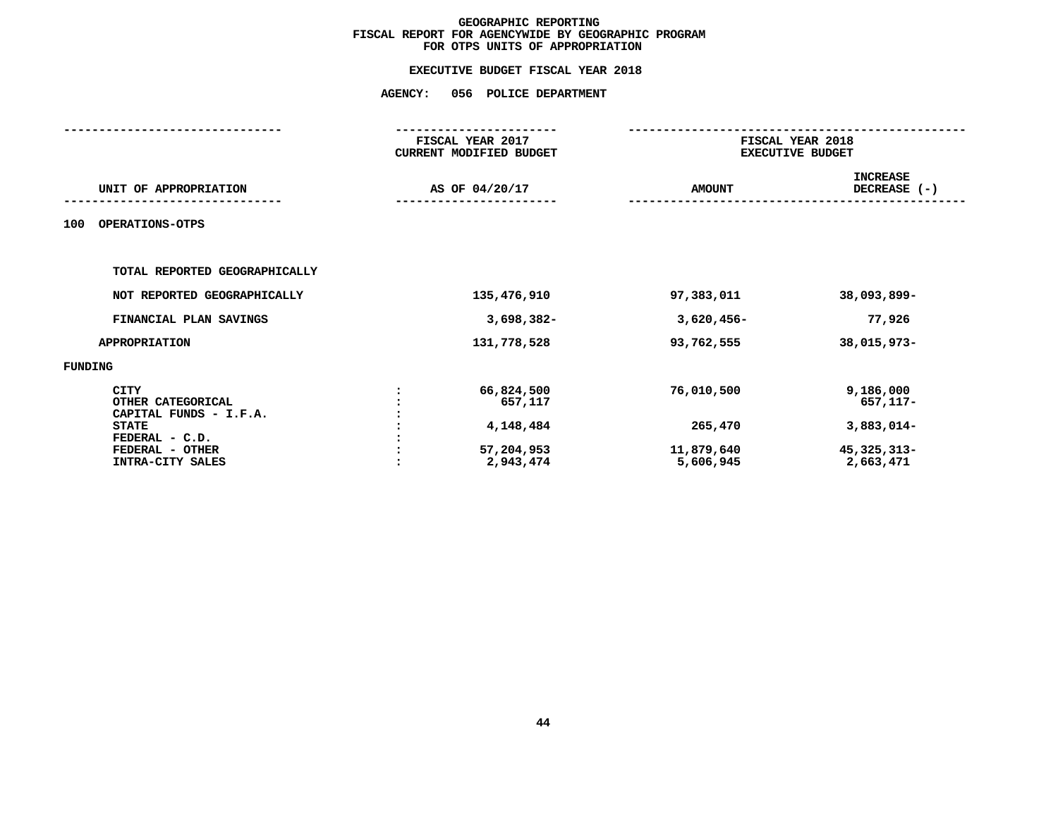**GEOGRAPHIC REPORTING**
**FISCAL REPORT FOR AGENCYWIDE BY GEOGRAPHIC PROGRAM**
**FOR OTPS UNITS OF APPROPRIATION**

**EXECUTIVE BUDGET FISCAL YEAR 2018**

**AGENCY: 056 POLICE DEPARTMENT**

| UNIT OF APPROPRIATION | | FISCAL YEAR 2017 CURRENT MODIFIED BUDGET AS OF 04/20/17 | FISCAL YEAR 2018 EXECUTIVE BUDGET AMOUNT | INCREASE DECREASE (-) |
|---|---|---|---|---|
| 100 OPERATIONS-OTPS | | | | |
| TOTAL REPORTED GEOGRAPHICALLY | | | | |
| NOT REPORTED GEOGRAPHICALLY | | 135,476,910 | 97,383,011 | 38,093,899- |
| FINANCIAL PLAN SAVINGS | | 3,698,382- | 3,620,456- | 77,926 |
| APPROPRIATION | | 131,778,528 | 93,762,555 | 38,015,973- |
| FUNDING | | | | |
| CITY | : | 66,824,500 | 76,010,500 | 9,186,000 |
| OTHER CATEGORICAL | : | 657,117 | | 657,117- |
| CAPITAL FUNDS - I.F.A. | : | | | |
| STATE | : | 4,148,484 | 265,470 | 3,883,014- |
| FEDERAL - C.D. | : | | | |
| FEDERAL - OTHER | : | 57,204,953 | 11,879,640 | 45,325,313- |
| INTRA-CITY SALES | : | 2,943,474 | 5,606,945 | 2,663,471 |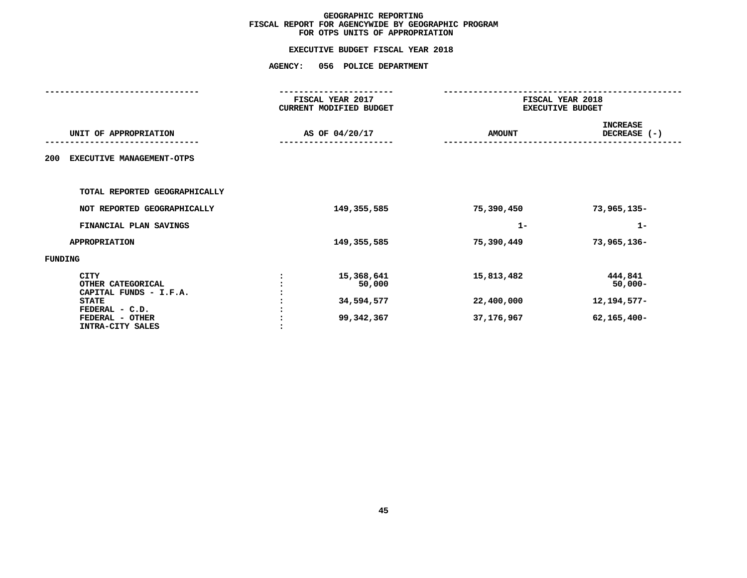**GEOGRAPHIC REPORTING**
**FISCAL REPORT FOR AGENCYWIDE BY GEOGRAPHIC PROGRAM**
**FOR OTPS UNITS OF APPROPRIATION**

**EXECUTIVE BUDGET FISCAL YEAR 2018**

**AGENCY: 056 POLICE DEPARTMENT**

| UNIT OF APPROPRIATION | | FISCAL YEAR 2017 CURRENT MODIFIED BUDGET AS OF 04/20/17 | FISCAL YEAR 2018 EXECUTIVE BUDGET AMOUNT | INCREASE DECREASE (-) |
|---|---|---|---|---|
| 200 EXECUTIVE MANAGEMENT-OTPS | | | | |
| TOTAL REPORTED GEOGRAPHICALLY | | | | |
| NOT REPORTED GEOGRAPHICALLY | | 149,355,585 | 75,390,450 | 73,965,135- |
| FINANCIAL PLAN SAVINGS | | | 1- | 1- |
| APPROPRIATION | | 149,355,585 | 75,390,449 | 73,965,136- |
| FUNDING | | | | |
| CITY | : | 15,368,641 | 15,813,482 | 444,841 |
| OTHER CATEGORICAL | : | 50,000 | | 50,000- |
| CAPITAL FUNDS - I.F.A. | : | | | |
| STATE | : | 34,594,577 | 22,400,000 | 12,194,577- |
| FEDERAL - C.D. | : | | | |
| FEDERAL - OTHER | : | 99,342,367 | 37,176,967 | 62,165,400- |
| INTRA-CITY SALES | : | | | |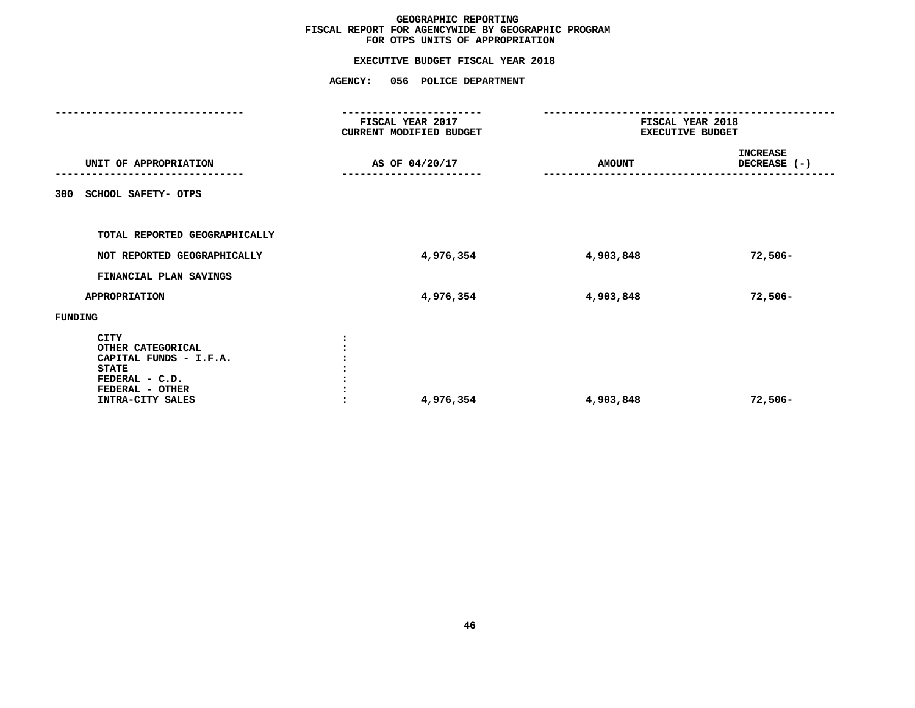**GEOGRAPHIC REPORTING**
**FISCAL REPORT FOR AGENCYWIDE BY GEOGRAPHIC PROGRAM**
**FOR OTPS UNITS OF APPROPRIATION**

**EXECUTIVE BUDGET FISCAL YEAR 2018**

**AGENCY: 056 POLICE DEPARTMENT**

| UNIT OF APPROPRIATION | FISCAL YEAR 2017 CURRENT MODIFIED BUDGET AS OF 04/20/17 | FISCAL YEAR 2018 EXECUTIVE BUDGET AMOUNT | FISCAL YEAR 2018 EXECUTIVE BUDGET INCREASE DECREASE (-) |
|---|---|---|---|
| **300 SCHOOL SAFETY- OTPS** | | | |
| TOTAL REPORTED GEOGRAPHICALLY | | | |
| NOT REPORTED GEOGRAPHICALLY | 4,976,354 | 4,903,848 | 72,506- |
| FINANCIAL PLAN SAVINGS | | | |
| APPROPRIATION | 4,976,354 | 4,903,848 | 72,506- |
| **FUNDING** | | | |
| CITY | | | |
| OTHER CATEGORICAL | | | |
| CAPITAL FUNDS - I.F.A. | | | |
| STATE | | | |
| FEDERAL - C.D. | | | |
| FEDERAL - OTHER | | | |
| INTRA-CITY SALES | 4,976,354 | 4,903,848 | 72,506- |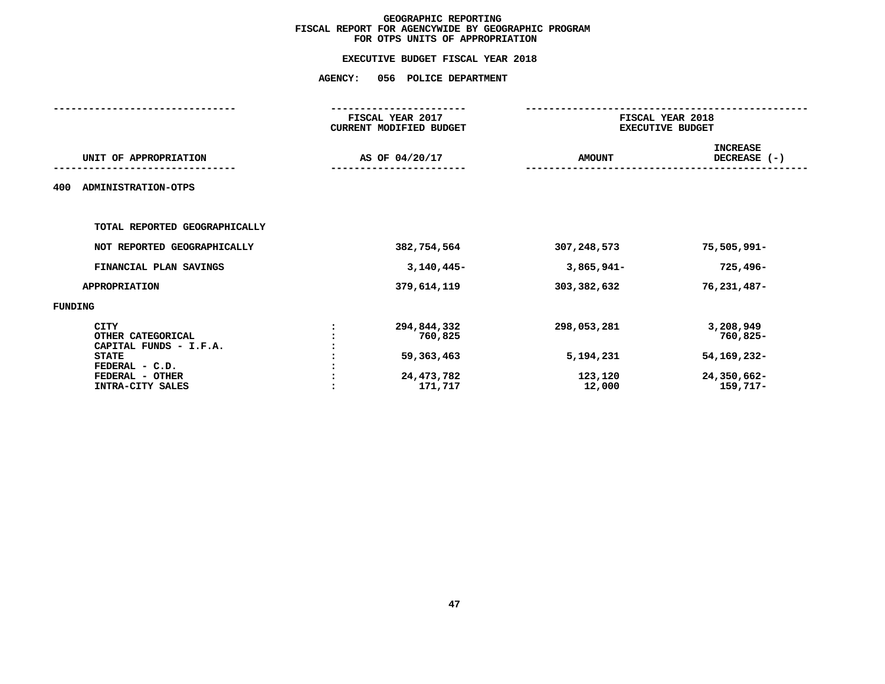**GEOGRAPHIC REPORTING**
**FISCAL REPORT FOR AGENCYWIDE BY GEOGRAPHIC PROGRAM**
**FOR OTPS UNITS OF APPROPRIATION**

**EXECUTIVE BUDGET FISCAL YEAR 2018**

**AGENCY: 056 POLICE DEPARTMENT**

| UNIT OF APPROPRIATION | | FISCAL YEAR 2017 CURRENT MODIFIED BUDGET AS OF 04/20/17 | FISCAL YEAR 2018 EXECUTIVE BUDGET AMOUNT | INCREASE DECREASE (-) |
|---|---|---|---|---|
| 400 ADMINISTRATION-OTPS | | | | |
| TOTAL REPORTED GEOGRAPHICALLY | | | | |
| NOT REPORTED GEOGRAPHICALLY | | 382,754,564 | 307,248,573 | 75,505,991- |
| FINANCIAL PLAN SAVINGS | | 3,140,445- | 3,865,941- | 725,496- |
| APPROPRIATION | | 379,614,119 | 303,382,632 | 76,231,487- |
| FUNDING | | | | |
| CITY | : | 294,844,332 | 298,053,281 | 3,208,949 |
| OTHER CATEGORICAL | : | 760,825 | | 760,825- |
| CAPITAL FUNDS - I.F.A. | : | | | |
| STATE | : | 59,363,463 | 5,194,231 | 54,169,232- |
| FEDERAL - C.D. | : | | | |
| FEDERAL - OTHER | : | 24,473,782 | 123,120 | 24,350,662- |
| INTRA-CITY SALES | : | 171,717 | 12,000 | 159,717- |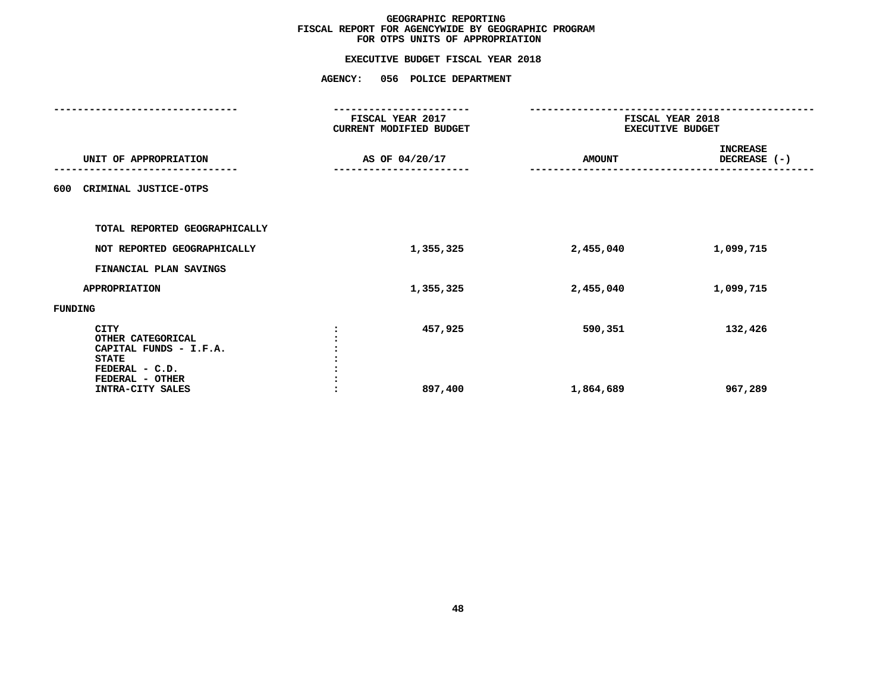# GEOGRAPHIC REPORTING
## FISCAL REPORT FOR AGENCYWIDE BY GEOGRAPHIC PROGRAM
## FOR OTPS UNITS OF APPROPRIATION

### EXECUTIVE BUDGET FISCAL YEAR 2018

### AGENCY: 056 POLICE DEPARTMENT

| UNIT OF APPROPRIATION | FISCAL YEAR 2017 CURRENT MODIFIED BUDGET AS OF 04/20/17 | FISCAL YEAR 2018 EXECUTIVE BUDGET AMOUNT | INCREASE DECREASE (-) |
|---|---|---|---|
| 600 CRIMINAL JUSTICE-OTPS | | | |
| TOTAL REPORTED GEOGRAPHICALLY | | | |
| NOT REPORTED GEOGRAPHICALLY | 1,355,325 | 2,455,040 | 1,099,715 |
| FINANCIAL PLAN SAVINGS | | | |
| APPROPRIATION | 1,355,325 | 2,455,040 | 1,099,715 |
| FUNDING | | | |
| CITY | 457,925 | 590,351 | 132,426 |
| OTHER CATEGORICAL | | | |
| CAPITAL FUNDS - I.F.A. | | | |
| STATE | | | |
| FEDERAL - C.D. | | | |
| FEDERAL - OTHER | | | |
| INTRA-CITY SALES | 897,400 | 1,864,689 | 967,289 |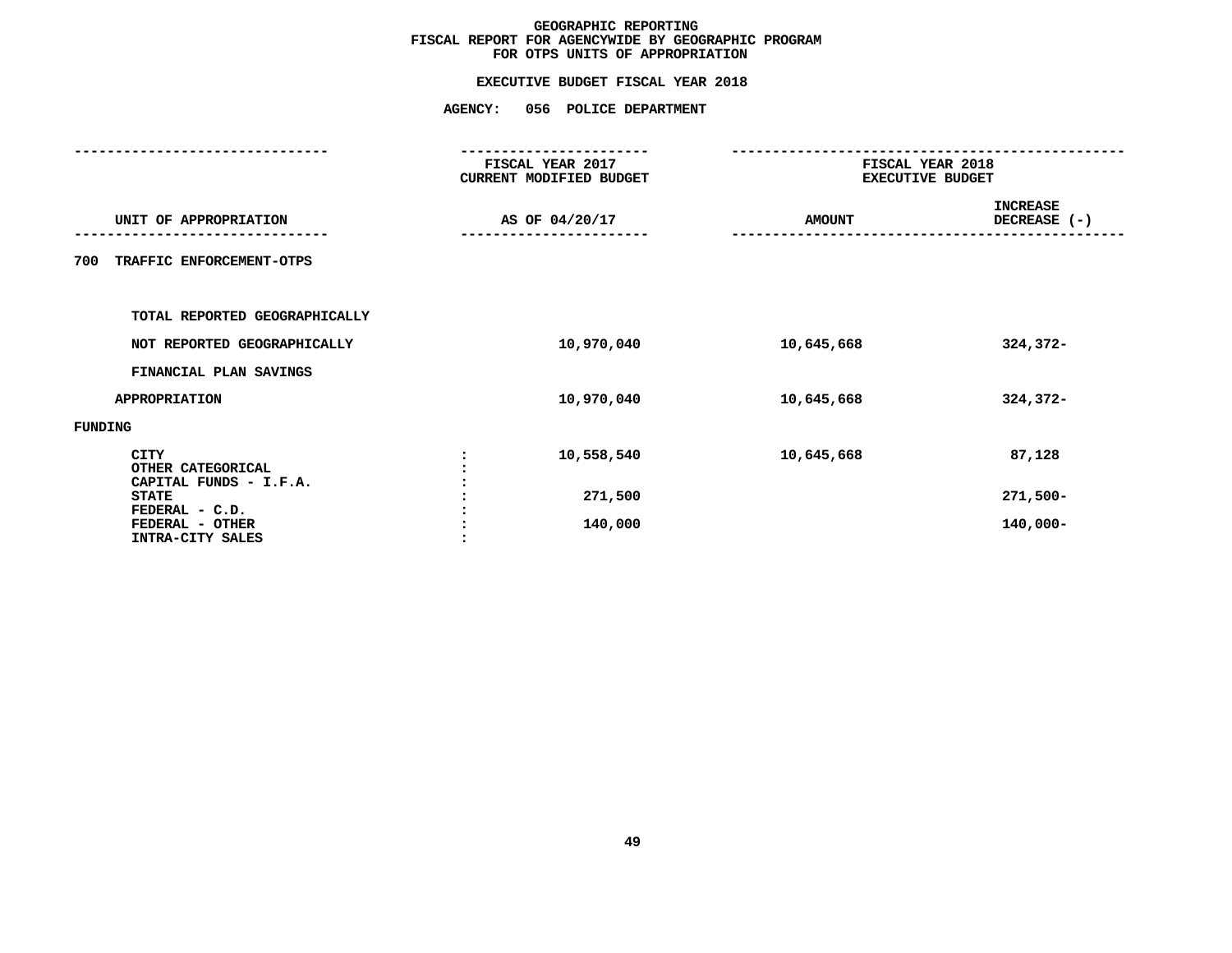# GEOGRAPHIC REPORTING
## FISCAL REPORT FOR AGENCYWIDE BY GEOGRAPHIC PROGRAM
## FOR OTPS UNITS OF APPROPRIATION

### EXECUTIVE BUDGET FISCAL YEAR 2018

### AGENCY: 056 POLICE DEPARTMENT

| UNIT OF APPROPRIATION | FISCAL YEAR 2017 CURRENT MODIFIED BUDGET AS OF 04/20/17 | FISCAL YEAR 2018 EXECUTIVE BUDGET AMOUNT | FISCAL YEAR 2018 EXECUTIVE BUDGET INCREASE DECREASE (-) |
|---|---|---|---|
| **700 TRAFFIC ENFORCEMENT-OTPS** | | | |
| TOTAL REPORTED GEOGRAPHICALLY | | | |
| NOT REPORTED GEOGRAPHICALLY | 10,970,040 | 10,645,668 | 324,372- |
| FINANCIAL PLAN SAVINGS | | | |
| APPROPRIATION | 10,970,040 | 10,645,668 | 324,372- |
| **FUNDING** | | | |
| CITY | 10,558,540 | 10,645,668 | 87,128 |
| OTHER CATEGORICAL | | | |
| CAPITAL FUNDS - I.F.A. | | | |
| STATE | 271,500 | | 271,500- |
| FEDERAL - C.D. | | | |
| FEDERAL - OTHER | 140,000 | | 140,000- |
| INTRA-CITY SALES | | | |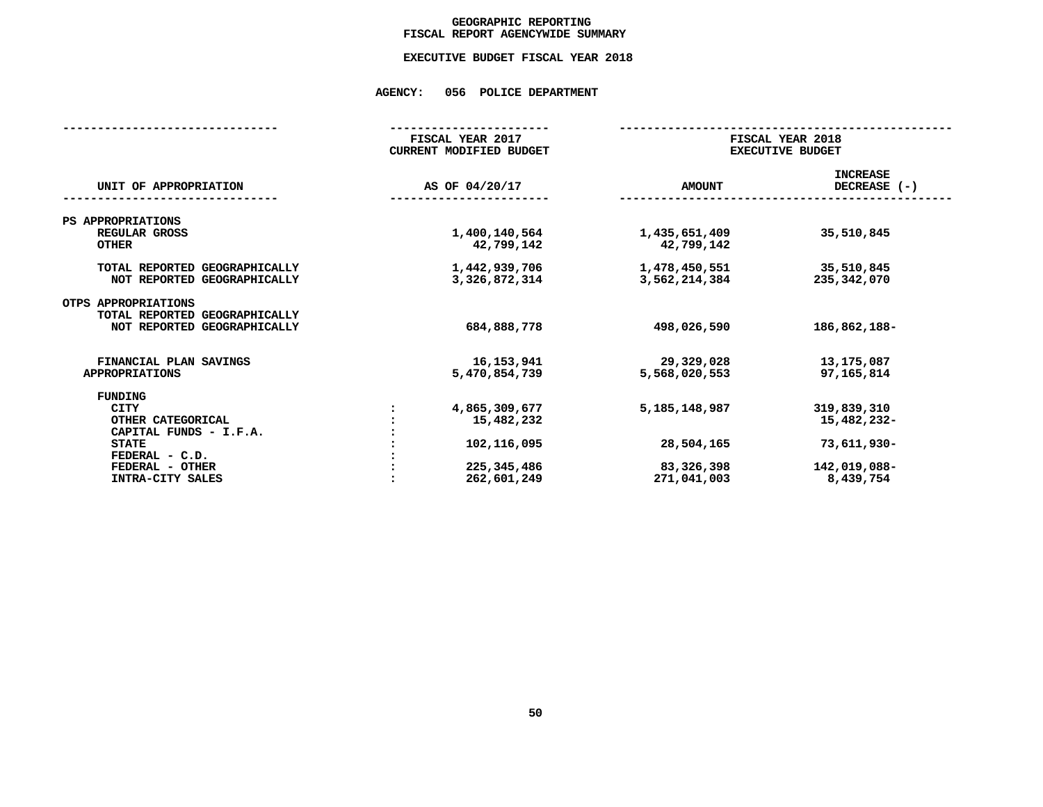# GEOGRAPHIC REPORTING
## FISCAL REPORT AGENCYWIDE SUMMARY

### EXECUTIVE BUDGET FISCAL YEAR 2018

### AGENCY: 056 POLICE DEPARTMENT

| UNIT OF APPROPRIATION | | FISCAL YEAR 2017 CURRENT MODIFIED BUDGET AS OF 04/20/17 | FISCAL YEAR 2018 EXECUTIVE BUDGET AMOUNT | INCREASE DECREASE (-) |
|---|---|---|---|---|
| **PS APPROPRIATIONS** | | | | |
| REGULAR GROSS | | 1,400,140,564 | 1,435,651,409 | 35,510,845 |
| OTHER | | 42,799,142 | 42,799,142 | |
| TOTAL REPORTED GEOGRAPHICALLY | | 1,442,939,706 | 1,478,450,551 | 35,510,845 |
| NOT REPORTED GEOGRAPHICALLY | | 3,326,872,314 | 3,562,214,384 | 235,342,070 |
| **OTPS APPROPRIATIONS** | | | | |
| TOTAL REPORTED GEOGRAPHICALLY | | | | |
| NOT REPORTED GEOGRAPHICALLY | | 684,888,778 | 498,026,590 | 186,862,188- |
| FINANCIAL PLAN SAVINGS | | 16,153,941 | 29,329,028 | 13,175,087 |
| APPROPRIATIONS | | 5,470,854,739 | 5,568,020,553 | 97,165,814 |
| **FUNDING** | | | | |
| CITY | : | 4,865,309,677 | 5,185,148,987 | 319,839,310 |
| OTHER CATEGORICAL | : | 15,482,232 | | 15,482,232- |
| CAPITAL FUNDS - I.F.A. | : | | | |
| STATE | : | 102,116,095 | 28,504,165 | 73,611,930- |
| FEDERAL - C.D. | : | | | |
| FEDERAL - OTHER | : | 225,345,486 | 83,326,398 | 142,019,088- |
| INTRA-CITY SALES | : | 262,601,249 | 271,041,003 | 8,439,754 |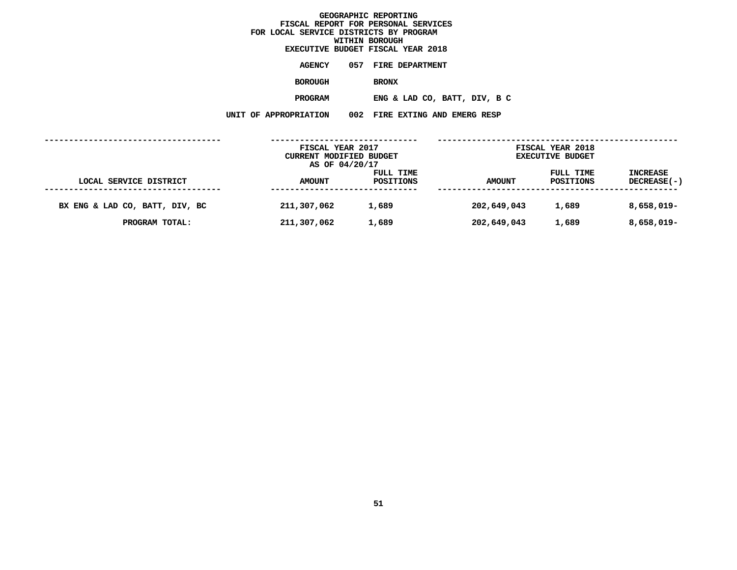# GEOGRAPHIC REPORTING
## FISCAL REPORT FOR PERSONAL SERVICES
## FOR LOCAL SERVICE DISTRICTS BY PROGRAM
## WITHIN BOROUGH
## EXECUTIVE BUDGET FISCAL YEAR 2018

**AGENCY** 057 FIRE DEPARTMENT

**BOROUGH** BRONX

**PROGRAM** ENG & LAD CO, BATT, DIV, B C

**UNIT OF APPROPRIATION** 002 FIRE EXTING AND EMERG RESP

| LOCAL SERVICE DISTRICT | FISCAL YEAR 2017 CURRENT MODIFIED BUDGET AS OF 04/20/17 AMOUNT | FULL TIME POSITIONS | FISCAL YEAR 2018 EXECUTIVE BUDGET AMOUNT | FULL TIME POSITIONS | INCREASE DECREASE(-) |
|---|---|---|---|---|---|
| BX ENG & LAD CO, BATT, DIV, BC | 211,307,062 | 1,689 | 202,649,043 | 1,689 | 8,658,019- |
| PROGRAM TOTAL: | 211,307,062 | 1,689 | 202,649,043 | 1,689 | 8,658,019- |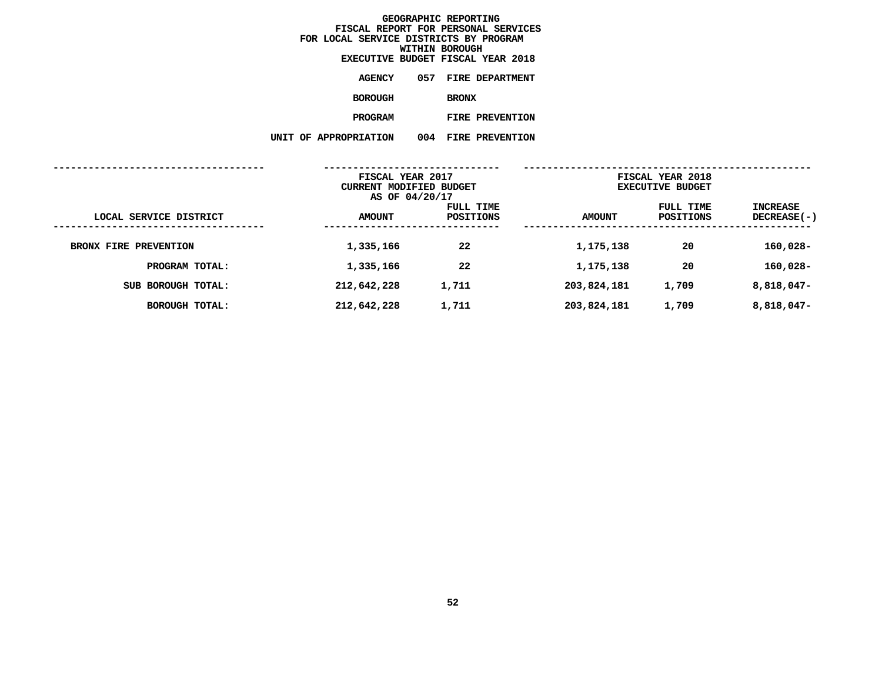# GEOGRAPHIC REPORTING
## FISCAL REPORT FOR PERSONAL SERVICES
## FOR LOCAL SERVICE DISTRICTS BY PROGRAM
## WITHIN BOROUGH
## EXECUTIVE BUDGET FISCAL YEAR 2018

**AGENCY** 057 FIRE DEPARTMENT

**BOROUGH** BRONX

**PROGRAM** FIRE PREVENTION

**UNIT OF APPROPRIATION** 004 FIRE PREVENTION

| | FISCAL YEAR 2017 CURRENT MODIFIED BUDGET AS OF 04/20/17 | | FISCAL YEAR 2018 EXECUTIVE BUDGET | | |
|---|---|---|---|---|---|
| LOCAL SERVICE DISTRICT | AMOUNT | FULL TIME POSITIONS | AMOUNT | FULL TIME POSITIONS | INCREASE DECREASE(-) |
| BRONX FIRE PREVENTION | 1,335,166 | 22 | 1,175,138 | 20 | 160,028- |
| PROGRAM TOTAL: | 1,335,166 | 22 | 1,175,138 | 20 | 160,028- |
| SUB BOROUGH TOTAL: | 212,642,228 | 1,711 | 203,824,181 | 1,709 | 8,818,047- |
| BOROUGH TOTAL: | 212,642,228 | 1,711 | 203,824,181 | 1,709 | 8,818,047- |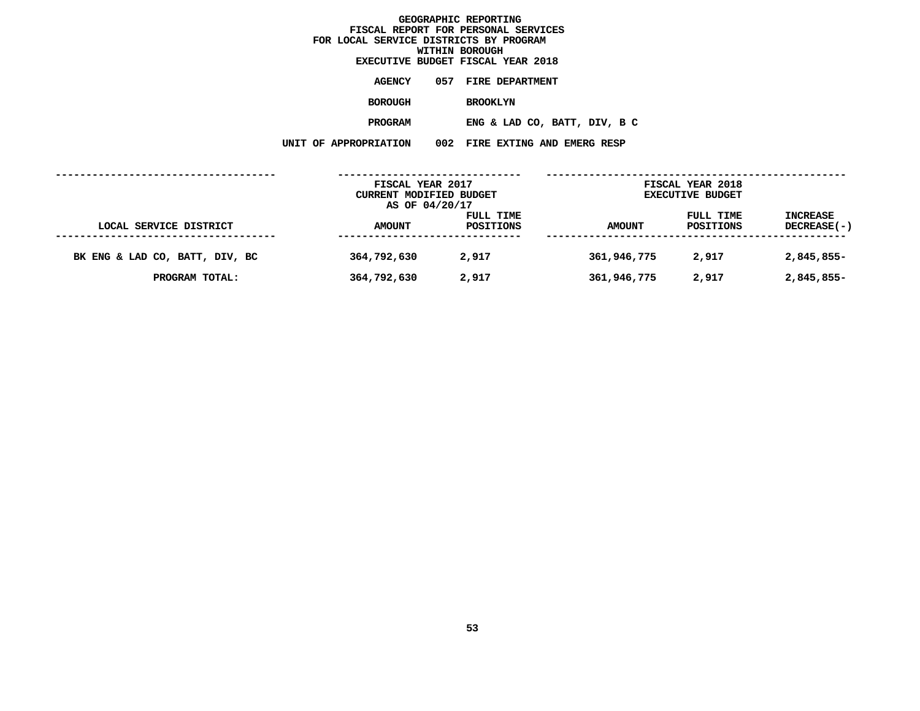# GEOGRAPHIC REPORTING
## FISCAL REPORT FOR PERSONAL SERVICES FOR LOCAL SERVICE DISTRICTS BY PROGRAM WITHIN BOROUGH
## EXECUTIVE BUDGET FISCAL YEAR 2018

**AGENCY** 057 FIRE DEPARTMENT

**BOROUGH** BROOKLYN

**PROGRAM** ENG & LAD CO, BATT, DIV, B C

**UNIT OF APPROPRIATION** 002 FIRE EXTING AND EMERG RESP

| | FISCAL YEAR 2017 CURRENT MODIFIED BUDGET AS OF 04/20/17 | | FISCAL YEAR 2018 EXECUTIVE BUDGET | | |
|---|---|---|---|---|---|
| LOCAL SERVICE DISTRICT | AMOUNT | FULL TIME POSITIONS | AMOUNT | FULL TIME POSITIONS | INCREASE DECREASE(-) |
| BK ENG & LAD CO, BATT, DIV, BC | 364,792,630 | 2,917 | 361,946,775 | 2,917 | 2,845,855- |
| PROGRAM TOTAL: | 364,792,630 | 2,917 | 361,946,775 | 2,917 | 2,845,855- |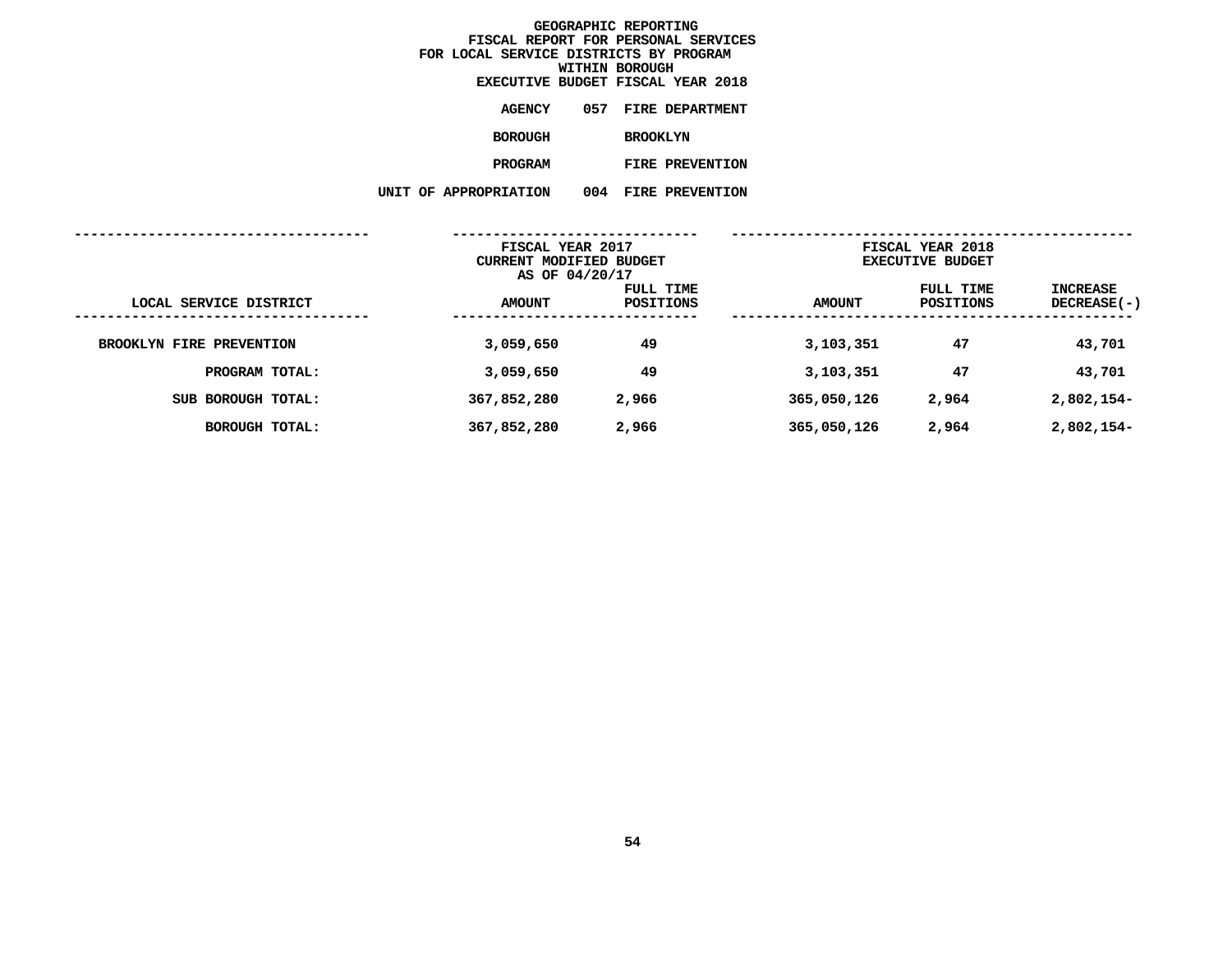# GEOGRAPHIC REPORTING
## FISCAL REPORT FOR PERSONAL SERVICES
## FOR LOCAL SERVICE DISTRICTS BY PROGRAM
## WITHIN BOROUGH
## EXECUTIVE BUDGET FISCAL YEAR 2018

**AGENCY** 057 FIRE DEPARTMENT

**BOROUGH** BROOKLYN

**PROGRAM** FIRE PREVENTION

**UNIT OF APPROPRIATION** 004 FIRE PREVENTION

| LOCAL SERVICE DISTRICT | FISCAL YEAR 2017 CURRENT MODIFIED BUDGET AS OF 04/20/17 AMOUNT | FULL TIME POSITIONS | FISCAL YEAR 2018 EXECUTIVE BUDGET AMOUNT | FULL TIME POSITIONS | INCREASE DECREASE(-) |
|---|---|---|---|---|---|
| BROOKLYN FIRE PREVENTION | 3,059,650 | 49 | 3,103,351 | 47 | 43,701 |
| PROGRAM TOTAL: | 3,059,650 | 49 | 3,103,351 | 47 | 43,701 |
| SUB BOROUGH TOTAL: | 367,852,280 | 2,966 | 365,050,126 | 2,964 | 2,802,154- |
| BOROUGH TOTAL: | 367,852,280 | 2,966 | 365,050,126 | 2,964 | 2,802,154- |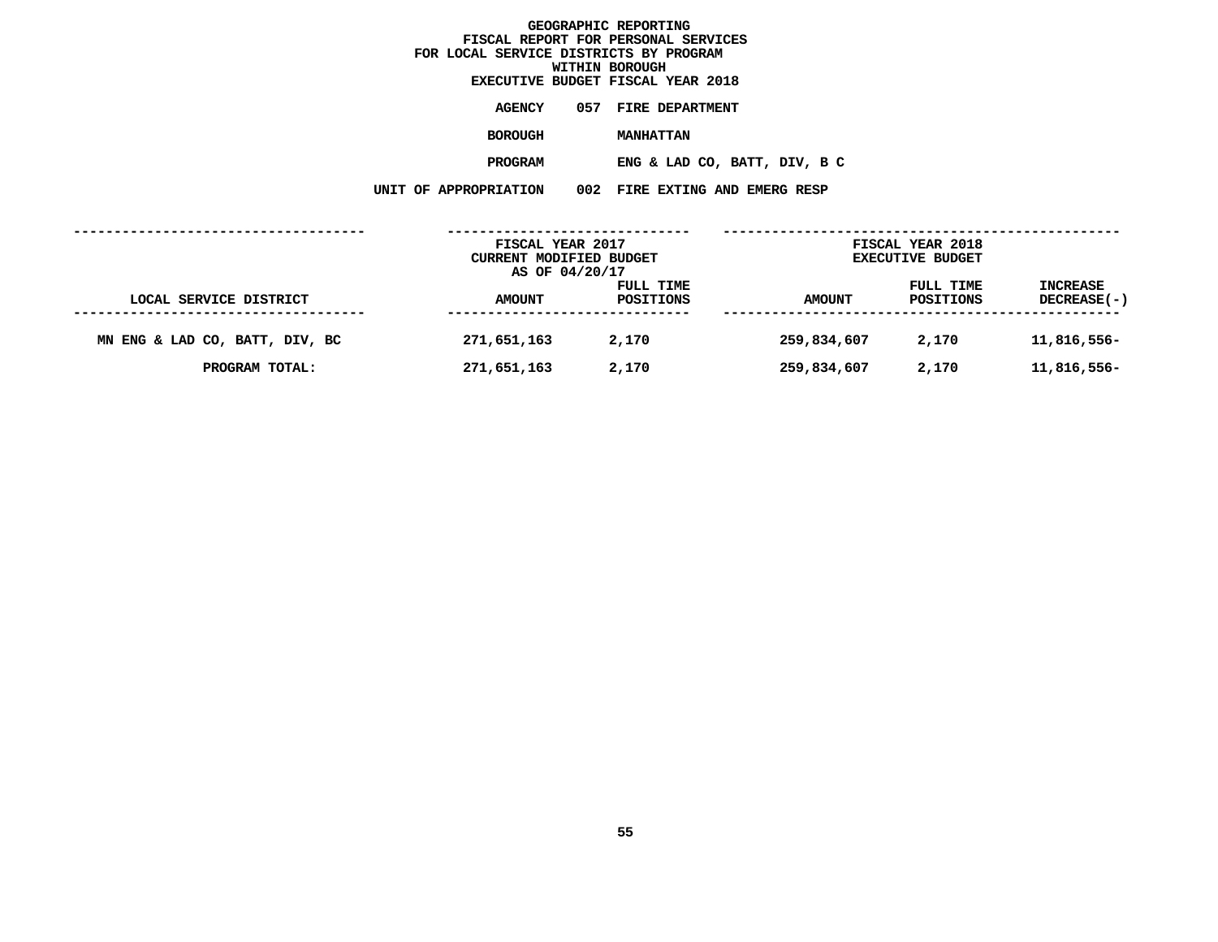# GEOGRAPHIC REPORTING
## FISCAL REPORT FOR PERSONAL SERVICES
## FOR LOCAL SERVICE DISTRICTS BY PROGRAM
## WITHIN BOROUGH
## EXECUTIVE BUDGET FISCAL YEAR 2018

**AGENCY** 057 FIRE DEPARTMENT

**BOROUGH** MANHATTAN

**PROGRAM** ENG & LAD CO, BATT, DIV, B C

**UNIT OF APPROPRIATION** 002 FIRE EXTING AND EMERG RESP

| LOCAL SERVICE DISTRICT | FISCAL YEAR 2017 CURRENT MODIFIED BUDGET AS OF 04/20/17 AMOUNT | FULL TIME POSITIONS | FISCAL YEAR 2018 EXECUTIVE BUDGET AMOUNT | FULL TIME POSITIONS | INCREASE DECREASE(-) |
|---|---|---|---|---|---|
| MN ENG & LAD CO, BATT, DIV, BC | 271,651,163 | 2,170 | 259,834,607 | 2,170 | 11,816,556- |
| PROGRAM TOTAL: | 271,651,163 | 2,170 | 259,834,607 | 2,170 | 11,816,556- |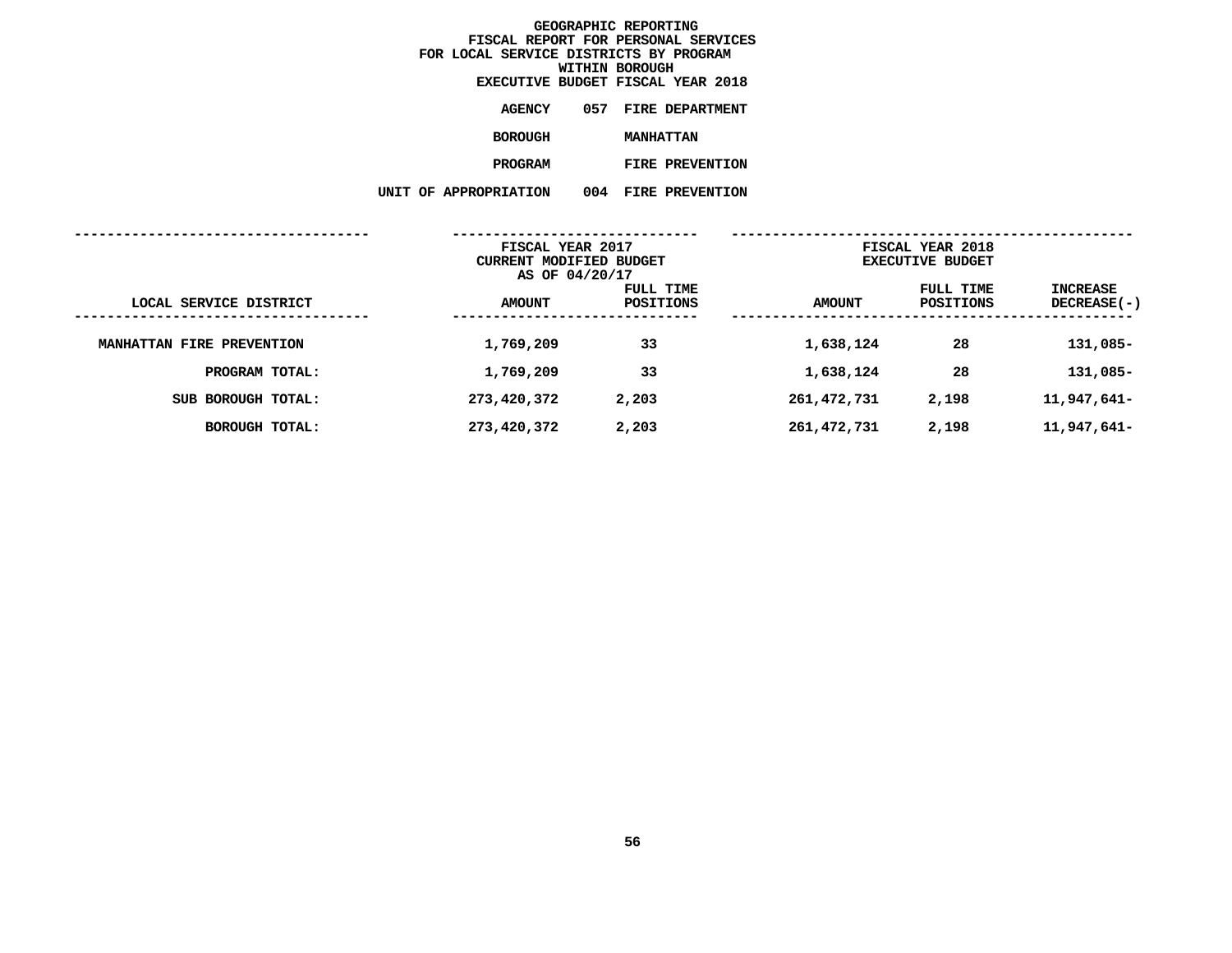# GEOGRAPHIC REPORTING
## FISCAL REPORT FOR PERSONAL SERVICES FOR LOCAL SERVICE DISTRICTS BY PROGRAM WITHIN BOROUGH
## EXECUTIVE BUDGET FISCAL YEAR 2018

**AGENCY** 057 FIRE DEPARTMENT

**BOROUGH** MANHATTAN

**PROGRAM** FIRE PREVENTION

**UNIT OF APPROPRIATION** 004 FIRE PREVENTION

| LOCAL SERVICE DISTRICT | FISCAL YEAR 2017 CURRENT MODIFIED BUDGET AS OF 04/20/17 AMOUNT | FULL TIME POSITIONS | FISCAL YEAR 2018 EXECUTIVE BUDGET AMOUNT | FULL TIME POSITIONS | INCREASE DECREASE(-) |
|---|---|---|---|---|---|
| MANHATTAN FIRE PREVENTION | 1,769,209 | 33 | 1,638,124 | 28 | 131,085- |
| PROGRAM TOTAL: | 1,769,209 | 33 | 1,638,124 | 28 | 131,085- |
| SUB BOROUGH TOTAL: | 273,420,372 | 2,203 | 261,472,731 | 2,198 | 11,947,641- |
| BOROUGH TOTAL: | 273,420,372 | 2,203 | 261,472,731 | 2,198 | 11,947,641- |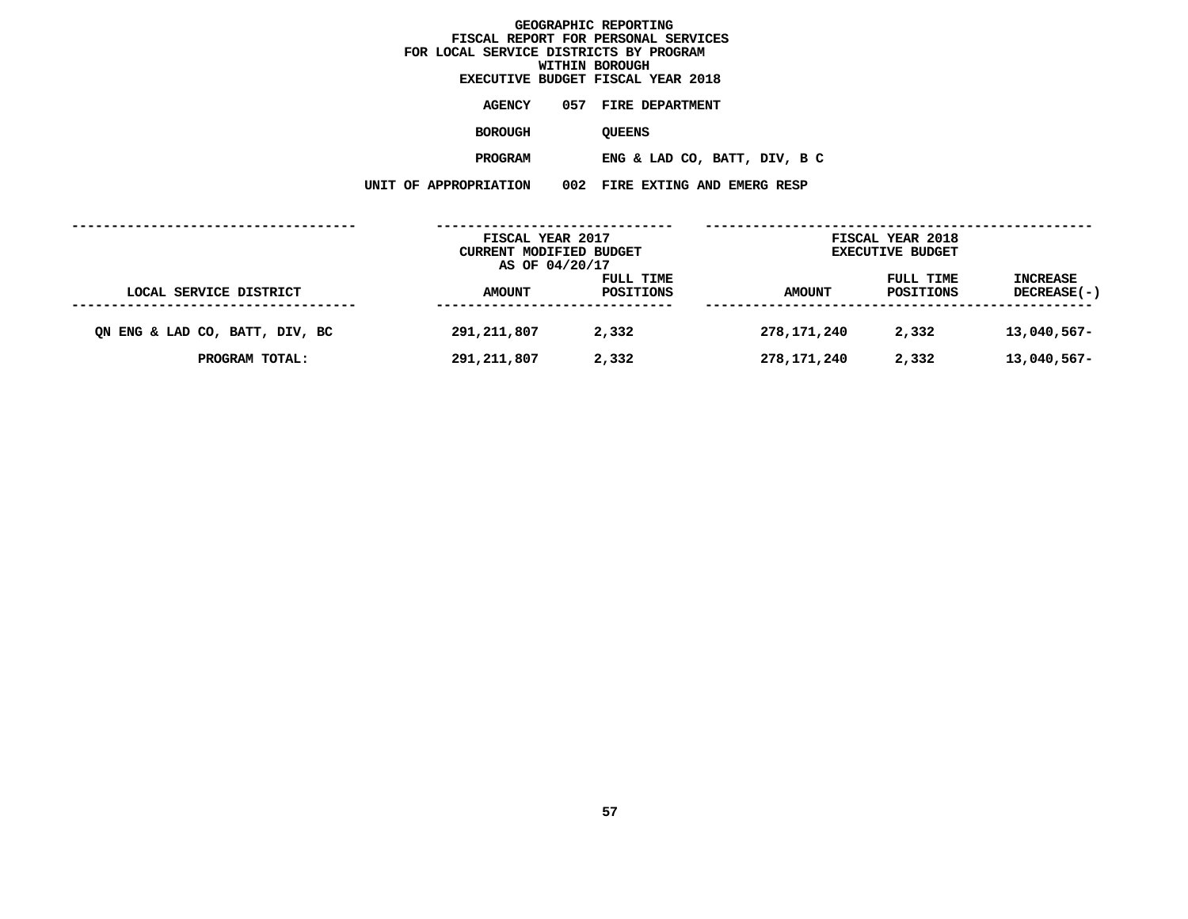# GEOGRAPHIC REPORTING
## FISCAL REPORT FOR PERSONAL SERVICES
## FOR LOCAL SERVICE DISTRICTS BY PROGRAM
## WITHIN BOROUGH
## EXECUTIVE BUDGET FISCAL YEAR 2018

**AGENCY** 057 FIRE DEPARTMENT

**BOROUGH** QUEENS

**PROGRAM** ENG & LAD CO, BATT, DIV, B C

**UNIT OF APPROPRIATION** 002 FIRE EXTING AND EMERG RESP

| LOCAL SERVICE DISTRICT | FISCAL YEAR 2017 CURRENT MODIFIED BUDGET AS OF 04/20/17 AMOUNT | FULL TIME POSITIONS | FISCAL YEAR 2018 EXECUTIVE BUDGET AMOUNT | FULL TIME POSITIONS | INCREASE DECREASE(-) |
|---|---|---|---|---|---|
| QN ENG & LAD CO, BATT, DIV, BC | 291,211,807 | 2,332 | 278,171,240 | 2,332 | 13,040,567- |
| PROGRAM TOTAL: | 291,211,807 | 2,332 | 278,171,240 | 2,332 | 13,040,567- |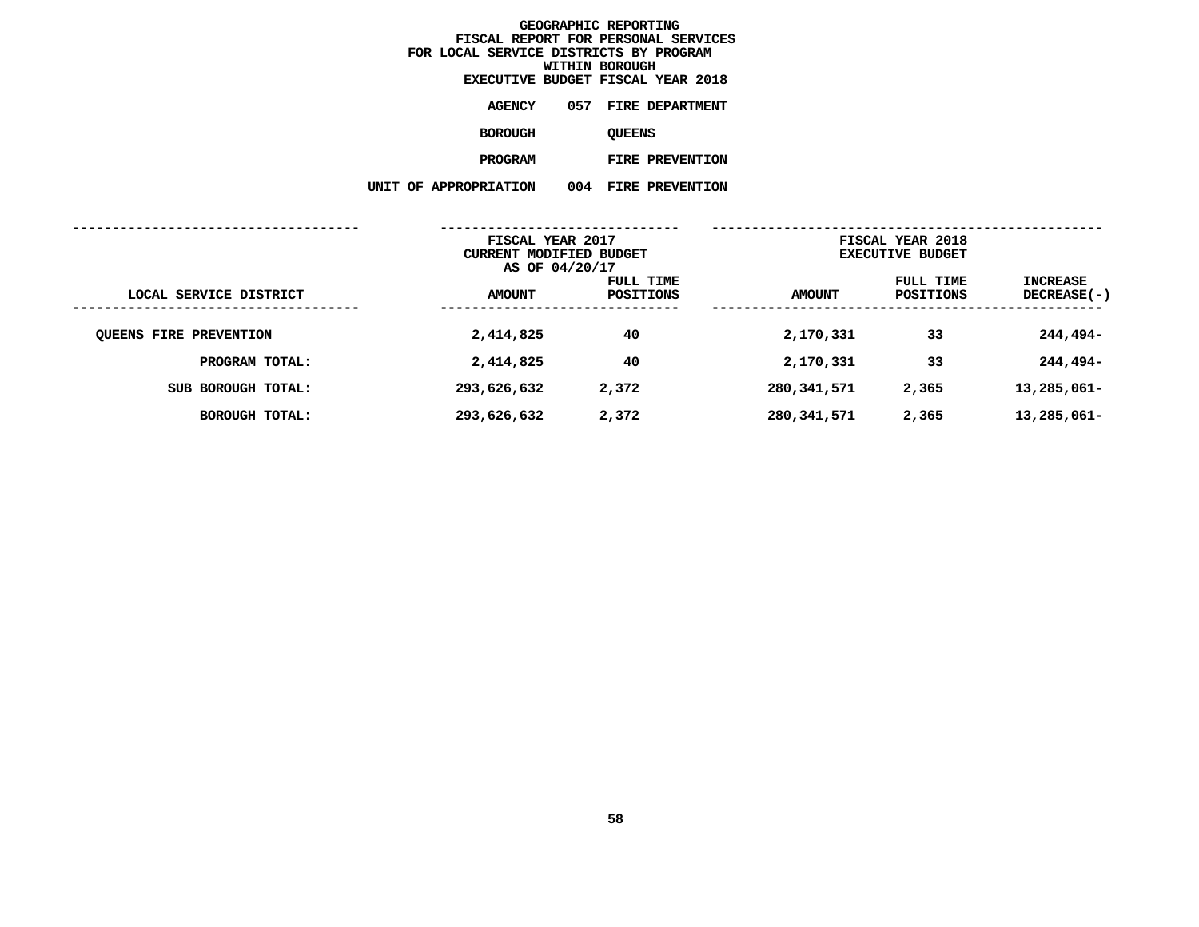# GEOGRAPHIC REPORTING
## FISCAL REPORT FOR PERSONAL SERVICES
## FOR LOCAL SERVICE DISTRICTS BY PROGRAM
## WITHIN BOROUGH
## EXECUTIVE BUDGET FISCAL YEAR 2018

**AGENCY** 057 FIRE DEPARTMENT

**BOROUGH** QUEENS

**PROGRAM** FIRE PREVENTION

**UNIT OF APPROPRIATION** 004 FIRE PREVENTION

| LOCAL SERVICE DISTRICT | FISCAL YEAR 2017 CURRENT MODIFIED BUDGET AS OF 04/20/17 AMOUNT | FULL TIME POSITIONS | FISCAL YEAR 2018 EXECUTIVE BUDGET AMOUNT | FULL TIME POSITIONS | INCREASE DECREASE(-) |
|---|---|---|---|---|---|
| QUEENS FIRE PREVENTION | 2,414,825 | 40 | 2,170,331 | 33 | 244,494- |
| PROGRAM TOTAL: | 2,414,825 | 40 | 2,170,331 | 33 | 244,494- |
| SUB BOROUGH TOTAL: | 293,626,632 | 2,372 | 280,341,571 | 2,365 | 13,285,061- |
| BOROUGH TOTAL: | 293,626,632 | 2,372 | 280,341,571 | 2,365 | 13,285,061- |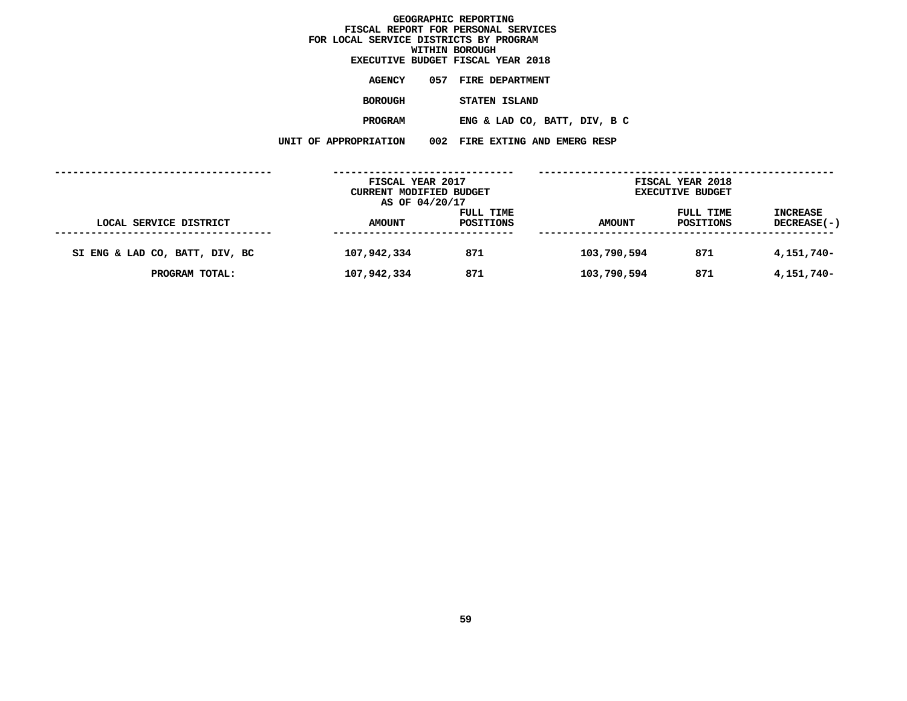# GEOGRAPHIC REPORTING
## FISCAL REPORT FOR PERSONAL SERVICES
## FOR LOCAL SERVICE DISTRICTS BY PROGRAM
## WITHIN BOROUGH
## EXECUTIVE BUDGET FISCAL YEAR 2018

**AGENCY** 057 FIRE DEPARTMENT

**BOROUGH** STATEN ISLAND

**PROGRAM** ENG & LAD CO, BATT, DIV, B C

**UNIT OF APPROPRIATION** 002 FIRE EXTING AND EMERG RESP

| LOCAL SERVICE DISTRICT | FISCAL YEAR 2017 CURRENT MODIFIED BUDGET AS OF 04/20/17 AMOUNT | FULL TIME POSITIONS | FISCAL YEAR 2018 EXECUTIVE BUDGET AMOUNT | FULL TIME POSITIONS | INCREASE DECREASE(-) |
|---|---|---|---|---|---|
| SI ENG & LAD CO, BATT, DIV, BC | 107,942,334 | 871 | 103,790,594 | 871 | 4,151,740- |
| PROGRAM TOTAL: | 107,942,334 | 871 | 103,790,594 | 871 | 4,151,740- |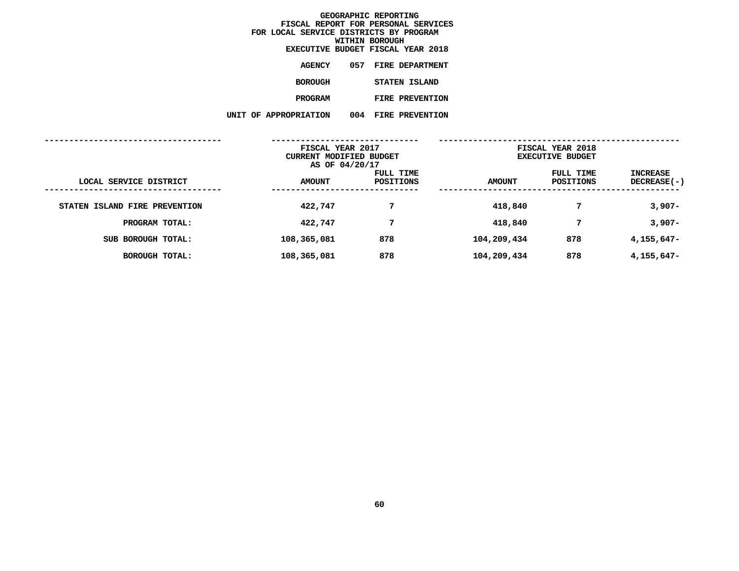# GEOGRAPHIC REPORTING
## FISCAL REPORT FOR PERSONAL SERVICES
## FOR LOCAL SERVICE DISTRICTS BY PROGRAM
## WITHIN BOROUGH
## EXECUTIVE BUDGET FISCAL YEAR 2018

**AGENCY** 057 FIRE DEPARTMENT

**BOROUGH** STATEN ISLAND

**PROGRAM** FIRE PREVENTION

**UNIT OF APPROPRIATION** 004 FIRE PREVENTION

| LOCAL SERVICE DISTRICT | FISCAL YEAR 2017 CURRENT MODIFIED BUDGET AS OF 04/20/17 AMOUNT | FULL TIME POSITIONS | FISCAL YEAR 2018 EXECUTIVE BUDGET AMOUNT | FULL TIME POSITIONS | INCREASE DECREASE(-) |
|---|---|---|---|---|---|
| STATEN ISLAND FIRE PREVENTION | 422,747 | 7 | 418,840 | 7 | 3,907- |
| PROGRAM TOTAL: | 422,747 | 7 | 418,840 | 7 | 3,907- |
| SUB BOROUGH TOTAL: | 108,365,081 | 878 | 104,209,434 | 878 | 4,155,647- |
| BOROUGH TOTAL: | 108,365,081 | 878 | 104,209,434 | 878 | 4,155,647- |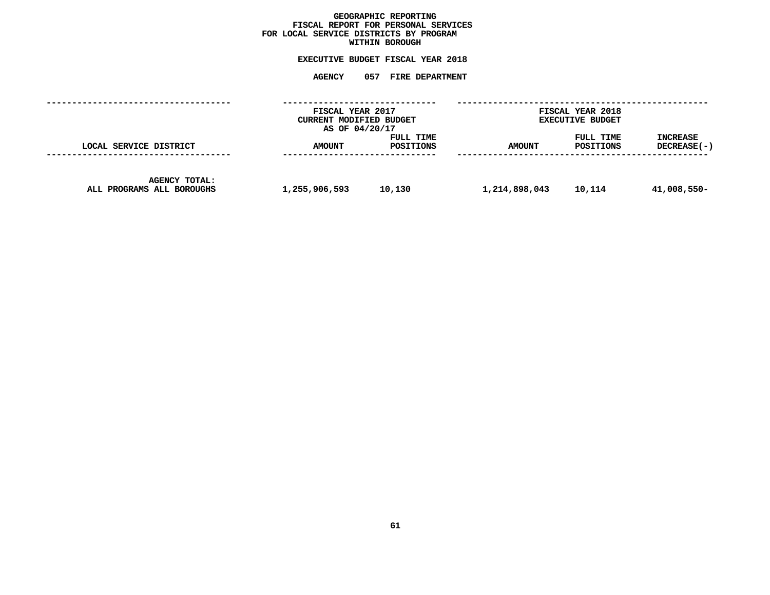# GEOGRAPHIC REPORTING
## FISCAL REPORT FOR PERSONAL SERVICES
## FOR LOCAL SERVICE DISTRICTS BY PROGRAM
## WITHIN BOROUGH

### EXECUTIVE BUDGET FISCAL YEAR 2018

### AGENCY 057 FIRE DEPARTMENT

| LOCAL SERVICE DISTRICT | FISCAL YEAR 2017 CURRENT MODIFIED BUDGET AS OF 04/20/17 AMOUNT | FULL TIME POSITIONS | FISCAL YEAR 2018 EXECUTIVE BUDGET AMOUNT | FULL TIME POSITIONS | INCREASE DECREASE(-) |
|---|---|---|---|---|---|
| AGENCY TOTAL: ALL PROGRAMS ALL BOROUGHS | 1,255,906,593 | 10,130 | 1,214,898,043 | 10,114 | 41,008,550- |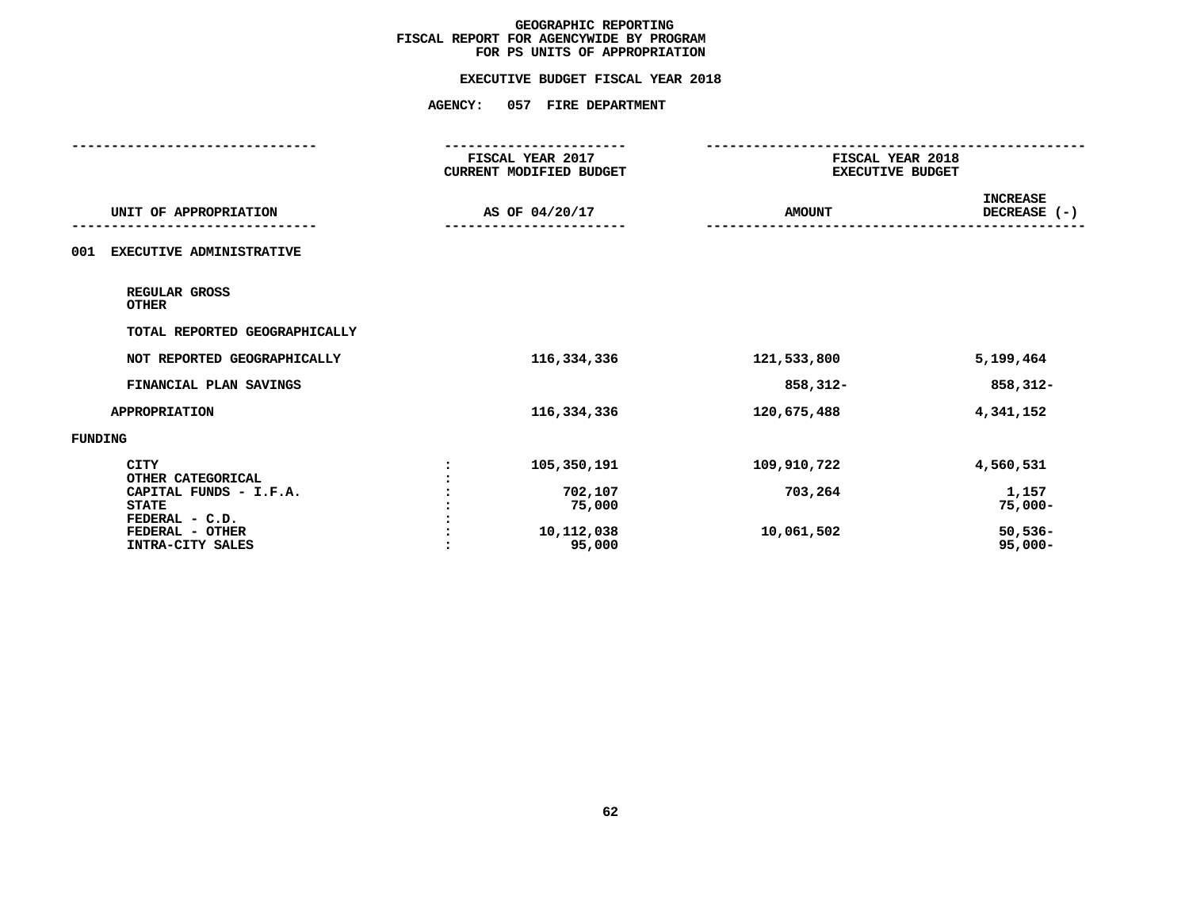# GEOGRAPHIC REPORTING
## FISCAL REPORT FOR AGENCYWIDE BY PROGRAM
## FOR PS UNITS OF APPROPRIATION

### EXECUTIVE BUDGET FISCAL YEAR 2018

### AGENCY: 057 FIRE DEPARTMENT

| UNIT OF APPROPRIATION | | FISCAL YEAR 2017 CURRENT MODIFIED BUDGET AS OF 04/20/17 | FISCAL YEAR 2018 EXECUTIVE BUDGET AMOUNT | INCREASE DECREASE (-) |
|---|---|---|---|---|
| 001 EXECUTIVE ADMINISTRATIVE | | | | |
| REGULAR GROSS | | | | |
| OTHER | | | | |
| TOTAL REPORTED GEOGRAPHICALLY | | | | |
| NOT REPORTED GEOGRAPHICALLY | | 116,334,336 | 121,533,800 | 5,199,464 |
| FINANCIAL PLAN SAVINGS | | | 858,312- | 858,312- |
| APPROPRIATION | | 116,334,336 | 120,675,488 | 4,341,152 |
| FUNDING | | | | |
| CITY | : | 105,350,191 | 109,910,722 | 4,560,531 |
| OTHER CATEGORICAL | : | | | |
| CAPITAL FUNDS - I.F.A. | : | 702,107 | 703,264 | 1,157 |
| STATE | : | 75,000 | | 75,000- |
| FEDERAL - C.D. | : | | | |
| FEDERAL - OTHER | : | 10,112,038 | 10,061,502 | 50,536- |
| INTRA-CITY SALES | : | 95,000 | | 95,000- |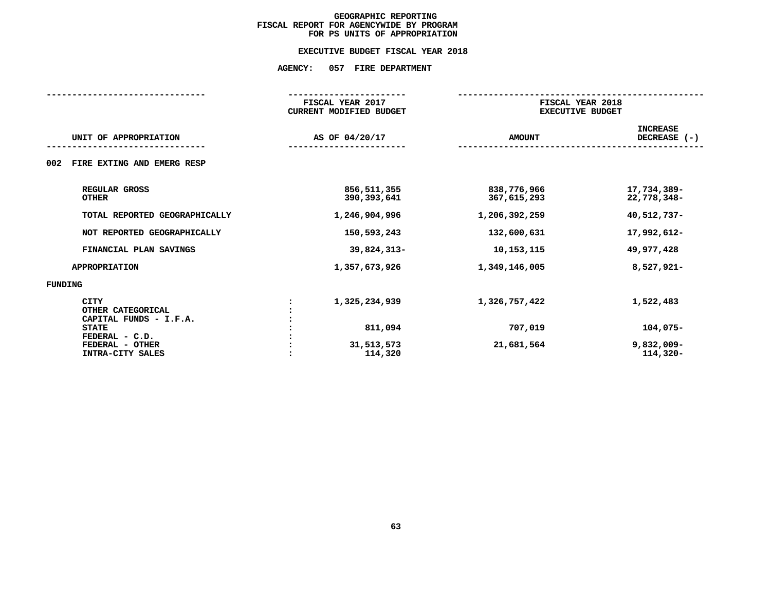# GEOGRAPHIC REPORTING
## FISCAL REPORT FOR AGENCYWIDE BY PROGRAM
## FOR PS UNITS OF APPROPRIATION

### EXECUTIVE BUDGET FISCAL YEAR 2018

### AGENCY: 057 FIRE DEPARTMENT

| UNIT OF APPROPRIATION | | FISCAL YEAR 2017 CURRENT MODIFIED BUDGET AS OF 04/20/17 | FISCAL YEAR 2018 EXECUTIVE BUDGET AMOUNT | INCREASE DECREASE (-) |
|---|---|---|---|---|
| **002 FIRE EXTING AND EMERG RESP** | | | | |
| REGULAR GROSS | | 856,511,355 | 838,776,966 | 17,734,389- |
| OTHER | | 390,393,641 | 367,615,293 | 22,778,348- |
| TOTAL REPORTED GEOGRAPHICALLY | | 1,246,904,996 | 1,206,392,259 | 40,512,737- |
| NOT REPORTED GEOGRAPHICALLY | | 150,593,243 | 132,600,631 | 17,992,612- |
| FINANCIAL PLAN SAVINGS | | 39,824,313- | 10,153,115 | 49,977,428 |
| APPROPRIATION | | 1,357,673,926 | 1,349,146,005 | 8,527,921- |
| **FUNDING** | | | | |
| CITY | : | 1,325,234,939 | 1,326,757,422 | 1,522,483 |
| OTHER CATEGORICAL | : | | | |
| CAPITAL FUNDS - I.F.A. | : | | | |
| STATE | : | 811,094 | 707,019 | 104,075- |
| FEDERAL - C.D. | : | | | |
| FEDERAL - OTHER | : | 31,513,573 | 21,681,564 | 9,832,009- |
| INTRA-CITY SALES | : | 114,320 | | 114,320- |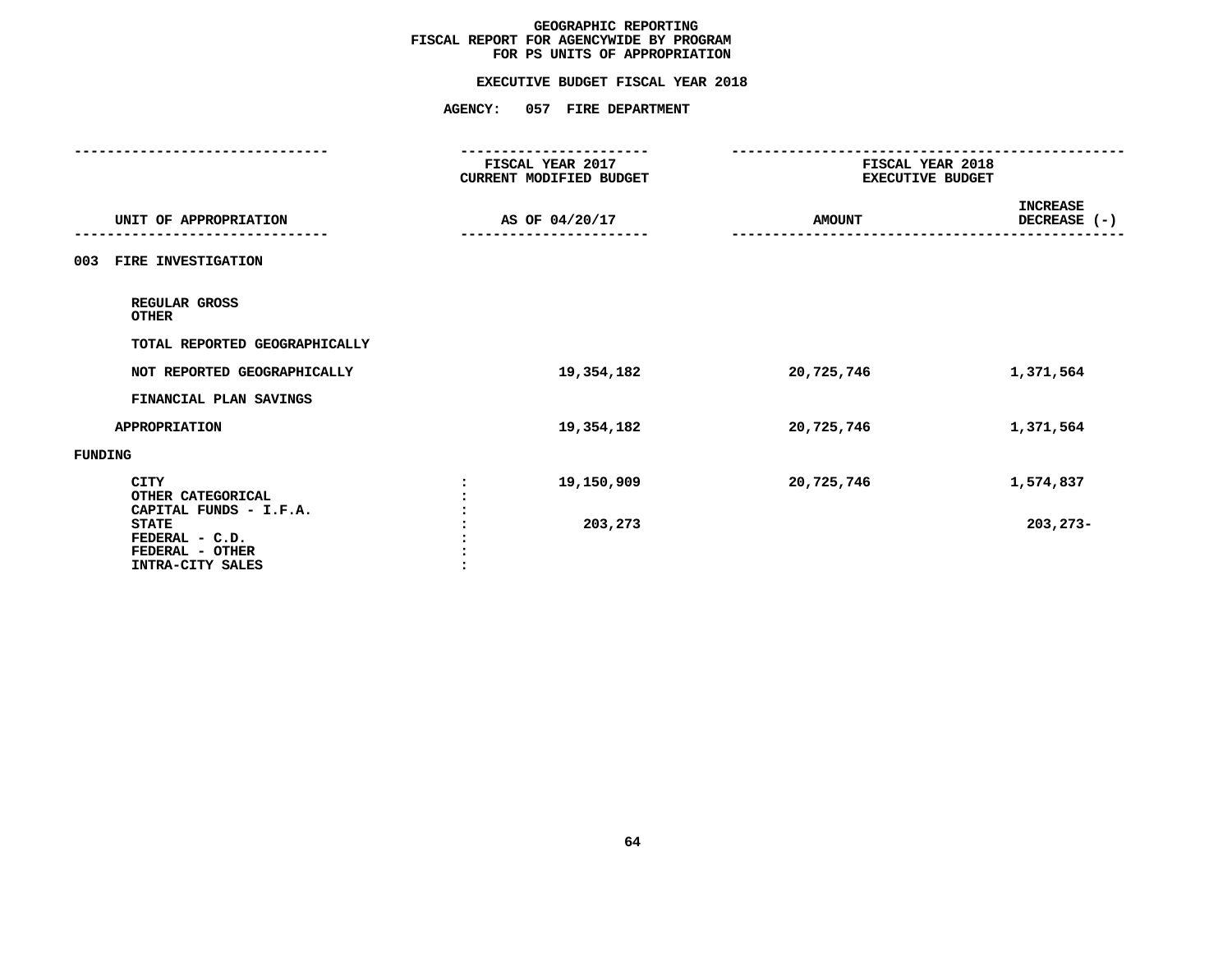# GEOGRAPHIC REPORTING
## FISCAL REPORT FOR AGENCYWIDE BY PROGRAM
## FOR PS UNITS OF APPROPRIATION

### EXECUTIVE BUDGET FISCAL YEAR 2018

### AGENCY: 057 FIRE DEPARTMENT

| UNIT OF APPROPRIATION | FISCAL YEAR 2017 CURRENT MODIFIED BUDGET AS OF 04/20/17 | FISCAL YEAR 2018 EXECUTIVE BUDGET AMOUNT | INCREASE DECREASE (-) |
|---|---|---|---|
| **003 FIRE INVESTIGATION** | | | |
| REGULAR GROSS | | | |
| OTHER | | | |
| TOTAL REPORTED GEOGRAPHICALLY | | | |
| NOT REPORTED GEOGRAPHICALLY | 19,354,182 | 20,725,746 | 1,371,564 |
| FINANCIAL PLAN SAVINGS | | | |
| APPROPRIATION | 19,354,182 | 20,725,746 | 1,371,564 |
| **FUNDING** | | | |
| CITY | 19,150,909 | 20,725,746 | 1,574,837 |
| OTHER CATEGORICAL | | | |
| CAPITAL FUNDS - I.F.A. | | | |
| STATE | 203,273 | | 203,273- |
| FEDERAL - C.D. | | | |
| FEDERAL - OTHER | | | |
| INTRA-CITY SALES | | | |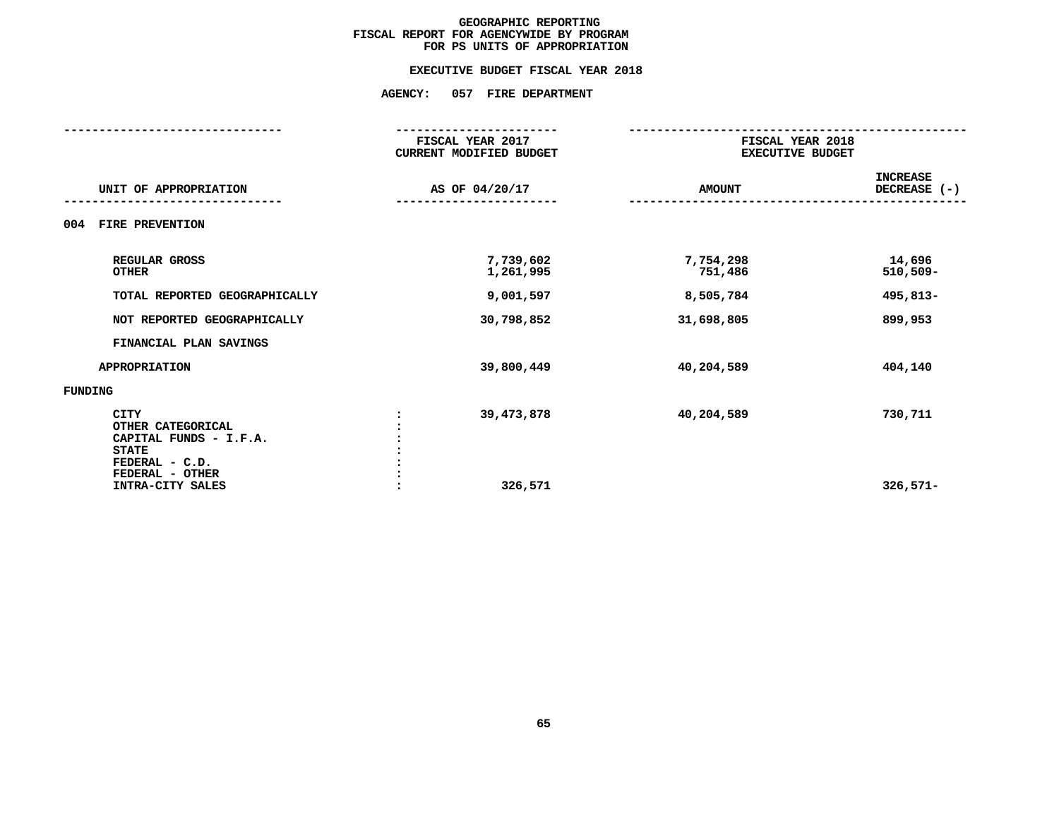# GEOGRAPHIC REPORTING
## FISCAL REPORT FOR AGENCYWIDE BY PROGRAM
## FOR PS UNITS OF APPROPRIATION

### EXECUTIVE BUDGET FISCAL YEAR 2018

### AGENCY: 057 FIRE DEPARTMENT

| UNIT OF APPROPRIATION | FISCAL YEAR 2017 CURRENT MODIFIED BUDGET AS OF 04/20/17 | FISCAL YEAR 2018 EXECUTIVE BUDGET AMOUNT | INCREASE DECREASE (-) |
|---|---|---|---|
| **004 FIRE PREVENTION** | | | |
| REGULAR GROSS | 7,739,602 | 7,754,298 | 14,696 |
| OTHER | 1,261,995 | 751,486 | 510,509- |
| TOTAL REPORTED GEOGRAPHICALLY | 9,001,597 | 8,505,784 | 495,813- |
| NOT REPORTED GEOGRAPHICALLY | 30,798,852 | 31,698,805 | 899,953 |
| FINANCIAL PLAN SAVINGS | | | |
| APPROPRIATION | 39,800,449 | 40,204,589 | 404,140 |
| **FUNDING** | | | |
| CITY | 39,473,878 | 40,204,589 | 730,711 |
| OTHER CATEGORICAL | | | |
| CAPITAL FUNDS - I.F.A. | | | |
| STATE | | | |
| FEDERAL - C.D. | | | |
| FEDERAL - OTHER | | | |
| INTRA-CITY SALES | 326,571 | | 326,571- |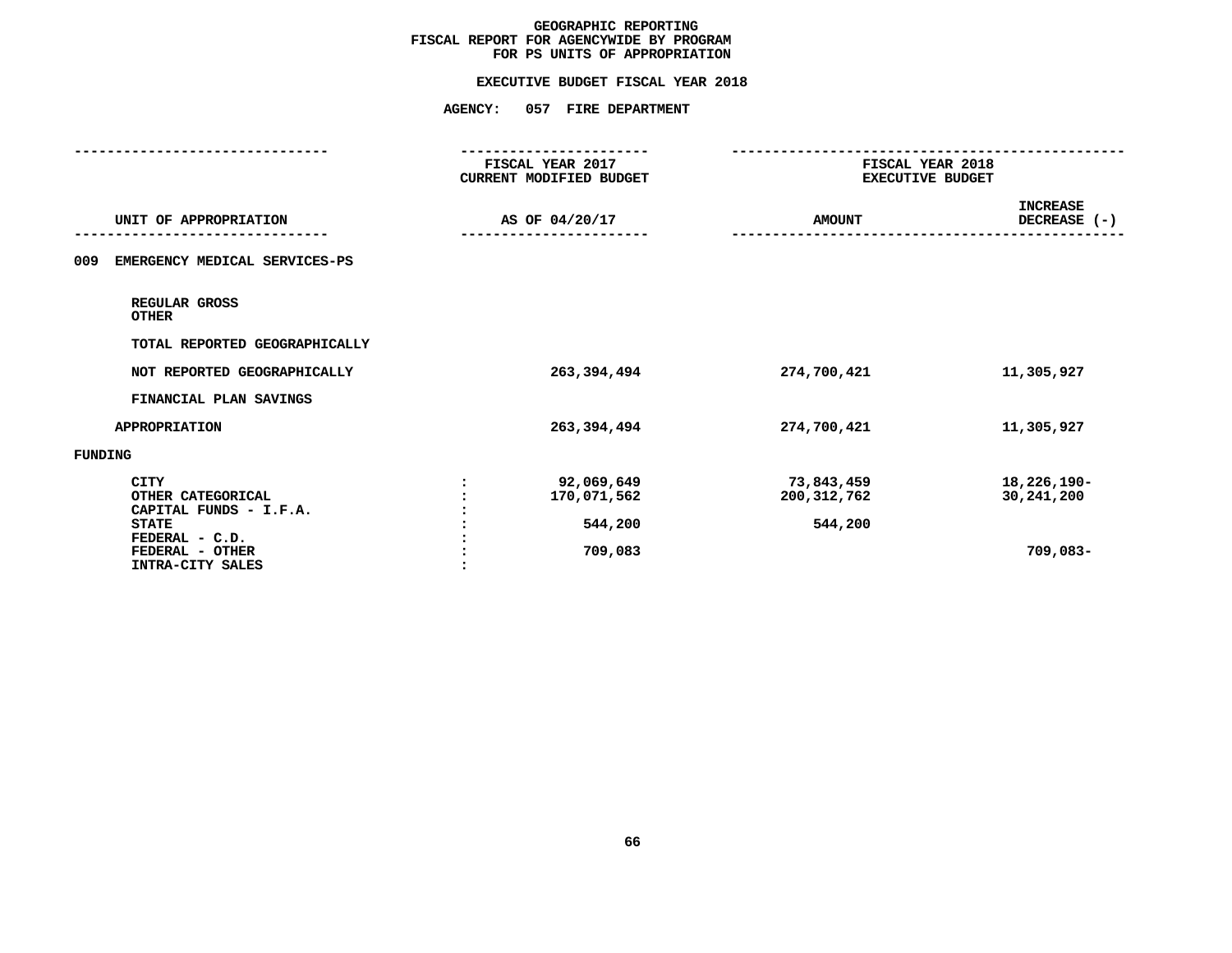**GEOGRAPHIC REPORTING**
**FISCAL REPORT FOR AGENCYWIDE BY PROGRAM**
**FOR PS UNITS OF APPROPRIATION**

**EXECUTIVE BUDGET FISCAL YEAR 2018**

**AGENCY: 057 FIRE DEPARTMENT**

| UNIT OF APPROPRIATION | FISCAL YEAR 2017 CURRENT MODIFIED BUDGET AS OF 04/20/17 | FISCAL YEAR 2018 EXECUTIVE BUDGET AMOUNT | INCREASE DECREASE (-) |
|---|---|---|---|
| 009 EMERGENCY MEDICAL SERVICES-PS | | | |
| REGULAR GROSS | | | |
| OTHER | | | |
| TOTAL REPORTED GEOGRAPHICALLY | | | |
| NOT REPORTED GEOGRAPHICALLY | 263,394,494 | 274,700,421 | 11,305,927 |
| FINANCIAL PLAN SAVINGS | | | |
| APPROPRIATION | 263,394,494 | 274,700,421 | 11,305,927 |
| FUNDING | | | |
| CITY : | 92,069,649 | 73,843,459 | 18,226,190- |
| OTHER CATEGORICAL : | 170,071,562 | 200,312,762 | 30,241,200 |
| CAPITAL FUNDS - I.F.A. : | | | |
| STATE : | 544,200 | 544,200 | |
| FEDERAL - C.D. : | | | |
| FEDERAL - OTHER : | 709,083 | | 709,083- |
| INTRA-CITY SALES : | | | |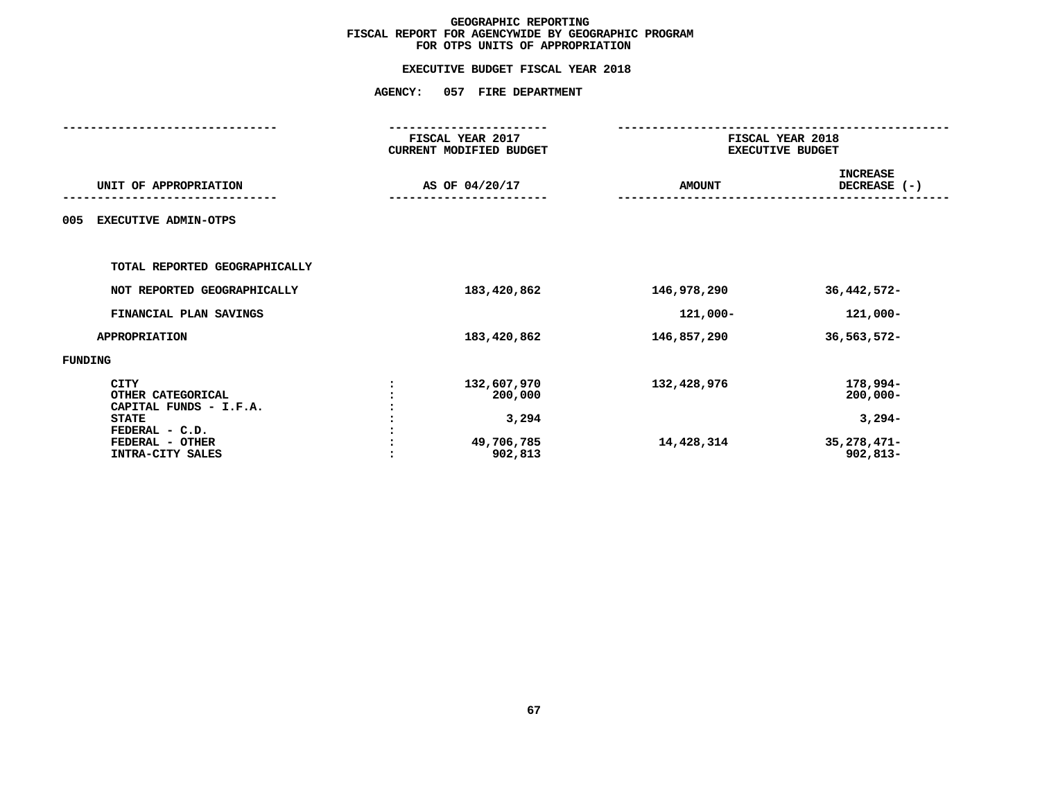# GEOGRAPHIC REPORTING
## FISCAL REPORT FOR AGENCYWIDE BY GEOGRAPHIC PROGRAM
## FOR OTPS UNITS OF APPROPRIATION

### EXECUTIVE BUDGET FISCAL YEAR 2018

### AGENCY: 057 FIRE DEPARTMENT

| UNIT OF APPROPRIATION | | FISCAL YEAR 2017 CURRENT MODIFIED BUDGET AS OF 04/20/17 | FISCAL YEAR 2018 EXECUTIVE BUDGET AMOUNT | FISCAL YEAR 2018 EXECUTIVE BUDGET INCREASE DECREASE (-) |
|---|---|---|---|---|
| **005 EXECUTIVE ADMIN-OTPS** | | | | |
| TOTAL REPORTED GEOGRAPHICALLY | | | | |
| NOT REPORTED GEOGRAPHICALLY | | 183,420,862 | 146,978,290 | 36,442,572- |
| FINANCIAL PLAN SAVINGS | | | 121,000- | 121,000- |
| APPROPRIATION | | 183,420,862 | 146,857,290 | 36,563,572- |
| FUNDING | | | | |
| CITY | : | 132,607,970 | 132,428,976 | 178,994- |
| OTHER CATEGORICAL | : | 200,000 | | 200,000- |
| CAPITAL FUNDS - I.F.A. | : | | | |
| STATE | : | 3,294 | | 3,294- |
| FEDERAL - C.D. | : | | | |
| FEDERAL - OTHER | : | 49,706,785 | 14,428,314 | 35,278,471- |
| INTRA-CITY SALES | : | 902,813 | | 902,813- |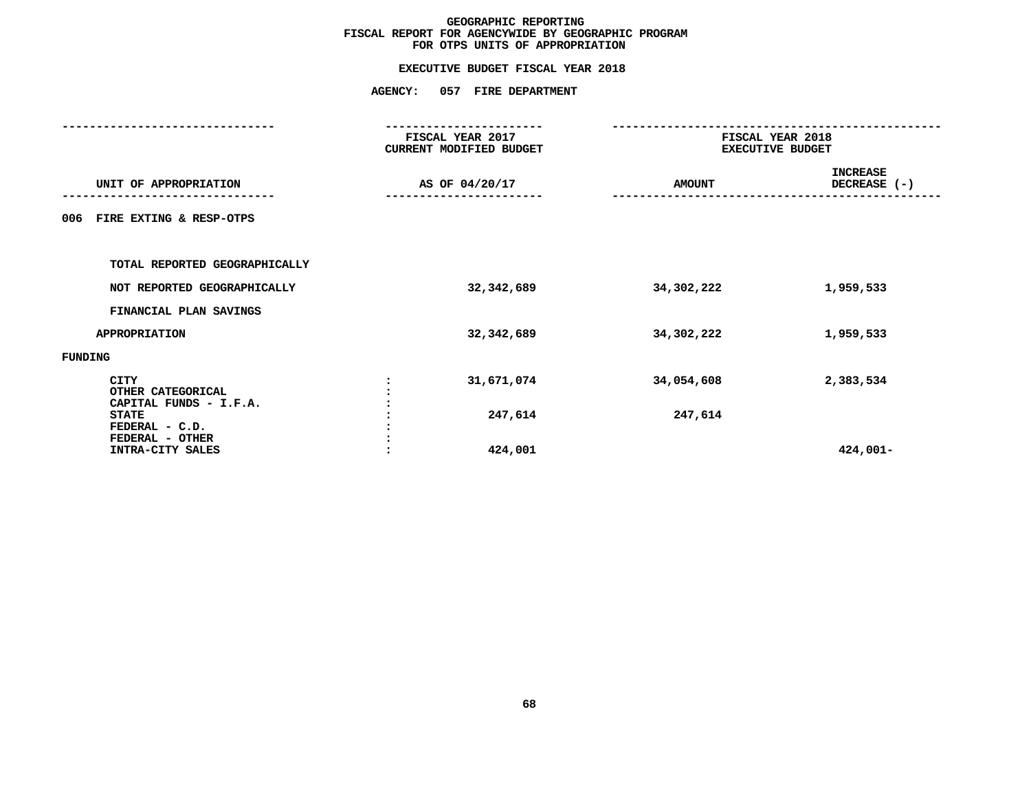# GEOGRAPHIC REPORTING
## FISCAL REPORT FOR AGENCYWIDE BY GEOGRAPHIC PROGRAM
## FOR OTPS UNITS OF APPROPRIATION

**EXECUTIVE BUDGET FISCAL YEAR 2018**

**AGENCY: 057 FIRE DEPARTMENT**

| UNIT OF APPROPRIATION | FISCAL YEAR 2017 CURRENT MODIFIED BUDGET AS OF 04/20/17 | FISCAL YEAR 2018 EXECUTIVE BUDGET AMOUNT | FISCAL YEAR 2018 EXECUTIVE BUDGET INCREASE DECREASE (-) |
|---|---|---|---|
| 006 FIRE EXTING & RESP-OTPS | | | |
| TOTAL REPORTED GEOGRAPHICALLY | | | |
| NOT REPORTED GEOGRAPHICALLY | 32,342,689 | 34,302,222 | 1,959,533 |
| FINANCIAL PLAN SAVINGS | | | |
| APPROPRIATION | 32,342,689 | 34,302,222 | 1,959,533 |
| FUNDING | | | |
| CITY | 31,671,074 | 34,054,608 | 2,383,534 |
| OTHER CATEGORICAL | | | |
| CAPITAL FUNDS - I.F.A. | | | |
| STATE | 247,614 | 247,614 | |
| FEDERAL - C.D. | | | |
| FEDERAL - OTHER | | | |
| INTRA-CITY SALES | 424,001 | | 424,001- |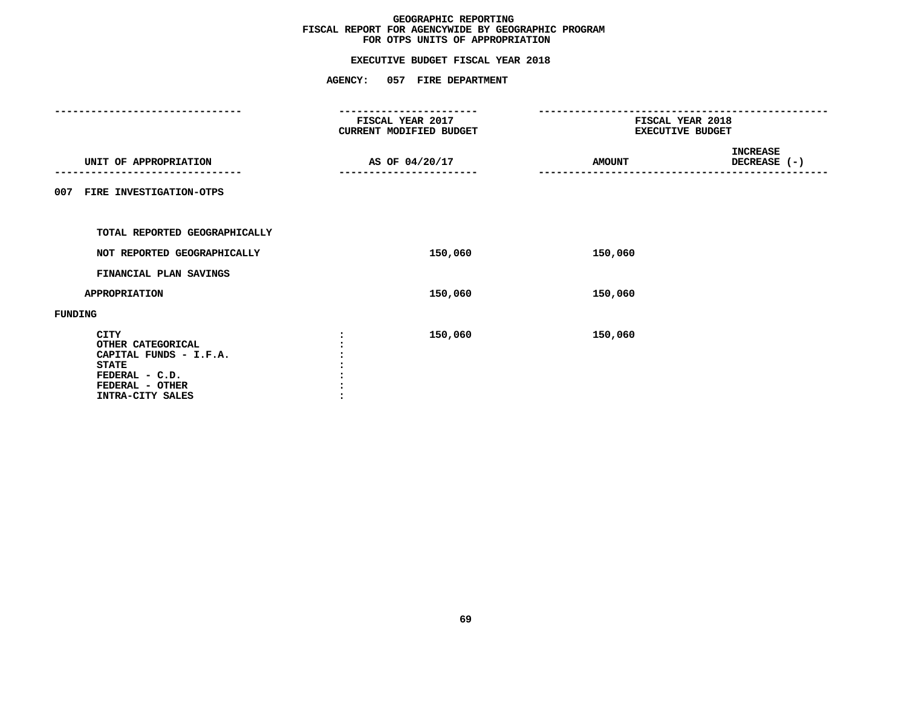# GEOGRAPHIC REPORTING
## FISCAL REPORT FOR AGENCYWIDE BY GEOGRAPHIC PROGRAM
## FOR OTPS UNITS OF APPROPRIATION

### EXECUTIVE BUDGET FISCAL YEAR 2018

### AGENCY: 057 FIRE DEPARTMENT

| UNIT OF APPROPRIATION | | FISCAL YEAR 2017 CURRENT MODIFIED BUDGET AS OF 04/20/17 | FISCAL YEAR 2018 EXECUTIVE BUDGET AMOUNT | FISCAL YEAR 2018 EXECUTIVE BUDGET INCREASE DECREASE (-) |
|---|---|---|---|---|
| **007 FIRE INVESTIGATION-OTPS** | | | | |
| TOTAL REPORTED GEOGRAPHICALLY | | | | |
| NOT REPORTED GEOGRAPHICALLY | | 150,060 | 150,060 | |
| FINANCIAL PLAN SAVINGS | | | | |
| APPROPRIATION | | 150,060 | 150,060 | |
| **FUNDING** | | | | |
| CITY | : | 150,060 | 150,060 | |
| OTHER CATEGORICAL | : | | | |
| CAPITAL FUNDS - I.F.A. | : | | | |
| STATE | : | | | |
| FEDERAL - C.D. | : | | | |
| FEDERAL - OTHER | : | | | |
| INTRA-CITY SALES | : | | | |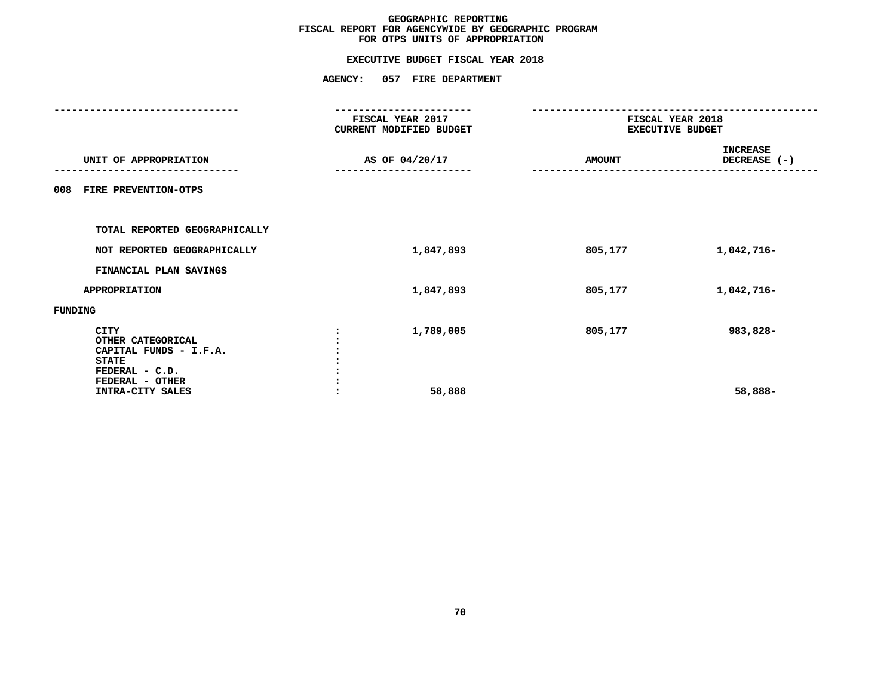# GEOGRAPHIC REPORTING
## FISCAL REPORT FOR AGENCYWIDE BY GEOGRAPHIC PROGRAM
## FOR OTPS UNITS OF APPROPRIATION

### EXECUTIVE BUDGET FISCAL YEAR 2018

### AGENCY: 057 FIRE DEPARTMENT

| UNIT OF APPROPRIATION | FISCAL YEAR 2017 CURRENT MODIFIED BUDGET AS OF 04/20/17 | FISCAL YEAR 2018 EXECUTIVE BUDGET AMOUNT | FISCAL YEAR 2018 EXECUTIVE BUDGET INCREASE DECREASE (-) |
|---|---|---|---|
| **008 FIRE PREVENTION-OTPS** | | | |
| TOTAL REPORTED GEOGRAPHICALLY | | | |
| NOT REPORTED GEOGRAPHICALLY | 1,847,893 | 805,177 | 1,042,716- |
| FINANCIAL PLAN SAVINGS | | | |
| APPROPRIATION | 1,847,893 | 805,177 | 1,042,716- |
| **FUNDING** | | | |
| CITY | 1,789,005 | 805,177 | 983,828- |
| OTHER CATEGORICAL | | | |
| CAPITAL FUNDS - I.F.A. | | | |
| STATE | | | |
| FEDERAL - C.D. | | | |
| FEDERAL - OTHER | | | |
| INTRA-CITY SALES | 58,888 | | 58,888- |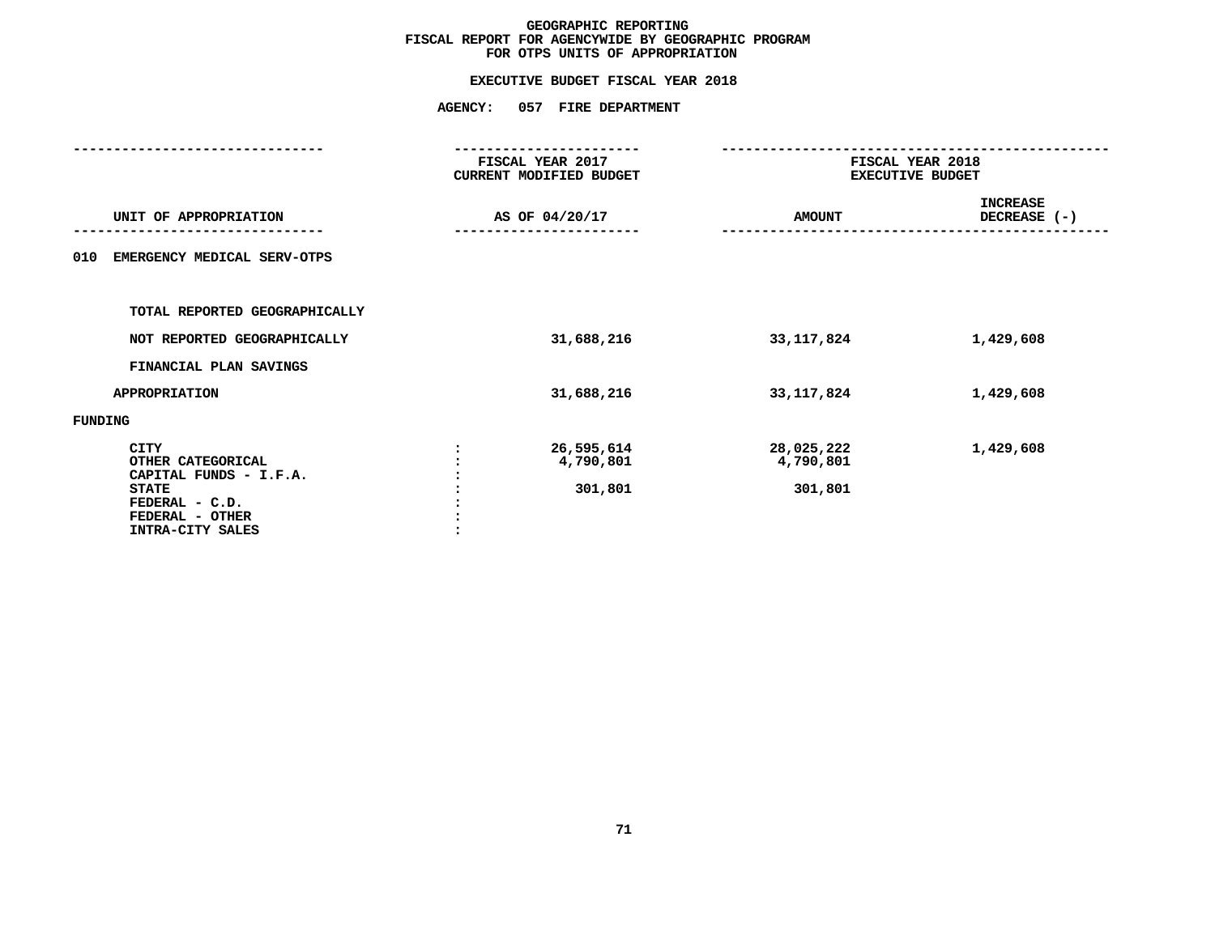# GEOGRAPHIC REPORTING
## FISCAL REPORT FOR AGENCYWIDE BY GEOGRAPHIC PROGRAM
## FOR OTPS UNITS OF APPROPRIATION

### EXECUTIVE BUDGET FISCAL YEAR 2018

### AGENCY: 057 FIRE DEPARTMENT

| UNIT OF APPROPRIATION | | FISCAL YEAR 2017 CURRENT MODIFIED BUDGET AS OF 04/20/17 | FISCAL YEAR 2018 EXECUTIVE BUDGET AMOUNT | FISCAL YEAR 2018 EXECUTIVE BUDGET INCREASE DECREASE (-) |
|---|---|---|---|---|
| 010 EMERGENCY MEDICAL SERV-OTPS | | | | |
| TOTAL REPORTED GEOGRAPHICALLY | | | | |
| NOT REPORTED GEOGRAPHICALLY | | 31,688,216 | 33,117,824 | 1,429,608 |
| FINANCIAL PLAN SAVINGS | | | | |
| APPROPRIATION | | 31,688,216 | 33,117,824 | 1,429,608 |
| FUNDING | | | | |
| CITY | : | 26,595,614 | 28,025,222 | 1,429,608 |
| OTHER CATEGORICAL | : | 4,790,801 | 4,790,801 | |
| CAPITAL FUNDS - I.F.A. | : | | | |
| STATE | : | 301,801 | 301,801 | |
| FEDERAL - C.D. | : | | | |
| FEDERAL - OTHER | : | | | |
| INTRA-CITY SALES | : | | | |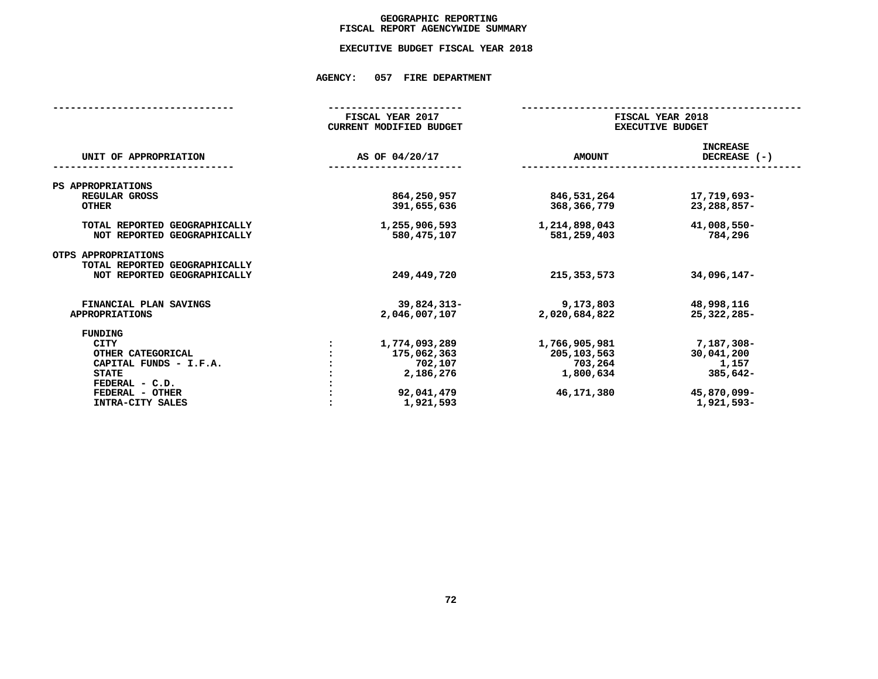# GEOGRAPHIC REPORTING
## FISCAL REPORT AGENCYWIDE SUMMARY

### EXECUTIVE BUDGET FISCAL YEAR 2018

### AGENCY: 057 FIRE DEPARTMENT

| UNIT OF APPROPRIATION | FISCAL YEAR 2017 CURRENT MODIFIED BUDGET AS OF 04/20/17 | FISCAL YEAR 2018 EXECUTIVE BUDGET AMOUNT | INCREASE DECREASE (-) |
|---|---|---|---|
| **PS APPROPRIATIONS** | | | |
| REGULAR GROSS | 864,250,957 | 846,531,264 | 17,719,693- |
| OTHER | 391,655,636 | 368,366,779 | 23,288,857- |
| TOTAL REPORTED GEOGRAPHICALLY | 1,255,906,593 | 1,214,898,043 | 41,008,550- |
| NOT REPORTED GEOGRAPHICALLY | 580,475,107 | 581,259,403 | 784,296 |
| **OTPS APPROPRIATIONS** | | | |
| TOTAL REPORTED GEOGRAPHICALLY | | | |
| NOT REPORTED GEOGRAPHICALLY | 249,449,720 | 215,353,573 | 34,096,147- |
| FINANCIAL PLAN SAVINGS | 39,824,313- | 9,173,803 | 48,998,116 |
| APPROPRIATIONS | 2,046,007,107 | 2,020,684,822 | 25,322,285- |
| **FUNDING** | | | |
| CITY | 1,774,093,289 | 1,766,905,981 | 7,187,308- |
| OTHER CATEGORICAL | 175,062,363 | 205,103,563 | 30,041,200 |
| CAPITAL FUNDS - I.F.A. | 702,107 | 703,264 | 1,157 |
| STATE | 2,186,276 | 1,800,634 | 385,642- |
| FEDERAL - C.D. | | | |
| FEDERAL - OTHER | 92,041,479 | 46,171,380 | 45,870,099- |
| INTRA-CITY SALES | 1,921,593 | | 1,921,593- |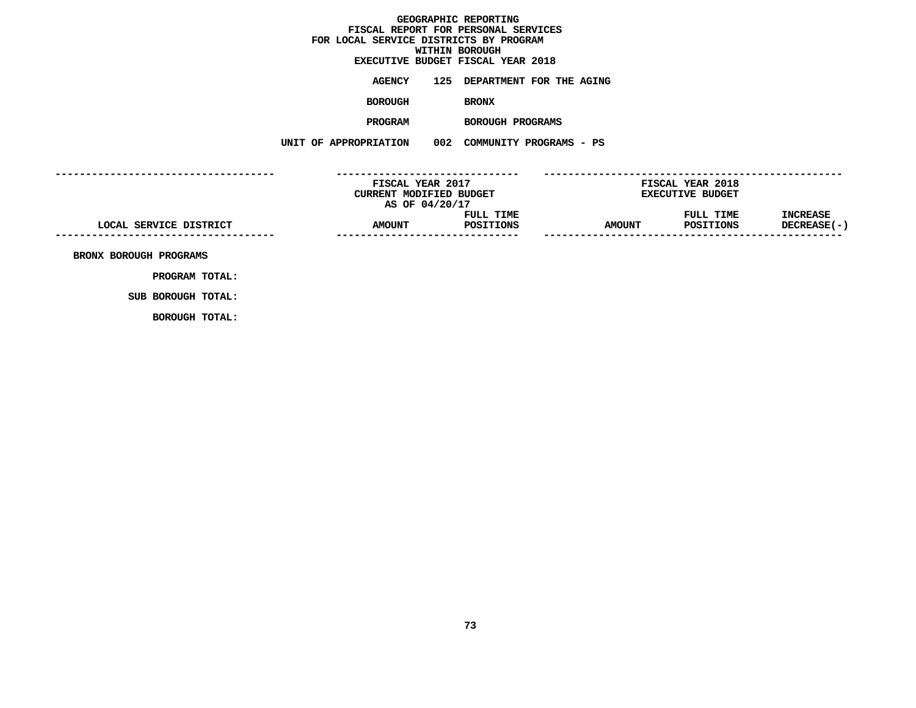**GEOGRAPHIC REPORTING**
**FISCAL REPORT FOR PERSONAL SERVICES**
**FOR LOCAL SERVICE DISTRICTS BY PROGRAM**
**WITHIN BOROUGH**
**EXECUTIVE BUDGET FISCAL YEAR 2018**

**AGENCY** 125 DEPARTMENT FOR THE AGING

**BOROUGH** BRONX

**PROGRAM** BOROUGH PROGRAMS

**UNIT OF APPROPRIATION** 002 COMMUNITY PROGRAMS - PS

| LOCAL SERVICE DISTRICT | FISCAL YEAR 2017 CURRENT MODIFIED BUDGET AS OF 04/20/17 AMOUNT | FULL TIME POSITIONS | FISCAL YEAR 2018 EXECUTIVE BUDGET AMOUNT | FULL TIME POSITIONS | INCREASE DECREASE(-) |
|---|---|---|---|---|---|
| BRONX BOROUGH PROGRAMS | | | | | |
| PROGRAM TOTAL: | | | | | |
| SUB BOROUGH TOTAL: | | | | | |
| BOROUGH TOTAL: | | | | | |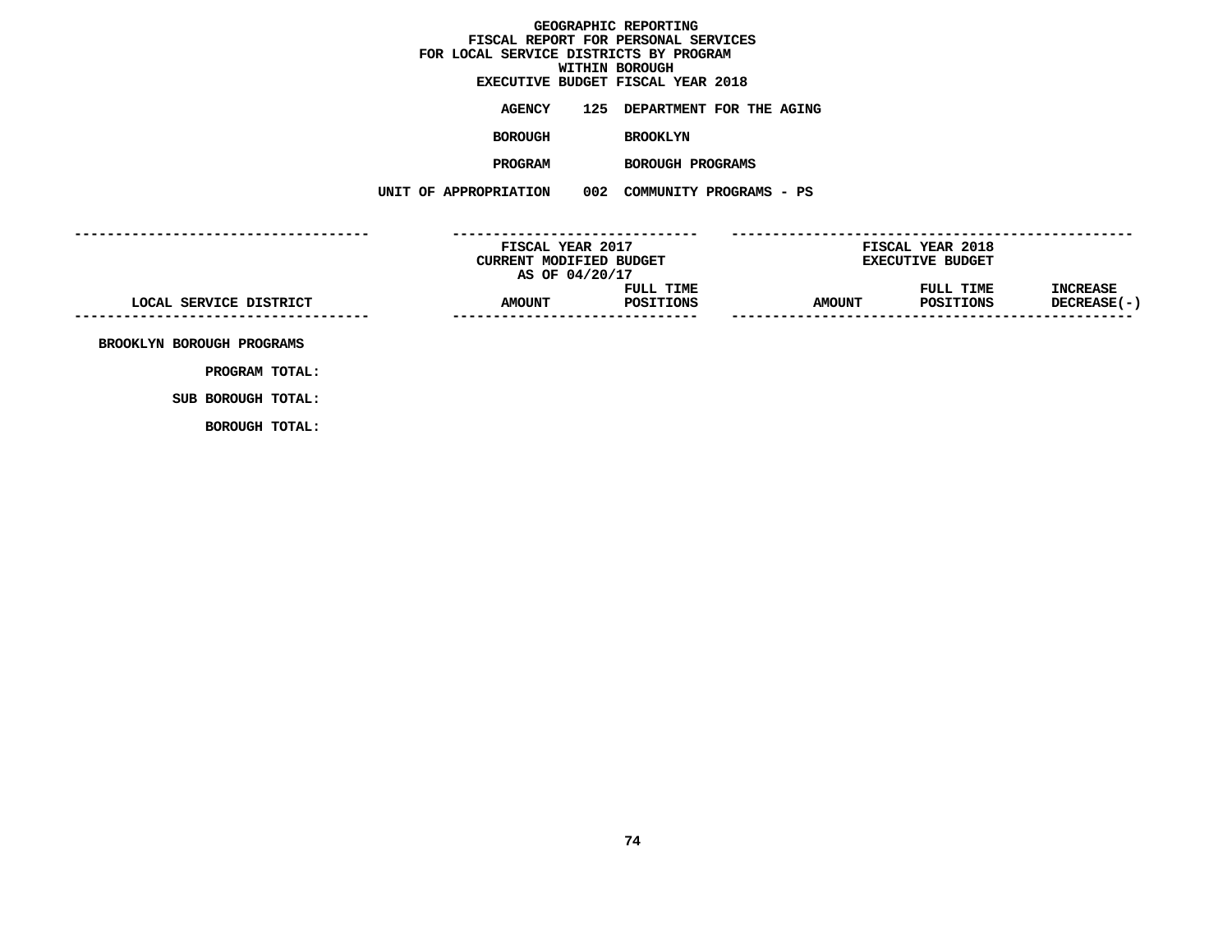# GEOGRAPHIC REPORTING
## FISCAL REPORT FOR PERSONAL SERVICES
## FOR LOCAL SERVICE DISTRICTS BY PROGRAM
## WITHIN BOROUGH
## EXECUTIVE BUDGET FISCAL YEAR 2018

**AGENCY** 125 DEPARTMENT FOR THE AGING

**BOROUGH** BROOKLYN

**PROGRAM** BOROUGH PROGRAMS

**UNIT OF APPROPRIATION** 002 COMMUNITY PROGRAMS - PS

| LOCAL SERVICE DISTRICT | FISCAL YEAR 2017 CURRENT MODIFIED BUDGET AS OF 04/20/17 AMOUNT | FULL TIME POSITIONS | FISCAL YEAR 2018 EXECUTIVE BUDGET AMOUNT | FULL TIME POSITIONS | INCREASE DECREASE(-) |
|---|---|---|---|---|---|
| BROOKLYN BOROUGH PROGRAMS | | | | | |
| PROGRAM TOTAL: | | | | | |
| SUB BOROUGH TOTAL: | | | | | |
| BOROUGH TOTAL: | | | | | |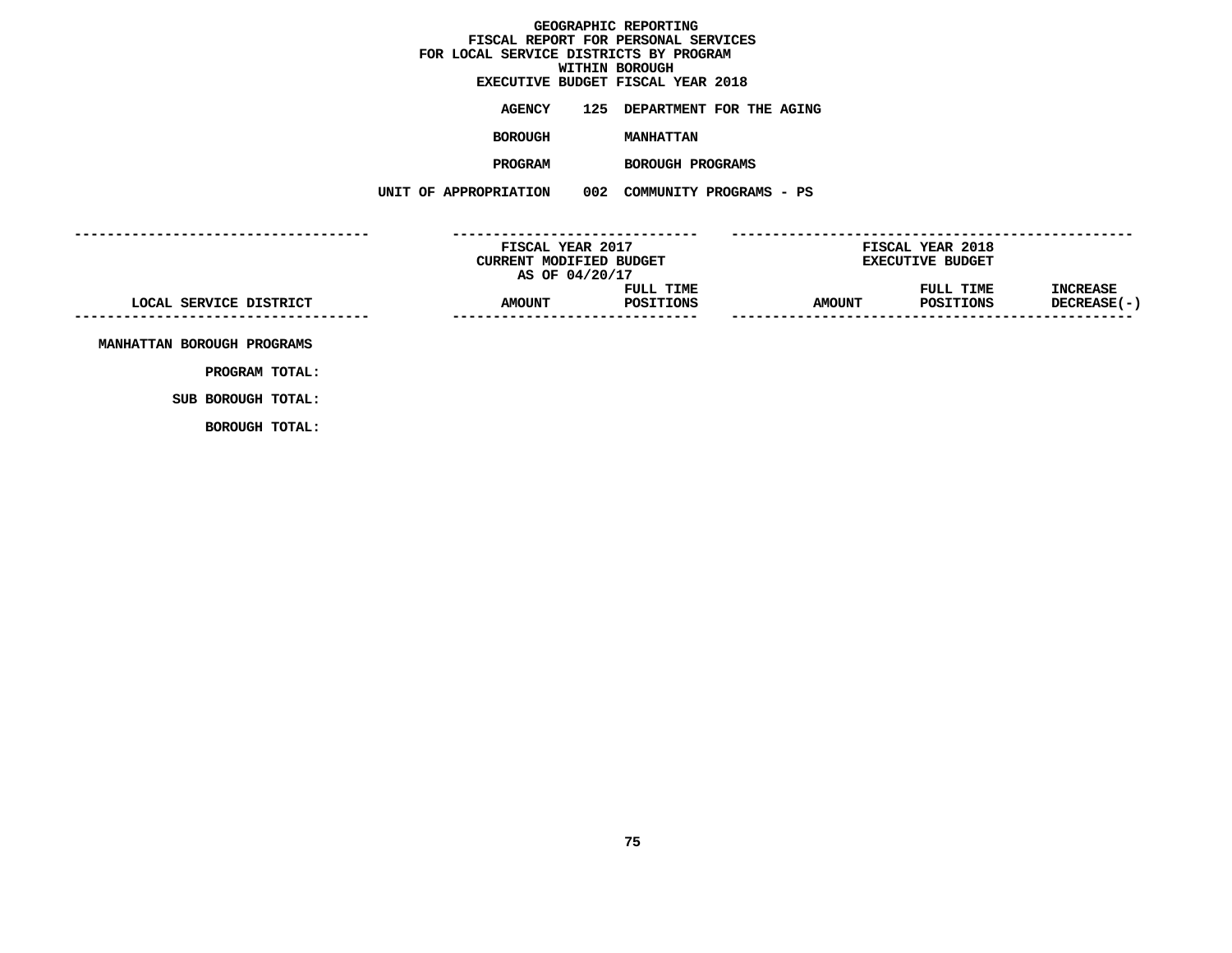GEOGRAPHIC REPORTING
FISCAL REPORT FOR PERSONAL SERVICES
FOR LOCAL SERVICE DISTRICTS BY PROGRAM
WITHIN BOROUGH
EXECUTIVE BUDGET FISCAL YEAR 2018

**AGENCY** 125 DEPARTMENT FOR THE AGING

**BOROUGH** MANHATTAN

**PROGRAM** BOROUGH PROGRAMS

**UNIT OF APPROPRIATION** 002 COMMUNITY PROGRAMS - PS

| | FISCAL YEAR 2017 CURRENT MODIFIED BUDGET AS OF 04/20/17 | | FISCAL YEAR 2018 EXECUTIVE BUDGET | | |
|---|---|---|---|---|---|
| LOCAL SERVICE DISTRICT | AMOUNT | FULL TIME POSITIONS | AMOUNT | FULL TIME POSITIONS | INCREASE DECREASE(-) |
| MANHATTAN BOROUGH PROGRAMS | | | | | |
| PROGRAM TOTAL: | | | | | |
| SUB BOROUGH TOTAL: | | | | | |
| BOROUGH TOTAL: | | | | | |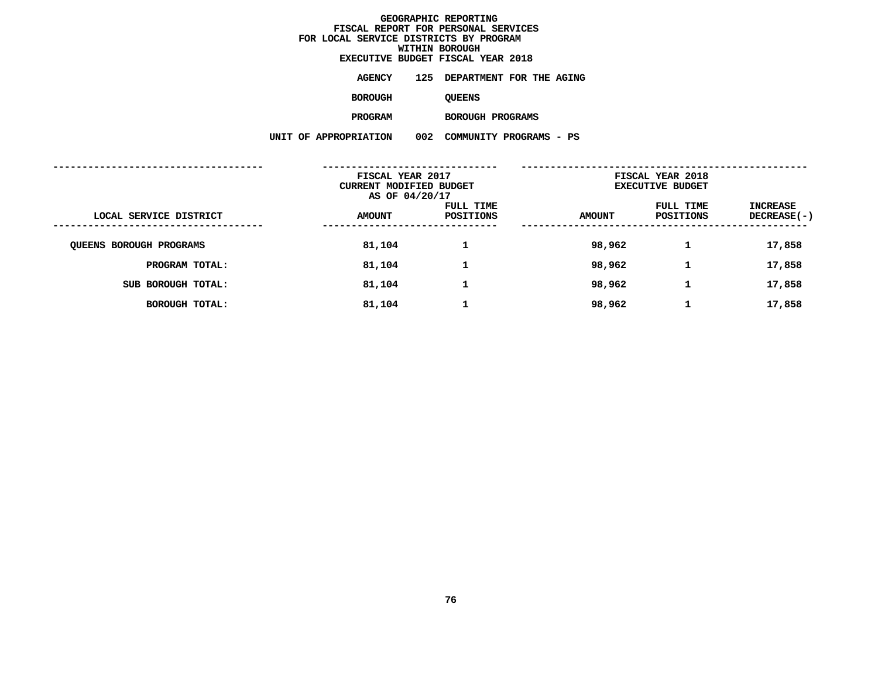# GEOGRAPHIC REPORTING
## FISCAL REPORT FOR PERSONAL SERVICES
## FOR LOCAL SERVICE DISTRICTS BY PROGRAM
## WITHIN BOROUGH
## EXECUTIVE BUDGET FISCAL YEAR 2018

**AGENCY** 125 DEPARTMENT FOR THE AGING

**BOROUGH** QUEENS

**PROGRAM** BOROUGH PROGRAMS

**UNIT OF APPROPRIATION** 002 COMMUNITY PROGRAMS - PS

| LOCAL SERVICE DISTRICT | FISCAL YEAR 2017 CURRENT MODIFIED BUDGET AS OF 04/20/17 AMOUNT | FULL TIME POSITIONS | FISCAL YEAR 2018 EXECUTIVE BUDGET AMOUNT | FULL TIME POSITIONS | INCREASE DECREASE(-) |
|---|---|---|---|---|---|
| QUEENS BOROUGH PROGRAMS | 81,104 | 1 | 98,962 | 1 | 17,858 |
| PROGRAM TOTAL: | 81,104 | 1 | 98,962 | 1 | 17,858 |
| SUB BOROUGH TOTAL: | 81,104 | 1 | 98,962 | 1 | 17,858 |
| BOROUGH TOTAL: | 81,104 | 1 | 98,962 | 1 | 17,858 |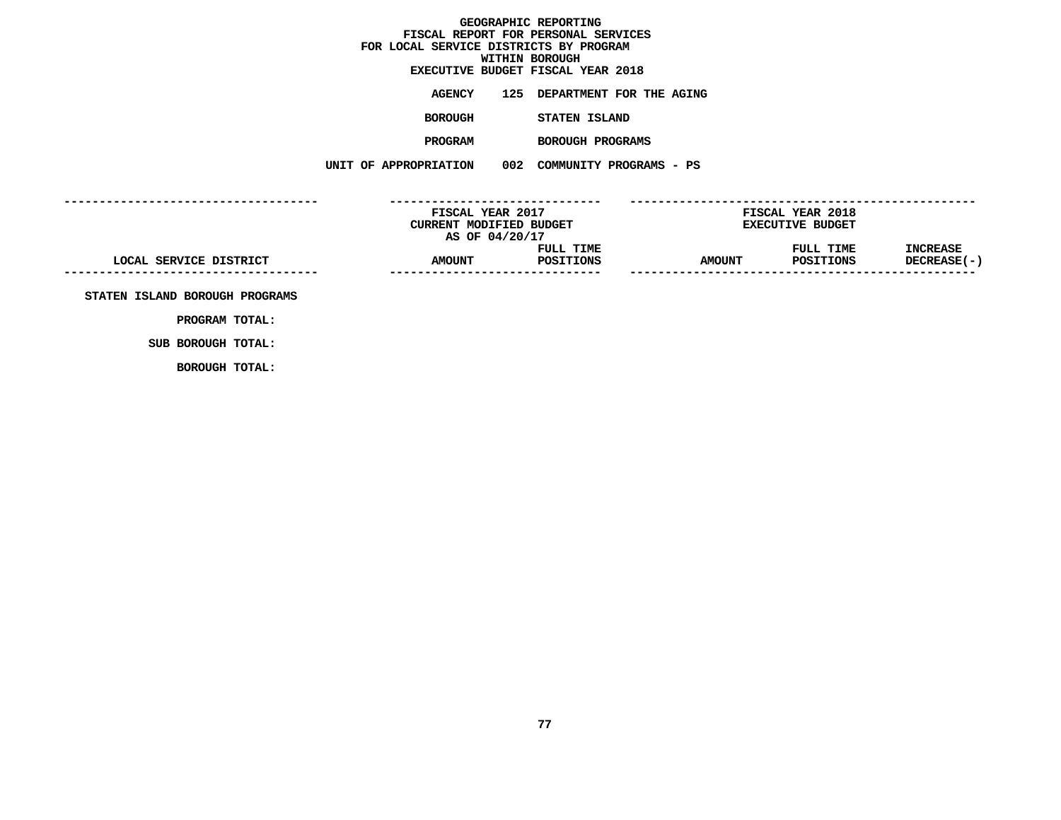# GEOGRAPHIC REPORTING
## FISCAL REPORT FOR PERSONAL SERVICES
## FOR LOCAL SERVICE DISTRICTS BY PROGRAM
## WITHIN BOROUGH
## EXECUTIVE BUDGET FISCAL YEAR 2018

**AGENCY** 125 DEPARTMENT FOR THE AGING

**BOROUGH** STATEN ISLAND

**PROGRAM** BOROUGH PROGRAMS

**UNIT OF APPROPRIATION** 002 COMMUNITY PROGRAMS - PS

| LOCAL SERVICE DISTRICT | FISCAL YEAR 2017 CURRENT MODIFIED BUDGET AS OF 04/20/17 AMOUNT | FULL TIME POSITIONS | FISCAL YEAR 2018 EXECUTIVE BUDGET AMOUNT | FULL TIME POSITIONS | INCREASE DECREASE(-) |
|---|---|---|---|---|---|
| STATEN ISLAND BOROUGH PROGRAMS | | | | | |
| PROGRAM TOTAL: | | | | | |
| SUB BOROUGH TOTAL: | | | | | |
| BOROUGH TOTAL: | | | | | |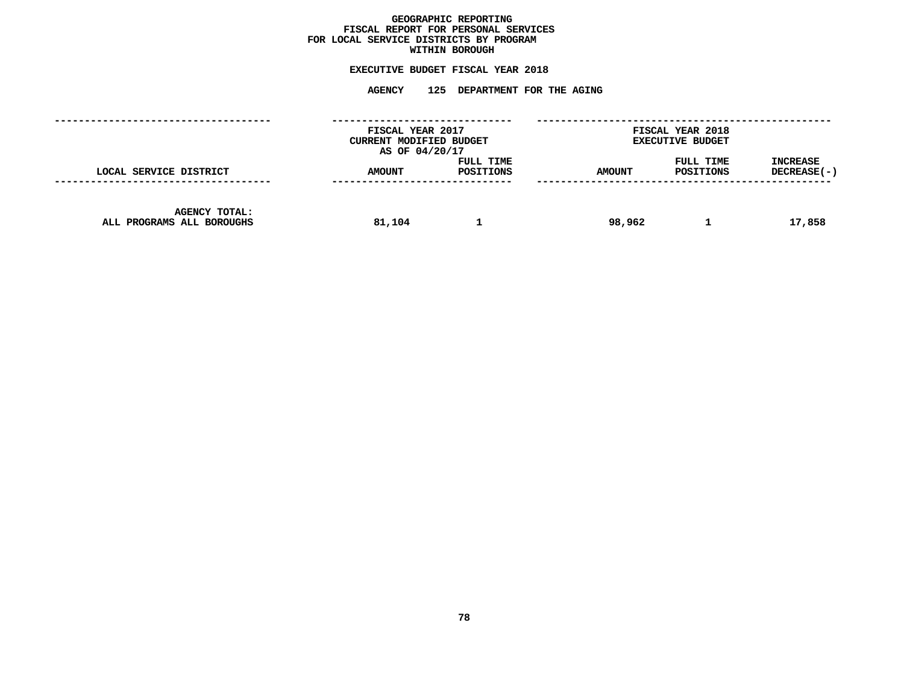# GEOGRAPHIC REPORTING
## FISCAL REPORT FOR PERSONAL SERVICES
## FOR LOCAL SERVICE DISTRICTS BY PROGRAM
## WITHIN BOROUGH

### EXECUTIVE BUDGET FISCAL YEAR 2018

### AGENCY 125 DEPARTMENT FOR THE AGING

| LOCAL SERVICE DISTRICT | FISCAL YEAR 2017 CURRENT MODIFIED BUDGET AS OF 04/20/17 AMOUNT | FULL TIME POSITIONS | FISCAL YEAR 2018 EXECUTIVE BUDGET AMOUNT | FULL TIME POSITIONS | INCREASE DECREASE(-) |
|---|---|---|---|---|---|
| AGENCY TOTAL: ALL PROGRAMS ALL BOROUGHS | 81,104 | 1 | 98,962 | 1 | 17,858 |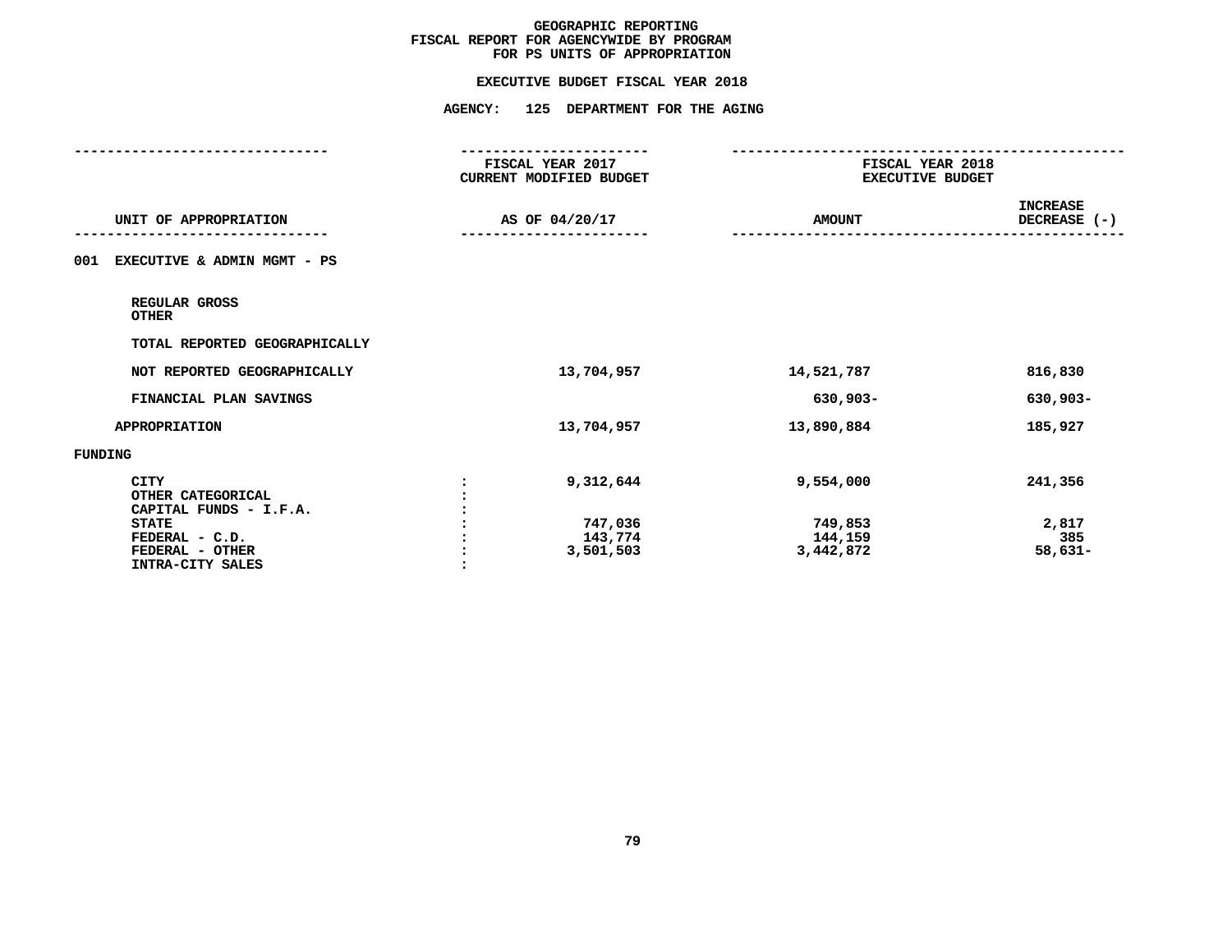# GEOGRAPHIC REPORTING
## FISCAL REPORT FOR AGENCYWIDE BY PROGRAM
## FOR PS UNITS OF APPROPRIATION

### EXECUTIVE BUDGET FISCAL YEAR 2018

### AGENCY: 125 DEPARTMENT FOR THE AGING

| UNIT OF APPROPRIATION | FISCAL YEAR 2017 CURRENT MODIFIED BUDGET AS OF 04/20/17 | FISCAL YEAR 2018 EXECUTIVE BUDGET AMOUNT | INCREASE DECREASE (-) |
|---|---|---|---|
| **001 EXECUTIVE & ADMIN MGMT - PS** | | | |
| REGULAR GROSS | | | |
| OTHER | | | |
| TOTAL REPORTED GEOGRAPHICALLY | | | |
| NOT REPORTED GEOGRAPHICALLY | 13,704,957 | 14,521,787 | 816,830 |
| FINANCIAL PLAN SAVINGS | | 630,903- | 630,903- |
| APPROPRIATION | 13,704,957 | 13,890,884 | 185,927 |
| **FUNDING** | | | |
| CITY | 9,312,644 | 9,554,000 | 241,356 |
| OTHER CATEGORICAL | | | |
| CAPITAL FUNDS - I.F.A. | | | |
| STATE | 747,036 | 749,853 | 2,817 |
| FEDERAL - C.D. | 143,774 | 144,159 | 385 |
| FEDERAL - OTHER | 3,501,503 | 3,442,872 | 58,631- |
| INTRA-CITY SALES | | | |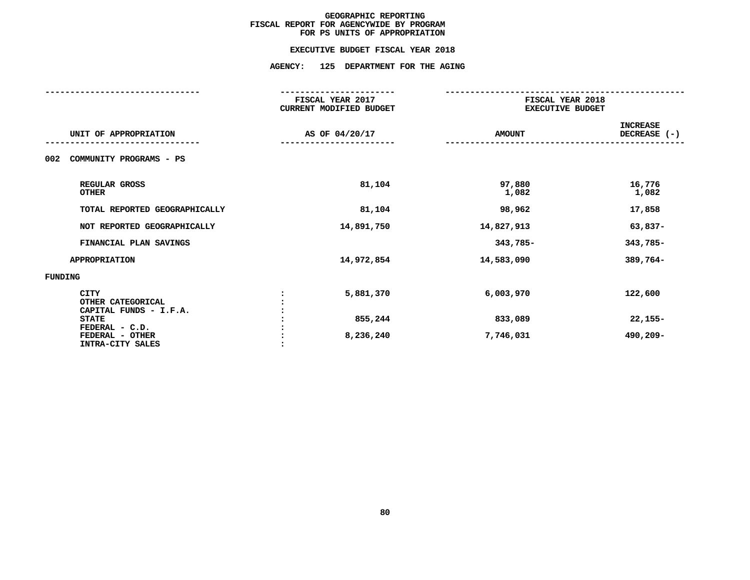# GEOGRAPHIC REPORTING
## FISCAL REPORT FOR AGENCYWIDE BY PROGRAM
## FOR PS UNITS OF APPROPRIATION

### EXECUTIVE BUDGET FISCAL YEAR 2018

### AGENCY: 125 DEPARTMENT FOR THE AGING

| UNIT OF APPROPRIATION | FISCAL YEAR 2017 CURRENT MODIFIED BUDGET AS OF 04/20/17 | FISCAL YEAR 2018 EXECUTIVE BUDGET AMOUNT | INCREASE DECREASE (-) |
|---|---|---|---|
| **002 COMMUNITY PROGRAMS - PS** | | | |
| REGULAR GROSS | 81,104 | 97,880 | 16,776 |
| OTHER | | 1,082 | 1,082 |
| TOTAL REPORTED GEOGRAPHICALLY | 81,104 | 98,962 | 17,858 |
| NOT REPORTED GEOGRAPHICALLY | 14,891,750 | 14,827,913 | 63,837- |
| FINANCIAL PLAN SAVINGS | | 343,785- | 343,785- |
| APPROPRIATION | 14,972,854 | 14,583,090 | 389,764- |
| **FUNDING** | | | |
| CITY : | 5,881,370 | 6,003,970 | 122,600 |
| OTHER CATEGORICAL : | | | |
| CAPITAL FUNDS - I.F.A. : | | | |
| STATE : | 855,244 | 833,089 | 22,155- |
| FEDERAL - C.D. : | | | |
| FEDERAL - OTHER : | 8,236,240 | 7,746,031 | 490,209- |
| INTRA-CITY SALES : | | | |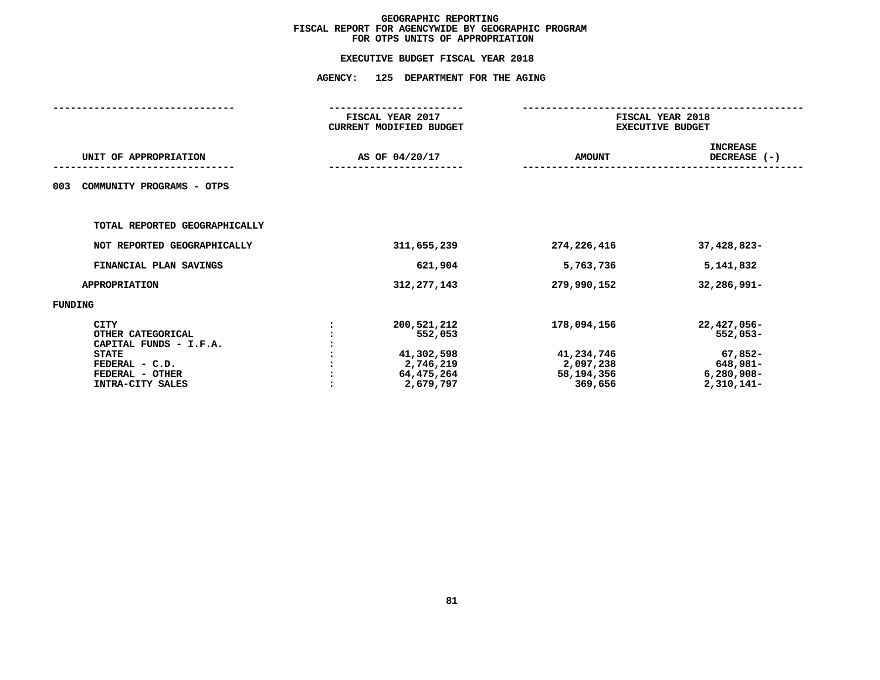# GEOGRAPHIC REPORTING
## FISCAL REPORT FOR AGENCYWIDE BY GEOGRAPHIC PROGRAM
## FOR OTPS UNITS OF APPROPRIATION

### EXECUTIVE BUDGET FISCAL YEAR 2018

### AGENCY: 125 DEPARTMENT FOR THE AGING

| UNIT OF APPROPRIATION | | FISCAL YEAR 2017 CURRENT MODIFIED BUDGET AS OF 04/20/17 | FISCAL YEAR 2018 EXECUTIVE BUDGET AMOUNT | INCREASE DECREASE (-) |
|---|---|---|---|---|
| 003 COMMUNITY PROGRAMS - OTPS | | | | |
| TOTAL REPORTED GEOGRAPHICALLY | | | | |
| NOT REPORTED GEOGRAPHICALLY | | 311,655,239 | 274,226,416 | 37,428,823- |
| FINANCIAL PLAN SAVINGS | | 621,904 | 5,763,736 | 5,141,832 |
| APPROPRIATION | | 312,277,143 | 279,990,152 | 32,286,991- |
| FUNDING | | | | |
| CITY | : | 200,521,212 | 178,094,156 | 22,427,056- |
| OTHER CATEGORICAL | : | 552,053 | | 552,053- |
| CAPITAL FUNDS - I.F.A. | : | | | |
| STATE | : | 41,302,598 | 41,234,746 | 67,852- |
| FEDERAL - C.D. | : | 2,746,219 | 2,097,238 | 648,981- |
| FEDERAL - OTHER | : | 64,475,264 | 58,194,356 | 6,280,908- |
| INTRA-CITY SALES | : | 2,679,797 | 369,656 | 2,310,141- |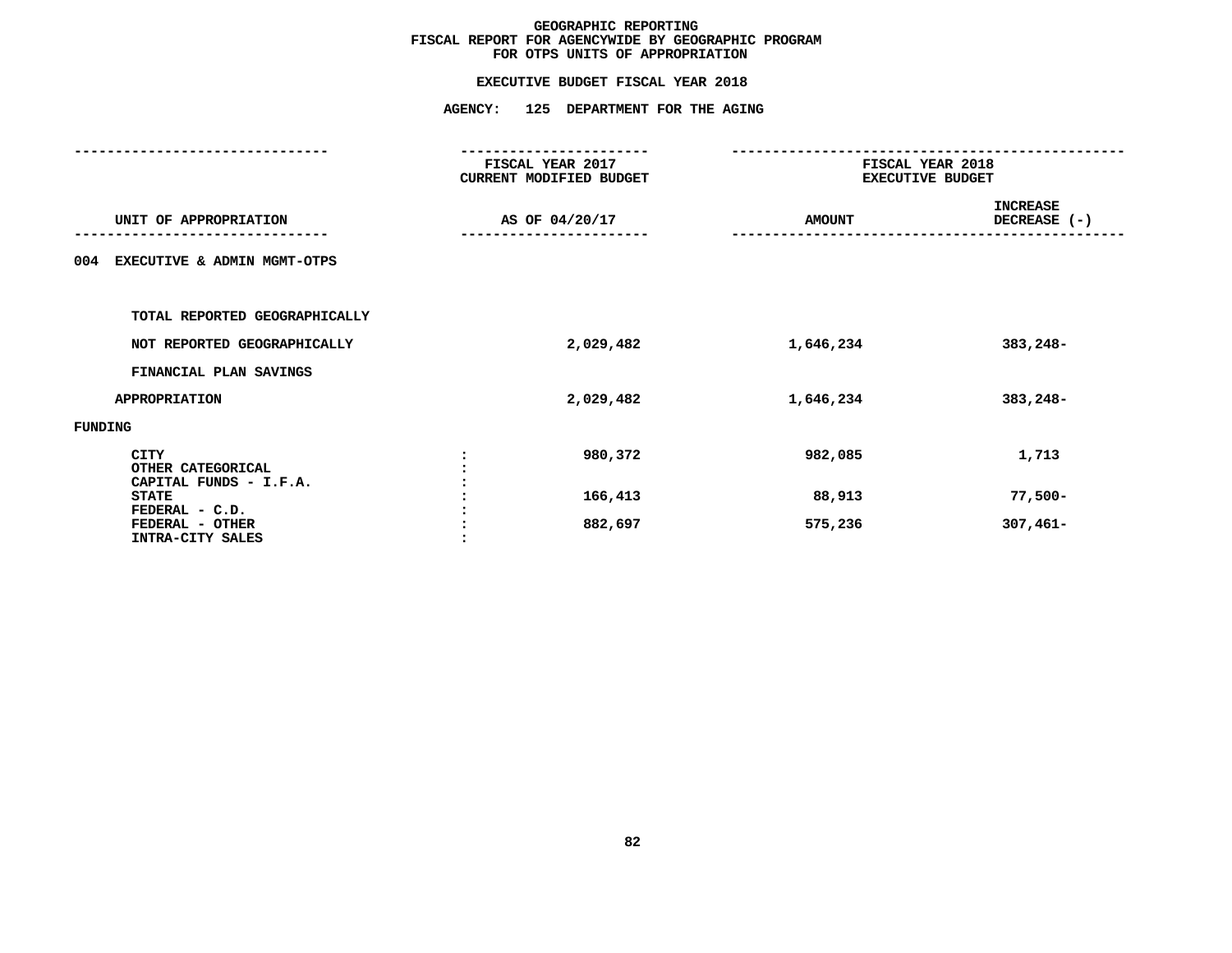# GEOGRAPHIC REPORTING
## FISCAL REPORT FOR AGENCYWIDE BY GEOGRAPHIC PROGRAM
## FOR OTPS UNITS OF APPROPRIATION

### EXECUTIVE BUDGET FISCAL YEAR 2018

### AGENCY: 125 DEPARTMENT FOR THE AGING

| UNIT OF APPROPRIATION | | FISCAL YEAR 2017 CURRENT MODIFIED BUDGET AS OF 04/20/17 | FISCAL YEAR 2018 EXECUTIVE BUDGET AMOUNT | INCREASE DECREASE (-) |
|---|---|---|---|---|
| **004 EXECUTIVE & ADMIN MGMT-OTPS** | | | | |
| TOTAL REPORTED GEOGRAPHICALLY | | | | |
| NOT REPORTED GEOGRAPHICALLY | | 2,029,482 | 1,646,234 | 383,248- |
| FINANCIAL PLAN SAVINGS | | | | |
| APPROPRIATION | | 2,029,482 | 1,646,234 | 383,248- |
| FUNDING | | | | |
| CITY | : | 980,372 | 982,085 | 1,713 |
| OTHER CATEGORICAL | : | | | |
| CAPITAL FUNDS - I.F.A. | : | | | |
| STATE | : | 166,413 | 88,913 | 77,500- |
| FEDERAL - C.D. | : | | | |
| FEDERAL - OTHER | : | 882,697 | 575,236 | 307,461- |
| INTRA-CITY SALES | : | | | |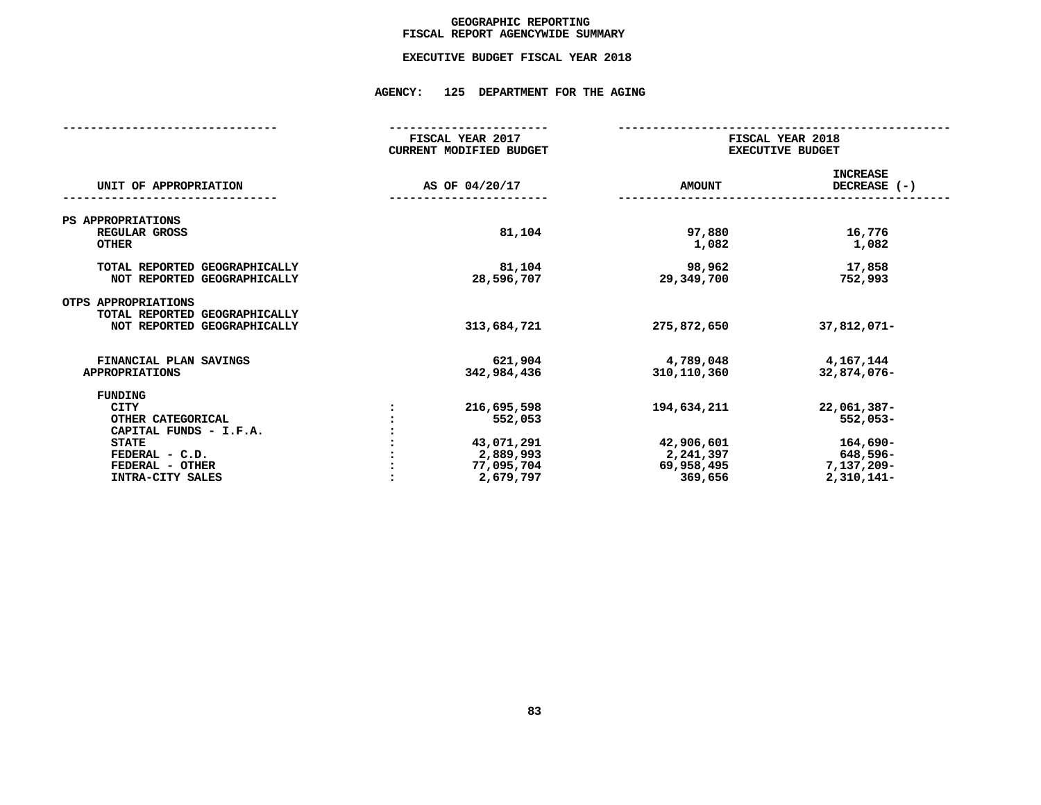# GEOGRAPHIC REPORTING
## FISCAL REPORT AGENCYWIDE SUMMARY

### EXECUTIVE BUDGET FISCAL YEAR 2018

### AGENCY: 125 DEPARTMENT FOR THE AGING

| UNIT OF APPROPRIATION | FISCAL YEAR 2017 CURRENT MODIFIED BUDGET AS OF 04/20/17 | FISCAL YEAR 2018 EXECUTIVE BUDGET AMOUNT | INCREASE DECREASE (-) |
|---|---|---|---|
| **PS APPROPRIATIONS** | | | |
| REGULAR GROSS | 81,104 | 97,880 | 16,776 |
| OTHER | | 1,082 | 1,082 |
| TOTAL REPORTED GEOGRAPHICALLY | 81,104 | 98,962 | 17,858 |
| NOT REPORTED GEOGRAPHICALLY | 28,596,707 | 29,349,700 | 752,993 |
| **OTPS APPROPRIATIONS** | | | |
| TOTAL REPORTED GEOGRAPHICALLY | | | |
| NOT REPORTED GEOGRAPHICALLY | 313,684,721 | 275,872,650 | 37,812,071- |
| FINANCIAL PLAN SAVINGS | 621,904 | 4,789,048 | 4,167,144 |
| APPROPRIATIONS | 342,984,436 | 310,110,360 | 32,874,076- |
| **FUNDING** | | | |
| CITY | 216,695,598 | 194,634,211 | 22,061,387- |
| OTHER CATEGORICAL | 552,053 | | 552,053- |
| CAPITAL FUNDS - I.F.A. | | | |
| STATE | 43,071,291 | 42,906,601 | 164,690- |
| FEDERAL - C.D. | 2,889,993 | 2,241,397 | 648,596- |
| FEDERAL - OTHER | 77,095,704 | 69,958,495 | 7,137,209- |
| INTRA-CITY SALES | 2,679,797 | 369,656 | 2,310,141- |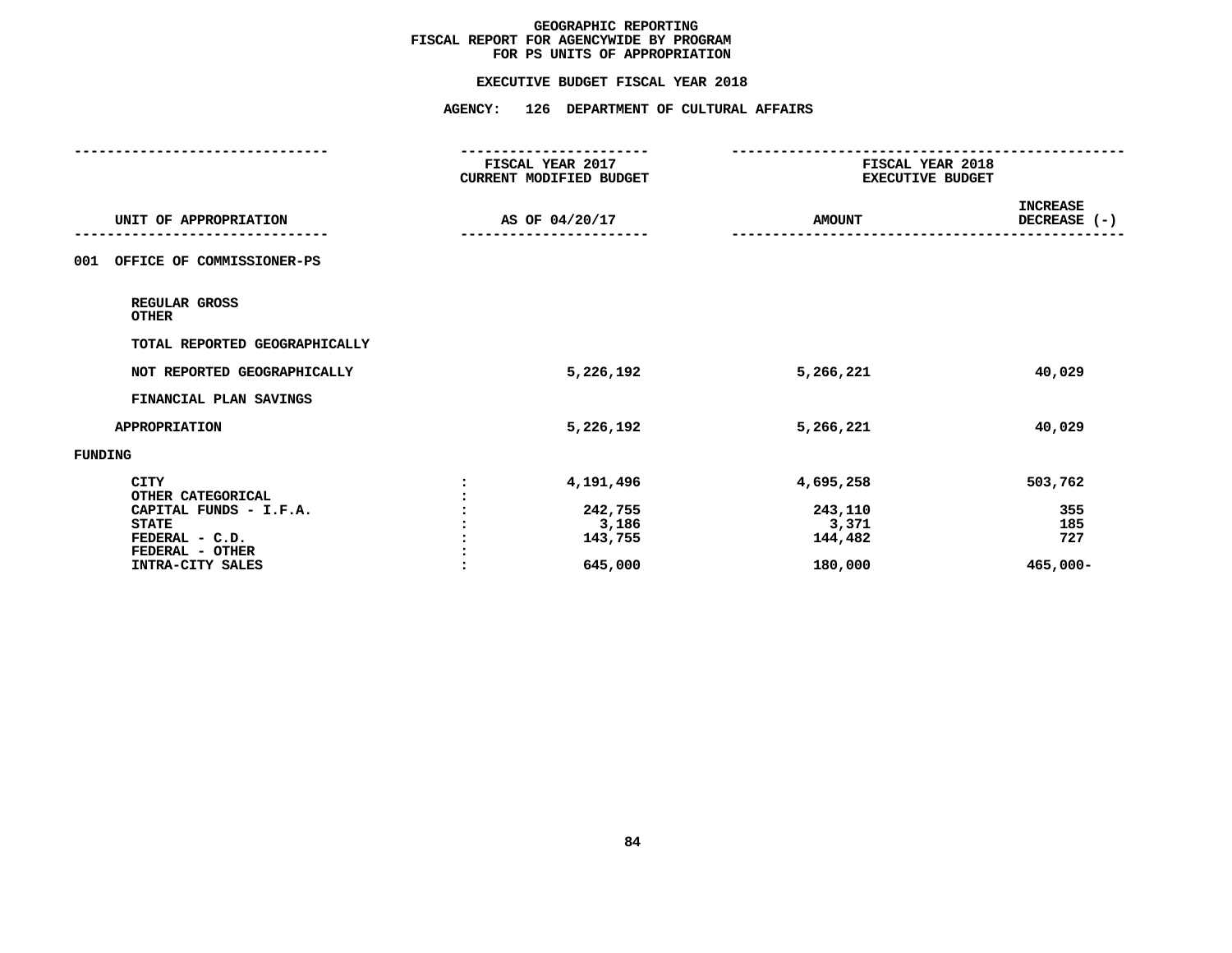# GEOGRAPHIC REPORTING
## FISCAL REPORT FOR AGENCYWIDE BY PROGRAM
## FOR PS UNITS OF APPROPRIATION

### EXECUTIVE BUDGET FISCAL YEAR 2018

### AGENCY: 126 DEPARTMENT OF CULTURAL AFFAIRS

| UNIT OF APPROPRIATION | | FISCAL YEAR 2017 CURRENT MODIFIED BUDGET AS OF 04/20/17 | FISCAL YEAR 2018 EXECUTIVE BUDGET AMOUNT | INCREASE DECREASE (-) |
|---|---|---|---|---|
| 001 OFFICE OF COMMISSIONER-PS | | | | |
| REGULAR GROSS | | | | |
| OTHER | | | | |
| TOTAL REPORTED GEOGRAPHICALLY | | | | |
| NOT REPORTED GEOGRAPHICALLY | | 5,226,192 | 5,266,221 | 40,029 |
| FINANCIAL PLAN SAVINGS | | | | |
| APPROPRIATION | | 5,226,192 | 5,266,221 | 40,029 |
| FUNDING | | | | |
| CITY | : | 4,191,496 | 4,695,258 | 503,762 |
| OTHER CATEGORICAL | : | | | |
| CAPITAL FUNDS - I.F.A. | : | 242,755 | 243,110 | 355 |
| STATE | : | 3,186 | 3,371 | 185 |
| FEDERAL - C.D. | : | 143,755 | 144,482 | 727 |
| FEDERAL - OTHER | : | | | |
| INTRA-CITY SALES | : | 645,000 | 180,000 | 465,000- |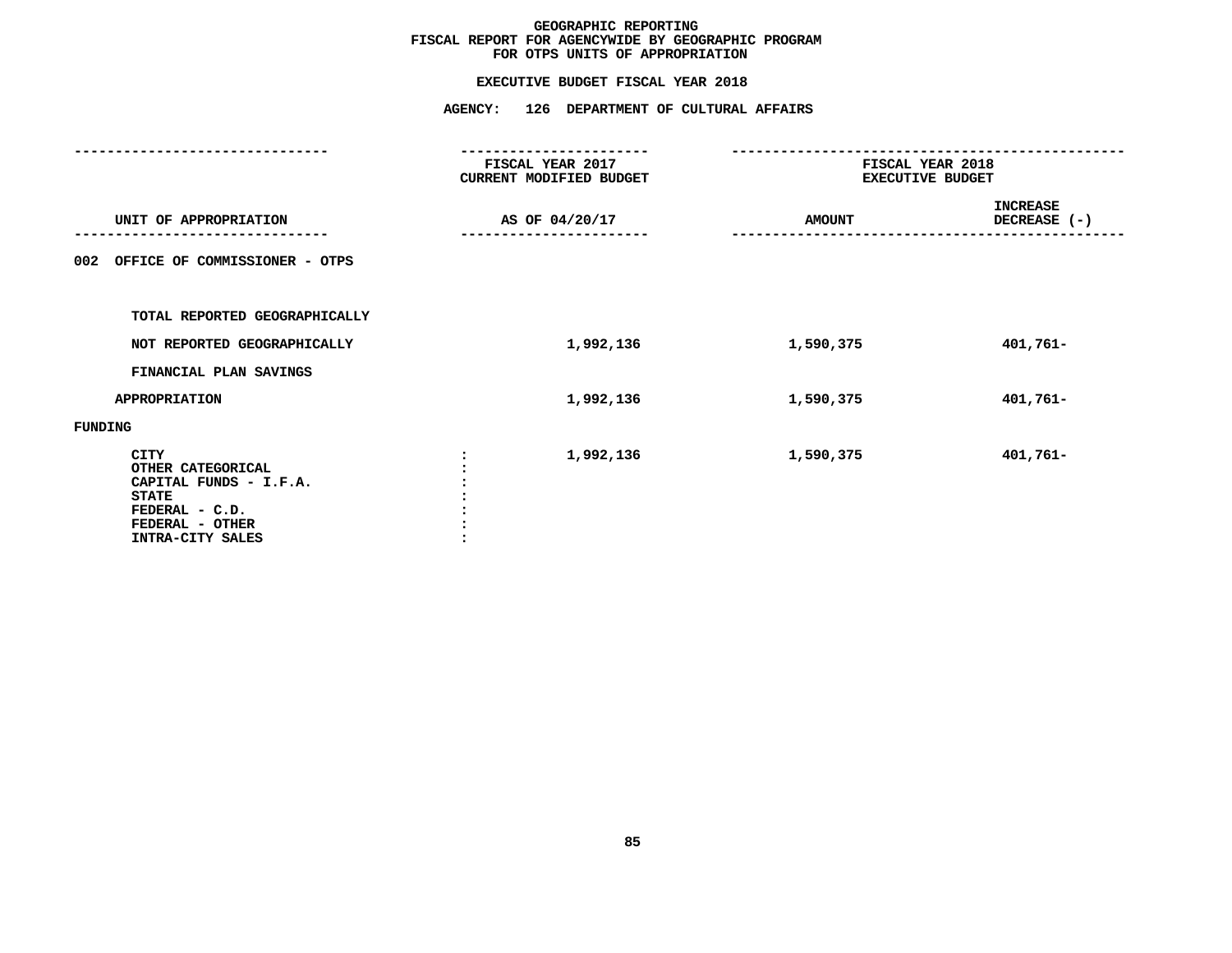# GEOGRAPHIC REPORTING
## FISCAL REPORT FOR AGENCYWIDE BY GEOGRAPHIC PROGRAM
## FOR OTPS UNITS OF APPROPRIATION

### EXECUTIVE BUDGET FISCAL YEAR 2018

### AGENCY: 126 DEPARTMENT OF CULTURAL AFFAIRS

| UNIT OF APPROPRIATION | FISCAL YEAR 2017 CURRENT MODIFIED BUDGET AS OF 04/20/17 | FISCAL YEAR 2018 EXECUTIVE BUDGET AMOUNT | FISCAL YEAR 2018 EXECUTIVE BUDGET INCREASE DECREASE (-) |
|---|---|---|---|
| 002 OFFICE OF COMMISSIONER - OTPS | | | |
| TOTAL REPORTED GEOGRAPHICALLY | | | |
| NOT REPORTED GEOGRAPHICALLY | 1,992,136 | 1,590,375 | 401,761- |
| FINANCIAL PLAN SAVINGS | | | |
| APPROPRIATION | 1,992,136 | 1,590,375 | 401,761- |
| FUNDING | | | |
| CITY | 1,992,136 | 1,590,375 | 401,761- |
| OTHER CATEGORICAL | | | |
| CAPITAL FUNDS - I.F.A. | | | |
| STATE | | | |
| FEDERAL - C.D. | | | |
| FEDERAL - OTHER | | | |
| INTRA-CITY SALES | | | |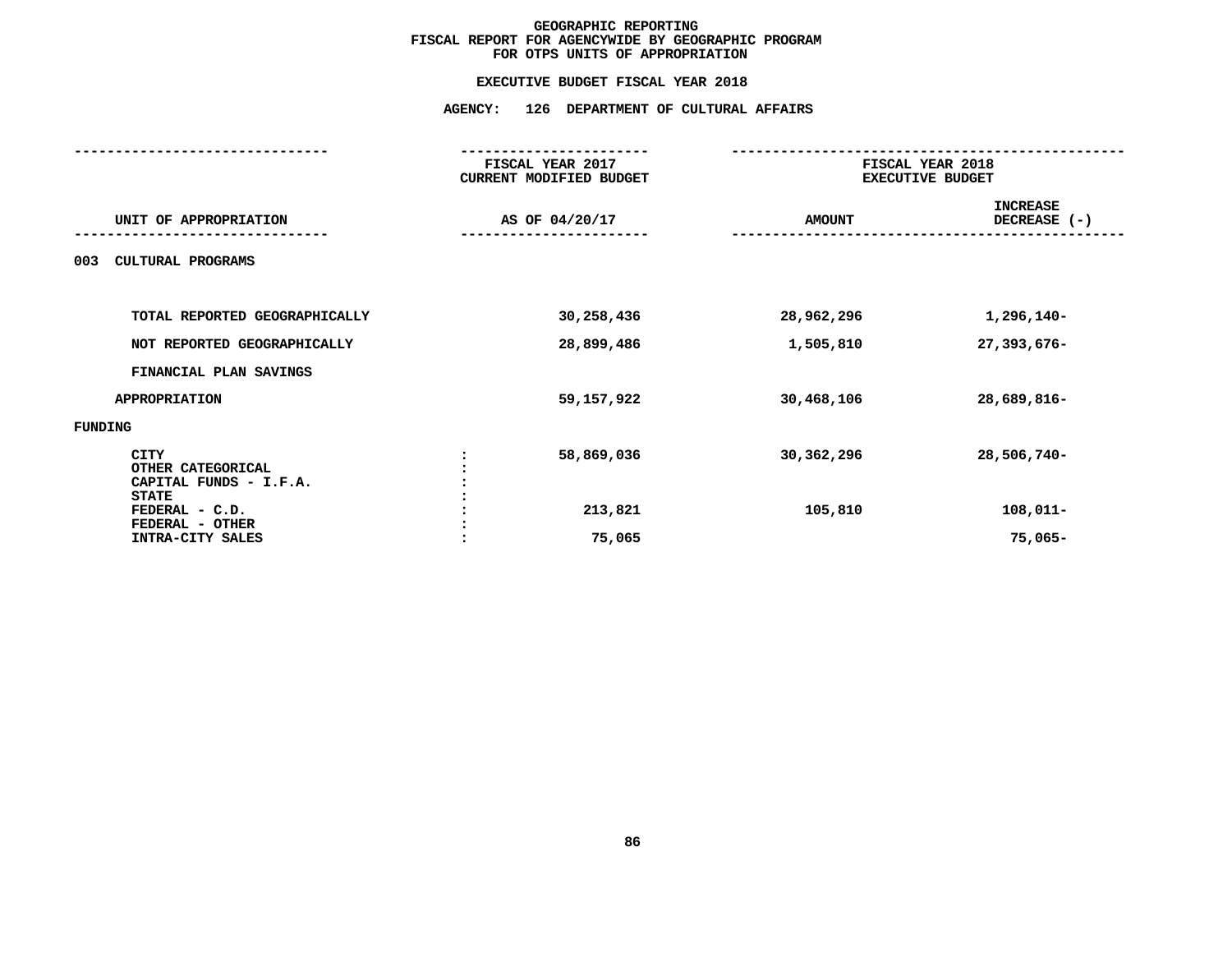# GEOGRAPHIC REPORTING
## FISCAL REPORT FOR AGENCYWIDE BY GEOGRAPHIC PROGRAM
## FOR OTPS UNITS OF APPROPRIATION

### EXECUTIVE BUDGET FISCAL YEAR 2018

### AGENCY: 126 DEPARTMENT OF CULTURAL AFFAIRS

| UNIT OF APPROPRIATION | | FISCAL YEAR 2017 CURRENT MODIFIED BUDGET AS OF 04/20/17 | FISCAL YEAR 2018 EXECUTIVE BUDGET AMOUNT | FISCAL YEAR 2018 EXECUTIVE BUDGET INCREASE DECREASE (-) |
|---|---|---|---|---|
| 003 CULTURAL PROGRAMS | | | | |
| TOTAL REPORTED GEOGRAPHICALLY | | 30,258,436 | 28,962,296 | 1,296,140- |
| NOT REPORTED GEOGRAPHICALLY | | 28,899,486 | 1,505,810 | 27,393,676- |
| FINANCIAL PLAN SAVINGS | | | | |
| APPROPRIATION | | 59,157,922 | 30,468,106 | 28,689,816- |
| FUNDING | | | | |
| CITY | : | 58,869,036 | 30,362,296 | 28,506,740- |
| OTHER CATEGORICAL | : | | | |
| CAPITAL FUNDS - I.F.A. | : | | | |
| STATE | : | | | |
| FEDERAL - C.D. | : | 213,821 | 105,810 | 108,011- |
| FEDERAL - OTHER | : | | | |
| INTRA-CITY SALES | : | 75,065 | | 75,065- |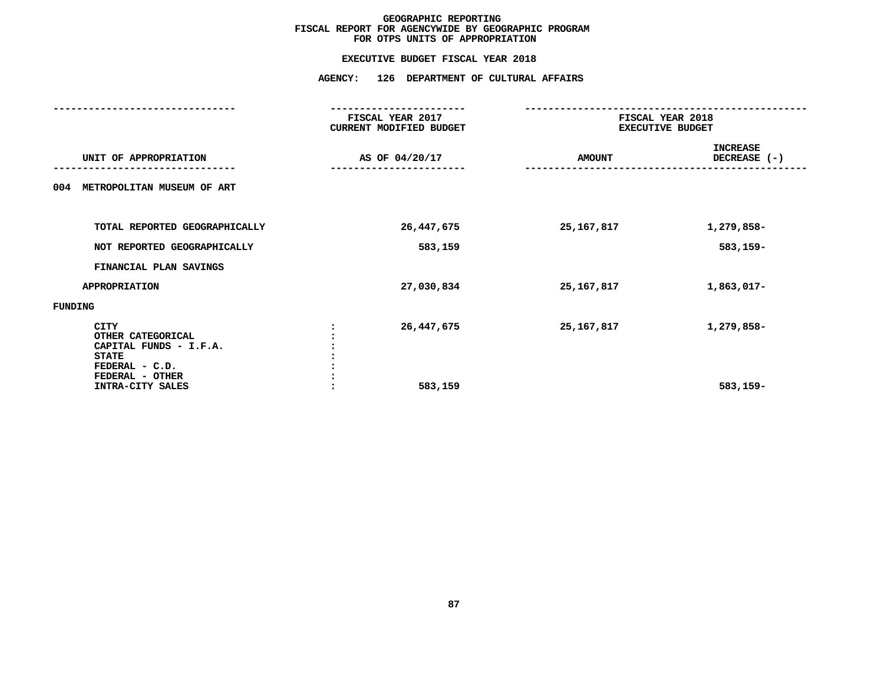# GEOGRAPHIC REPORTING
## FISCAL REPORT FOR AGENCYWIDE BY GEOGRAPHIC PROGRAM
## FOR OTPS UNITS OF APPROPRIATION

### EXECUTIVE BUDGET FISCAL YEAR 2018

### AGENCY: 126 DEPARTMENT OF CULTURAL AFFAIRS

| UNIT OF APPROPRIATION | | FISCAL YEAR 2017 CURRENT MODIFIED BUDGET AS OF 04/20/17 | FISCAL YEAR 2018 EXECUTIVE BUDGET AMOUNT | INCREASE DECREASE (-) |
|---|---|---|---|---|
| 004 METROPOLITAN MUSEUM OF ART | | | | |
| TOTAL REPORTED GEOGRAPHICALLY | | 26,447,675 | 25,167,817 | 1,279,858- |
| NOT REPORTED GEOGRAPHICALLY | | 583,159 | | 583,159- |
| FINANCIAL PLAN SAVINGS | | | | |
| APPROPRIATION | | 27,030,834 | 25,167,817 | 1,863,017- |
| FUNDING | | | | |
| CITY | : | 26,447,675 | 25,167,817 | 1,279,858- |
| OTHER CATEGORICAL | : | | | |
| CAPITAL FUNDS - I.F.A. | : | | | |
| STATE | : | | | |
| FEDERAL - C.D. | : | | | |
| FEDERAL - OTHER | : | | | |
| INTRA-CITY SALES | : | 583,159 | | 583,159- |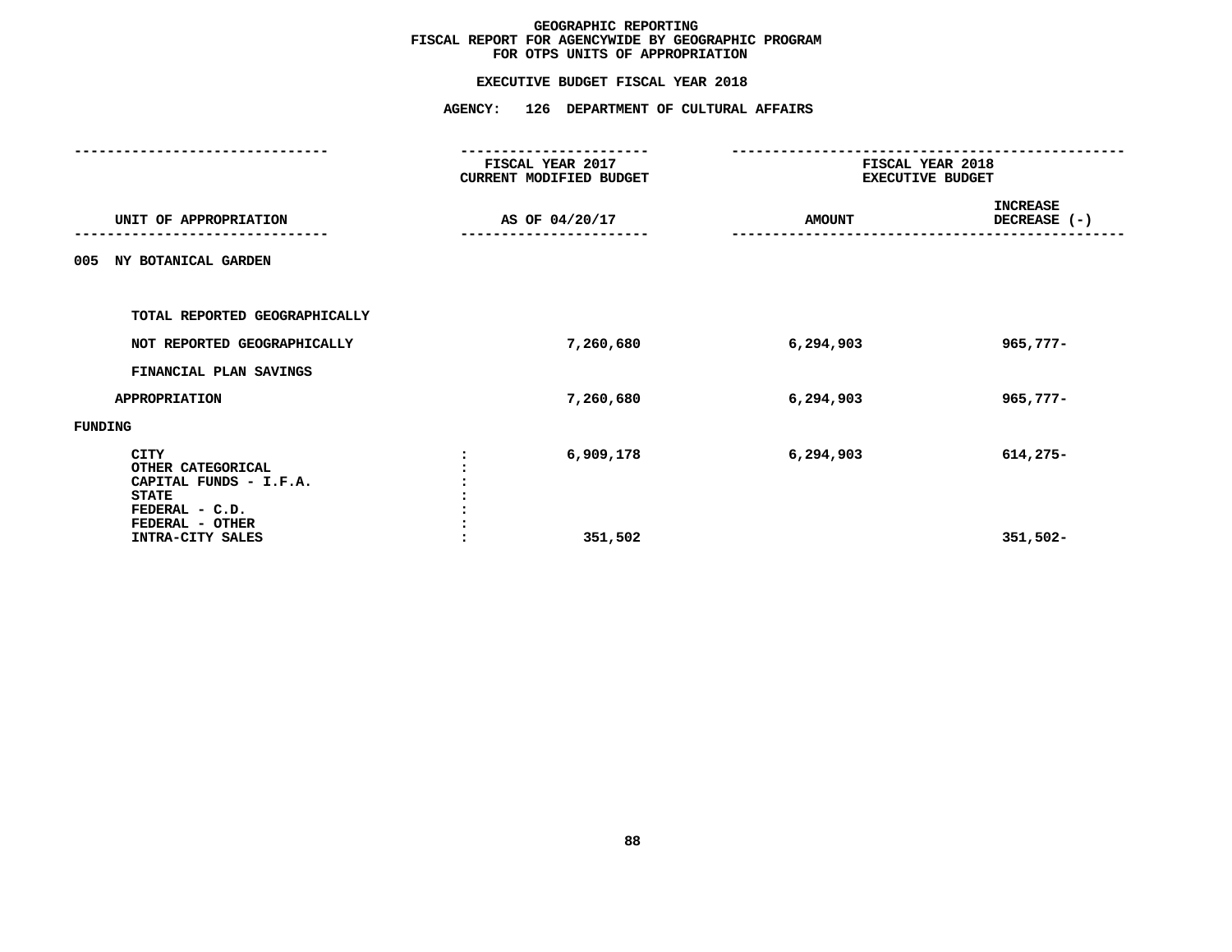# GEOGRAPHIC REPORTING
## FISCAL REPORT FOR AGENCYWIDE BY GEOGRAPHIC PROGRAM
## FOR OTPS UNITS OF APPROPRIATION

### EXECUTIVE BUDGET FISCAL YEAR 2018

### AGENCY: 126 DEPARTMENT OF CULTURAL AFFAIRS

| UNIT OF APPROPRIATION | FISCAL YEAR 2017 CURRENT MODIFIED BUDGET AS OF 04/20/17 | FISCAL YEAR 2018 EXECUTIVE BUDGET AMOUNT | INCREASE DECREASE (-) |
|---|---|---|---|
| 005 NY BOTANICAL GARDEN | | | |
| TOTAL REPORTED GEOGRAPHICALLY | | | |
| NOT REPORTED GEOGRAPHICALLY | 7,260,680 | 6,294,903 | 965,777- |
| FINANCIAL PLAN SAVINGS | | | |
| APPROPRIATION | 7,260,680 | 6,294,903 | 965,777- |
| FUNDING | | | |
| CITY | 6,909,178 | 6,294,903 | 614,275- |
| OTHER CATEGORICAL | | | |
| CAPITAL FUNDS - I.F.A. | | | |
| STATE | | | |
| FEDERAL - C.D. | | | |
| FEDERAL - OTHER | | | |
| INTRA-CITY SALES | 351,502 | | 351,502- |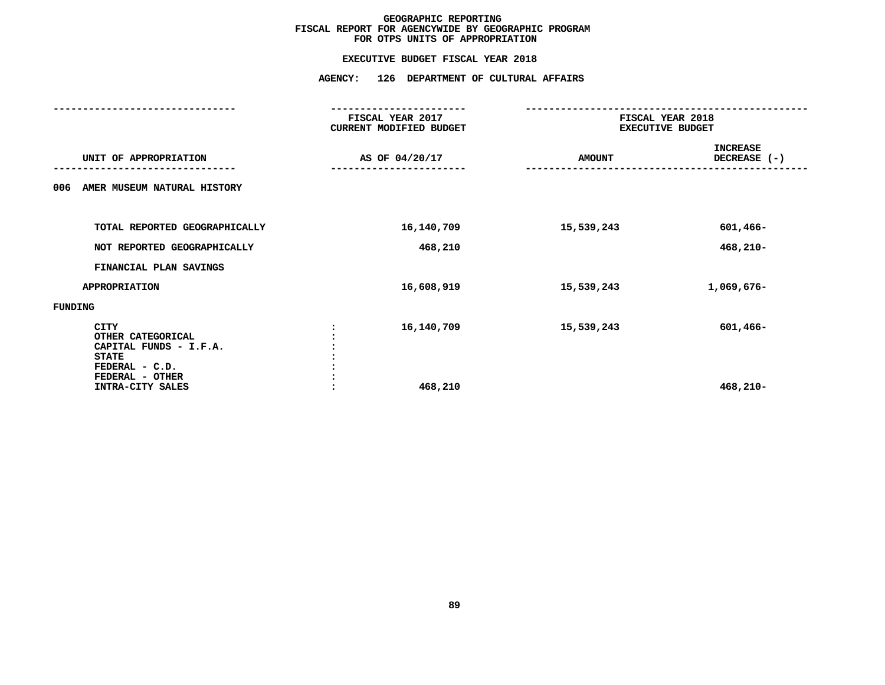# GEOGRAPHIC REPORTING
## FISCAL REPORT FOR AGENCYWIDE BY GEOGRAPHIC PROGRAM
## FOR OTPS UNITS OF APPROPRIATION

### EXECUTIVE BUDGET FISCAL YEAR 2018

### AGENCY: 126 DEPARTMENT OF CULTURAL AFFAIRS

| UNIT OF APPROPRIATION | FISCAL YEAR 2017 CURRENT MODIFIED BUDGET AS OF 04/20/17 | FISCAL YEAR 2018 EXECUTIVE BUDGET AMOUNT | INCREASE DECREASE (-) |
|---|---|---|---|
| 006 AMER MUSEUM NATURAL HISTORY | | | |
| TOTAL REPORTED GEOGRAPHICALLY | 16,140,709 | 15,539,243 | 601,466- |
| NOT REPORTED GEOGRAPHICALLY | 468,210 | | 468,210- |
| FINANCIAL PLAN SAVINGS | | | |
| APPROPRIATION | 16,608,919 | 15,539,243 | 1,069,676- |
| FUNDING | | | |
| CITY | 16,140,709 | 15,539,243 | 601,466- |
| OTHER CATEGORICAL | | | |
| CAPITAL FUNDS - I.F.A. | | | |
| STATE | | | |
| FEDERAL - C.D. | | | |
| FEDERAL - OTHER | | | |
| INTRA-CITY SALES | 468,210 | | 468,210- |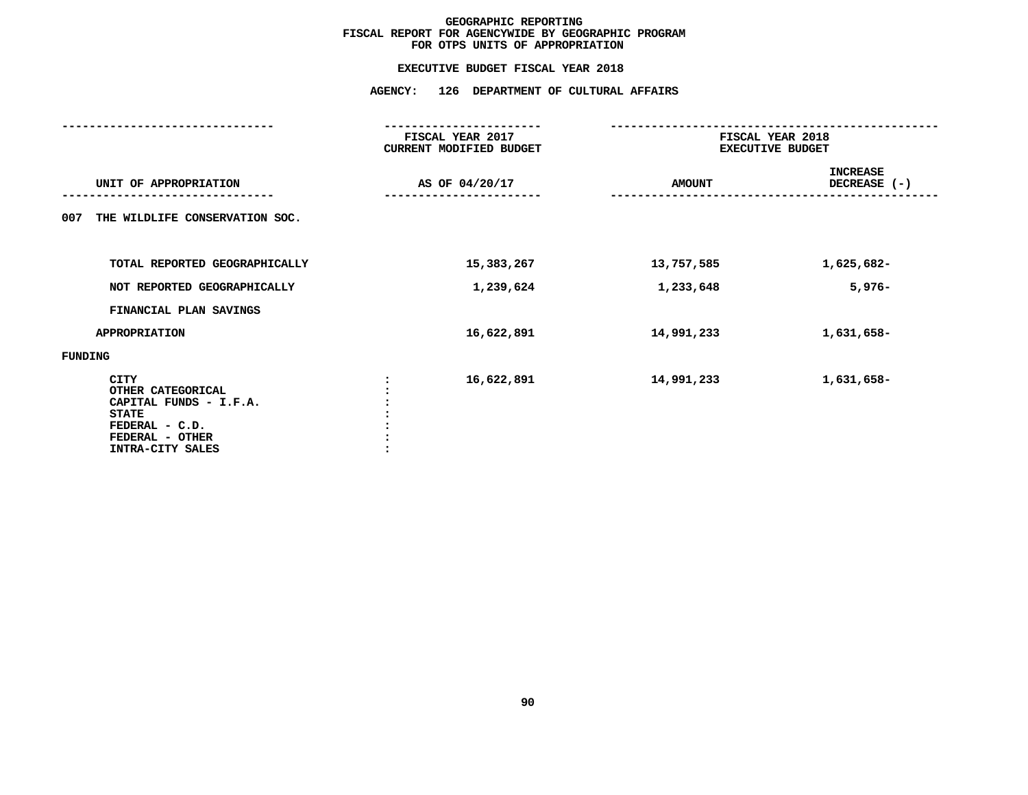# GEOGRAPHIC REPORTING
## FISCAL REPORT FOR AGENCYWIDE BY GEOGRAPHIC PROGRAM
## FOR OTPS UNITS OF APPROPRIATION

### EXECUTIVE BUDGET FISCAL YEAR 2018

### AGENCY: 126 DEPARTMENT OF CULTURAL AFFAIRS

| UNIT OF APPROPRIATION | FISCAL YEAR 2017 CURRENT MODIFIED BUDGET AS OF 04/20/17 | FISCAL YEAR 2018 EXECUTIVE BUDGET AMOUNT | INCREASE DECREASE (-) |
|---|---|---|---|
| 007 THE WILDLIFE CONSERVATION SOC. | | | |
| TOTAL REPORTED GEOGRAPHICALLY | 15,383,267 | 13,757,585 | 1,625,682- |
| NOT REPORTED GEOGRAPHICALLY | 1,239,624 | 1,233,648 | 5,976- |
| FINANCIAL PLAN SAVINGS | | | |
| APPROPRIATION | 16,622,891 | 14,991,233 | 1,631,658- |
| FUNDING | | | |
| CITY | 16,622,891 | 14,991,233 | 1,631,658- |
| OTHER CATEGORICAL | | | |
| CAPITAL FUNDS - I.F.A. | | | |
| STATE | | | |
| FEDERAL - C.D. | | | |
| FEDERAL - OTHER | | | |
| INTRA-CITY SALES | | | |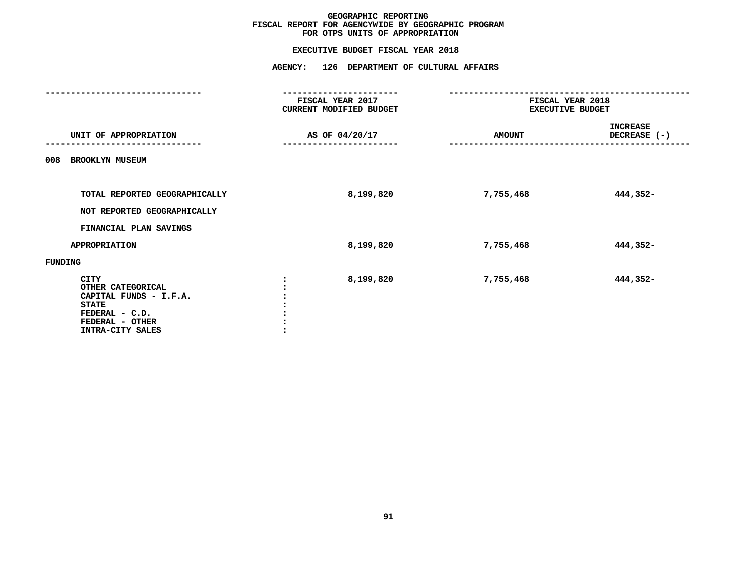# GEOGRAPHIC REPORTING
## FISCAL REPORT FOR AGENCYWIDE BY GEOGRAPHIC PROGRAM
## FOR OTPS UNITS OF APPROPRIATION

### EXECUTIVE BUDGET FISCAL YEAR 2018

### AGENCY: 126 DEPARTMENT OF CULTURAL AFFAIRS

| UNIT OF APPROPRIATION | FISCAL YEAR 2017 CURRENT MODIFIED BUDGET AS OF 04/20/17 | FISCAL YEAR 2018 EXECUTIVE BUDGET AMOUNT | INCREASE DECREASE (-) |
|---|---|---|---|
| **008 BROOKLYN MUSEUM** | | | |
| TOTAL REPORTED GEOGRAPHICALLY | 8,199,820 | 7,755,468 | 444,352- |
| NOT REPORTED GEOGRAPHICALLY | | | |
| FINANCIAL PLAN SAVINGS | | | |
| APPROPRIATION | 8,199,820 | 7,755,468 | 444,352- |
| **FUNDING** | | | |
| CITY | 8,199,820 | 7,755,468 | 444,352- |
| OTHER CATEGORICAL | | | |
| CAPITAL FUNDS - I.F.A. | | | |
| STATE | | | |
| FEDERAL - C.D. | | | |
| FEDERAL - OTHER | | | |
| INTRA-CITY SALES | | | |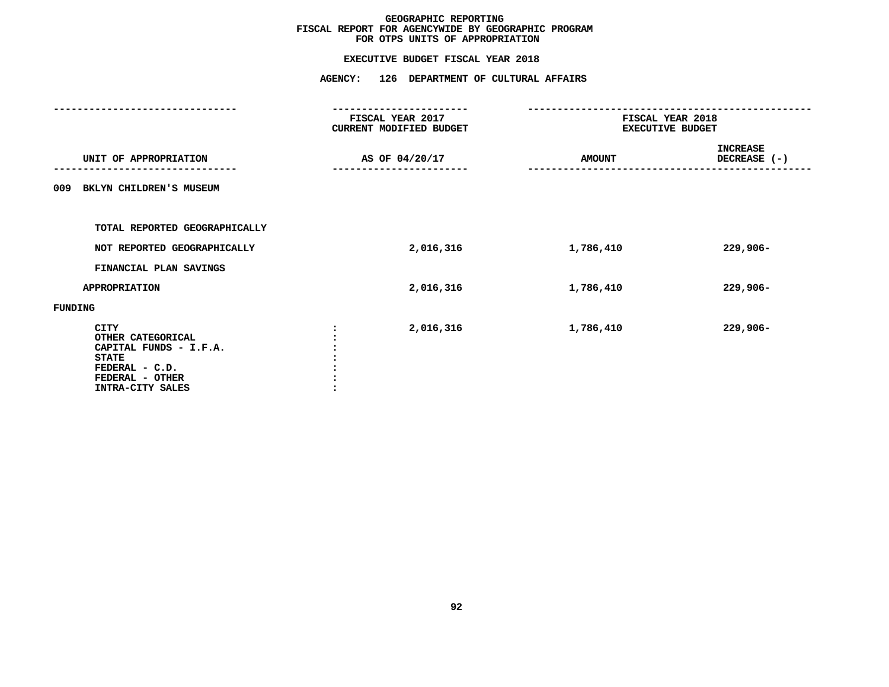# GEOGRAPHIC REPORTING
## FISCAL REPORT FOR AGENCYWIDE BY GEOGRAPHIC PROGRAM
## FOR OTPS UNITS OF APPROPRIATION

### EXECUTIVE BUDGET FISCAL YEAR 2018

### AGENCY: 126 DEPARTMENT OF CULTURAL AFFAIRS

| UNIT OF APPROPRIATION | FISCAL YEAR 2017 CURRENT MODIFIED BUDGET AS OF 04/20/17 | FISCAL YEAR 2018 EXECUTIVE BUDGET AMOUNT | INCREASE DECREASE (-) |
|---|---|---|---|
| 009 BKLYN CHILDREN'S MUSEUM | | | |
| TOTAL REPORTED GEOGRAPHICALLY | | | |
| NOT REPORTED GEOGRAPHICALLY | 2,016,316 | 1,786,410 | 229,906- |
| FINANCIAL PLAN SAVINGS | | | |
| APPROPRIATION | 2,016,316 | 1,786,410 | 229,906- |
| FUNDING | | | |
| CITY | 2,016,316 | 1,786,410 | 229,906- |
| OTHER CATEGORICAL | | | |
| CAPITAL FUNDS - I.F.A. | | | |
| STATE | | | |
| FEDERAL - C.D. | | | |
| FEDERAL - OTHER | | | |
| INTRA-CITY SALES | | | |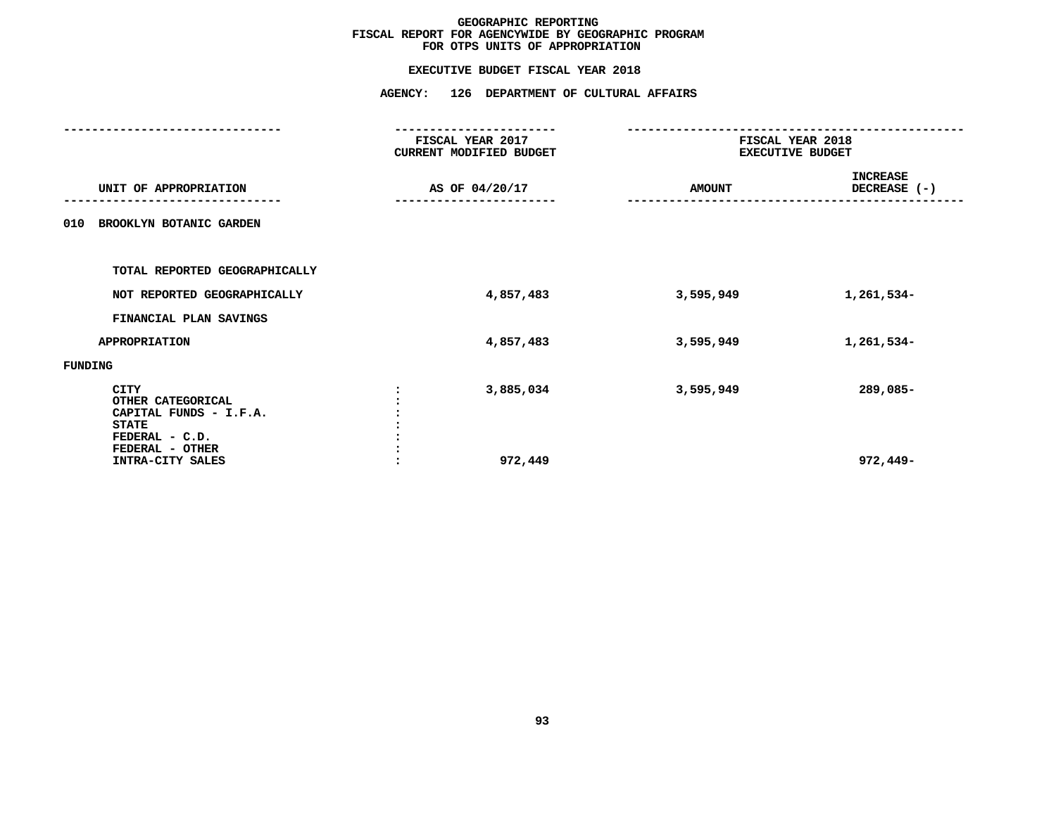# GEOGRAPHIC REPORTING
## FISCAL REPORT FOR AGENCYWIDE BY GEOGRAPHIC PROGRAM
## FOR OTPS UNITS OF APPROPRIATION

### EXECUTIVE BUDGET FISCAL YEAR 2018

### AGENCY: 126 DEPARTMENT OF CULTURAL AFFAIRS

| UNIT OF APPROPRIATION | FISCAL YEAR 2017 CURRENT MODIFIED BUDGET AS OF 04/20/17 | FISCAL YEAR 2018 EXECUTIVE BUDGET AMOUNT | FISCAL YEAR 2018 EXECUTIVE BUDGET INCREASE DECREASE (-) |
|---|---|---|---|
| **010 BROOKLYN BOTANIC GARDEN** | | | |
| TOTAL REPORTED GEOGRAPHICALLY | | | |
| NOT REPORTED GEOGRAPHICALLY | 4,857,483 | 3,595,949 | 1,261,534- |
| FINANCIAL PLAN SAVINGS | | | |
| APPROPRIATION | 4,857,483 | 3,595,949 | 1,261,534- |
| **FUNDING** | | | |
| CITY | 3,885,034 | 3,595,949 | 289,085- |
| OTHER CATEGORICAL | | | |
| CAPITAL FUNDS - I.F.A. | | | |
| STATE | | | |
| FEDERAL - C.D. | | | |
| FEDERAL - OTHER | | | |
| INTRA-CITY SALES | 972,449 | | 972,449- |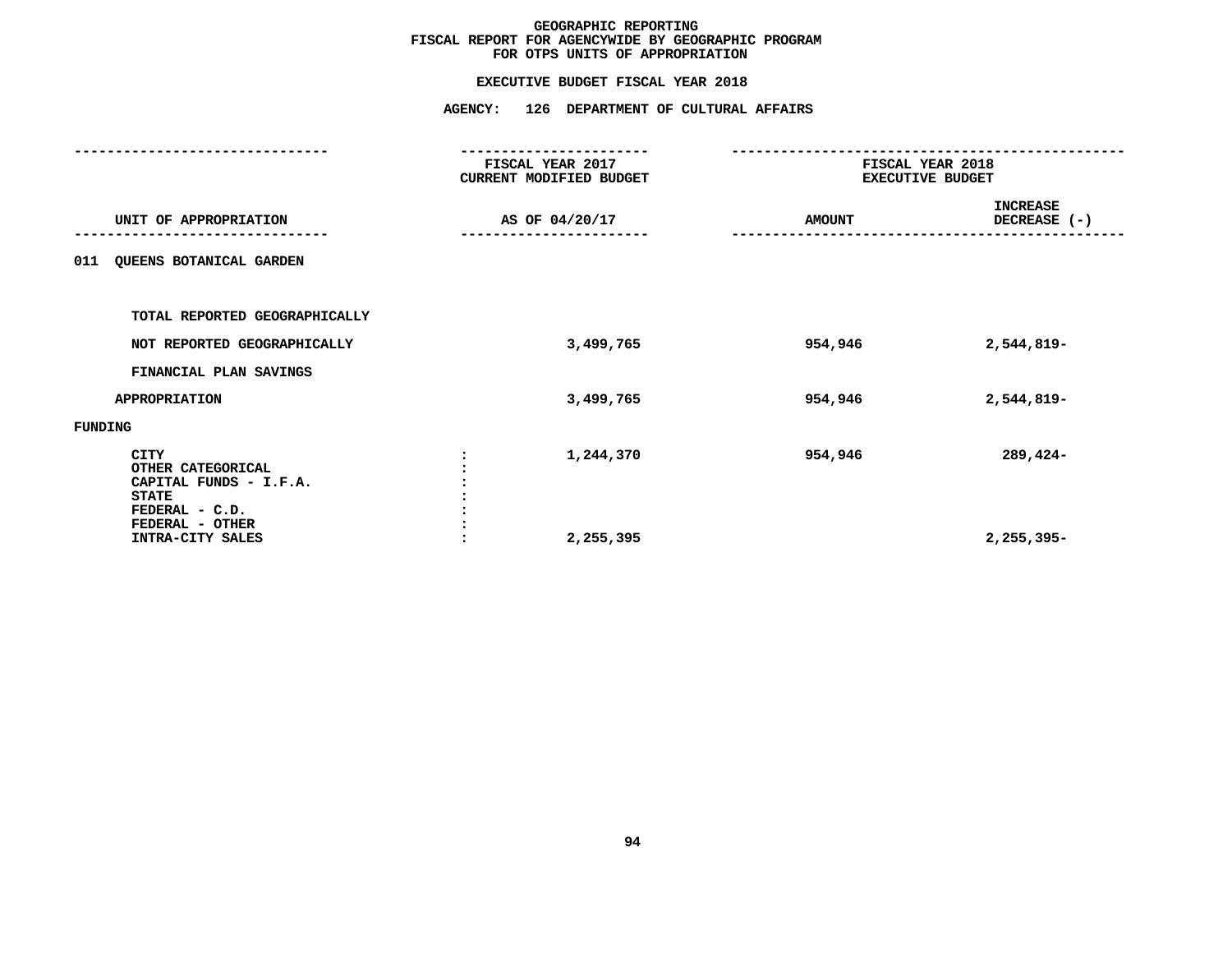**GEOGRAPHIC REPORTING**
**FISCAL REPORT FOR AGENCYWIDE BY GEOGRAPHIC PROGRAM**
**FOR OTPS UNITS OF APPROPRIATION**

**EXECUTIVE BUDGET FISCAL YEAR 2018**

**AGENCY: 126 DEPARTMENT OF CULTURAL AFFAIRS**

| UNIT OF APPROPRIATION | | FISCAL YEAR 2017 CURRENT MODIFIED BUDGET AS OF 04/20/17 | FISCAL YEAR 2018 EXECUTIVE BUDGET AMOUNT | INCREASE DECREASE (-) |
|---|---|---|---|---|
| 011 QUEENS BOTANICAL GARDEN | | | | |
| TOTAL REPORTED GEOGRAPHICALLY | | | | |
| NOT REPORTED GEOGRAPHICALLY | | 3,499,765 | 954,946 | 2,544,819- |
| FINANCIAL PLAN SAVINGS | | | | |
| APPROPRIATION | | 3,499,765 | 954,946 | 2,544,819- |
| FUNDING | | | | |
| CITY | : | 1,244,370 | 954,946 | 289,424- |
| OTHER CATEGORICAL | : | | | |
| CAPITAL FUNDS - I.F.A. | : | | | |
| STATE | : | | | |
| FEDERAL - C.D. | : | | | |
| FEDERAL - OTHER | : | | | |
| INTRA-CITY SALES | : | 2,255,395 | | 2,255,395- |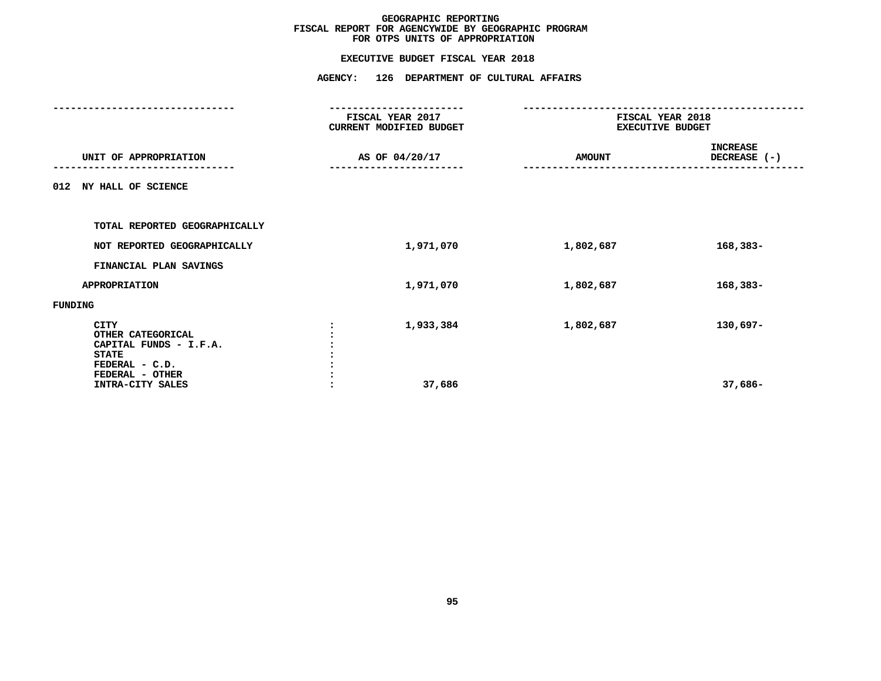GEOGRAPHIC REPORTING
FISCAL REPORT FOR AGENCYWIDE BY GEOGRAPHIC PROGRAM
FOR OTPS UNITS OF APPROPRIATION

EXECUTIVE BUDGET FISCAL YEAR 2018

AGENCY: 126 DEPARTMENT OF CULTURAL AFFAIRS

| UNIT OF APPROPRIATION | FISCAL YEAR 2017 CURRENT MODIFIED BUDGET AS OF 04/20/17 | FISCAL YEAR 2018 EXECUTIVE BUDGET AMOUNT | INCREASE DECREASE (-) |
|---|---|---|---|
| 012 NY HALL OF SCIENCE | | | |
| TOTAL REPORTED GEOGRAPHICALLY | | | |
| NOT REPORTED GEOGRAPHICALLY | 1,971,070 | 1,802,687 | 168,383- |
| FINANCIAL PLAN SAVINGS | | | |
| APPROPRIATION | 1,971,070 | 1,802,687 | 168,383- |
| FUNDING | | | |
| CITY | 1,933,384 | 1,802,687 | 130,697- |
| OTHER CATEGORICAL | | | |
| CAPITAL FUNDS - I.F.A. | | | |
| STATE | | | |
| FEDERAL - C.D. | | | |
| FEDERAL - OTHER | | | |
| INTRA-CITY SALES | 37,686 | | 37,686- |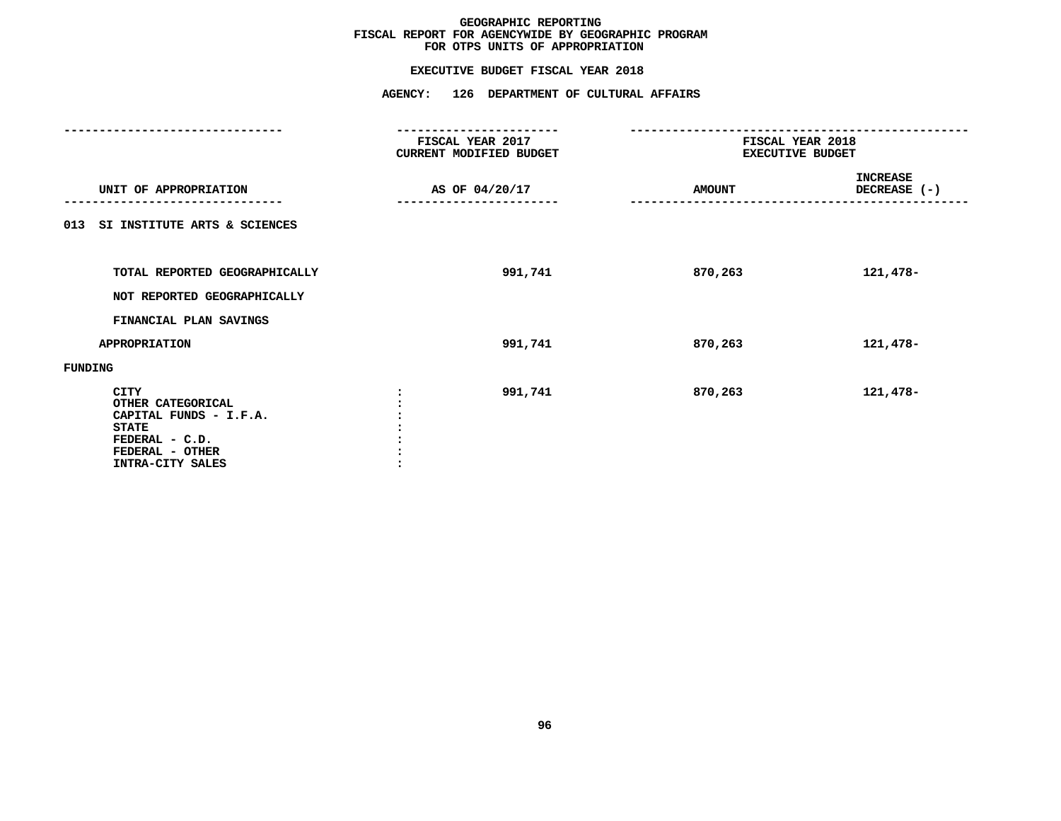# GEOGRAPHIC REPORTING
## FISCAL REPORT FOR AGENCYWIDE BY GEOGRAPHIC PROGRAM
## FOR OTPS UNITS OF APPROPRIATION

### EXECUTIVE BUDGET FISCAL YEAR 2018

### AGENCY: 126 DEPARTMENT OF CULTURAL AFFAIRS

| UNIT OF APPROPRIATION | FISCAL YEAR 2017 CURRENT MODIFIED BUDGET AS OF 04/20/17 | FISCAL YEAR 2018 EXECUTIVE BUDGET AMOUNT | INCREASE DECREASE (-) |
|---|---|---|---|
| 013 SI INSTITUTE ARTS & SCIENCES | | | |
| TOTAL REPORTED GEOGRAPHICALLY | 991,741 | 870,263 | 121,478- |
| NOT REPORTED GEOGRAPHICALLY | | | |
| FINANCIAL PLAN SAVINGS | | | |
| APPROPRIATION | 991,741 | 870,263 | 121,478- |
| FUNDING | | | |
| CITY : | 991,741 | 870,263 | 121,478- |
| OTHER CATEGORICAL : | | | |
| CAPITAL FUNDS - I.F.A. : | | | |
| STATE : | | | |
| FEDERAL - C.D. : | | | |
| FEDERAL - OTHER : | | | |
| INTRA-CITY SALES : | | | |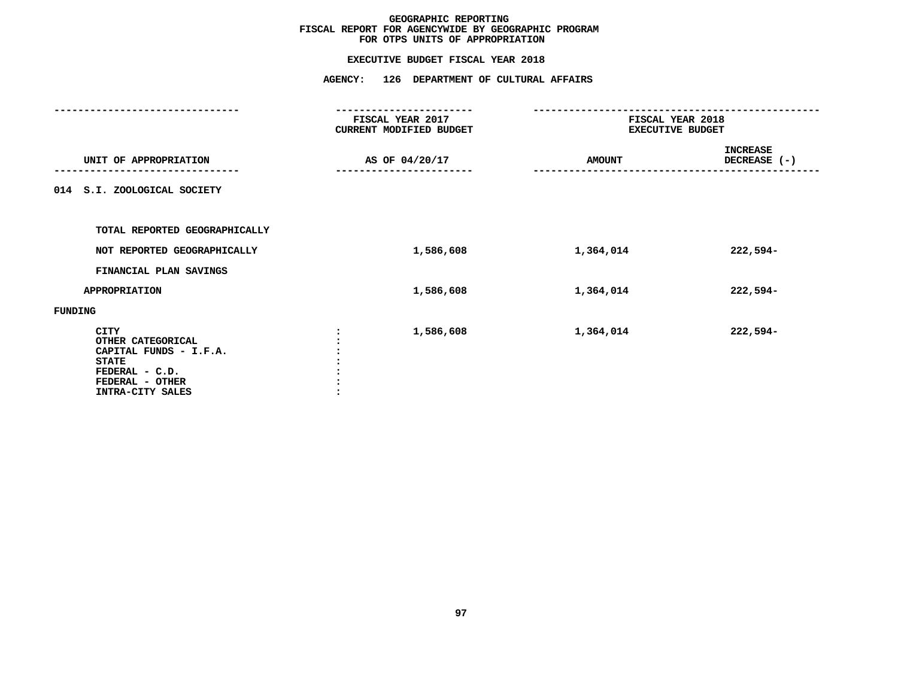# GEOGRAPHIC REPORTING
## FISCAL REPORT FOR AGENCYWIDE BY GEOGRAPHIC PROGRAM
## FOR OTPS UNITS OF APPROPRIATION

### EXECUTIVE BUDGET FISCAL YEAR 2018

### AGENCY: 126 DEPARTMENT OF CULTURAL AFFAIRS

| UNIT OF APPROPRIATION | FISCAL YEAR 2017 CURRENT MODIFIED BUDGET AS OF 04/20/17 | FISCAL YEAR 2018 EXECUTIVE BUDGET AMOUNT | INCREASE DECREASE (-) |
|---|---|---|---|
| 014 S.I. ZOOLOGICAL SOCIETY | | | |
| TOTAL REPORTED GEOGRAPHICALLY | | | |
| NOT REPORTED GEOGRAPHICALLY | 1,586,608 | 1,364,014 | 222,594- |
| FINANCIAL PLAN SAVINGS | | | |
| APPROPRIATION | 1,586,608 | 1,364,014 | 222,594- |
| FUNDING | | | |
| CITY : | 1,586,608 | 1,364,014 | 222,594- |
| OTHER CATEGORICAL : | | | |
| CAPITAL FUNDS - I.F.A. : | | | |
| STATE : | | | |
| FEDERAL - C.D. : | | | |
| FEDERAL - OTHER : | | | |
| INTRA-CITY SALES : | | | |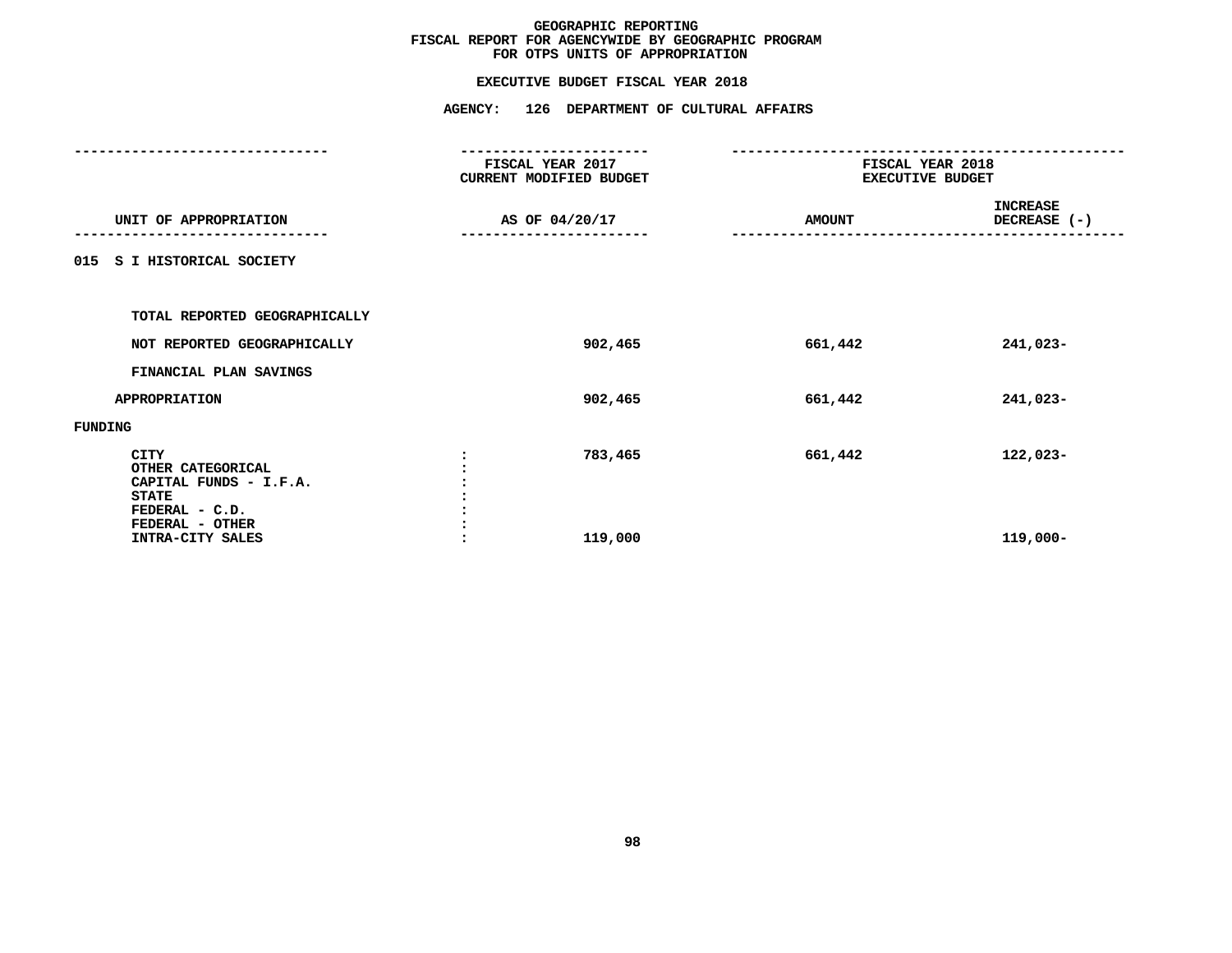# GEOGRAPHIC REPORTING
## FISCAL REPORT FOR AGENCYWIDE BY GEOGRAPHIC PROGRAM
## FOR OTPS UNITS OF APPROPRIATION

### EXECUTIVE BUDGET FISCAL YEAR 2018

### AGENCY: 126 DEPARTMENT OF CULTURAL AFFAIRS

| UNIT OF APPROPRIATION | | FISCAL YEAR 2017 CURRENT MODIFIED BUDGET AS OF 04/20/17 | FISCAL YEAR 2018 EXECUTIVE BUDGET AMOUNT | INCREASE DECREASE (-) |
|---|---|---|---|---|
| 015 S I HISTORICAL SOCIETY | | | | |
| TOTAL REPORTED GEOGRAPHICALLY | | | | |
| NOT REPORTED GEOGRAPHICALLY | | 902,465 | 661,442 | 241,023- |
| FINANCIAL PLAN SAVINGS | | | | |
| APPROPRIATION | | 902,465 | 661,442 | 241,023- |
| FUNDING | | | | |
| CITY | : | 783,465 | 661,442 | 122,023- |
| OTHER CATEGORICAL | : | | | |
| CAPITAL FUNDS - I.F.A. | : | | | |
| STATE | : | | | |
| FEDERAL - C.D. | : | | | |
| FEDERAL - OTHER | : | | | |
| INTRA-CITY SALES | : | 119,000 | | 119,000- |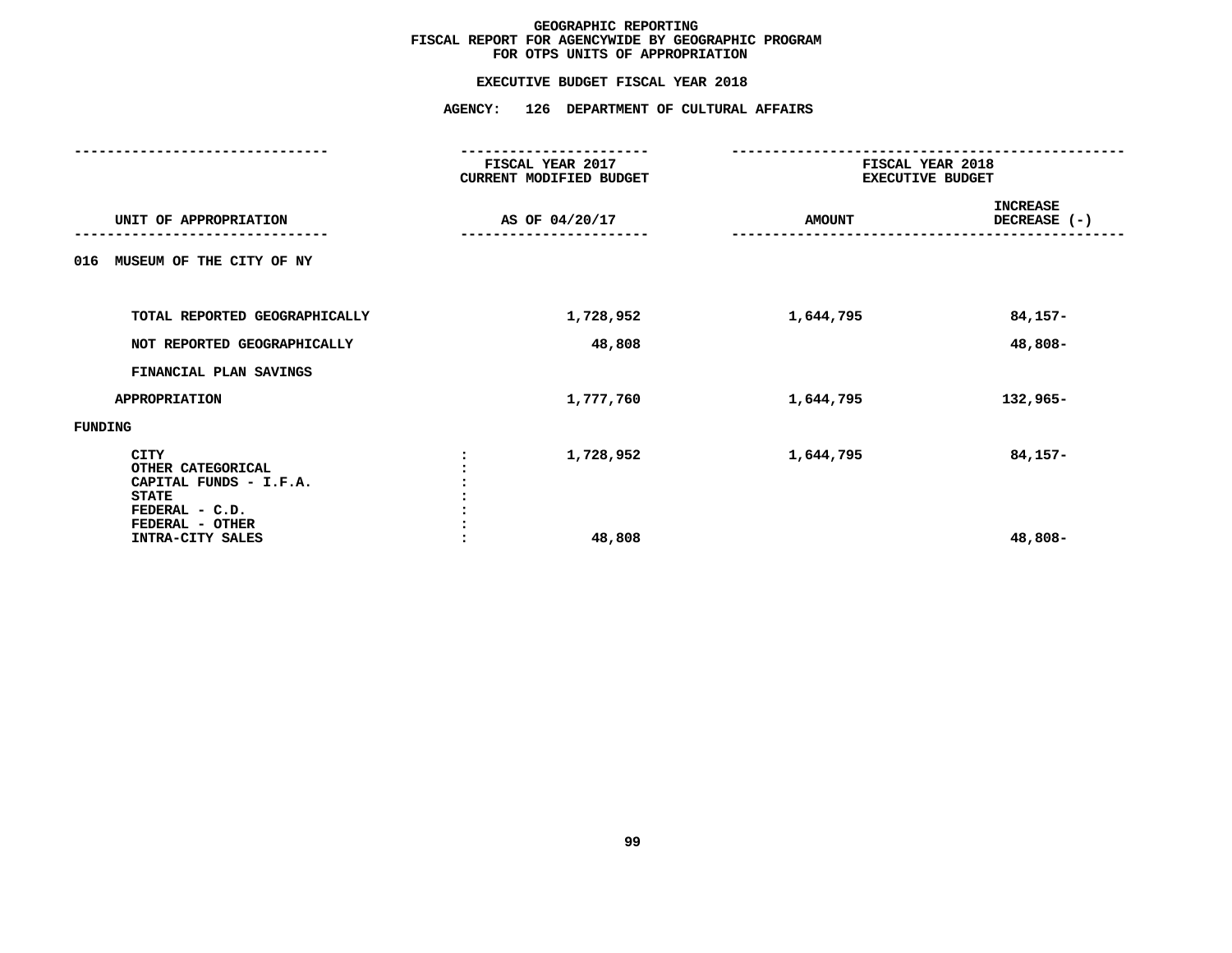# GEOGRAPHIC REPORTING
## FISCAL REPORT FOR AGENCYWIDE BY GEOGRAPHIC PROGRAM
## FOR OTPS UNITS OF APPROPRIATION

### EXECUTIVE BUDGET FISCAL YEAR 2018

### AGENCY: 126 DEPARTMENT OF CULTURAL AFFAIRS

| UNIT OF APPROPRIATION | FISCAL YEAR 2017 CURRENT MODIFIED BUDGET AS OF 04/20/17 | FISCAL YEAR 2018 EXECUTIVE BUDGET AMOUNT | FISCAL YEAR 2018 EXECUTIVE BUDGET INCREASE DECREASE (-) |
|---|---|---|---|
| **016 MUSEUM OF THE CITY OF NY** | | | |
| TOTAL REPORTED GEOGRAPHICALLY | 1,728,952 | 1,644,795 | 84,157- |
| NOT REPORTED GEOGRAPHICALLY | 48,808 | | 48,808- |
| FINANCIAL PLAN SAVINGS | | | |
| APPROPRIATION | 1,777,760 | 1,644,795 | 132,965- |
| **FUNDING** | | | |
| CITY | 1,728,952 | 1,644,795 | 84,157- |
| OTHER CATEGORICAL | | | |
| CAPITAL FUNDS - I.F.A. | | | |
| STATE | | | |
| FEDERAL - C.D. | | | |
| FEDERAL - OTHER | | | |
| INTRA-CITY SALES | 48,808 | | 48,808- |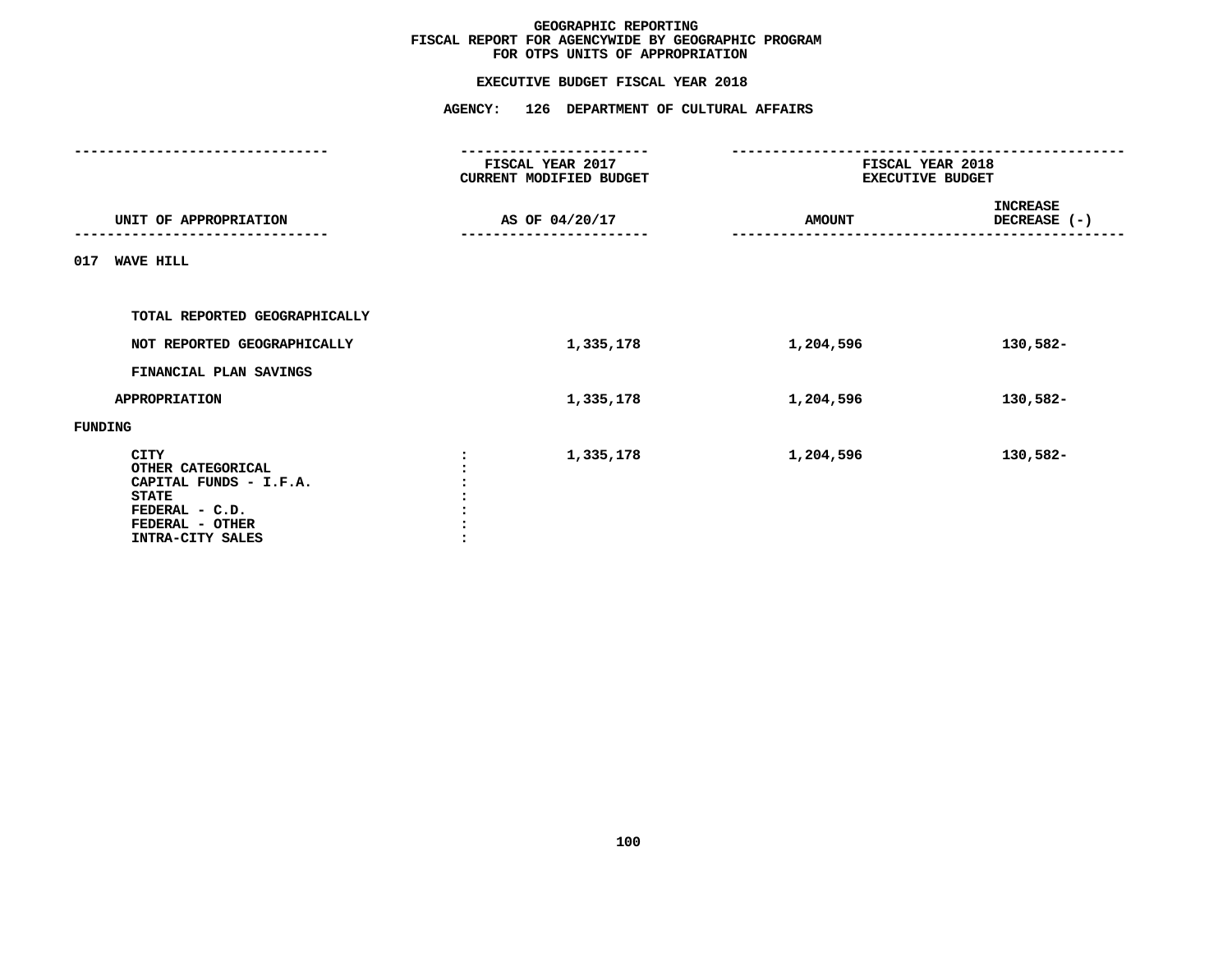# GEOGRAPHIC REPORTING
## FISCAL REPORT FOR AGENCYWIDE BY GEOGRAPHIC PROGRAM
## FOR OTPS UNITS OF APPROPRIATION

### EXECUTIVE BUDGET FISCAL YEAR 2018

### AGENCY: 126 DEPARTMENT OF CULTURAL AFFAIRS

| UNIT OF APPROPRIATION | FISCAL YEAR 2017 CURRENT MODIFIED BUDGET AS OF 04/20/17 | FISCAL YEAR 2018 EXECUTIVE BUDGET AMOUNT | INCREASE DECREASE (-) |
|---|---|---|---|
| **017 WAVE HILL** | | | |
| TOTAL REPORTED GEOGRAPHICALLY | | | |
| NOT REPORTED GEOGRAPHICALLY | 1,335,178 | 1,204,596 | 130,582- |
| FINANCIAL PLAN SAVINGS | | | |
| APPROPRIATION | 1,335,178 | 1,204,596 | 130,582- |
| FUNDING | | | |
| CITY : | 1,335,178 | 1,204,596 | 130,582- |
| OTHER CATEGORICAL : | | | |
| CAPITAL FUNDS - I.F.A. : | | | |
| STATE : | | | |
| FEDERAL - C.D. : | | | |
| FEDERAL - OTHER : | | | |
| INTRA-CITY SALES : | | | |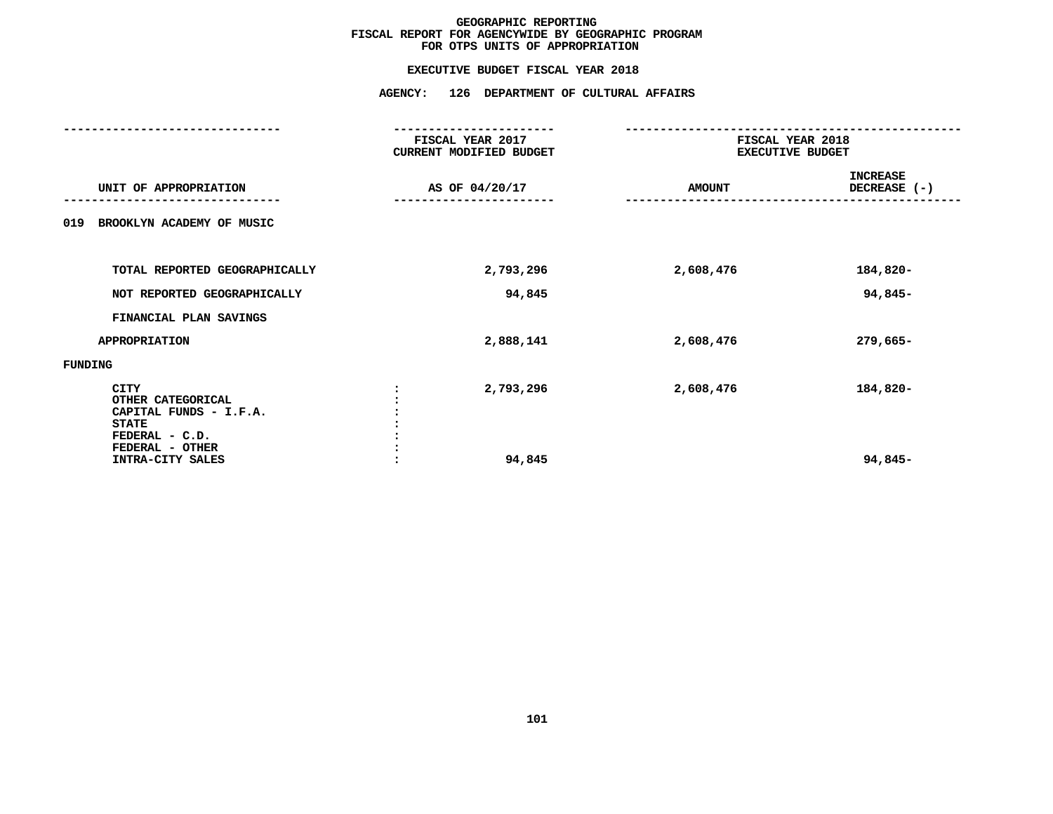# GEOGRAPHIC REPORTING
## FISCAL REPORT FOR AGENCYWIDE BY GEOGRAPHIC PROGRAM
## FOR OTPS UNITS OF APPROPRIATION

### EXECUTIVE BUDGET FISCAL YEAR 2018

### AGENCY: 126 DEPARTMENT OF CULTURAL AFFAIRS

| UNIT OF APPROPRIATION | FISCAL YEAR 2017 CURRENT MODIFIED BUDGET AS OF 04/20/17 | FISCAL YEAR 2018 EXECUTIVE BUDGET AMOUNT | FISCAL YEAR 2018 EXECUTIVE BUDGET INCREASE DECREASE (-) |
|---|---|---|---|
| **019 BROOKLYN ACADEMY OF MUSIC** | | | |
| TOTAL REPORTED GEOGRAPHICALLY | 2,793,296 | 2,608,476 | 184,820- |
| NOT REPORTED GEOGRAPHICALLY | 94,845 | | 94,845- |
| FINANCIAL PLAN SAVINGS | | | |
| APPROPRIATION | 2,888,141 | 2,608,476 | 279,665- |
| **FUNDING** | | | |
| CITY | 2,793,296 | 2,608,476 | 184,820- |
| OTHER CATEGORICAL | | | |
| CAPITAL FUNDS - I.F.A. | | | |
| STATE | | | |
| FEDERAL - C.D. | | | |
| FEDERAL - OTHER | | | |
| INTRA-CITY SALES | 94,845 | | 94,845- |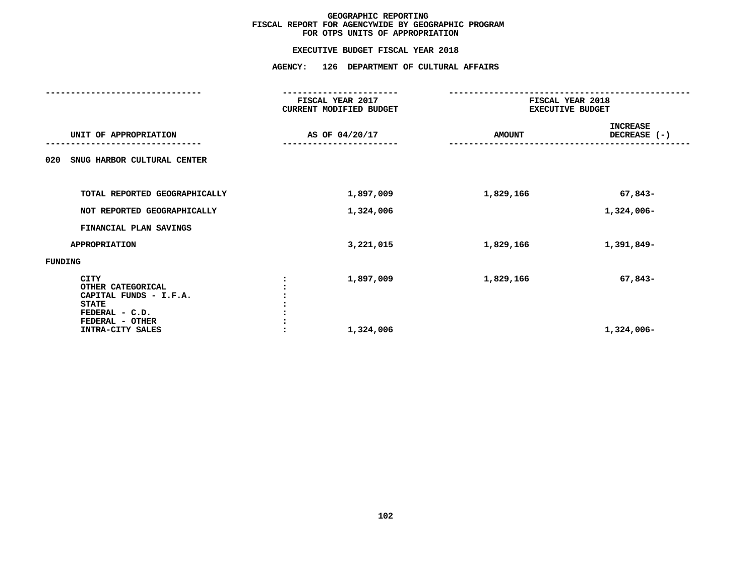# GEOGRAPHIC REPORTING
## FISCAL REPORT FOR AGENCYWIDE BY GEOGRAPHIC PROGRAM
## FOR OTPS UNITS OF APPROPRIATION

### EXECUTIVE BUDGET FISCAL YEAR 2018

### AGENCY: 126 DEPARTMENT OF CULTURAL AFFAIRS

| UNIT OF APPROPRIATION | FISCAL YEAR 2017 CURRENT MODIFIED BUDGET AS OF 04/20/17 | FISCAL YEAR 2018 EXECUTIVE BUDGET AMOUNT | INCREASE DECREASE (-) |
|---|---|---|---|
| **020 SNUG HARBOR CULTURAL CENTER** | | | |
| TOTAL REPORTED GEOGRAPHICALLY | 1,897,009 | 1,829,166 | 67,843- |
| NOT REPORTED GEOGRAPHICALLY | 1,324,006 | | 1,324,006- |
| FINANCIAL PLAN SAVINGS | | | |
| APPROPRIATION | 3,221,015 | 1,829,166 | 1,391,849- |
| **FUNDING** | | | |
| CITY | 1,897,009 | 1,829,166 | 67,843- |
| OTHER CATEGORICAL | | | |
| CAPITAL FUNDS - I.F.A. | | | |
| STATE | | | |
| FEDERAL - C.D. | | | |
| FEDERAL - OTHER | | | |
| INTRA-CITY SALES | 1,324,006 | | 1,324,006- |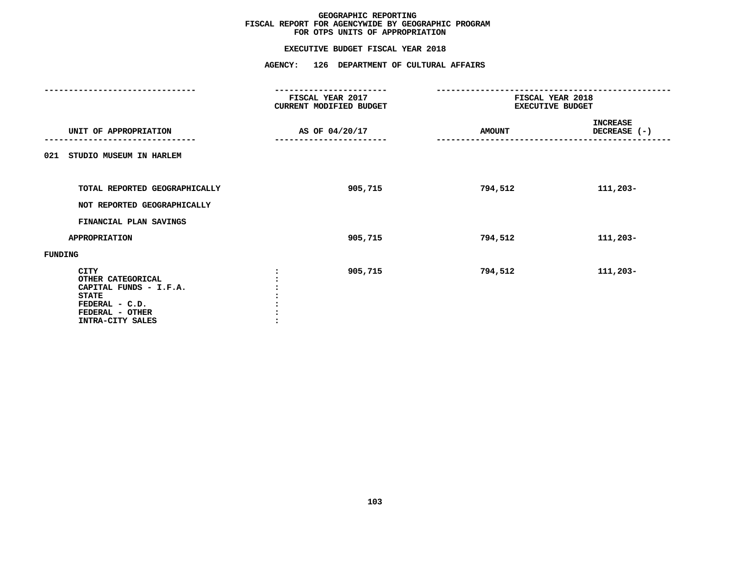# GEOGRAPHIC REPORTING
## FISCAL REPORT FOR AGENCYWIDE BY GEOGRAPHIC PROGRAM
## FOR OTPS UNITS OF APPROPRIATION

### EXECUTIVE BUDGET FISCAL YEAR 2018

### AGENCY: 126 DEPARTMENT OF CULTURAL AFFAIRS

| UNIT OF APPROPRIATION | FISCAL YEAR 2017 CURRENT MODIFIED BUDGET AS OF 04/20/17 | FISCAL YEAR 2018 EXECUTIVE BUDGET AMOUNT | INCREASE DECREASE (-) |
|---|---|---|---|
| 021 STUDIO MUSEUM IN HARLEM | | | |
| TOTAL REPORTED GEOGRAPHICALLY | 905,715 | 794,512 | 111,203- |
| NOT REPORTED GEOGRAPHICALLY | | | |
| FINANCIAL PLAN SAVINGS | | | |
| APPROPRIATION | 905,715 | 794,512 | 111,203- |
| FUNDING | | | |
| CITY : | 905,715 | 794,512 | 111,203- |
| OTHER CATEGORICAL : | | | |
| CAPITAL FUNDS - I.F.A. : | | | |
| STATE : | | | |
| FEDERAL - C.D. : | | | |
| FEDERAL - OTHER : | | | |
| INTRA-CITY SALES : | | | |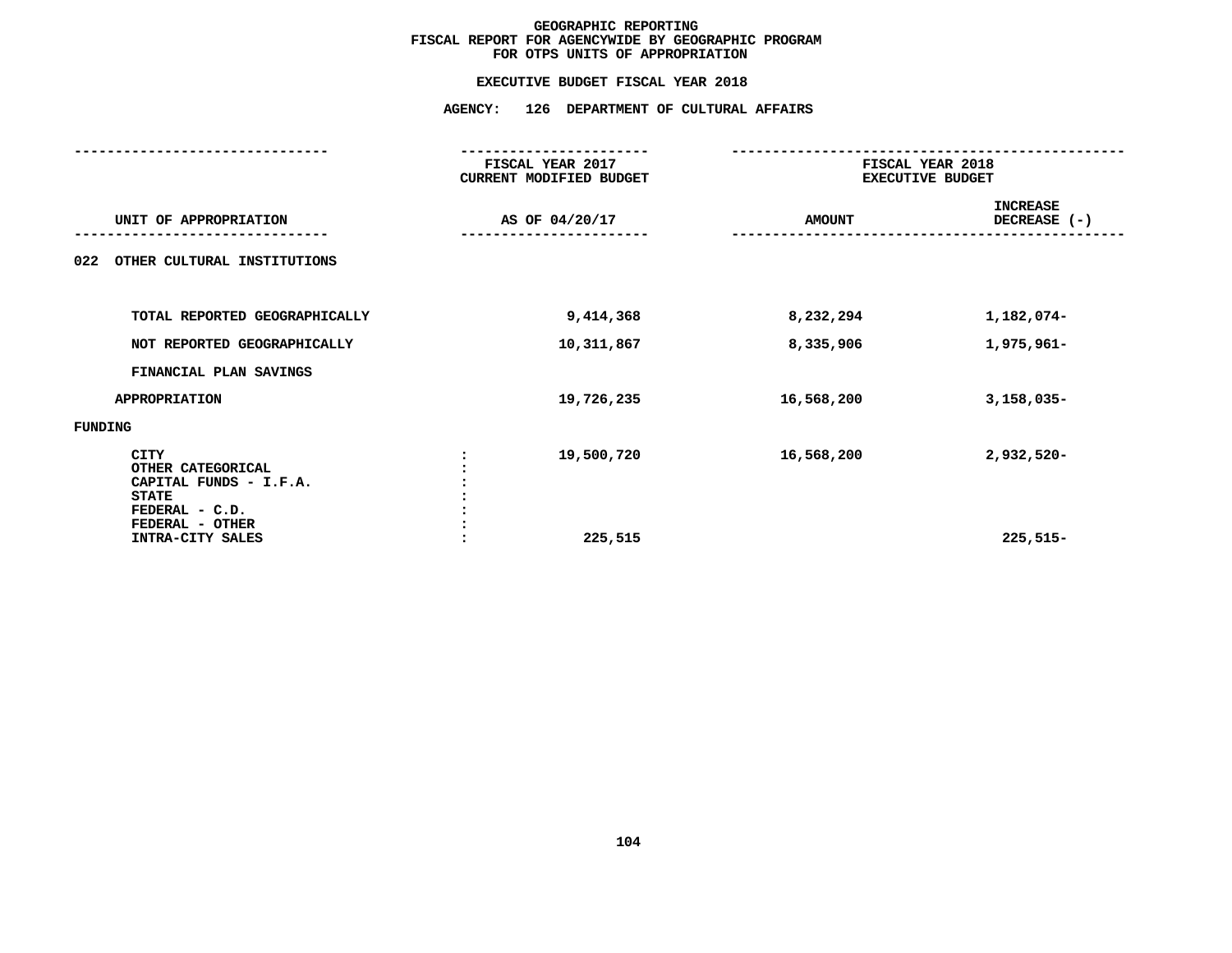# GEOGRAPHIC REPORTING
## FISCAL REPORT FOR AGENCYWIDE BY GEOGRAPHIC PROGRAM
## FOR OTPS UNITS OF APPROPRIATION

### EXECUTIVE BUDGET FISCAL YEAR 2018

### AGENCY: 126 DEPARTMENT OF CULTURAL AFFAIRS

| UNIT OF APPROPRIATION | FISCAL YEAR 2017 CURRENT MODIFIED BUDGET AS OF 04/20/17 | FISCAL YEAR 2018 EXECUTIVE BUDGET AMOUNT | FISCAL YEAR 2018 EXECUTIVE BUDGET INCREASE DECREASE (-) |
|---|---|---|---|
| 022 OTHER CULTURAL INSTITUTIONS | | | |
| TOTAL REPORTED GEOGRAPHICALLY | 9,414,368 | 8,232,294 | 1,182,074- |
| NOT REPORTED GEOGRAPHICALLY | 10,311,867 | 8,335,906 | 1,975,961- |
| FINANCIAL PLAN SAVINGS | | | |
| APPROPRIATION | 19,726,235 | 16,568,200 | 3,158,035- |
| FUNDING | | | |
| CITY | 19,500,720 | 16,568,200 | 2,932,520- |
| OTHER CATEGORICAL | | | |
| CAPITAL FUNDS - I.F.A. | | | |
| STATE | | | |
| FEDERAL - C.D. | | | |
| FEDERAL - OTHER | | | |
| INTRA-CITY SALES | 225,515 | | 225,515- |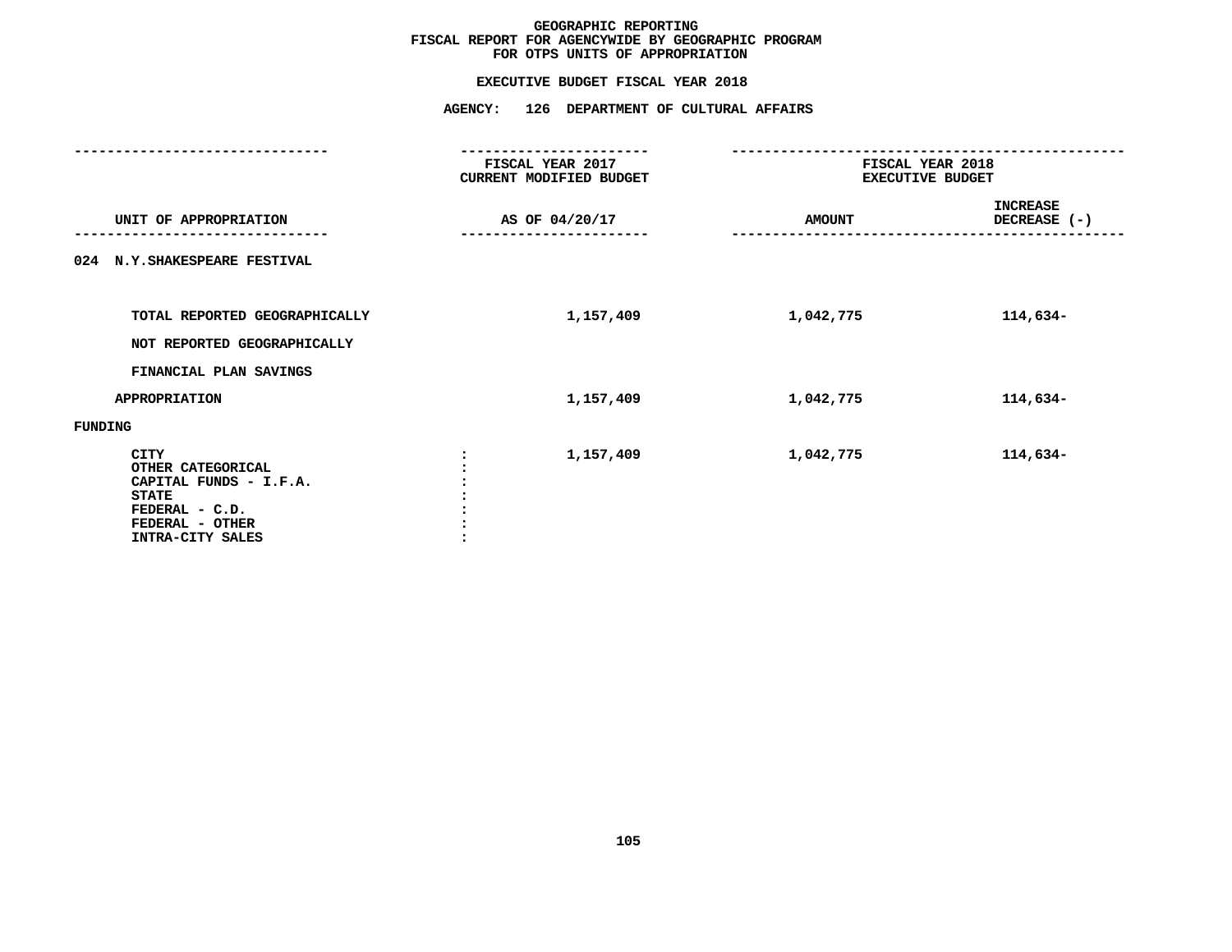# GEOGRAPHIC REPORTING
## FISCAL REPORT FOR AGENCYWIDE BY GEOGRAPHIC PROGRAM
## FOR OTPS UNITS OF APPROPRIATION

### EXECUTIVE BUDGET FISCAL YEAR 2018

### AGENCY: 126 DEPARTMENT OF CULTURAL AFFAIRS

| UNIT OF APPROPRIATION | | FISCAL YEAR 2017 CURRENT MODIFIED BUDGET AS OF 04/20/17 | FISCAL YEAR 2018 EXECUTIVE BUDGET AMOUNT | INCREASE DECREASE (-) |
|---|---|---|---|---|
| 024 N.Y.SHAKESPEARE FESTIVAL | | | | |
| TOTAL REPORTED GEOGRAPHICALLY | | 1,157,409 | 1,042,775 | 114,634- |
| NOT REPORTED GEOGRAPHICALLY | | | | |
| FINANCIAL PLAN SAVINGS | | | | |
| APPROPRIATION | | 1,157,409 | 1,042,775 | 114,634- |
| FUNDING | | | | |
| CITY | : | 1,157,409 | 1,042,775 | 114,634- |
| OTHER CATEGORICAL | : | | | |
| CAPITAL FUNDS - I.F.A. | : | | | |
| STATE | : | | | |
| FEDERAL - C.D. | : | | | |
| FEDERAL - OTHER | : | | | |
| INTRA-CITY SALES | : | | | |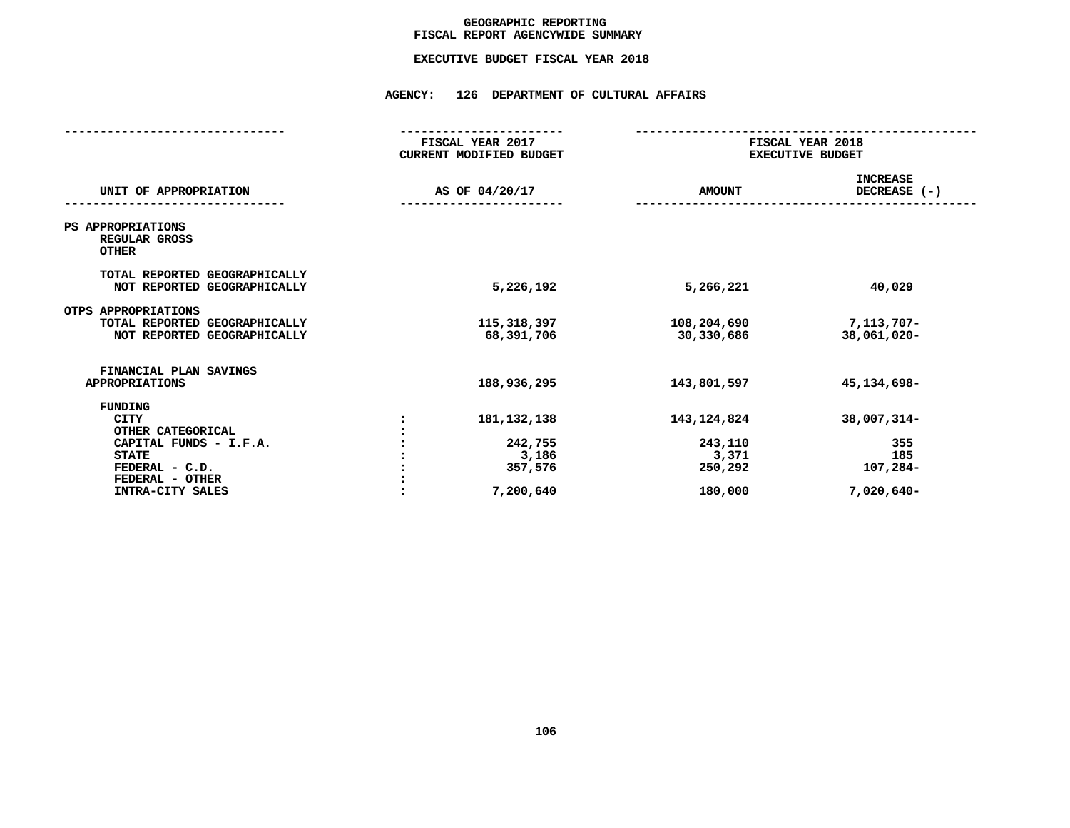# GEOGRAPHIC REPORTING
## FISCAL REPORT AGENCYWIDE SUMMARY

### EXECUTIVE BUDGET FISCAL YEAR 2018

### AGENCY: 126 DEPARTMENT OF CULTURAL AFFAIRS

| UNIT OF APPROPRIATION | | FISCAL YEAR 2017 CURRENT MODIFIED BUDGET AS OF 04/20/17 | FISCAL YEAR 2018 EXECUTIVE BUDGET AMOUNT | INCREASE DECREASE (-) |
|---|---|---|---|---|
| PS APPROPRIATIONS | | | | |
| REGULAR GROSS | | | | |
| OTHER | | | | |
| TOTAL REPORTED GEOGRAPHICALLY | | | | |
| NOT REPORTED GEOGRAPHICALLY | | 5,226,192 | 5,266,221 | 40,029 |
| OTPS APPROPRIATIONS | | | | |
| TOTAL REPORTED GEOGRAPHICALLY | | 115,318,397 | 108,204,690 | 7,113,707- |
| NOT REPORTED GEOGRAPHICALLY | | 68,391,706 | 30,330,686 | 38,061,020- |
| FINANCIAL PLAN SAVINGS | | | | |
| APPROPRIATIONS | | 188,936,295 | 143,801,597 | 45,134,698- |
| FUNDING | | | | |
| CITY | : | 181,132,138 | 143,124,824 | 38,007,314- |
| OTHER CATEGORICAL | : | | | |
| CAPITAL FUNDS - I.F.A. | : | 242,755 | 243,110 | 355 |
| STATE | : | 3,186 | 3,371 | 185 |
| FEDERAL - C.D. | : | 357,576 | 250,292 | 107,284- |
| FEDERAL - OTHER | : | | | |
| INTRA-CITY SALES | : | 7,200,640 | 180,000 | 7,020,640- |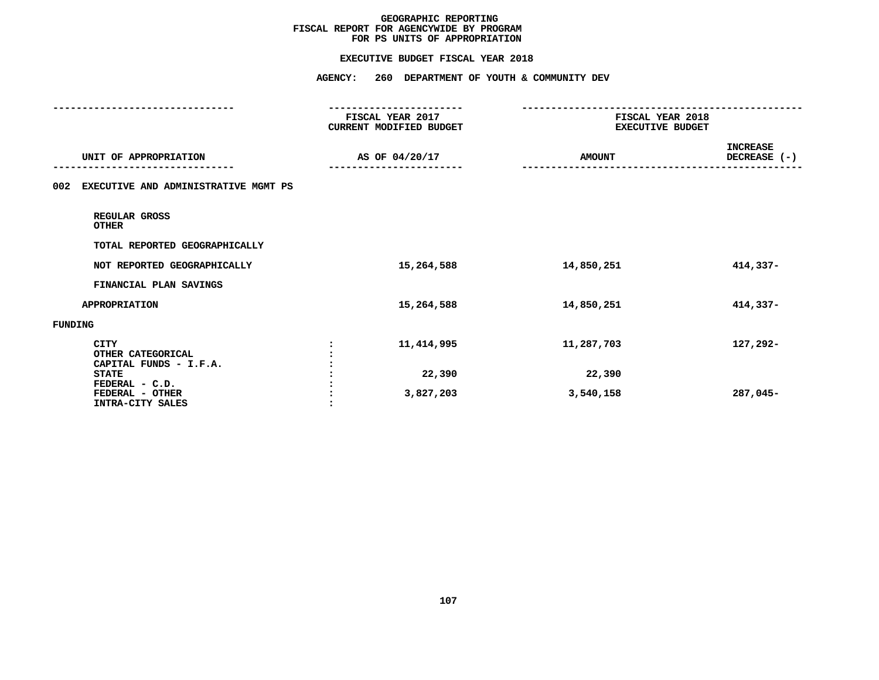# GEOGRAPHIC REPORTING
## FISCAL REPORT FOR AGENCYWIDE BY PROGRAM
## FOR PS UNITS OF APPROPRIATION

### EXECUTIVE BUDGET FISCAL YEAR 2018

### AGENCY: 260 DEPARTMENT OF YOUTH & COMMUNITY DEV

| UNIT OF APPROPRIATION | | FISCAL YEAR 2017 CURRENT MODIFIED BUDGET AS OF 04/20/17 | FISCAL YEAR 2018 EXECUTIVE BUDGET AMOUNT | INCREASE DECREASE (-) |
|---|---|---|---|---|
| **002 EXECUTIVE AND ADMINISTRATIVE MGMT PS** | | | | |
| REGULAR GROSS | | | | |
| OTHER | | | | |
| TOTAL REPORTED GEOGRAPHICALLY | | | | |
| NOT REPORTED GEOGRAPHICALLY | | 15,264,588 | 14,850,251 | 414,337- |
| FINANCIAL PLAN SAVINGS | | | | |
| APPROPRIATION | | 15,264,588 | 14,850,251 | 414,337- |
| **FUNDING** | | | | |
| CITY | : | 11,414,995 | 11,287,703 | 127,292- |
| OTHER CATEGORICAL | : | | | |
| CAPITAL FUNDS - I.F.A. | : | | | |
| STATE | : | 22,390 | 22,390 | |
| FEDERAL - C.D. | : | | | |
| FEDERAL - OTHER | : | 3,827,203 | 3,540,158 | 287,045- |
| INTRA-CITY SALES | : | | | |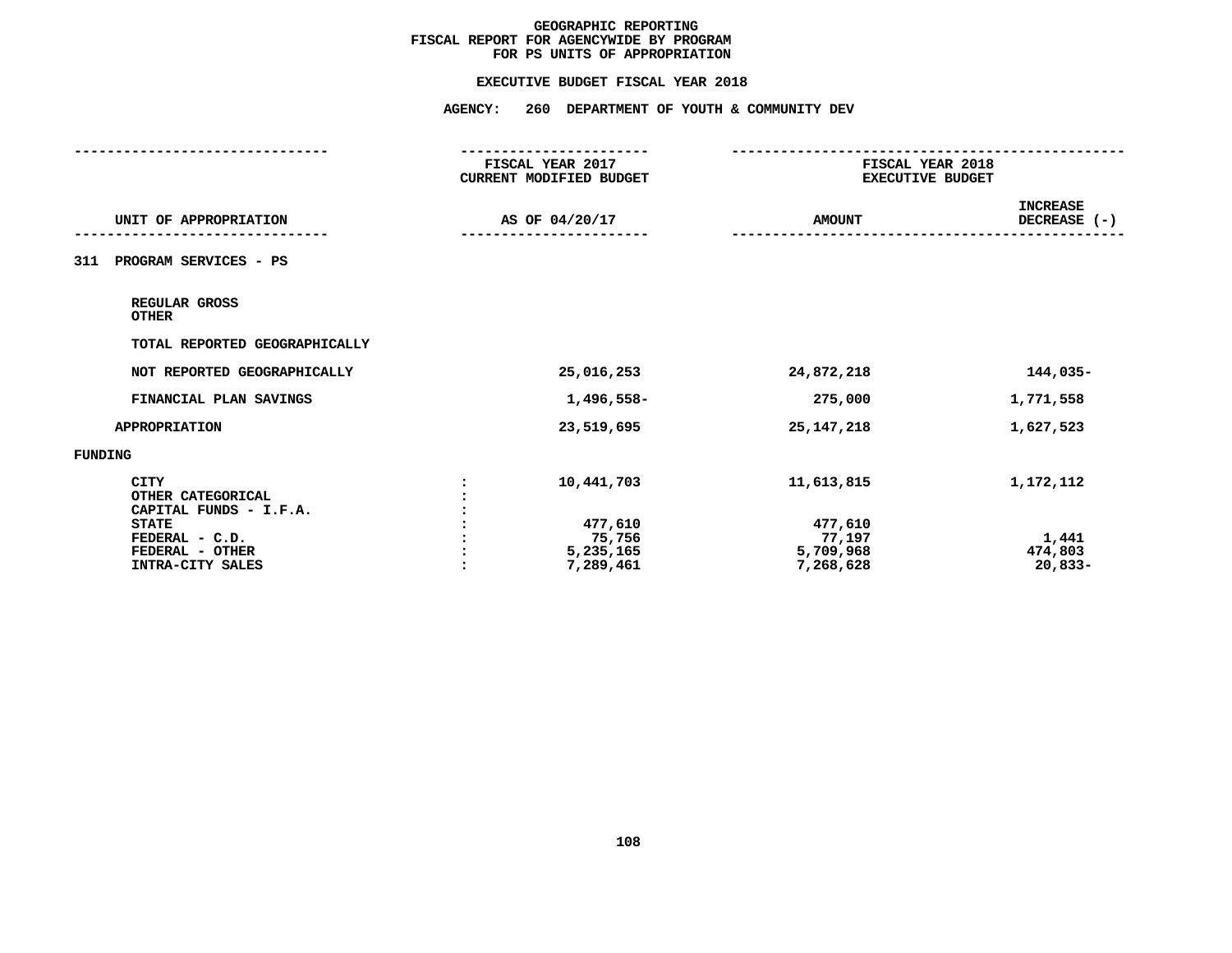# GEOGRAPHIC REPORTING
## FISCAL REPORT FOR AGENCYWIDE BY PROGRAM
## FOR PS UNITS OF APPROPRIATION

### EXECUTIVE BUDGET FISCAL YEAR 2018

### AGENCY: 260 DEPARTMENT OF YOUTH & COMMUNITY DEV

| UNIT OF APPROPRIATION | | FISCAL YEAR 2017 CURRENT MODIFIED BUDGET AS OF 04/20/17 | FISCAL YEAR 2018 EXECUTIVE BUDGET AMOUNT | INCREASE DECREASE (-) |
|---|---|---|---|---|
| **311 PROGRAM SERVICES - PS** | | | | |
| REGULAR GROSS | | | | |
| OTHER | | | | |
| TOTAL REPORTED GEOGRAPHICALLY | | | | |
| NOT REPORTED GEOGRAPHICALLY | | 25,016,253 | 24,872,218 | 144,035- |
| FINANCIAL PLAN SAVINGS | | 1,496,558- | 275,000 | 1,771,558 |
| APPROPRIATION | | 23,519,695 | 25,147,218 | 1,627,523 |
| **FUNDING** | | | | |
| CITY | : | 10,441,703 | 11,613,815 | 1,172,112 |
| OTHER CATEGORICAL | : | | | |
| CAPITAL FUNDS - I.F.A. | : | | | |
| STATE | : | 477,610 | 477,610 | |
| FEDERAL - C.D. | : | 75,756 | 77,197 | 1,441 |
| FEDERAL - OTHER | : | 5,235,165 | 5,709,968 | 474,803 |
| INTRA-CITY SALES | : | 7,289,461 | 7,268,628 | 20,833- |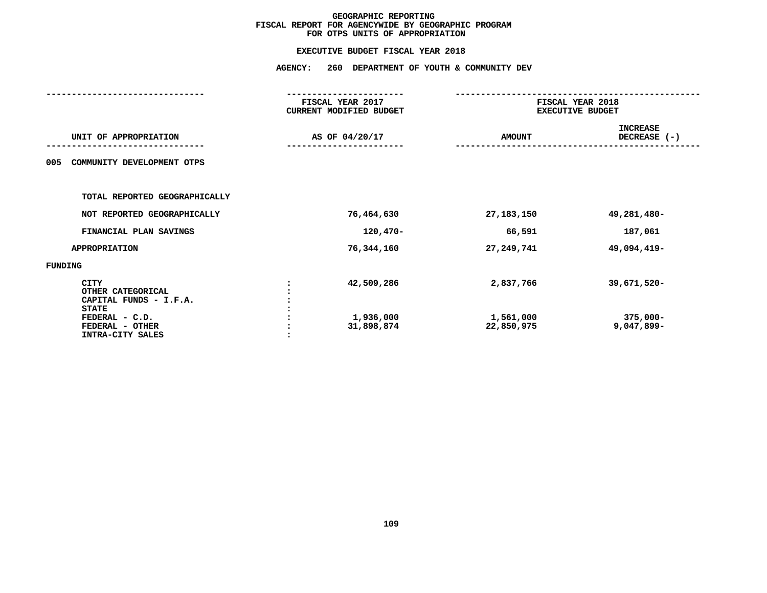# GEOGRAPHIC REPORTING
## FISCAL REPORT FOR AGENCYWIDE BY GEOGRAPHIC PROGRAM
## FOR OTPS UNITS OF APPROPRIATION

### EXECUTIVE BUDGET FISCAL YEAR 2018

### AGENCY: 260 DEPARTMENT OF YOUTH & COMMUNITY DEV

| UNIT OF APPROPRIATION | | FISCAL YEAR 2017 CURRENT MODIFIED BUDGET AS OF 04/20/17 | FISCAL YEAR 2018 EXECUTIVE BUDGET AMOUNT | INCREASE DECREASE (-) |
|---|---|---|---|---|
| 005 COMMUNITY DEVELOPMENT OTPS | | | | |
| TOTAL REPORTED GEOGRAPHICALLY | | | | |
| NOT REPORTED GEOGRAPHICALLY | | 76,464,630 | 27,183,150 | 49,281,480- |
| FINANCIAL PLAN SAVINGS | | 120,470- | 66,591 | 187,061 |
| APPROPRIATION | | 76,344,160 | 27,249,741 | 49,094,419- |
| FUNDING | | | | |
| CITY | : | 42,509,286 | 2,837,766 | 39,671,520- |
| OTHER CATEGORICAL | : | | | |
| CAPITAL FUNDS - I.F.A. | : | | | |
| STATE | : | | | |
| FEDERAL - C.D. | : | 1,936,000 | 1,561,000 | 375,000- |
| FEDERAL - OTHER | : | 31,898,874 | 22,850,975 | 9,047,899- |
| INTRA-CITY SALES | : | | | |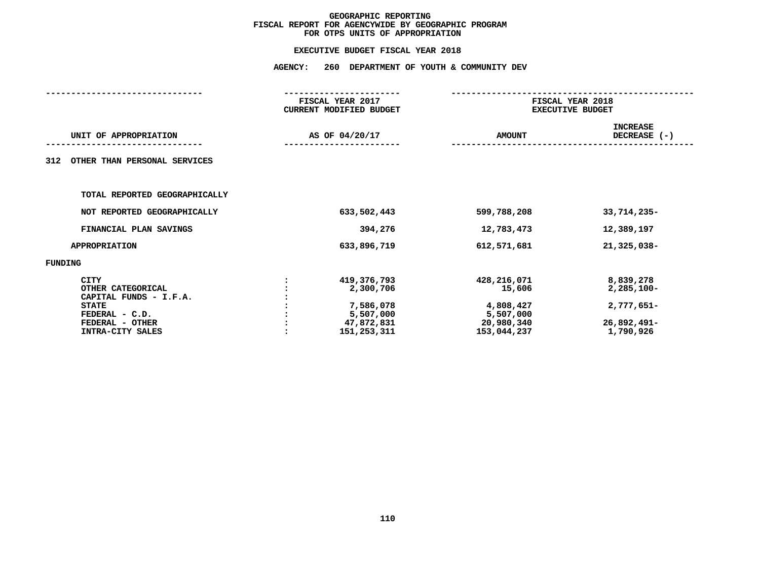# GEOGRAPHIC REPORTING
## FISCAL REPORT FOR AGENCYWIDE BY GEOGRAPHIC PROGRAM
## FOR OTPS UNITS OF APPROPRIATION

### EXECUTIVE BUDGET FISCAL YEAR 2018

### AGENCY: 260 DEPARTMENT OF YOUTH & COMMUNITY DEV

| UNIT OF APPROPRIATION | | FISCAL YEAR 2017 CURRENT MODIFIED BUDGET AS OF 04/20/17 | FISCAL YEAR 2018 EXECUTIVE BUDGET AMOUNT | INCREASE DECREASE (-) |
|---|---|---|---|---|
| **312 OTHER THAN PERSONAL SERVICES** | | | | |
| TOTAL REPORTED GEOGRAPHICALLY | | | | |
| NOT REPORTED GEOGRAPHICALLY | | 633,502,443 | 599,788,208 | 33,714,235- |
| FINANCIAL PLAN SAVINGS | | 394,276 | 12,783,473 | 12,389,197 |
| APPROPRIATION | | 633,896,719 | 612,571,681 | 21,325,038- |
| **FUNDING** | | | | |
| CITY | : | 419,376,793 | 428,216,071 | 8,839,278 |
| OTHER CATEGORICAL | : | 2,300,706 | 15,606 | 2,285,100- |
| CAPITAL FUNDS - I.F.A. | : | | | |
| STATE | : | 7,586,078 | 4,808,427 | 2,777,651- |
| FEDERAL - C.D. | : | 5,507,000 | 5,507,000 | |
| FEDERAL - OTHER | : | 47,872,831 | 20,980,340 | 26,892,491- |
| INTRA-CITY SALES | : | 151,253,311 | 153,044,237 | 1,790,926 |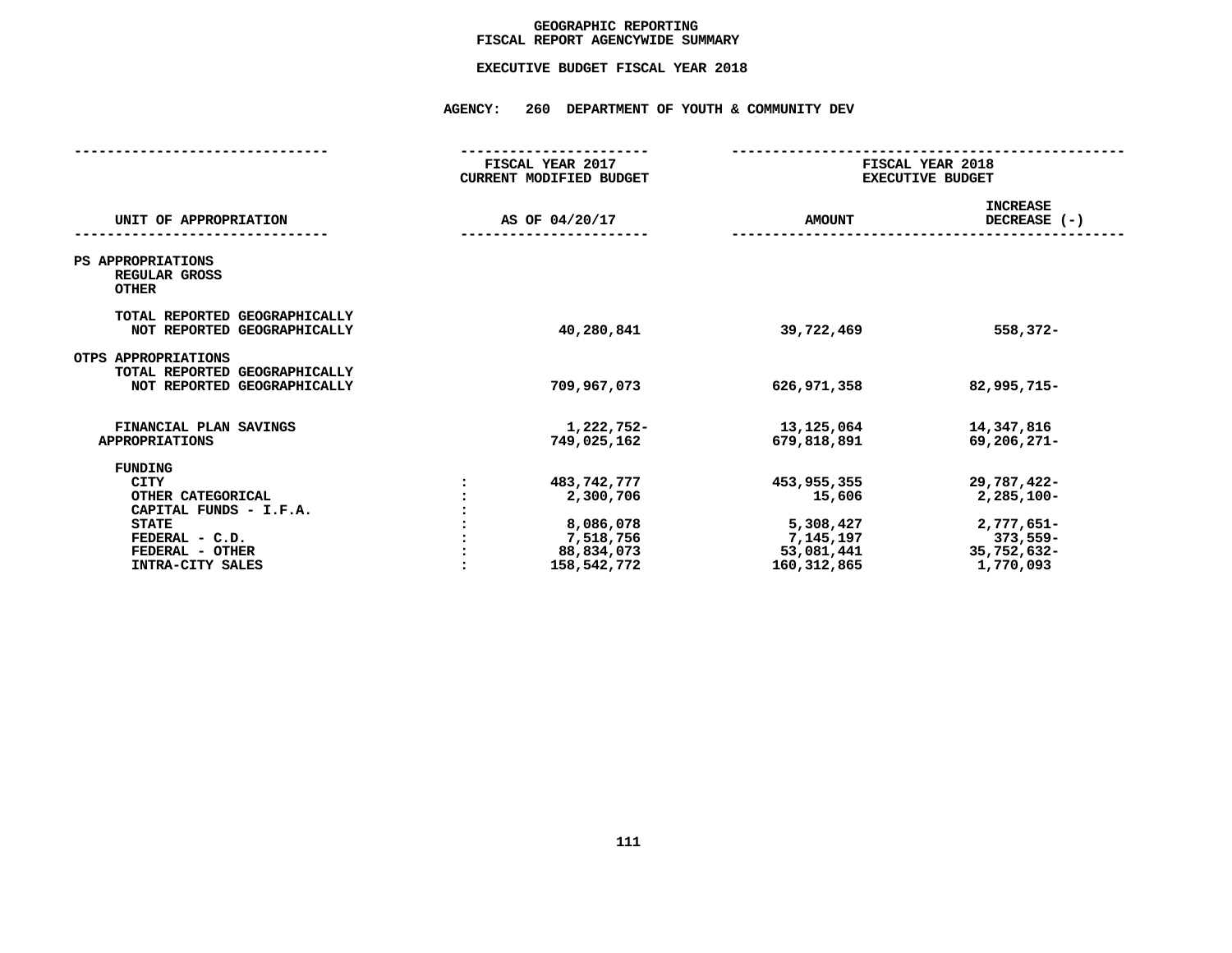# GEOGRAPHIC REPORTING
## FISCAL REPORT AGENCYWIDE SUMMARY

### EXECUTIVE BUDGET FISCAL YEAR 2018

**AGENCY: 260 DEPARTMENT OF YOUTH & COMMUNITY DEV**

| UNIT OF APPROPRIATION | FISCAL YEAR 2017 CURRENT MODIFIED BUDGET AS OF 04/20/17 | FISCAL YEAR 2018 EXECUTIVE BUDGET AMOUNT | INCREASE DECREASE (-) |
|---|---|---|---|
| PS APPROPRIATIONS | | | |
| REGULAR GROSS | | | |
| OTHER | | | |
| TOTAL REPORTED GEOGRAPHICALLY | | | |
| NOT REPORTED GEOGRAPHICALLY | 40,280,841 | 39,722,469 | 558,372- |
| OTPS APPROPRIATIONS | | | |
| TOTAL REPORTED GEOGRAPHICALLY | | | |
| NOT REPORTED GEOGRAPHICALLY | 709,967,073 | 626,971,358 | 82,995,715- |
| FINANCIAL PLAN SAVINGS | 1,222,752- | 13,125,064 | 14,347,816 |
| APPROPRIATIONS | 749,025,162 | 679,818,891 | 69,206,271- |
| FUNDING | | | |
| CITY | 483,742,777 | 453,955,355 | 29,787,422- |
| OTHER CATEGORICAL | 2,300,706 | 15,606 | 2,285,100- |
| CAPITAL FUNDS - I.F.A. | | | |
| STATE | 8,086,078 | 5,308,427 | 2,777,651- |
| FEDERAL - C.D. | 7,518,756 | 7,145,197 | 373,559- |
| FEDERAL - OTHER | 88,834,073 | 53,081,441 | 35,752,632- |
| INTRA-CITY SALES | 158,542,772 | 160,312,865 | 1,770,093 |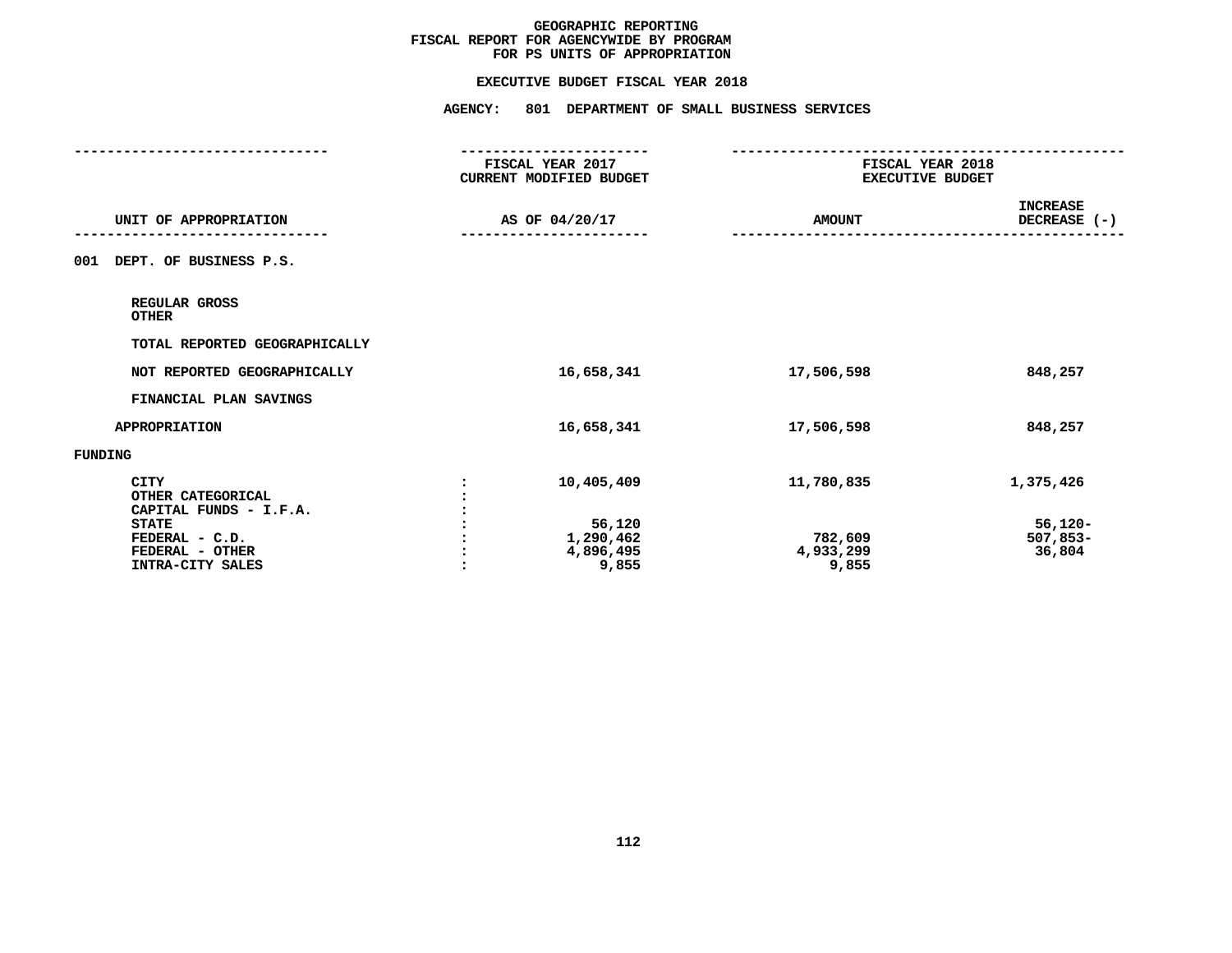# GEOGRAPHIC REPORTING
## FISCAL REPORT FOR AGENCYWIDE BY PROGRAM FOR PS UNITS OF APPROPRIATION

### EXECUTIVE BUDGET FISCAL YEAR 2018

### AGENCY: 801 DEPARTMENT OF SMALL BUSINESS SERVICES

| UNIT OF APPROPRIATION | | FISCAL YEAR 2017 CURRENT MODIFIED BUDGET AS OF 04/20/17 | FISCAL YEAR 2018 EXECUTIVE BUDGET AMOUNT | INCREASE DECREASE (-) |
|---|---|---|---|---|
| **001 DEPT. OF BUSINESS P.S.** | | | | |
| REGULAR GROSS | | | | |
| OTHER | | | | |
| TOTAL REPORTED GEOGRAPHICALLY | | | | |
| NOT REPORTED GEOGRAPHICALLY | | 16,658,341 | 17,506,598 | 848,257 |
| FINANCIAL PLAN SAVINGS | | | | |
| APPROPRIATION | | 16,658,341 | 17,506,598 | 848,257 |
| **FUNDING** | | | | |
| CITY | : | 10,405,409 | 11,780,835 | 1,375,426 |
| OTHER CATEGORICAL | : | | | |
| CAPITAL FUNDS - I.F.A. | : | | | |
| STATE | : | 56,120 | | 56,120- |
| FEDERAL - C.D. | : | 1,290,462 | 782,609 | 507,853- |
| FEDERAL - OTHER | : | 4,896,495 | 4,933,299 | 36,804 |
| INTRA-CITY SALES | : | 9,855 | 9,855 | |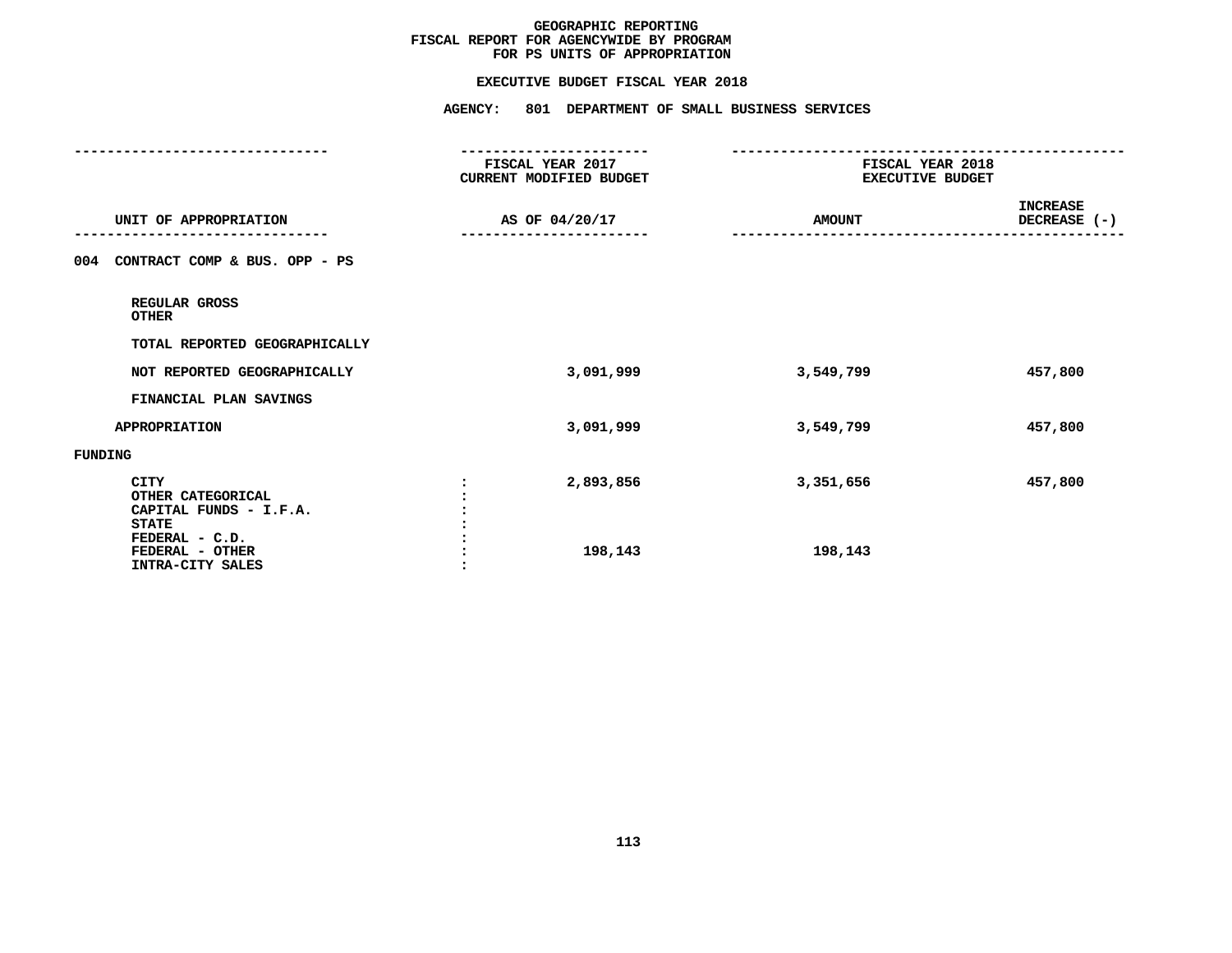# GEOGRAPHIC REPORTING
## FISCAL REPORT FOR AGENCYWIDE BY PROGRAM
## FOR PS UNITS OF APPROPRIATION

### EXECUTIVE BUDGET FISCAL YEAR 2018

### AGENCY: 801 DEPARTMENT OF SMALL BUSINESS SERVICES

| UNIT OF APPROPRIATION | | FISCAL YEAR 2017 CURRENT MODIFIED BUDGET AS OF 04/20/17 | FISCAL YEAR 2018 EXECUTIVE BUDGET AMOUNT | INCREASE DECREASE (-) |
|---|---|---|---|---|
| **004 CONTRACT COMP & BUS. OPP - PS** | | | | |
| REGULAR GROSS | | | | |
| OTHER | | | | |
| TOTAL REPORTED GEOGRAPHICALLY | | | | |
| NOT REPORTED GEOGRAPHICALLY | | 3,091,999 | 3,549,799 | 457,800 |
| FINANCIAL PLAN SAVINGS | | | | |
| APPROPRIATION | | 3,091,999 | 3,549,799 | 457,800 |
| **FUNDING** | | | | |
| CITY | : | 2,893,856 | 3,351,656 | 457,800 |
| OTHER CATEGORICAL | : | | | |
| CAPITAL FUNDS - I.F.A. | : | | | |
| STATE | : | | | |
| FEDERAL - C.D. | : | | | |
| FEDERAL - OTHER | : | 198,143 | 198,143 | |
| INTRA-CITY SALES | : | | | |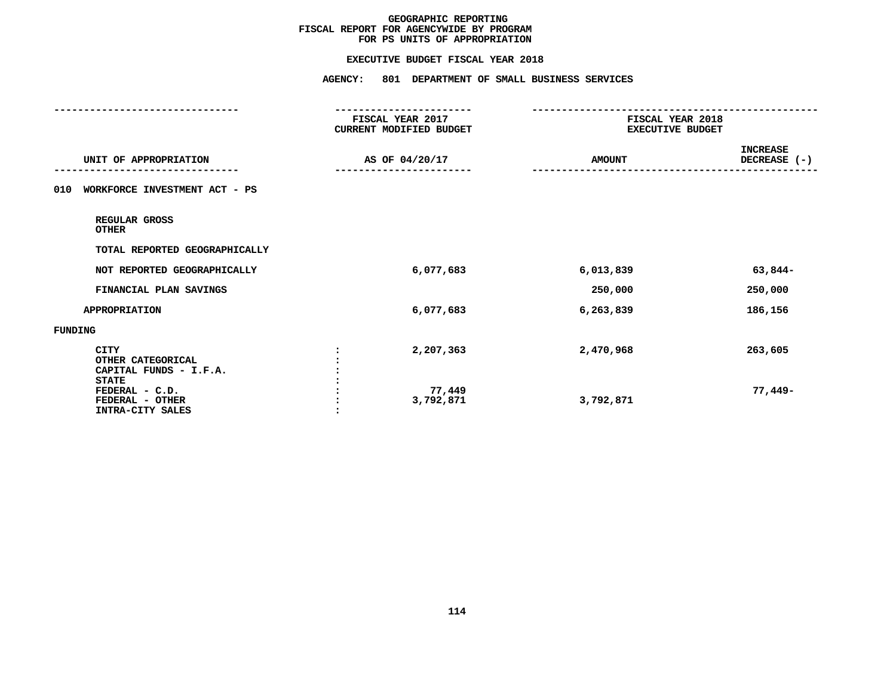# GEOGRAPHIC REPORTING
## FISCAL REPORT FOR AGENCYWIDE BY PROGRAM
## FOR PS UNITS OF APPROPRIATION

**EXECUTIVE BUDGET FISCAL YEAR 2018**

**AGENCY: 801 DEPARTMENT OF SMALL BUSINESS SERVICES**

| UNIT OF APPROPRIATION | | FISCAL YEAR 2017 CURRENT MODIFIED BUDGET AS OF 04/20/17 | FISCAL YEAR 2018 EXECUTIVE BUDGET AMOUNT | INCREASE DECREASE (-) |
|---|---|---|---|---|
| 010 WORKFORCE INVESTMENT ACT - PS | | | | |
| REGULAR GROSS | | | | |
| OTHER | | | | |
| TOTAL REPORTED GEOGRAPHICALLY | | | | |
| NOT REPORTED GEOGRAPHICALLY | | 6,077,683 | 6,013,839 | 63,844- |
| FINANCIAL PLAN SAVINGS | | | 250,000 | 250,000 |
| APPROPRIATION | | 6,077,683 | 6,263,839 | 186,156 |
| FUNDING | | | | |
| CITY | : | 2,207,363 | 2,470,968 | 263,605 |
| OTHER CATEGORICAL | : | | | |
| CAPITAL FUNDS - I.F.A. | : | | | |
| STATE | : | | | |
| FEDERAL - C.D. | : | 77,449 | | 77,449- |
| FEDERAL - OTHER | : | 3,792,871 | 3,792,871 | |
| INTRA-CITY SALES | : | | | |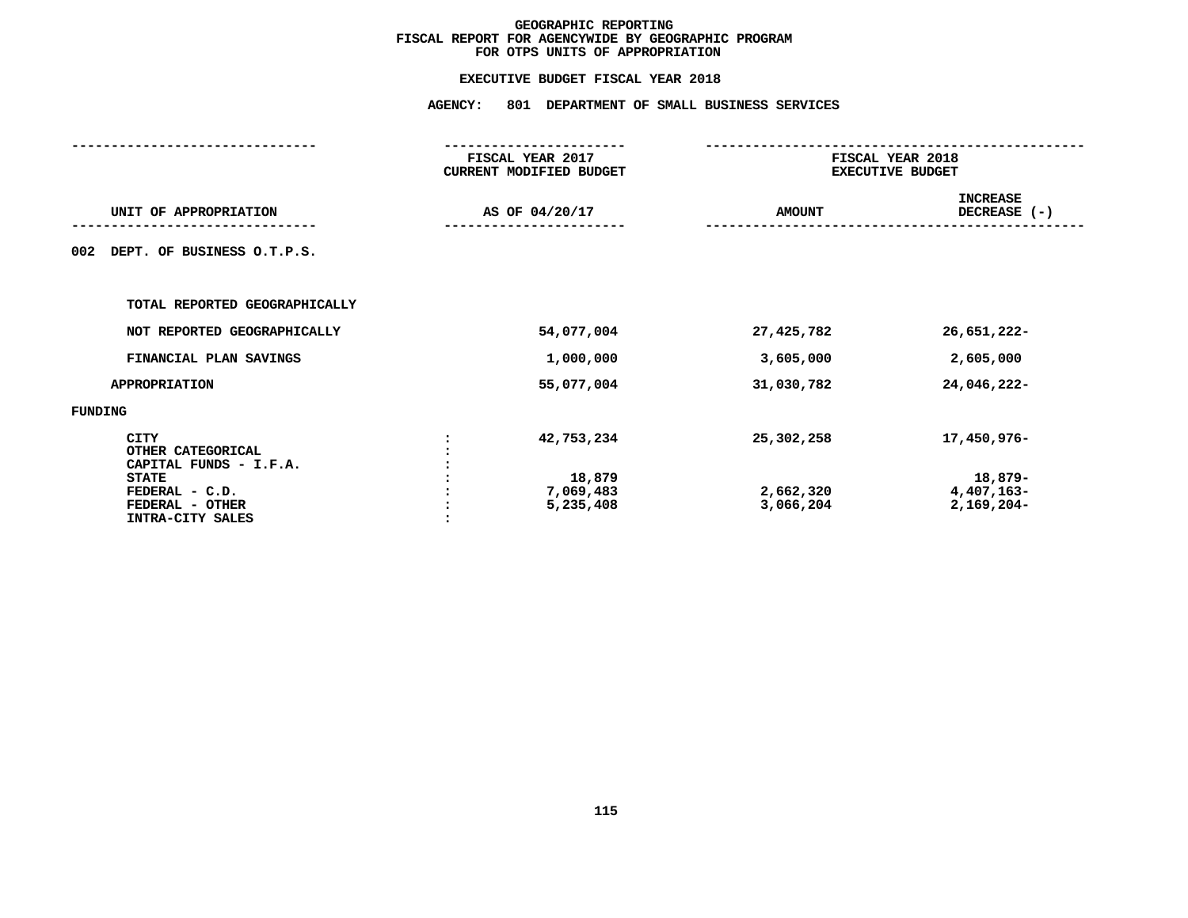# GEOGRAPHIC REPORTING
## FISCAL REPORT FOR AGENCYWIDE BY GEOGRAPHIC PROGRAM
## FOR OTPS UNITS OF APPROPRIATION

### EXECUTIVE BUDGET FISCAL YEAR 2018

### AGENCY: 801 DEPARTMENT OF SMALL BUSINESS SERVICES

| UNIT OF APPROPRIATION | | FISCAL YEAR 2017 CURRENT MODIFIED BUDGET AS OF 04/20/17 | FISCAL YEAR 2018 EXECUTIVE BUDGET AMOUNT | INCREASE DECREASE (-) |
|---|---|---|---|---|
| 002 DEPT. OF BUSINESS O.T.P.S. | | | | |
| TOTAL REPORTED GEOGRAPHICALLY | | | | |
| NOT REPORTED GEOGRAPHICALLY | | 54,077,004 | 27,425,782 | 26,651,222- |
| FINANCIAL PLAN SAVINGS | | 1,000,000 | 3,605,000 | 2,605,000 |
| APPROPRIATION | | 55,077,004 | 31,030,782 | 24,046,222- |
| FUNDING | | | | |
| CITY | : | 42,753,234 | 25,302,258 | 17,450,976- |
| OTHER CATEGORICAL | : | | | |
| CAPITAL FUNDS - I.F.A. | : | | | |
| STATE | : | 18,879 | | 18,879- |
| FEDERAL - C.D. | : | 7,069,483 | 2,662,320 | 4,407,163- |
| FEDERAL - OTHER | : | 5,235,408 | 3,066,204 | 2,169,204- |
| INTRA-CITY SALES | : | | | |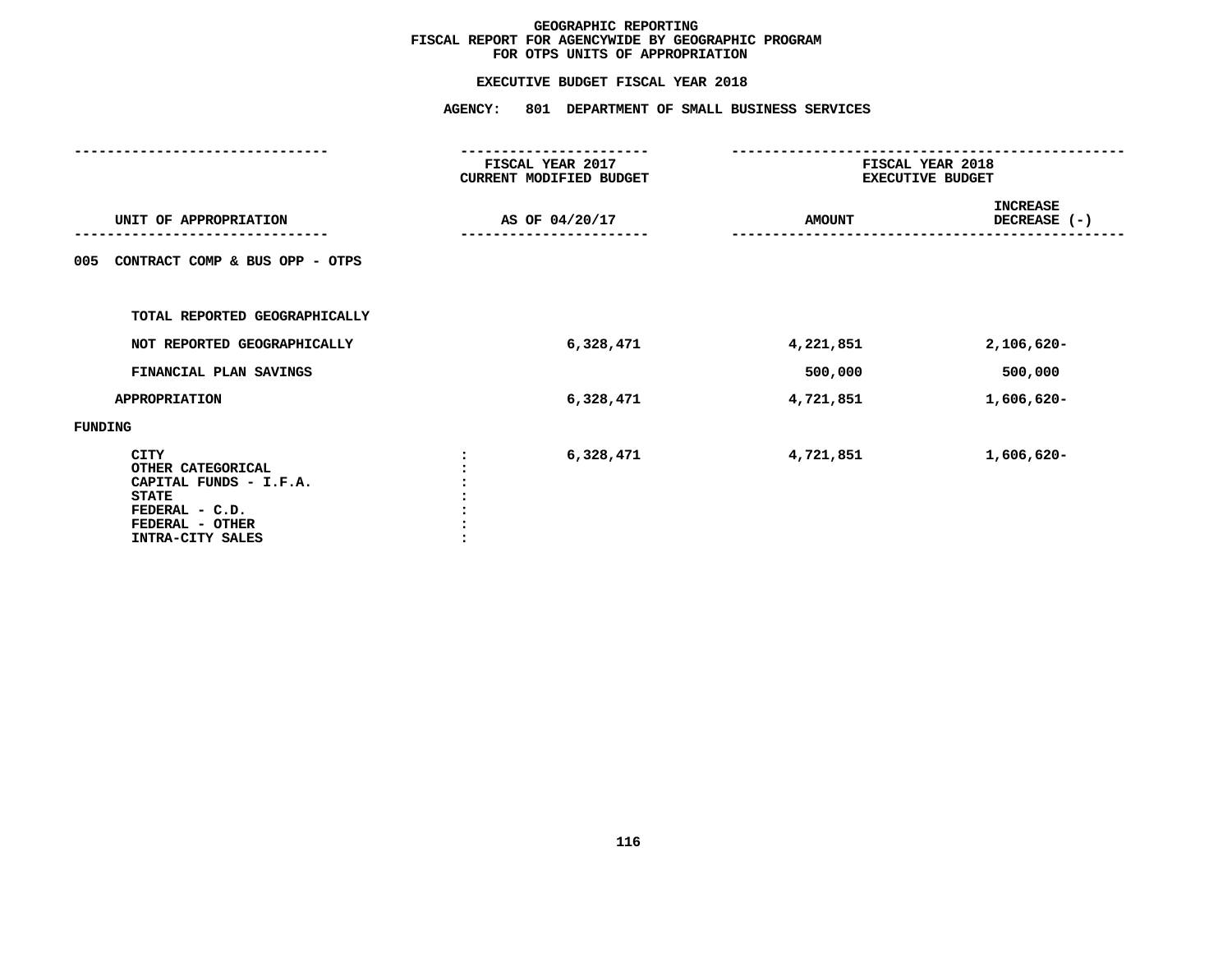# GEOGRAPHIC REPORTING
## FISCAL REPORT FOR AGENCYWIDE BY GEOGRAPHIC PROGRAM
## FOR OTPS UNITS OF APPROPRIATION

### EXECUTIVE BUDGET FISCAL YEAR 2018

### AGENCY: 801 DEPARTMENT OF SMALL BUSINESS SERVICES

| UNIT OF APPROPRIATION | FISCAL YEAR 2017 CURRENT MODIFIED BUDGET AS OF 04/20/17 | FISCAL YEAR 2018 EXECUTIVE BUDGET AMOUNT | FISCAL YEAR 2018 EXECUTIVE BUDGET INCREASE DECREASE (-) |
|---|---|---|---|
| 005 CONTRACT COMP & BUS OPP - OTPS | | | |
| TOTAL REPORTED GEOGRAPHICALLY | | | |
| NOT REPORTED GEOGRAPHICALLY | 6,328,471 | 4,221,851 | 2,106,620- |
| FINANCIAL PLAN SAVINGS | | 500,000 | 500,000 |
| APPROPRIATION | 6,328,471 | 4,721,851 | 1,606,620- |
| FUNDING | | | |
| CITY | 6,328,471 | 4,721,851 | 1,606,620- |
| OTHER CATEGORICAL | | | |
| CAPITAL FUNDS - I.F.A. | | | |
| STATE | | | |
| FEDERAL - C.D. | | | |
| FEDERAL - OTHER | | | |
| INTRA-CITY SALES | | | |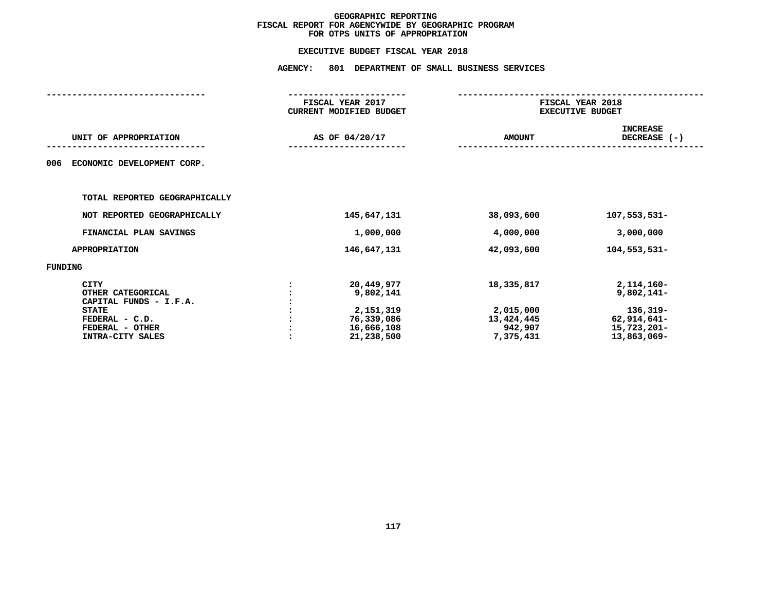# GEOGRAPHIC REPORTING
## FISCAL REPORT FOR AGENCYWIDE BY GEOGRAPHIC PROGRAM
## FOR OTPS UNITS OF APPROPRIATION

### EXECUTIVE BUDGET FISCAL YEAR 2018

### AGENCY: 801 DEPARTMENT OF SMALL BUSINESS SERVICES

| UNIT OF APPROPRIATION | | FISCAL YEAR 2017 CURRENT MODIFIED BUDGET AS OF 04/20/17 | FISCAL YEAR 2018 EXECUTIVE BUDGET AMOUNT | FISCAL YEAR 2018 EXECUTIVE BUDGET INCREASE DECREASE (-) |
|---|---|---|---|---|
| 006 ECONOMIC DEVELOPMENT CORP. | | | | |
| TOTAL REPORTED GEOGRAPHICALLY | | | | |
| NOT REPORTED GEOGRAPHICALLY | | 145,647,131 | 38,093,600 | 107,553,531- |
| FINANCIAL PLAN SAVINGS | | 1,000,000 | 4,000,000 | 3,000,000 |
| APPROPRIATION | | 146,647,131 | 42,093,600 | 104,553,531- |
| FUNDING | | | | |
| CITY | : | 20,449,977 | 18,335,817 | 2,114,160- |
| OTHER CATEGORICAL | : | 9,802,141 | | 9,802,141- |
| CAPITAL FUNDS - I.F.A. | : | | | |
| STATE | : | 2,151,319 | 2,015,000 | 136,319- |
| FEDERAL - C.D. | : | 76,339,086 | 13,424,445 | 62,914,641- |
| FEDERAL - OTHER | : | 16,666,108 | 942,907 | 15,723,201- |
| INTRA-CITY SALES | : | 21,238,500 | 7,375,431 | 13,863,069- |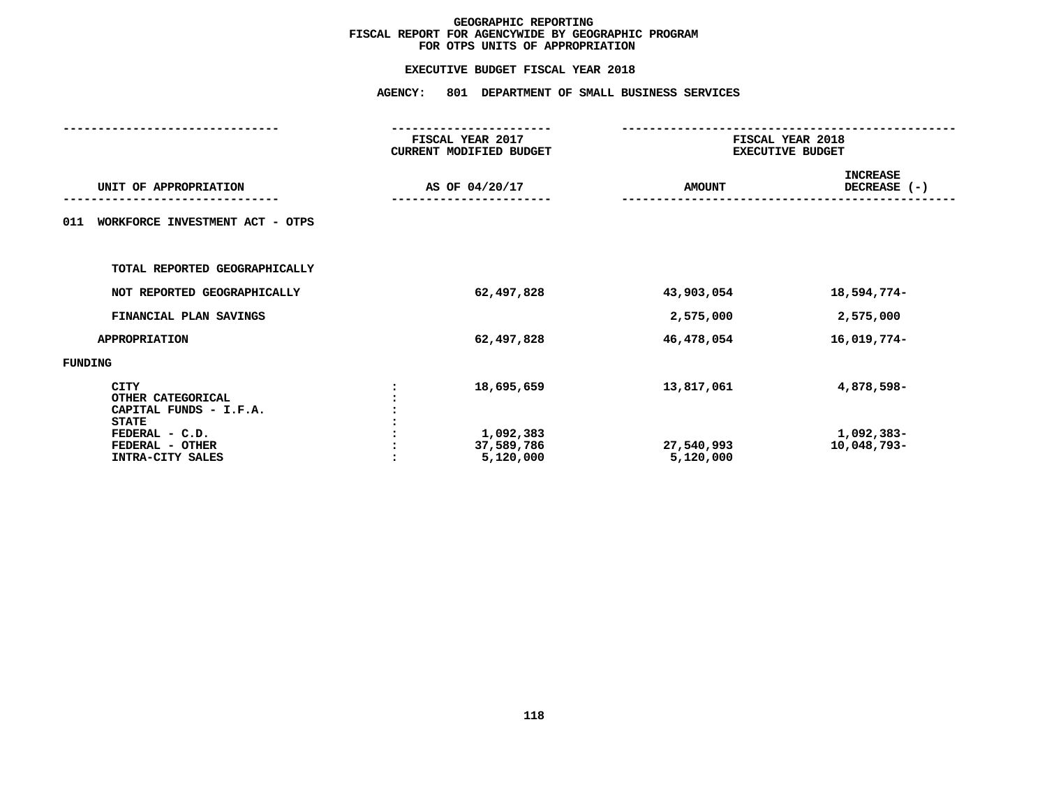# GEOGRAPHIC REPORTING
## FISCAL REPORT FOR AGENCYWIDE BY GEOGRAPHIC PROGRAM
## FOR OTPS UNITS OF APPROPRIATION

### EXECUTIVE BUDGET FISCAL YEAR 2018

### AGENCY: 801 DEPARTMENT OF SMALL BUSINESS SERVICES

| UNIT OF APPROPRIATION | | FISCAL YEAR 2017 CURRENT MODIFIED BUDGET AS OF 04/20/17 | FISCAL YEAR 2018 EXECUTIVE BUDGET AMOUNT | INCREASE DECREASE (-) |
|---|---|---|---|---|
| 011 WORKFORCE INVESTMENT ACT - OTPS | | | | |
| TOTAL REPORTED GEOGRAPHICALLY | | | | |
| NOT REPORTED GEOGRAPHICALLY | | 62,497,828 | 43,903,054 | 18,594,774- |
| FINANCIAL PLAN SAVINGS | | | 2,575,000 | 2,575,000 |
| APPROPRIATION | | 62,497,828 | 46,478,054 | 16,019,774- |
| FUNDING | | | | |
| CITY | : | 18,695,659 | 13,817,061 | 4,878,598- |
| OTHER CATEGORICAL | : | | | |
| CAPITAL FUNDS - I.F.A. | : | | | |
| STATE | : | | | |
| FEDERAL - C.D. | : | 1,092,383 | | 1,092,383- |
| FEDERAL - OTHER | : | 37,589,786 | 27,540,993 | 10,048,793- |
| INTRA-CITY SALES | : | 5,120,000 | 5,120,000 | |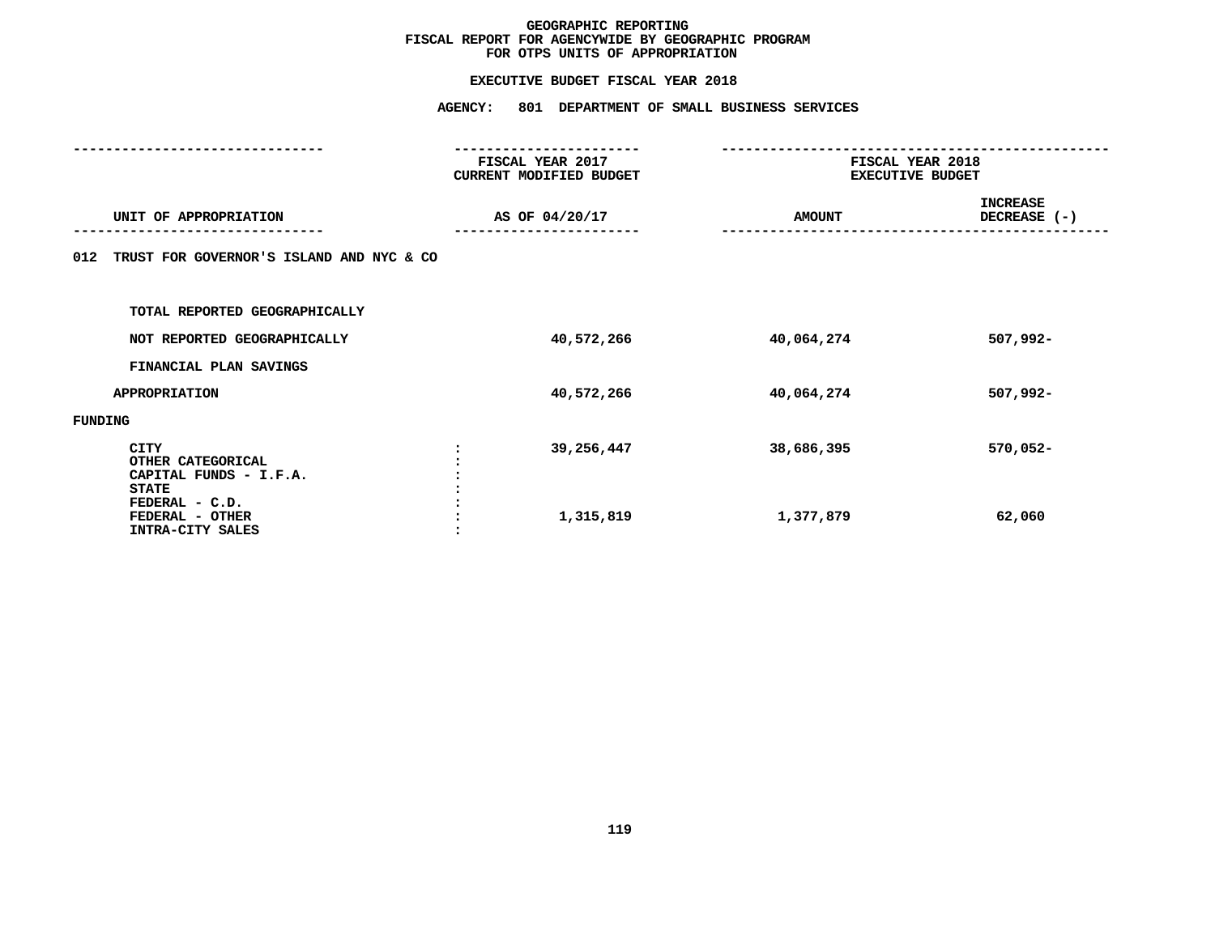# GEOGRAPHIC REPORTING
## FISCAL REPORT FOR AGENCYWIDE BY GEOGRAPHIC PROGRAM
## FOR OTPS UNITS OF APPROPRIATION

### EXECUTIVE BUDGET FISCAL YEAR 2018

### AGENCY: 801 DEPARTMENT OF SMALL BUSINESS SERVICES

| UNIT OF APPROPRIATION | FISCAL YEAR 2017 CURRENT MODIFIED BUDGET AS OF 04/20/17 | FISCAL YEAR 2018 EXECUTIVE BUDGET AMOUNT | INCREASE DECREASE (-) |
|---|---|---|---|
| 012 TRUST FOR GOVERNOR'S ISLAND AND NYC & CO | | | |
| TOTAL REPORTED GEOGRAPHICALLY | | | |
| NOT REPORTED GEOGRAPHICALLY | 40,572,266 | 40,064,274 | 507,992- |
| FINANCIAL PLAN SAVINGS | | | |
| APPROPRIATION | 40,572,266 | 40,064,274 | 507,992- |
| FUNDING | | | |
| CITY | 39,256,447 | 38,686,395 | 570,052- |
| OTHER CATEGORICAL | | | |
| CAPITAL FUNDS - I.F.A. | | | |
| STATE | | | |
| FEDERAL - C.D. | | | |
| FEDERAL - OTHER | 1,315,819 | 1,377,879 | 62,060 |
| INTRA-CITY SALES | | | |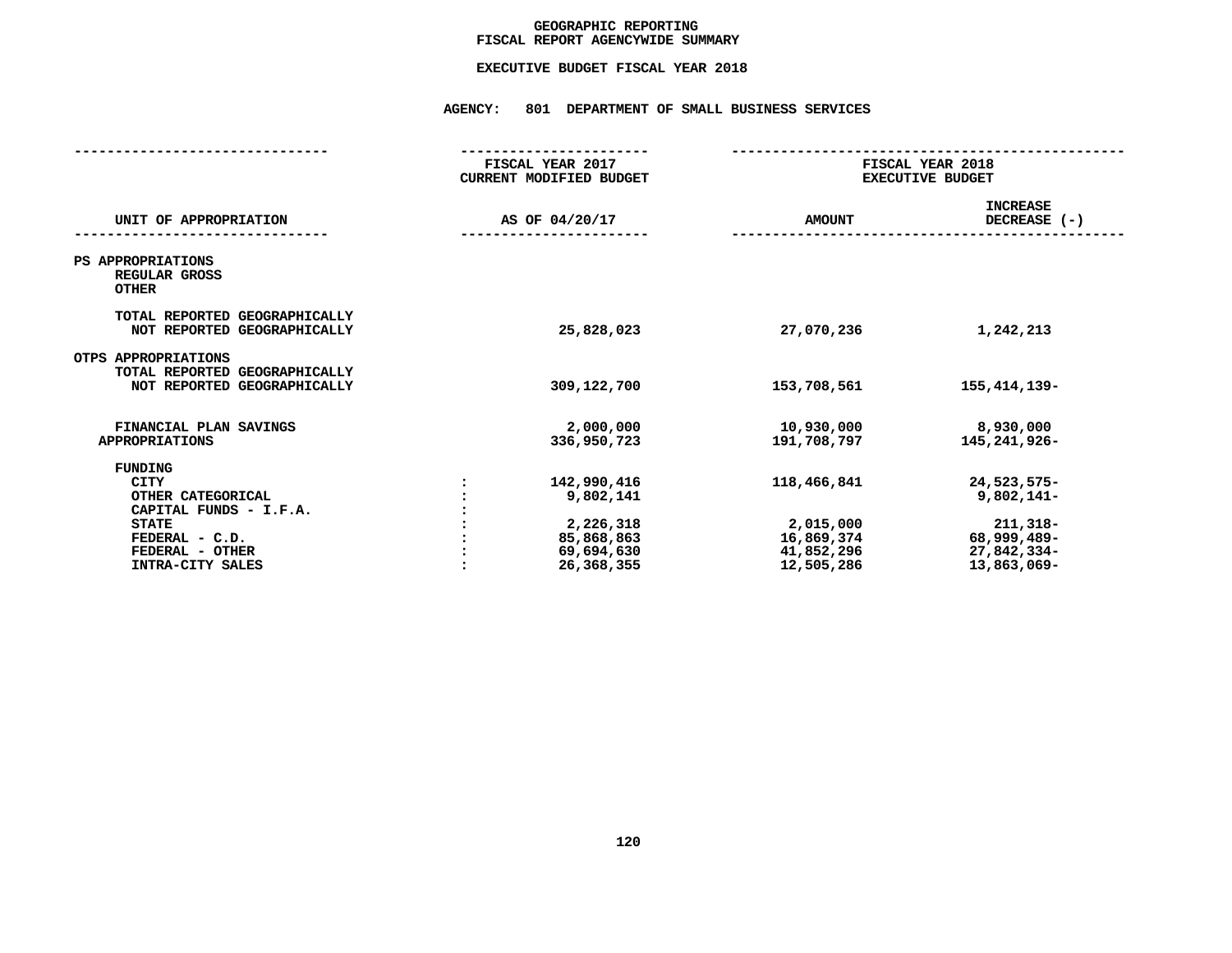# GEOGRAPHIC REPORTING
## FISCAL REPORT AGENCYWIDE SUMMARY

### EXECUTIVE BUDGET FISCAL YEAR 2018

**AGENCY: 801 DEPARTMENT OF SMALL BUSINESS SERVICES**

| UNIT OF APPROPRIATION | | FISCAL YEAR 2017 CURRENT MODIFIED BUDGET AS OF 04/20/17 | FISCAL YEAR 2018 EXECUTIVE BUDGET AMOUNT | INCREASE DECREASE (-) |
|---|---|---|---|---|
| PS APPROPRIATIONS | | | | |
| REGULAR GROSS | | | | |
| OTHER | | | | |
| TOTAL REPORTED GEOGRAPHICALLY | | | | |
| NOT REPORTED GEOGRAPHICALLY | | 25,828,023 | 27,070,236 | 1,242,213 |
| OTPS APPROPRIATIONS | | | | |
| TOTAL REPORTED GEOGRAPHICALLY | | | | |
| NOT REPORTED GEOGRAPHICALLY | | 309,122,700 | 153,708,561 | 155,414,139- |
| FINANCIAL PLAN SAVINGS | | 2,000,000 | 10,930,000 | 8,930,000 |
| APPROPRIATIONS | | 336,950,723 | 191,708,797 | 145,241,926- |
| FUNDING | | | | |
| CITY | : | 142,990,416 | 118,466,841 | 24,523,575- |
| OTHER CATEGORICAL | : | 9,802,141 | | 9,802,141- |
| CAPITAL FUNDS - I.F.A. | : | | | |
| STATE | : | 2,226,318 | 2,015,000 | 211,318- |
| FEDERAL - C.D. | : | 85,868,863 | 16,869,374 | 68,999,489- |
| FEDERAL - OTHER | : | 69,694,630 | 41,852,296 | 27,842,334- |
| INTRA-CITY SALES | : | 26,368,355 | 12,505,286 | 13,863,069- |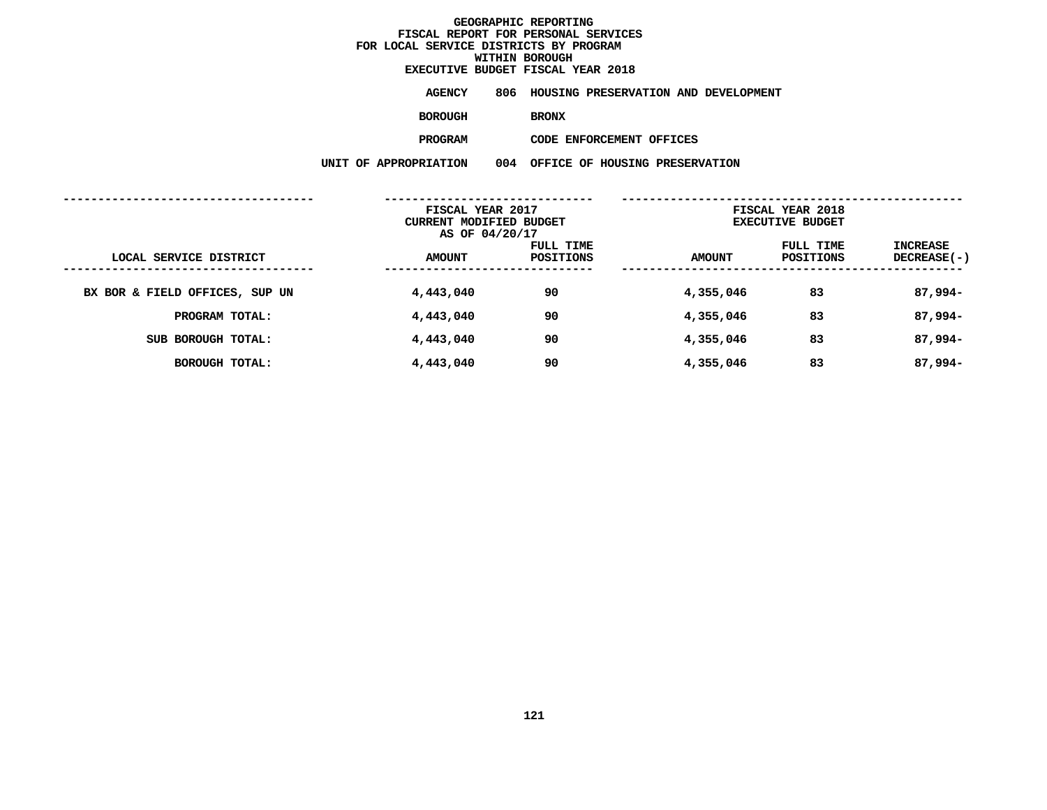# GEOGRAPHIC REPORTING
## FISCAL REPORT FOR PERSONAL SERVICES
## FOR LOCAL SERVICE DISTRICTS BY PROGRAM
## WITHIN BOROUGH
## EXECUTIVE BUDGET FISCAL YEAR 2018

**AGENCY** 806 HOUSING PRESERVATION AND DEVELOPMENT

**BOROUGH** BRONX

**PROGRAM** CODE ENFORCEMENT OFFICES

**UNIT OF APPROPRIATION** 004 OFFICE OF HOUSING PRESERVATION

| | FISCAL YEAR 2017 CURRENT MODIFIED BUDGET AS OF 04/20/17 | | FISCAL YEAR 2018 EXECUTIVE BUDGET | | |
|---|---|---|---|---|---|
| LOCAL SERVICE DISTRICT | AMOUNT | FULL TIME POSITIONS | AMOUNT | FULL TIME POSITIONS | INCREASE DECREASE(-) |
| BX BOR & FIELD OFFICES, SUP UN | 4,443,040 | 90 | 4,355,046 | 83 | 87,994- |
| PROGRAM TOTAL: | 4,443,040 | 90 | 4,355,046 | 83 | 87,994- |
| SUB BOROUGH TOTAL: | 4,443,040 | 90 | 4,355,046 | 83 | 87,994- |
| BOROUGH TOTAL: | 4,443,040 | 90 | 4,355,046 | 83 | 87,994- |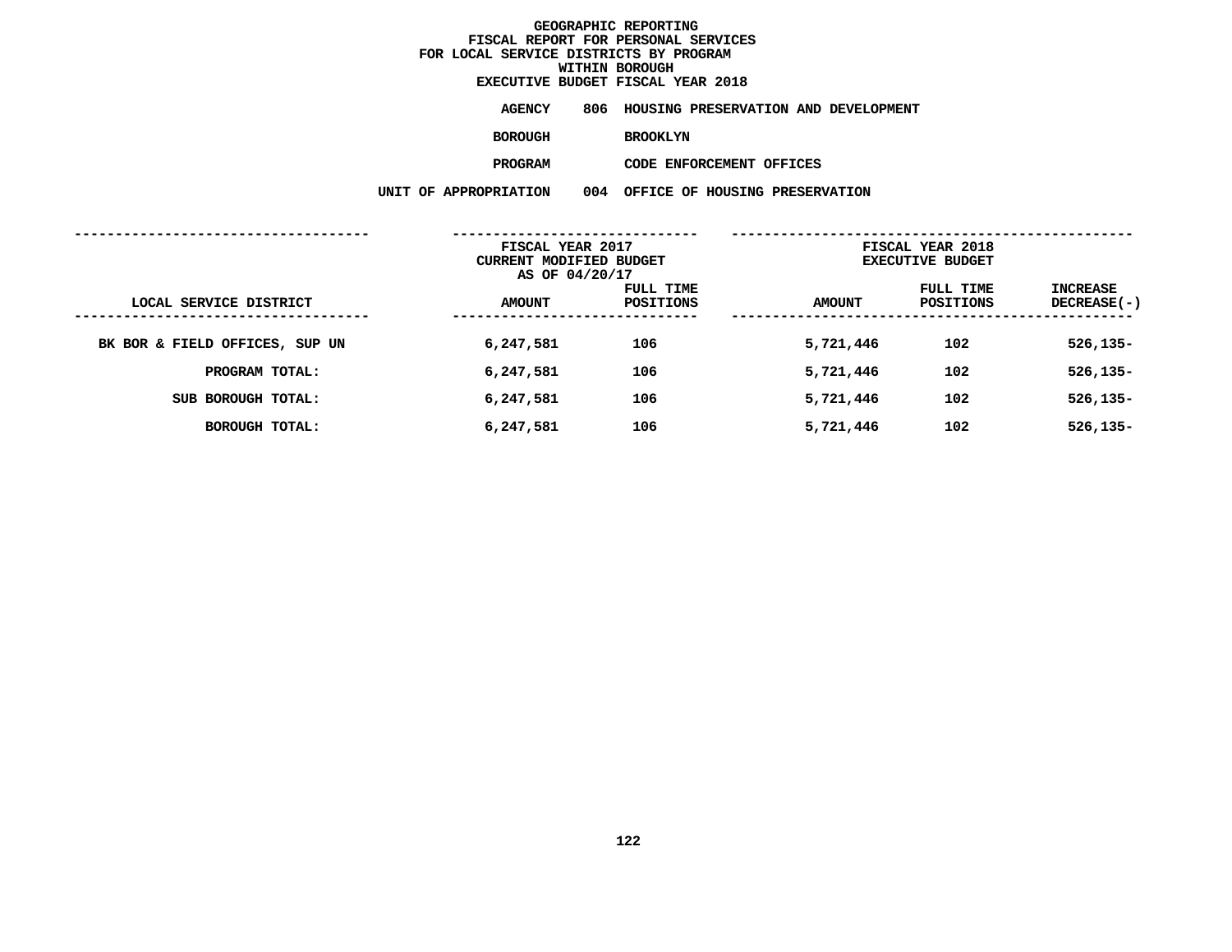# GEOGRAPHIC REPORTING
## FISCAL REPORT FOR PERSONAL SERVICES
## FOR LOCAL SERVICE DISTRICTS BY PROGRAM
## WITHIN BOROUGH
## EXECUTIVE BUDGET FISCAL YEAR 2018

**AGENCY** 806 HOUSING PRESERVATION AND DEVELOPMENT

**BOROUGH** BROOKLYN

**PROGRAM** CODE ENFORCEMENT OFFICES

**UNIT OF APPROPRIATION** 004 OFFICE OF HOUSING PRESERVATION

| LOCAL SERVICE DISTRICT | FISCAL YEAR 2017 CURRENT MODIFIED BUDGET AS OF 04/20/17 AMOUNT | FULL TIME POSITIONS | FISCAL YEAR 2018 EXECUTIVE BUDGET AMOUNT | FULL TIME POSITIONS | INCREASE DECREASE(-) |
|---|---|---|---|---|---|
| BK BOR & FIELD OFFICES, SUP UN | 6,247,581 | 106 | 5,721,446 | 102 | 526,135- |
| PROGRAM TOTAL: | 6,247,581 | 106 | 5,721,446 | 102 | 526,135- |
| SUB BOROUGH TOTAL: | 6,247,581 | 106 | 5,721,446 | 102 | 526,135- |
| BOROUGH TOTAL: | 6,247,581 | 106 | 5,721,446 | 102 | 526,135- |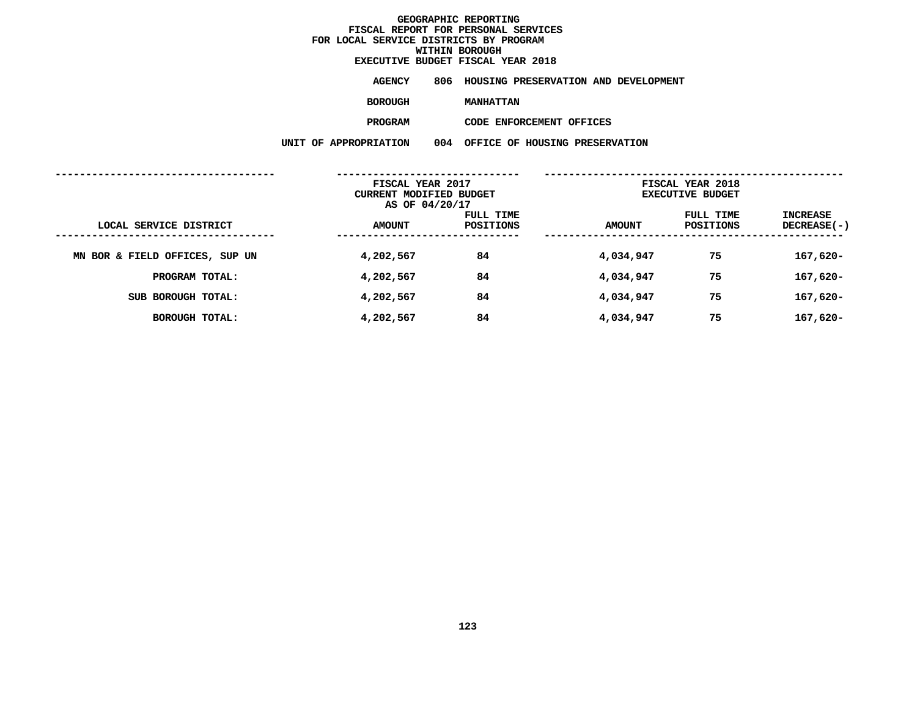# GEOGRAPHIC REPORTING
## FISCAL REPORT FOR PERSONAL SERVICES
## FOR LOCAL SERVICE DISTRICTS BY PROGRAM
## WITHIN BOROUGH
## EXECUTIVE BUDGET FISCAL YEAR 2018

**AGENCY** 806 HOUSING PRESERVATION AND DEVELOPMENT

**BOROUGH** MANHATTAN

**PROGRAM** CODE ENFORCEMENT OFFICES

**UNIT OF APPROPRIATION** 004 OFFICE OF HOUSING PRESERVATION

| | FISCAL YEAR 2017 CURRENT MODIFIED BUDGET AS OF 04/20/17 | | FISCAL YEAR 2018 EXECUTIVE BUDGET | | |
|---|---|---|---|---|---|
| LOCAL SERVICE DISTRICT | AMOUNT | FULL TIME POSITIONS | AMOUNT | FULL TIME POSITIONS | INCREASE DECREASE(-) |
| MN BOR & FIELD OFFICES, SUP UN | 4,202,567 | 84 | 4,034,947 | 75 | 167,620- |
| PROGRAM TOTAL: | 4,202,567 | 84 | 4,034,947 | 75 | 167,620- |
| SUB BOROUGH TOTAL: | 4,202,567 | 84 | 4,034,947 | 75 | 167,620- |
| BOROUGH TOTAL: | 4,202,567 | 84 | 4,034,947 | 75 | 167,620- |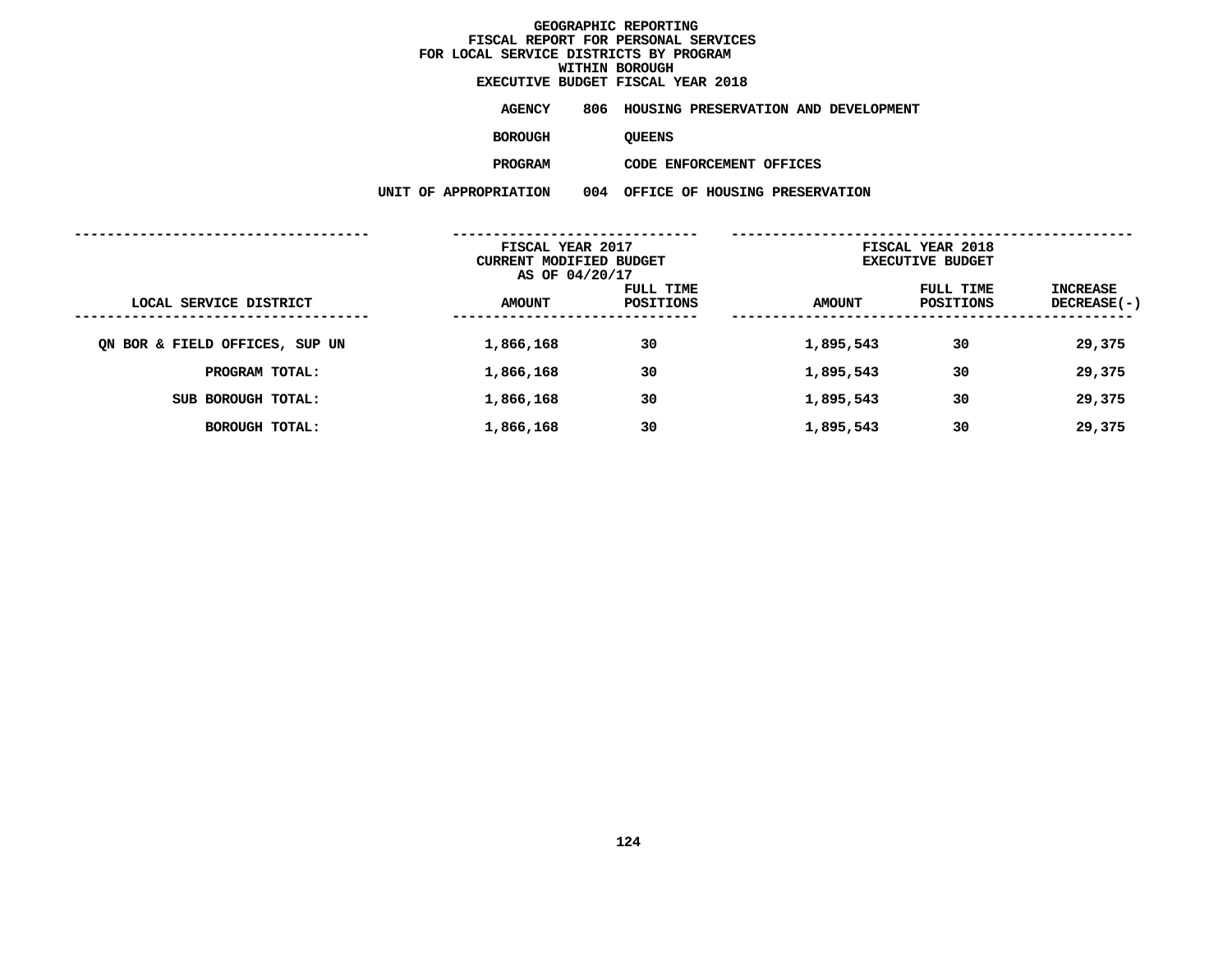# GEOGRAPHIC REPORTING
## FISCAL REPORT FOR PERSONAL SERVICES
## FOR LOCAL SERVICE DISTRICTS BY PROGRAM
## WITHIN BOROUGH
## EXECUTIVE BUDGET FISCAL YEAR 2018

**AGENCY** 806 HOUSING PRESERVATION AND DEVELOPMENT

**BOROUGH** QUEENS

**PROGRAM** CODE ENFORCEMENT OFFICES

**UNIT OF APPROPRIATION** 004 OFFICE OF HOUSING PRESERVATION

| LOCAL SERVICE DISTRICT | FISCAL YEAR 2017 CURRENT MODIFIED BUDGET AS OF 04/20/17 AMOUNT | FULL TIME POSITIONS | FISCAL YEAR 2018 EXECUTIVE BUDGET AMOUNT | FULL TIME POSITIONS | INCREASE DECREASE(-) |
|---|---|---|---|---|---|
| QN BOR & FIELD OFFICES, SUP UN | 1,866,168 | 30 | 1,895,543 | 30 | 29,375 |
| PROGRAM TOTAL: | 1,866,168 | 30 | 1,895,543 | 30 | 29,375 |
| SUB BOROUGH TOTAL: | 1,866,168 | 30 | 1,895,543 | 30 | 29,375 |
| BOROUGH TOTAL: | 1,866,168 | 30 | 1,895,543 | 30 | 29,375 |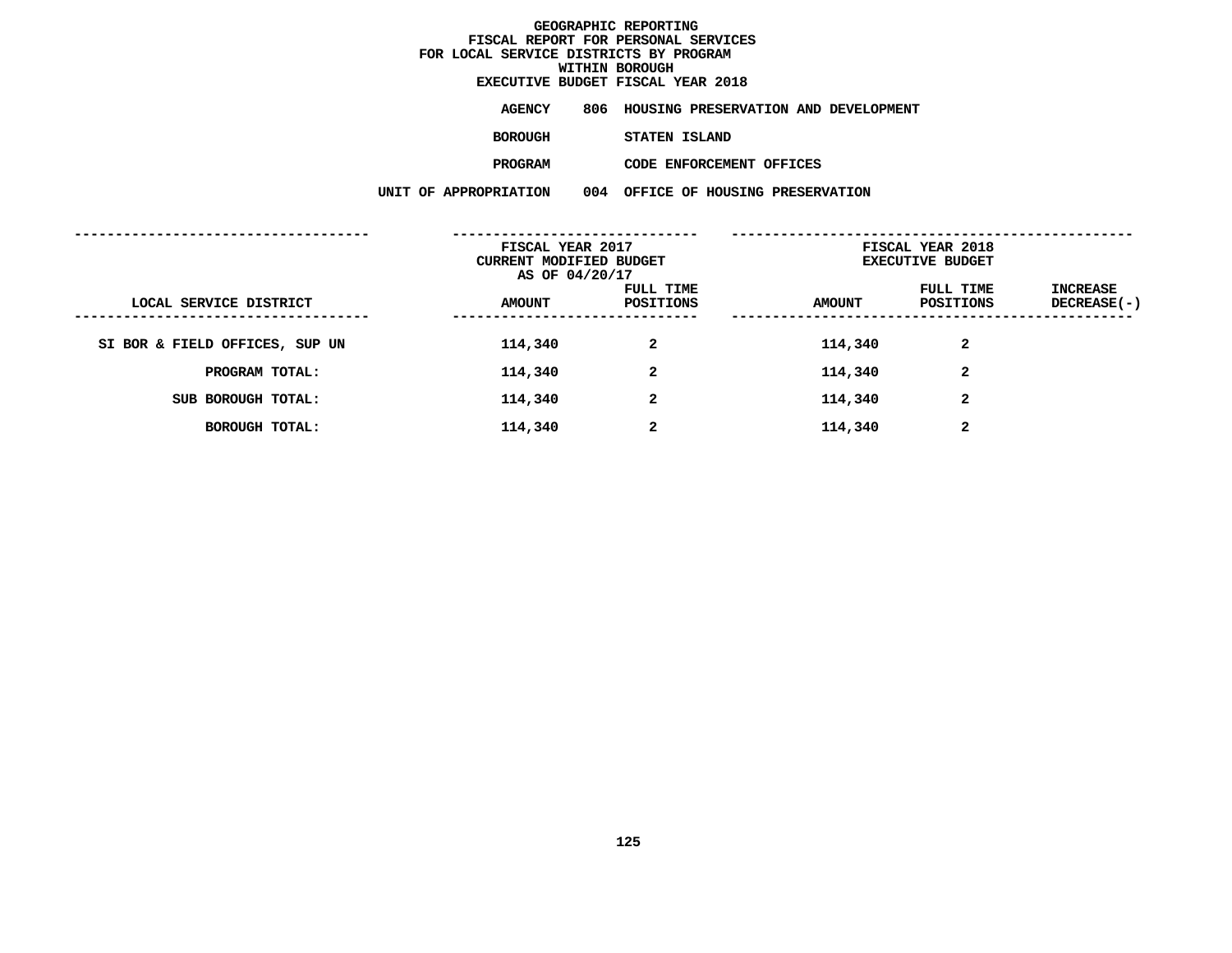# GEOGRAPHIC REPORTING
## FISCAL REPORT FOR PERSONAL SERVICES
## FOR LOCAL SERVICE DISTRICTS BY PROGRAM
## WITHIN BOROUGH
## EXECUTIVE BUDGET FISCAL YEAR 2018

**AGENCY** 806 HOUSING PRESERVATION AND DEVELOPMENT

**BOROUGH** STATEN ISLAND

**PROGRAM** CODE ENFORCEMENT OFFICES

**UNIT OF APPROPRIATION** 004 OFFICE OF HOUSING PRESERVATION

| | FISCAL YEAR 2017 CURRENT MODIFIED BUDGET AS OF 04/20/17 | | FISCAL YEAR 2018 EXECUTIVE BUDGET | | |
|---|---|---|---|---|---|
| LOCAL SERVICE DISTRICT | AMOUNT | FULL TIME POSITIONS | AMOUNT | FULL TIME POSITIONS | INCREASE DECREASE(-) |
| SI BOR & FIELD OFFICES, SUP UN | 114,340 | 2 | 114,340 | 2 | |
| PROGRAM TOTAL: | 114,340 | 2 | 114,340 | 2 | |
| SUB BOROUGH TOTAL: | 114,340 | 2 | 114,340 | 2 | |
| BOROUGH TOTAL: | 114,340 | 2 | 114,340 | 2 | |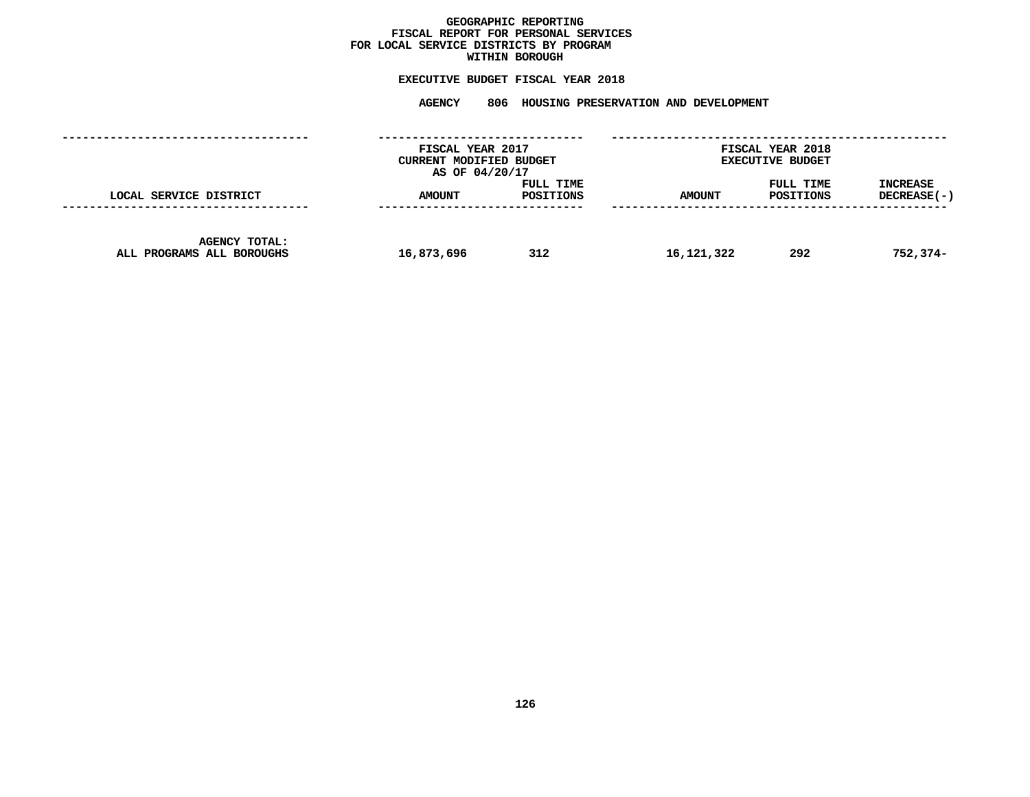**GEOGRAPHIC REPORTING**
**FISCAL REPORT FOR PERSONAL SERVICES**
**FOR LOCAL SERVICE DISTRICTS BY PROGRAM**
**WITHIN BOROUGH**

**EXECUTIVE BUDGET FISCAL YEAR 2018**

**AGENCY 806 HOUSING PRESERVATION AND DEVELOPMENT**

| | FISCAL YEAR 2017 CURRENT MODIFIED BUDGET AS OF 04/20/17 | | FISCAL YEAR 2018 EXECUTIVE BUDGET | | |
|---|---|---|---|---|---|
| LOCAL SERVICE DISTRICT | AMOUNT | FULL TIME POSITIONS | AMOUNT | FULL TIME POSITIONS | INCREASE DECREASE(-) |
| AGENCY TOTAL: ALL PROGRAMS ALL BOROUGHS | 16,873,696 | 312 | 16,121,322 | 292 | 752,374- |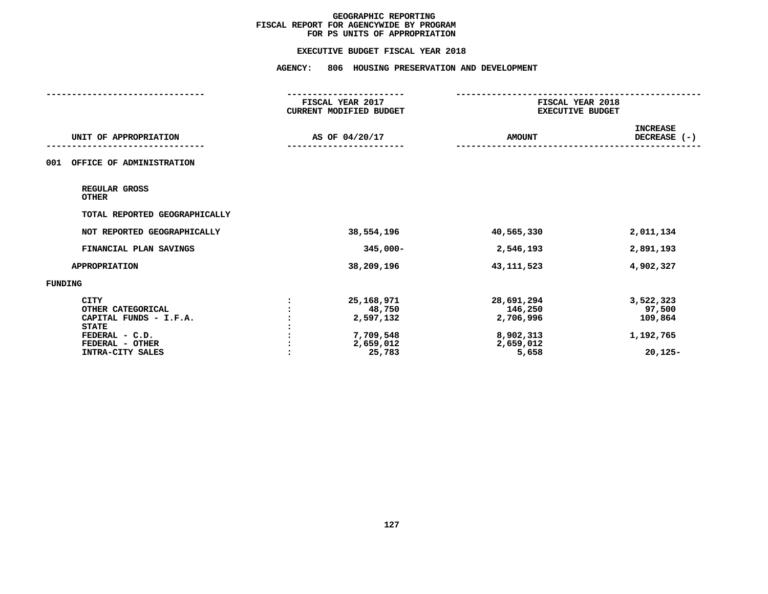# GEOGRAPHIC REPORTING
## FISCAL REPORT FOR AGENCYWIDE BY PROGRAM
## FOR PS UNITS OF APPROPRIATION

### EXECUTIVE BUDGET FISCAL YEAR 2018

### AGENCY: 806 HOUSING PRESERVATION AND DEVELOPMENT

| UNIT OF APPROPRIATION | FISCAL YEAR 2017 CURRENT MODIFIED BUDGET AS OF 04/20/17 | FISCAL YEAR 2018 EXECUTIVE BUDGET AMOUNT | INCREASE DECREASE (-) |
|---|---|---|---|
| **001 OFFICE OF ADMINISTRATION** | | | |
| REGULAR GROSS | | | |
| OTHER | | | |
| TOTAL REPORTED GEOGRAPHICALLY | | | |
| NOT REPORTED GEOGRAPHICALLY | 38,554,196 | 40,565,330 | 2,011,134 |
| FINANCIAL PLAN SAVINGS | 345,000- | 2,546,193 | 2,891,193 |
| APPROPRIATION | 38,209,196 | 43,111,523 | 4,902,327 |
| **FUNDING** | | | |
| CITY | 25,168,971 | 28,691,294 | 3,522,323 |
| OTHER CATEGORICAL | 48,750 | 146,250 | 97,500 |
| CAPITAL FUNDS - I.F.A. | 2,597,132 | 2,706,996 | 109,864 |
| STATE | | | |
| FEDERAL - C.D. | 7,709,548 | 8,902,313 | 1,192,765 |
| FEDERAL - OTHER | 2,659,012 | 2,659,012 | |
| INTRA-CITY SALES | 25,783 | 5,658 | 20,125- |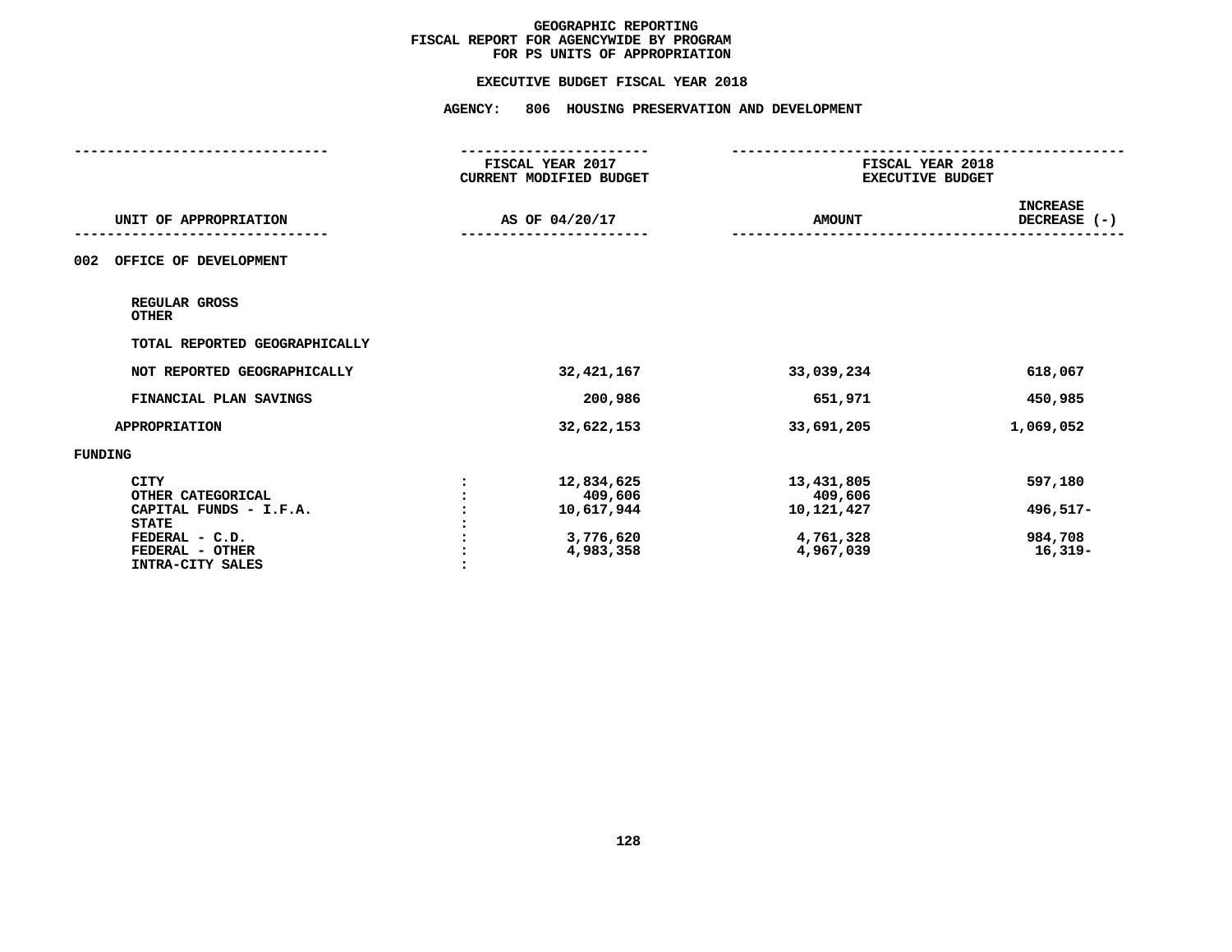# GEOGRAPHIC REPORTING
## FISCAL REPORT FOR AGENCYWIDE BY PROGRAM
## FOR PS UNITS OF APPROPRIATION

### EXECUTIVE BUDGET FISCAL YEAR 2018

### AGENCY: 806 HOUSING PRESERVATION AND DEVELOPMENT

| UNIT OF APPROPRIATION | FISCAL YEAR 2017 CURRENT MODIFIED BUDGET AS OF 04/20/17 | FISCAL YEAR 2018 EXECUTIVE BUDGET AMOUNT | INCREASE DECREASE (-) |
|---|---|---|---|
| **002 OFFICE OF DEVELOPMENT** | | | |
| REGULAR GROSS | | | |
| OTHER | | | |
| TOTAL REPORTED GEOGRAPHICALLY | | | |
| NOT REPORTED GEOGRAPHICALLY | 32,421,167 | 33,039,234 | 618,067 |
| FINANCIAL PLAN SAVINGS | 200,986 | 651,971 | 450,985 |
| APPROPRIATION | 32,622,153 | 33,691,205 | 1,069,052 |
| **FUNDING** | | | |
| CITY | 12,834,625 | 13,431,805 | 597,180 |
| OTHER CATEGORICAL | 409,606 | 409,606 | |
| CAPITAL FUNDS - I.F.A. | 10,617,944 | 10,121,427 | 496,517- |
| STATE | | | |
| FEDERAL - C.D. | 3,776,620 | 4,761,328 | 984,708 |
| FEDERAL - OTHER | 4,983,358 | 4,967,039 | 16,319- |
| INTRA-CITY SALES | | | |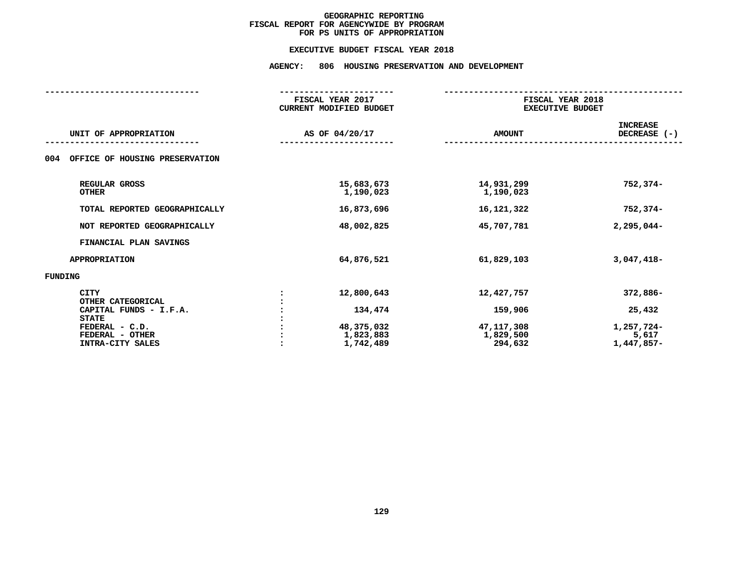# GEOGRAPHIC REPORTING
## FISCAL REPORT FOR AGENCYWIDE BY PROGRAM
## FOR PS UNITS OF APPROPRIATION

### EXECUTIVE BUDGET FISCAL YEAR 2018

### AGENCY: 806 HOUSING PRESERVATION AND DEVELOPMENT

| UNIT OF APPROPRIATION | | FISCAL YEAR 2017 CURRENT MODIFIED BUDGET AS OF 04/20/17 | FISCAL YEAR 2018 EXECUTIVE BUDGET AMOUNT | INCREASE DECREASE (-) |
|---|---|---|---|---|
| **004 OFFICE OF HOUSING PRESERVATION** | | | | |
| REGULAR GROSS | | 15,683,673 | 14,931,299 | 752,374- |
| OTHER | | 1,190,023 | 1,190,023 | |
| TOTAL REPORTED GEOGRAPHICALLY | | 16,873,696 | 16,121,322 | 752,374- |
| NOT REPORTED GEOGRAPHICALLY | | 48,002,825 | 45,707,781 | 2,295,044- |
| FINANCIAL PLAN SAVINGS | | | | |
| APPROPRIATION | | 64,876,521 | 61,829,103 | 3,047,418- |
| **FUNDING** | | | | |
| CITY | : | 12,800,643 | 12,427,757 | 372,886- |
| OTHER CATEGORICAL | : | | | |
| CAPITAL FUNDS - I.F.A. | : | 134,474 | 159,906 | 25,432 |
| STATE | : | | | |
| FEDERAL - C.D. | : | 48,375,032 | 47,117,308 | 1,257,724- |
| FEDERAL - OTHER | : | 1,823,883 | 1,829,500 | 5,617 |
| INTRA-CITY SALES | : | 1,742,489 | 294,632 | 1,447,857- |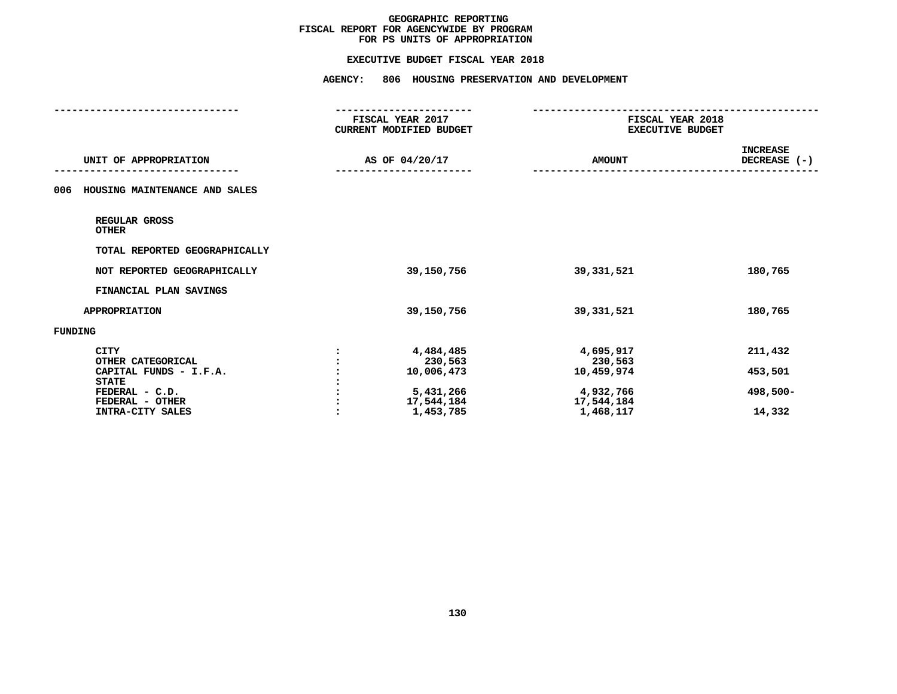# GEOGRAPHIC REPORTING
## FISCAL REPORT FOR AGENCYWIDE BY PROGRAM
## FOR PS UNITS OF APPROPRIATION

### EXECUTIVE BUDGET FISCAL YEAR 2018

### AGENCY: 806 HOUSING PRESERVATION AND DEVELOPMENT

| UNIT OF APPROPRIATION | | FISCAL YEAR 2017 CURRENT MODIFIED BUDGET AS OF 04/20/17 | FISCAL YEAR 2018 EXECUTIVE BUDGET AMOUNT | INCREASE DECREASE (-) |
|---|---|---|---|---|
| **006 HOUSING MAINTENANCE AND SALES** | | | | |
| REGULAR GROSS | | | | |
| OTHER | | | | |
| TOTAL REPORTED GEOGRAPHICALLY | | | | |
| NOT REPORTED GEOGRAPHICALLY | | 39,150,756 | 39,331,521 | 180,765 |
| FINANCIAL PLAN SAVINGS | | | | |
| APPROPRIATION | | 39,150,756 | 39,331,521 | 180,765 |
| **FUNDING** | | | | |
| CITY | : | 4,484,485 | 4,695,917 | 211,432 |
| OTHER CATEGORICAL | : | 230,563 | 230,563 | |
| CAPITAL FUNDS - I.F.A. | : | 10,006,473 | 10,459,974 | 453,501 |
| STATE | : | | | |
| FEDERAL - C.D. | : | 5,431,266 | 4,932,766 | 498,500- |
| FEDERAL - OTHER | : | 17,544,184 | 17,544,184 | |
| INTRA-CITY SALES | : | 1,453,785 | 1,468,117 | 14,332 |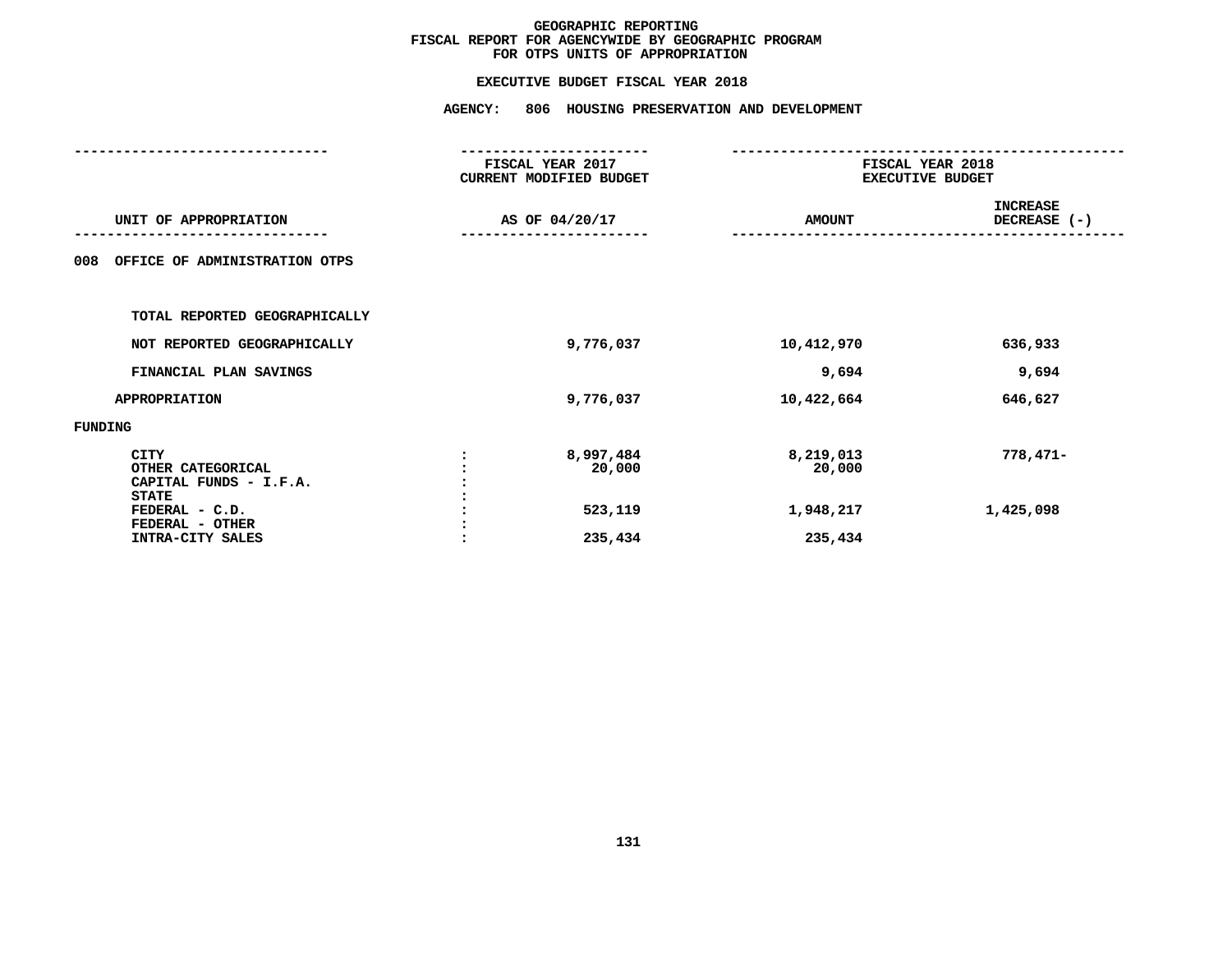# GEOGRAPHIC REPORTING
## FISCAL REPORT FOR AGENCYWIDE BY GEOGRAPHIC PROGRAM
## FOR OTPS UNITS OF APPROPRIATION

### EXECUTIVE BUDGET FISCAL YEAR 2018

### AGENCY: 806 HOUSING PRESERVATION AND DEVELOPMENT

| UNIT OF APPROPRIATION | | FISCAL YEAR 2017 CURRENT MODIFIED BUDGET AS OF 04/20/17 | FISCAL YEAR 2018 EXECUTIVE BUDGET AMOUNT | INCREASE DECREASE (-) |
|---|---|---|---|---|
| 008 OFFICE OF ADMINISTRATION OTPS | | | | |
| TOTAL REPORTED GEOGRAPHICALLY | | | | |
| NOT REPORTED GEOGRAPHICALLY | | 9,776,037 | 10,412,970 | 636,933 |
| FINANCIAL PLAN SAVINGS | | | 9,694 | 9,694 |
| APPROPRIATION | | 9,776,037 | 10,422,664 | 646,627 |
| FUNDING | | | | |
| CITY | : | 8,997,484 | 8,219,013 | 778,471- |
| OTHER CATEGORICAL | : | 20,000 | 20,000 | |
| CAPITAL FUNDS - I.F.A. | : | | | |
| STATE | : | | | |
| FEDERAL - C.D. | : | 523,119 | 1,948,217 | 1,425,098 |
| FEDERAL - OTHER | : | | | |
| INTRA-CITY SALES | : | 235,434 | 235,434 | |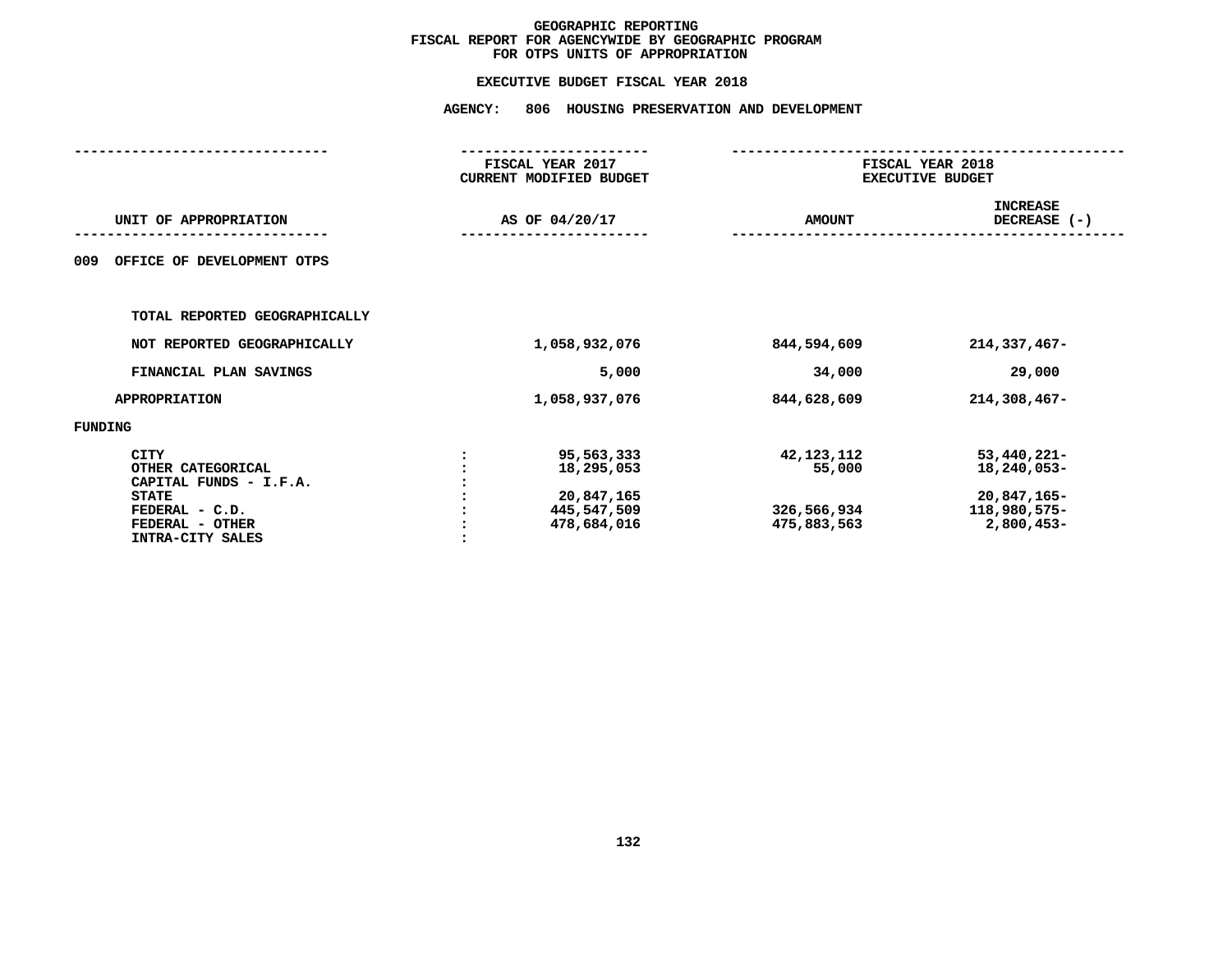# GEOGRAPHIC REPORTING
## FISCAL REPORT FOR AGENCYWIDE BY GEOGRAPHIC PROGRAM
## FOR OTPS UNITS OF APPROPRIATION

### EXECUTIVE BUDGET FISCAL YEAR 2018

### AGENCY: 806 HOUSING PRESERVATION AND DEVELOPMENT

| UNIT OF APPROPRIATION | | FISCAL YEAR 2017 CURRENT MODIFIED BUDGET AS OF 04/20/17 | FISCAL YEAR 2018 EXECUTIVE BUDGET AMOUNT | INCREASE DECREASE (-) |
|---|---|---|---|---|
| 009 OFFICE OF DEVELOPMENT OTPS | | | | |
| TOTAL REPORTED GEOGRAPHICALLY | | | | |
| NOT REPORTED GEOGRAPHICALLY | | 1,058,932,076 | 844,594,609 | 214,337,467- |
| FINANCIAL PLAN SAVINGS | | 5,000 | 34,000 | 29,000 |
| APPROPRIATION | | 1,058,937,076 | 844,628,609 | 214,308,467- |
| FUNDING | | | | |
| CITY | : | 95,563,333 | 42,123,112 | 53,440,221- |
| OTHER CATEGORICAL | : | 18,295,053 | 55,000 | 18,240,053- |
| CAPITAL FUNDS - I.F.A. | : | | | |
| STATE | : | 20,847,165 | | 20,847,165- |
| FEDERAL - C.D. | : | 445,547,509 | 326,566,934 | 118,980,575- |
| FEDERAL - OTHER | : | 478,684,016 | 475,883,563 | 2,800,453- |
| INTRA-CITY SALES | : | | | |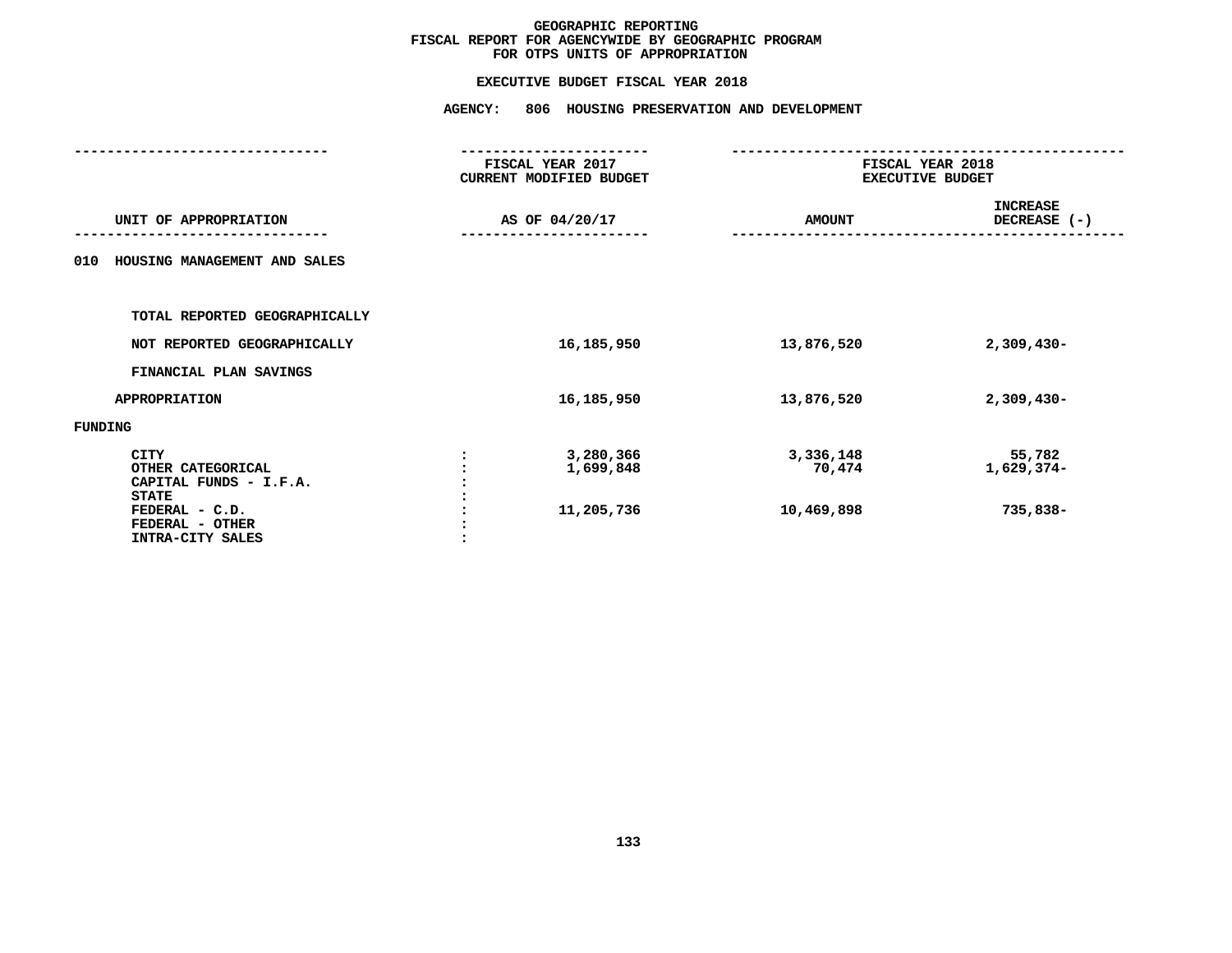# GEOGRAPHIC REPORTING
## FISCAL REPORT FOR AGENCYWIDE BY GEOGRAPHIC PROGRAM
## FOR OTPS UNITS OF APPROPRIATION

### EXECUTIVE BUDGET FISCAL YEAR 2018

### AGENCY: 806 HOUSING PRESERVATION AND DEVELOPMENT

| UNIT OF APPROPRIATION | FISCAL YEAR 2017 CURRENT MODIFIED BUDGET AS OF 04/20/17 | FISCAL YEAR 2018 EXECUTIVE BUDGET AMOUNT | INCREASE DECREASE (-) |
|---|---|---|---|
| **010 HOUSING MANAGEMENT AND SALES** | | | |
| TOTAL REPORTED GEOGRAPHICALLY | | | |
| NOT REPORTED GEOGRAPHICALLY | 16,185,950 | 13,876,520 | 2,309,430- |
| FINANCIAL PLAN SAVINGS | | | |
| APPROPRIATION | 16,185,950 | 13,876,520 | 2,309,430- |
| **FUNDING** | | | |
| CITY | 3,280,366 | 3,336,148 | 55,782 |
| OTHER CATEGORICAL | 1,699,848 | 70,474 | 1,629,374- |
| CAPITAL FUNDS - I.F.A. | | | |
| STATE | | | |
| FEDERAL - C.D. | 11,205,736 | 10,469,898 | 735,838- |
| FEDERAL - OTHER | | | |
| INTRA-CITY SALES | | | |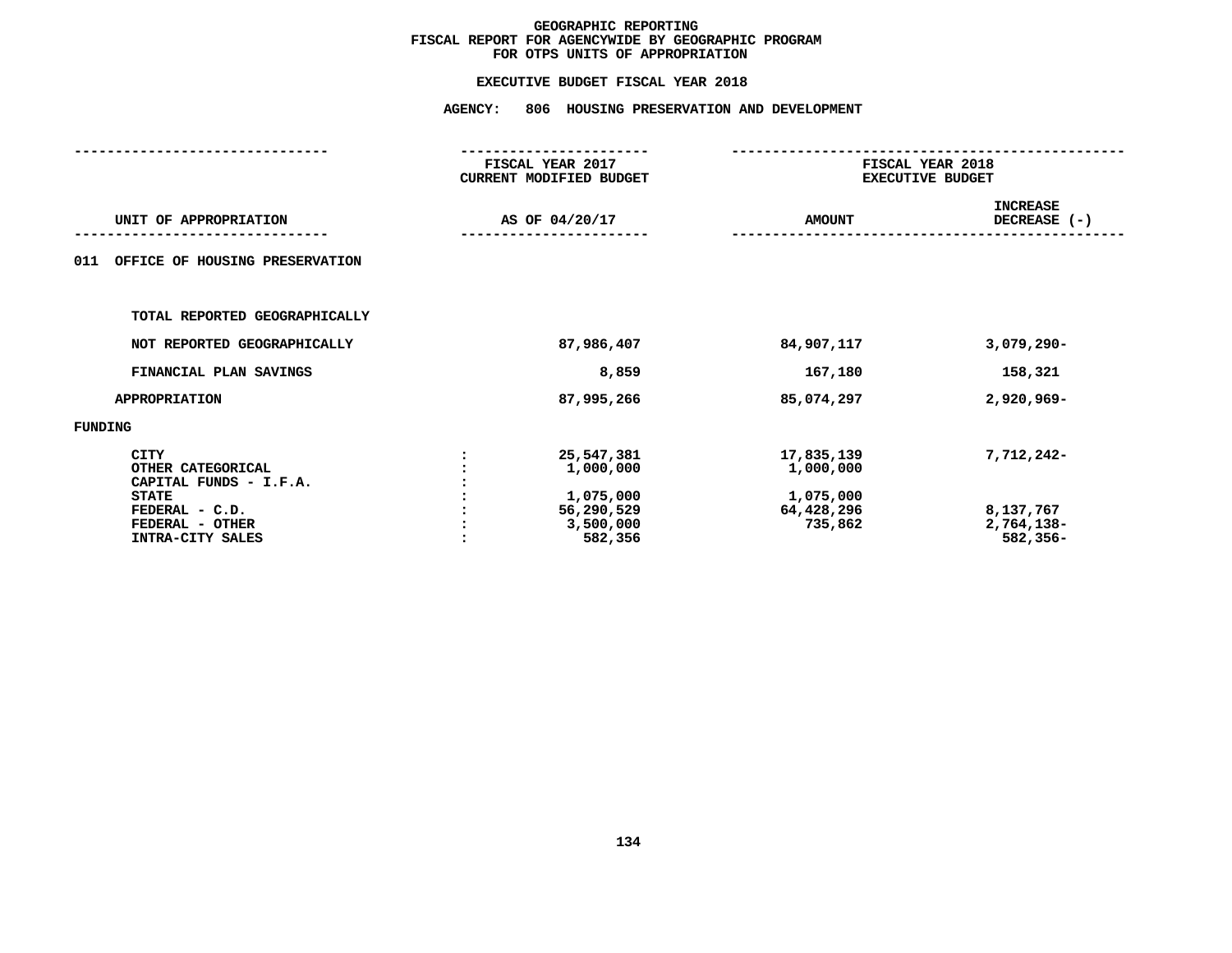# GEOGRAPHIC REPORTING
## FISCAL REPORT FOR AGENCYWIDE BY GEOGRAPHIC PROGRAM
## FOR OTPS UNITS OF APPROPRIATION

### EXECUTIVE BUDGET FISCAL YEAR 2018

### AGENCY: 806 HOUSING PRESERVATION AND DEVELOPMENT

| UNIT OF APPROPRIATION | | FISCAL YEAR 2017 CURRENT MODIFIED BUDGET AS OF 04/20/17 | FISCAL YEAR 2018 EXECUTIVE BUDGET AMOUNT | INCREASE DECREASE (-) |
|---|---|---|---|---|
| **011 OFFICE OF HOUSING PRESERVATION** | | | | |
| TOTAL REPORTED GEOGRAPHICALLY | | | | |
| NOT REPORTED GEOGRAPHICALLY | | 87,986,407 | 84,907,117 | 3,079,290- |
| FINANCIAL PLAN SAVINGS | | 8,859 | 167,180 | 158,321 |
| APPROPRIATION | | 87,995,266 | 85,074,297 | 2,920,969- |
| **FUNDING** | | | | |
| CITY | : | 25,547,381 | 17,835,139 | 7,712,242- |
| OTHER CATEGORICAL | : | 1,000,000 | 1,000,000 | |
| CAPITAL FUNDS - I.F.A. | : | | | |
| STATE | : | 1,075,000 | 1,075,000 | |
| FEDERAL - C.D. | : | 56,290,529 | 64,428,296 | 8,137,767 |
| FEDERAL - OTHER | : | 3,500,000 | 735,862 | 2,764,138- |
| INTRA-CITY SALES | : | 582,356 | | 582,356- |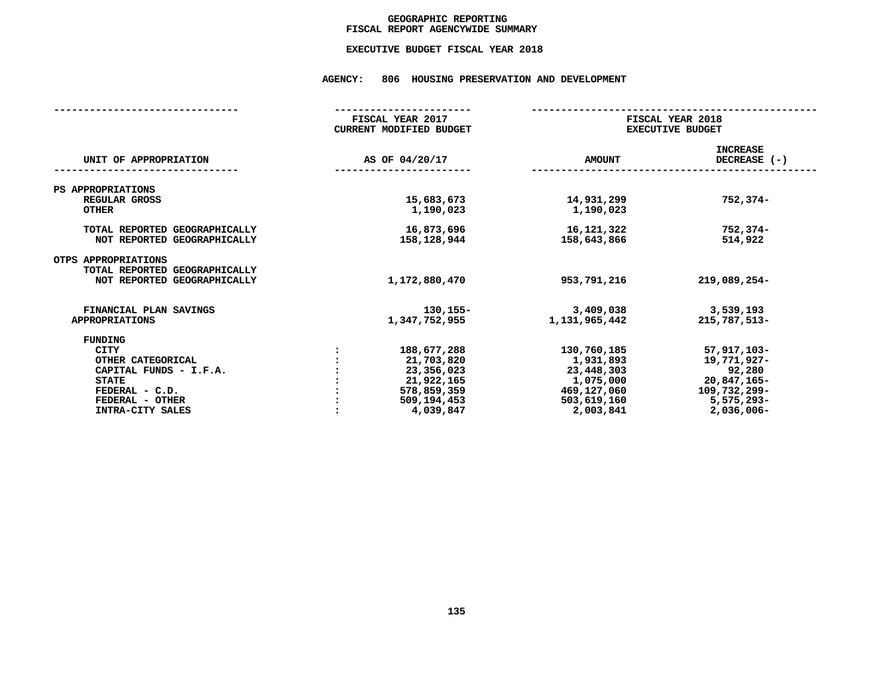# GEOGRAPHIC REPORTING
## FISCAL REPORT AGENCYWIDE SUMMARY

### EXECUTIVE BUDGET FISCAL YEAR 2018

### AGENCY: 806 HOUSING PRESERVATION AND DEVELOPMENT

| UNIT OF APPROPRIATION | FISCAL YEAR 2017 CURRENT MODIFIED BUDGET AS OF 04/20/17 | FISCAL YEAR 2018 EXECUTIVE BUDGET AMOUNT | FISCAL YEAR 2018 EXECUTIVE BUDGET INCREASE DECREASE (-) |
|---|---|---|---|
| PS APPROPRIATIONS | | | |
| REGULAR GROSS | 15,683,673 | 14,931,299 | 752,374- |
| OTHER | 1,190,023 | 1,190,023 | |
| TOTAL REPORTED GEOGRAPHICALLY | 16,873,696 | 16,121,322 | 752,374- |
| NOT REPORTED GEOGRAPHICALLY | 158,128,944 | 158,643,866 | 514,922 |
| OTPS APPROPRIATIONS | | | |
| TOTAL REPORTED GEOGRAPHICALLY | | | |
| NOT REPORTED GEOGRAPHICALLY | 1,172,880,470 | 953,791,216 | 219,089,254- |
| FINANCIAL PLAN SAVINGS | 130,155- | 3,409,038 | 3,539,193 |
| APPROPRIATIONS | 1,347,752,955 | 1,131,965,442 | 215,787,513- |
| FUNDING | | | |
| CITY : | 188,677,288 | 130,760,185 | 57,917,103- |
| OTHER CATEGORICAL : | 21,703,820 | 1,931,893 | 19,771,927- |
| CAPITAL FUNDS - I.F.A. : | 23,356,023 | 23,448,303 | 92,280 |
| STATE : | 21,922,165 | 1,075,000 | 20,847,165- |
| FEDERAL - C.D. : | 578,859,359 | 469,127,060 | 109,732,299- |
| FEDERAL - OTHER : | 509,194,453 | 503,619,160 | 5,575,293- |
| INTRA-CITY SALES : | 4,039,847 | 2,003,841 | 2,036,006- |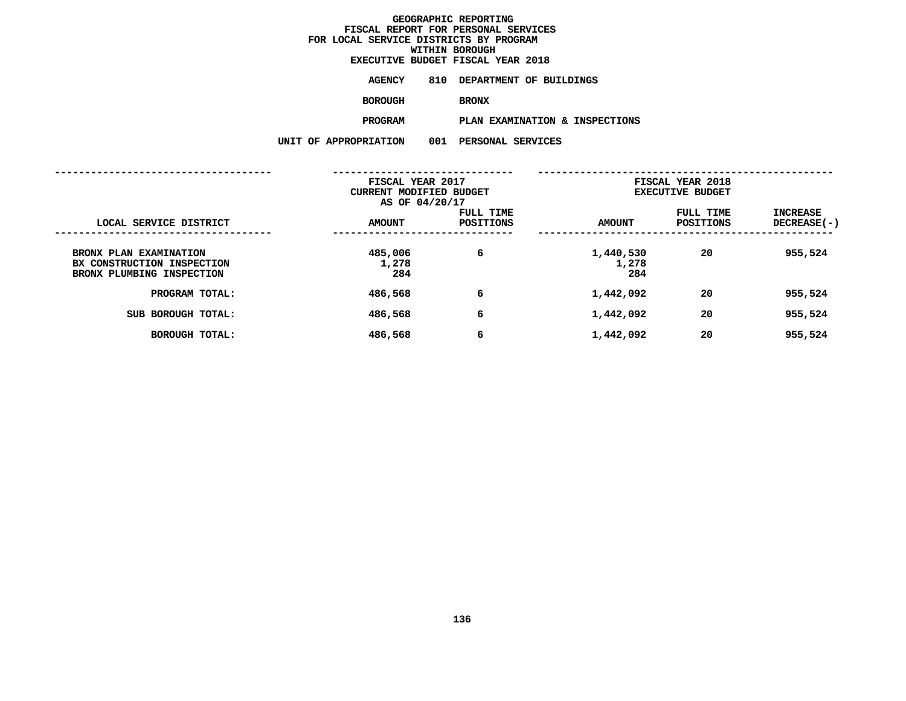# GEOGRAPHIC REPORTING
## FISCAL REPORT FOR PERSONAL SERVICES
## FOR LOCAL SERVICE DISTRICTS BY PROGRAM
## WITHIN BOROUGH
## EXECUTIVE BUDGET FISCAL YEAR 2018

**AGENCY** 810 DEPARTMENT OF BUILDINGS

**BOROUGH** BRONX

**PROGRAM** PLAN EXAMINATION & INSPECTIONS

**UNIT OF APPROPRIATION** 001 PERSONAL SERVICES

| | FISCAL YEAR 2017 CURRENT MODIFIED BUDGET AS OF 04/20/17 | | FISCAL YEAR 2018 EXECUTIVE BUDGET | | |
|---|---|---|---|---|---|
| LOCAL SERVICE DISTRICT | AMOUNT | FULL TIME POSITIONS | AMOUNT | FULL TIME POSITIONS | INCREASE DECREASE(-) |
| BRONX PLAN EXAMINATION | 485,006 | 6 | 1,440,530 | 20 | 955,524 |
| BX CONSTRUCTION INSPECTION | 1,278 | | 1,278 | | |
| BRONX PLUMBING INSPECTION | 284 | | 284 | | |
| PROGRAM TOTAL: | 486,568 | 6 | 1,442,092 | 20 | 955,524 |
| SUB BOROUGH TOTAL: | 486,568 | 6 | 1,442,092 | 20 | 955,524 |
| BOROUGH TOTAL: | 486,568 | 6 | 1,442,092 | 20 | 955,524 |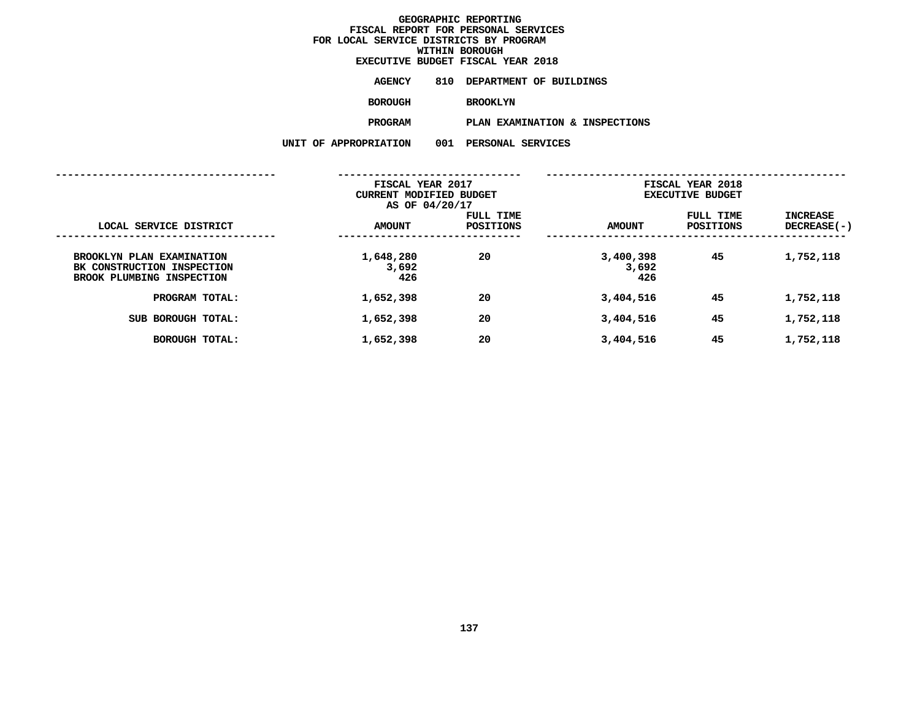# GEOGRAPHIC REPORTING
## FISCAL REPORT FOR PERSONAL SERVICES
## FOR LOCAL SERVICE DISTRICTS BY PROGRAM
## WITHIN BOROUGH
## EXECUTIVE BUDGET FISCAL YEAR 2018

**AGENCY** 810 DEPARTMENT OF BUILDINGS

**BOROUGH** BROOKLYN

**PROGRAM** PLAN EXAMINATION & INSPECTIONS

**UNIT OF APPROPRIATION** 001 PERSONAL SERVICES

| | FISCAL YEAR 2017 CURRENT MODIFIED BUDGET AS OF 04/20/17 | | FISCAL YEAR 2018 EXECUTIVE BUDGET | | |
|---|---|---|---|---|---|
| LOCAL SERVICE DISTRICT | AMOUNT | FULL TIME POSITIONS | AMOUNT | FULL TIME POSITIONS | INCREASE DECREASE(-) |
| BROOKLYN PLAN EXAMINATION | 1,648,280 | 20 | 3,400,398 | 45 | 1,752,118 |
| BK CONSTRUCTION INSPECTION | 3,692 | | 3,692 | | |
| BROOK PLUMBING INSPECTION | 426 | | 426 | | |
| PROGRAM TOTAL: | 1,652,398 | 20 | 3,404,516 | 45 | 1,752,118 |
| SUB BOROUGH TOTAL: | 1,652,398 | 20 | 3,404,516 | 45 | 1,752,118 |
| BOROUGH TOTAL: | 1,652,398 | 20 | 3,404,516 | 45 | 1,752,118 |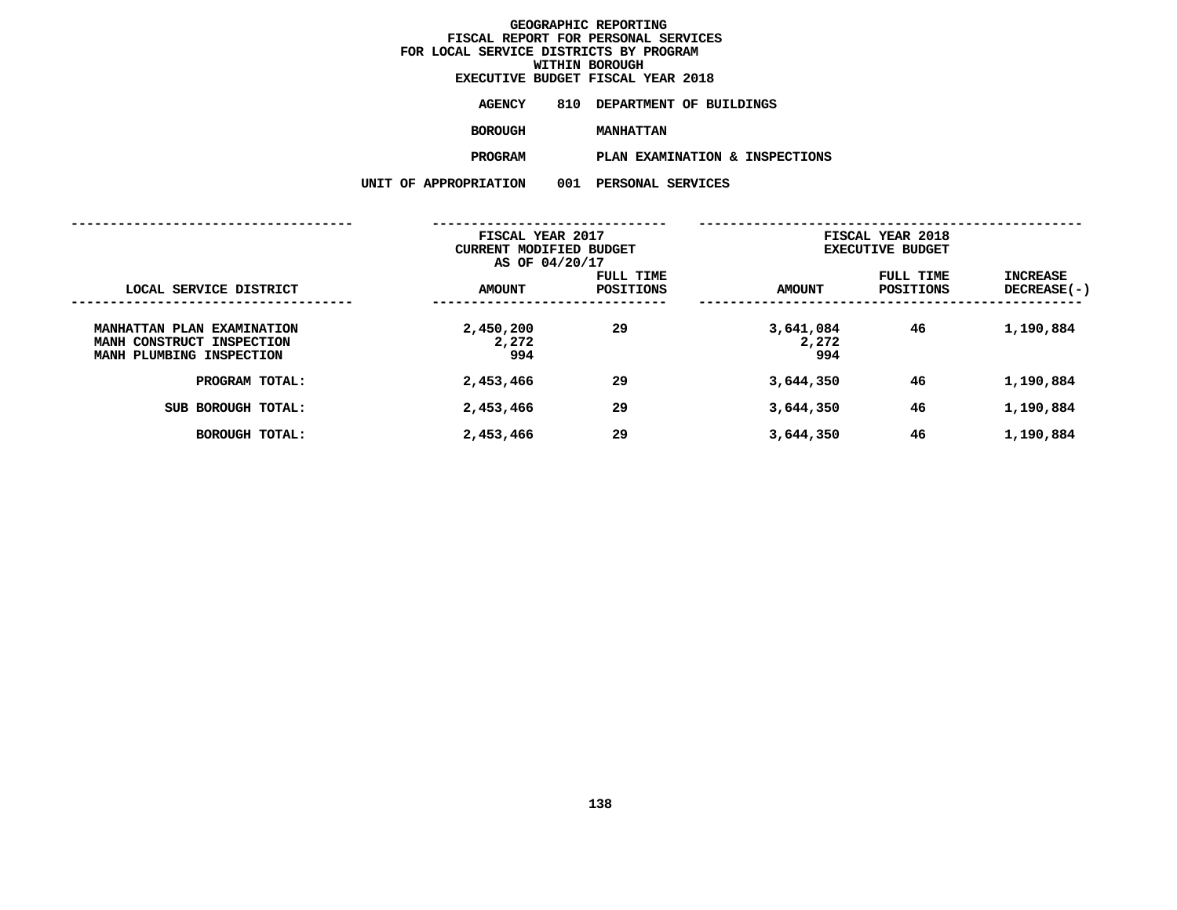# GEOGRAPHIC REPORTING
## FISCAL REPORT FOR PERSONAL SERVICES
## FOR LOCAL SERVICE DISTRICTS BY PROGRAM
## WITHIN BOROUGH
## EXECUTIVE BUDGET FISCAL YEAR 2018

**AGENCY** 810 DEPARTMENT OF BUILDINGS

**BOROUGH** MANHATTAN

**PROGRAM** PLAN EXAMINATION & INSPECTIONS

**UNIT OF APPROPRIATION** 001 PERSONAL SERVICES

| LOCAL SERVICE DISTRICT | FISCAL YEAR 2017 CURRENT MODIFIED BUDGET AS OF 04/20/17 AMOUNT | FULL TIME POSITIONS | FISCAL YEAR 2018 EXECUTIVE BUDGET AMOUNT | FULL TIME POSITIONS | INCREASE DECREASE(-) |
|---|---|---|---|---|---|
| MANHATTAN PLAN EXAMINATION | 2,450,200 | 29 | 3,641,084 | 46 | 1,190,884 |
| MANH CONSTRUCT INSPECTION | 2,272 | | 2,272 | | |
| MANH PLUMBING INSPECTION | 994 | | 994 | | |
| PROGRAM TOTAL: | 2,453,466 | 29 | 3,644,350 | 46 | 1,190,884 |
| SUB BOROUGH TOTAL: | 2,453,466 | 29 | 3,644,350 | 46 | 1,190,884 |
| BOROUGH TOTAL: | 2,453,466 | 29 | 3,644,350 | 46 | 1,190,884 |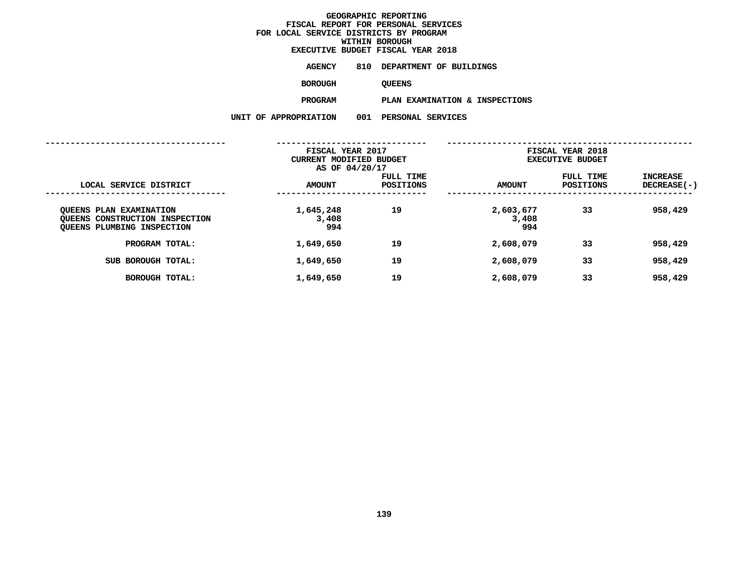# GEOGRAPHIC REPORTING
## FISCAL REPORT FOR PERSONAL SERVICES
## FOR LOCAL SERVICE DISTRICTS BY PROGRAM
## WITHIN BOROUGH
## EXECUTIVE BUDGET FISCAL YEAR 2018

**AGENCY** 810 DEPARTMENT OF BUILDINGS

**BOROUGH** QUEENS

**PROGRAM** PLAN EXAMINATION & INSPECTIONS

**UNIT OF APPROPRIATION** 001 PERSONAL SERVICES

| LOCAL SERVICE DISTRICT | FISCAL YEAR 2017 CURRENT MODIFIED BUDGET AS OF 04/20/17 AMOUNT | FULL TIME POSITIONS | FISCAL YEAR 2018 EXECUTIVE BUDGET AMOUNT | FULL TIME POSITIONS | INCREASE DECREASE(-) |
|---|---|---|---|---|---|
| QUEENS PLAN EXAMINATION | 1,645,248 | 19 | 2,603,677 | 33 | 958,429 |
| QUEENS CONSTRUCTION INSPECTION | 3,408 | | 3,408 | | |
| QUEENS PLUMBING INSPECTION | 994 | | 994 | | |
| PROGRAM TOTAL: | 1,649,650 | 19 | 2,608,079 | 33 | 958,429 |
| SUB BOROUGH TOTAL: | 1,649,650 | 19 | 2,608,079 | 33 | 958,429 |
| BOROUGH TOTAL: | 1,649,650 | 19 | 2,608,079 | 33 | 958,429 |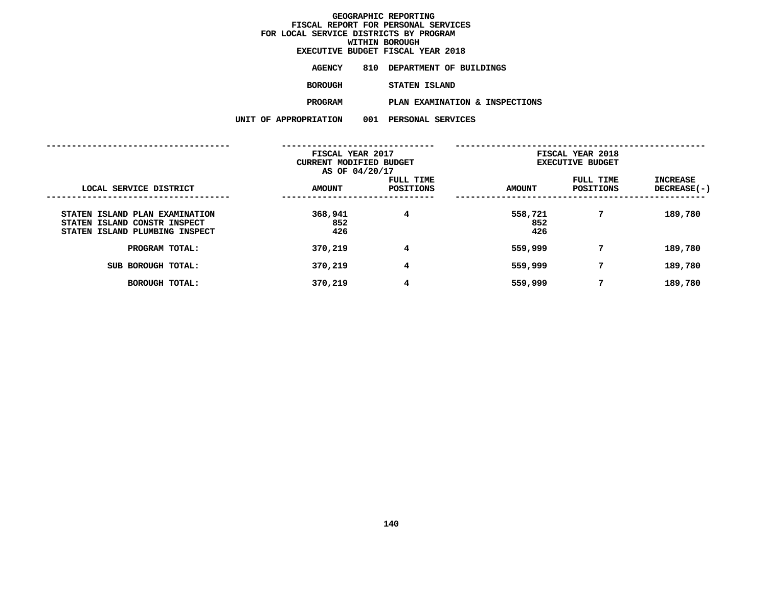# GEOGRAPHIC REPORTING
## FISCAL REPORT FOR PERSONAL SERVICES
## FOR LOCAL SERVICE DISTRICTS BY PROGRAM
## WITHIN BOROUGH
## EXECUTIVE BUDGET FISCAL YEAR 2018

**AGENCY** 810 DEPARTMENT OF BUILDINGS

**BOROUGH** STATEN ISLAND

**PROGRAM** PLAN EXAMINATION & INSPECTIONS

**UNIT OF APPROPRIATION** 001 PERSONAL SERVICES

| | FISCAL YEAR 2017 CURRENT MODIFIED BUDGET AS OF 04/20/17 | | FISCAL YEAR 2018 EXECUTIVE BUDGET | | |
|---|---|---|---|---|---|
| LOCAL SERVICE DISTRICT | AMOUNT | FULL TIME POSITIONS | AMOUNT | FULL TIME POSITIONS | INCREASE DECREASE(-) |
| STATEN ISLAND PLAN EXAMINATION | 368,941 | 4 | 558,721 | 7 | 189,780 |
| STATEN ISLAND CONSTR INSPECT | 852 | | 852 | | |
| STATEN ISLAND PLUMBING INSPECT | 426 | | 426 | | |
| PROGRAM TOTAL: | 370,219 | 4 | 559,999 | 7 | 189,780 |
| SUB BOROUGH TOTAL: | 370,219 | 4 | 559,999 | 7 | 189,780 |
| BOROUGH TOTAL: | 370,219 | 4 | 559,999 | 7 | 189,780 |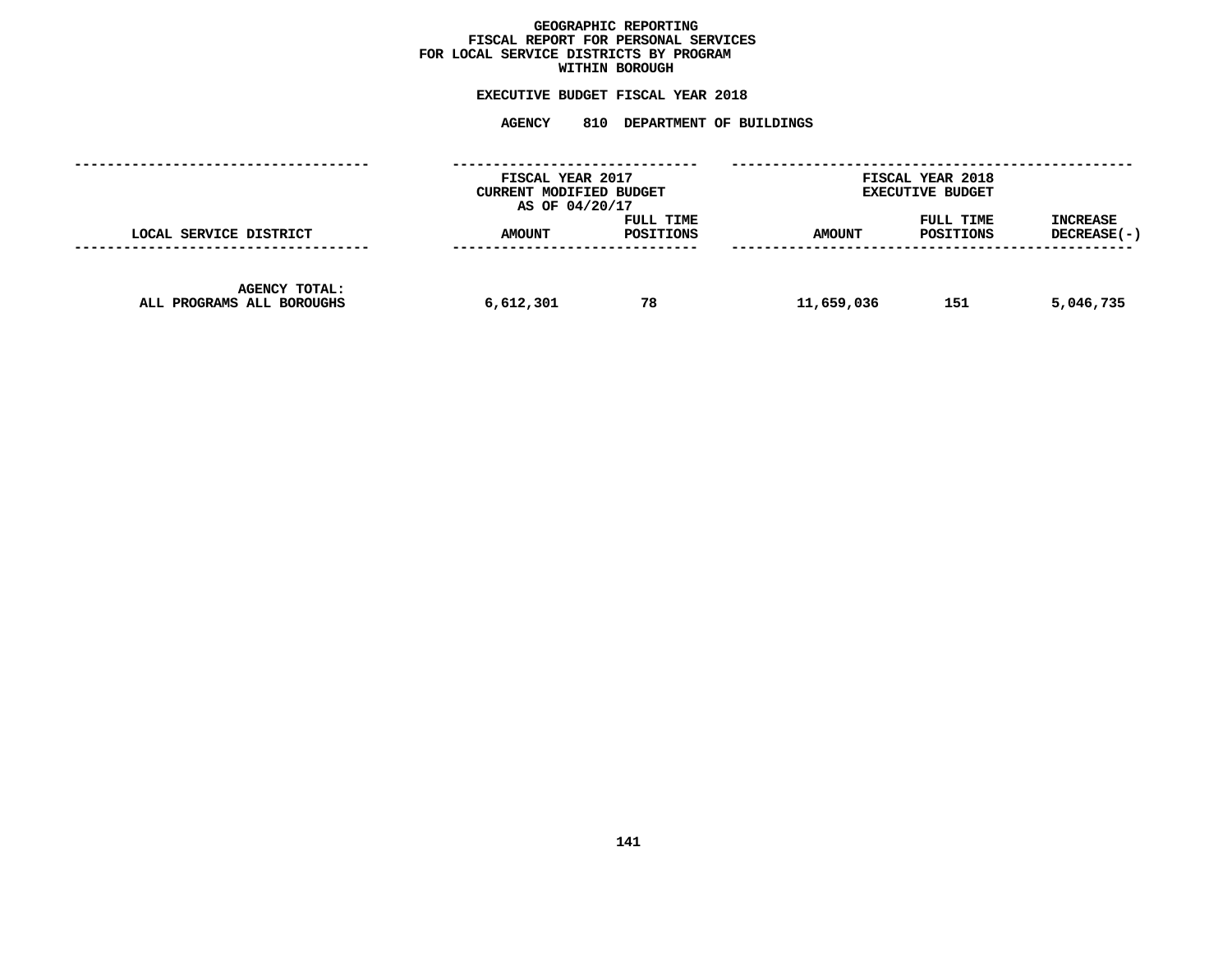**GEOGRAPHIC REPORTING**
**FISCAL REPORT FOR PERSONAL SERVICES**
**FOR LOCAL SERVICE DISTRICTS BY PROGRAM**
**WITHIN BOROUGH**

**EXECUTIVE BUDGET FISCAL YEAR 2018**

**AGENCY 810 DEPARTMENT OF BUILDINGS**

| LOCAL SERVICE DISTRICT | FISCAL YEAR 2017 CURRENT MODIFIED BUDGET AS OF 04/20/17 AMOUNT | FULL TIME POSITIONS | FISCAL YEAR 2018 EXECUTIVE BUDGET AMOUNT | FULL TIME POSITIONS | INCREASE DECREASE(-) |
|---|---|---|---|---|---|
| AGENCY TOTAL: ALL PROGRAMS ALL BOROUGHS | 6,612,301 | 78 | 11,659,036 | 151 | 5,046,735 |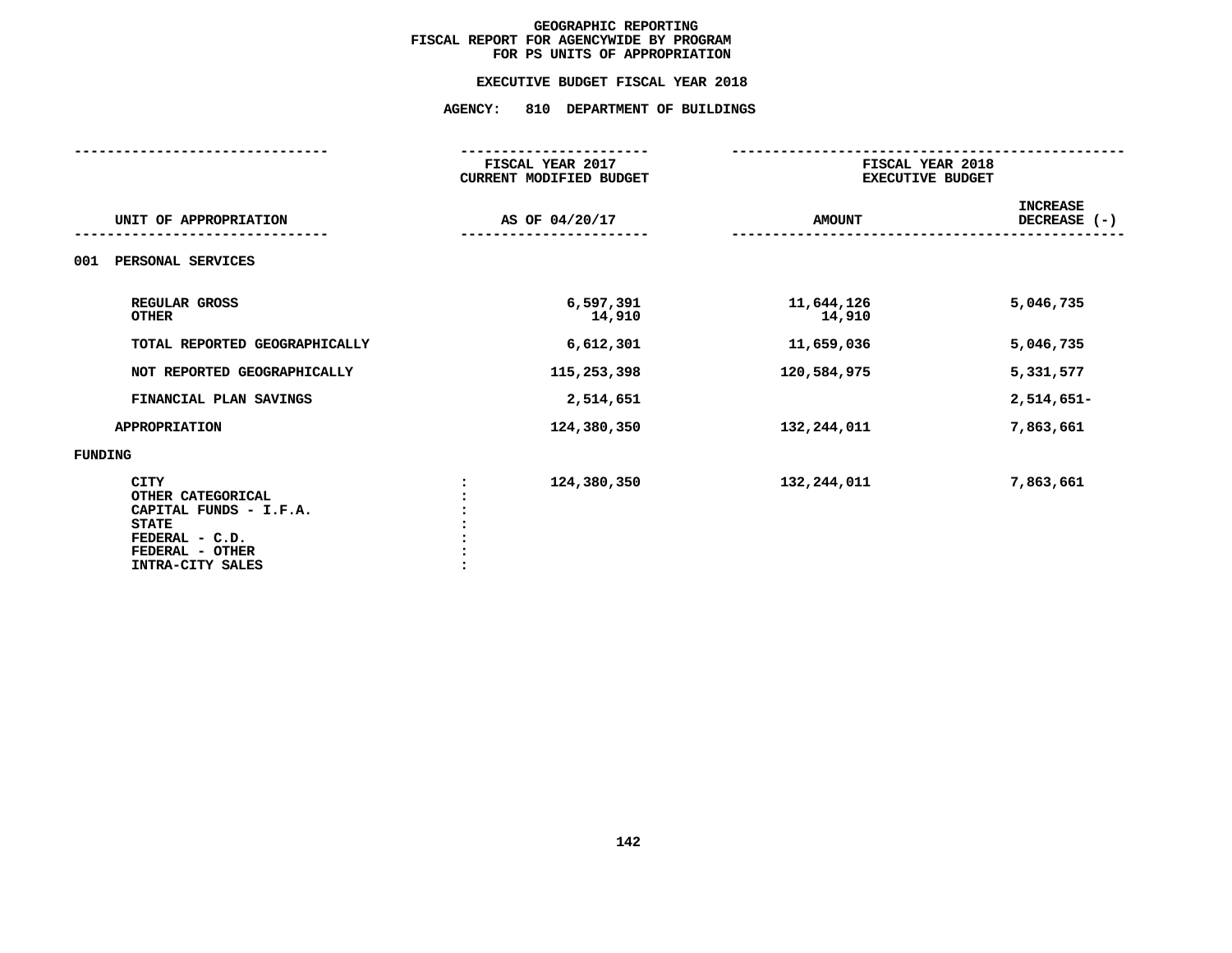# GEOGRAPHIC REPORTING
## FISCAL REPORT FOR AGENCYWIDE BY PROGRAM FOR PS UNITS OF APPROPRIATION

### EXECUTIVE BUDGET FISCAL YEAR 2018

### AGENCY: 810 DEPARTMENT OF BUILDINGS

| UNIT OF APPROPRIATION | | FISCAL YEAR 2017 CURRENT MODIFIED BUDGET AS OF 04/20/17 | FISCAL YEAR 2018 EXECUTIVE BUDGET AMOUNT | INCREASE DECREASE (-) |
|---|---|---|---|---|
| 001 PERSONAL SERVICES | | | | |
| REGULAR GROSS | | 6,597,391 | 11,644,126 | 5,046,735 |
| OTHER | | 14,910 | 14,910 | |
| TOTAL REPORTED GEOGRAPHICALLY | | 6,612,301 | 11,659,036 | 5,046,735 |
| NOT REPORTED GEOGRAPHICALLY | | 115,253,398 | 120,584,975 | 5,331,577 |
| FINANCIAL PLAN SAVINGS | | 2,514,651 | | 2,514,651- |
| APPROPRIATION | | 124,380,350 | 132,244,011 | 7,863,661 |
| FUNDING | | | | |
| CITY | : | 124,380,350 | 132,244,011 | 7,863,661 |
| OTHER CATEGORICAL | : | | | |
| CAPITAL FUNDS - I.F.A. | : | | | |
| STATE | : | | | |
| FEDERAL - C.D. | : | | | |
| FEDERAL - OTHER | : | | | |
| INTRA-CITY SALES | : | | | |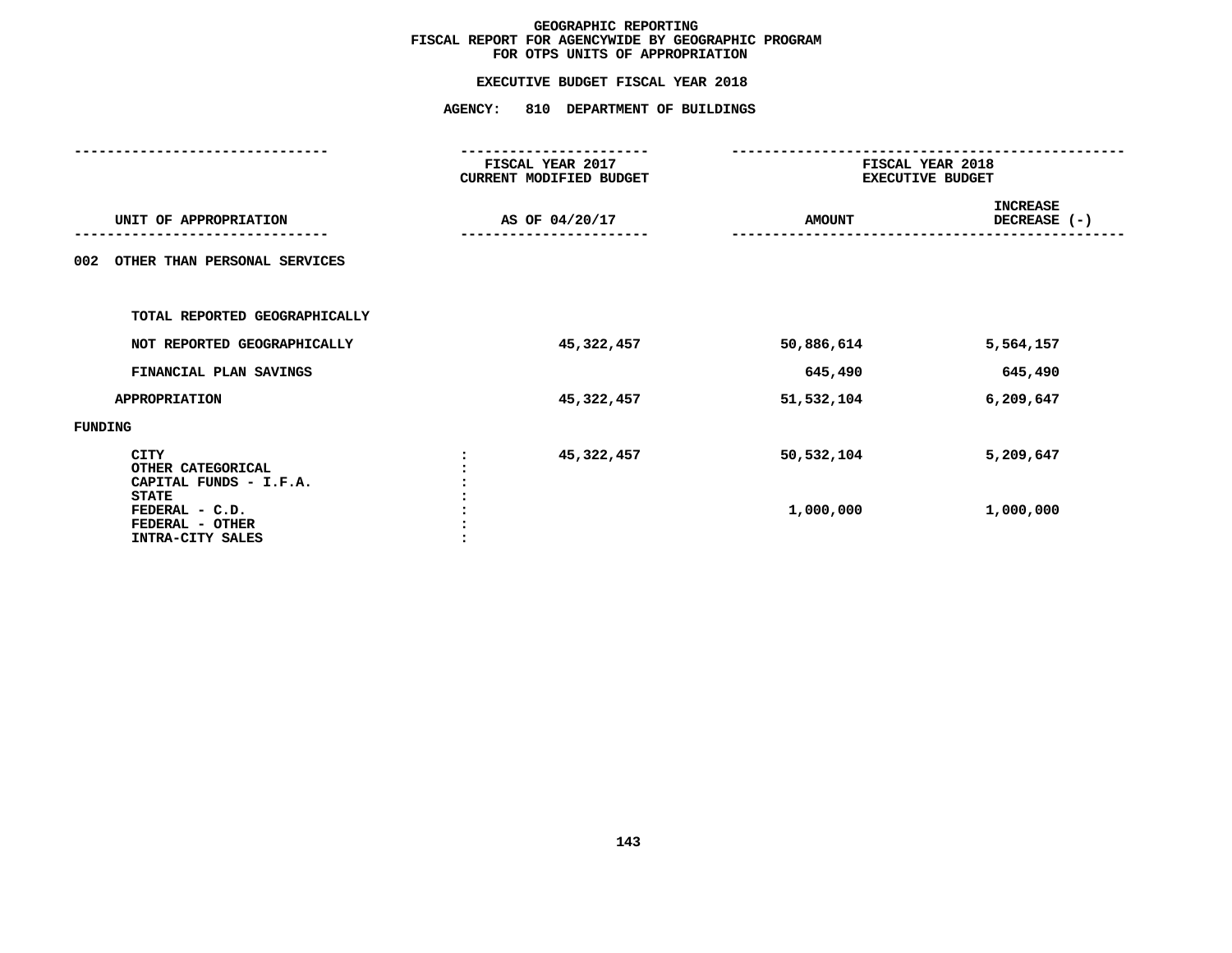# GEOGRAPHIC REPORTING
## FISCAL REPORT FOR AGENCYWIDE BY GEOGRAPHIC PROGRAM
## FOR OTPS UNITS OF APPROPRIATION

### EXECUTIVE BUDGET FISCAL YEAR 2018

### AGENCY: 810 DEPARTMENT OF BUILDINGS

| UNIT OF APPROPRIATION | FISCAL YEAR 2017 CURRENT MODIFIED BUDGET AS OF 04/20/17 | FISCAL YEAR 2018 EXECUTIVE BUDGET AMOUNT | INCREASE DECREASE (-) |
|---|---|---|---|
| **002 OTHER THAN PERSONAL SERVICES** | | | |
| TOTAL REPORTED GEOGRAPHICALLY | | | |
| NOT REPORTED GEOGRAPHICALLY | 45,322,457 | 50,886,614 | 5,564,157 |
| FINANCIAL PLAN SAVINGS | | 645,490 | 645,490 |
| APPROPRIATION | 45,322,457 | 51,532,104 | 6,209,647 |
| **FUNDING** | | | |
| CITY | 45,322,457 | 50,532,104 | 5,209,647 |
| OTHER CATEGORICAL | | | |
| CAPITAL FUNDS - I.F.A. | | | |
| STATE | | | |
| FEDERAL - C.D. | | 1,000,000 | 1,000,000 |
| FEDERAL - OTHER | | | |
| INTRA-CITY SALES | | | |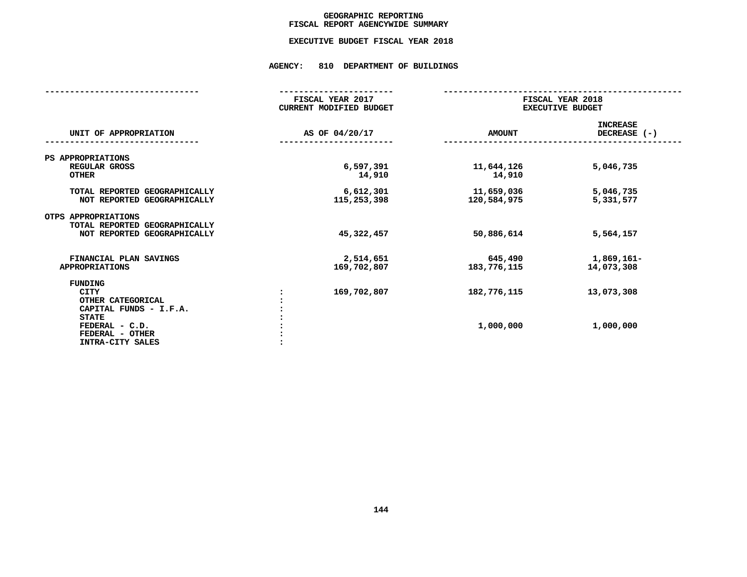# GEOGRAPHIC REPORTING
## FISCAL REPORT AGENCYWIDE SUMMARY

### EXECUTIVE BUDGET FISCAL YEAR 2018

### AGENCY: 810 DEPARTMENT OF BUILDINGS

| UNIT OF APPROPRIATION | FISCAL YEAR 2017 CURRENT MODIFIED BUDGET AS OF 04/20/17 | FISCAL YEAR 2018 EXECUTIVE BUDGET AMOUNT | INCREASE DECREASE (-) |
|---|---|---|---|
| PS APPROPRIATIONS | | | |
| REGULAR GROSS | 6,597,391 | 11,644,126 | 5,046,735 |
| OTHER | 14,910 | 14,910 | |
| TOTAL REPORTED GEOGRAPHICALLY | 6,612,301 | 11,659,036 | 5,046,735 |
| NOT REPORTED GEOGRAPHICALLY | 115,253,398 | 120,584,975 | 5,331,577 |
| OTPS APPROPRIATIONS | | | |
| TOTAL REPORTED GEOGRAPHICALLY | | | |
| NOT REPORTED GEOGRAPHICALLY | 45,322,457 | 50,886,614 | 5,564,157 |
| FINANCIAL PLAN SAVINGS | 2,514,651 | 645,490 | 1,869,161- |
| APPROPRIATIONS | 169,702,807 | 183,776,115 | 14,073,308 |
| FUNDING | | | |
| CITY | 169,702,807 | 182,776,115 | 13,073,308 |
| OTHER CATEGORICAL | | | |
| CAPITAL FUNDS - I.F.A. | | | |
| STATE | | | |
| FEDERAL - C.D. | | 1,000,000 | 1,000,000 |
| FEDERAL - OTHER | | | |
| INTRA-CITY SALES | | | |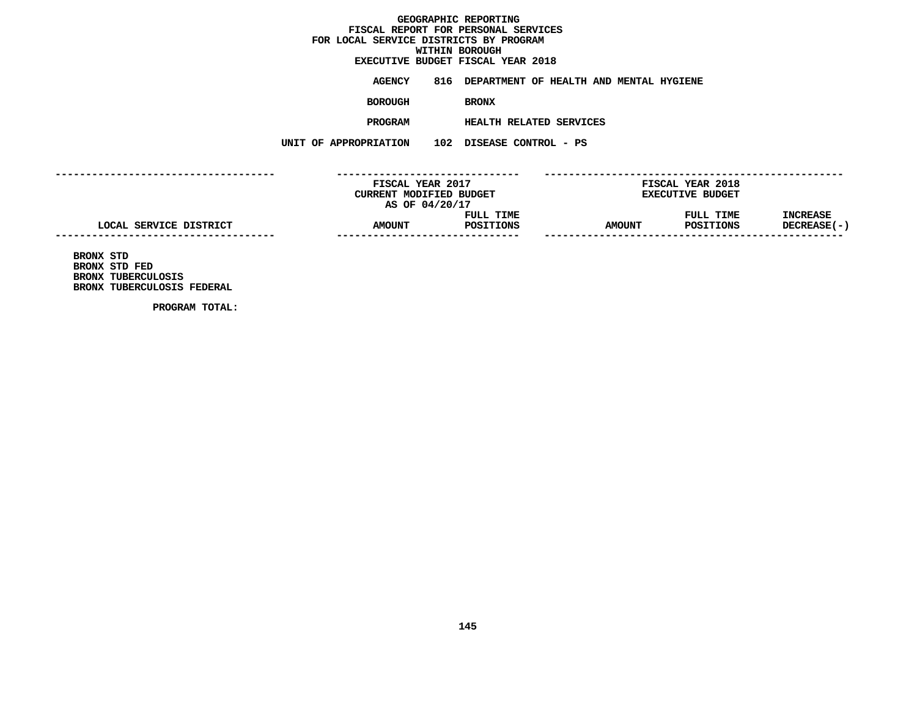# GEOGRAPHIC REPORTING
## FISCAL REPORT FOR PERSONAL SERVICES
## FOR LOCAL SERVICE DISTRICTS BY PROGRAM
## WITHIN BOROUGH
## EXECUTIVE BUDGET FISCAL YEAR 2018

**AGENCY** 816 DEPARTMENT OF HEALTH AND MENTAL HYGIENE

**BOROUGH** BRONX

**PROGRAM** HEALTH RELATED SERVICES

**UNIT OF APPROPRIATION** 102 DISEASE CONTROL - PS

| LOCAL SERVICE DISTRICT | FISCAL YEAR 2017 CURRENT MODIFIED BUDGET AS OF 04/20/17 AMOUNT | FULL TIME POSITIONS | FISCAL YEAR 2018 EXECUTIVE BUDGET AMOUNT | FULL TIME POSITIONS | INCREASE DECREASE(-) |
|---|---|---|---|---|---|
| BRONX STD | | | | | |
| BRONX STD FED | | | | | |
| BRONX TUBERCULOSIS | | | | | |
| BRONX TUBERCULOSIS FEDERAL | | | | | |
| PROGRAM TOTAL: | | | | | |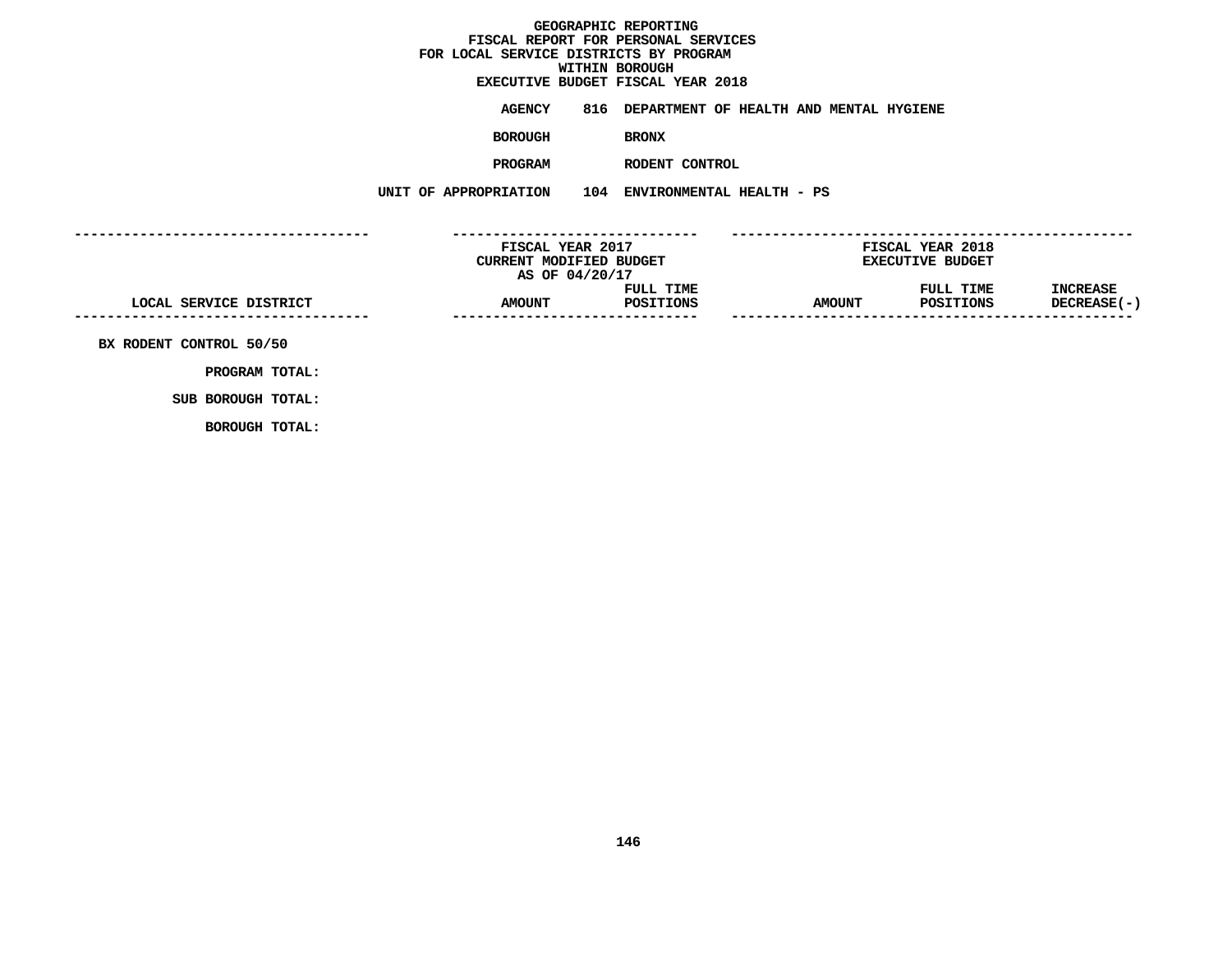**GEOGRAPHIC REPORTING**
**FISCAL REPORT FOR PERSONAL SERVICES**
**FOR LOCAL SERVICE DISTRICTS BY PROGRAM**
**WITHIN BOROUGH**
**EXECUTIVE BUDGET FISCAL YEAR 2018**

**AGENCY** 816 DEPARTMENT OF HEALTH AND MENTAL HYGIENE

**BOROUGH** BRONX

**PROGRAM** RODENT CONTROL

**UNIT OF APPROPRIATION** 104 ENVIRONMENTAL HEALTH - PS

| | FISCAL YEAR 2017 CURRENT MODIFIED BUDGET AS OF 04/20/17 | | FISCAL YEAR 2018 EXECUTIVE BUDGET | | |
|---|---|---|---|---|---|
| LOCAL SERVICE DISTRICT | AMOUNT | FULL TIME POSITIONS | AMOUNT | FULL TIME POSITIONS | INCREASE DECREASE(-) |
| BX RODENT CONTROL 50/50 | | | | | |
| PROGRAM TOTAL: | | | | | |
| SUB BOROUGH TOTAL: | | | | | |
| BOROUGH TOTAL: | | | | | |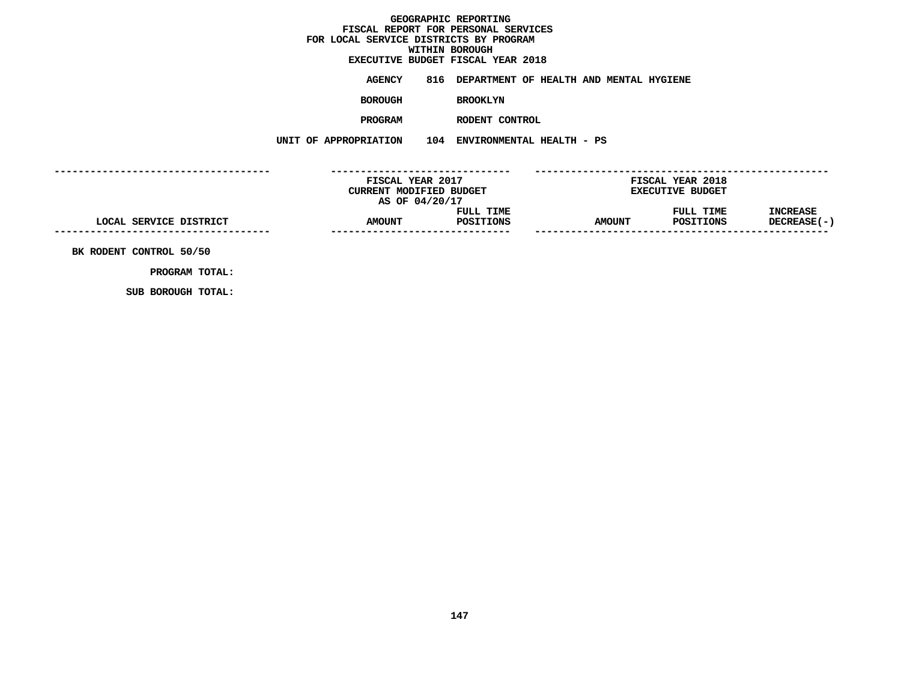**GEOGRAPHIC REPORTING**
**FISCAL REPORT FOR PERSONAL SERVICES**
**FOR LOCAL SERVICE DISTRICTS BY PROGRAM**
**WITHIN BOROUGH**
**EXECUTIVE BUDGET FISCAL YEAR 2018**

**AGENCY** 816 DEPARTMENT OF HEALTH AND MENTAL HYGIENE

**BOROUGH** BROOKLYN

**PROGRAM** RODENT CONTROL

**UNIT OF APPROPRIATION** 104 ENVIRONMENTAL HEALTH - PS

| | FISCAL YEAR 2017 CURRENT MODIFIED BUDGET AS OF 04/20/17 | | FISCAL YEAR 2018 EXECUTIVE BUDGET | | |
|---|---|---|---|---|---|
| LOCAL SERVICE DISTRICT | AMOUNT | FULL TIME POSITIONS | AMOUNT | FULL TIME POSITIONS | INCREASE DECREASE(-) |
| BK RODENT CONTROL 50/50 | | | | | |
| PROGRAM TOTAL: | | | | | |
| SUB BOROUGH TOTAL: | | | | | |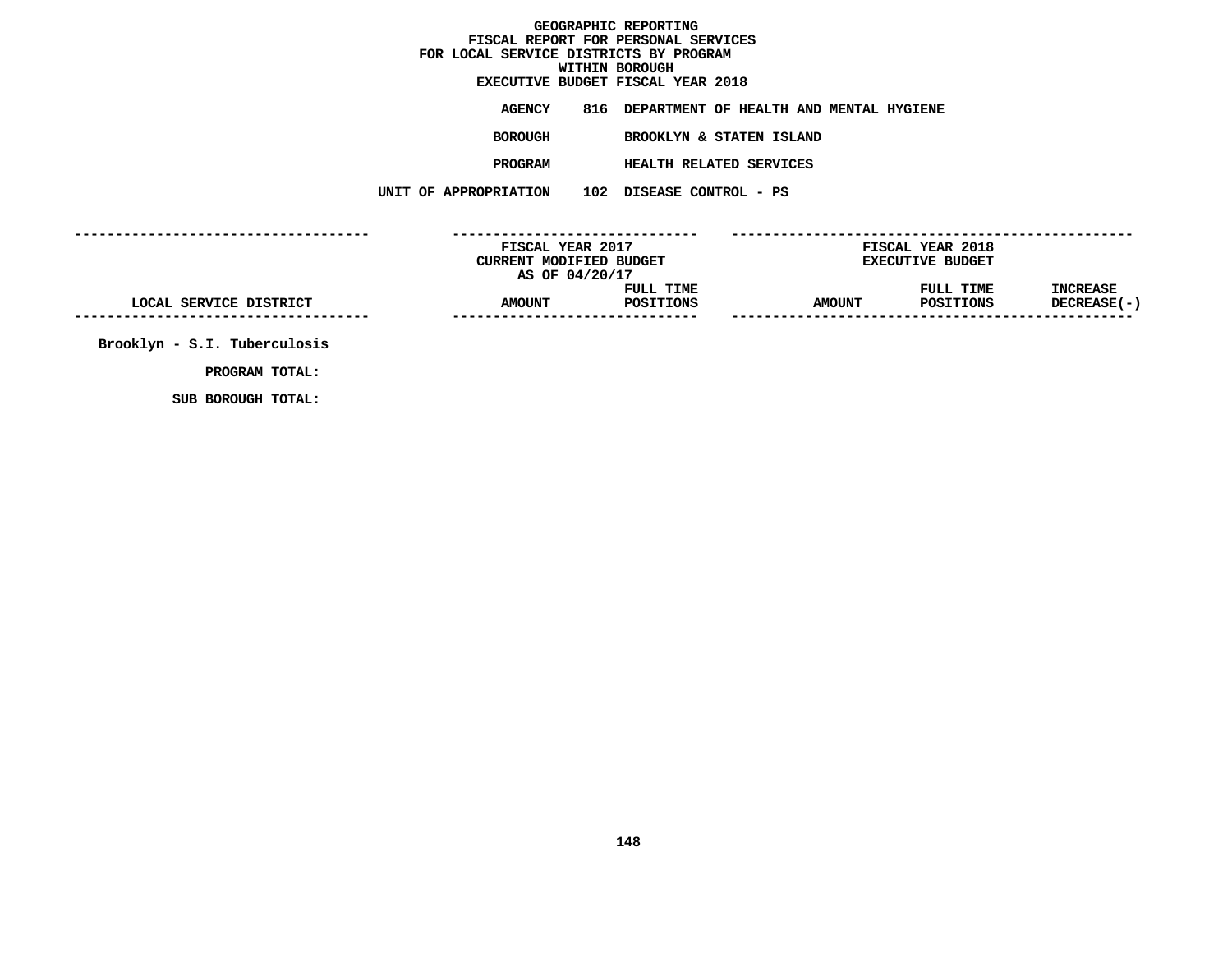# GEOGRAPHIC REPORTING
## FISCAL REPORT FOR PERSONAL SERVICES
## FOR LOCAL SERVICE DISTRICTS BY PROGRAM
## WITHIN BOROUGH
## EXECUTIVE BUDGET FISCAL YEAR 2018

**AGENCY** 816 DEPARTMENT OF HEALTH AND MENTAL HYGIENE

**BOROUGH** BROOKLYN & STATEN ISLAND

**PROGRAM** HEALTH RELATED SERVICES

**UNIT OF APPROPRIATION** 102 DISEASE CONTROL - PS

| LOCAL SERVICE DISTRICT | FISCAL YEAR 2017 CURRENT MODIFIED BUDGET AS OF 04/20/17 AMOUNT | FULL TIME POSITIONS | FISCAL YEAR 2018 EXECUTIVE BUDGET AMOUNT | FULL TIME POSITIONS | INCREASE DECREASE(-) |
|---|---|---|---|---|---|
| Brooklyn - S.I. Tuberculosis | | | | | |
| PROGRAM TOTAL: | | | | | |
| SUB BOROUGH TOTAL: | | | | | |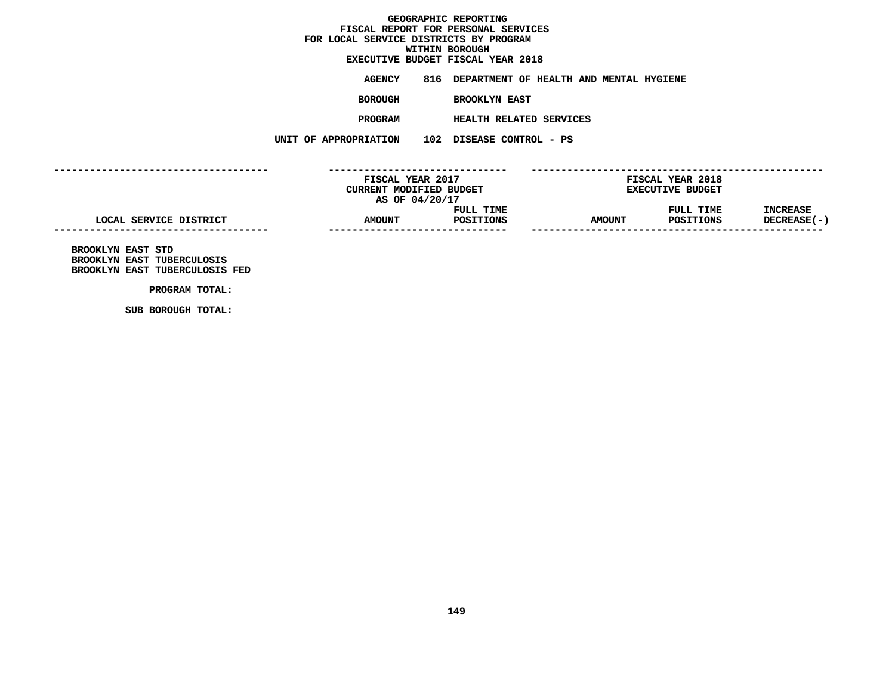# GEOGRAPHIC REPORTING
## FISCAL REPORT FOR PERSONAL SERVICES
## FOR LOCAL SERVICE DISTRICTS BY PROGRAM
## WITHIN BOROUGH
## EXECUTIVE BUDGET FISCAL YEAR 2018

**AGENCY** 816 DEPARTMENT OF HEALTH AND MENTAL HYGIENE

**BOROUGH** BROOKLYN EAST

**PROGRAM** HEALTH RELATED SERVICES

**UNIT OF APPROPRIATION** 102 DISEASE CONTROL - PS

| | FISCAL YEAR 2017 CURRENT MODIFIED BUDGET AS OF 04/20/17 | | FISCAL YEAR 2018 EXECUTIVE BUDGET | | |
|---|---|---|---|---|---|
| LOCAL SERVICE DISTRICT | AMOUNT | FULL TIME POSITIONS | AMOUNT | FULL TIME POSITIONS | INCREASE DECREASE(-) |
| BROOKLYN EAST STD | | | | | |
| BROOKLYN EAST TUBERCULOSIS | | | | | |
| BROOKLYN EAST TUBERCULOSIS FED | | | | | |
| PROGRAM TOTAL: | | | | | |
| SUB BOROUGH TOTAL: | | | | | |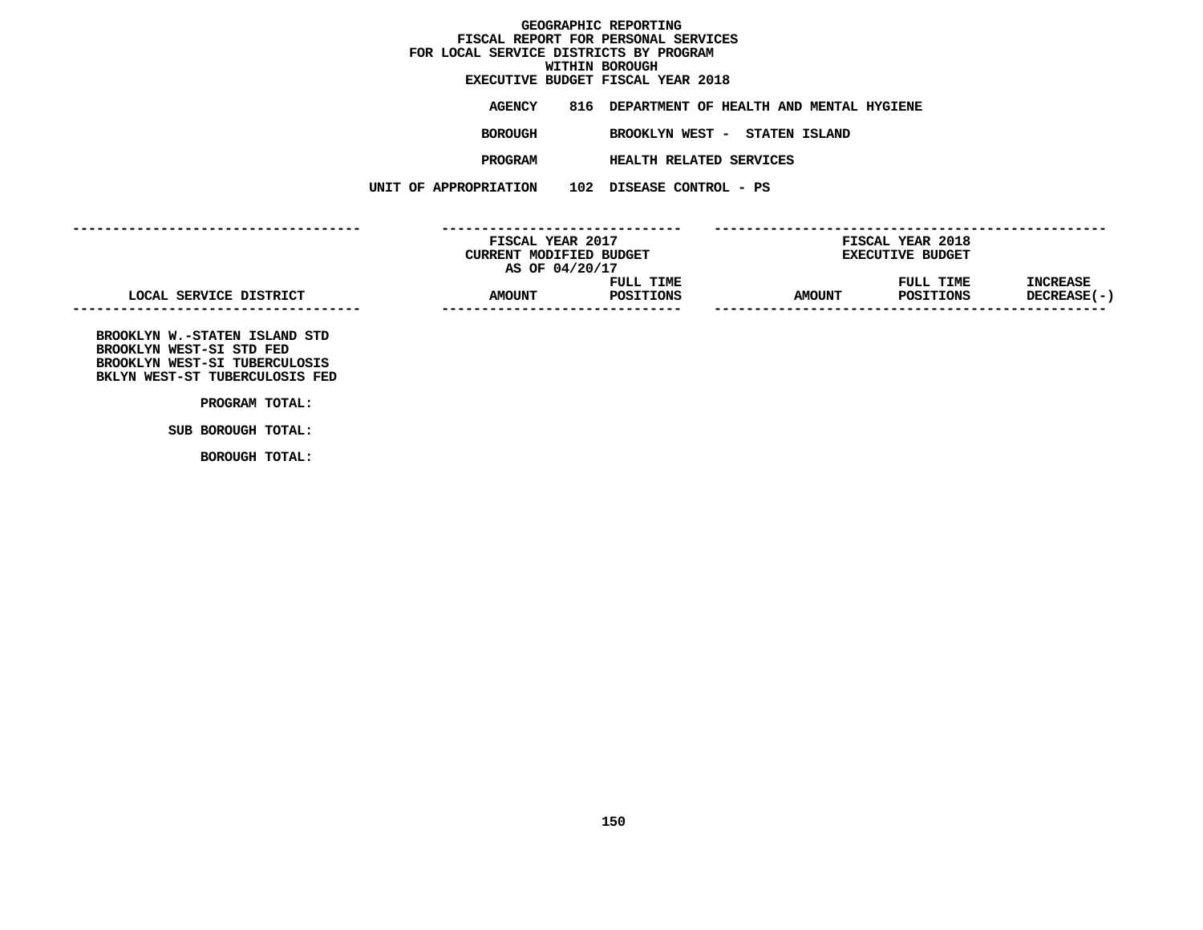# GEOGRAPHIC REPORTING
## FISCAL REPORT FOR PERSONAL SERVICES
## FOR LOCAL SERVICE DISTRICTS BY PROGRAM
## WITHIN BOROUGH
## EXECUTIVE BUDGET FISCAL YEAR 2018

**AGENCY** 816 DEPARTMENT OF HEALTH AND MENTAL HYGIENE

**BOROUGH** BROOKLYN WEST - STATEN ISLAND

**PROGRAM** HEALTH RELATED SERVICES

**UNIT OF APPROPRIATION** 102 DISEASE CONTROL - PS

| LOCAL SERVICE DISTRICT | FISCAL YEAR 2017 CURRENT MODIFIED BUDGET AS OF 04/20/17 AMOUNT | FULL TIME POSITIONS | FISCAL YEAR 2018 EXECUTIVE BUDGET AMOUNT | FULL TIME POSITIONS | INCREASE DECREASE(-) |
|---|---|---|---|---|---|
| BROOKLYN W.-STATEN ISLAND STD | | | | | |
| BROOKLYN WEST-SI STD FED | | | | | |
| BROOKLYN WEST-SI TUBERCULOSIS | | | | | |
| BKLYN WEST-ST TUBERCULOSIS FED | | | | | |
| PROGRAM TOTAL: | | | | | |
| SUB BOROUGH TOTAL: | | | | | |
| BOROUGH TOTAL: | | | | | |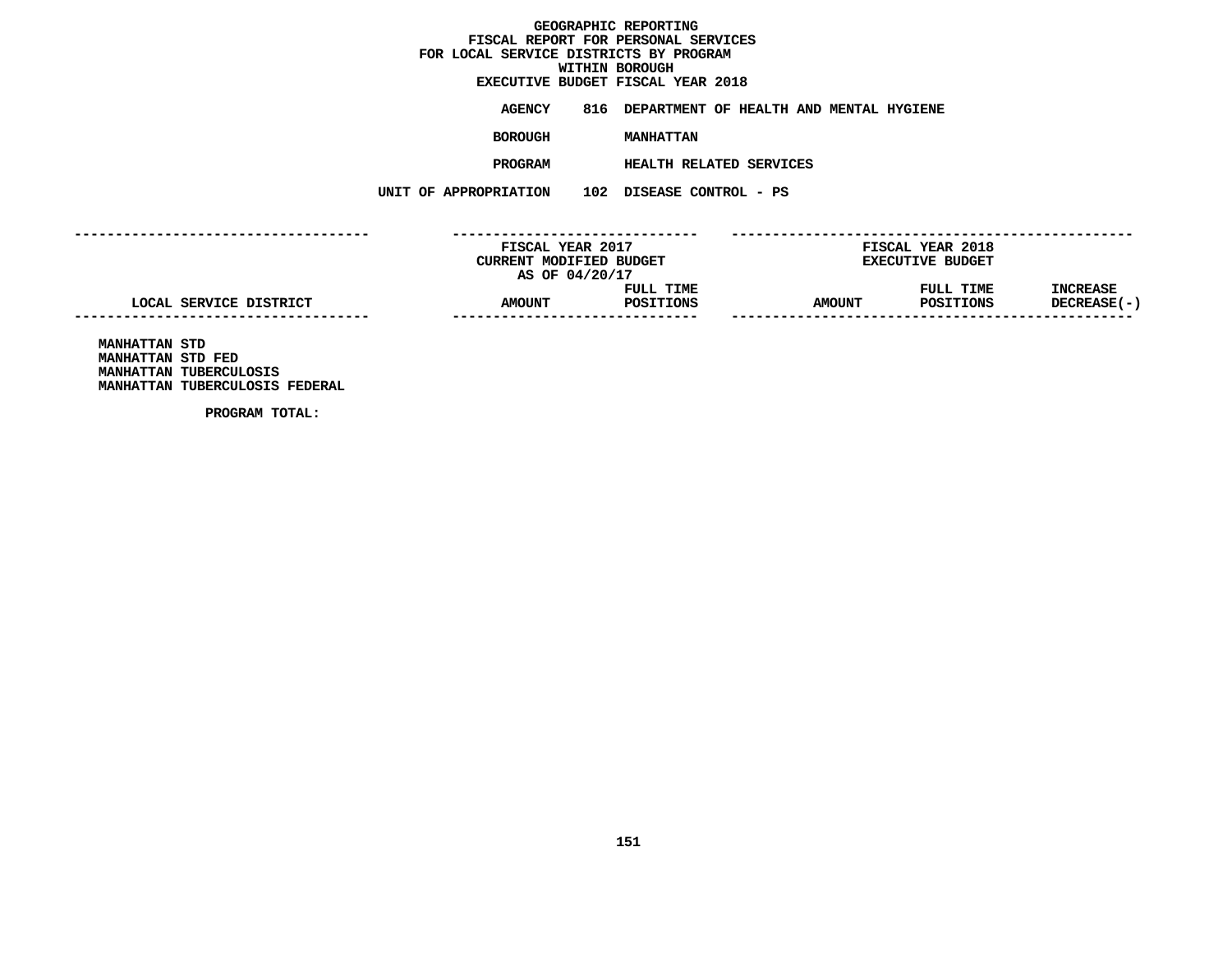# GEOGRAPHIC REPORTING
## FISCAL REPORT FOR PERSONAL SERVICES
## FOR LOCAL SERVICE DISTRICTS BY PROGRAM
## WITHIN BOROUGH
## EXECUTIVE BUDGET FISCAL YEAR 2018

**AGENCY** 816 DEPARTMENT OF HEALTH AND MENTAL HYGIENE

**BOROUGH** MANHATTAN

**PROGRAM** HEALTH RELATED SERVICES

**UNIT OF APPROPRIATION** 102 DISEASE CONTROL - PS

| | FISCAL YEAR 2017 CURRENT MODIFIED BUDGET AS OF 04/20/17 | | FISCAL YEAR 2018 EXECUTIVE BUDGET | | |
|---|---|---|---|---|---|
| LOCAL SERVICE DISTRICT | AMOUNT | FULL TIME POSITIONS | AMOUNT | FULL TIME POSITIONS | INCREASE DECREASE(-) |
| MANHATTAN STD | | | | | |
| MANHATTAN STD FED | | | | | |
| MANHATTAN TUBERCULOSIS | | | | | |
| MANHATTAN TUBERCULOSIS FEDERAL | | | | | |
| PROGRAM TOTAL: | | | | | |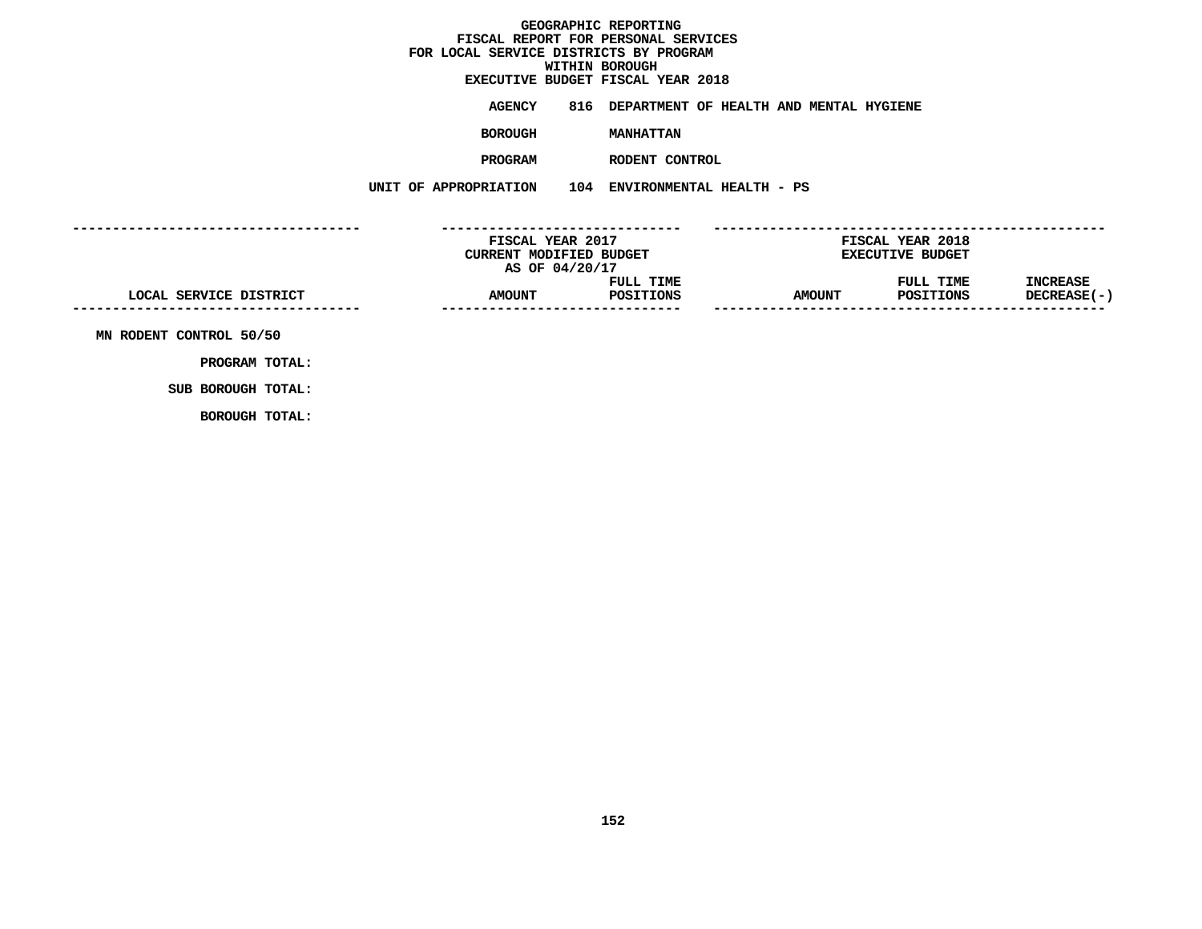# GEOGRAPHIC REPORTING
## FISCAL REPORT FOR PERSONAL SERVICES
## FOR LOCAL SERVICE DISTRICTS BY PROGRAM
## WITHIN BOROUGH
## EXECUTIVE BUDGET FISCAL YEAR 2018

**AGENCY** 816 DEPARTMENT OF HEALTH AND MENTAL HYGIENE

**BOROUGH** MANHATTAN

**PROGRAM** RODENT CONTROL

**UNIT OF APPROPRIATION** 104 ENVIRONMENTAL HEALTH - PS

| LOCAL SERVICE DISTRICT | FISCAL YEAR 2017 CURRENT MODIFIED BUDGET AS OF 04/20/17 AMOUNT | FULL TIME POSITIONS | FISCAL YEAR 2018 EXECUTIVE BUDGET AMOUNT | FULL TIME POSITIONS | INCREASE DECREASE(-) |
|---|---|---|---|---|---|
| MN RODENT CONTROL 50/50 | | | | | |
| PROGRAM TOTAL: | | | | | |
| SUB BOROUGH TOTAL: | | | | | |
| BOROUGH TOTAL: | | | | | |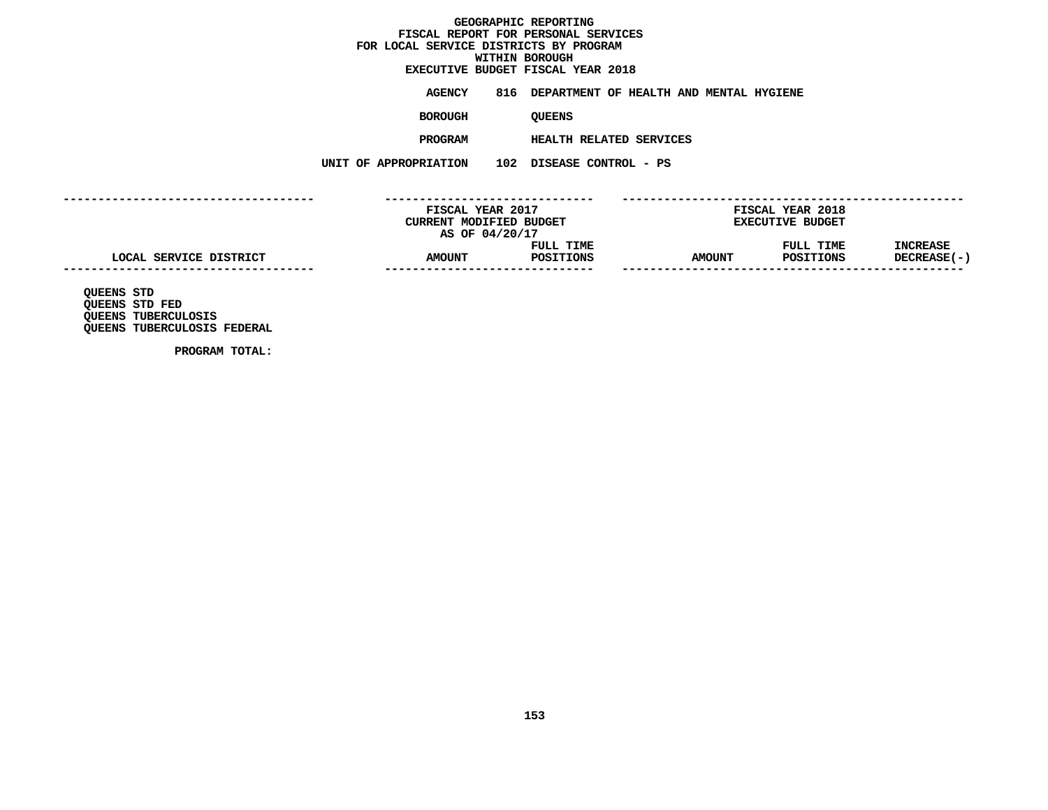# GEOGRAPHIC REPORTING
## FISCAL REPORT FOR PERSONAL SERVICES
## FOR LOCAL SERVICE DISTRICTS BY PROGRAM
## WITHIN BOROUGH
## EXECUTIVE BUDGET FISCAL YEAR 2018

**AGENCY** 816 DEPARTMENT OF HEALTH AND MENTAL HYGIENE

**BOROUGH** QUEENS

**PROGRAM** HEALTH RELATED SERVICES

**UNIT OF APPROPRIATION** 102 DISEASE CONTROL - PS

| | FISCAL YEAR 2017 CURRENT MODIFIED BUDGET AS OF 04/20/17 | | FISCAL YEAR 2018 EXECUTIVE BUDGET | | |
|---|---|---|---|---|---|
| LOCAL SERVICE DISTRICT | AMOUNT | FULL TIME POSITIONS | AMOUNT | FULL TIME POSITIONS | INCREASE DECREASE(-) |
| QUEENS STD | | | | | |
| QUEENS STD FED | | | | | |
| QUEENS TUBERCULOSIS | | | | | |
| QUEENS TUBERCULOSIS FEDERAL | | | | | |
| PROGRAM TOTAL: | | | | | |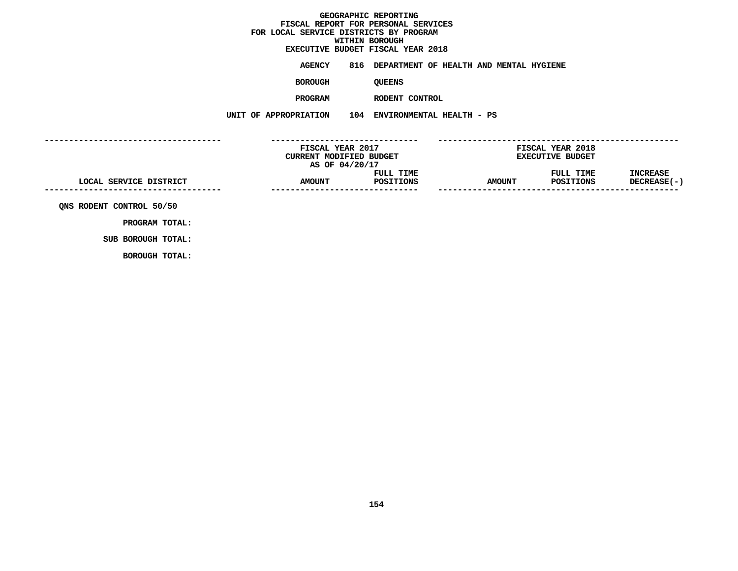# GEOGRAPHIC REPORTING
## FISCAL REPORT FOR PERSONAL SERVICES
## FOR LOCAL SERVICE DISTRICTS BY PROGRAM
## WITHIN BOROUGH
## EXECUTIVE BUDGET FISCAL YEAR 2018

**AGENCY** 816 DEPARTMENT OF HEALTH AND MENTAL HYGIENE

**BOROUGH** QUEENS

**PROGRAM** RODENT CONTROL

**UNIT OF APPROPRIATION** 104 ENVIRONMENTAL HEALTH - PS

| LOCAL SERVICE DISTRICT | FISCAL YEAR 2017 CURRENT MODIFIED BUDGET AS OF 04/20/17 AMOUNT | FULL TIME POSITIONS | FISCAL YEAR 2018 EXECUTIVE BUDGET AMOUNT | FULL TIME POSITIONS | INCREASE DECREASE(-) |
|---|---|---|---|---|---|
| QNS RODENT CONTROL 50/50 | | | | | |
| PROGRAM TOTAL: | | | | | |
| SUB BOROUGH TOTAL: | | | | | |
| BOROUGH TOTAL: | | | | | |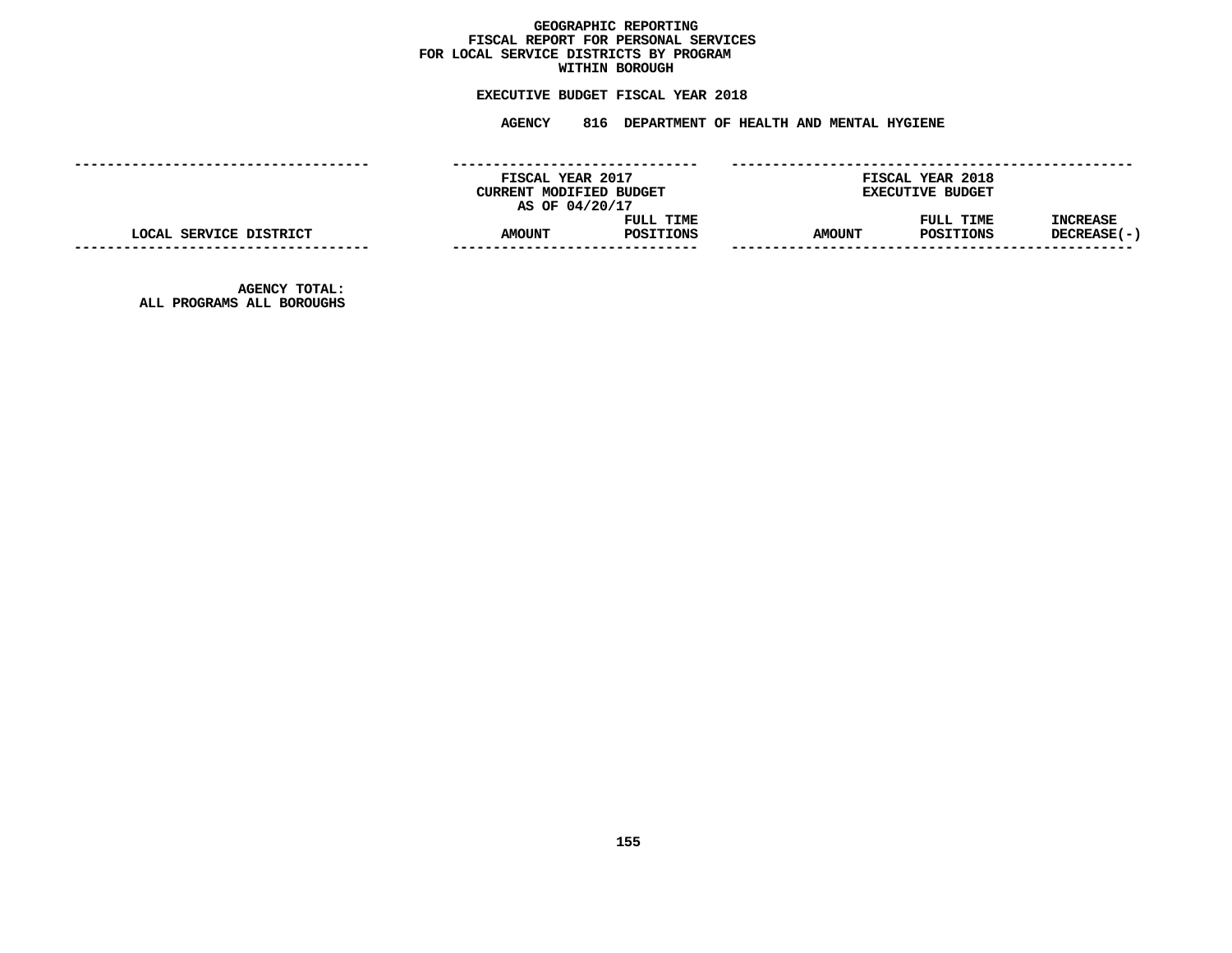**GEOGRAPHIC REPORTING**
**FISCAL REPORT FOR PERSONAL SERVICES**
**FOR LOCAL SERVICE DISTRICTS BY PROGRAM**
**WITHIN BOROUGH**

**EXECUTIVE BUDGET FISCAL YEAR 2018**

**AGENCY 816 DEPARTMENT OF HEALTH AND MENTAL HYGIENE**

| | FISCAL YEAR 2017 CURRENT MODIFIED BUDGET AS OF 04/20/17 | | FISCAL YEAR 2018 EXECUTIVE BUDGET | | |
|---|---|---|---|---|---|
| LOCAL SERVICE DISTRICT | AMOUNT | FULL TIME POSITIONS | AMOUNT | FULL TIME POSITIONS | INCREASE DECREASE(-) |
| AGENCY TOTAL: ALL PROGRAMS ALL BOROUGHS | | | | | |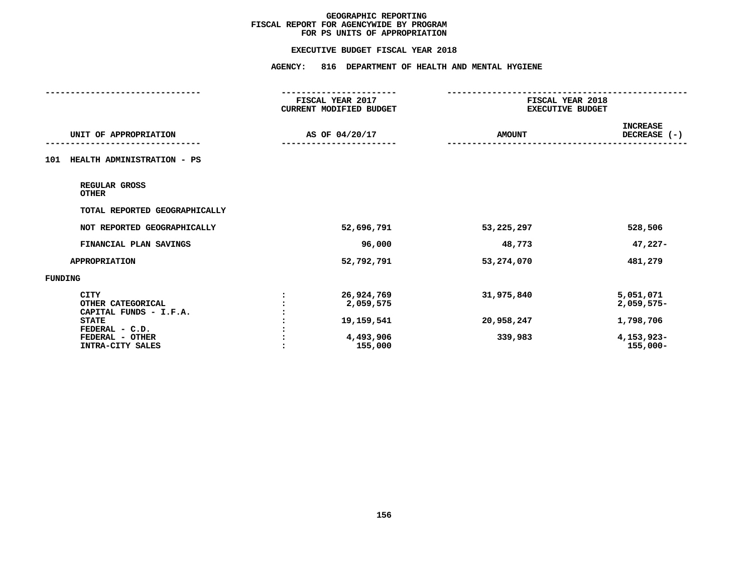# GEOGRAPHIC REPORTING
## FISCAL REPORT FOR AGENCYWIDE BY PROGRAM
## FOR PS UNITS OF APPROPRIATION

### EXECUTIVE BUDGET FISCAL YEAR 2018

### AGENCY: 816 DEPARTMENT OF HEALTH AND MENTAL HYGIENE

| UNIT OF APPROPRIATION | | FISCAL YEAR 2017 CURRENT MODIFIED BUDGET AS OF 04/20/17 | FISCAL YEAR 2018 EXECUTIVE BUDGET AMOUNT | INCREASE DECREASE (-) |
|---|---|---|---|---|
| **101 HEALTH ADMINISTRATION - PS** | | | | |
| REGULAR GROSS | | | | |
| OTHER | | | | |
| TOTAL REPORTED GEOGRAPHICALLY | | | | |
| NOT REPORTED GEOGRAPHICALLY | | 52,696,791 | 53,225,297 | 528,506 |
| FINANCIAL PLAN SAVINGS | | 96,000 | 48,773 | 47,227- |
| APPROPRIATION | | 52,792,791 | 53,274,070 | 481,279 |
| **FUNDING** | | | | |
| CITY | : | 26,924,769 | 31,975,840 | 5,051,071 |
| OTHER CATEGORICAL | : | 2,059,575 | | 2,059,575- |
| CAPITAL FUNDS - I.F.A. | : | | | |
| STATE | : | 19,159,541 | 20,958,247 | 1,798,706 |
| FEDERAL - C.D. | : | | | |
| FEDERAL - OTHER | : | 4,493,906 | 339,983 | 4,153,923- |
| INTRA-CITY SALES | : | 155,000 | | 155,000- |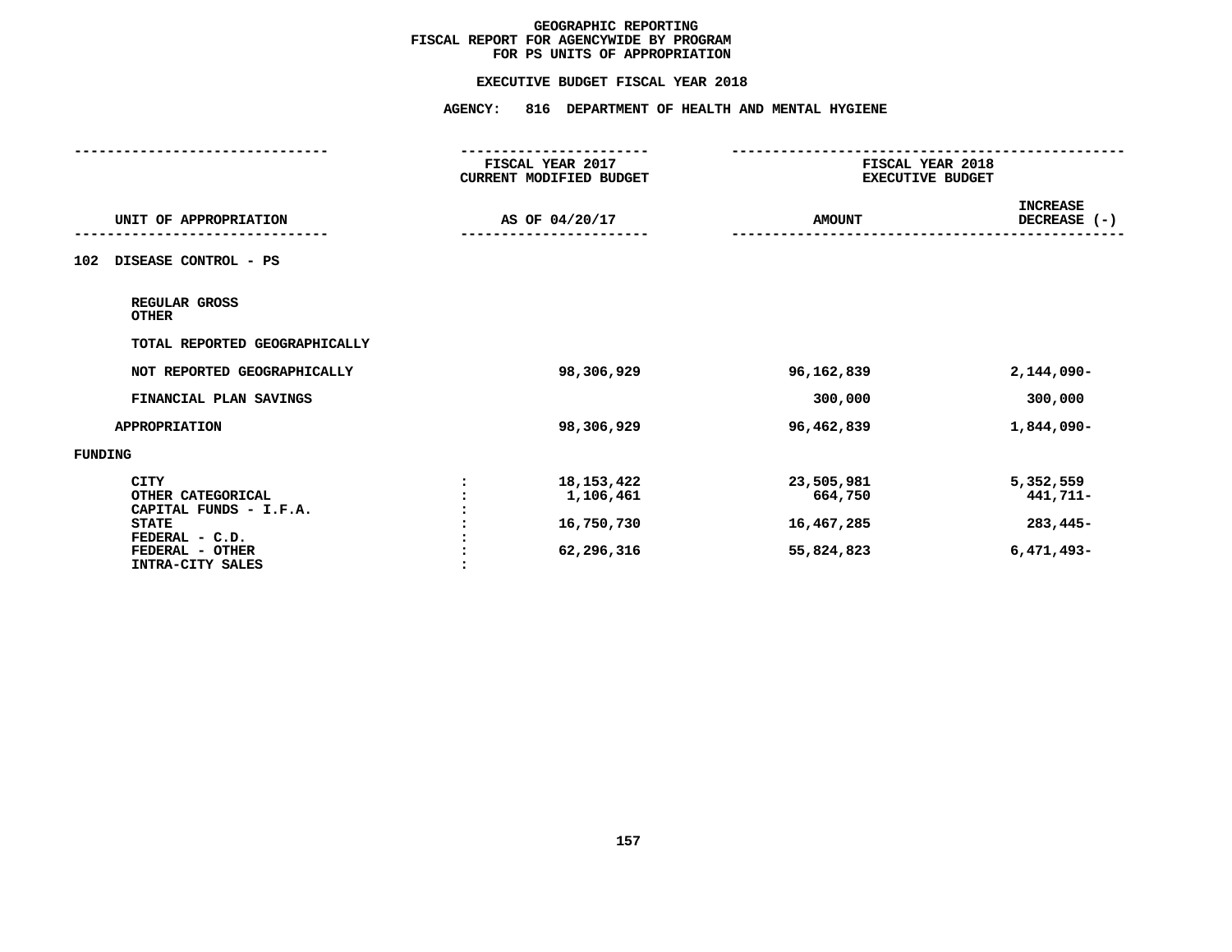# GEOGRAPHIC REPORTING
## FISCAL REPORT FOR AGENCYWIDE BY PROGRAM
## FOR PS UNITS OF APPROPRIATION

### EXECUTIVE BUDGET FISCAL YEAR 2018

### AGENCY: 816 DEPARTMENT OF HEALTH AND MENTAL HYGIENE

| UNIT OF APPROPRIATION | | FISCAL YEAR 2017 CURRENT MODIFIED BUDGET AS OF 04/20/17 | FISCAL YEAR 2018 EXECUTIVE BUDGET AMOUNT | INCREASE DECREASE (-) |
|---|---|---|---|---|
| **102 DISEASE CONTROL - PS** | | | | |
| REGULAR GROSS | | | | |
| OTHER | | | | |
| TOTAL REPORTED GEOGRAPHICALLY | | | | |
| NOT REPORTED GEOGRAPHICALLY | | 98,306,929 | 96,162,839 | 2,144,090- |
| FINANCIAL PLAN SAVINGS | | | 300,000 | 300,000 |
| APPROPRIATION | | 98,306,929 | 96,462,839 | 1,844,090- |
| **FUNDING** | | | | |
| CITY | : | 18,153,422 | 23,505,981 | 5,352,559 |
| OTHER CATEGORICAL | : | 1,106,461 | 664,750 | 441,711- |
| CAPITAL FUNDS - I.F.A. | : | | | |
| STATE | : | 16,750,730 | 16,467,285 | 283,445- |
| FEDERAL - C.D. | : | | | |
| FEDERAL - OTHER | : | 62,296,316 | 55,824,823 | 6,471,493- |
| INTRA-CITY SALES | : | | | |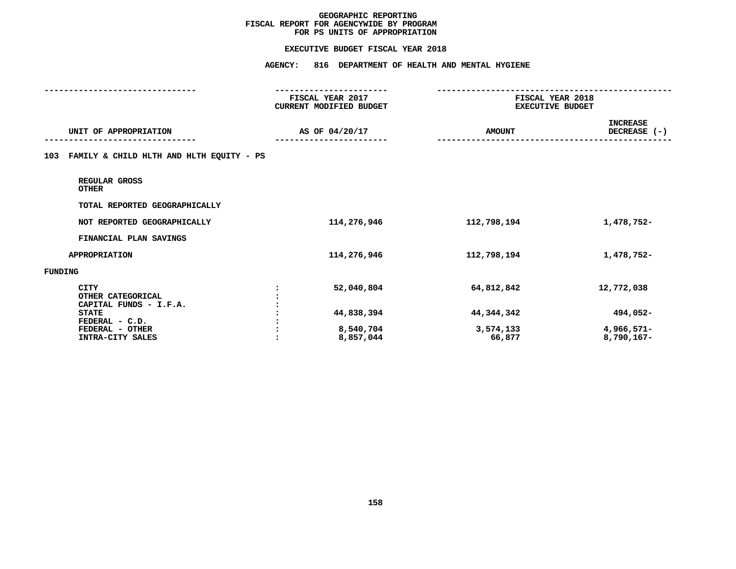# GEOGRAPHIC REPORTING
## FISCAL REPORT FOR AGENCYWIDE BY PROGRAM
## FOR PS UNITS OF APPROPRIATION

### EXECUTIVE BUDGET FISCAL YEAR 2018

### AGENCY: 816 DEPARTMENT OF HEALTH AND MENTAL HYGIENE

| UNIT OF APPROPRIATION | | FISCAL YEAR 2017 CURRENT MODIFIED BUDGET AS OF 04/20/17 | FISCAL YEAR 2018 EXECUTIVE BUDGET AMOUNT | INCREASE DECREASE (-) |
|---|---|---|---|---|
| **103 FAMILY & CHILD HLTH AND HLTH EQUITY - PS** | | | | |
| REGULAR GROSS | | | | |
| OTHER | | | | |
| TOTAL REPORTED GEOGRAPHICALLY | | | | |
| NOT REPORTED GEOGRAPHICALLY | | 114,276,946 | 112,798,194 | 1,478,752- |
| FINANCIAL PLAN SAVINGS | | | | |
| APPROPRIATION | | 114,276,946 | 112,798,194 | 1,478,752- |
| **FUNDING** | | | | |
| CITY | : | 52,040,804 | 64,812,842 | 12,772,038 |
| OTHER CATEGORICAL | : | | | |
| CAPITAL FUNDS - I.F.A. | : | | | |
| STATE | : | 44,838,394 | 44,344,342 | 494,052- |
| FEDERAL - C.D. | : | | | |
| FEDERAL - OTHER | : | 8,540,704 | 3,574,133 | 4,966,571- |
| INTRA-CITY SALES | : | 8,857,044 | 66,877 | 8,790,167- |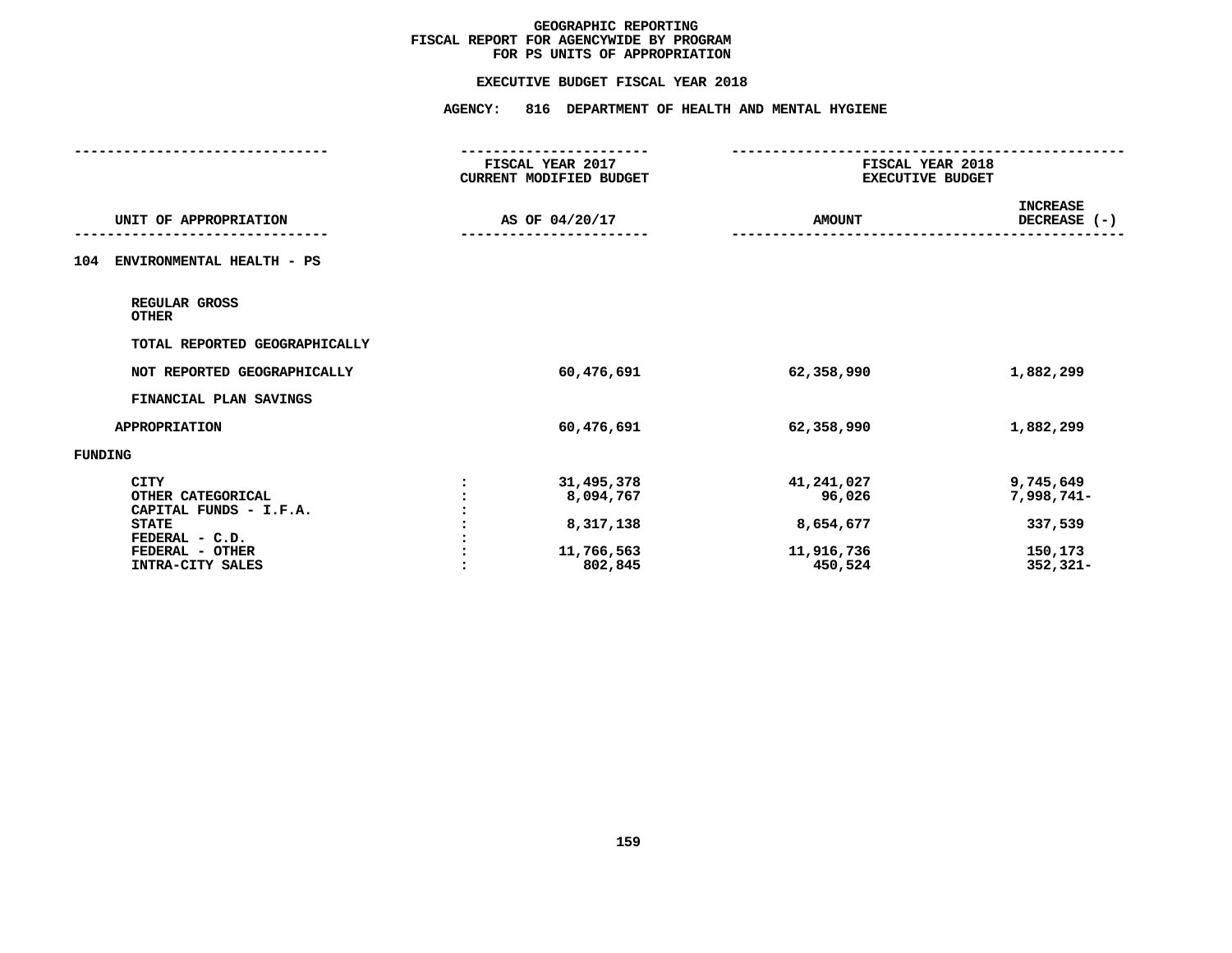# GEOGRAPHIC REPORTING
## FISCAL REPORT FOR AGENCYWIDE BY PROGRAM
## FOR PS UNITS OF APPROPRIATION

### EXECUTIVE BUDGET FISCAL YEAR 2018

### AGENCY: 816 DEPARTMENT OF HEALTH AND MENTAL HYGIENE

| UNIT OF APPROPRIATION | | FISCAL YEAR 2017 CURRENT MODIFIED BUDGET AS OF 04/20/17 | FISCAL YEAR 2018 EXECUTIVE BUDGET AMOUNT | INCREASE DECREASE (-) |
|---|---|---|---|---|
| **104 ENVIRONMENTAL HEALTH - PS** | | | | |
| REGULAR GROSS | | | | |
| OTHER | | | | |
| TOTAL REPORTED GEOGRAPHICALLY | | | | |
| NOT REPORTED GEOGRAPHICALLY | | 60,476,691 | 62,358,990 | 1,882,299 |
| FINANCIAL PLAN SAVINGS | | | | |
| APPROPRIATION | | 60,476,691 | 62,358,990 | 1,882,299 |
| **FUNDING** | | | | |
| CITY | : | 31,495,378 | 41,241,027 | 9,745,649 |
| OTHER CATEGORICAL | : | 8,094,767 | 96,026 | 7,998,741- |
| CAPITAL FUNDS - I.F.A. | : | | | |
| STATE | : | 8,317,138 | 8,654,677 | 337,539 |
| FEDERAL - C.D. | : | | | |
| FEDERAL - OTHER | : | 11,766,563 | 11,916,736 | 150,173 |
| INTRA-CITY SALES | : | 802,845 | 450,524 | 352,321- |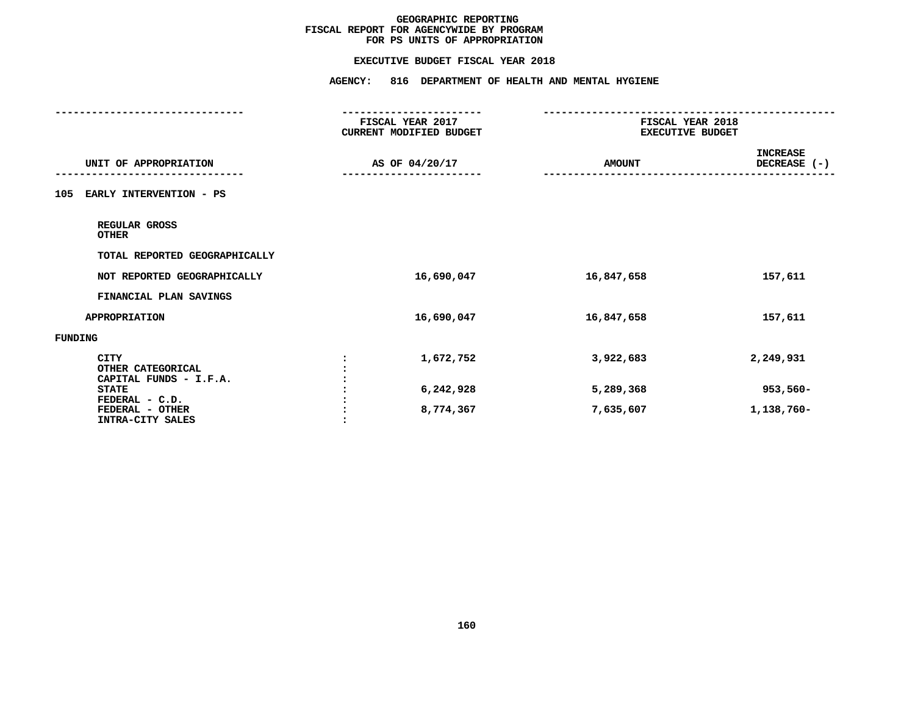**GEOGRAPHIC REPORTING**
**FISCAL REPORT FOR AGENCYWIDE BY PROGRAM**
**FOR PS UNITS OF APPROPRIATION**

**EXECUTIVE BUDGET FISCAL YEAR 2018**

**AGENCY: 816 DEPARTMENT OF HEALTH AND MENTAL HYGIENE**

| UNIT OF APPROPRIATION | FISCAL YEAR 2017 CURRENT MODIFIED BUDGET AS OF 04/20/17 | FISCAL YEAR 2018 EXECUTIVE BUDGET AMOUNT | INCREASE DECREASE (-) |
|---|---|---|---|
| **105 EARLY INTERVENTION - PS** | | | |
| REGULAR GROSS | | | |
| OTHER | | | |
| TOTAL REPORTED GEOGRAPHICALLY | | | |
| NOT REPORTED GEOGRAPHICALLY | 16,690,047 | 16,847,658 | 157,611 |
| FINANCIAL PLAN SAVINGS | | | |
| APPROPRIATION | 16,690,047 | 16,847,658 | 157,611 |
| **FUNDING** | | | |
| CITY | 1,672,752 | 3,922,683 | 2,249,931 |
| OTHER CATEGORICAL | | | |
| CAPITAL FUNDS - I.F.A. | | | |
| STATE | 6,242,928 | 5,289,368 | 953,560- |
| FEDERAL - C.D. | | | |
| FEDERAL - OTHER | 8,774,367 | 7,635,607 | 1,138,760- |
| INTRA-CITY SALES | | | |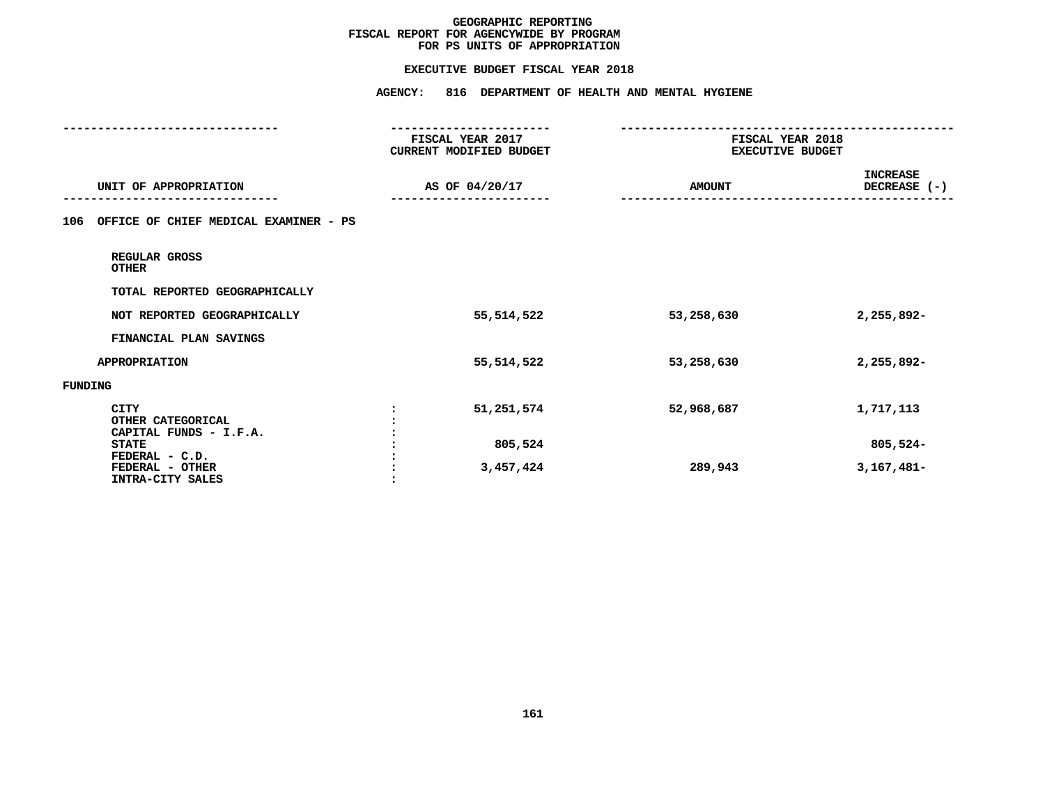# GEOGRAPHIC REPORTING
## FISCAL REPORT FOR AGENCYWIDE BY PROGRAM
## FOR PS UNITS OF APPROPRIATION

### EXECUTIVE BUDGET FISCAL YEAR 2018

### AGENCY: 816 DEPARTMENT OF HEALTH AND MENTAL HYGIENE

| UNIT OF APPROPRIATION | | FISCAL YEAR 2017 CURRENT MODIFIED BUDGET AS OF 04/20/17 | FISCAL YEAR 2018 EXECUTIVE BUDGET AMOUNT | INCREASE DECREASE (-) |
|---|---|---|---|---|
| **106 OFFICE OF CHIEF MEDICAL EXAMINER - PS** | | | | |
| REGULAR GROSS | | | | |
| OTHER | | | | |
| TOTAL REPORTED GEOGRAPHICALLY | | | | |
| NOT REPORTED GEOGRAPHICALLY | | 55,514,522 | 53,258,630 | 2,255,892- |
| FINANCIAL PLAN SAVINGS | | | | |
| APPROPRIATION | | 55,514,522 | 53,258,630 | 2,255,892- |
| FUNDING | | | | |
| CITY | : | 51,251,574 | 52,968,687 | 1,717,113 |
| OTHER CATEGORICAL | : | | | |
| CAPITAL FUNDS - I.F.A. | : | | | |
| STATE | : | 805,524 | | 805,524- |
| FEDERAL - C.D. | : | | | |
| FEDERAL - OTHER | : | 3,457,424 | 289,943 | 3,167,481- |
| INTRA-CITY SALES | : | | | |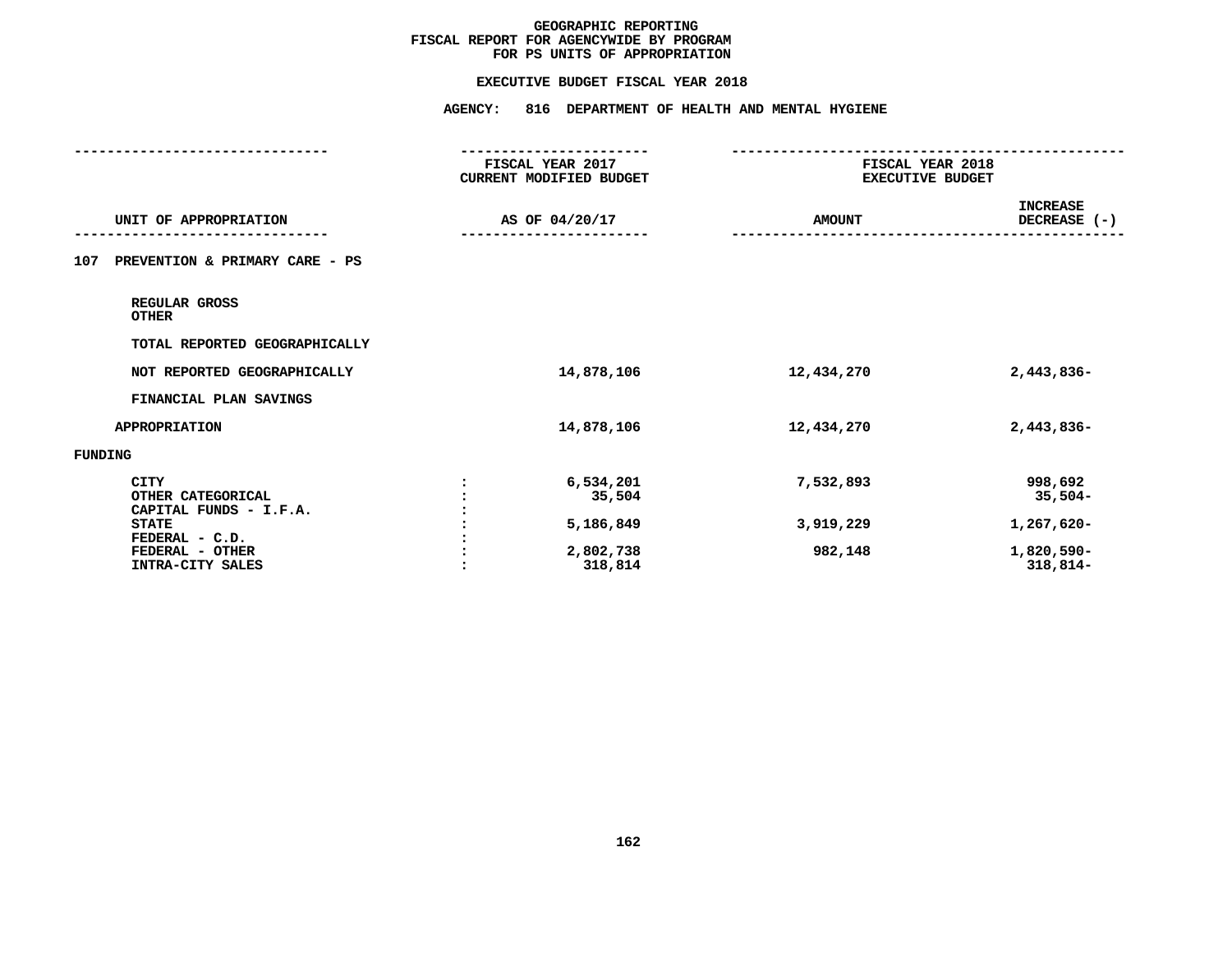GEOGRAPHIC REPORTING
FISCAL REPORT FOR AGENCYWIDE BY PROGRAM
FOR PS UNITS OF APPROPRIATION

EXECUTIVE BUDGET FISCAL YEAR 2018

AGENCY: 816 DEPARTMENT OF HEALTH AND MENTAL HYGIENE

| UNIT OF APPROPRIATION | | FISCAL YEAR 2017 CURRENT MODIFIED BUDGET AS OF 04/20/17 | FISCAL YEAR 2018 EXECUTIVE BUDGET AMOUNT | INCREASE DECREASE (-) |
|---|---|---|---|---|
| **107 PREVENTION & PRIMARY CARE - PS** | | | | |
| REGULAR GROSS | | | | |
| OTHER | | | | |
| TOTAL REPORTED GEOGRAPHICALLY | | | | |
| NOT REPORTED GEOGRAPHICALLY | | 14,878,106 | 12,434,270 | 2,443,836- |
| FINANCIAL PLAN SAVINGS | | | | |
| APPROPRIATION | | 14,878,106 | 12,434,270 | 2,443,836- |
| **FUNDING** | | | | |
| CITY | : | 6,534,201 | 7,532,893 | 998,692 |
| OTHER CATEGORICAL | : | 35,504 | | 35,504- |
| CAPITAL FUNDS - I.F.A. | : | | | |
| STATE | : | 5,186,849 | 3,919,229 | 1,267,620- |
| FEDERAL - C.D. | : | | | |
| FEDERAL - OTHER | : | 2,802,738 | 982,148 | 1,820,590- |
| INTRA-CITY SALES | : | 318,814 | | 318,814- |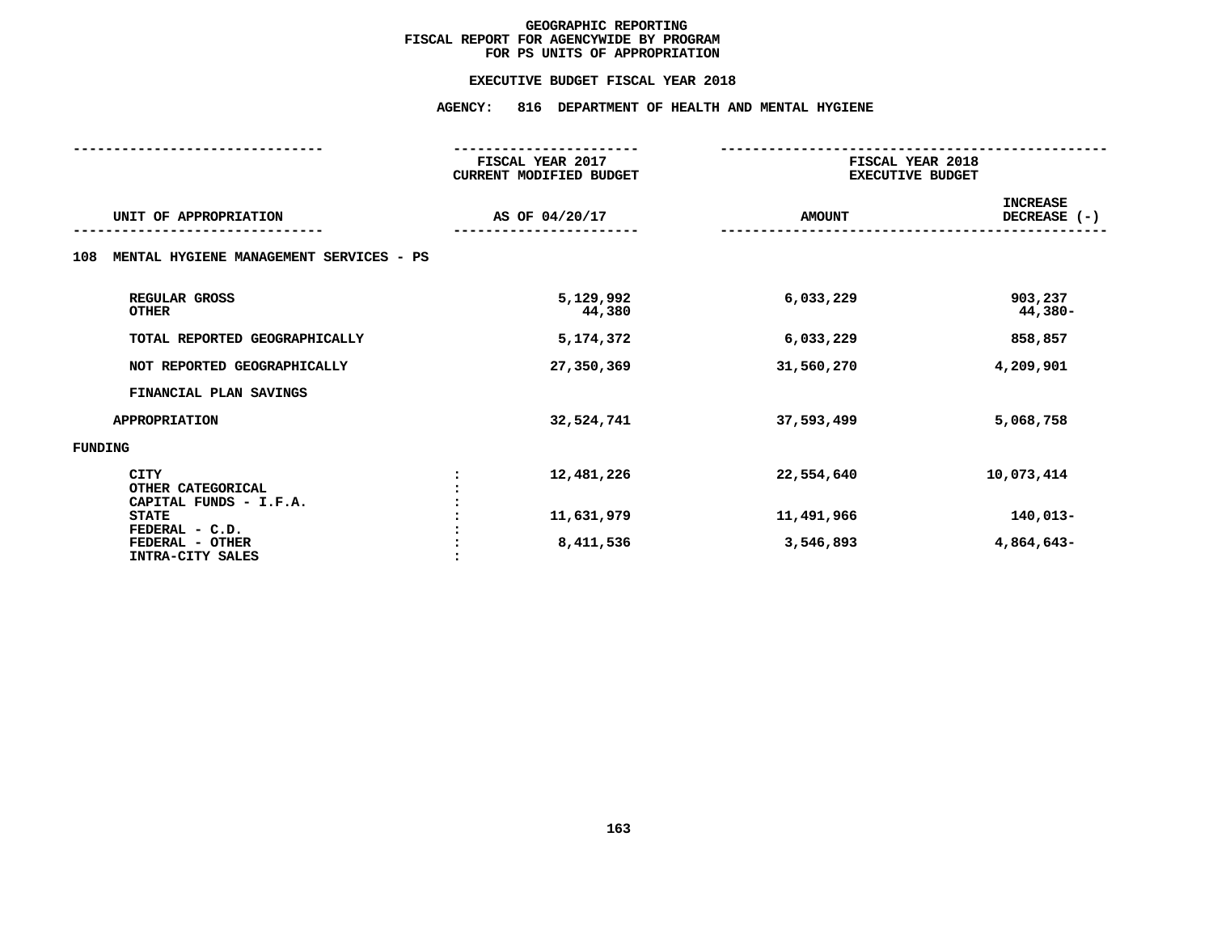# GEOGRAPHIC REPORTING
## FISCAL REPORT FOR AGENCYWIDE BY PROGRAM
## FOR PS UNITS OF APPROPRIATION

### EXECUTIVE BUDGET FISCAL YEAR 2018

### AGENCY: 816 DEPARTMENT OF HEALTH AND MENTAL HYGIENE

| UNIT OF APPROPRIATION | FISCAL YEAR 2017 CURRENT MODIFIED BUDGET AS OF 04/20/17 | FISCAL YEAR 2018 EXECUTIVE BUDGET AMOUNT | INCREASE DECREASE (-) |
|---|---|---|---|
| **108 MENTAL HYGIENE MANAGEMENT SERVICES - PS** | | | |
| REGULAR GROSS | 5,129,992 | 6,033,229 | 903,237 |
| OTHER | 44,380 | | 44,380- |
| TOTAL REPORTED GEOGRAPHICALLY | 5,174,372 | 6,033,229 | 858,857 |
| NOT REPORTED GEOGRAPHICALLY | 27,350,369 | 31,560,270 | 4,209,901 |
| FINANCIAL PLAN SAVINGS | | | |
| APPROPRIATION | 32,524,741 | 37,593,499 | 5,068,758 |
| **FUNDING** | | | |
| CITY | 12,481,226 | 22,554,640 | 10,073,414 |
| OTHER CATEGORICAL | | | |
| CAPITAL FUNDS - I.F.A. | | | |
| STATE | 11,631,979 | 11,491,966 | 140,013- |
| FEDERAL - C.D. | | | |
| FEDERAL - OTHER | 8,411,536 | 3,546,893 | 4,864,643- |
| INTRA-CITY SALES | | | |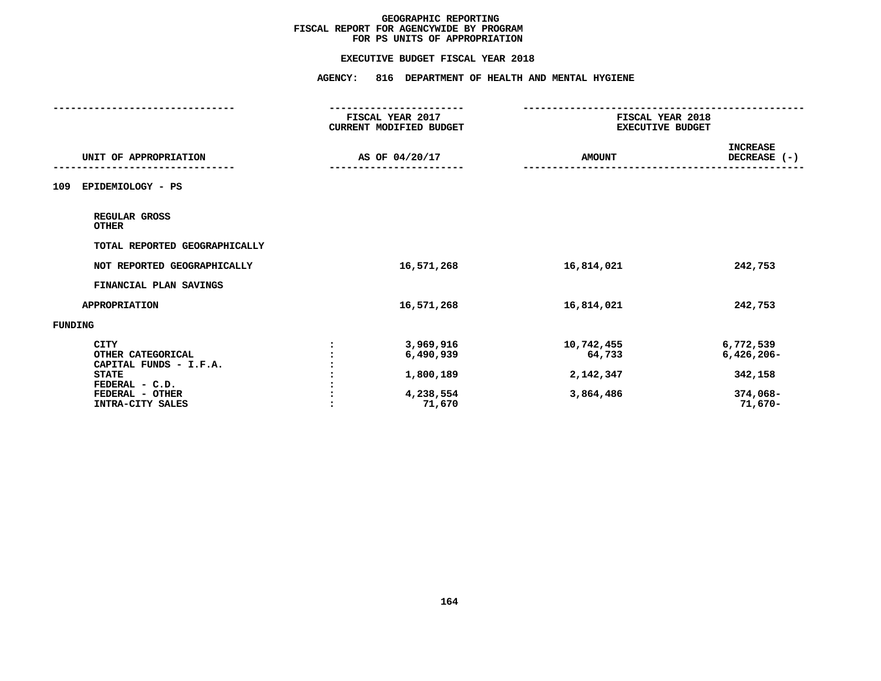# GEOGRAPHIC REPORTING
## FISCAL REPORT FOR AGENCYWIDE BY PROGRAM
## FOR PS UNITS OF APPROPRIATION

### EXECUTIVE BUDGET FISCAL YEAR 2018

### AGENCY: 816 DEPARTMENT OF HEALTH AND MENTAL HYGIENE

| UNIT OF APPROPRIATION | | FISCAL YEAR 2017 CURRENT MODIFIED BUDGET AS OF 04/20/17 | FISCAL YEAR 2018 EXECUTIVE BUDGET AMOUNT | INCREASE DECREASE (-) |
|---|---|---|---|---|
| **109 EPIDEMIOLOGY - PS** | | | | |
| REGULAR GROSS | | | | |
| OTHER | | | | |
| TOTAL REPORTED GEOGRAPHICALLY | | | | |
| NOT REPORTED GEOGRAPHICALLY | | 16,571,268 | 16,814,021 | 242,753 |
| FINANCIAL PLAN SAVINGS | | | | |
| APPROPRIATION | | 16,571,268 | 16,814,021 | 242,753 |
| **FUNDING** | | | | |
| CITY | : | 3,969,916 | 10,742,455 | 6,772,539 |
| OTHER CATEGORICAL | : | 6,490,939 | 64,733 | 6,426,206- |
| CAPITAL FUNDS - I.F.A. | : | | | |
| STATE | : | 1,800,189 | 2,142,347 | 342,158 |
| FEDERAL - C.D. | : | | | |
| FEDERAL - OTHER | : | 4,238,554 | 3,864,486 | 374,068- |
| INTRA-CITY SALES | : | 71,670 | | 71,670- |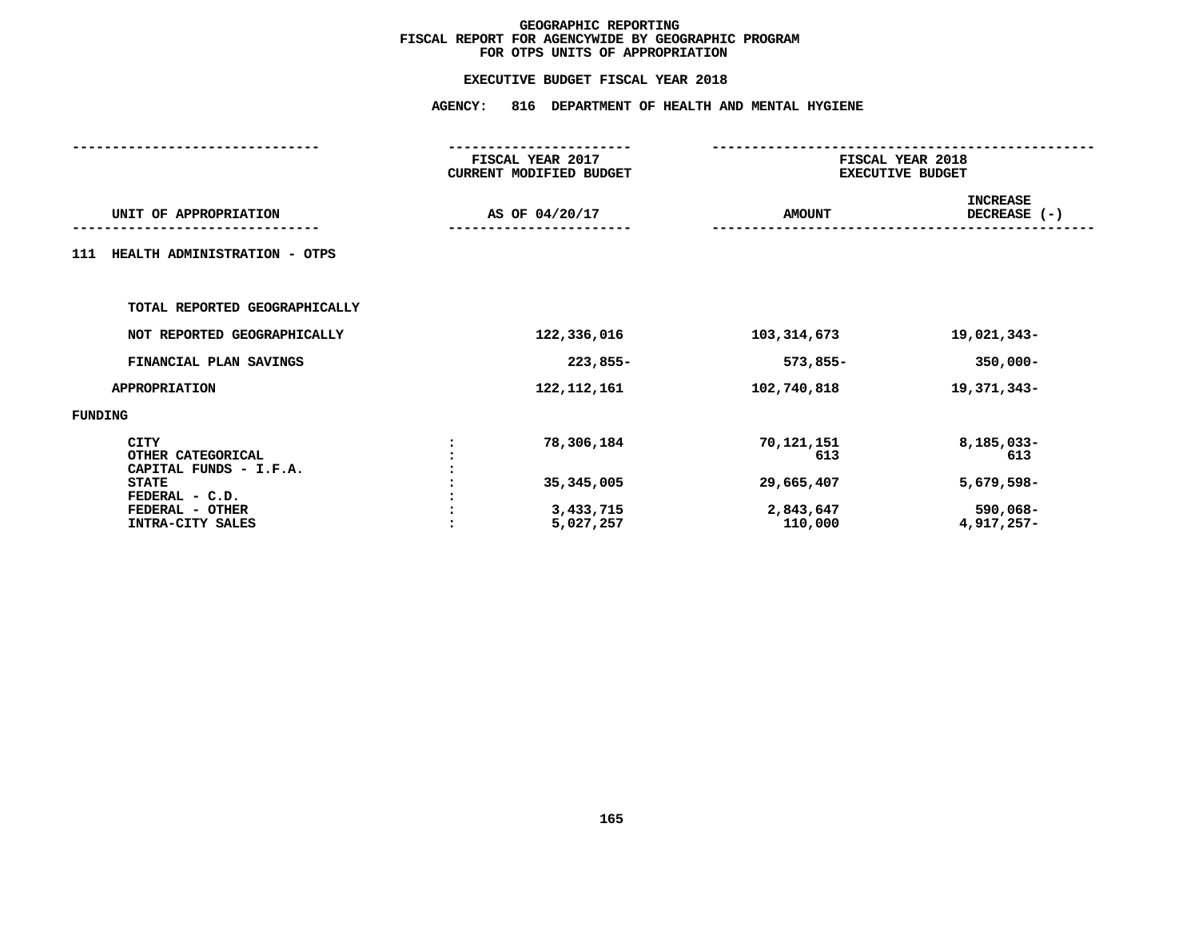# GEOGRAPHIC REPORTING
## FISCAL REPORT FOR AGENCYWIDE BY GEOGRAPHIC PROGRAM
## FOR OTPS UNITS OF APPROPRIATION

### EXECUTIVE BUDGET FISCAL YEAR 2018

### AGENCY: 816 DEPARTMENT OF HEALTH AND MENTAL HYGIENE

| UNIT OF APPROPRIATION | | FISCAL YEAR 2017 CURRENT MODIFIED BUDGET AS OF 04/20/17 | FISCAL YEAR 2018 EXECUTIVE BUDGET AMOUNT | INCREASE DECREASE (-) |
|---|---|---|---|---|
| **111 HEALTH ADMINISTRATION - OTPS** | | | | |
| TOTAL REPORTED GEOGRAPHICALLY | | | | |
| NOT REPORTED GEOGRAPHICALLY | | 122,336,016 | 103,314,673 | 19,021,343- |
| FINANCIAL PLAN SAVINGS | | 223,855- | 573,855- | 350,000- |
| APPROPRIATION | | 122,112,161 | 102,740,818 | 19,371,343- |
| FUNDING | | | | |
| CITY | : | 78,306,184 | 70,121,151 | 8,185,033- |
| OTHER CATEGORICAL | : | | 613 | 613 |
| CAPITAL FUNDS - I.F.A. | : | | | |
| STATE | : | 35,345,005 | 29,665,407 | 5,679,598- |
| FEDERAL - C.D. | : | | | |
| FEDERAL - OTHER | : | 3,433,715 | 2,843,647 | 590,068- |
| INTRA-CITY SALES | : | 5,027,257 | 110,000 | 4,917,257- |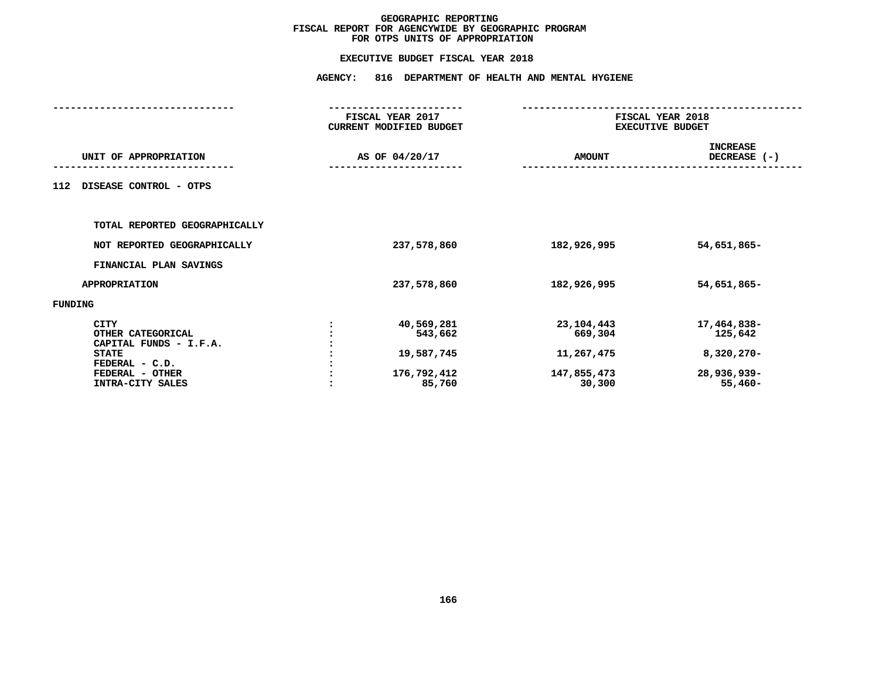# GEOGRAPHIC REPORTING
## FISCAL REPORT FOR AGENCYWIDE BY GEOGRAPHIC PROGRAM
## FOR OTPS UNITS OF APPROPRIATION

### EXECUTIVE BUDGET FISCAL YEAR 2018

### AGENCY: 816 DEPARTMENT OF HEALTH AND MENTAL HYGIENE

| UNIT OF APPROPRIATION | | FISCAL YEAR 2017 CURRENT MODIFIED BUDGET AS OF 04/20/17 | FISCAL YEAR 2018 EXECUTIVE BUDGET AMOUNT | INCREASE DECREASE (-) |
|---|---|---|---|---|
| **112 DISEASE CONTROL - OTPS** | | | | |
| TOTAL REPORTED GEOGRAPHICALLY | | | | |
| NOT REPORTED GEOGRAPHICALLY | | 237,578,860 | 182,926,995 | 54,651,865- |
| FINANCIAL PLAN SAVINGS | | | | |
| APPROPRIATION | | 237,578,860 | 182,926,995 | 54,651,865- |
| FUNDING | | | | |
| CITY | : | 40,569,281 | 23,104,443 | 17,464,838- |
| OTHER CATEGORICAL | : | 543,662 | 669,304 | 125,642 |
| CAPITAL FUNDS - I.F.A. | : | | | |
| STATE | : | 19,587,745 | 11,267,475 | 8,320,270- |
| FEDERAL - C.D. | : | | | |
| FEDERAL - OTHER | : | 176,792,412 | 147,855,473 | 28,936,939- |
| INTRA-CITY SALES | : | 85,760 | 30,300 | 55,460- |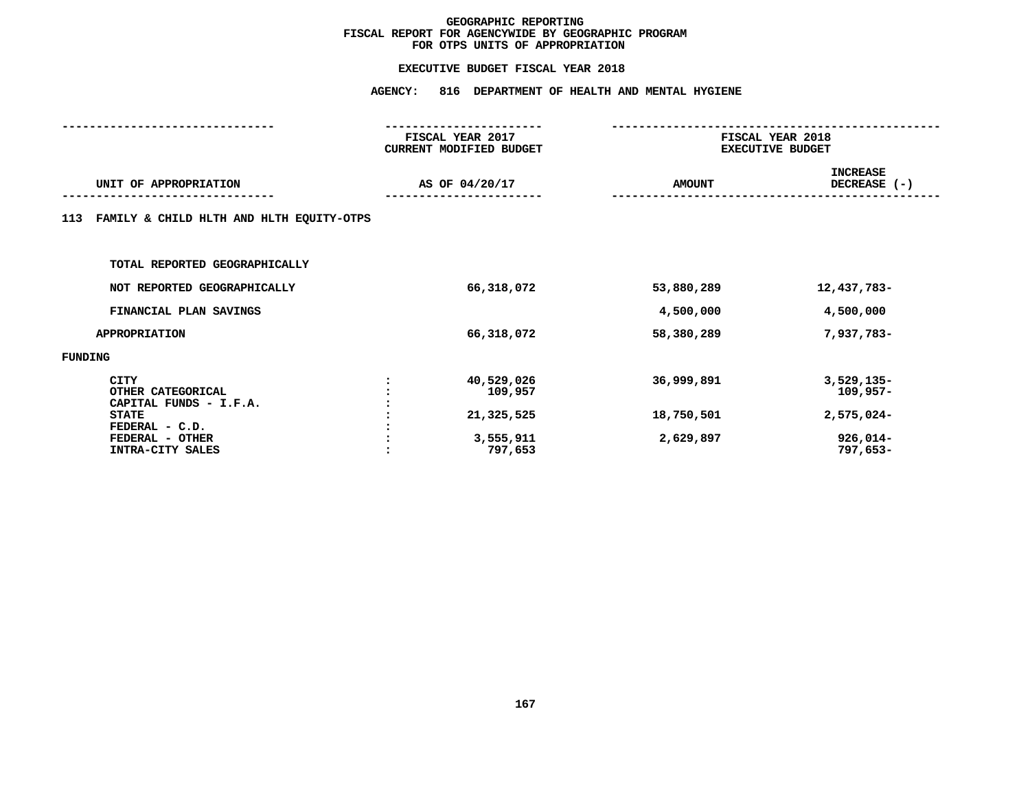# GEOGRAPHIC REPORTING
## FISCAL REPORT FOR AGENCYWIDE BY GEOGRAPHIC PROGRAM
## FOR OTPS UNITS OF APPROPRIATION

### EXECUTIVE BUDGET FISCAL YEAR 2018

### AGENCY: 816 DEPARTMENT OF HEALTH AND MENTAL HYGIENE

| UNIT OF APPROPRIATION | | FISCAL YEAR 2017 CURRENT MODIFIED BUDGET AS OF 04/20/17 | FISCAL YEAR 2018 EXECUTIVE BUDGET AMOUNT | INCREASE DECREASE (-) |
|---|---|---|---|---|
| 113 FAMILY & CHILD HLTH AND HLTH EQUITY-OTPS | | | | |
| TOTAL REPORTED GEOGRAPHICALLY | | | | |
| NOT REPORTED GEOGRAPHICALLY | | 66,318,072 | 53,880,289 | 12,437,783- |
| FINANCIAL PLAN SAVINGS | | | 4,500,000 | 4,500,000 |
| APPROPRIATION | | 66,318,072 | 58,380,289 | 7,937,783- |
| FUNDING | | | | |
| CITY | : | 40,529,026 | 36,999,891 | 3,529,135- |
| OTHER CATEGORICAL | : | 109,957 | | 109,957- |
| CAPITAL FUNDS - I.F.A. | : | | | |
| STATE | : | 21,325,525 | 18,750,501 | 2,575,024- |
| FEDERAL - C.D. | : | | | |
| FEDERAL - OTHER | : | 3,555,911 | 2,629,897 | 926,014- |
| INTRA-CITY SALES | : | 797,653 | | 797,653- |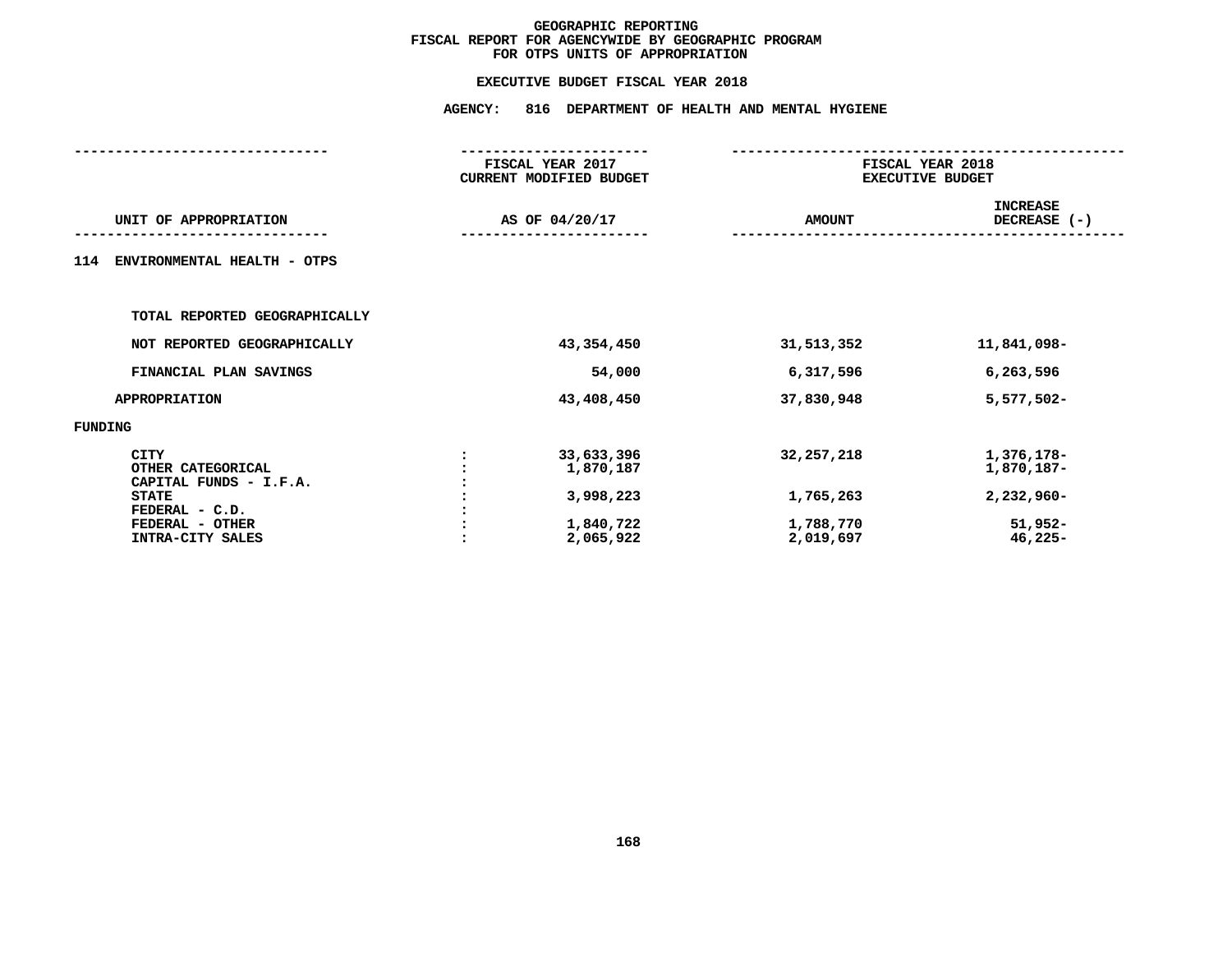# GEOGRAPHIC REPORTING
## FISCAL REPORT FOR AGENCYWIDE BY GEOGRAPHIC PROGRAM
## FOR OTPS UNITS OF APPROPRIATION

### EXECUTIVE BUDGET FISCAL YEAR 2018

### AGENCY: 816 DEPARTMENT OF HEALTH AND MENTAL HYGIENE

| UNIT OF APPROPRIATION | | FISCAL YEAR 2017 CURRENT MODIFIED BUDGET AS OF 04/20/17 | FISCAL YEAR 2018 EXECUTIVE BUDGET AMOUNT | INCREASE DECREASE (-) |
|---|---|---|---|---|
| **114 ENVIRONMENTAL HEALTH - OTPS** | | | | |
| TOTAL REPORTED GEOGRAPHICALLY | | | | |
| NOT REPORTED GEOGRAPHICALLY | | 43,354,450 | 31,513,352 | 11,841,098- |
| FINANCIAL PLAN SAVINGS | | 54,000 | 6,317,596 | 6,263,596 |
| APPROPRIATION | | 43,408,450 | 37,830,948 | 5,577,502- |
| FUNDING | | | | |
| CITY | : | 33,633,396 | 32,257,218 | 1,376,178- |
| OTHER CATEGORICAL | : | 1,870,187 | | 1,870,187- |
| CAPITAL FUNDS - I.F.A. | : | | | |
| STATE | : | 3,998,223 | 1,765,263 | 2,232,960- |
| FEDERAL - C.D. | : | | | |
| FEDERAL - OTHER | : | 1,840,722 | 1,788,770 | 51,952- |
| INTRA-CITY SALES | : | 2,065,922 | 2,019,697 | 46,225- |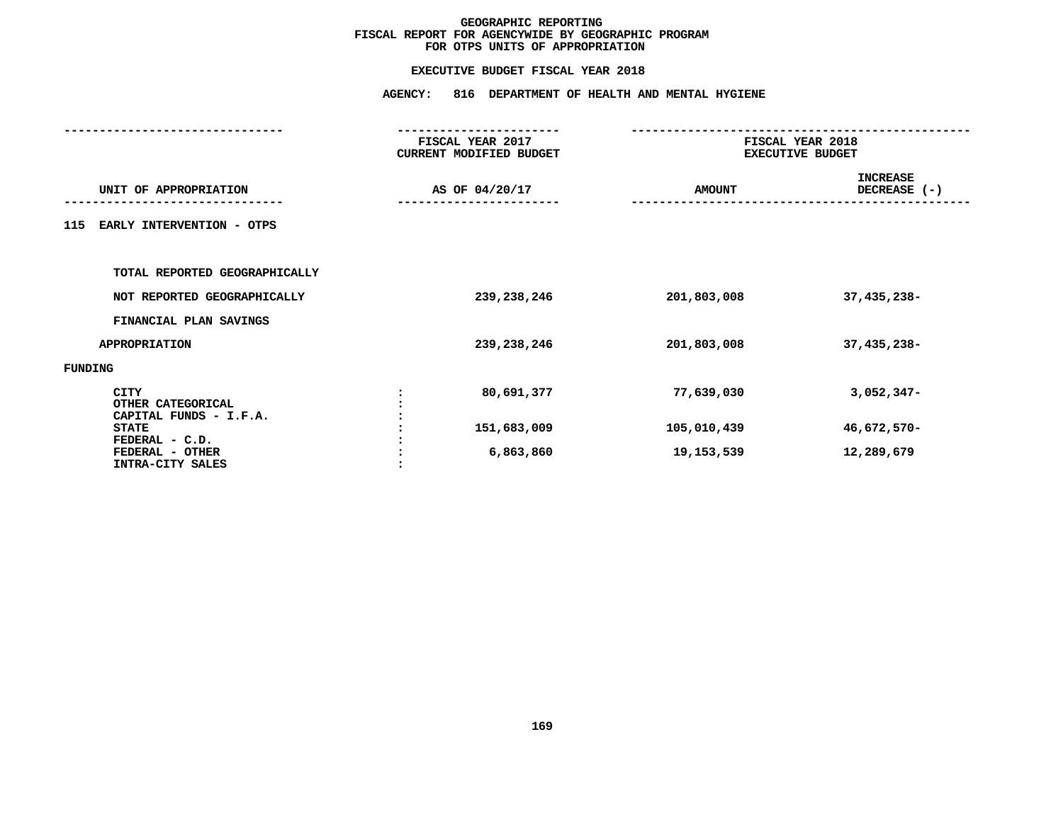# GEOGRAPHIC REPORTING
## FISCAL REPORT FOR AGENCYWIDE BY GEOGRAPHIC PROGRAM
## FOR OTPS UNITS OF APPROPRIATION

### EXECUTIVE BUDGET FISCAL YEAR 2018

### AGENCY: 816 DEPARTMENT OF HEALTH AND MENTAL HYGIENE

| UNIT OF APPROPRIATION | | FISCAL YEAR 2017 CURRENT MODIFIED BUDGET AS OF 04/20/17 | FISCAL YEAR 2018 EXECUTIVE BUDGET AMOUNT | INCREASE DECREASE (-) |
|---|---|---|---|---|
| **115 EARLY INTERVENTION - OTPS** | | | | |
| TOTAL REPORTED GEOGRAPHICALLY | | | | |
| NOT REPORTED GEOGRAPHICALLY | | 239,238,246 | 201,803,008 | 37,435,238- |
| FINANCIAL PLAN SAVINGS | | | | |
| APPROPRIATION | | 239,238,246 | 201,803,008 | 37,435,238- |
| FUNDING | | | | |
| CITY | : | 80,691,377 | 77,639,030 | 3,052,347- |
| OTHER CATEGORICAL | : | | | |
| CAPITAL FUNDS - I.F.A. | : | | | |
| STATE | : | 151,683,009 | 105,010,439 | 46,672,570- |
| FEDERAL - C.D. | : | | | |
| FEDERAL - OTHER | : | 6,863,860 | 19,153,539 | 12,289,679 |
| INTRA-CITY SALES | : | | | |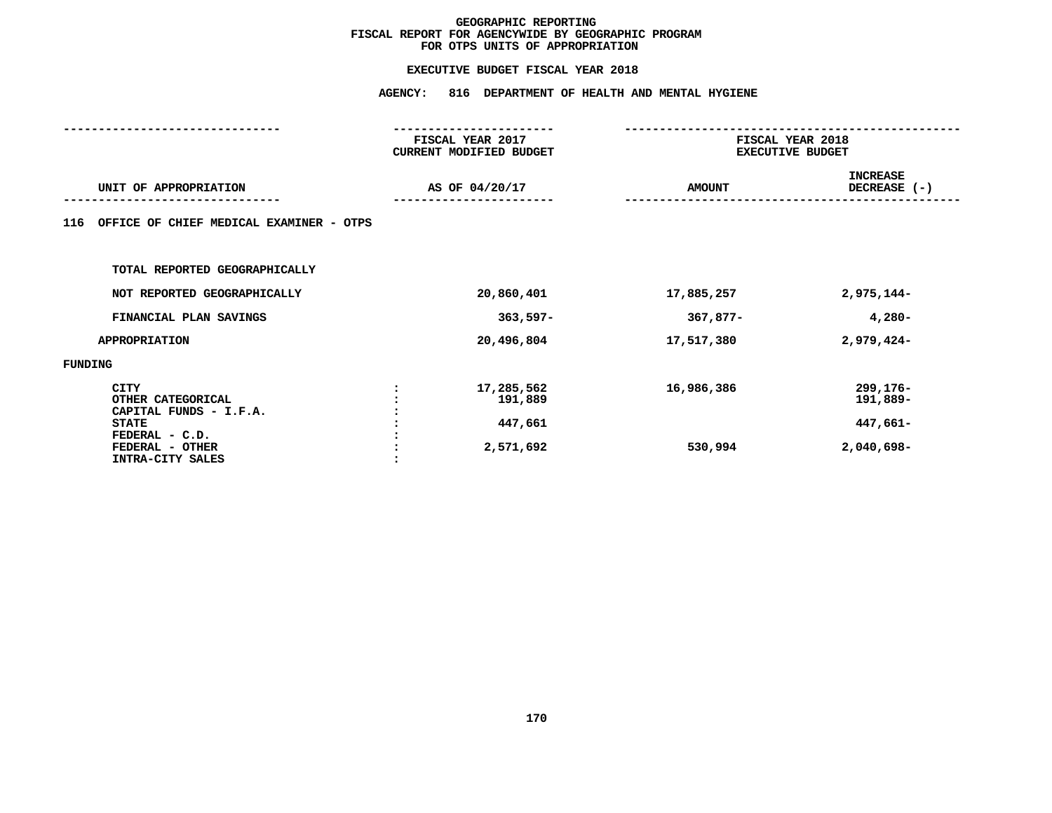# GEOGRAPHIC REPORTING
## FISCAL REPORT FOR AGENCYWIDE BY GEOGRAPHIC PROGRAM
## FOR OTPS UNITS OF APPROPRIATION

**EXECUTIVE BUDGET FISCAL YEAR 2018**

**AGENCY: 816 DEPARTMENT OF HEALTH AND MENTAL HYGIENE**

| UNIT OF APPROPRIATION | | FISCAL YEAR 2017 CURRENT MODIFIED BUDGET AS OF 04/20/17 | FISCAL YEAR 2018 EXECUTIVE BUDGET AMOUNT | INCREASE DECREASE (-) |
|---|---|---|---|---|
| **116 OFFICE OF CHIEF MEDICAL EXAMINER - OTPS** | | | | |
| TOTAL REPORTED GEOGRAPHICALLY | | | | |
| NOT REPORTED GEOGRAPHICALLY | | 20,860,401 | 17,885,257 | 2,975,144- |
| FINANCIAL PLAN SAVINGS | | 363,597- | 367,877- | 4,280- |
| APPROPRIATION | | 20,496,804 | 17,517,380 | 2,979,424- |
| FUNDING | | | | |
| CITY | : | 17,285,562 | 16,986,386 | 299,176- |
| OTHER CATEGORICAL | : | 191,889 | | 191,889- |
| CAPITAL FUNDS - I.F.A. | : | | | |
| STATE | : | 447,661 | | 447,661- |
| FEDERAL - C.D. | : | | | |
| FEDERAL - OTHER | : | 2,571,692 | 530,994 | 2,040,698- |
| INTRA-CITY SALES | : | | | |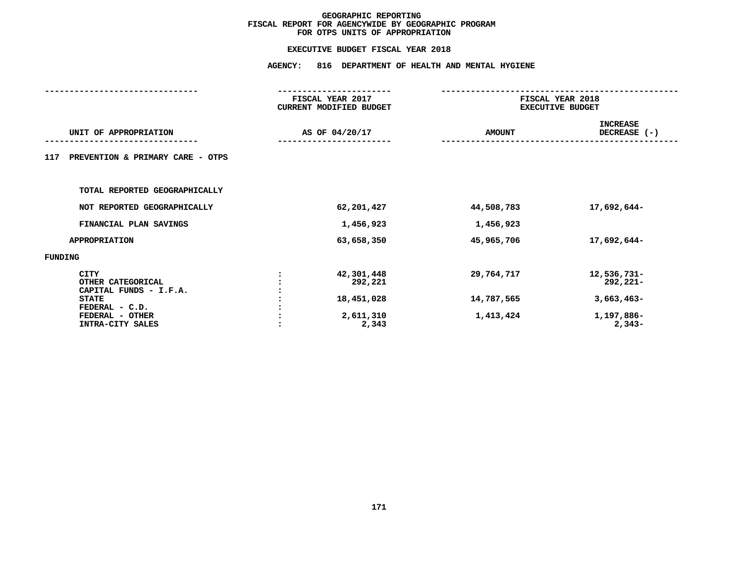# GEOGRAPHIC REPORTING
## FISCAL REPORT FOR AGENCYWIDE BY GEOGRAPHIC PROGRAM
## FOR OTPS UNITS OF APPROPRIATION

### EXECUTIVE BUDGET FISCAL YEAR 2018

### AGENCY: 816 DEPARTMENT OF HEALTH AND MENTAL HYGIENE

| UNIT OF APPROPRIATION | | FISCAL YEAR 2017 CURRENT MODIFIED BUDGET AS OF 04/20/17 | FISCAL YEAR 2018 EXECUTIVE BUDGET AMOUNT | INCREASE DECREASE (-) |
|---|---|---|---|---|
| **117 PREVENTION & PRIMARY CARE - OTPS** | | | | |
| TOTAL REPORTED GEOGRAPHICALLY | | | | |
| NOT REPORTED GEOGRAPHICALLY | | 62,201,427 | 44,508,783 | 17,692,644- |
| FINANCIAL PLAN SAVINGS | | 1,456,923 | 1,456,923 | |
| APPROPRIATION | | 63,658,350 | 45,965,706 | 17,692,644- |
| FUNDING | | | | |
| CITY | : | 42,301,448 | 29,764,717 | 12,536,731- |
| OTHER CATEGORICAL | : | 292,221 | | 292,221- |
| CAPITAL FUNDS - I.F.A. | : | | | |
| STATE | : | 18,451,028 | 14,787,565 | 3,663,463- |
| FEDERAL - C.D. | : | | | |
| FEDERAL - OTHER | : | 2,611,310 | 1,413,424 | 1,197,886- |
| INTRA-CITY SALES | : | 2,343 | | 2,343- |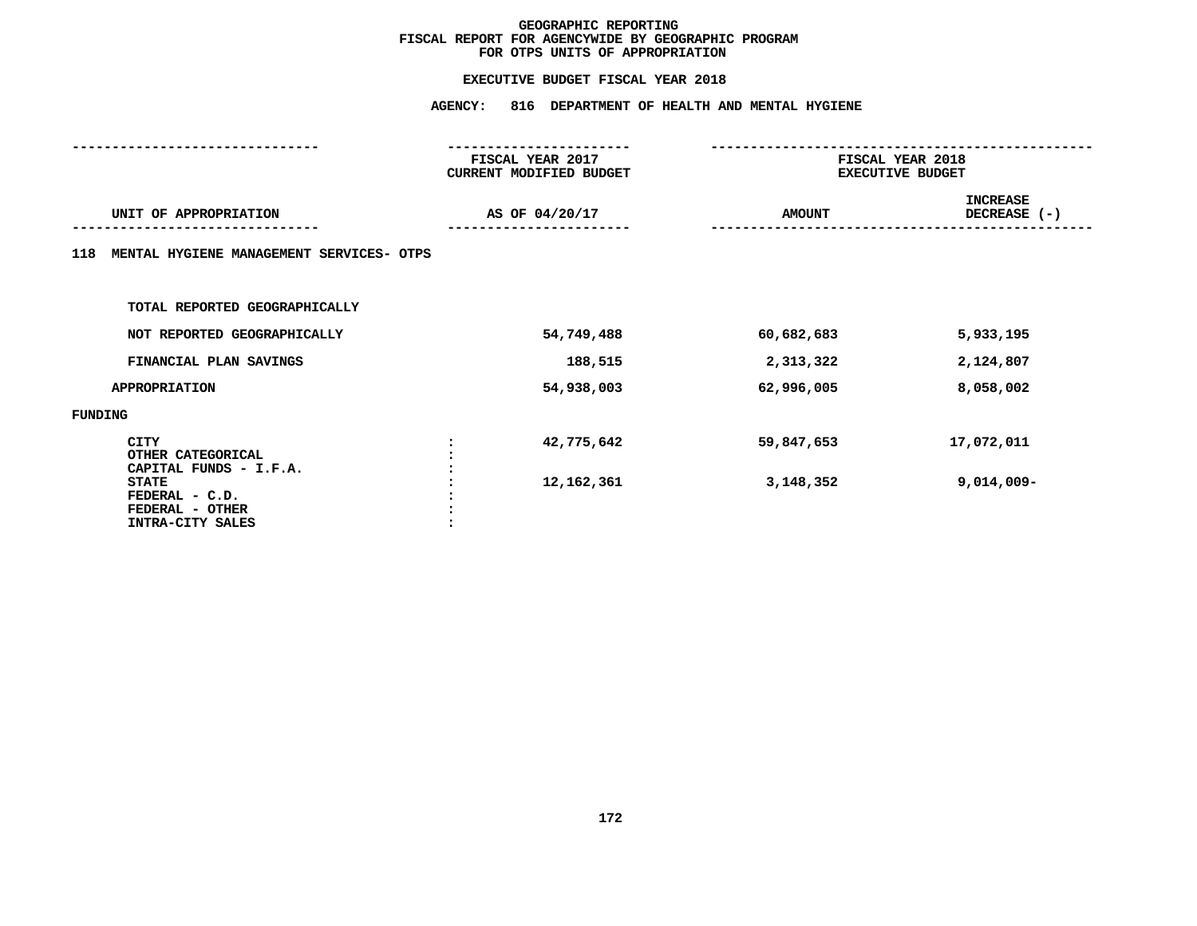# GEOGRAPHIC REPORTING
## FISCAL REPORT FOR AGENCYWIDE BY GEOGRAPHIC PROGRAM
## FOR OTPS UNITS OF APPROPRIATION

### EXECUTIVE BUDGET FISCAL YEAR 2018

### AGENCY: 816 DEPARTMENT OF HEALTH AND MENTAL HYGIENE

| UNIT OF APPROPRIATION | | FISCAL YEAR 2017 CURRENT MODIFIED BUDGET AS OF 04/20/17 | FISCAL YEAR 2018 EXECUTIVE BUDGET AMOUNT | INCREASE DECREASE (-) |
|---|---|---|---|---|
| **118 MENTAL HYGIENE MANAGEMENT SERVICES- OTPS** | | | | |
| TOTAL REPORTED GEOGRAPHICALLY | | | | |
| NOT REPORTED GEOGRAPHICALLY | | 54,749,488 | 60,682,683 | 5,933,195 |
| FINANCIAL PLAN SAVINGS | | 188,515 | 2,313,322 | 2,124,807 |
| APPROPRIATION | | 54,938,003 | 62,996,005 | 8,058,002 |
| FUNDING | | | | |
| CITY | : | 42,775,642 | 59,847,653 | 17,072,011 |
| OTHER CATEGORICAL | : | | | |
| CAPITAL FUNDS - I.F.A. | : | | | |
| STATE | : | 12,162,361 | 3,148,352 | 9,014,009- |
| FEDERAL - C.D. | : | | | |
| FEDERAL - OTHER | : | | | |
| INTRA-CITY SALES | : | | | |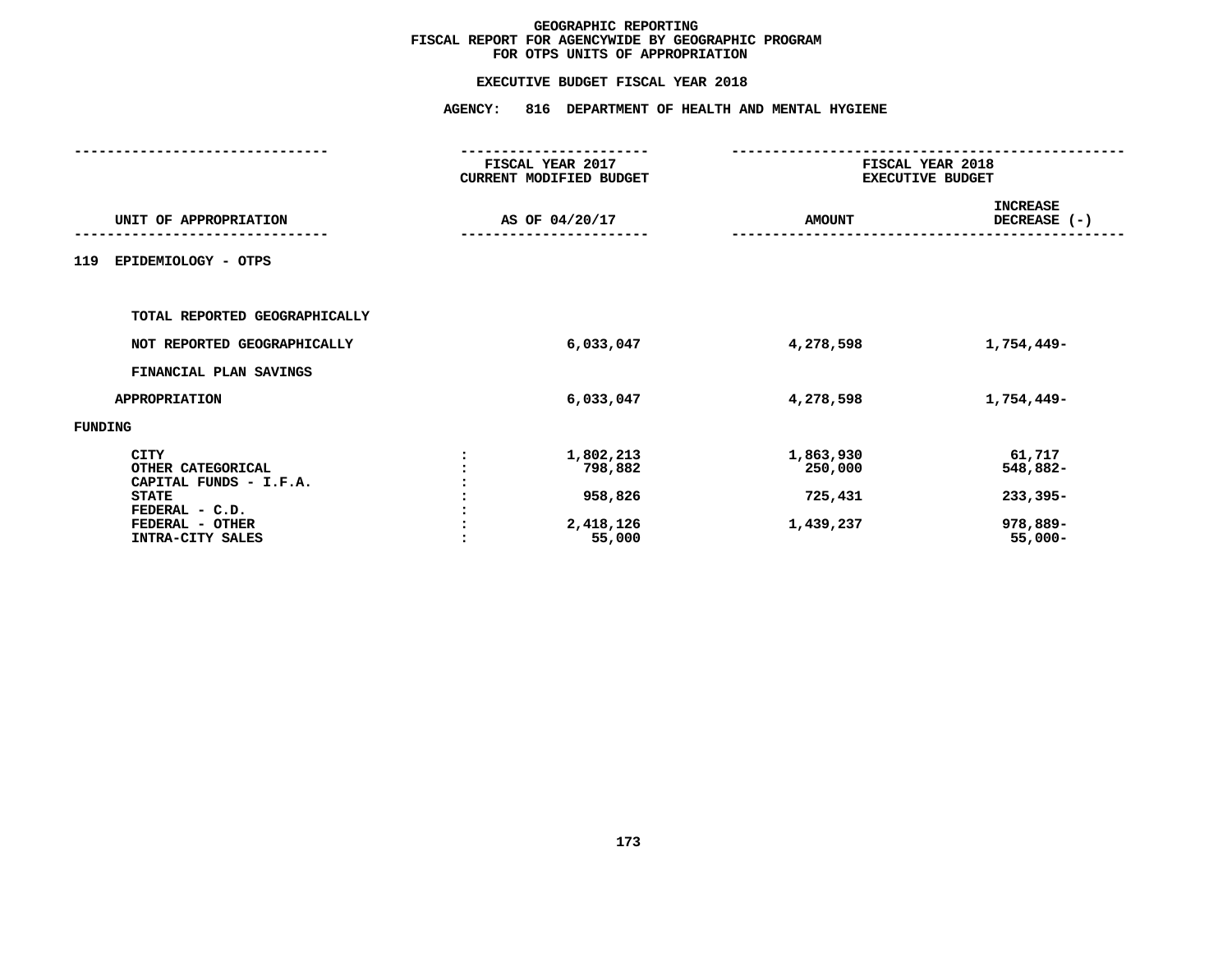**GEOGRAPHIC REPORTING**
**FISCAL REPORT FOR AGENCYWIDE BY GEOGRAPHIC PROGRAM**
**FOR OTPS UNITS OF APPROPRIATION**

**EXECUTIVE BUDGET FISCAL YEAR 2018**

**AGENCY: 816 DEPARTMENT OF HEALTH AND MENTAL HYGIENE**

| UNIT OF APPROPRIATION | | FISCAL YEAR 2017 CURRENT MODIFIED BUDGET AS OF 04/20/17 | FISCAL YEAR 2018 EXECUTIVE BUDGET AMOUNT | INCREASE DECREASE (-) |
|---|---|---|---|---|
| 119 EPIDEMIOLOGY - OTPS | | | | |
| TOTAL REPORTED GEOGRAPHICALLY | | | | |
| NOT REPORTED GEOGRAPHICALLY | | 6,033,047 | 4,278,598 | 1,754,449- |
| FINANCIAL PLAN SAVINGS | | | | |
| APPROPRIATION | | 6,033,047 | 4,278,598 | 1,754,449- |
| FUNDING | | | | |
| CITY | : | 1,802,213 | 1,863,930 | 61,717 |
| OTHER CATEGORICAL | : | 798,882 | 250,000 | 548,882- |
| CAPITAL FUNDS - I.F.A. | : | | | |
| STATE | : | 958,826 | 725,431 | 233,395- |
| FEDERAL - C.D. | : | | | |
| FEDERAL - OTHER | : | 2,418,126 | 1,439,237 | 978,889- |
| INTRA-CITY SALES | : | 55,000 | | 55,000- |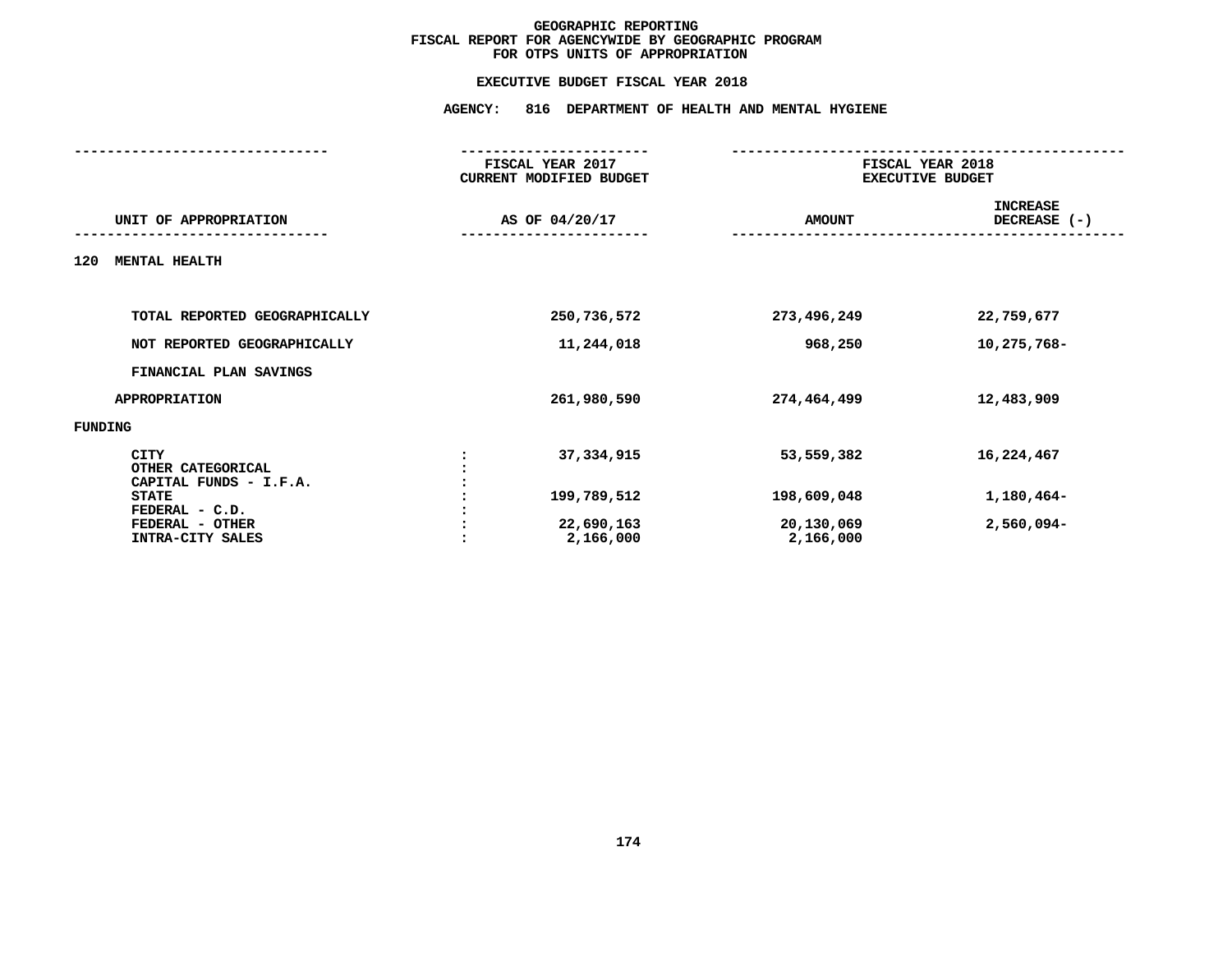# GEOGRAPHIC REPORTING
## FISCAL REPORT FOR AGENCYWIDE BY GEOGRAPHIC PROGRAM
## FOR OTPS UNITS OF APPROPRIATION

### EXECUTIVE BUDGET FISCAL YEAR 2018

### AGENCY: 816 DEPARTMENT OF HEALTH AND MENTAL HYGIENE

| UNIT OF APPROPRIATION | FISCAL YEAR 2017 CURRENT MODIFIED BUDGET AS OF 04/20/17 | FISCAL YEAR 2018 EXECUTIVE BUDGET AMOUNT | INCREASE DECREASE (-) |
|---|---|---|---|
| **120 MENTAL HEALTH** | | | |
| TOTAL REPORTED GEOGRAPHICALLY | 250,736,572 | 273,496,249 | 22,759,677 |
| NOT REPORTED GEOGRAPHICALLY | 11,244,018 | 968,250 | 10,275,768- |
| FINANCIAL PLAN SAVINGS | | | |
| APPROPRIATION | 261,980,590 | 274,464,499 | 12,483,909 |
| **FUNDING** | | | |
| CITY : | 37,334,915 | 53,559,382 | 16,224,467 |
| OTHER CATEGORICAL : | | | |
| CAPITAL FUNDS - I.F.A. : | | | |
| STATE : | 199,789,512 | 198,609,048 | 1,180,464- |
| FEDERAL - C.D. : | | | |
| FEDERAL - OTHER : | 22,690,163 | 20,130,069 | 2,560,094- |
| INTRA-CITY SALES : | 2,166,000 | 2,166,000 | |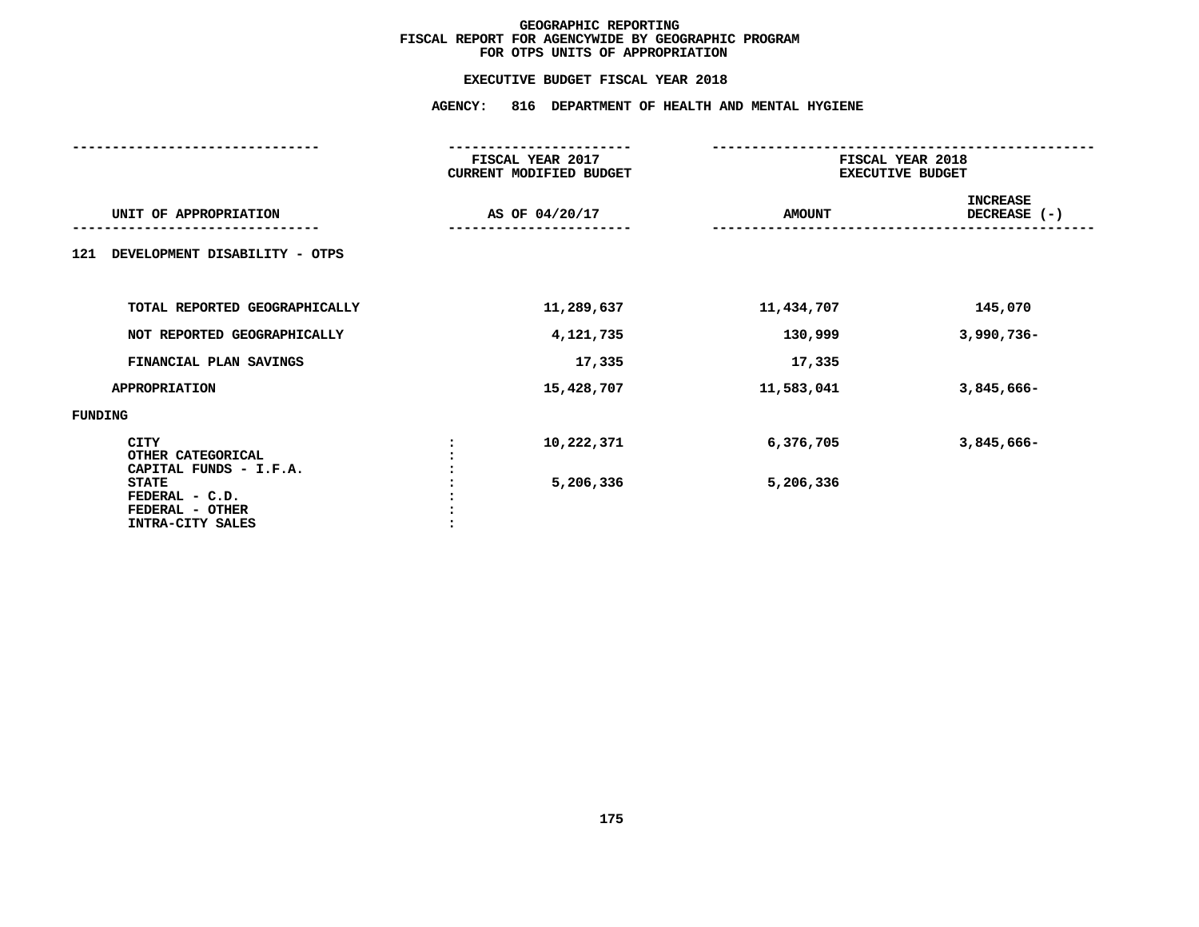# GEOGRAPHIC REPORTING
## FISCAL REPORT FOR AGENCYWIDE BY GEOGRAPHIC PROGRAM
## FOR OTPS UNITS OF APPROPRIATION

### EXECUTIVE BUDGET FISCAL YEAR 2018

### AGENCY: 816 DEPARTMENT OF HEALTH AND MENTAL HYGIENE

| UNIT OF APPROPRIATION | FISCAL YEAR 2017 CURRENT MODIFIED BUDGET AS OF 04/20/17 | FISCAL YEAR 2018 EXECUTIVE BUDGET AMOUNT | INCREASE DECREASE (-) |
|---|---|---|---|
| **121 DEVELOPMENT DISABILITY - OTPS** | | | |
| TOTAL REPORTED GEOGRAPHICALLY | 11,289,637 | 11,434,707 | 145,070 |
| NOT REPORTED GEOGRAPHICALLY | 4,121,735 | 130,999 | 3,990,736- |
| FINANCIAL PLAN SAVINGS | 17,335 | 17,335 | |
| APPROPRIATION | 15,428,707 | 11,583,041 | 3,845,666- |
| **FUNDING** | | | |
| CITY | 10,222,371 | 6,376,705 | 3,845,666- |
| OTHER CATEGORICAL | | | |
| CAPITAL FUNDS - I.F.A. | | | |
| STATE | 5,206,336 | 5,206,336 | |
| FEDERAL - C.D. | | | |
| FEDERAL - OTHER | | | |
| INTRA-CITY SALES | | | |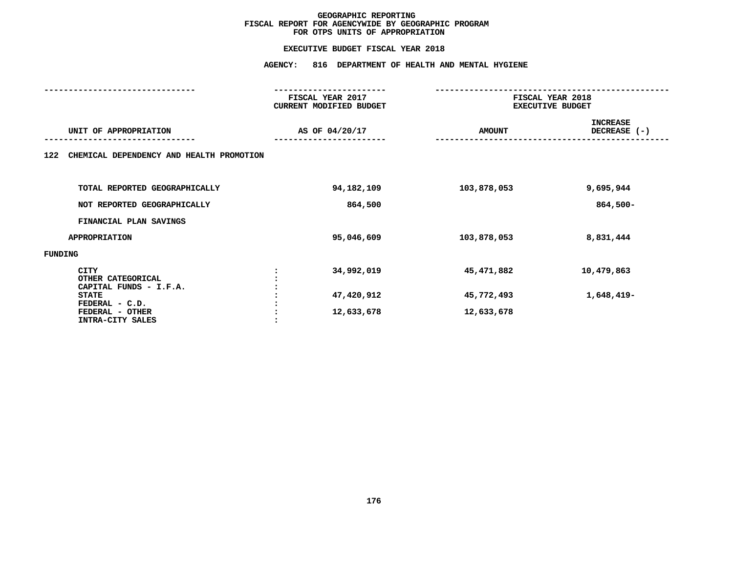# GEOGRAPHIC REPORTING
## FISCAL REPORT FOR AGENCYWIDE BY GEOGRAPHIC PROGRAM
## FOR OTPS UNITS OF APPROPRIATION

### EXECUTIVE BUDGET FISCAL YEAR 2018

### AGENCY: 816 DEPARTMENT OF HEALTH AND MENTAL HYGIENE

| UNIT OF APPROPRIATION | | FISCAL YEAR 2017 CURRENT MODIFIED BUDGET AS OF 04/20/17 | FISCAL YEAR 2018 EXECUTIVE BUDGET AMOUNT | INCREASE DECREASE (-) |
|---|---|---|---|---|
| **122 CHEMICAL DEPENDENCY AND HEALTH PROMOTION** | | | | |
| TOTAL REPORTED GEOGRAPHICALLY | | 94,182,109 | 103,878,053 | 9,695,944 |
| NOT REPORTED GEOGRAPHICALLY | | 864,500 | | 864,500- |
| FINANCIAL PLAN SAVINGS | | | | |
| APPROPRIATION | | 95,046,609 | 103,878,053 | 8,831,444 |
| FUNDING | | | | |
| CITY | : | 34,992,019 | 45,471,882 | 10,479,863 |
| OTHER CATEGORICAL | : | | | |
| CAPITAL FUNDS - I.F.A. | : | | | |
| STATE | : | 47,420,912 | 45,772,493 | 1,648,419- |
| FEDERAL - C.D. | : | | | |
| FEDERAL - OTHER | : | 12,633,678 | 12,633,678 | |
| INTRA-CITY SALES | : | | | |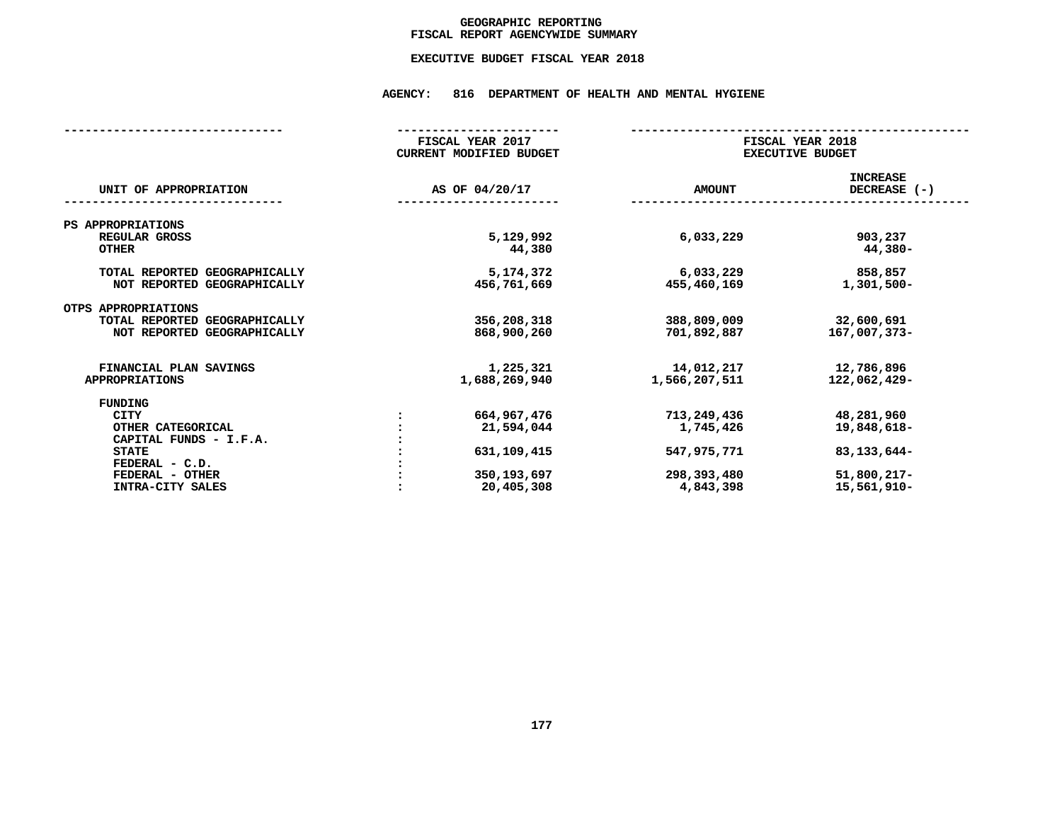# GEOGRAPHIC REPORTING
## FISCAL REPORT AGENCYWIDE SUMMARY

### EXECUTIVE BUDGET FISCAL YEAR 2018

**AGENCY: 816 DEPARTMENT OF HEALTH AND MENTAL HYGIENE**

| UNIT OF APPROPRIATION | | FISCAL YEAR 2017 CURRENT MODIFIED BUDGET AS OF 04/20/17 | FISCAL YEAR 2018 EXECUTIVE BUDGET AMOUNT | FISCAL YEAR 2018 EXECUTIVE BUDGET INCREASE DECREASE (-) |
|---|---|---|---|---|
| **PS APPROPRIATIONS** | | | | |
| REGULAR GROSS | | 5,129,992 | 6,033,229 | 903,237 |
| OTHER | | 44,380 | | 44,380- |
| TOTAL REPORTED GEOGRAPHICALLY | | 5,174,372 | 6,033,229 | 858,857 |
| NOT REPORTED GEOGRAPHICALLY | | 456,761,669 | 455,460,169 | 1,301,500- |
| **OTPS APPROPRIATIONS** | | | | |
| TOTAL REPORTED GEOGRAPHICALLY | | 356,208,318 | 388,809,009 | 32,600,691 |
| NOT REPORTED GEOGRAPHICALLY | | 868,900,260 | 701,892,887 | 167,007,373- |
| FINANCIAL PLAN SAVINGS | | 1,225,321 | 14,012,217 | 12,786,896 |
| APPROPRIATIONS | | 1,688,269,940 | 1,566,207,511 | 122,062,429- |
| **FUNDING** | | | | |
| CITY | : | 664,967,476 | 713,249,436 | 48,281,960 |
| OTHER CATEGORICAL | : | 21,594,044 | 1,745,426 | 19,848,618- |
| CAPITAL FUNDS - I.F.A. | : | | | |
| STATE | : | 631,109,415 | 547,975,771 | 83,133,644- |
| FEDERAL - C.D. | : | | | |
| FEDERAL - OTHER | : | 350,193,697 | 298,393,480 | 51,800,217- |
| INTRA-CITY SALES | : | 20,405,308 | 4,843,398 | 15,561,910- |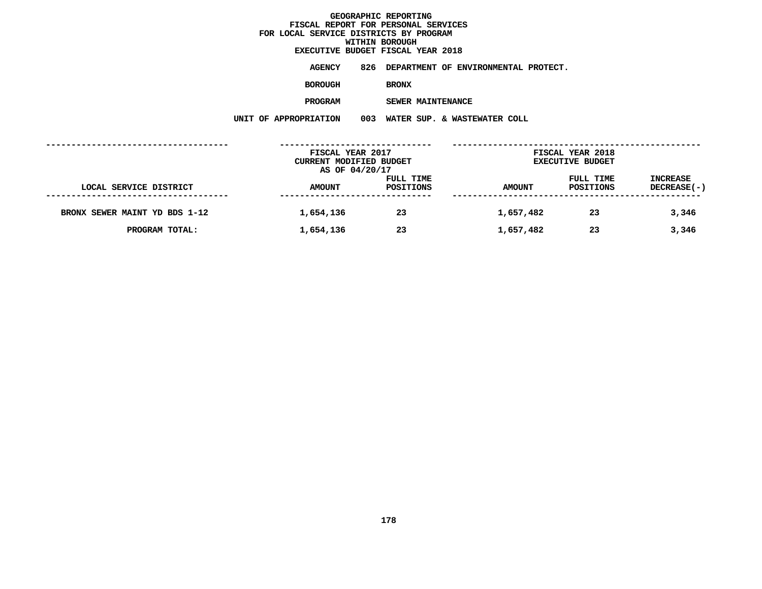**GEOGRAPHIC REPORTING**
**FISCAL REPORT FOR PERSONAL SERVICES**
**FOR LOCAL SERVICE DISTRICTS BY PROGRAM**
**WITHIN BOROUGH**
**EXECUTIVE BUDGET FISCAL YEAR 2018**

**AGENCY** 826 DEPARTMENT OF ENVIRONMENTAL PROTECT.

**BOROUGH** BRONX

**PROGRAM** SEWER MAINTENANCE

**UNIT OF APPROPRIATION** 003 WATER SUP. & WASTEWATER COLL

| | FISCAL YEAR 2017 CURRENT MODIFIED BUDGET AS OF 04/20/17 | | FISCAL YEAR 2018 EXECUTIVE BUDGET | | |
|---|---|---|---|---|---|
| LOCAL SERVICE DISTRICT | AMOUNT | FULL TIME POSITIONS | AMOUNT | FULL TIME POSITIONS | INCREASE DECREASE(-) |
| BRONX SEWER MAINT YD BDS 1-12 | 1,654,136 | 23 | 1,657,482 | 23 | 3,346 |
| PROGRAM TOTAL: | 1,654,136 | 23 | 1,657,482 | 23 | 3,346 |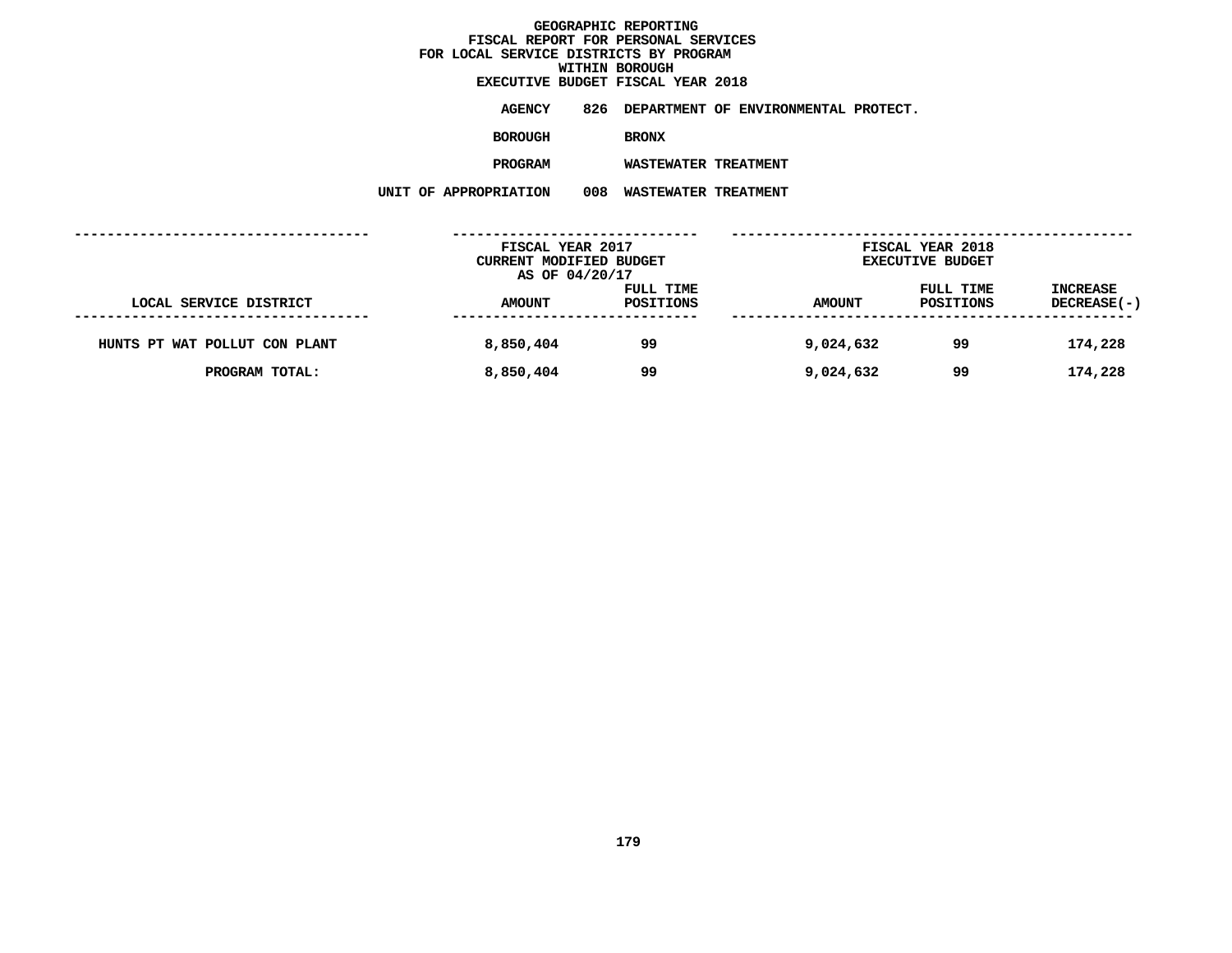# GEOGRAPHIC REPORTING
## FISCAL REPORT FOR PERSONAL SERVICES
## FOR LOCAL SERVICE DISTRICTS BY PROGRAM
## WITHIN BOROUGH
## EXECUTIVE BUDGET FISCAL YEAR 2018

**AGENCY** 826 DEPARTMENT OF ENVIRONMENTAL PROTECT.

**BOROUGH** BRONX

**PROGRAM** WASTEWATER TREATMENT

**UNIT OF APPROPRIATION** 008 WASTEWATER TREATMENT

| | FISCAL YEAR 2017 CURRENT MODIFIED BUDGET AS OF 04/20/17 | | FISCAL YEAR 2018 EXECUTIVE BUDGET | | |
|---|---|---|---|---|---|
| LOCAL SERVICE DISTRICT | AMOUNT | FULL TIME POSITIONS | AMOUNT | FULL TIME POSITIONS | INCREASE DECREASE(-) |
| HUNTS PT WAT POLLUT CON PLANT | 8,850,404 | 99 | 9,024,632 | 99 | 174,228 |
| PROGRAM TOTAL: | 8,850,404 | 99 | 9,024,632 | 99 | 174,228 |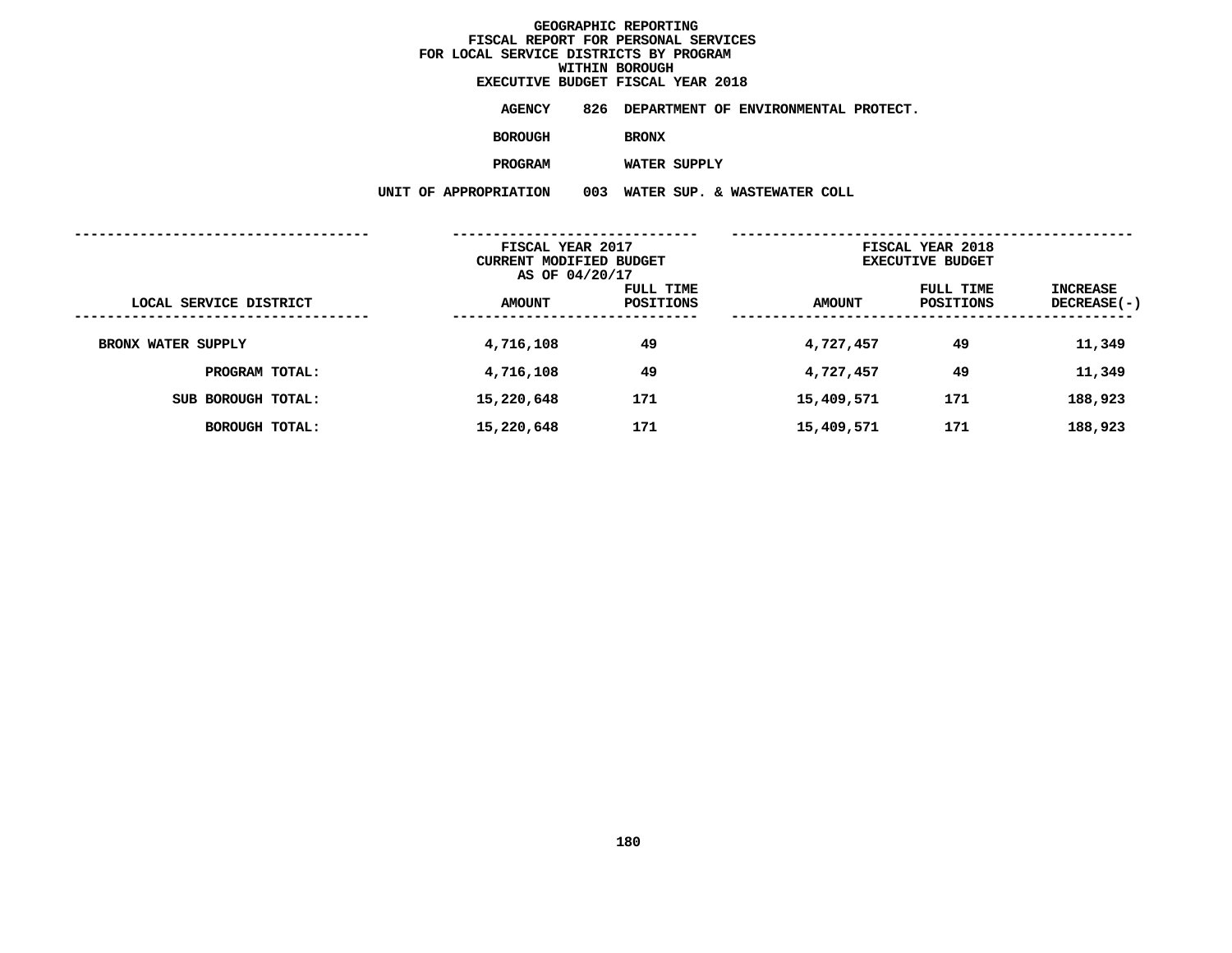**GEOGRAPHIC REPORTING**
**FISCAL REPORT FOR PERSONAL SERVICES**
**FOR LOCAL SERVICE DISTRICTS BY PROGRAM**
**WITHIN BOROUGH**
**EXECUTIVE BUDGET FISCAL YEAR 2018**

**AGENCY** 826 DEPARTMENT OF ENVIRONMENTAL PROTECT.

**BOROUGH** BRONX

**PROGRAM** WATER SUPPLY

**UNIT OF APPROPRIATION** 003 WATER SUP. & WASTEWATER COLL

| LOCAL SERVICE DISTRICT | FISCAL YEAR 2017 CURRENT MODIFIED BUDGET AS OF 04/20/17 AMOUNT | FULL TIME POSITIONS | FISCAL YEAR 2018 EXECUTIVE BUDGET AMOUNT | FULL TIME POSITIONS | INCREASE DECREASE(-) |
|---|---|---|---|---|---|
| BRONX WATER SUPPLY | 4,716,108 | 49 | 4,727,457 | 49 | 11,349 |
| PROGRAM TOTAL: | 4,716,108 | 49 | 4,727,457 | 49 | 11,349 |
| SUB BOROUGH TOTAL: | 15,220,648 | 171 | 15,409,571 | 171 | 188,923 |
| BOROUGH TOTAL: | 15,220,648 | 171 | 15,409,571 | 171 | 188,923 |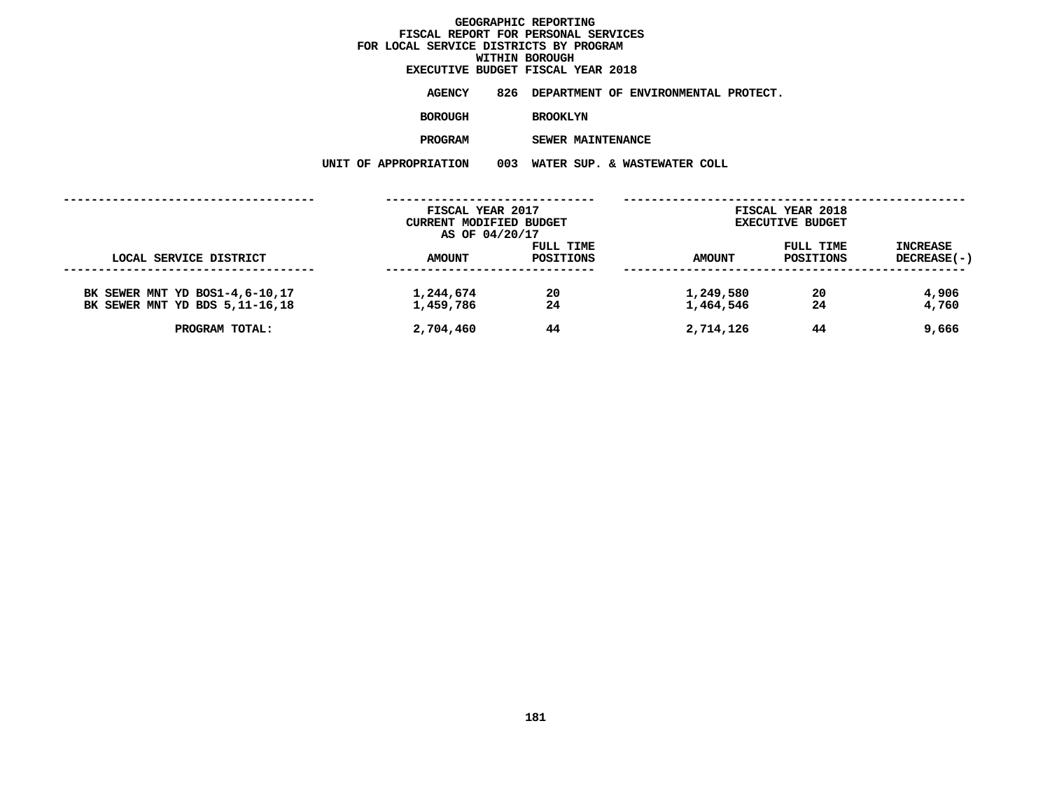# GEOGRAPHIC REPORTING
## FISCAL REPORT FOR PERSONAL SERVICES
## FOR LOCAL SERVICE DISTRICTS BY PROGRAM
## WITHIN BOROUGH
## EXECUTIVE BUDGET FISCAL YEAR 2018

**AGENCY** 826 DEPARTMENT OF ENVIRONMENTAL PROTECT.

**BOROUGH** BROOKLYN

**PROGRAM** SEWER MAINTENANCE

**UNIT OF APPROPRIATION** 003 WATER SUP. & WASTEWATER COLL

| LOCAL SERVICE DISTRICT | FISCAL YEAR 2017 CURRENT MODIFIED BUDGET AS OF 04/20/17 AMOUNT | FULL TIME POSITIONS | FISCAL YEAR 2018 EXECUTIVE BUDGET AMOUNT | FULL TIME POSITIONS | INCREASE DECREASE(-) |
|---|---|---|---|---|---|
| BK SEWER MNT YD BOS1-4,6-10,17 | 1,244,674 | 20 | 1,249,580 | 20 | 4,906 |
| BK SEWER MNT YD BDS 5,11-16,18 | 1,459,786 | 24 | 1,464,546 | 24 | 4,760 |
| PROGRAM TOTAL: | 2,704,460 | 44 | 2,714,126 | 44 | 9,666 |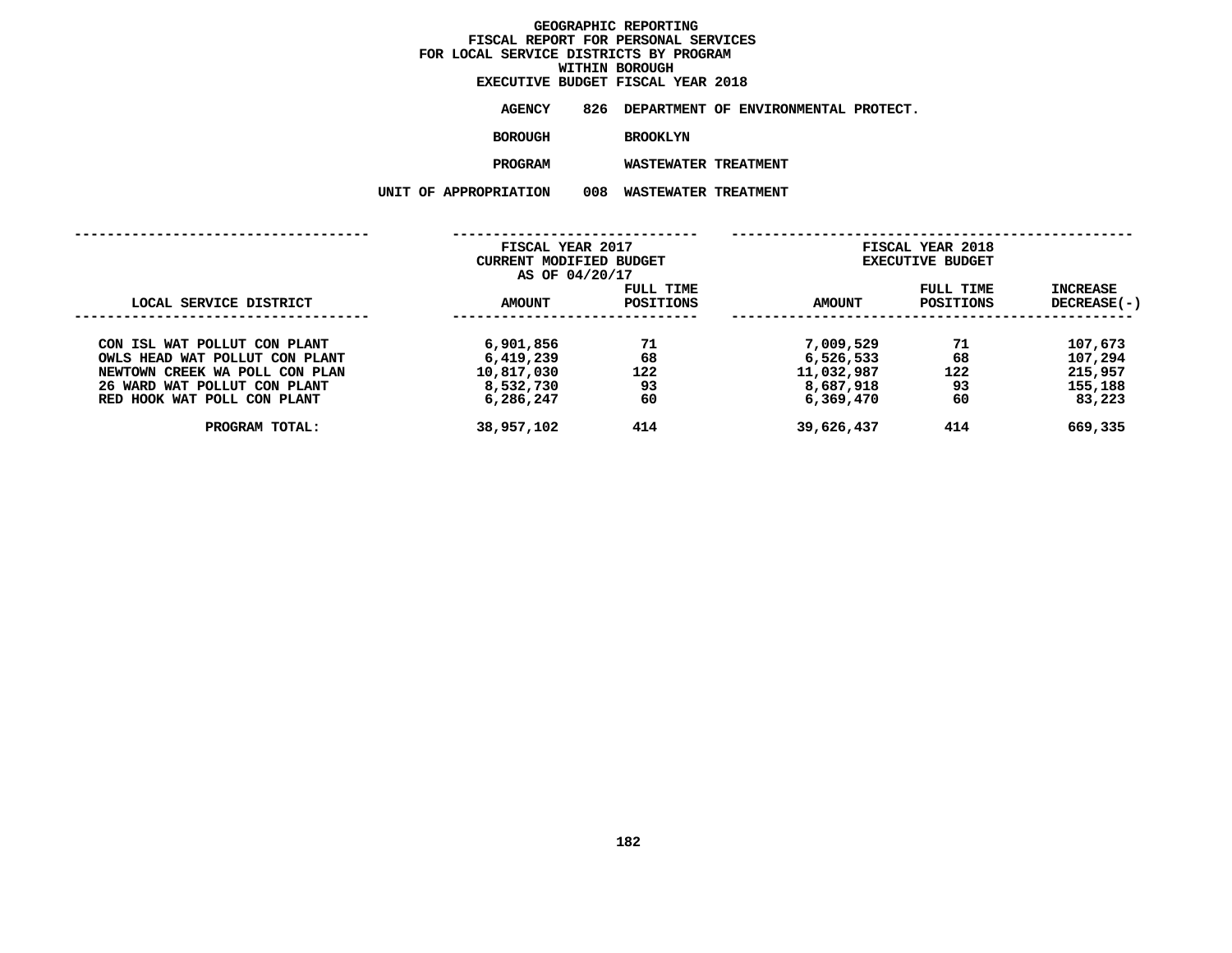# GEOGRAPHIC REPORTING
## FISCAL REPORT FOR PERSONAL SERVICES
## FOR LOCAL SERVICE DISTRICTS BY PROGRAM
## WITHIN BOROUGH
## EXECUTIVE BUDGET FISCAL YEAR 2018

**AGENCY** 826 DEPARTMENT OF ENVIRONMENTAL PROTECT.

**BOROUGH** BROOKLYN

**PROGRAM** WASTEWATER TREATMENT

**UNIT OF APPROPRIATION** 008 WASTEWATER TREATMENT

| LOCAL SERVICE DISTRICT | FISCAL YEAR 2017 CURRENT MODIFIED BUDGET AS OF 04/20/17 AMOUNT | FULL TIME POSITIONS | FISCAL YEAR 2018 EXECUTIVE BUDGET AMOUNT | FULL TIME POSITIONS | INCREASE DECREASE(-) |
|---|---|---|---|---|---|
| CON ISL WAT POLLUT CON PLANT | 6,901,856 | 71 | 7,009,529 | 71 | 107,673 |
| OWLS HEAD WAT POLLUT CON PLANT | 6,419,239 | 68 | 6,526,533 | 68 | 107,294 |
| NEWTOWN CREEK WA POLL CON PLAN | 10,817,030 | 122 | 11,032,987 | 122 | 215,957 |
| 26 WARD WAT POLLUT CON PLANT | 8,532,730 | 93 | 8,687,918 | 93 | 155,188 |
| RED HOOK WAT POLL CON PLANT | 6,286,247 | 60 | 6,369,470 | 60 | 83,223 |
| PROGRAM TOTAL: | 38,957,102 | 414 | 39,626,437 | 414 | 669,335 |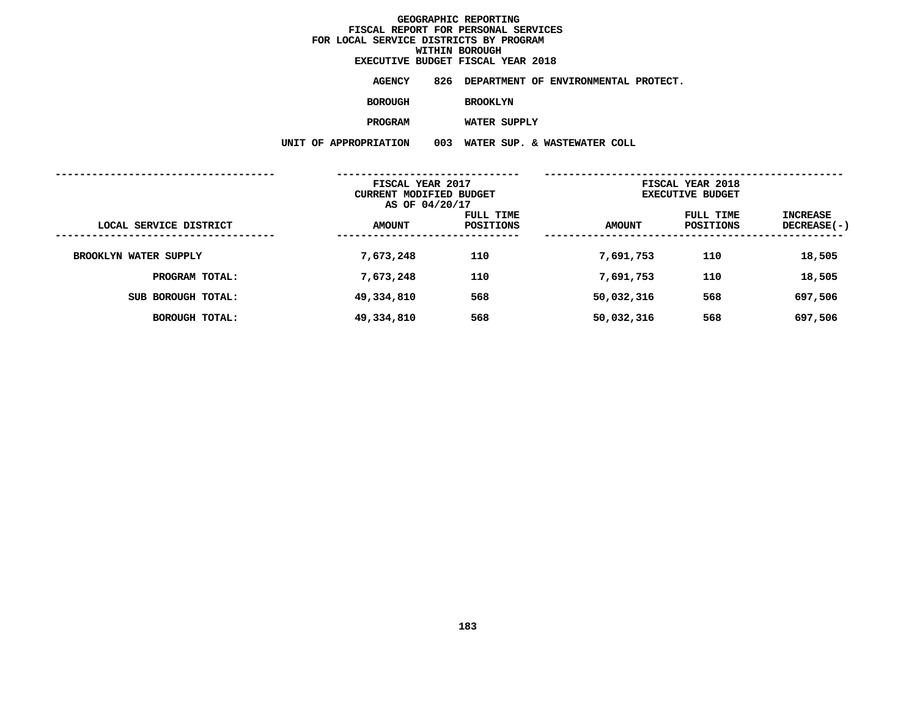# GEOGRAPHIC REPORTING
## FISCAL REPORT FOR PERSONAL SERVICES
## FOR LOCAL SERVICE DISTRICTS BY PROGRAM
## WITHIN BOROUGH
## EXECUTIVE BUDGET FISCAL YEAR 2018

**AGENCY** 826 DEPARTMENT OF ENVIRONMENTAL PROTECT.

**BOROUGH** BROOKLYN

**PROGRAM** WATER SUPPLY

**UNIT OF APPROPRIATION** 003 WATER SUP. & WASTEWATER COLL

| LOCAL SERVICE DISTRICT | FISCAL YEAR 2017 CURRENT MODIFIED BUDGET AS OF 04/20/17 AMOUNT | FULL TIME POSITIONS | FISCAL YEAR 2018 EXECUTIVE BUDGET AMOUNT | FULL TIME POSITIONS | INCREASE DECREASE(-) |
|---|---|---|---|---|---|
| BROOKLYN WATER SUPPLY | 7,673,248 | 110 | 7,691,753 | 110 | 18,505 |
| PROGRAM TOTAL: | 7,673,248 | 110 | 7,691,753 | 110 | 18,505 |
| SUB BOROUGH TOTAL: | 49,334,810 | 568 | 50,032,316 | 568 | 697,506 |
| BOROUGH TOTAL: | 49,334,810 | 568 | 50,032,316 | 568 | 697,506 |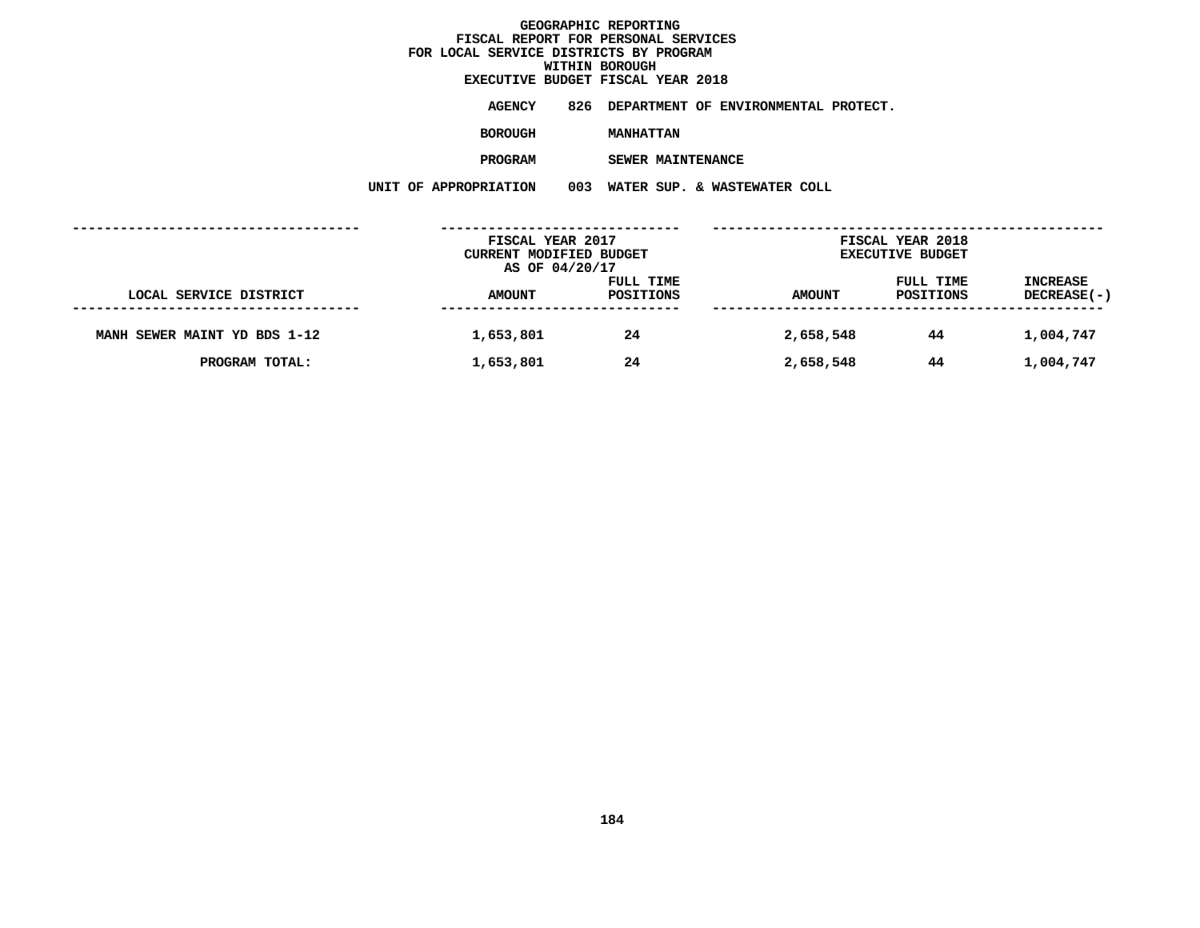# GEOGRAPHIC REPORTING
## FISCAL REPORT FOR PERSONAL SERVICES
## FOR LOCAL SERVICE DISTRICTS BY PROGRAM
## WITHIN BOROUGH
## EXECUTIVE BUDGET FISCAL YEAR 2018

**AGENCY** 826 DEPARTMENT OF ENVIRONMENTAL PROTECT.

**BOROUGH** MANHATTAN

**PROGRAM** SEWER MAINTENANCE

**UNIT OF APPROPRIATION** 003 WATER SUP. & WASTEWATER COLL

| LOCAL SERVICE DISTRICT | FISCAL YEAR 2017 CURRENT MODIFIED BUDGET AS OF 04/20/17 AMOUNT | FULL TIME POSITIONS | FISCAL YEAR 2018 EXECUTIVE BUDGET AMOUNT | FULL TIME POSITIONS | INCREASE DECREASE(-) |
|---|---|---|---|---|---|
| MANH SEWER MAINT YD BDS 1-12 | 1,653,801 | 24 | 2,658,548 | 44 | 1,004,747 |
| PROGRAM TOTAL: | 1,653,801 | 24 | 2,658,548 | 44 | 1,004,747 |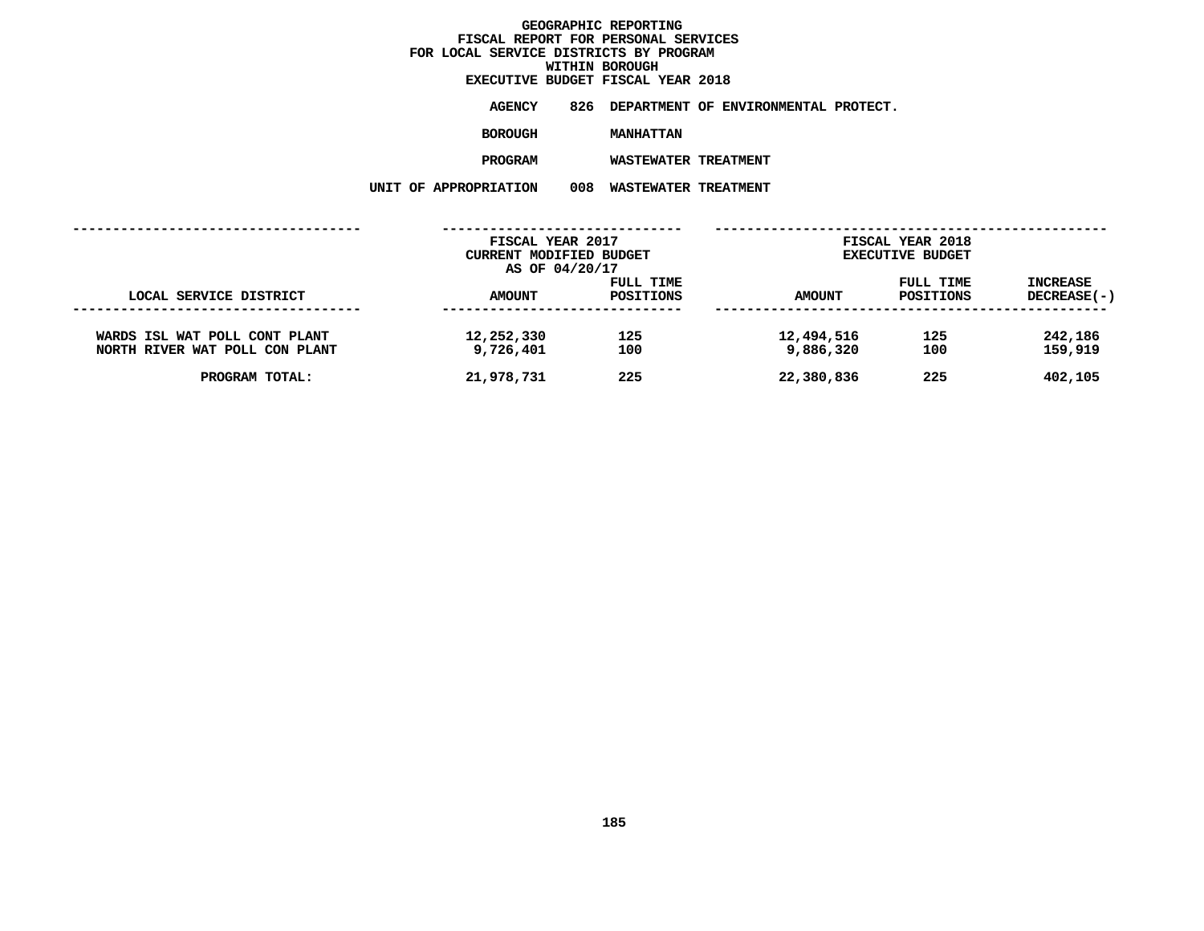# GEOGRAPHIC REPORTING
## FISCAL REPORT FOR PERSONAL SERVICES
## FOR LOCAL SERVICE DISTRICTS BY PROGRAM
## WITHIN BOROUGH
## EXECUTIVE BUDGET FISCAL YEAR 2018

**AGENCY** 826 DEPARTMENT OF ENVIRONMENTAL PROTECT.

**BOROUGH** MANHATTAN

**PROGRAM** WASTEWATER TREATMENT

**UNIT OF APPROPRIATION** 008 WASTEWATER TREATMENT

| LOCAL SERVICE DISTRICT | FISCAL YEAR 2017 CURRENT MODIFIED BUDGET AS OF 04/20/17 AMOUNT | FULL TIME POSITIONS | FISCAL YEAR 2018 EXECUTIVE BUDGET AMOUNT | FULL TIME POSITIONS | INCREASE DECREASE(-) |
|---|---|---|---|---|---|
| WARDS ISL WAT POLL CONT PLANT | 12,252,330 | 125 | 12,494,516 | 125 | 242,186 |
| NORTH RIVER WAT POLL CON PLANT | 9,726,401 | 100 | 9,886,320 | 100 | 159,919 |
| PROGRAM TOTAL: | 21,978,731 | 225 | 22,380,836 | 225 | 402,105 |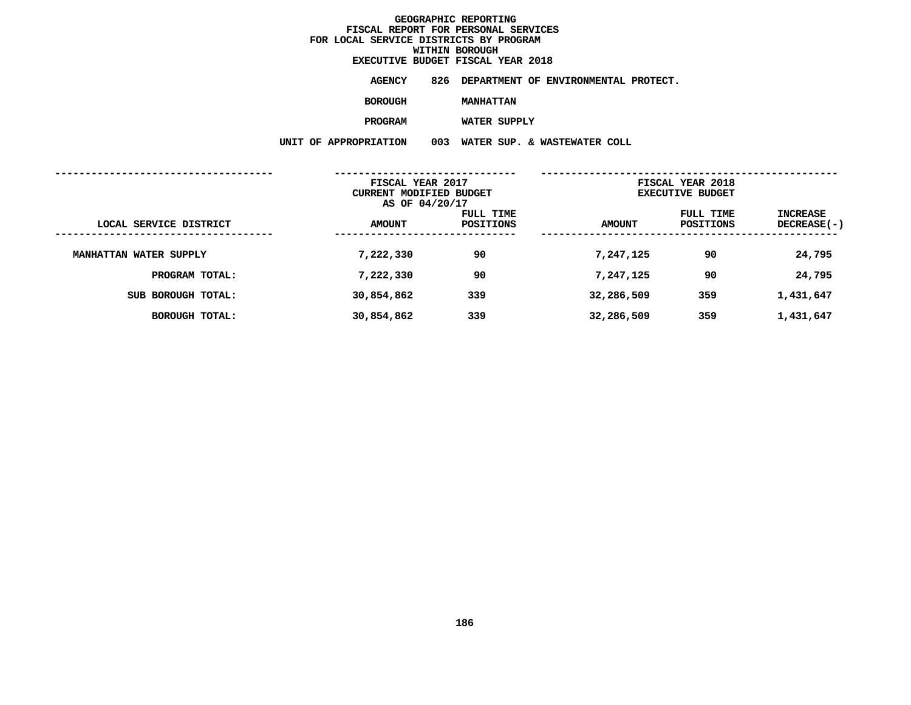# GEOGRAPHIC REPORTING
## FISCAL REPORT FOR PERSONAL SERVICES
## FOR LOCAL SERVICE DISTRICTS BY PROGRAM
## WITHIN BOROUGH
## EXECUTIVE BUDGET FISCAL YEAR 2018

**AGENCY** 826 DEPARTMENT OF ENVIRONMENTAL PROTECT.

**BOROUGH** MANHATTAN

**PROGRAM** WATER SUPPLY

**UNIT OF APPROPRIATION** 003 WATER SUP. & WASTEWATER COLL

| LOCAL SERVICE DISTRICT | FISCAL YEAR 2017 CURRENT MODIFIED BUDGET AS OF 04/20/17 AMOUNT | FULL TIME POSITIONS | FISCAL YEAR 2018 EXECUTIVE BUDGET AMOUNT | FULL TIME POSITIONS | INCREASE DECREASE(-) |
|---|---|---|---|---|---|
| MANHATTAN WATER SUPPLY | 7,222,330 | 90 | 7,247,125 | 90 | 24,795 |
| PROGRAM TOTAL: | 7,222,330 | 90 | 7,247,125 | 90 | 24,795 |
| SUB BOROUGH TOTAL: | 30,854,862 | 339 | 32,286,509 | 359 | 1,431,647 |
| BOROUGH TOTAL: | 30,854,862 | 339 | 32,286,509 | 359 | 1,431,647 |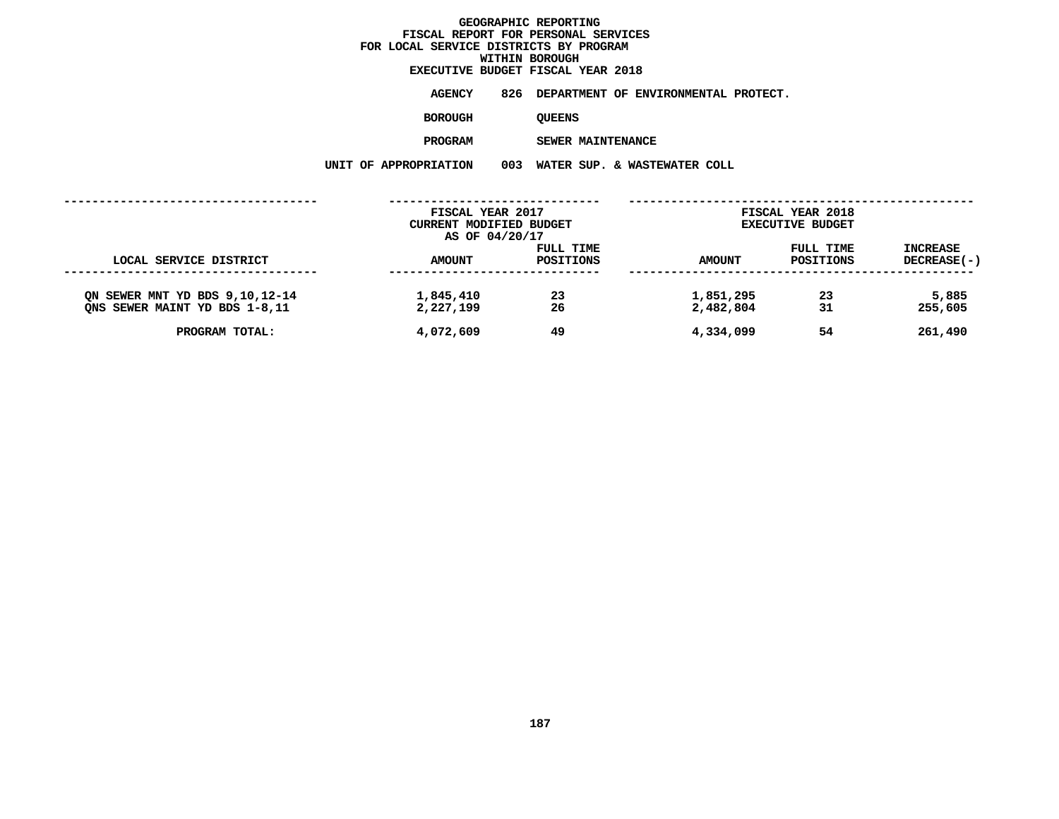# GEOGRAPHIC REPORTING
## FISCAL REPORT FOR PERSONAL SERVICES
## FOR LOCAL SERVICE DISTRICTS BY PROGRAM
## WITHIN BOROUGH
## EXECUTIVE BUDGET FISCAL YEAR 2018

**AGENCY** 826 DEPARTMENT OF ENVIRONMENTAL PROTECT.

**BOROUGH** QUEENS

**PROGRAM** SEWER MAINTENANCE

**UNIT OF APPROPRIATION** 003 WATER SUP. & WASTEWATER COLL

| LOCAL SERVICE DISTRICT | FISCAL YEAR 2017 CURRENT MODIFIED BUDGET AS OF 04/20/17 AMOUNT | FULL TIME POSITIONS | FISCAL YEAR 2018 EXECUTIVE BUDGET AMOUNT | FULL TIME POSITIONS | INCREASE DECREASE(-) |
|---|---|---|---|---|---|
| QN SEWER MNT YD BDS 9,10,12-14 | 1,845,410 | 23 | 1,851,295 | 23 | 5,885 |
| QNS SEWER MAINT YD BDS 1-8,11 | 2,227,199 | 26 | 2,482,804 | 31 | 255,605 |
| PROGRAM TOTAL: | 4,072,609 | 49 | 4,334,099 | 54 | 261,490 |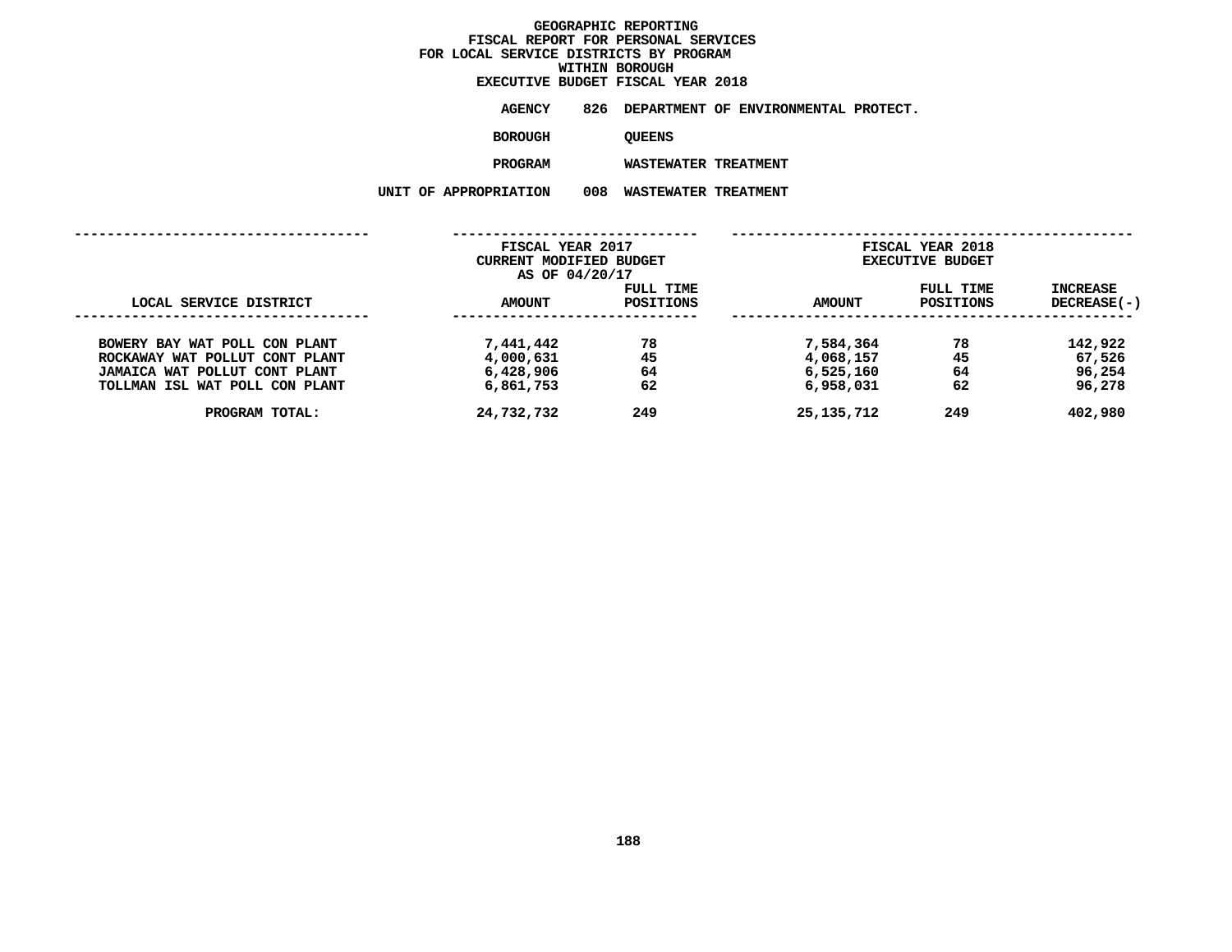# GEOGRAPHIC REPORTING
## FISCAL REPORT FOR PERSONAL SERVICES
## FOR LOCAL SERVICE DISTRICTS BY PROGRAM
## WITHIN BOROUGH
## EXECUTIVE BUDGET FISCAL YEAR 2018

**AGENCY** 826 DEPARTMENT OF ENVIRONMENTAL PROTECT.

**BOROUGH** QUEENS

**PROGRAM** WASTEWATER TREATMENT

**UNIT OF APPROPRIATION** 008 WASTEWATER TREATMENT

| LOCAL SERVICE DISTRICT | FISCAL YEAR 2017 CURRENT MODIFIED BUDGET AS OF 04/20/17 AMOUNT | FULL TIME POSITIONS | FISCAL YEAR 2018 EXECUTIVE BUDGET AMOUNT | FULL TIME POSITIONS | INCREASE DECREASE(-) |
|---|---|---|---|---|---|
| BOWERY BAY WAT POLL CON PLANT | 7,441,442 | 78 | 7,584,364 | 78 | 142,922 |
| ROCKAWAY WAT POLLUT CONT PLANT | 4,000,631 | 45 | 4,068,157 | 45 | 67,526 |
| JAMAICA WAT POLLUT CONT PLANT | 6,428,906 | 64 | 6,525,160 | 64 | 96,254 |
| TOLLMAN ISL WAT POLL CON PLANT | 6,861,753 | 62 | 6,958,031 | 62 | 96,278 |
| PROGRAM TOTAL: | 24,732,732 | 249 | 25,135,712 | 249 | 402,980 |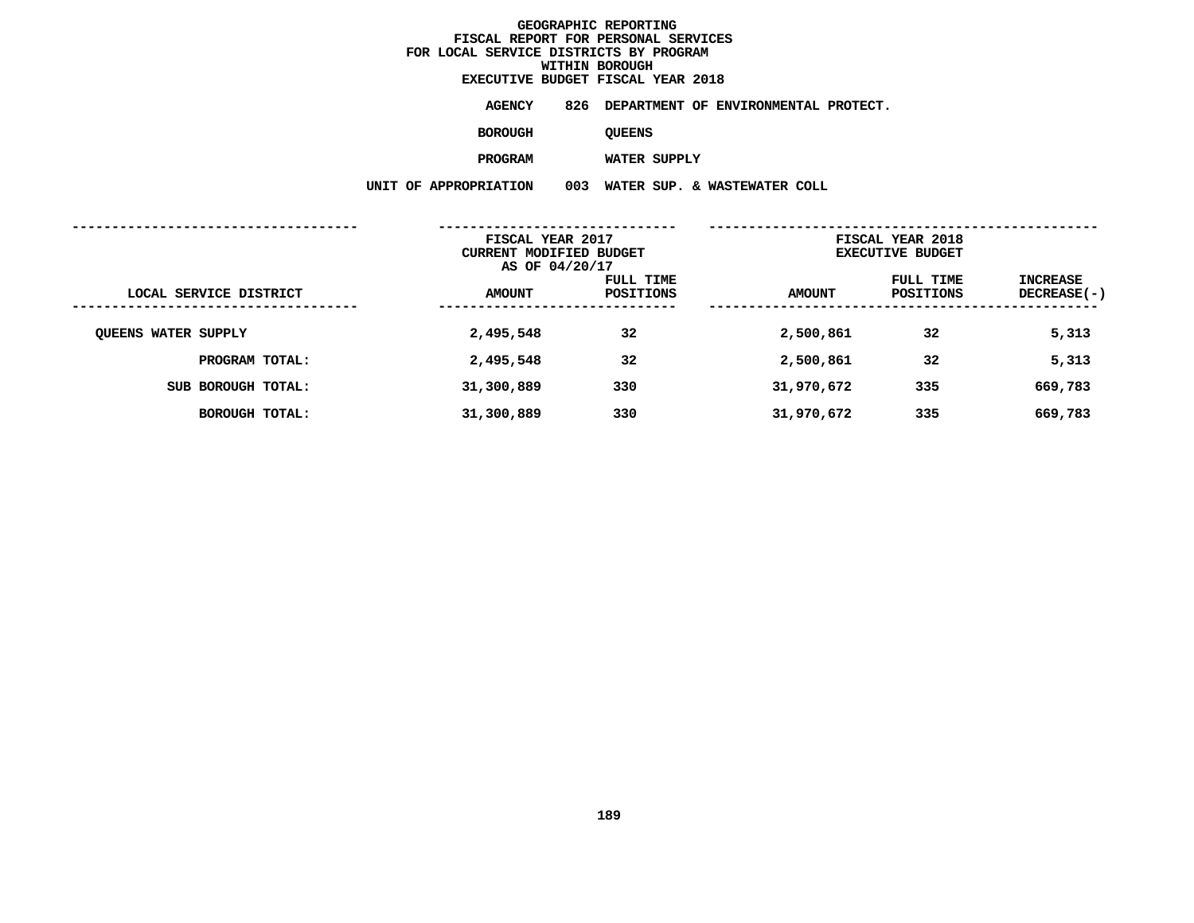# GEOGRAPHIC REPORTING
## FISCAL REPORT FOR PERSONAL SERVICES
## FOR LOCAL SERVICE DISTRICTS BY PROGRAM
## WITHIN BOROUGH
## EXECUTIVE BUDGET FISCAL YEAR 2018

**AGENCY** 826 DEPARTMENT OF ENVIRONMENTAL PROTECT.

**BOROUGH** QUEENS

**PROGRAM** WATER SUPPLY

**UNIT OF APPROPRIATION** 003 WATER SUP. & WASTEWATER COLL

| LOCAL SERVICE DISTRICT | FISCAL YEAR 2017 CURRENT MODIFIED BUDGET AS OF 04/20/17 AMOUNT | FULL TIME POSITIONS | FISCAL YEAR 2018 EXECUTIVE BUDGET AMOUNT | FULL TIME POSITIONS | INCREASE DECREASE(-) |
|---|---|---|---|---|---|
| QUEENS WATER SUPPLY | 2,495,548 | 32 | 2,500,861 | 32 | 5,313 |
| PROGRAM TOTAL: | 2,495,548 | 32 | 2,500,861 | 32 | 5,313 |
| SUB BOROUGH TOTAL: | 31,300,889 | 330 | 31,970,672 | 335 | 669,783 |
| BOROUGH TOTAL: | 31,300,889 | 330 | 31,970,672 | 335 | 669,783 |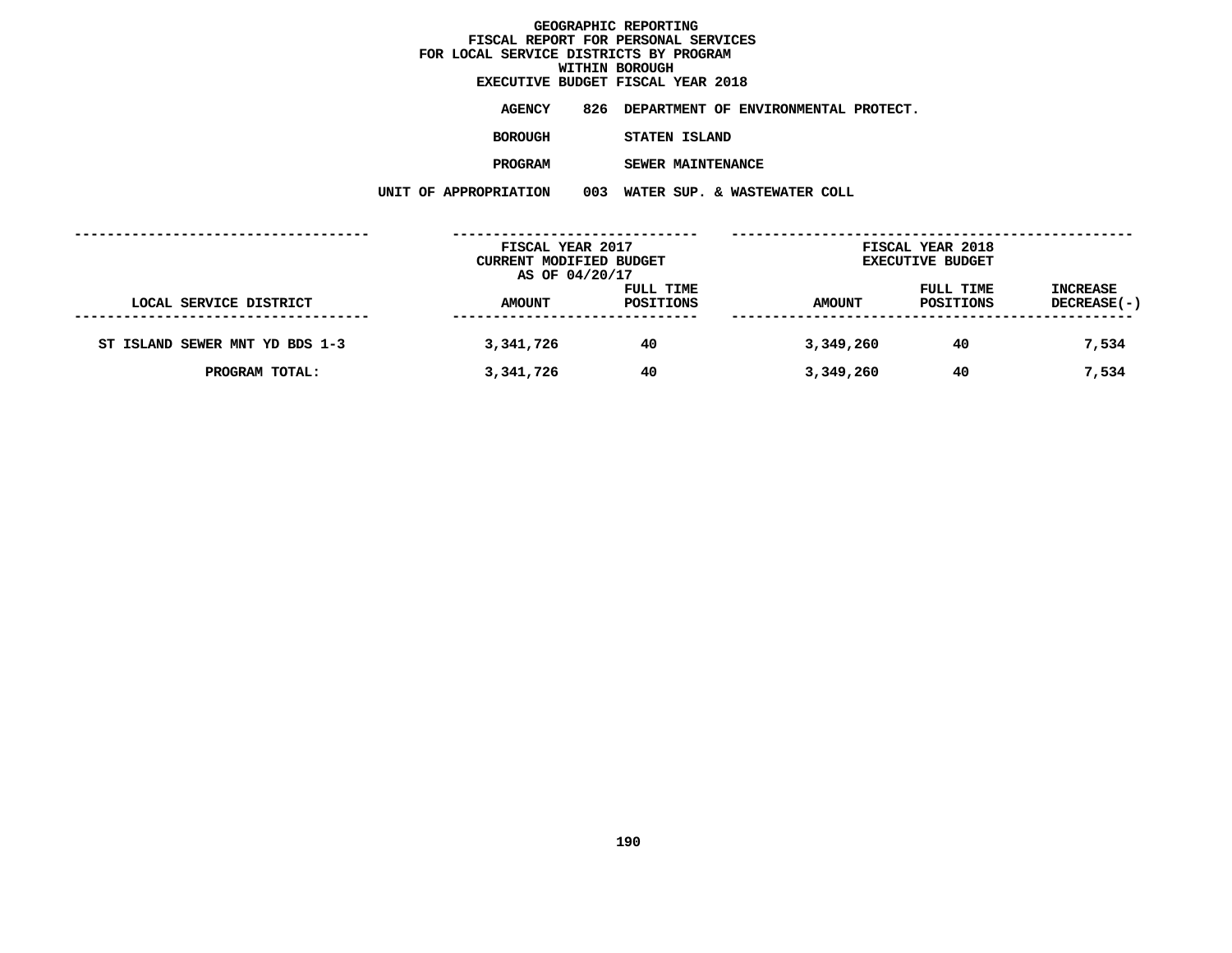# GEOGRAPHIC REPORTING
## FISCAL REPORT FOR PERSONAL SERVICES
## FOR LOCAL SERVICE DISTRICTS BY PROGRAM
## WITHIN BOROUGH
## EXECUTIVE BUDGET FISCAL YEAR 2018

**AGENCY** 826 DEPARTMENT OF ENVIRONMENTAL PROTECT.

**BOROUGH** STATEN ISLAND

**PROGRAM** SEWER MAINTENANCE

**UNIT OF APPROPRIATION** 003 WATER SUP. & WASTEWATER COLL

| LOCAL SERVICE DISTRICT | FISCAL YEAR 2017 CURRENT MODIFIED BUDGET AS OF 04/20/17 AMOUNT | FULL TIME POSITIONS | FISCAL YEAR 2018 EXECUTIVE BUDGET AMOUNT | FULL TIME POSITIONS | INCREASE DECREASE(-) |
|---|---|---|---|---|---|
| ST ISLAND SEWER MNT YD BDS 1-3 | 3,341,726 | 40 | 3,349,260 | 40 | 7,534 |
| PROGRAM TOTAL: | 3,341,726 | 40 | 3,349,260 | 40 | 7,534 |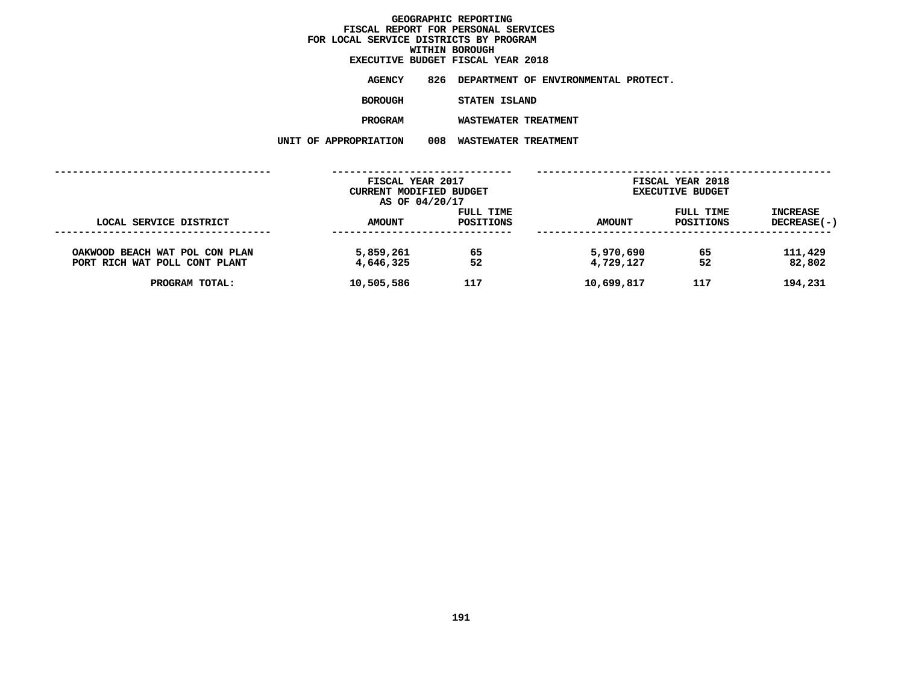# GEOGRAPHIC REPORTING
## FISCAL REPORT FOR PERSONAL SERVICES
## FOR LOCAL SERVICE DISTRICTS BY PROGRAM
## WITHIN BOROUGH
## EXECUTIVE BUDGET FISCAL YEAR 2018

**AGENCY** 826 DEPARTMENT OF ENVIRONMENTAL PROTECT.

**BOROUGH** STATEN ISLAND

**PROGRAM** WASTEWATER TREATMENT

**UNIT OF APPROPRIATION** 008 WASTEWATER TREATMENT

| | FISCAL YEAR 2017 CURRENT MODIFIED BUDGET AS OF 04/20/17 | | FISCAL YEAR 2018 EXECUTIVE BUDGET | | |
|---|---|---|---|---|---|
| LOCAL SERVICE DISTRICT | AMOUNT | FULL TIME POSITIONS | AMOUNT | FULL TIME POSITIONS | INCREASE DECREASE(-) |
| OAKWOOD BEACH WAT POL CON PLAN | 5,859,261 | 65 | 5,970,690 | 65 | 111,429 |
| PORT RICH WAT POLL CONT PLANT | 4,646,325 | 52 | 4,729,127 | 52 | 82,802 |
| PROGRAM TOTAL: | 10,505,586 | 117 | 10,699,817 | 117 | 194,231 |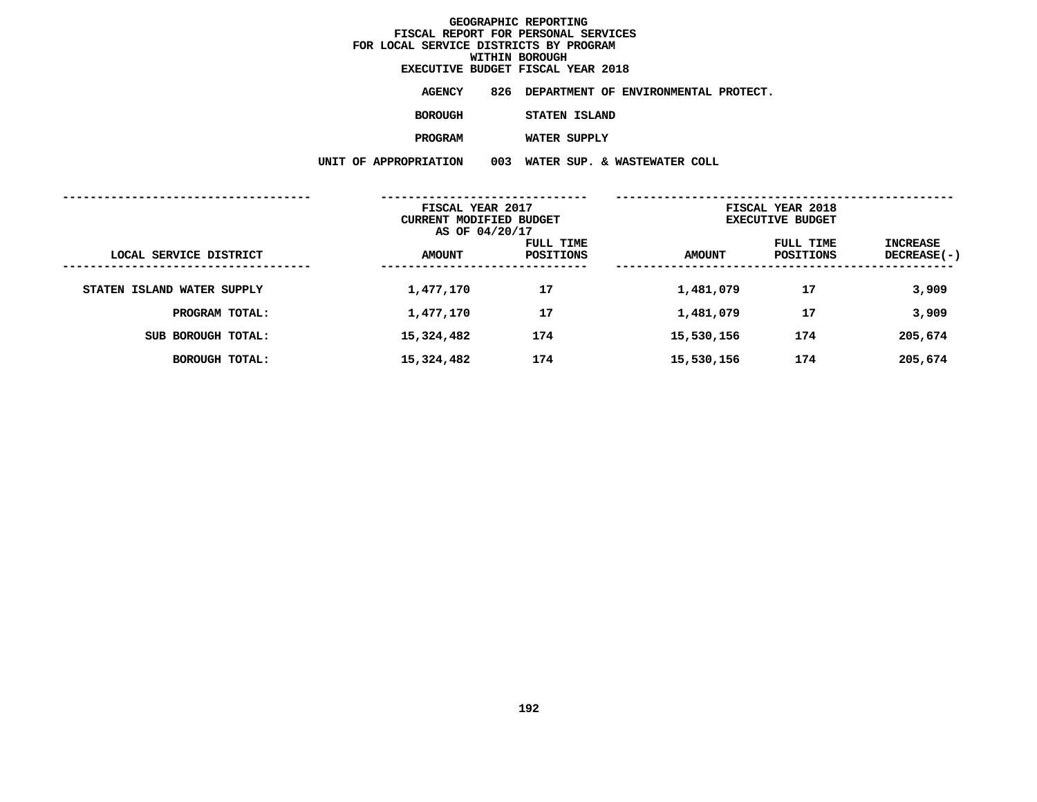**GEOGRAPHIC REPORTING**
**FISCAL REPORT FOR PERSONAL SERVICES**
**FOR LOCAL SERVICE DISTRICTS BY PROGRAM**
**WITHIN BOROUGH**
**EXECUTIVE BUDGET FISCAL YEAR 2018**

**AGENCY** 826 DEPARTMENT OF ENVIRONMENTAL PROTECT.

**BOROUGH** STATEN ISLAND

**PROGRAM** WATER SUPPLY

**UNIT OF APPROPRIATION** 003 WATER SUP. & WASTEWATER COLL

| LOCAL SERVICE DISTRICT | FISCAL YEAR 2017 CURRENT MODIFIED BUDGET AS OF 04/20/17 AMOUNT | FULL TIME POSITIONS | FISCAL YEAR 2018 EXECUTIVE BUDGET AMOUNT | FULL TIME POSITIONS | INCREASE DECREASE(-) |
|---|---|---|---|---|---|
| STATEN ISLAND WATER SUPPLY | 1,477,170 | 17 | 1,481,079 | 17 | 3,909 |
| PROGRAM TOTAL: | 1,477,170 | 17 | 1,481,079 | 17 | 3,909 |
| SUB BOROUGH TOTAL: | 15,324,482 | 174 | 15,530,156 | 174 | 205,674 |
| BOROUGH TOTAL: | 15,324,482 | 174 | 15,530,156 | 174 | 205,674 |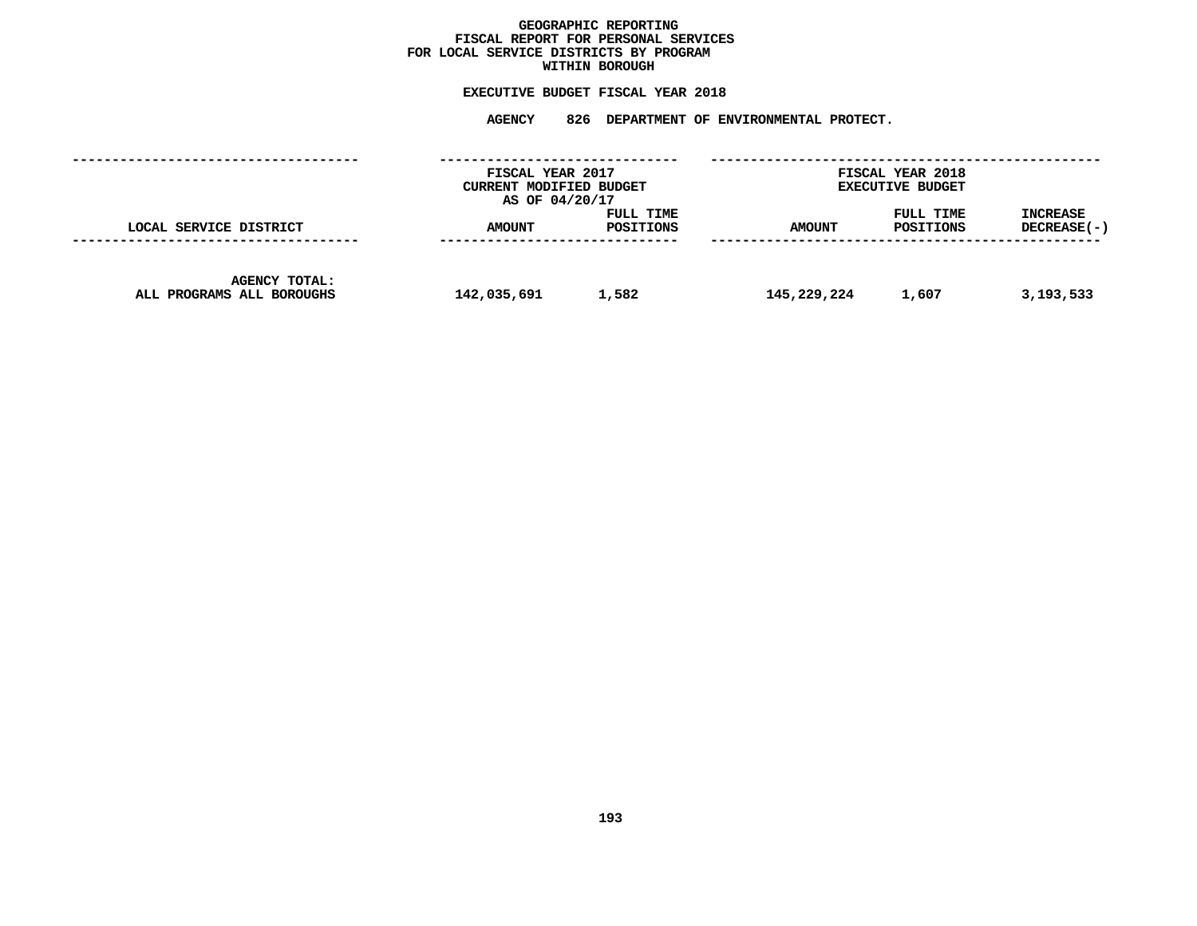# GEOGRAPHIC REPORTING
## FISCAL REPORT FOR PERSONAL SERVICES FOR LOCAL SERVICE DISTRICTS BY PROGRAM WITHIN BOROUGH

**EXECUTIVE BUDGET FISCAL YEAR 2018**

**AGENCY 826 DEPARTMENT OF ENVIRONMENTAL PROTECT.**

| | FISCAL YEAR 2017 CURRENT MODIFIED BUDGET AS OF 04/20/17 | | FISCAL YEAR 2018 EXECUTIVE BUDGET | | |
|---|---|---|---|---|---|
| LOCAL SERVICE DISTRICT | AMOUNT | FULL TIME POSITIONS | AMOUNT | FULL TIME POSITIONS | INCREASE DECREASE(-) |
| AGENCY TOTAL: ALL PROGRAMS ALL BOROUGHS | 142,035,691 | 1,582 | 145,229,224 | 1,607 | 3,193,533 |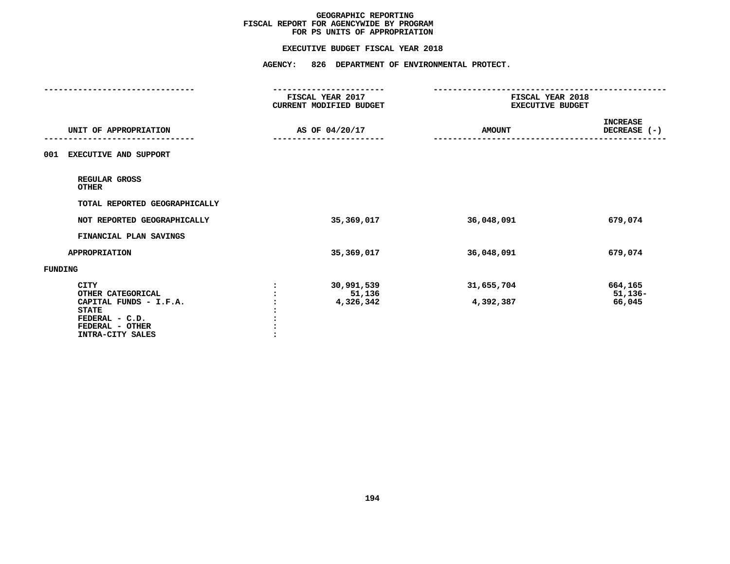# GEOGRAPHIC REPORTING
## FISCAL REPORT FOR AGENCYWIDE BY PROGRAM
## FOR PS UNITS OF APPROPRIATION

### EXECUTIVE BUDGET FISCAL YEAR 2018

### AGENCY: 826 DEPARTMENT OF ENVIRONMENTAL PROTECT.

| UNIT OF APPROPRIATION | FISCAL YEAR 2017 CURRENT MODIFIED BUDGET AS OF 04/20/17 | FISCAL YEAR 2018 EXECUTIVE BUDGET AMOUNT | INCREASE DECREASE (-) |
|---|---|---|---|
| 001 EXECUTIVE AND SUPPORT | | | |
| REGULAR GROSS | | | |
| OTHER | | | |
| TOTAL REPORTED GEOGRAPHICALLY | | | |
| NOT REPORTED GEOGRAPHICALLY | 35,369,017 | 36,048,091 | 679,074 |
| FINANCIAL PLAN SAVINGS | | | |
| APPROPRIATION | 35,369,017 | 36,048,091 | 679,074 |
| FUNDING | | | |
| CITY | 30,991,539 | 31,655,704 | 664,165 |
| OTHER CATEGORICAL | 51,136 | | 51,136- |
| CAPITAL FUNDS - I.F.A. | 4,326,342 | 4,392,387 | 66,045 |
| STATE | | | |
| FEDERAL - C.D. | | | |
| FEDERAL - OTHER | | | |
| INTRA-CITY SALES | | | |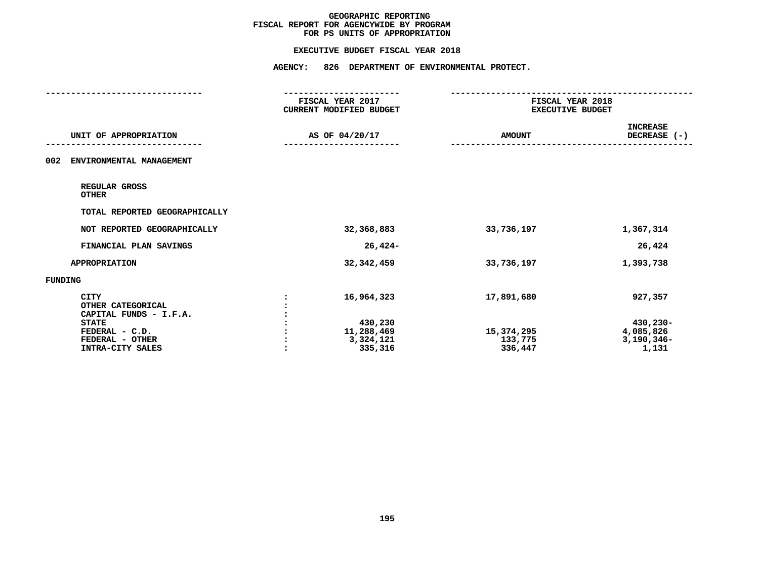# GEOGRAPHIC REPORTING
## FISCAL REPORT FOR AGENCYWIDE BY PROGRAM
## FOR PS UNITS OF APPROPRIATION

### EXECUTIVE BUDGET FISCAL YEAR 2018

### AGENCY: 826 DEPARTMENT OF ENVIRONMENTAL PROTECT.

| UNIT OF APPROPRIATION | | FISCAL YEAR 2017 CURRENT MODIFIED BUDGET AS OF 04/20/17 | FISCAL YEAR 2018 EXECUTIVE BUDGET AMOUNT | INCREASE DECREASE (-) |
|---|---|---|---|---|
| **002 ENVIRONMENTAL MANAGEMENT** | | | | |
| REGULAR GROSS | | | | |
| OTHER | | | | |
| TOTAL REPORTED GEOGRAPHICALLY | | | | |
| NOT REPORTED GEOGRAPHICALLY | | 32,368,883 | 33,736,197 | 1,367,314 |
| FINANCIAL PLAN SAVINGS | | 26,424- | | 26,424 |
| APPROPRIATION | | 32,342,459 | 33,736,197 | 1,393,738 |
| **FUNDING** | | | | |
| CITY | : | 16,964,323 | 17,891,680 | 927,357 |
| OTHER CATEGORICAL | : | | | |
| CAPITAL FUNDS - I.F.A. | : | | | |
| STATE | : | 430,230 | | 430,230- |
| FEDERAL - C.D. | : | 11,288,469 | 15,374,295 | 4,085,826 |
| FEDERAL - OTHER | : | 3,324,121 | 133,775 | 3,190,346- |
| INTRA-CITY SALES | : | 335,316 | 336,447 | 1,131 |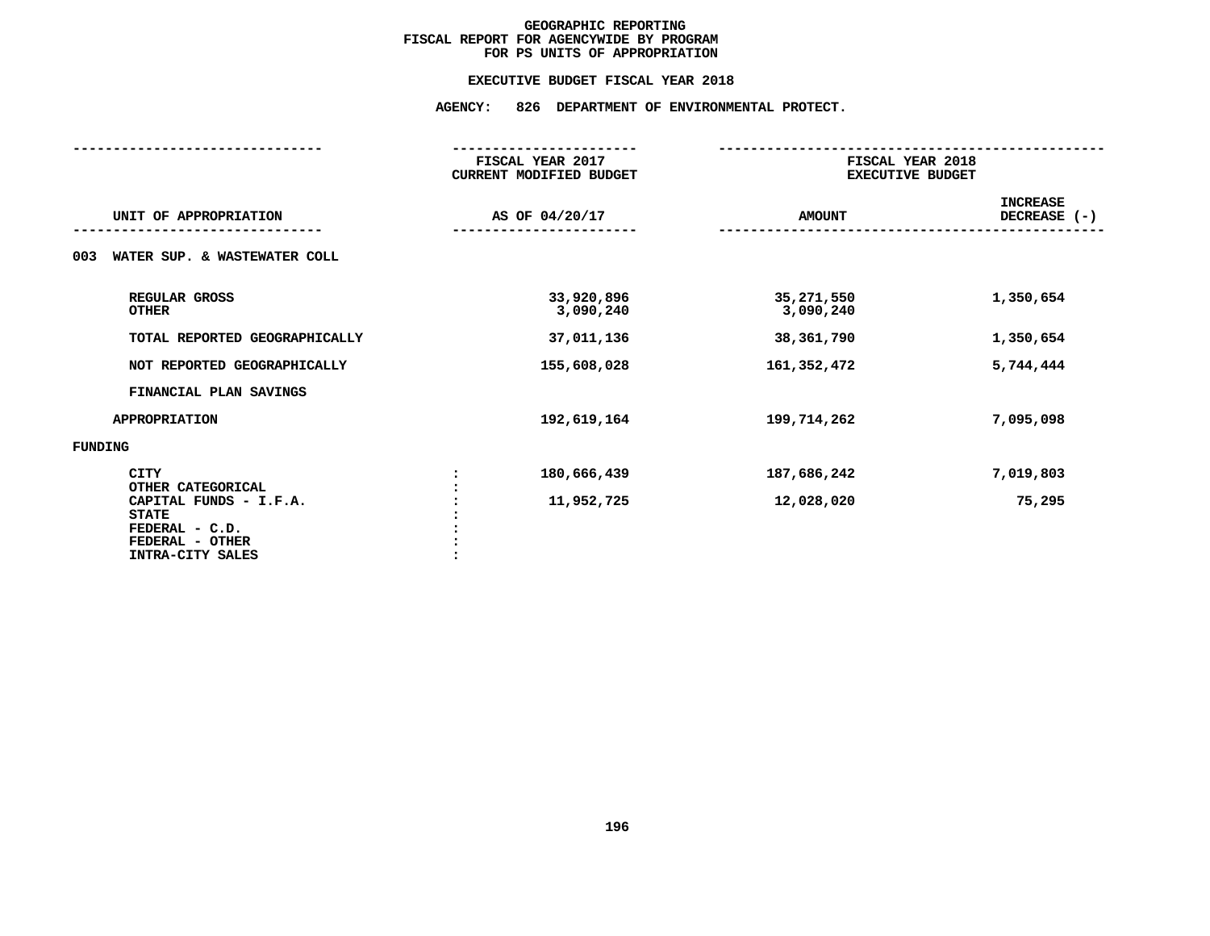# GEOGRAPHIC REPORTING
## FISCAL REPORT FOR AGENCYWIDE BY PROGRAM
## FOR PS UNITS OF APPROPRIATION

### EXECUTIVE BUDGET FISCAL YEAR 2018

### AGENCY: 826 DEPARTMENT OF ENVIRONMENTAL PROTECT.

| UNIT OF APPROPRIATION | | FISCAL YEAR 2017 CURRENT MODIFIED BUDGET AS OF 04/20/17 | FISCAL YEAR 2018 EXECUTIVE BUDGET AMOUNT | INCREASE DECREASE (-) |
|---|---|---|---|---|
| 003 WATER SUP. & WASTEWATER COLL | | | | |
| REGULAR GROSS | | 33,920,896 | 35,271,550 | 1,350,654 |
| OTHER | | 3,090,240 | 3,090,240 | |
| TOTAL REPORTED GEOGRAPHICALLY | | 37,011,136 | 38,361,790 | 1,350,654 |
| NOT REPORTED GEOGRAPHICALLY | | 155,608,028 | 161,352,472 | 5,744,444 |
| FINANCIAL PLAN SAVINGS | | | | |
| APPROPRIATION | | 192,619,164 | 199,714,262 | 7,095,098 |
| FUNDING | | | | |
| CITY | : | 180,666,439 | 187,686,242 | 7,019,803 |
| OTHER CATEGORICAL | : | | | |
| CAPITAL FUNDS - I.F.A. | : | 11,952,725 | 12,028,020 | 75,295 |
| STATE | : | | | |
| FEDERAL - C.D. | : | | | |
| FEDERAL - OTHER | : | | | |
| INTRA-CITY SALES | : | | | |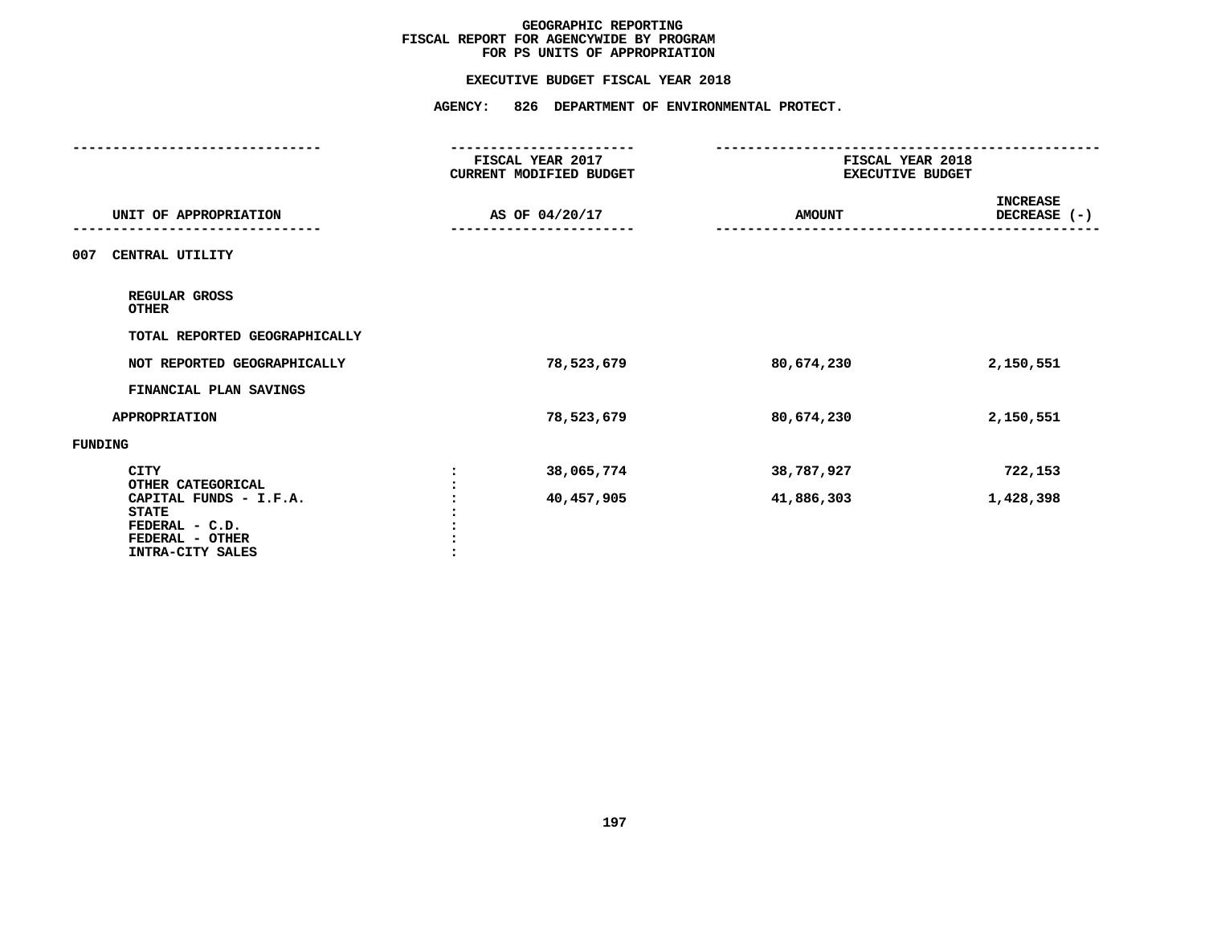# GEOGRAPHIC REPORTING
## FISCAL REPORT FOR AGENCYWIDE BY PROGRAM
## FOR PS UNITS OF APPROPRIATION

### EXECUTIVE BUDGET FISCAL YEAR 2018

### AGENCY: 826 DEPARTMENT OF ENVIRONMENTAL PROTECT.

| UNIT OF APPROPRIATION | FISCAL YEAR 2017 CURRENT MODIFIED BUDGET AS OF 04/20/17 | FISCAL YEAR 2018 EXECUTIVE BUDGET AMOUNT | INCREASE DECREASE (-) |
|---|---|---|---|
| **007 CENTRAL UTILITY** | | | |
| REGULAR GROSS | | | |
| OTHER | | | |
| TOTAL REPORTED GEOGRAPHICALLY | | | |
| NOT REPORTED GEOGRAPHICALLY | 78,523,679 | 80,674,230 | 2,150,551 |
| FINANCIAL PLAN SAVINGS | | | |
| APPROPRIATION | 78,523,679 | 80,674,230 | 2,150,551 |
| **FUNDING** | | | |
| CITY | 38,065,774 | 38,787,927 | 722,153 |
| OTHER CATEGORICAL | | | |
| CAPITAL FUNDS - I.F.A. | 40,457,905 | 41,886,303 | 1,428,398 |
| STATE | | | |
| FEDERAL - C.D. | | | |
| FEDERAL - OTHER | | | |
| INTRA-CITY SALES | | | |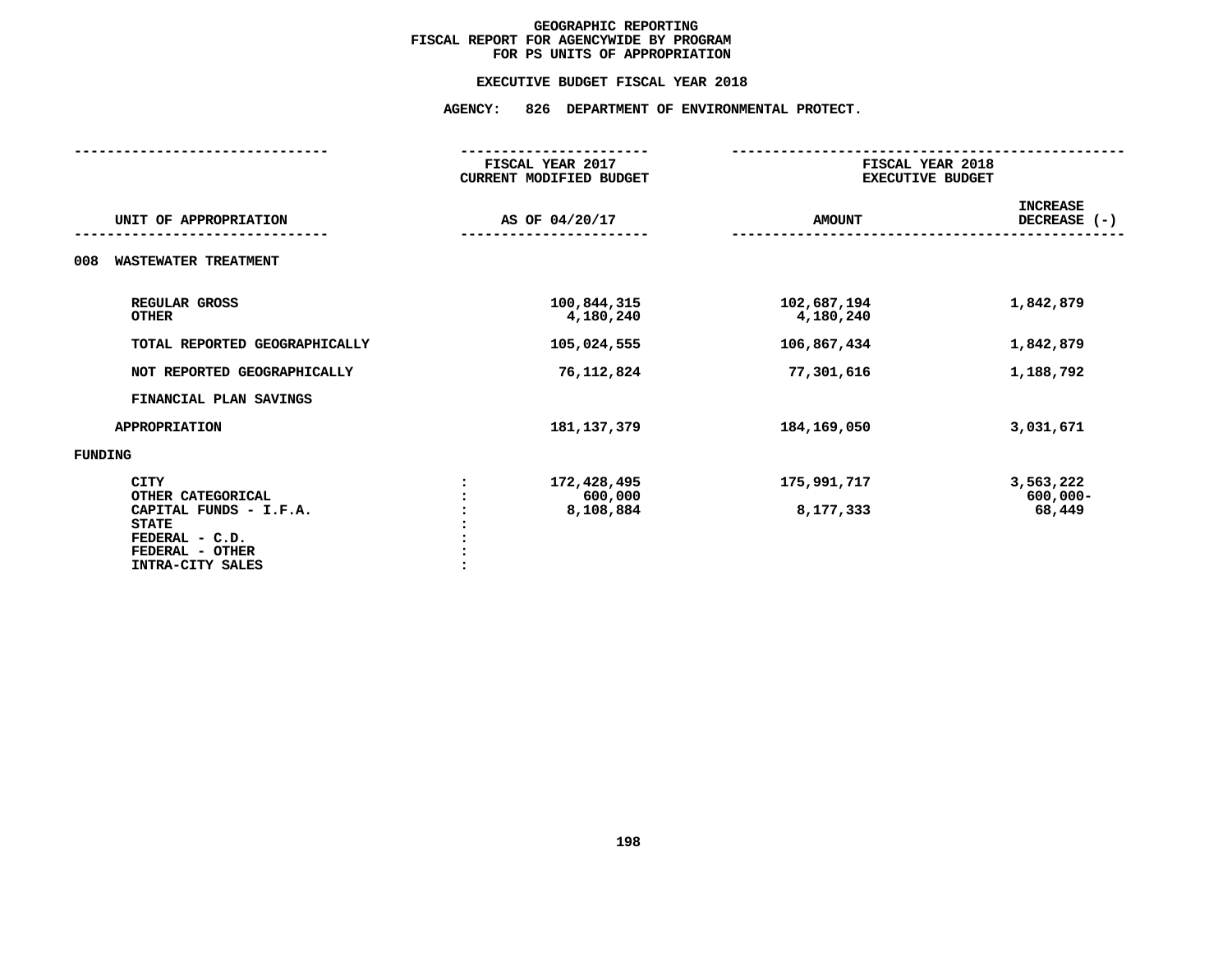# GEOGRAPHIC REPORTING
## FISCAL REPORT FOR AGENCYWIDE BY PROGRAM
## FOR PS UNITS OF APPROPRIATION

### EXECUTIVE BUDGET FISCAL YEAR 2018

### AGENCY: 826 DEPARTMENT OF ENVIRONMENTAL PROTECT.

| UNIT OF APPROPRIATION | FISCAL YEAR 2017 CURRENT MODIFIED BUDGET AS OF 04/20/17 | FISCAL YEAR 2018 EXECUTIVE BUDGET AMOUNT | INCREASE DECREASE (-) |
|---|---|---|---|
| **008 WASTEWATER TREATMENT** | | | |
| REGULAR GROSS | 100,844,315 | 102,687,194 | 1,842,879 |
| OTHER | 4,180,240 | 4,180,240 | |
| TOTAL REPORTED GEOGRAPHICALLY | 105,024,555 | 106,867,434 | 1,842,879 |
| NOT REPORTED GEOGRAPHICALLY | 76,112,824 | 77,301,616 | 1,188,792 |
| FINANCIAL PLAN SAVINGS | | | |
| APPROPRIATION | 181,137,379 | 184,169,050 | 3,031,671 |
| **FUNDING** | | | |
| CITY | 172,428,495 | 175,991,717 | 3,563,222 |
| OTHER CATEGORICAL | 600,000 | | 600,000- |
| CAPITAL FUNDS - I.F.A. | 8,108,884 | 8,177,333 | 68,449 |
| STATE | | | |
| FEDERAL - C.D. | | | |
| FEDERAL - OTHER | | | |
| INTRA-CITY SALES | | | |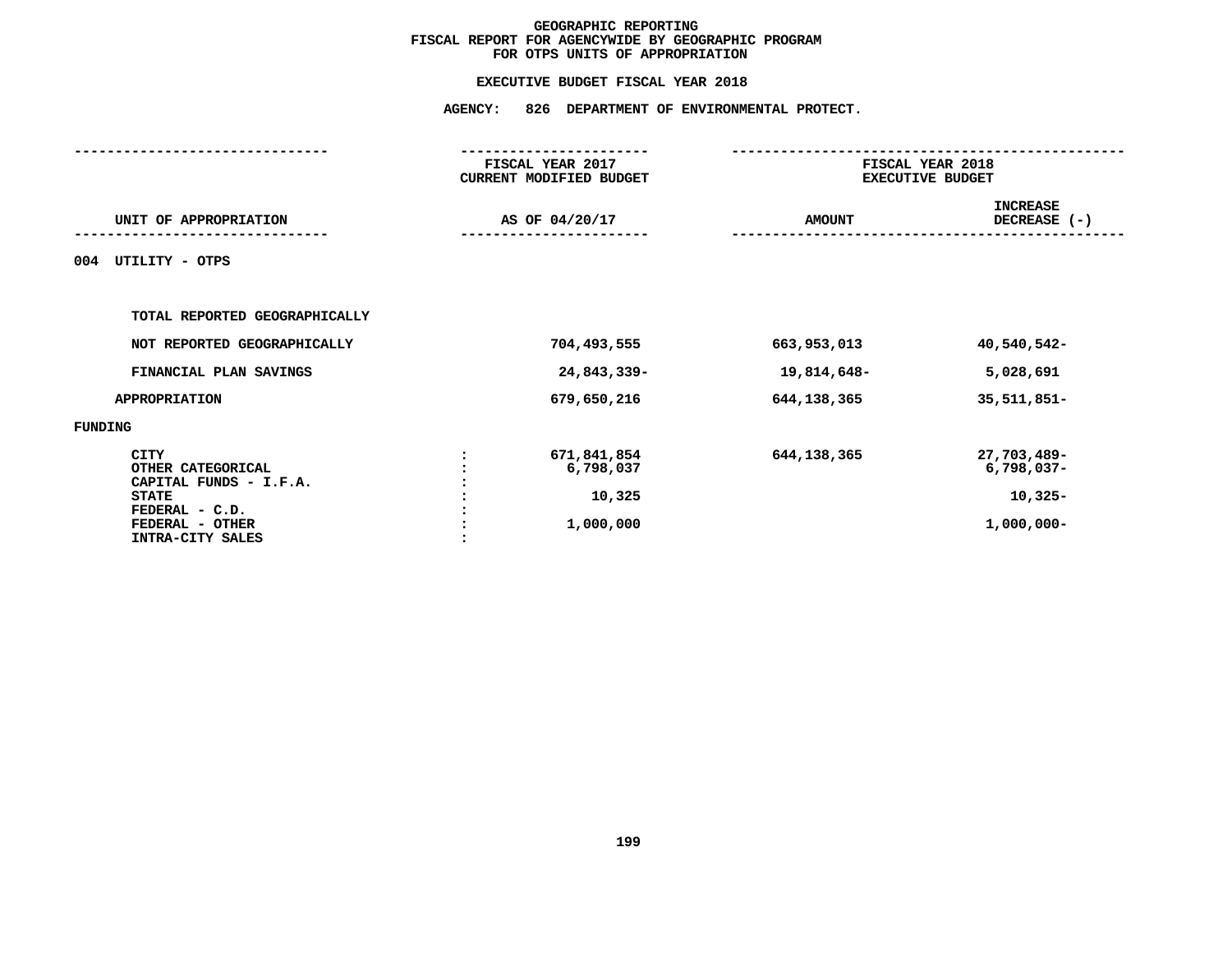# GEOGRAPHIC REPORTING
## FISCAL REPORT FOR AGENCYWIDE BY GEOGRAPHIC PROGRAM
## FOR OTPS UNITS OF APPROPRIATION

### EXECUTIVE BUDGET FISCAL YEAR 2018

### AGENCY: 826 DEPARTMENT OF ENVIRONMENTAL PROTECT.

| UNIT OF APPROPRIATION | | FISCAL YEAR 2017 CURRENT MODIFIED BUDGET AS OF 04/20/17 | FISCAL YEAR 2018 EXECUTIVE BUDGET AMOUNT | INCREASE DECREASE (-) |
|---|---|---|---|---|
| 004 UTILITY - OTPS | | | | |
| TOTAL REPORTED GEOGRAPHICALLY | | | | |
| NOT REPORTED GEOGRAPHICALLY | | 704,493,555 | 663,953,013 | 40,540,542- |
| FINANCIAL PLAN SAVINGS | | 24,843,339- | 19,814,648- | 5,028,691 |
| APPROPRIATION | | 679,650,216 | 644,138,365 | 35,511,851- |
| FUNDING | | | | |
| CITY | : | 671,841,854 | 644,138,365 | 27,703,489- |
| OTHER CATEGORICAL | : | 6,798,037 | | 6,798,037- |
| CAPITAL FUNDS - I.F.A. | : | | | |
| STATE | : | 10,325 | | 10,325- |
| FEDERAL - C.D. | : | | | |
| FEDERAL - OTHER | : | 1,000,000 | | 1,000,000- |
| INTRA-CITY SALES | : | | | |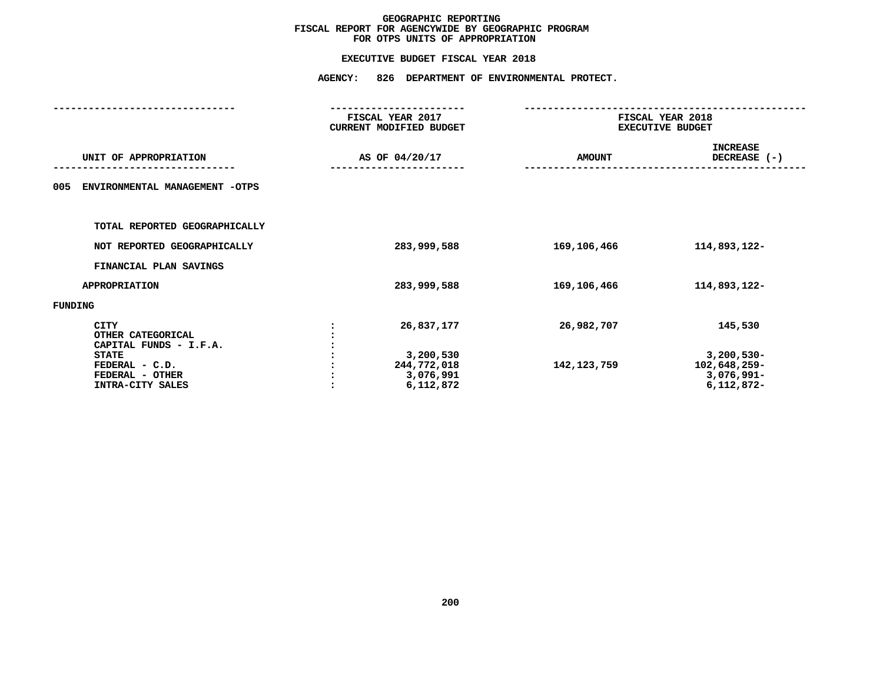# GEOGRAPHIC REPORTING
## FISCAL REPORT FOR AGENCYWIDE BY GEOGRAPHIC PROGRAM
## FOR OTPS UNITS OF APPROPRIATION

### EXECUTIVE BUDGET FISCAL YEAR 2018

### AGENCY: 826 DEPARTMENT OF ENVIRONMENTAL PROTECT.

| UNIT OF APPROPRIATION | | FISCAL YEAR 2017 CURRENT MODIFIED BUDGET AS OF 04/20/17 | FISCAL YEAR 2018 EXECUTIVE BUDGET AMOUNT | FISCAL YEAR 2018 EXECUTIVE BUDGET INCREASE DECREASE (-) |
|---|---|---|---|---|
| 005 ENVIRONMENTAL MANAGEMENT -OTPS | | | | |
| TOTAL REPORTED GEOGRAPHICALLY | | | | |
| NOT REPORTED GEOGRAPHICALLY | | 283,999,588 | 169,106,466 | 114,893,122- |
| FINANCIAL PLAN SAVINGS | | | | |
| APPROPRIATION | | 283,999,588 | 169,106,466 | 114,893,122- |
| FUNDING | | | | |
| CITY | : | 26,837,177 | 26,982,707 | 145,530 |
| OTHER CATEGORICAL | : | | | |
| CAPITAL FUNDS - I.F.A. | : | | | |
| STATE | : | 3,200,530 | | 3,200,530- |
| FEDERAL - C.D. | : | 244,772,018 | 142,123,759 | 102,648,259- |
| FEDERAL - OTHER | : | 3,076,991 | | 3,076,991- |
| INTRA-CITY SALES | : | 6,112,872 | | 6,112,872- |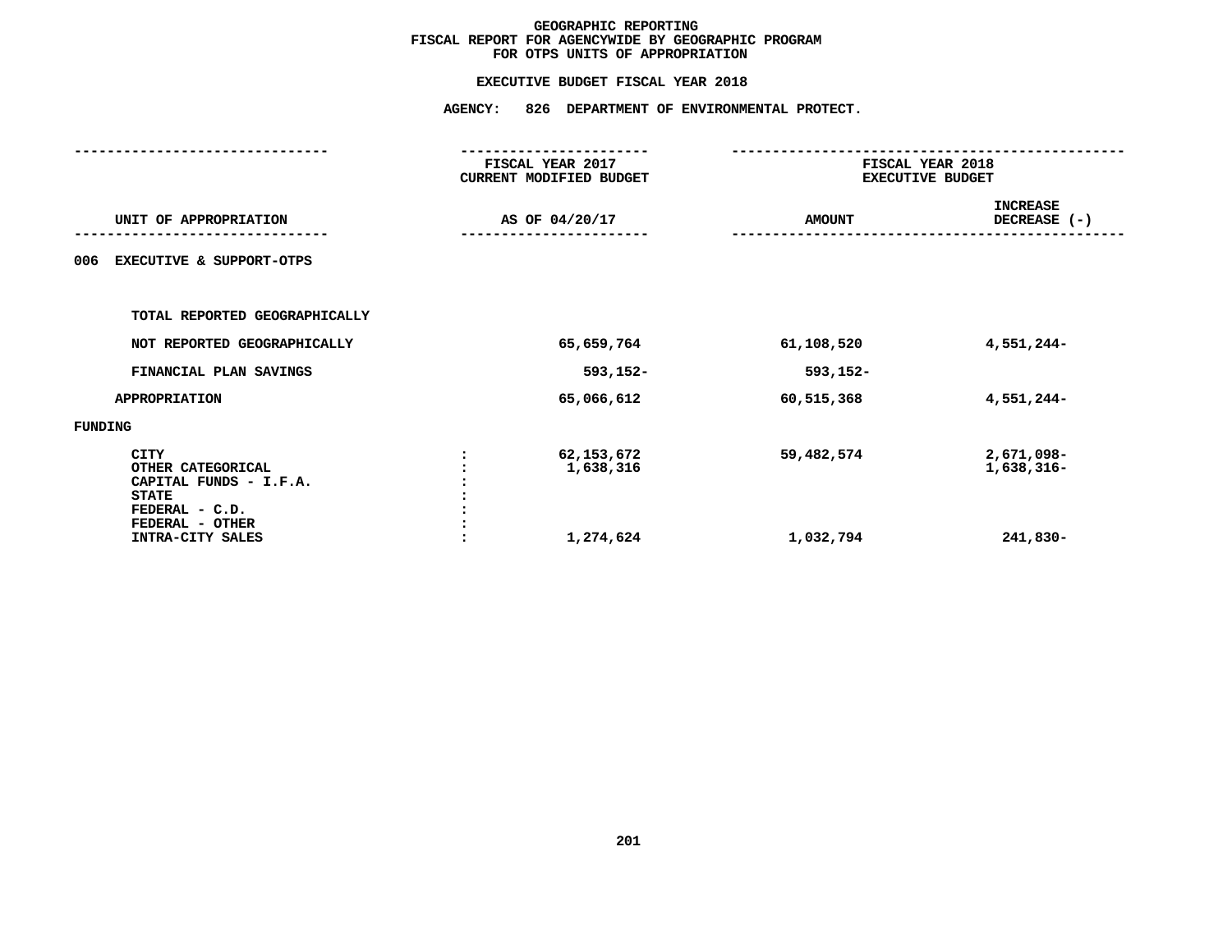# GEOGRAPHIC REPORTING
## FISCAL REPORT FOR AGENCYWIDE BY GEOGRAPHIC PROGRAM
## FOR OTPS UNITS OF APPROPRIATION

### EXECUTIVE BUDGET FISCAL YEAR 2018

### AGENCY: 826 DEPARTMENT OF ENVIRONMENTAL PROTECT.

| UNIT OF APPROPRIATION | | FISCAL YEAR 2017 CURRENT MODIFIED BUDGET AS OF 04/20/17 | FISCAL YEAR 2018 EXECUTIVE BUDGET AMOUNT | FISCAL YEAR 2018 EXECUTIVE BUDGET INCREASE DECREASE (-) |
|---|---|---|---|---|
| **006 EXECUTIVE & SUPPORT-OTPS** | | | | |
| TOTAL REPORTED GEOGRAPHICALLY | | | | |
| NOT REPORTED GEOGRAPHICALLY | | 65,659,764 | 61,108,520 | 4,551,244- |
| FINANCIAL PLAN SAVINGS | | 593,152- | 593,152- | |
| APPROPRIATION | | 65,066,612 | 60,515,368 | 4,551,244- |
| **FUNDING** | | | | |
| CITY | : | 62,153,672 | 59,482,574 | 2,671,098- |
| OTHER CATEGORICAL | : | 1,638,316 | | 1,638,316- |
| CAPITAL FUNDS - I.F.A. | : | | | |
| STATE | : | | | |
| FEDERAL - C.D. | : | | | |
| FEDERAL - OTHER | : | | | |
| INTRA-CITY SALES | : | 1,274,624 | 1,032,794 | 241,830- |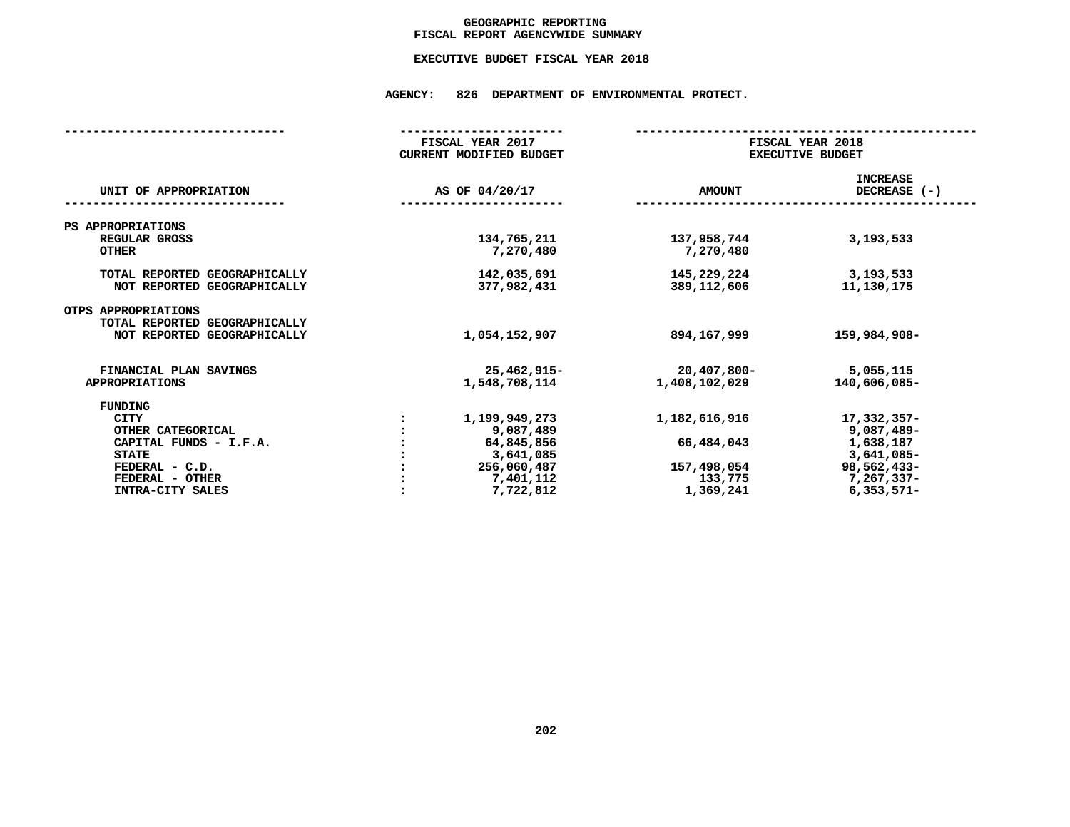# GEOGRAPHIC REPORTING
## FISCAL REPORT AGENCYWIDE SUMMARY

### EXECUTIVE BUDGET FISCAL YEAR 2018

### AGENCY: 826 DEPARTMENT OF ENVIRONMENTAL PROTECT.

| UNIT OF APPROPRIATION | FISCAL YEAR 2017 CURRENT MODIFIED BUDGET AS OF 04/20/17 | FISCAL YEAR 2018 EXECUTIVE BUDGET AMOUNT | INCREASE DECREASE (-) |
|---|---|---|---|
| **PS APPROPRIATIONS** | | | |
| REGULAR GROSS | 134,765,211 | 137,958,744 | 3,193,533 |
| OTHER | 7,270,480 | 7,270,480 | |
| TOTAL REPORTED GEOGRAPHICALLY | 142,035,691 | 145,229,224 | 3,193,533 |
| NOT REPORTED GEOGRAPHICALLY | 377,982,431 | 389,112,606 | 11,130,175 |
| **OTPS APPROPRIATIONS** | | | |
| TOTAL REPORTED GEOGRAPHICALLY | | | |
| NOT REPORTED GEOGRAPHICALLY | 1,054,152,907 | 894,167,999 | 159,984,908- |
| FINANCIAL PLAN SAVINGS | 25,462,915- | 20,407,800- | 5,055,115 |
| APPROPRIATIONS | 1,548,708,114 | 1,408,102,029 | 140,606,085- |
| **FUNDING** | | | |
| CITY | 1,199,949,273 | 1,182,616,916 | 17,332,357- |
| OTHER CATEGORICAL | 9,087,489 | | 9,087,489- |
| CAPITAL FUNDS - I.F.A. | 64,845,856 | 66,484,043 | 1,638,187 |
| STATE | 3,641,085 | | 3,641,085- |
| FEDERAL - C.D. | 256,060,487 | 157,498,054 | 98,562,433- |
| FEDERAL - OTHER | 7,401,112 | 133,775 | 7,267,337- |
| INTRA-CITY SALES | 7,722,812 | 1,369,241 | 6,353,571- |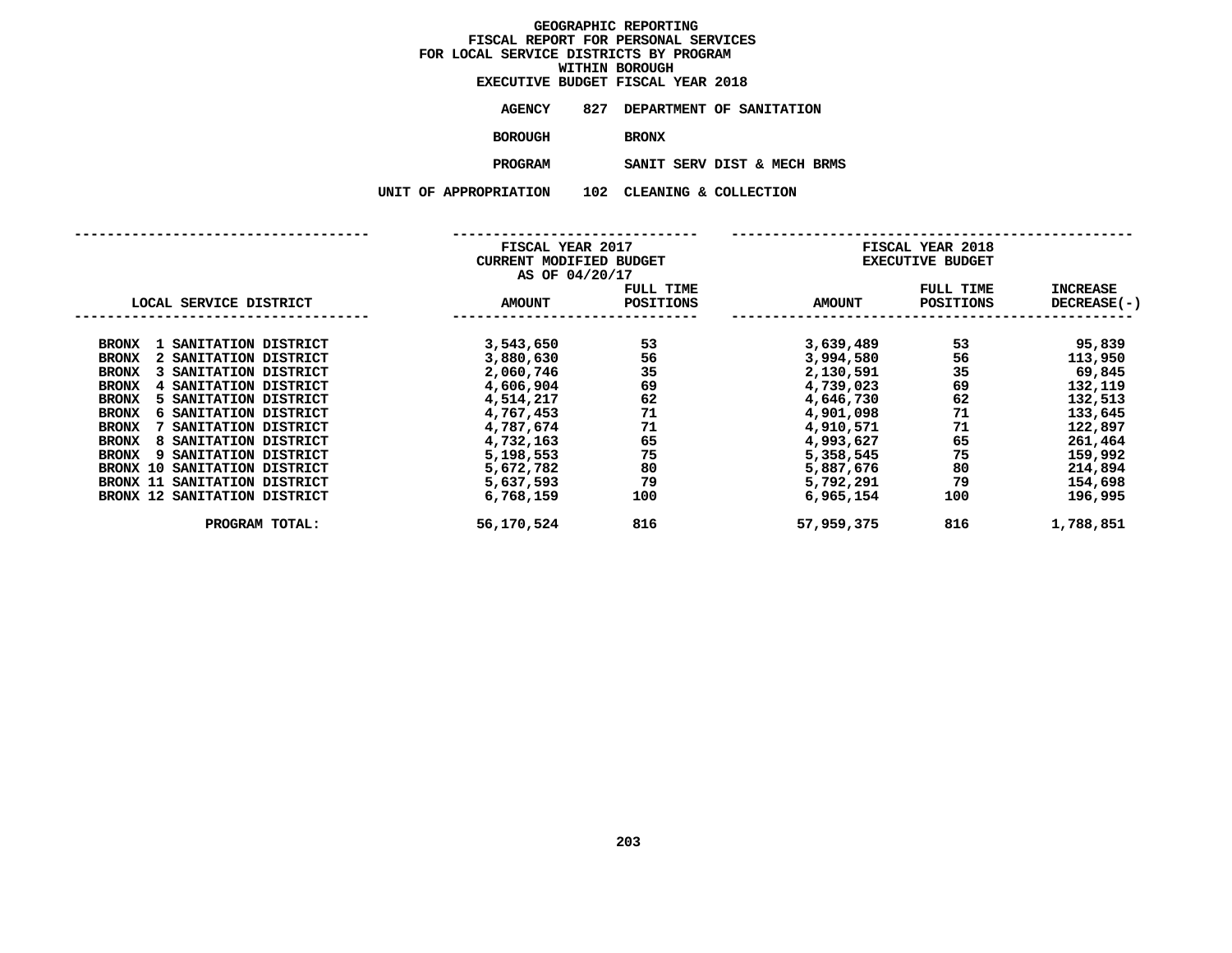# GEOGRAPHIC REPORTING
## FISCAL REPORT FOR PERSONAL SERVICES
## FOR LOCAL SERVICE DISTRICTS BY PROGRAM
## WITHIN BOROUGH
## EXECUTIVE BUDGET FISCAL YEAR 2018

**AGENCY** 827 DEPARTMENT OF SANITATION

**BOROUGH** BRONX

**PROGRAM** SANIT SERV DIST & MECH BRMS

**UNIT OF APPROPRIATION** 102 CLEANING & COLLECTION

| LOCAL SERVICE DISTRICT | FISCAL YEAR 2017 CURRENT MODIFIED BUDGET AS OF 04/20/17 AMOUNT | FULL TIME POSITIONS | FISCAL YEAR 2018 EXECUTIVE BUDGET AMOUNT | FULL TIME POSITIONS | INCREASE DECREASE(-) |
|---|---|---|---|---|---|
| BRONX 1 SANITATION DISTRICT | 3,543,650 | 53 | 3,639,489 | 53 | 95,839 |
| BRONX 2 SANITATION DISTRICT | 3,880,630 | 56 | 3,994,580 | 56 | 113,950 |
| BRONX 3 SANITATION DISTRICT | 2,060,746 | 35 | 2,130,591 | 35 | 69,845 |
| BRONX 4 SANITATION DISTRICT | 4,606,904 | 69 | 4,739,023 | 69 | 132,119 |
| BRONX 5 SANITATION DISTRICT | 4,514,217 | 62 | 4,646,730 | 62 | 132,513 |
| BRONX 6 SANITATION DISTRICT | 4,767,453 | 71 | 4,901,098 | 71 | 133,645 |
| BRONX 7 SANITATION DISTRICT | 4,787,674 | 71 | 4,910,571 | 71 | 122,897 |
| BRONX 8 SANITATION DISTRICT | 4,732,163 | 65 | 4,993,627 | 65 | 261,464 |
| BRONX 9 SANITATION DISTRICT | 5,198,553 | 75 | 5,358,545 | 75 | 159,992 |
| BRONX 10 SANITATION DISTRICT | 5,672,782 | 80 | 5,887,676 | 80 | 214,894 |
| BRONX 11 SANITATION DISTRICT | 5,637,593 | 79 | 5,792,291 | 79 | 154,698 |
| BRONX 12 SANITATION DISTRICT | 6,768,159 | 100 | 6,965,154 | 100 | 196,995 |
| PROGRAM TOTAL: | 56,170,524 | 816 | 57,959,375 | 816 | 1,788,851 |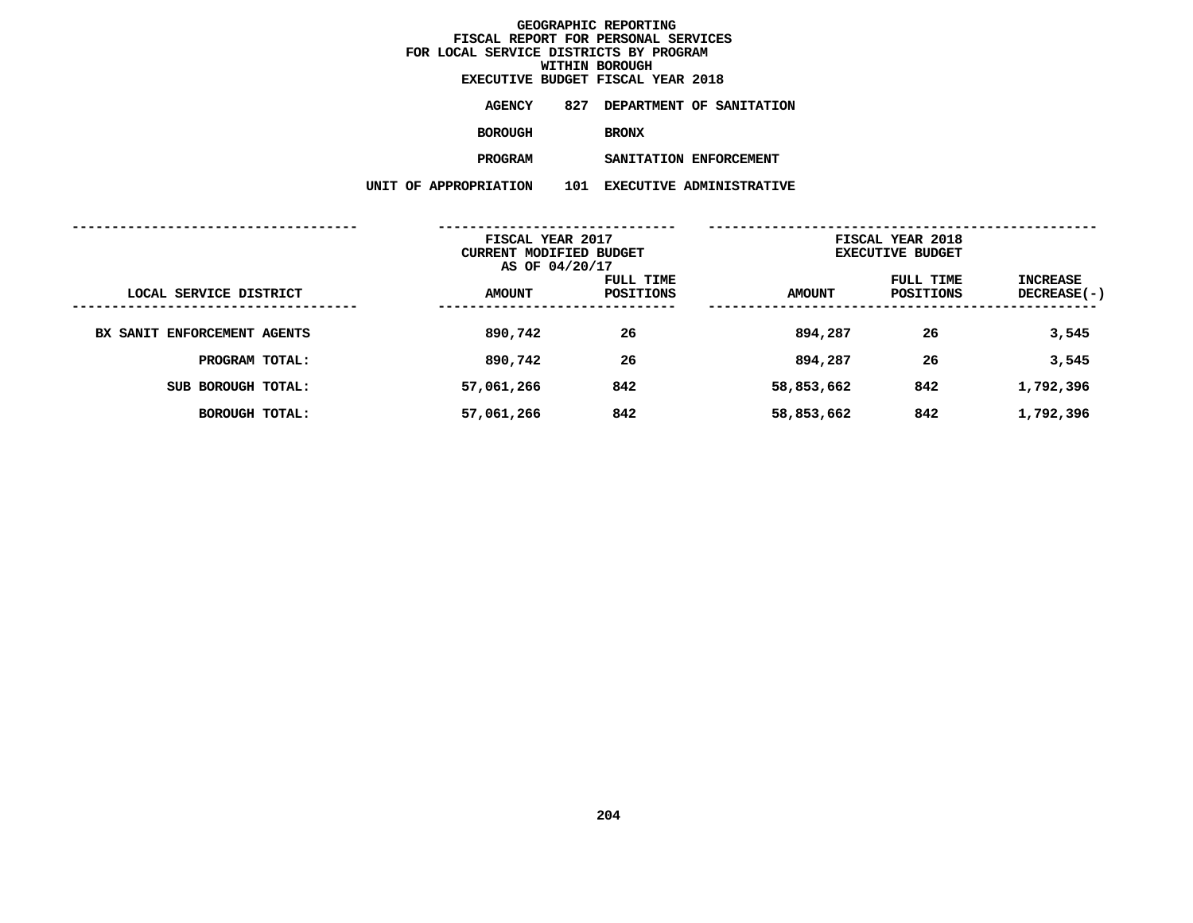# GEOGRAPHIC REPORTING
## FISCAL REPORT FOR PERSONAL SERVICES
## FOR LOCAL SERVICE DISTRICTS BY PROGRAM
## WITHIN BOROUGH
## EXECUTIVE BUDGET FISCAL YEAR 2018

**AGENCY** 827 DEPARTMENT OF SANITATION

**BOROUGH** BRONX

**PROGRAM** SANITATION ENFORCEMENT

**UNIT OF APPROPRIATION** 101 EXECUTIVE ADMINISTRATIVE

| LOCAL SERVICE DISTRICT | FISCAL YEAR 2017 CURRENT MODIFIED BUDGET AS OF 04/20/17 AMOUNT | FULL TIME POSITIONS | FISCAL YEAR 2018 EXECUTIVE BUDGET AMOUNT | FULL TIME POSITIONS | INCREASE DECREASE(-) |
|---|---|---|---|---|---|
| BX SANIT ENFORCEMENT AGENTS | 890,742 | 26 | 894,287 | 26 | 3,545 |
| PROGRAM TOTAL: | 890,742 | 26 | 894,287 | 26 | 3,545 |
| SUB BOROUGH TOTAL: | 57,061,266 | 842 | 58,853,662 | 842 | 1,792,396 |
| BOROUGH TOTAL: | 57,061,266 | 842 | 58,853,662 | 842 | 1,792,396 |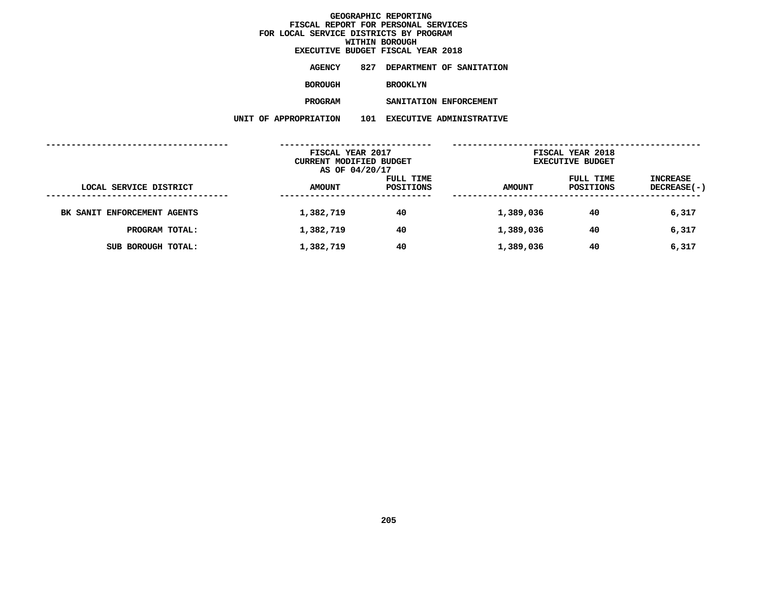# GEOGRAPHIC REPORTING
## FISCAL REPORT FOR PERSONAL SERVICES
## FOR LOCAL SERVICE DISTRICTS BY PROGRAM
## WITHIN BOROUGH
## EXECUTIVE BUDGET FISCAL YEAR 2018

**AGENCY** 827 DEPARTMENT OF SANITATION

**BOROUGH** BROOKLYN

**PROGRAM** SANITATION ENFORCEMENT

**UNIT OF APPROPRIATION** 101 EXECUTIVE ADMINISTRATIVE

| | FISCAL YEAR 2017 CURRENT MODIFIED BUDGET AS OF 04/20/17 | | FISCAL YEAR 2018 EXECUTIVE BUDGET | | |
|---|---|---|---|---|---|
| LOCAL SERVICE DISTRICT | AMOUNT | FULL TIME POSITIONS | AMOUNT | FULL TIME POSITIONS | INCREASE DECREASE(-) |
| BK SANIT ENFORCEMENT AGENTS | 1,382,719 | 40 | 1,389,036 | 40 | 6,317 |
| PROGRAM TOTAL: | 1,382,719 | 40 | 1,389,036 | 40 | 6,317 |
| SUB BOROUGH TOTAL: | 1,382,719 | 40 | 1,389,036 | 40 | 6,317 |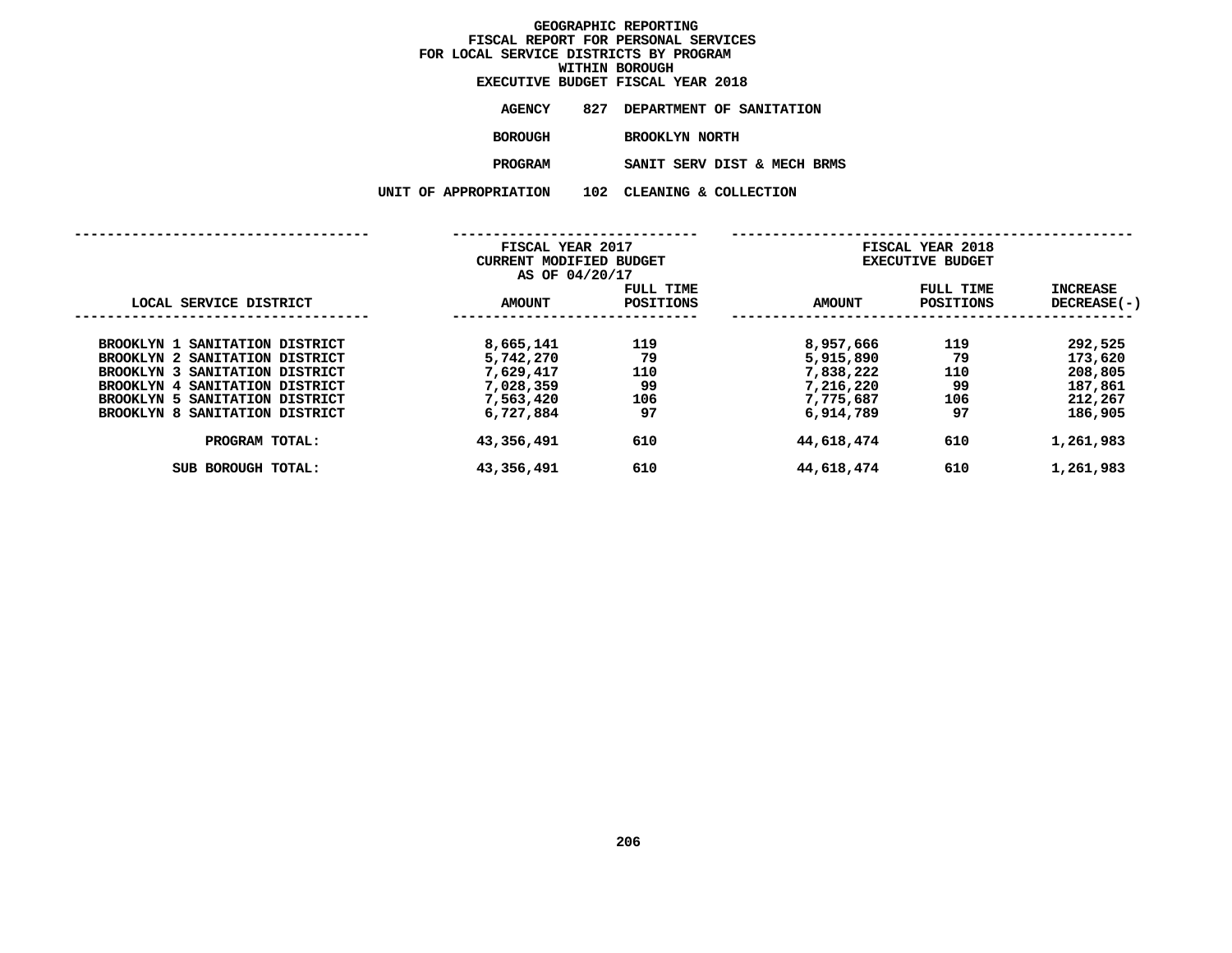# GEOGRAPHIC REPORTING
## FISCAL REPORT FOR PERSONAL SERVICES
## FOR LOCAL SERVICE DISTRICTS BY PROGRAM
## WITHIN BOROUGH
## EXECUTIVE BUDGET FISCAL YEAR 2018

**AGENCY** 827 DEPARTMENT OF SANITATION

**BOROUGH** BROOKLYN NORTH

**PROGRAM** SANIT SERV DIST & MECH BRMS

**UNIT OF APPROPRIATION** 102 CLEANING & COLLECTION

| LOCAL SERVICE DISTRICT | FISCAL YEAR 2017 CURRENT MODIFIED BUDGET AS OF 04/20/17 AMOUNT | FULL TIME POSITIONS | FISCAL YEAR 2018 EXECUTIVE BUDGET AMOUNT | FULL TIME POSITIONS | INCREASE DECREASE(-) |
|---|---|---|---|---|---|
| BROOKLYN 1 SANITATION DISTRICT | 8,665,141 | 119 | 8,957,666 | 119 | 292,525 |
| BROOKLYN 2 SANITATION DISTRICT | 5,742,270 | 79 | 5,915,890 | 79 | 173,620 |
| BROOKLYN 3 SANITATION DISTRICT | 7,629,417 | 110 | 7,838,222 | 110 | 208,805 |
| BROOKLYN 4 SANITATION DISTRICT | 7,028,359 | 99 | 7,216,220 | 99 | 187,861 |
| BROOKLYN 5 SANITATION DISTRICT | 7,563,420 | 106 | 7,775,687 | 106 | 212,267 |
| BROOKLYN 8 SANITATION DISTRICT | 6,727,884 | 97 | 6,914,789 | 97 | 186,905 |
| PROGRAM TOTAL: | 43,356,491 | 610 | 44,618,474 | 610 | 1,261,983 |
| SUB BOROUGH TOTAL: | 43,356,491 | 610 | 44,618,474 | 610 | 1,261,983 |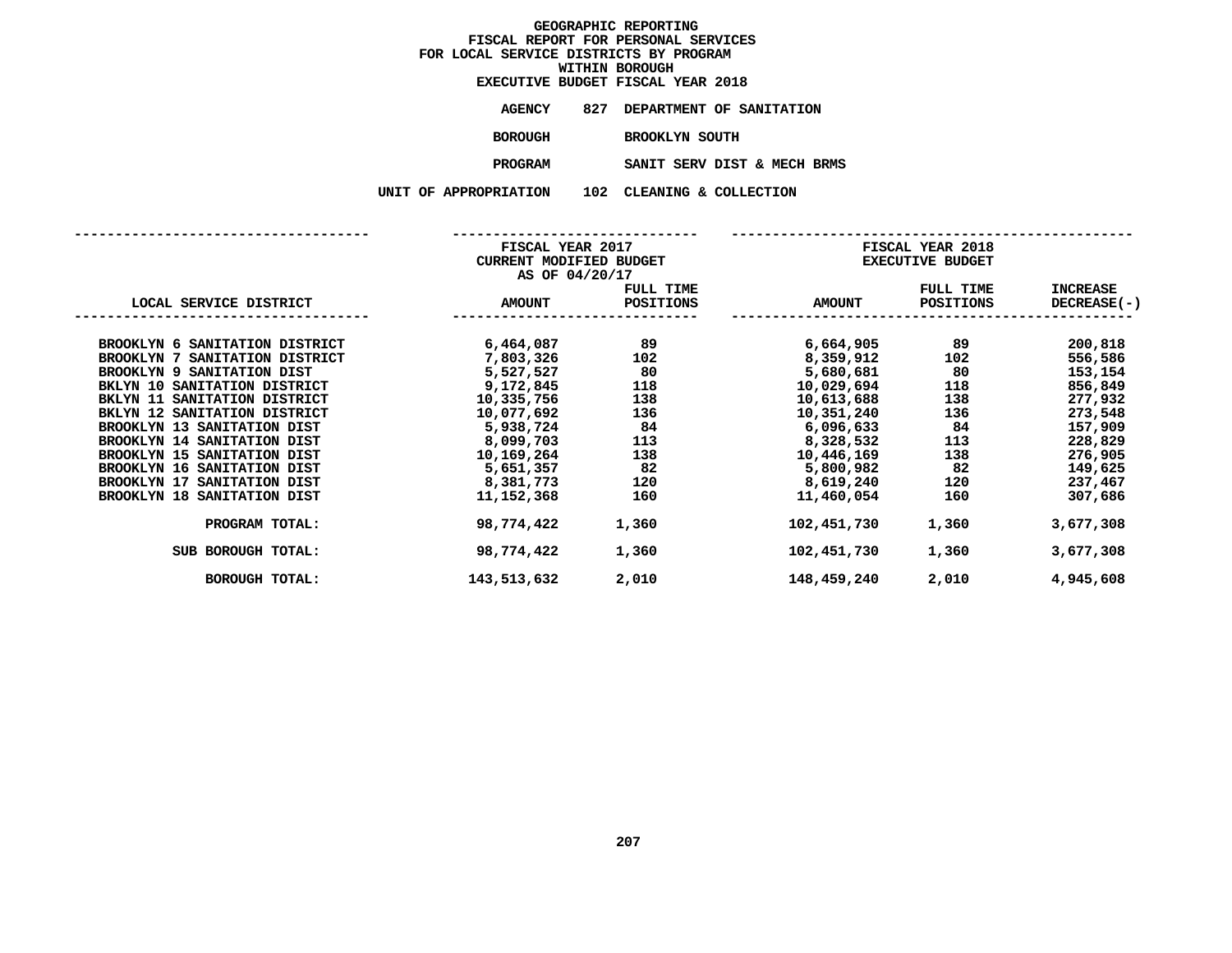# GEOGRAPHIC REPORTING
## FISCAL REPORT FOR PERSONAL SERVICES
## FOR LOCAL SERVICE DISTRICTS BY PROGRAM
## WITHIN BOROUGH
## EXECUTIVE BUDGET FISCAL YEAR 2018

**AGENCY** 827 DEPARTMENT OF SANITATION

**BOROUGH** BROOKLYN SOUTH

**PROGRAM** SANIT SERV DIST & MECH BRMS

**UNIT OF APPROPRIATION** 102 CLEANING & COLLECTION

| LOCAL SERVICE DISTRICT | FISCAL YEAR 2017 CURRENT MODIFIED BUDGET AS OF 04/20/17 AMOUNT | FULL TIME POSITIONS | FISCAL YEAR 2018 EXECUTIVE BUDGET AMOUNT | FULL TIME POSITIONS | INCREASE DECREASE(-) |
|---|---|---|---|---|---|
| BROOKLYN 6 SANITATION DISTRICT | 6,464,087 | 89 | 6,664,905 | 89 | 200,818 |
| BROOKLYN 7 SANITATION DISTRICT | 7,803,326 | 102 | 8,359,912 | 102 | 556,586 |
| BROOKLYN 9 SANITATION DIST | 5,527,527 | 80 | 5,680,681 | 80 | 153,154 |
| BKLYN 10 SANITATION DISTRICT | 9,172,845 | 118 | 10,029,694 | 118 | 856,849 |
| BKLYN 11 SANITATION DISTRICT | 10,335,756 | 138 | 10,613,688 | 138 | 277,932 |
| BKLYN 12 SANITATION DISTRICT | 10,077,692 | 136 | 10,351,240 | 136 | 273,548 |
| BROOKLYN 13 SANITATION DIST | 5,938,724 | 84 | 6,096,633 | 84 | 157,909 |
| BROOKLYN 14 SANITATION DIST | 8,099,703 | 113 | 8,328,532 | 113 | 228,829 |
| BROOKLYN 15 SANITATION DIST | 10,169,264 | 138 | 10,446,169 | 138 | 276,905 |
| BROOKLYN 16 SANITATION DIST | 5,651,357 | 82 | 5,800,982 | 82 | 149,625 |
| BROOKLYN 17 SANITATION DIST | 8,381,773 | 120 | 8,619,240 | 120 | 237,467 |
| BROOKLYN 18 SANITATION DIST | 11,152,368 | 160 | 11,460,054 | 160 | 307,686 |
| PROGRAM TOTAL: | 98,774,422 | 1,360 | 102,451,730 | 1,360 | 3,677,308 |
| SUB BOROUGH TOTAL: | 98,774,422 | 1,360 | 102,451,730 | 1,360 | 3,677,308 |
| BOROUGH TOTAL: | 143,513,632 | 2,010 | 148,459,240 | 2,010 | 4,945,608 |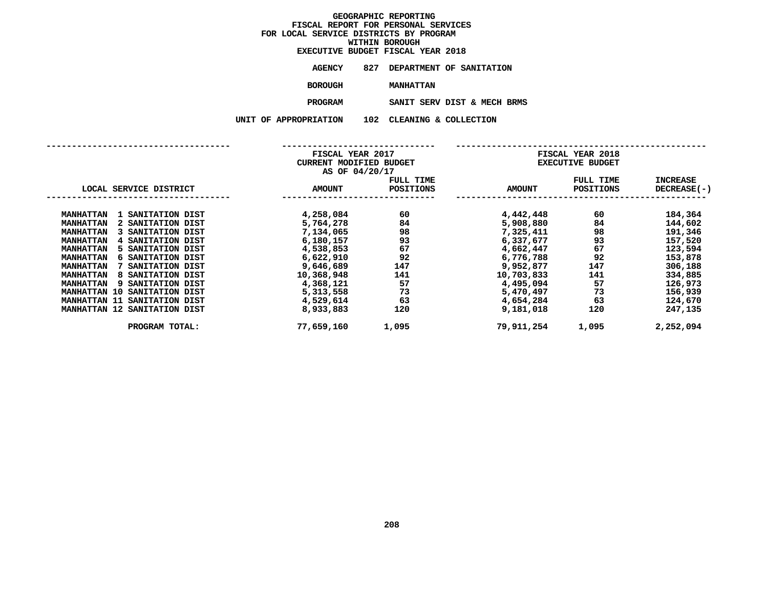# GEOGRAPHIC REPORTING
## FISCAL REPORT FOR PERSONAL SERVICES
## FOR LOCAL SERVICE DISTRICTS BY PROGRAM
## WITHIN BOROUGH
## EXECUTIVE BUDGET FISCAL YEAR 2018

**AGENCY** 827 DEPARTMENT OF SANITATION

**BOROUGH** MANHATTAN

**PROGRAM** SANIT SERV DIST & MECH BRMS

**UNIT OF APPROPRIATION** 102 CLEANING & COLLECTION

| LOCAL SERVICE DISTRICT | FISCAL YEAR 2017 CURRENT MODIFIED BUDGET AS OF 04/20/17 AMOUNT | FULL TIME POSITIONS | FISCAL YEAR 2018 EXECUTIVE BUDGET AMOUNT | FULL TIME POSITIONS | INCREASE DECREASE(-) |
|---|---|---|---|---|---|
| MANHATTAN 1 SANITATION DIST | 4,258,084 | 60 | 4,442,448 | 60 | 184,364 |
| MANHATTAN 2 SANITATION DIST | 5,764,278 | 84 | 5,908,880 | 84 | 144,602 |
| MANHATTAN 3 SANITATION DIST | 7,134,065 | 98 | 7,325,411 | 98 | 191,346 |
| MANHATTAN 4 SANITATION DIST | 6,180,157 | 93 | 6,337,677 | 93 | 157,520 |
| MANHATTAN 5 SANITATION DIST | 4,538,853 | 67 | 4,662,447 | 67 | 123,594 |
| MANHATTAN 6 SANITATION DIST | 6,622,910 | 92 | 6,776,788 | 92 | 153,878 |
| MANHATTAN 7 SANITATION DIST | 9,646,689 | 147 | 9,952,877 | 147 | 306,188 |
| MANHATTAN 8 SANITATION DIST | 10,368,948 | 141 | 10,703,833 | 141 | 334,885 |
| MANHATTAN 9 SANITATION DIST | 4,368,121 | 57 | 4,495,094 | 57 | 126,973 |
| MANHATTAN 10 SANITATION DIST | 5,313,558 | 73 | 5,470,497 | 73 | 156,939 |
| MANHATTAN 11 SANITATION DIST | 4,529,614 | 63 | 4,654,284 | 63 | 124,670 |
| MANHATTAN 12 SANITATION DIST | 8,933,883 | 120 | 9,181,018 | 120 | 247,135 |
| PROGRAM TOTAL: | 77,659,160 | 1,095 | 79,911,254 | 1,095 | 2,252,094 |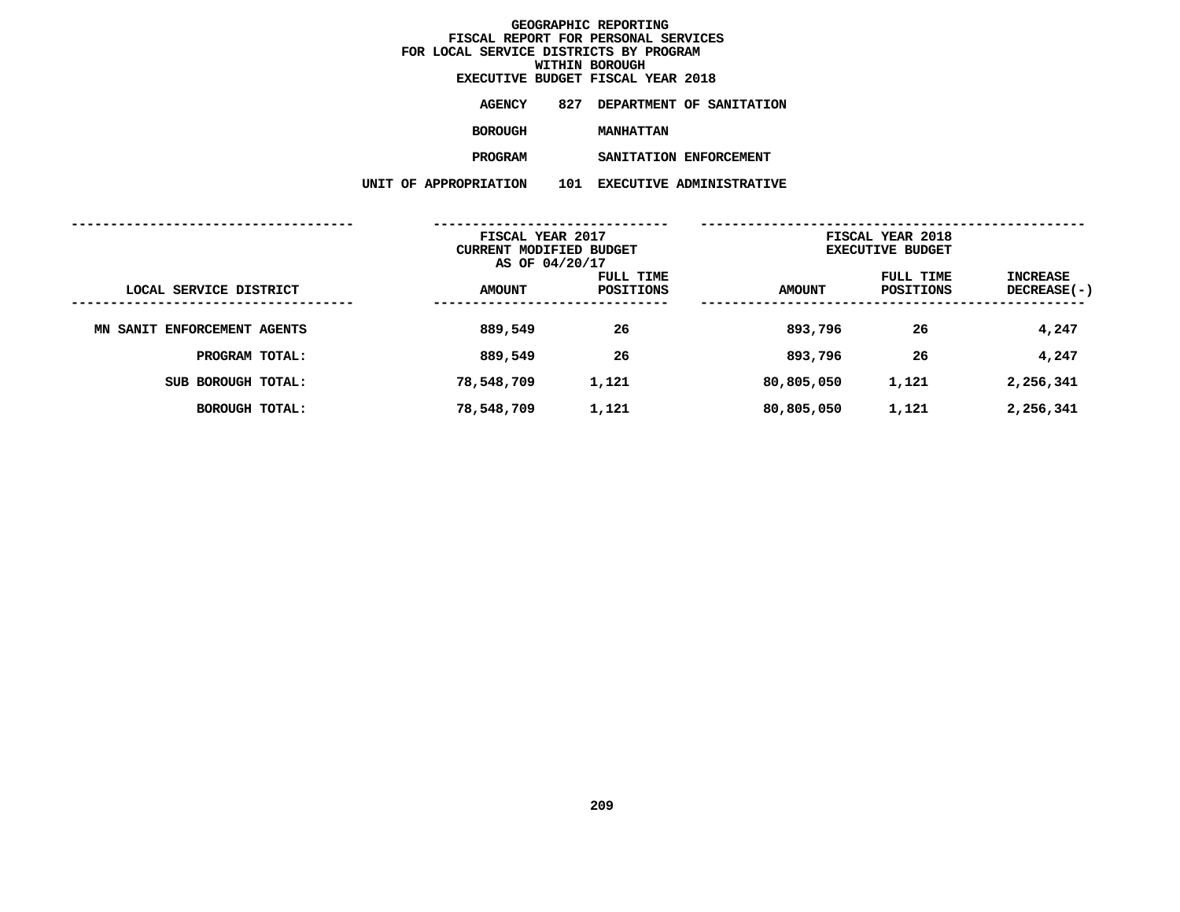# GEOGRAPHIC REPORTING
## FISCAL REPORT FOR PERSONAL SERVICES
## FOR LOCAL SERVICE DISTRICTS BY PROGRAM
## WITHIN BOROUGH
## EXECUTIVE BUDGET FISCAL YEAR 2018

**AGENCY** 827 DEPARTMENT OF SANITATION

**BOROUGH** MANHATTAN

**PROGRAM** SANITATION ENFORCEMENT

**UNIT OF APPROPRIATION** 101 EXECUTIVE ADMINISTRATIVE

| | FISCAL YEAR 2017 CURRENT MODIFIED BUDGET AS OF 04/20/17 | | FISCAL YEAR 2018 EXECUTIVE BUDGET | | |
|---|---|---|---|---|---|
| LOCAL SERVICE DISTRICT | AMOUNT | FULL TIME POSITIONS | AMOUNT | FULL TIME POSITIONS | INCREASE DECREASE(-) |
| MN SANIT ENFORCEMENT AGENTS | 889,549 | 26 | 893,796 | 26 | 4,247 |
| PROGRAM TOTAL: | 889,549 | 26 | 893,796 | 26 | 4,247 |
| SUB BOROUGH TOTAL: | 78,548,709 | 1,121 | 80,805,050 | 1,121 | 2,256,341 |
| BOROUGH TOTAL: | 78,548,709 | 1,121 | 80,805,050 | 1,121 | 2,256,341 |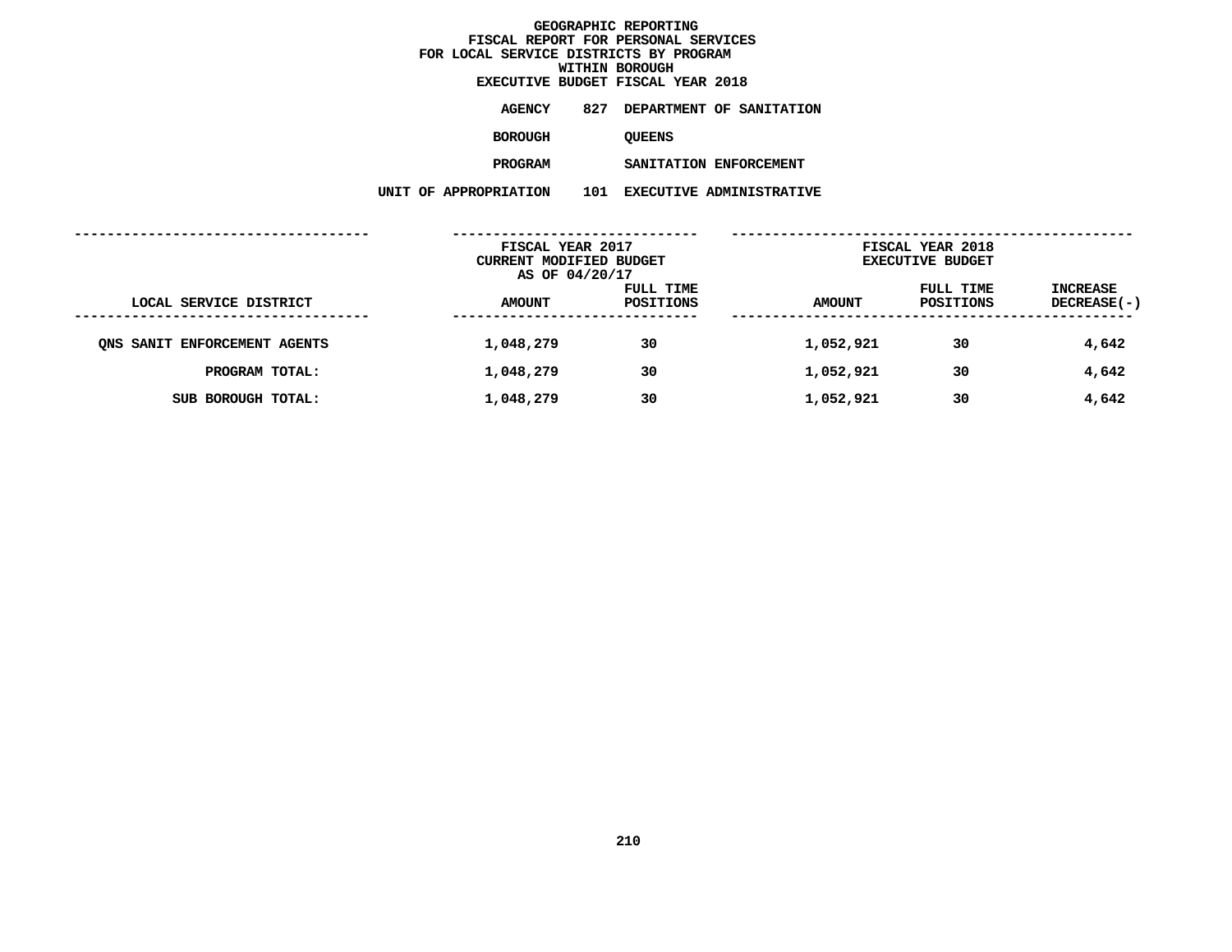# GEOGRAPHIC REPORTING
## FISCAL REPORT FOR PERSONAL SERVICES
## FOR LOCAL SERVICE DISTRICTS BY PROGRAM
## WITHIN BOROUGH
## EXECUTIVE BUDGET FISCAL YEAR 2018

**AGENCY** 827 DEPARTMENT OF SANITATION

**BOROUGH** QUEENS

**PROGRAM** SANITATION ENFORCEMENT

**UNIT OF APPROPRIATION** 101 EXECUTIVE ADMINISTRATIVE

| LOCAL SERVICE DISTRICT | FISCAL YEAR 2017 CURRENT MODIFIED BUDGET AS OF 04/20/17 AMOUNT | FULL TIME POSITIONS | FISCAL YEAR 2018 EXECUTIVE BUDGET AMOUNT | FULL TIME POSITIONS | INCREASE DECREASE(-) |
|---|---|---|---|---|---|
| QNS SANIT ENFORCEMENT AGENTS | 1,048,279 | 30 | 1,052,921 | 30 | 4,642 |
| PROGRAM TOTAL: | 1,048,279 | 30 | 1,052,921 | 30 | 4,642 |
| SUB BOROUGH TOTAL: | 1,048,279 | 30 | 1,052,921 | 30 | 4,642 |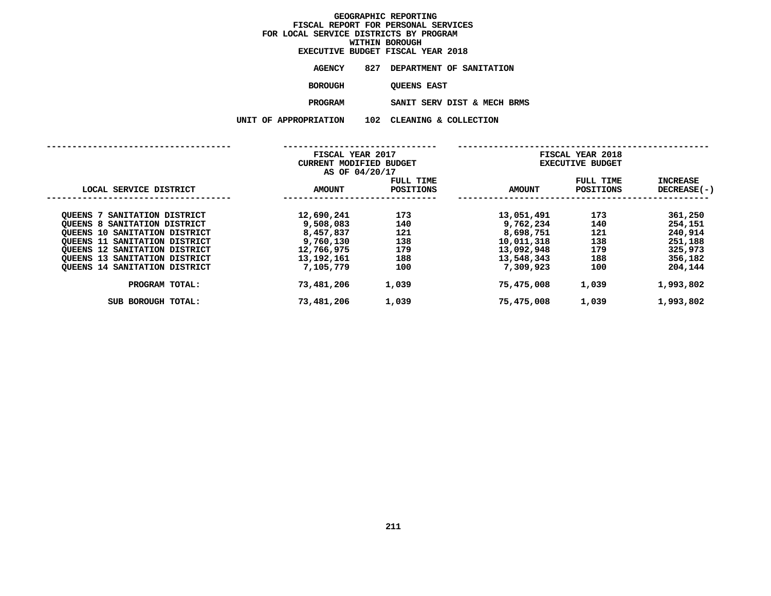# GEOGRAPHIC REPORTING
## FISCAL REPORT FOR PERSONAL SERVICES
## FOR LOCAL SERVICE DISTRICTS BY PROGRAM
## WITHIN BOROUGH
## EXECUTIVE BUDGET FISCAL YEAR 2018

**AGENCY** 827 DEPARTMENT OF SANITATION

**BOROUGH** QUEENS EAST

**PROGRAM** SANIT SERV DIST & MECH BRMS

**UNIT OF APPROPRIATION** 102 CLEANING & COLLECTION

| LOCAL SERVICE DISTRICT | FISCAL YEAR 2017 CURRENT MODIFIED BUDGET AS OF 04/20/17 AMOUNT | FULL TIME POSITIONS | FISCAL YEAR 2018 EXECUTIVE BUDGET AMOUNT | FULL TIME POSITIONS | INCREASE DECREASE(-) |
|---|---|---|---|---|---|
| QUEENS 7 SANITATION DISTRICT | 12,690,241 | 173 | 13,051,491 | 173 | 361,250 |
| QUEENS 8 SANITATION DISTRICT | 9,508,083 | 140 | 9,762,234 | 140 | 254,151 |
| QUEENS 10 SANITATION DISTRICT | 8,457,837 | 121 | 8,698,751 | 121 | 240,914 |
| QUEENS 11 SANITATION DISTRICT | 9,760,130 | 138 | 10,011,318 | 138 | 251,188 |
| QUEENS 12 SANITATION DISTRICT | 12,766,975 | 179 | 13,092,948 | 179 | 325,973 |
| QUEENS 13 SANITATION DISTRICT | 13,192,161 | 188 | 13,548,343 | 188 | 356,182 |
| QUEENS 14 SANITATION DISTRICT | 7,105,779 | 100 | 7,309,923 | 100 | 204,144 |
| PROGRAM TOTAL: | 73,481,206 | 1,039 | 75,475,008 | 1,039 | 1,993,802 |
| SUB BOROUGH TOTAL: | 73,481,206 | 1,039 | 75,475,008 | 1,039 | 1,993,802 |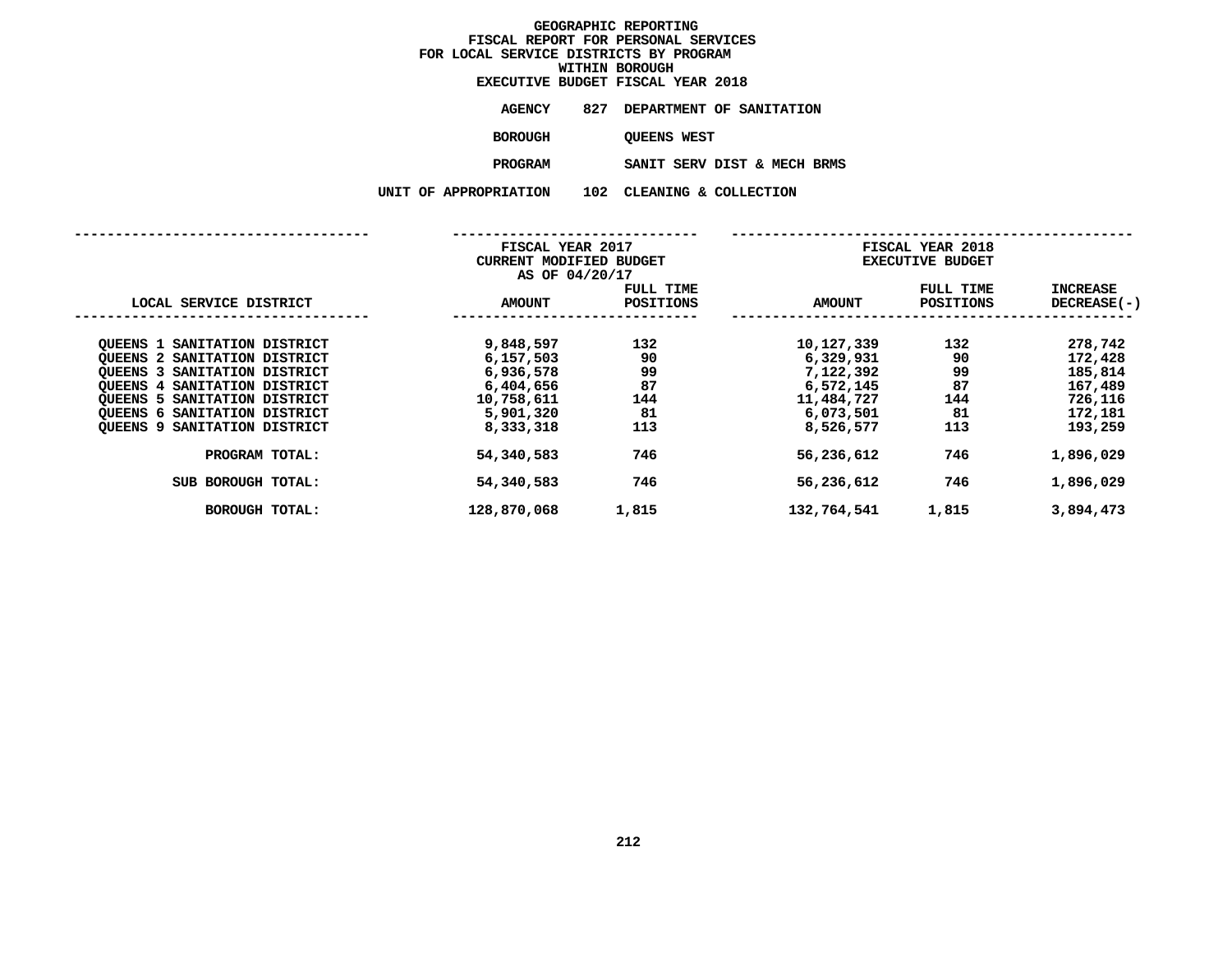# GEOGRAPHIC REPORTING
## FISCAL REPORT FOR PERSONAL SERVICES
## FOR LOCAL SERVICE DISTRICTS BY PROGRAM
## WITHIN BOROUGH
## EXECUTIVE BUDGET FISCAL YEAR 2018

**AGENCY** 827 DEPARTMENT OF SANITATION

**BOROUGH** QUEENS WEST

**PROGRAM** SANIT SERV DIST & MECH BRMS

**UNIT OF APPROPRIATION** 102 CLEANING & COLLECTION

| | FISCAL YEAR 2017 CURRENT MODIFIED BUDGET AS OF 04/20/17 | | FISCAL YEAR 2018 EXECUTIVE BUDGET | | |
|---|---|---|---|---|---|
| LOCAL SERVICE DISTRICT | AMOUNT | FULL TIME POSITIONS | AMOUNT | FULL TIME POSITIONS | INCREASE DECREASE(-) |
| QUEENS 1 SANITATION DISTRICT | 9,848,597 | 132 | 10,127,339 | 132 | 278,742 |
| QUEENS 2 SANITATION DISTRICT | 6,157,503 | 90 | 6,329,931 | 90 | 172,428 |
| QUEENS 3 SANITATION DISTRICT | 6,936,578 | 99 | 7,122,392 | 99 | 185,814 |
| QUEENS 4 SANITATION DISTRICT | 6,404,656 | 87 | 6,572,145 | 87 | 167,489 |
| QUEENS 5 SANITATION DISTRICT | 10,758,611 | 144 | 11,484,727 | 144 | 726,116 |
| QUEENS 6 SANITATION DISTRICT | 5,901,320 | 81 | 6,073,501 | 81 | 172,181 |
| QUEENS 9 SANITATION DISTRICT | 8,333,318 | 113 | 8,526,577 | 113 | 193,259 |
| PROGRAM TOTAL: | 54,340,583 | 746 | 56,236,612 | 746 | 1,896,029 |
| SUB BOROUGH TOTAL: | 54,340,583 | 746 | 56,236,612 | 746 | 1,896,029 |
| BOROUGH TOTAL: | 128,870,068 | 1,815 | 132,764,541 | 1,815 | 3,894,473 |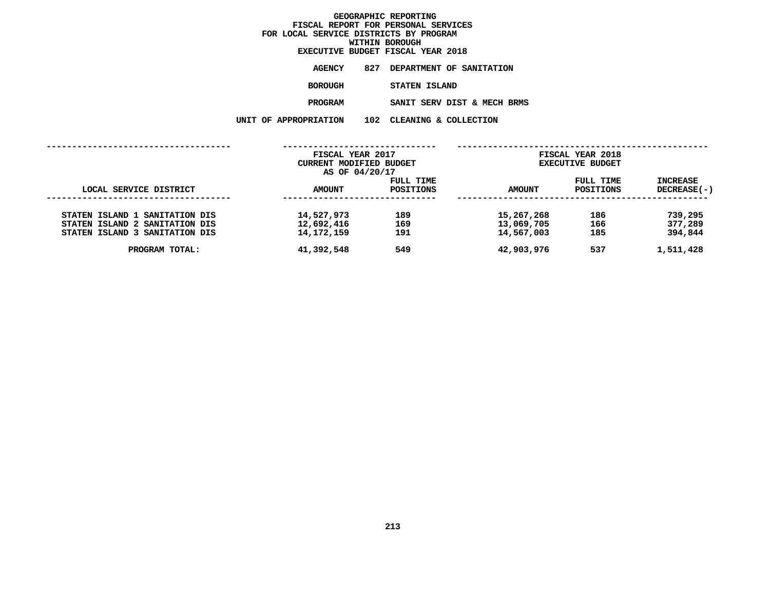# GEOGRAPHIC REPORTING
## FISCAL REPORT FOR PERSONAL SERVICES
## FOR LOCAL SERVICE DISTRICTS BY PROGRAM
## WITHIN BOROUGH
## EXECUTIVE BUDGET FISCAL YEAR 2018

**AGENCY** 827 DEPARTMENT OF SANITATION

**BOROUGH** STATEN ISLAND

**PROGRAM** SANIT SERV DIST & MECH BRMS

**UNIT OF APPROPRIATION** 102 CLEANING & COLLECTION

| | FISCAL YEAR 2017 CURRENT MODIFIED BUDGET AS OF 04/20/17 | | FISCAL YEAR 2018 EXECUTIVE BUDGET | | |
|---|---|---|---|---|---|
| LOCAL SERVICE DISTRICT | AMOUNT | FULL TIME POSITIONS | AMOUNT | FULL TIME POSITIONS | INCREASE DECREASE(-) |
| STATEN ISLAND 1 SANITATION DIS | 14,527,973 | 189 | 15,267,268 | 186 | 739,295 |
| STATEN ISLAND 2 SANITATION DIS | 12,692,416 | 169 | 13,069,705 | 166 | 377,289 |
| STATEN ISLAND 3 SANITATION DIS | 14,172,159 | 191 | 14,567,003 | 185 | 394,844 |
| PROGRAM TOTAL: | 41,392,548 | 549 | 42,903,976 | 537 | 1,511,428 |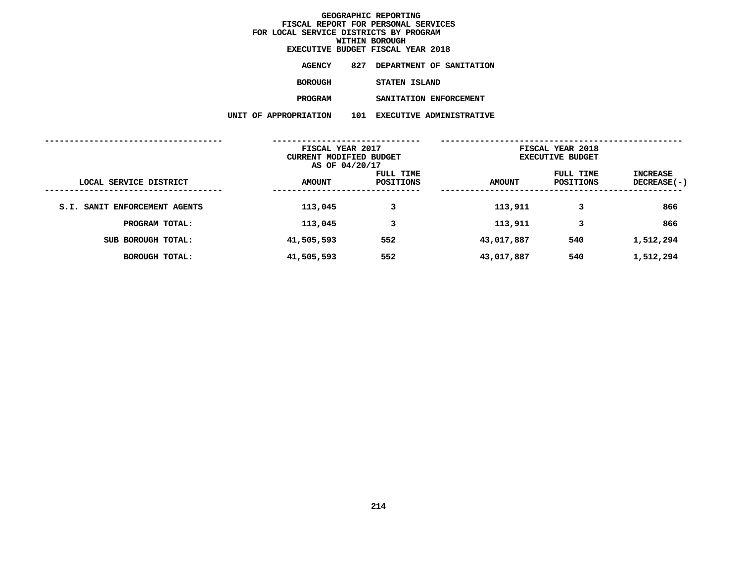# GEOGRAPHIC REPORTING
## FISCAL REPORT FOR PERSONAL SERVICES
## FOR LOCAL SERVICE DISTRICTS BY PROGRAM
## WITHIN BOROUGH
## EXECUTIVE BUDGET FISCAL YEAR 2018

**AGENCY** 827 DEPARTMENT OF SANITATION

**BOROUGH** STATEN ISLAND

**PROGRAM** SANITATION ENFORCEMENT

**UNIT OF APPROPRIATION** 101 EXECUTIVE ADMINISTRATIVE

| | FISCAL YEAR 2017 CURRENT MODIFIED BUDGET AS OF 04/20/17 | | FISCAL YEAR 2018 EXECUTIVE BUDGET | | |
|---|---|---|---|---|---|
| LOCAL SERVICE DISTRICT | AMOUNT | FULL TIME POSITIONS | AMOUNT | FULL TIME POSITIONS | INCREASE DECREASE(-) |
| S.I. SANIT ENFORCEMENT AGENTS | 113,045 | 3 | 113,911 | 3 | 866 |
| PROGRAM TOTAL: | 113,045 | 3 | 113,911 | 3 | 866 |
| SUB BOROUGH TOTAL: | 41,505,593 | 552 | 43,017,887 | 540 | 1,512,294 |
| BOROUGH TOTAL: | 41,505,593 | 552 | 43,017,887 | 540 | 1,512,294 |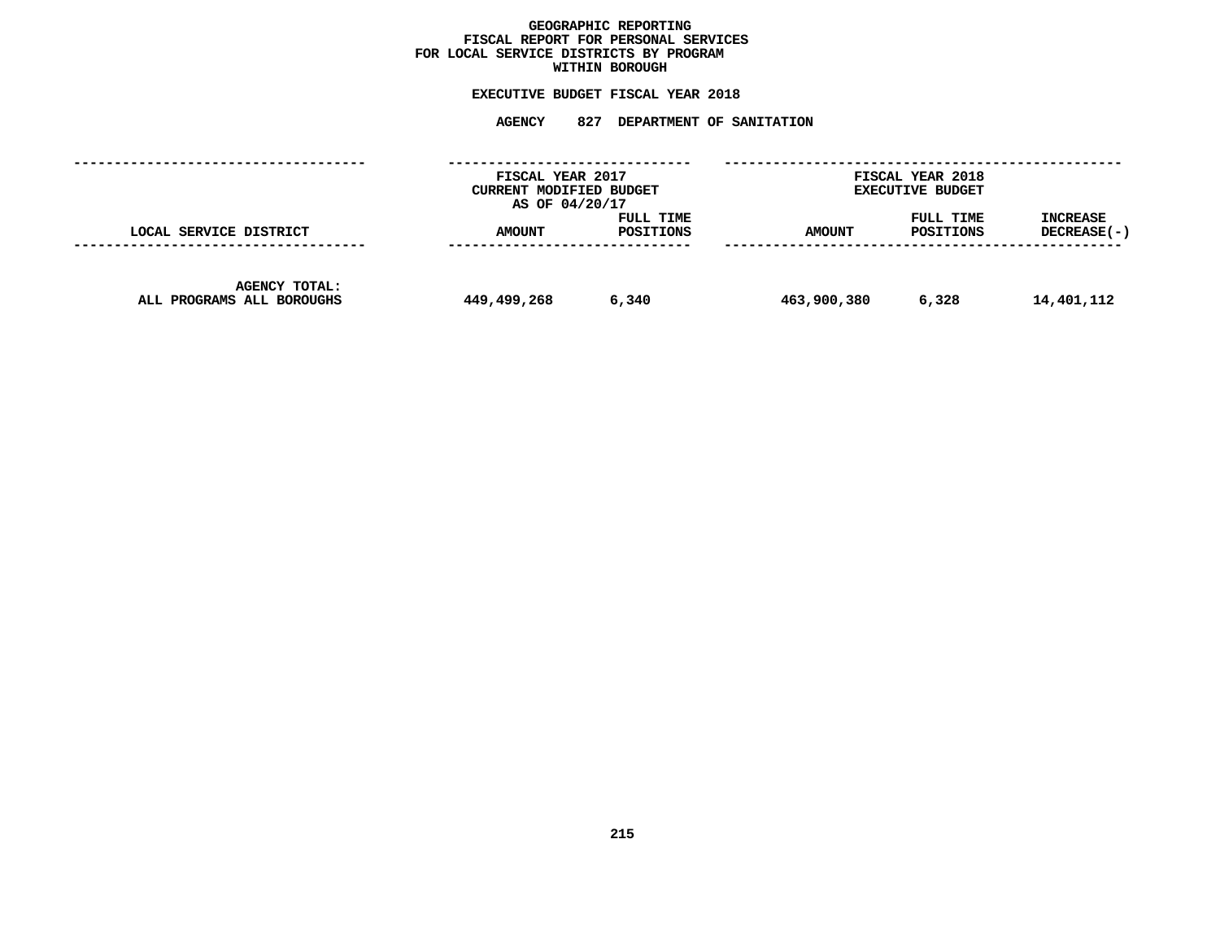# GEOGRAPHIC REPORTING
## FISCAL REPORT FOR PERSONAL SERVICES
## FOR LOCAL SERVICE DISTRICTS BY PROGRAM
## WITHIN BOROUGH

**EXECUTIVE BUDGET FISCAL YEAR 2018**

**AGENCY 827 DEPARTMENT OF SANITATION**

| | FISCAL YEAR 2017 CURRENT MODIFIED BUDGET AS OF 04/20/17 | | FISCAL YEAR 2018 EXECUTIVE BUDGET | | |
|---|---|---|---|---|---|
| LOCAL SERVICE DISTRICT | AMOUNT | FULL TIME POSITIONS | AMOUNT | FULL TIME POSITIONS | INCREASE DECREASE(-) |
| AGENCY TOTAL: ALL PROGRAMS ALL BOROUGHS | 449,499,268 | 6,340 | 463,900,380 | 6,328 | 14,401,112 |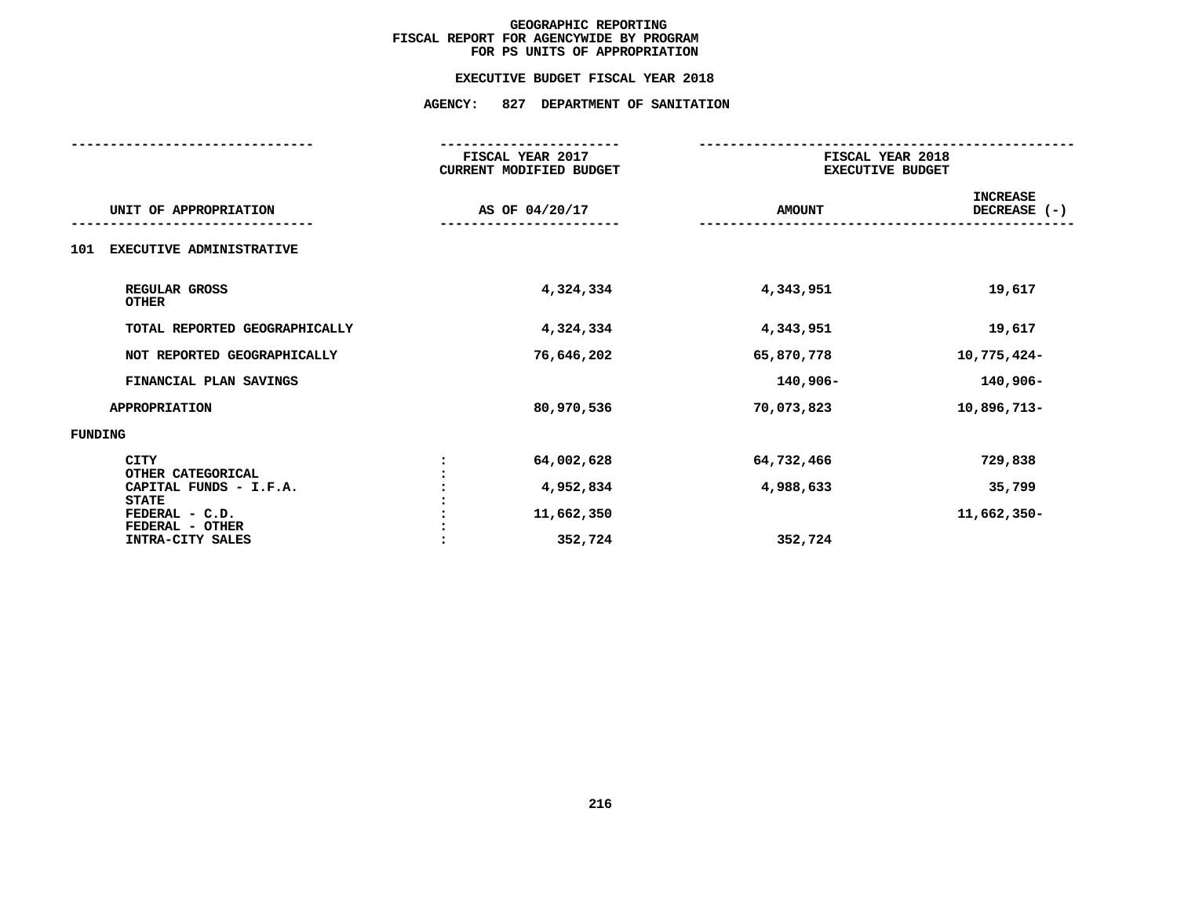GEOGRAPHIC REPORTING
FISCAL REPORT FOR AGENCYWIDE BY PROGRAM
FOR PS UNITS OF APPROPRIATION

EXECUTIVE BUDGET FISCAL YEAR 2018

AGENCY: 827 DEPARTMENT OF SANITATION

| UNIT OF APPROPRIATION | | FISCAL YEAR 2017 CURRENT MODIFIED BUDGET AS OF 04/20/17 | FISCAL YEAR 2018 EXECUTIVE BUDGET AMOUNT | INCREASE DECREASE (-) |
|---|---|---|---|---|
| **101 EXECUTIVE ADMINISTRATIVE** | | | | |
| REGULAR GROSS | | 4,324,334 | 4,343,951 | 19,617 |
| OTHER | | | | |
| TOTAL REPORTED GEOGRAPHICALLY | | 4,324,334 | 4,343,951 | 19,617 |
| NOT REPORTED GEOGRAPHICALLY | | 76,646,202 | 65,870,778 | 10,775,424- |
| FINANCIAL PLAN SAVINGS | | | 140,906- | 140,906- |
| APPROPRIATION | | 80,970,536 | 70,073,823 | 10,896,713- |
| **FUNDING** | | | | |
| CITY | : | 64,002,628 | 64,732,466 | 729,838 |
| OTHER CATEGORICAL | : | | | |
| CAPITAL FUNDS - I.F.A. | : | 4,952,834 | 4,988,633 | 35,799 |
| STATE | : | | | |
| FEDERAL - C.D. | : | 11,662,350 | | 11,662,350- |
| FEDERAL - OTHER | : | | | |
| INTRA-CITY SALES | : | 352,724 | 352,724 | |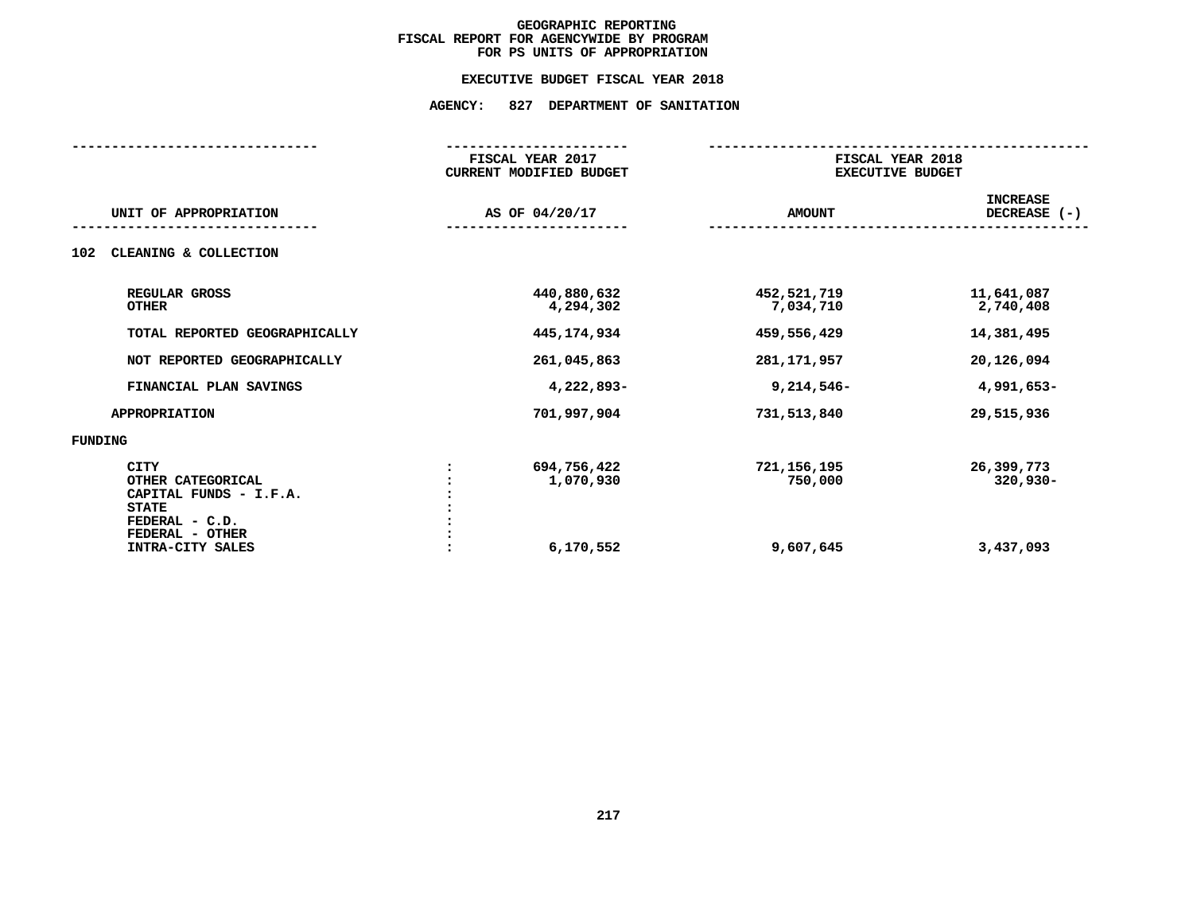# GEOGRAPHIC REPORTING
## FISCAL REPORT FOR AGENCYWIDE BY PROGRAM
## FOR PS UNITS OF APPROPRIATION

### EXECUTIVE BUDGET FISCAL YEAR 2018

### AGENCY: 827 DEPARTMENT OF SANITATION

| UNIT OF APPROPRIATION | | FISCAL YEAR 2017 CURRENT MODIFIED BUDGET AS OF 04/20/17 | FISCAL YEAR 2018 EXECUTIVE BUDGET AMOUNT | INCREASE DECREASE (-) |
|---|---|---|---|---|
| **102 CLEANING & COLLECTION** | | | | |
| REGULAR GROSS | | 440,880,632 | 452,521,719 | 11,641,087 |
| OTHER | | 4,294,302 | 7,034,710 | 2,740,408 |
| TOTAL REPORTED GEOGRAPHICALLY | | 445,174,934 | 459,556,429 | 14,381,495 |
| NOT REPORTED GEOGRAPHICALLY | | 261,045,863 | 281,171,957 | 20,126,094 |
| FINANCIAL PLAN SAVINGS | | 4,222,893- | 9,214,546- | 4,991,653- |
| APPROPRIATION | | 701,997,904 | 731,513,840 | 29,515,936 |
| **FUNDING** | | | | |
| CITY | : | 694,756,422 | 721,156,195 | 26,399,773 |
| OTHER CATEGORICAL | : | 1,070,930 | 750,000 | 320,930- |
| CAPITAL FUNDS - I.F.A. | : | | | |
| STATE | : | | | |
| FEDERAL - C.D. | : | | | |
| FEDERAL - OTHER | : | | | |
| INTRA-CITY SALES | : | 6,170,552 | 9,607,645 | 3,437,093 |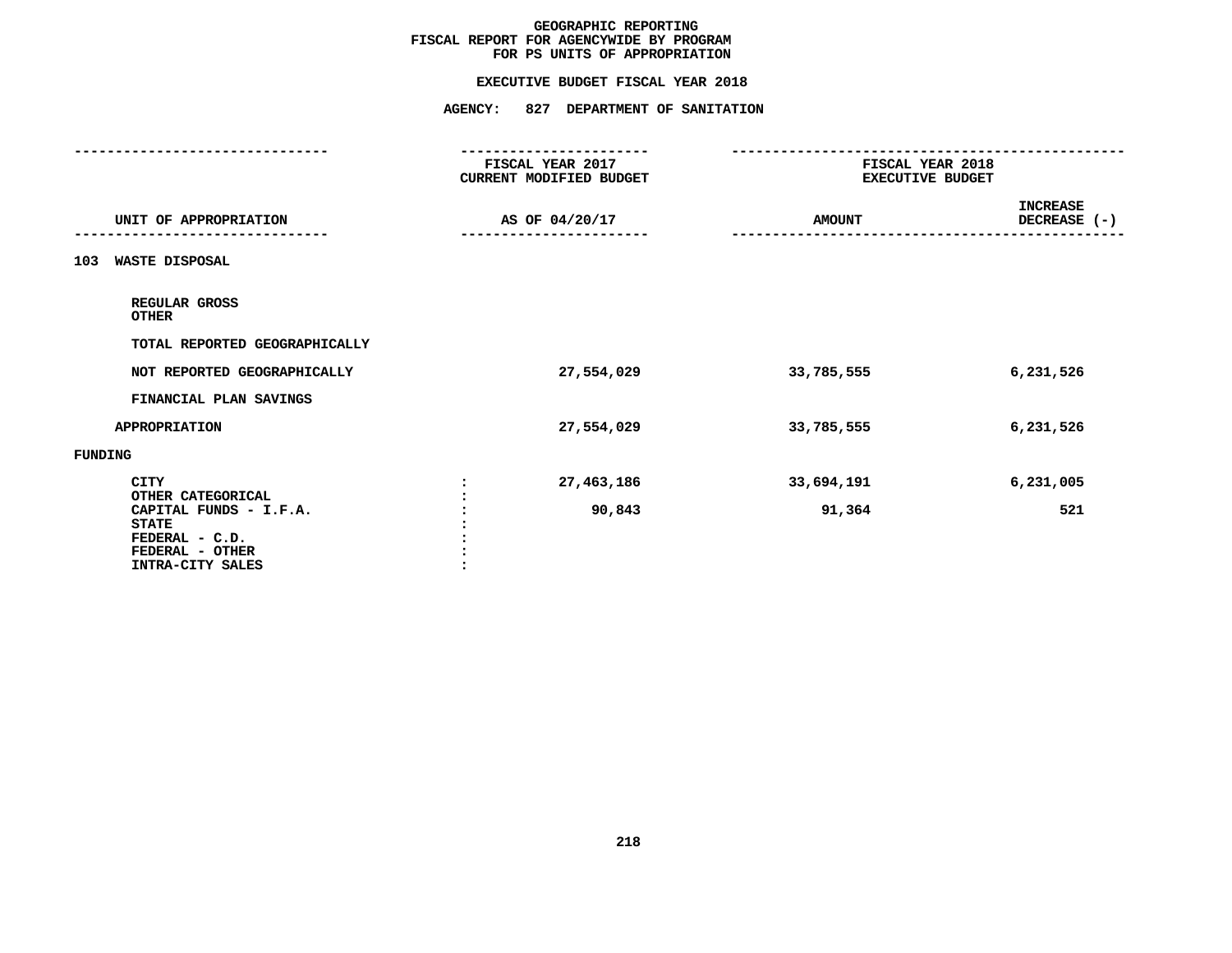# GEOGRAPHIC REPORTING
## FISCAL REPORT FOR AGENCYWIDE BY PROGRAM
## FOR PS UNITS OF APPROPRIATION

### EXECUTIVE BUDGET FISCAL YEAR 2018

### AGENCY: 827 DEPARTMENT OF SANITATION

| UNIT OF APPROPRIATION | | FISCAL YEAR 2017 CURRENT MODIFIED BUDGET AS OF 04/20/17 | FISCAL YEAR 2018 EXECUTIVE BUDGET AMOUNT | INCREASE DECREASE (-) |
|---|---|---|---|---|
| **103 WASTE DISPOSAL** | | | | |
| REGULAR GROSS | | | | |
| OTHER | | | | |
| TOTAL REPORTED GEOGRAPHICALLY | | | | |
| NOT REPORTED GEOGRAPHICALLY | | 27,554,029 | 33,785,555 | 6,231,526 |
| FINANCIAL PLAN SAVINGS | | | | |
| APPROPRIATION | | 27,554,029 | 33,785,555 | 6,231,526 |
| **FUNDING** | | | | |
| CITY | : | 27,463,186 | 33,694,191 | 6,231,005 |
| OTHER CATEGORICAL | : | | | |
| CAPITAL FUNDS - I.F.A. | : | 90,843 | 91,364 | 521 |
| STATE | : | | | |
| FEDERAL - C.D. | : | | | |
| FEDERAL - OTHER | : | | | |
| INTRA-CITY SALES | : | | | |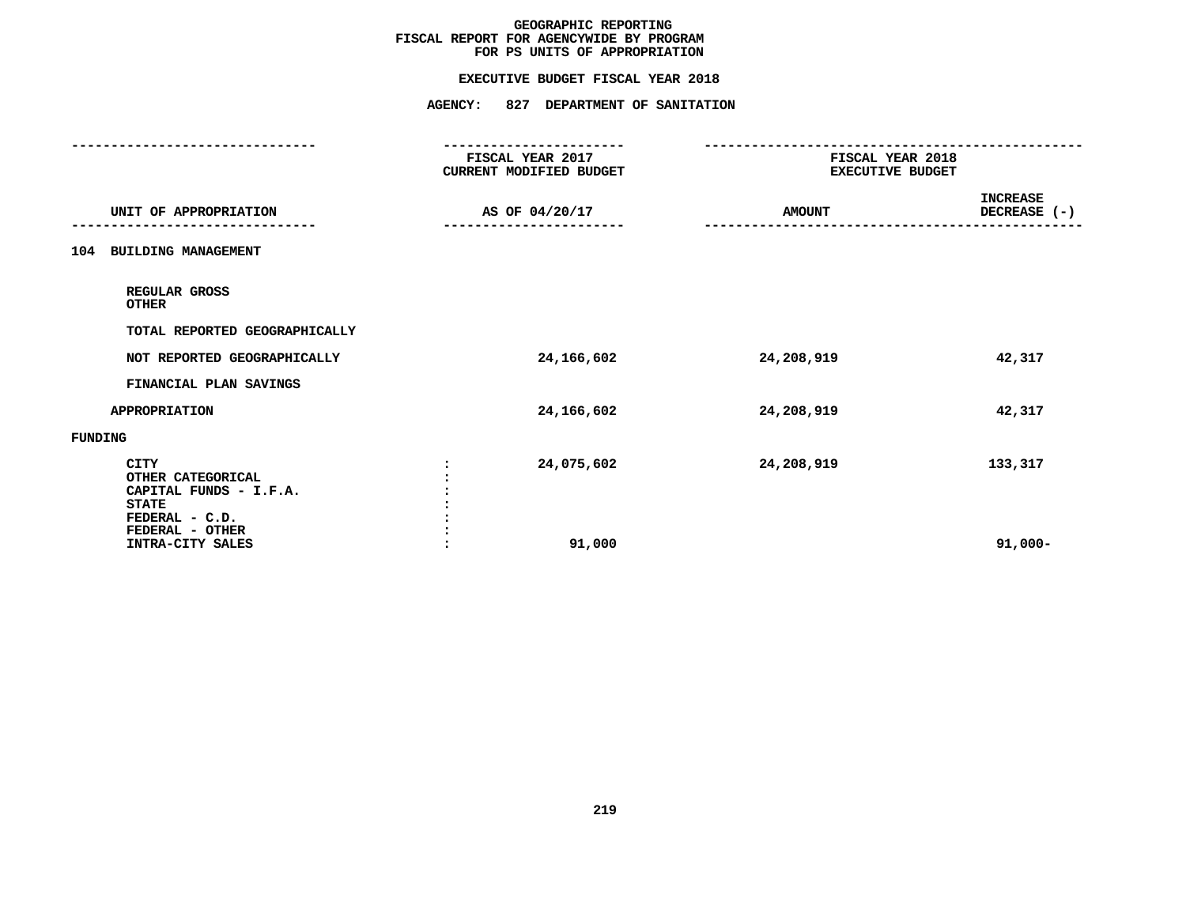# GEOGRAPHIC REPORTING
## FISCAL REPORT FOR AGENCYWIDE BY PROGRAM FOR PS UNITS OF APPROPRIATION

### EXECUTIVE BUDGET FISCAL YEAR 2018

### AGENCY: 827 DEPARTMENT OF SANITATION

| UNIT OF APPROPRIATION | FISCAL YEAR 2017 CURRENT MODIFIED BUDGET AS OF 04/20/17 | FISCAL YEAR 2018 EXECUTIVE BUDGET AMOUNT | INCREASE DECREASE (-) |
|---|---|---|---|
| **104 BUILDING MANAGEMENT** | | | |
| REGULAR GROSS | | | |
| OTHER | | | |
| TOTAL REPORTED GEOGRAPHICALLY | | | |
| NOT REPORTED GEOGRAPHICALLY | 24,166,602 | 24,208,919 | 42,317 |
| FINANCIAL PLAN SAVINGS | | | |
| APPROPRIATION | 24,166,602 | 24,208,919 | 42,317 |
| **FUNDING** | | | |
| CITY | 24,075,602 | 24,208,919 | 133,317 |
| OTHER CATEGORICAL | | | |
| CAPITAL FUNDS - I.F.A. | | | |
| STATE | | | |
| FEDERAL - C.D. | | | |
| FEDERAL - OTHER | | | |
| INTRA-CITY SALES | 91,000 | | 91,000- |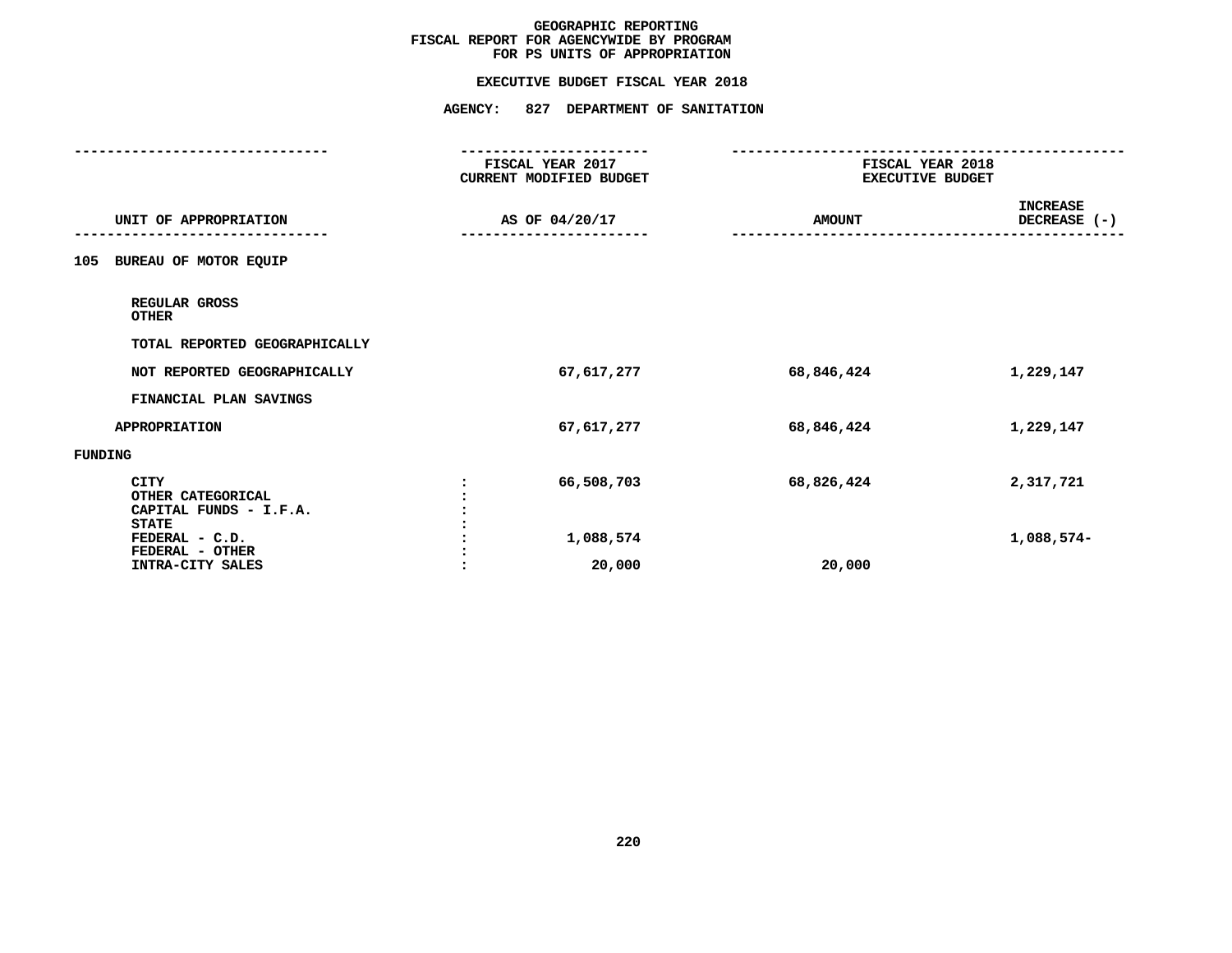# GEOGRAPHIC REPORTING
## FISCAL REPORT FOR AGENCYWIDE BY PROGRAM
## FOR PS UNITS OF APPROPRIATION

### EXECUTIVE BUDGET FISCAL YEAR 2018

### AGENCY: 827 DEPARTMENT OF SANITATION

| UNIT OF APPROPRIATION | FISCAL YEAR 2017 CURRENT MODIFIED BUDGET AS OF 04/20/17 | FISCAL YEAR 2018 EXECUTIVE BUDGET AMOUNT | INCREASE DECREASE (-) |
|---|---|---|---|
| **105 BUREAU OF MOTOR EQUIP** | | | |
| REGULAR GROSS | | | |
| OTHER | | | |
| TOTAL REPORTED GEOGRAPHICALLY | | | |
| NOT REPORTED GEOGRAPHICALLY | 67,617,277 | 68,846,424 | 1,229,147 |
| FINANCIAL PLAN SAVINGS | | | |
| APPROPRIATION | 67,617,277 | 68,846,424 | 1,229,147 |
| **FUNDING** | | | |
| CITY | 66,508,703 | 68,826,424 | 2,317,721 |
| OTHER CATEGORICAL | | | |
| CAPITAL FUNDS - I.F.A. | | | |
| STATE | | | |
| FEDERAL - C.D. | 1,088,574 | | 1,088,574- |
| FEDERAL - OTHER | | | |
| INTRA-CITY SALES | 20,000 | 20,000 | |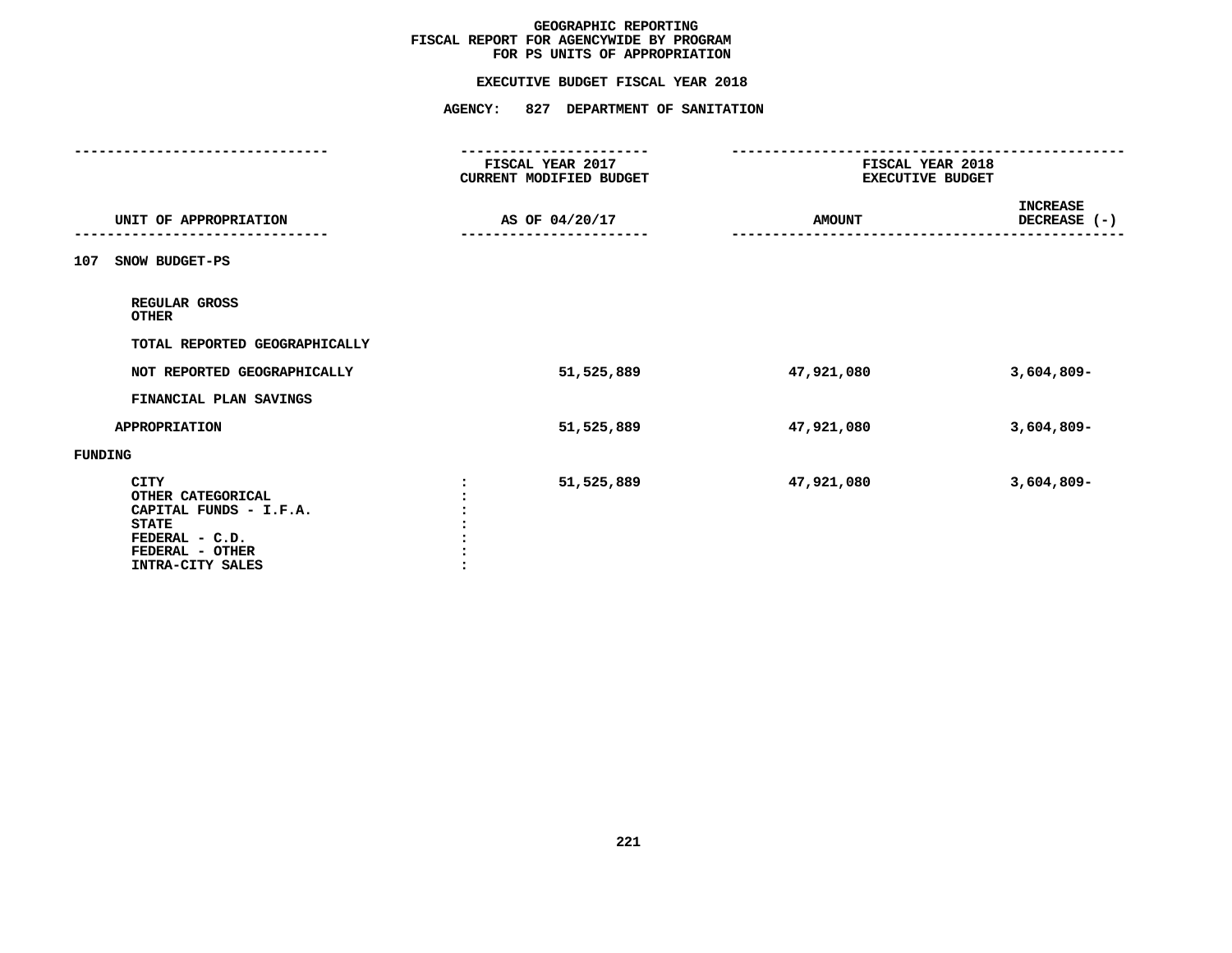# GEOGRAPHIC REPORTING
## FISCAL REPORT FOR AGENCYWIDE BY PROGRAM
## FOR PS UNITS OF APPROPRIATION

### EXECUTIVE BUDGET FISCAL YEAR 2018

### AGENCY: 827 DEPARTMENT OF SANITATION

| UNIT OF APPROPRIATION | FISCAL YEAR 2017 CURRENT MODIFIED BUDGET AS OF 04/20/17 | FISCAL YEAR 2018 EXECUTIVE BUDGET AMOUNT | INCREASE DECREASE (-) |
|---|---|---|---|
| **107 SNOW BUDGET-PS** | | | |
| REGULAR GROSS | | | |
| OTHER | | | |
| TOTAL REPORTED GEOGRAPHICALLY | | | |
| NOT REPORTED GEOGRAPHICALLY | 51,525,889 | 47,921,080 | 3,604,809- |
| FINANCIAL PLAN SAVINGS | | | |
| APPROPRIATION | 51,525,889 | 47,921,080 | 3,604,809- |
| **FUNDING** | | | |
| CITY : | 51,525,889 | 47,921,080 | 3,604,809- |
| OTHER CATEGORICAL : | | | |
| CAPITAL FUNDS - I.F.A. : | | | |
| STATE : | | | |
| FEDERAL - C.D. : | | | |
| FEDERAL - OTHER : | | | |
| INTRA-CITY SALES : | | | |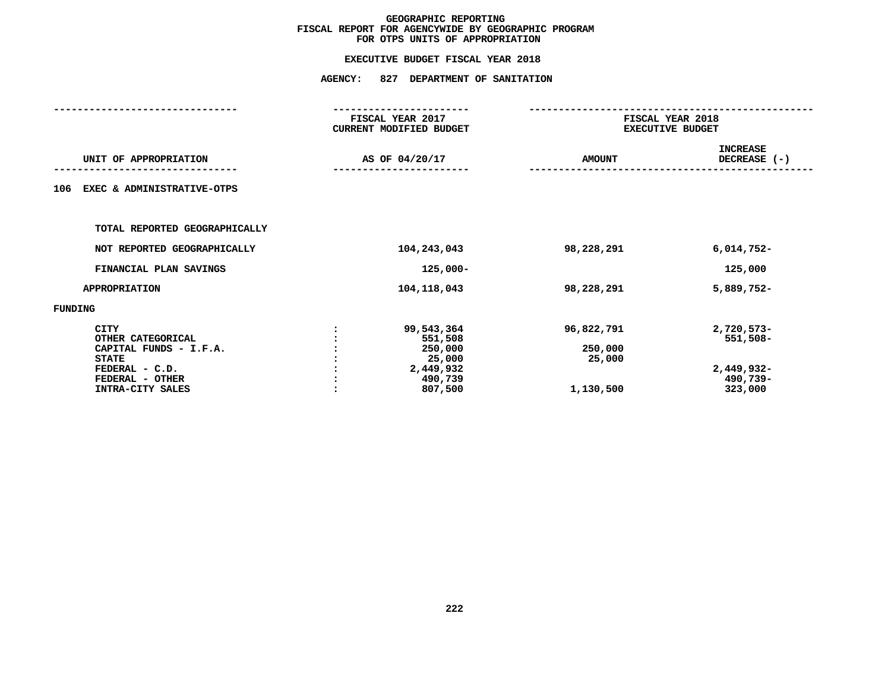# GEOGRAPHIC REPORTING
## FISCAL REPORT FOR AGENCYWIDE BY GEOGRAPHIC PROGRAM
## FOR OTPS UNITS OF APPROPRIATION

### EXECUTIVE BUDGET FISCAL YEAR 2018

### AGENCY: 827 DEPARTMENT OF SANITATION

| UNIT OF APPROPRIATION | | FISCAL YEAR 2017 CURRENT MODIFIED BUDGET AS OF 04/20/17 | FISCAL YEAR 2018 EXECUTIVE BUDGET AMOUNT | INCREASE DECREASE (-) |
|---|---|---|---|---|
| **106 EXEC & ADMINISTRATIVE-OTPS** | | | | |
| TOTAL REPORTED GEOGRAPHICALLY | | | | |
| NOT REPORTED GEOGRAPHICALLY | | 104,243,043 | 98,228,291 | 6,014,752- |
| FINANCIAL PLAN SAVINGS | | 125,000- | | 125,000 |
| APPROPRIATION | | 104,118,043 | 98,228,291 | 5,889,752- |
| **FUNDING** | | | | |
| CITY | : | 99,543,364 | 96,822,791 | 2,720,573- |
| OTHER CATEGORICAL | : | 551,508 | | 551,508- |
| CAPITAL FUNDS - I.F.A. | : | 250,000 | 250,000 | |
| STATE | : | 25,000 | 25,000 | |
| FEDERAL - C.D. | : | 2,449,932 | | 2,449,932- |
| FEDERAL - OTHER | : | 490,739 | | 490,739- |
| INTRA-CITY SALES | : | 807,500 | 1,130,500 | 323,000 |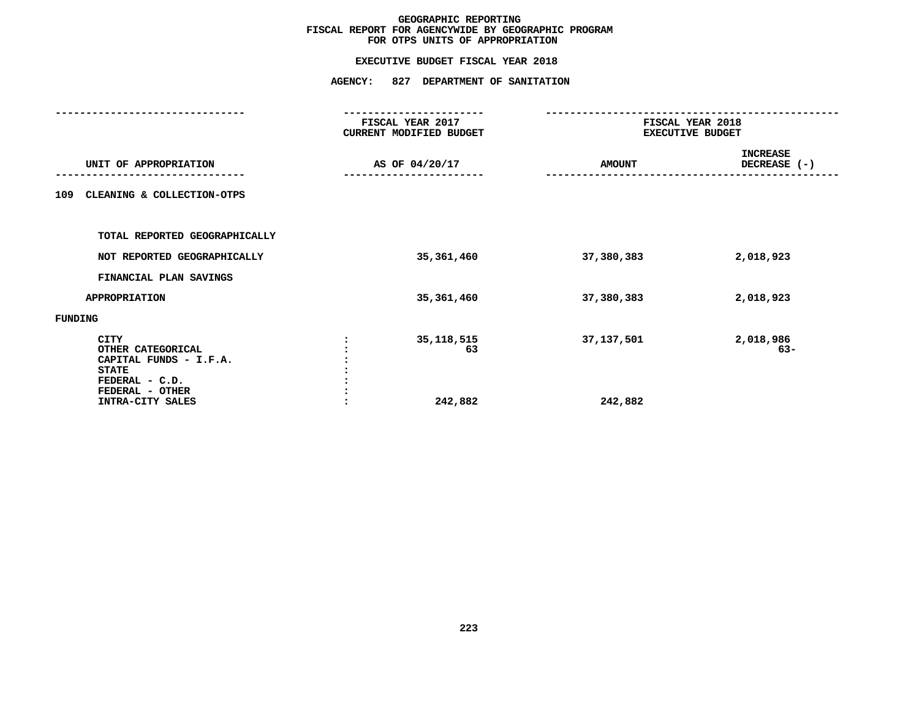# GEOGRAPHIC REPORTING
## FISCAL REPORT FOR AGENCYWIDE BY GEOGRAPHIC PROGRAM
## FOR OTPS UNITS OF APPROPRIATION

### EXECUTIVE BUDGET FISCAL YEAR 2018

### AGENCY: 827 DEPARTMENT OF SANITATION

| UNIT OF APPROPRIATION | FISCAL YEAR 2017 CURRENT MODIFIED BUDGET AS OF 04/20/17 | FISCAL YEAR 2018 EXECUTIVE BUDGET AMOUNT | INCREASE DECREASE (-) |
|---|---|---|---|
| **109 CLEANING & COLLECTION-OTPS** | | | |
| TOTAL REPORTED GEOGRAPHICALLY | | | |
| NOT REPORTED GEOGRAPHICALLY | 35,361,460 | 37,380,383 | 2,018,923 |
| FINANCIAL PLAN SAVINGS | | | |
| APPROPRIATION | 35,361,460 | 37,380,383 | 2,018,923 |
| **FUNDING** | | | |
| CITY | 35,118,515 | 37,137,501 | 2,018,986 |
| OTHER CATEGORICAL | 63 | | 63- |
| CAPITAL FUNDS - I.F.A. | | | |
| STATE | | | |
| FEDERAL - C.D. | | | |
| FEDERAL - OTHER | | | |
| INTRA-CITY SALES | 242,882 | 242,882 | |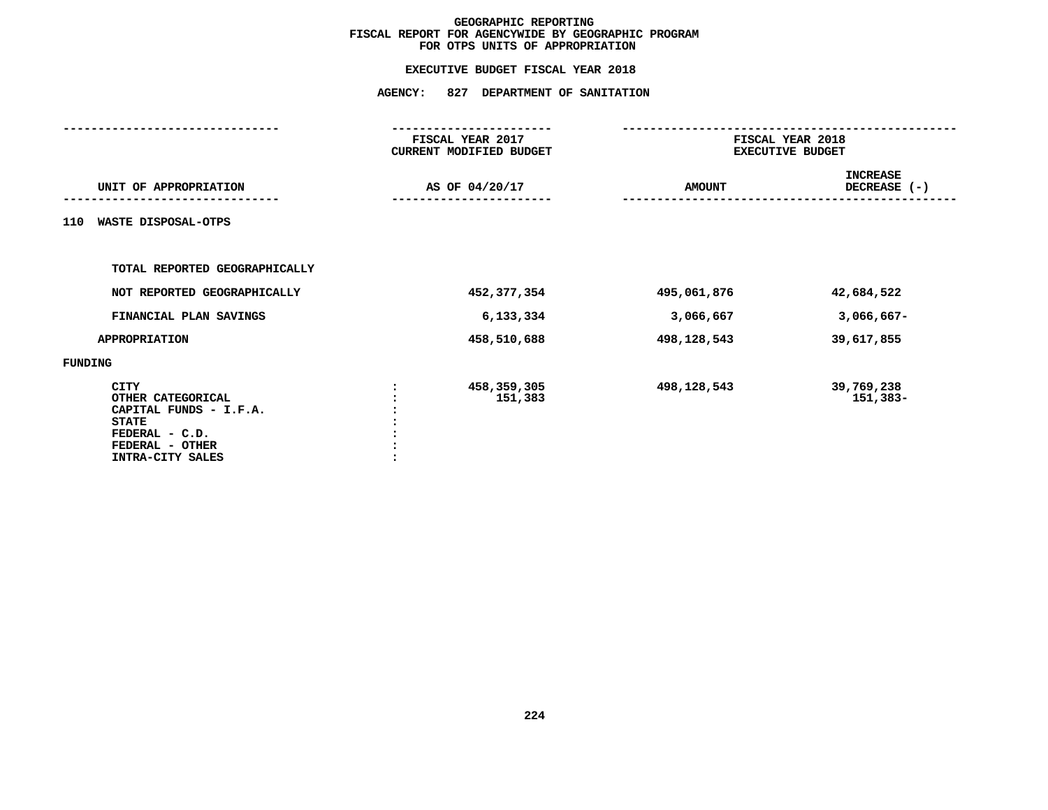# GEOGRAPHIC REPORTING
## FISCAL REPORT FOR AGENCYWIDE BY GEOGRAPHIC PROGRAM
## FOR OTPS UNITS OF APPROPRIATION

**EXECUTIVE BUDGET FISCAL YEAR 2018**

**AGENCY: 827 DEPARTMENT OF SANITATION**

| UNIT OF APPROPRIATION | | FISCAL YEAR 2017 CURRENT MODIFIED BUDGET AS OF 04/20/17 | FISCAL YEAR 2018 EXECUTIVE BUDGET AMOUNT | INCREASE DECREASE (-) |
|---|---|---|---|---|
| **110 WASTE DISPOSAL-OTPS** | | | | |
| TOTAL REPORTED GEOGRAPHICALLY | | | | |
| NOT REPORTED GEOGRAPHICALLY | | 452,377,354 | 495,061,876 | 42,684,522 |
| FINANCIAL PLAN SAVINGS | | 6,133,334 | 3,066,667 | 3,066,667- |
| APPROPRIATION | | 458,510,688 | 498,128,543 | 39,617,855 |
| **FUNDING** | | | | |
| CITY | : | 458,359,305 | 498,128,543 | 39,769,238 |
| OTHER CATEGORICAL | : | 151,383 | | 151,383- |
| CAPITAL FUNDS - I.F.A. | : | | | |
| STATE | : | | | |
| FEDERAL - C.D. | : | | | |
| FEDERAL - OTHER | : | | | |
| INTRA-CITY SALES | : | | | |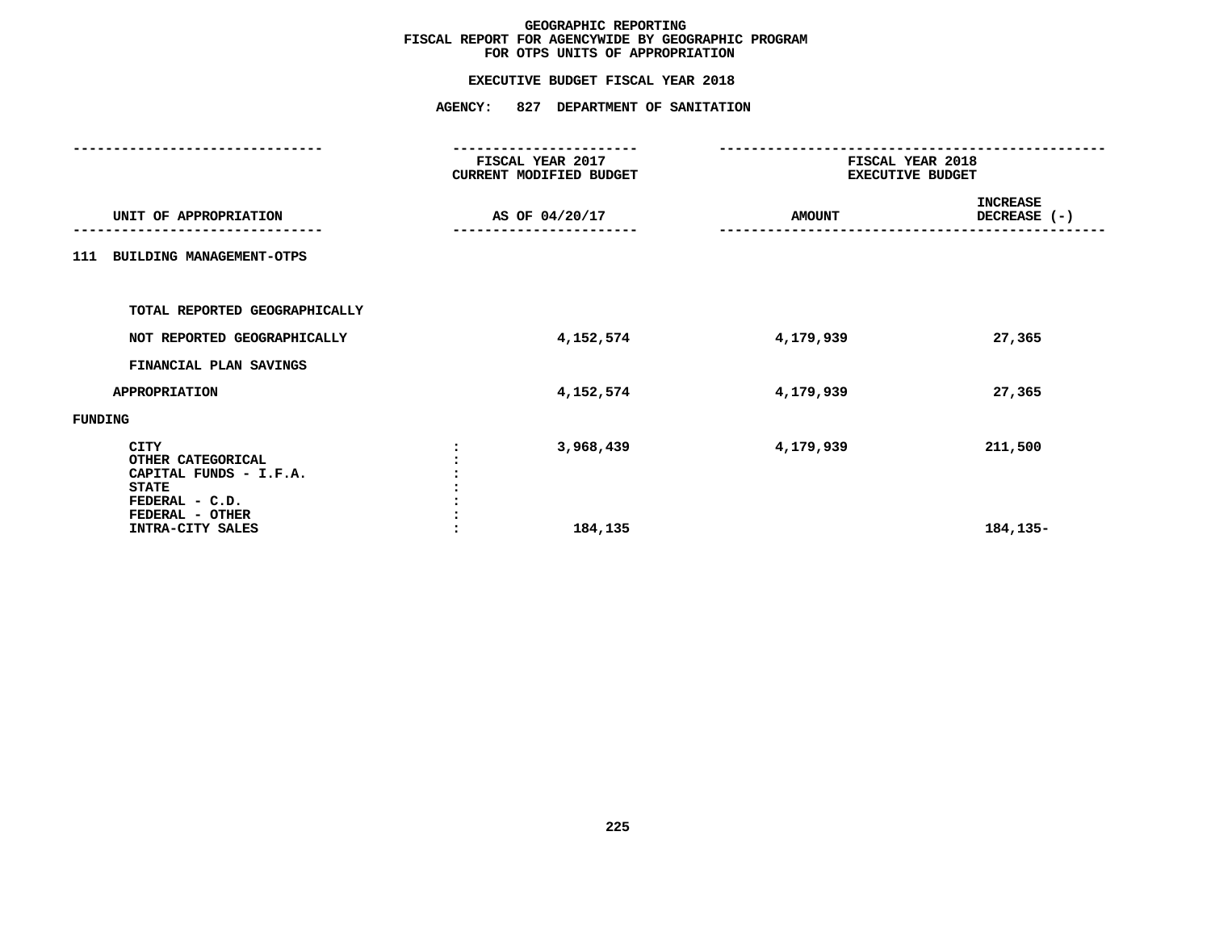# GEOGRAPHIC REPORTING
## FISCAL REPORT FOR AGENCYWIDE BY GEOGRAPHIC PROGRAM
## FOR OTPS UNITS OF APPROPRIATION

### EXECUTIVE BUDGET FISCAL YEAR 2018

### AGENCY: 827 DEPARTMENT OF SANITATION

| UNIT OF APPROPRIATION | | FISCAL YEAR 2017 CURRENT MODIFIED BUDGET AS OF 04/20/17 | FISCAL YEAR 2018 EXECUTIVE BUDGET AMOUNT | INCREASE DECREASE (-) |
|---|---|---|---|---|
| **111 BUILDING MANAGEMENT-OTPS** | | | | |
| TOTAL REPORTED GEOGRAPHICALLY | | | | |
| NOT REPORTED GEOGRAPHICALLY | | 4,152,574 | 4,179,939 | 27,365 |
| FINANCIAL PLAN SAVINGS | | | | |
| APPROPRIATION | | 4,152,574 | 4,179,939 | 27,365 |
| FUNDING | | | | |
| CITY | : | 3,968,439 | 4,179,939 | 211,500 |
| OTHER CATEGORICAL | : | | | |
| CAPITAL FUNDS - I.F.A. | : | | | |
| STATE | : | | | |
| FEDERAL - C.D. | : | | | |
| FEDERAL - OTHER | : | | | |
| INTRA-CITY SALES | : | 184,135 | | 184,135- |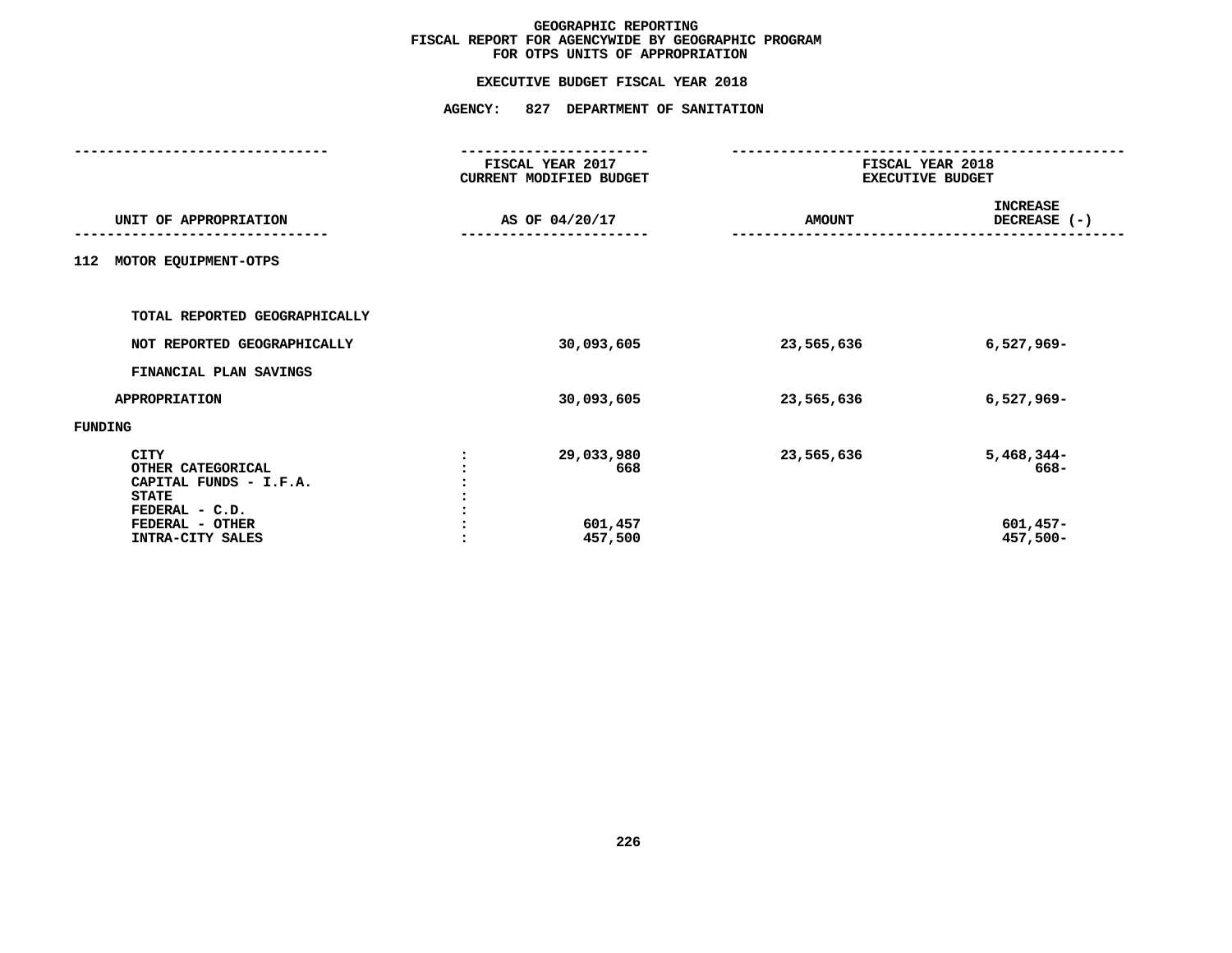# GEOGRAPHIC REPORTING
## FISCAL REPORT FOR AGENCYWIDE BY GEOGRAPHIC PROGRAM
## FOR OTPS UNITS OF APPROPRIATION

### EXECUTIVE BUDGET FISCAL YEAR 2018

### AGENCY: 827 DEPARTMENT OF SANITATION

| UNIT OF APPROPRIATION | | FISCAL YEAR 2017 CURRENT MODIFIED BUDGET AS OF 04/20/17 | FISCAL YEAR 2018 EXECUTIVE BUDGET AMOUNT | INCREASE DECREASE (-) |
|---|---|---|---|---|
| 112 MOTOR EQUIPMENT-OTPS | | | | |
| TOTAL REPORTED GEOGRAPHICALLY | | | | |
| NOT REPORTED GEOGRAPHICALLY | | 30,093,605 | 23,565,636 | 6,527,969- |
| FINANCIAL PLAN SAVINGS | | | | |
| APPROPRIATION | | 30,093,605 | 23,565,636 | 6,527,969- |
| FUNDING | | | | |
| CITY | : | 29,033,980 | 23,565,636 | 5,468,344- |
| OTHER CATEGORICAL | : | 668 | | 668- |
| CAPITAL FUNDS - I.F.A. | : | | | |
| STATE | : | | | |
| FEDERAL - C.D. | : | | | |
| FEDERAL - OTHER | : | 601,457 | | 601,457- |
| INTRA-CITY SALES | : | 457,500 | | 457,500- |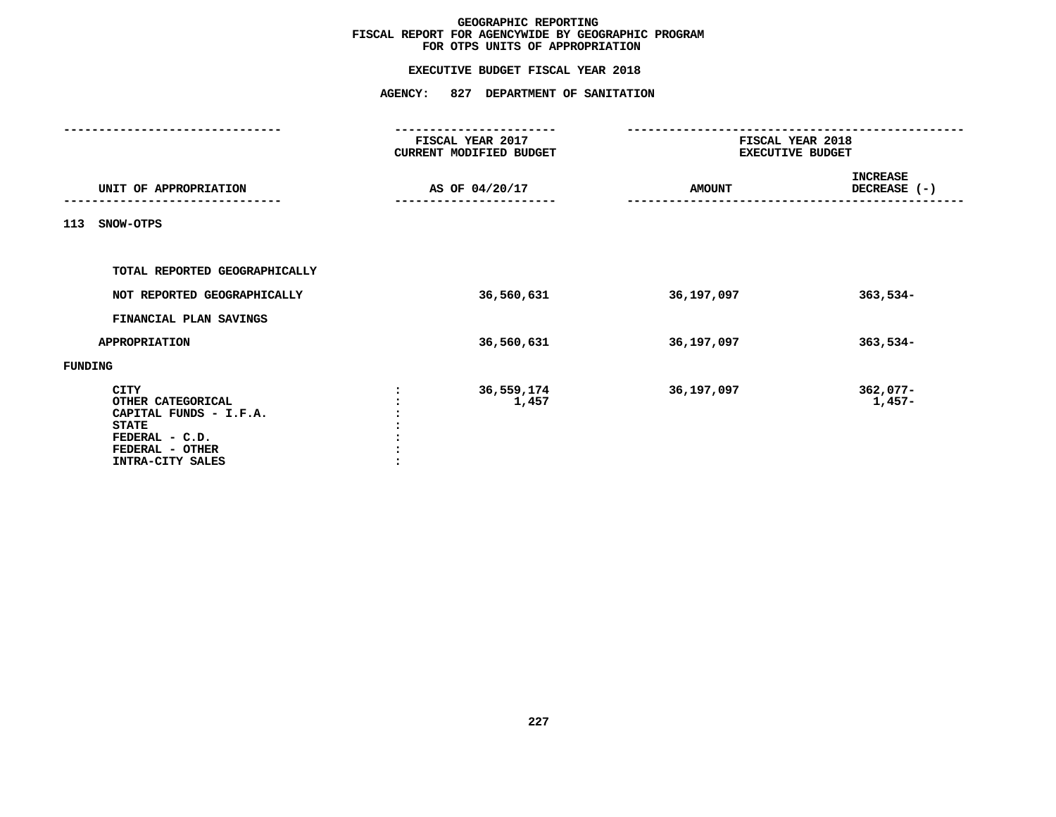# GEOGRAPHIC REPORTING
## FISCAL REPORT FOR AGENCYWIDE BY GEOGRAPHIC PROGRAM
## FOR OTPS UNITS OF APPROPRIATION

### EXECUTIVE BUDGET FISCAL YEAR 2018

### AGENCY: 827 DEPARTMENT OF SANITATION

| UNIT OF APPROPRIATION | | FISCAL YEAR 2017 CURRENT MODIFIED BUDGET AS OF 04/20/17 | FISCAL YEAR 2018 EXECUTIVE BUDGET AMOUNT | INCREASE DECREASE (-) |
|---|---|---|---|---|
| 113 SNOW-OTPS | | | | |
| TOTAL REPORTED GEOGRAPHICALLY | | | | |
| NOT REPORTED GEOGRAPHICALLY | | 36,560,631 | 36,197,097 | 363,534- |
| FINANCIAL PLAN SAVINGS | | | | |
| APPROPRIATION | | 36,560,631 | 36,197,097 | 363,534- |
| FUNDING | | | | |
| CITY | : | 36,559,174 | 36,197,097 | 362,077- |
| OTHER CATEGORICAL | : | 1,457 | | 1,457- |
| CAPITAL FUNDS - I.F.A. | : | | | |
| STATE | : | | | |
| FEDERAL - C.D. | : | | | |
| FEDERAL - OTHER | : | | | |
| INTRA-CITY SALES | : | | | |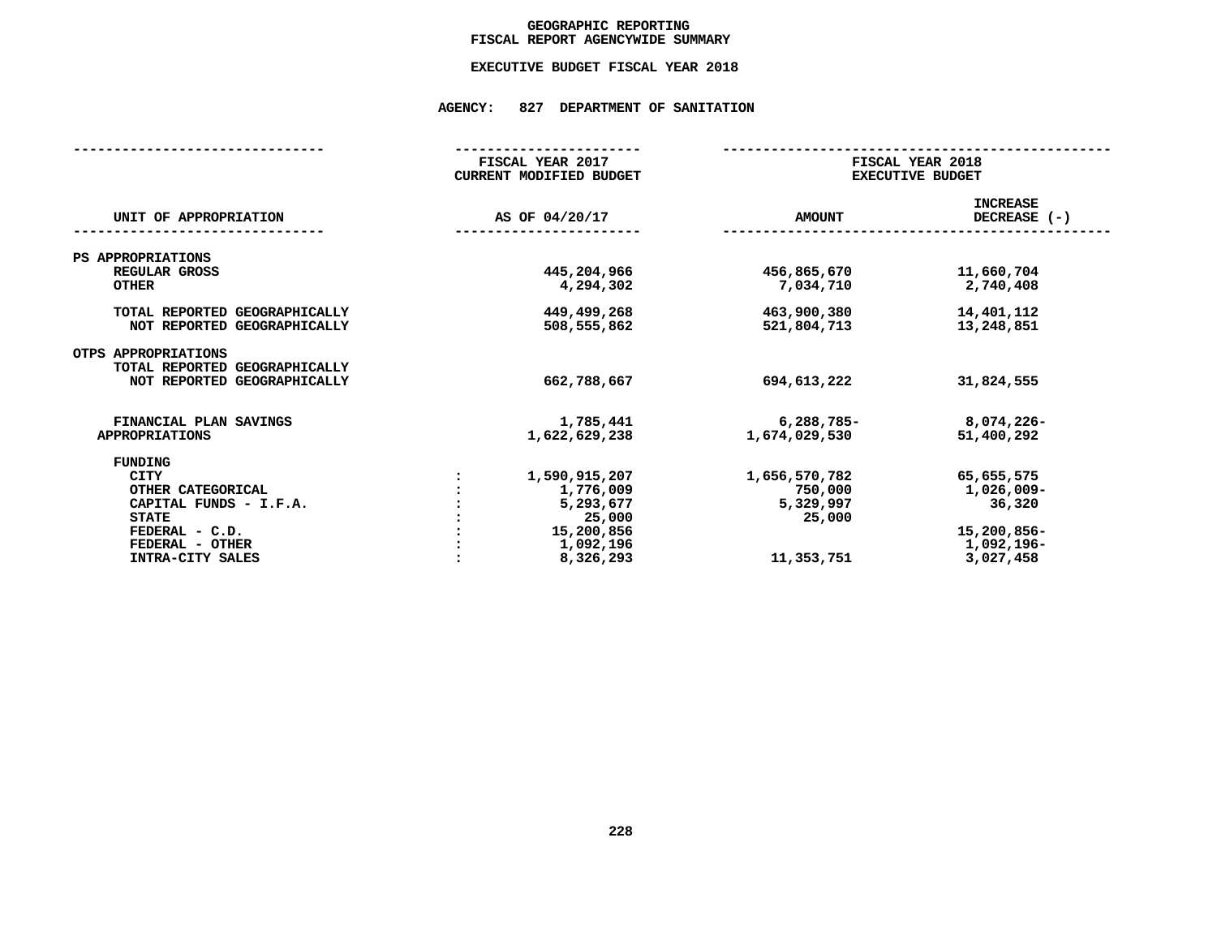# GEOGRAPHIC REPORTING
# FISCAL REPORT AGENCYWIDE SUMMARY

## EXECUTIVE BUDGET FISCAL YEAR 2018

### AGENCY: 827 DEPARTMENT OF SANITATION

| UNIT OF APPROPRIATION | FISCAL YEAR 2017 CURRENT MODIFIED BUDGET AS OF 04/20/17 | FISCAL YEAR 2018 EXECUTIVE BUDGET AMOUNT | FISCAL YEAR 2018 EXECUTIVE BUDGET INCREASE DECREASE (-) |
|---|---|---|---|
| **PS APPROPRIATIONS** | | | |
| REGULAR GROSS | 445,204,966 | 456,865,670 | 11,660,704 |
| OTHER | 4,294,302 | 7,034,710 | 2,740,408 |
| TOTAL REPORTED GEOGRAPHICALLY | 449,499,268 | 463,900,380 | 14,401,112 |
| NOT REPORTED GEOGRAPHICALLY | 508,555,862 | 521,804,713 | 13,248,851 |
| **OTPS APPROPRIATIONS** | | | |
| TOTAL REPORTED GEOGRAPHICALLY | | | |
| NOT REPORTED GEOGRAPHICALLY | 662,788,667 | 694,613,222 | 31,824,555 |
| FINANCIAL PLAN SAVINGS | 1,785,441 | 6,288,785- | 8,074,226- |
| APPROPRIATIONS | 1,622,629,238 | 1,674,029,530 | 51,400,292 |
| **FUNDING** | | | |
| CITY | 1,590,915,207 | 1,656,570,782 | 65,655,575 |
| OTHER CATEGORICAL | 1,776,009 | 750,000 | 1,026,009- |
| CAPITAL FUNDS - I.F.A. | 5,293,677 | 5,329,997 | 36,320 |
| STATE | 25,000 | 25,000 | |
| FEDERAL - C.D. | 15,200,856 | | 15,200,856- |
| FEDERAL - OTHER | 1,092,196 | | 1,092,196- |
| INTRA-CITY SALES | 8,326,293 | 11,353,751 | 3,027,458 |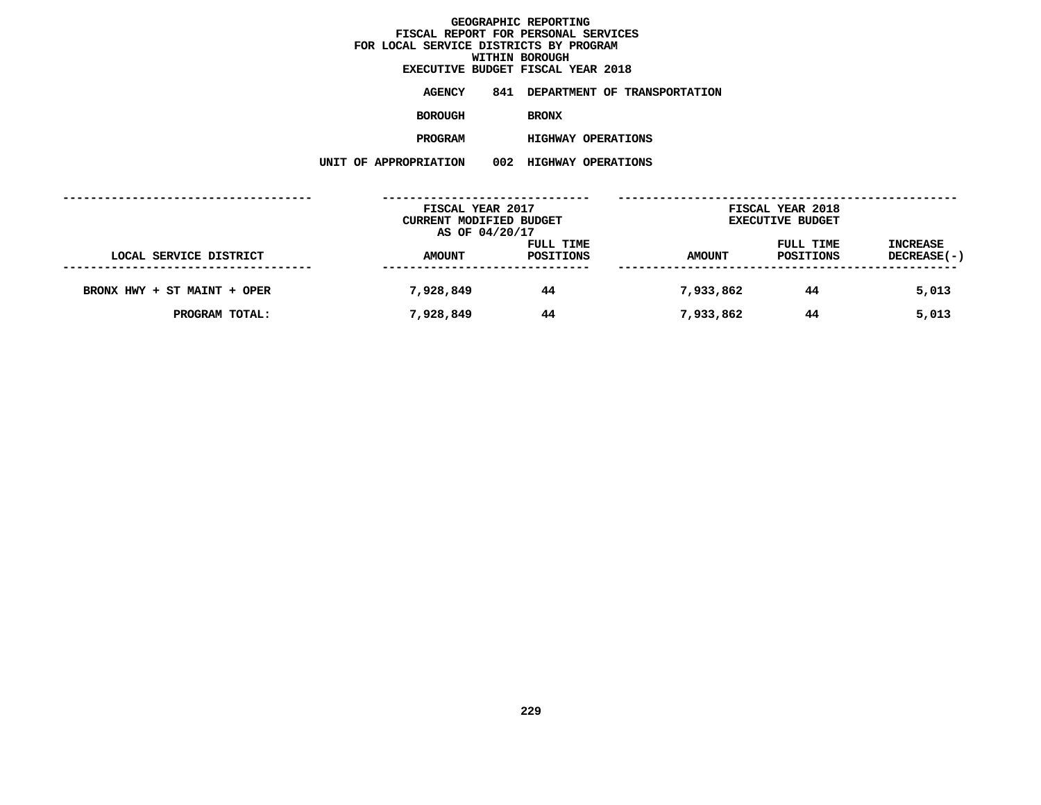# GEOGRAPHIC REPORTING
## FISCAL REPORT FOR PERSONAL SERVICES
## FOR LOCAL SERVICE DISTRICTS BY PROGRAM
## WITHIN BOROUGH
## EXECUTIVE BUDGET FISCAL YEAR 2018

**AGENCY** 841 DEPARTMENT OF TRANSPORTATION

**BOROUGH** BRONX

**PROGRAM** HIGHWAY OPERATIONS

**UNIT OF APPROPRIATION** 002 HIGHWAY OPERATIONS

| | FISCAL YEAR 2017 CURRENT MODIFIED BUDGET AS OF 04/20/17 | | FISCAL YEAR 2018 EXECUTIVE BUDGET | | |
|---|---|---|---|---|---|
| LOCAL SERVICE DISTRICT | AMOUNT | FULL TIME POSITIONS | AMOUNT | FULL TIME POSITIONS | INCREASE DECREASE(-) |
| BRONX HWY + ST MAINT + OPER | 7,928,849 | 44 | 7,933,862 | 44 | 5,013 |
| PROGRAM TOTAL: | 7,928,849 | 44 | 7,933,862 | 44 | 5,013 |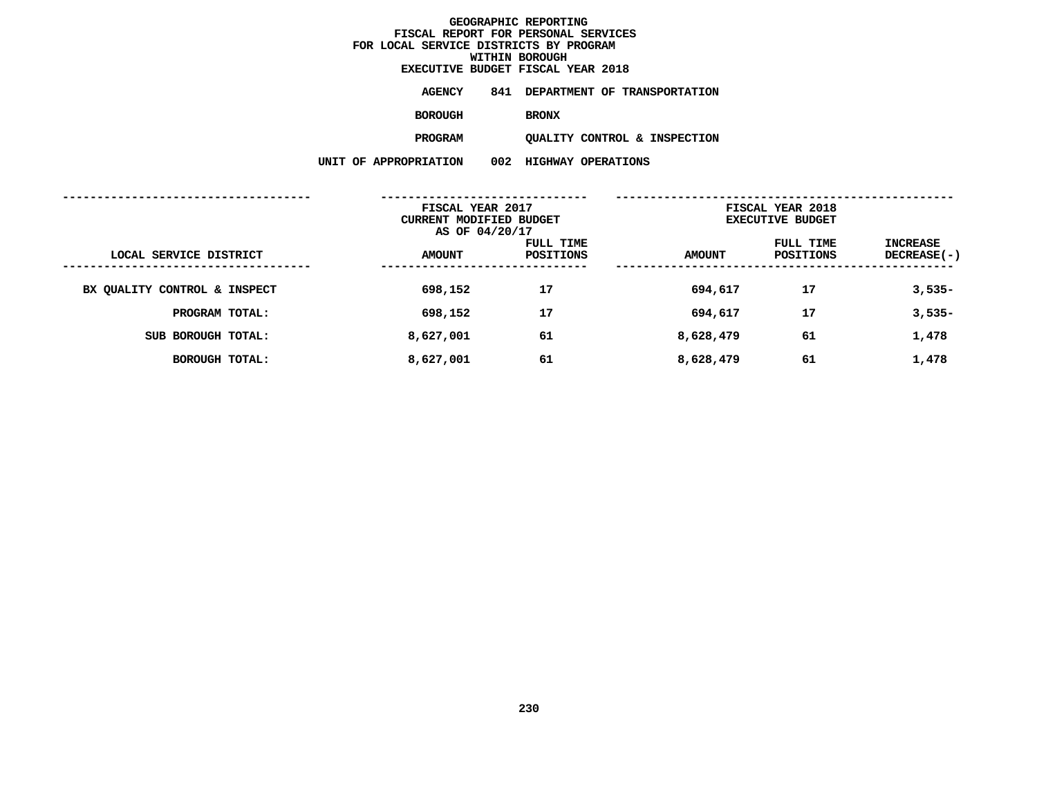**GEOGRAPHIC REPORTING**
**FISCAL REPORT FOR PERSONAL SERVICES**
**FOR LOCAL SERVICE DISTRICTS BY PROGRAM**
**WITHIN BOROUGH**
**EXECUTIVE BUDGET FISCAL YEAR 2018**

**AGENCY** 841 DEPARTMENT OF TRANSPORTATION

**BOROUGH** BRONX

**PROGRAM** QUALITY CONTROL & INSPECTION

**UNIT OF APPROPRIATION** 002 HIGHWAY OPERATIONS

| | FISCAL YEAR 2017 CURRENT MODIFIED BUDGET AS OF 04/20/17 | | FISCAL YEAR 2018 EXECUTIVE BUDGET | | |
|---|---|---|---|---|---|
| LOCAL SERVICE DISTRICT | AMOUNT | FULL TIME POSITIONS | AMOUNT | FULL TIME POSITIONS | INCREASE DECREASE(-) |
| BX QUALITY CONTROL & INSPECT | 698,152 | 17 | 694,617 | 17 | 3,535- |
| PROGRAM TOTAL: | 698,152 | 17 | 694,617 | 17 | 3,535- |
| SUB BOROUGH TOTAL: | 8,627,001 | 61 | 8,628,479 | 61 | 1,478 |
| BOROUGH TOTAL: | 8,627,001 | 61 | 8,628,479 | 61 | 1,478 |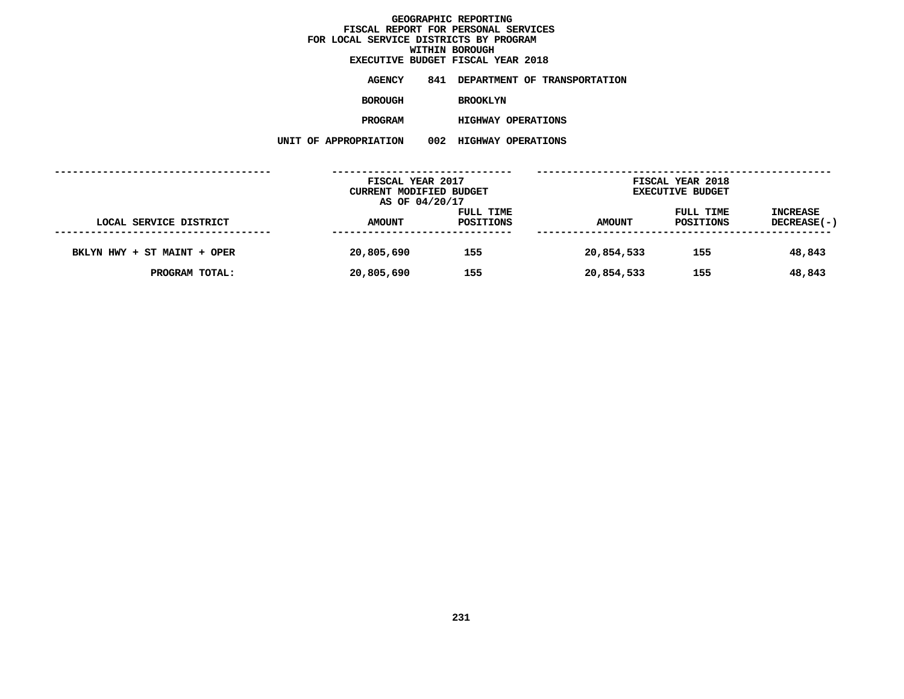# GEOGRAPHIC REPORTING
## FISCAL REPORT FOR PERSONAL SERVICES
## FOR LOCAL SERVICE DISTRICTS BY PROGRAM
## WITHIN BOROUGH
## EXECUTIVE BUDGET FISCAL YEAR 2018

**AGENCY** 841 DEPARTMENT OF TRANSPORTATION

**BOROUGH** BROOKLYN

**PROGRAM** HIGHWAY OPERATIONS

**UNIT OF APPROPRIATION** 002 HIGHWAY OPERATIONS

| | FISCAL YEAR 2017 CURRENT MODIFIED BUDGET AS OF 04/20/17 | | FISCAL YEAR 2018 EXECUTIVE BUDGET | | |
|---|---|---|---|---|---|
| LOCAL SERVICE DISTRICT | AMOUNT | FULL TIME POSITIONS | AMOUNT | FULL TIME POSITIONS | INCREASE DECREASE(-) |
| BKLYN HWY + ST MAINT + OPER | 20,805,690 | 155 | 20,854,533 | 155 | 48,843 |
| PROGRAM TOTAL: | 20,805,690 | 155 | 20,854,533 | 155 | 48,843 |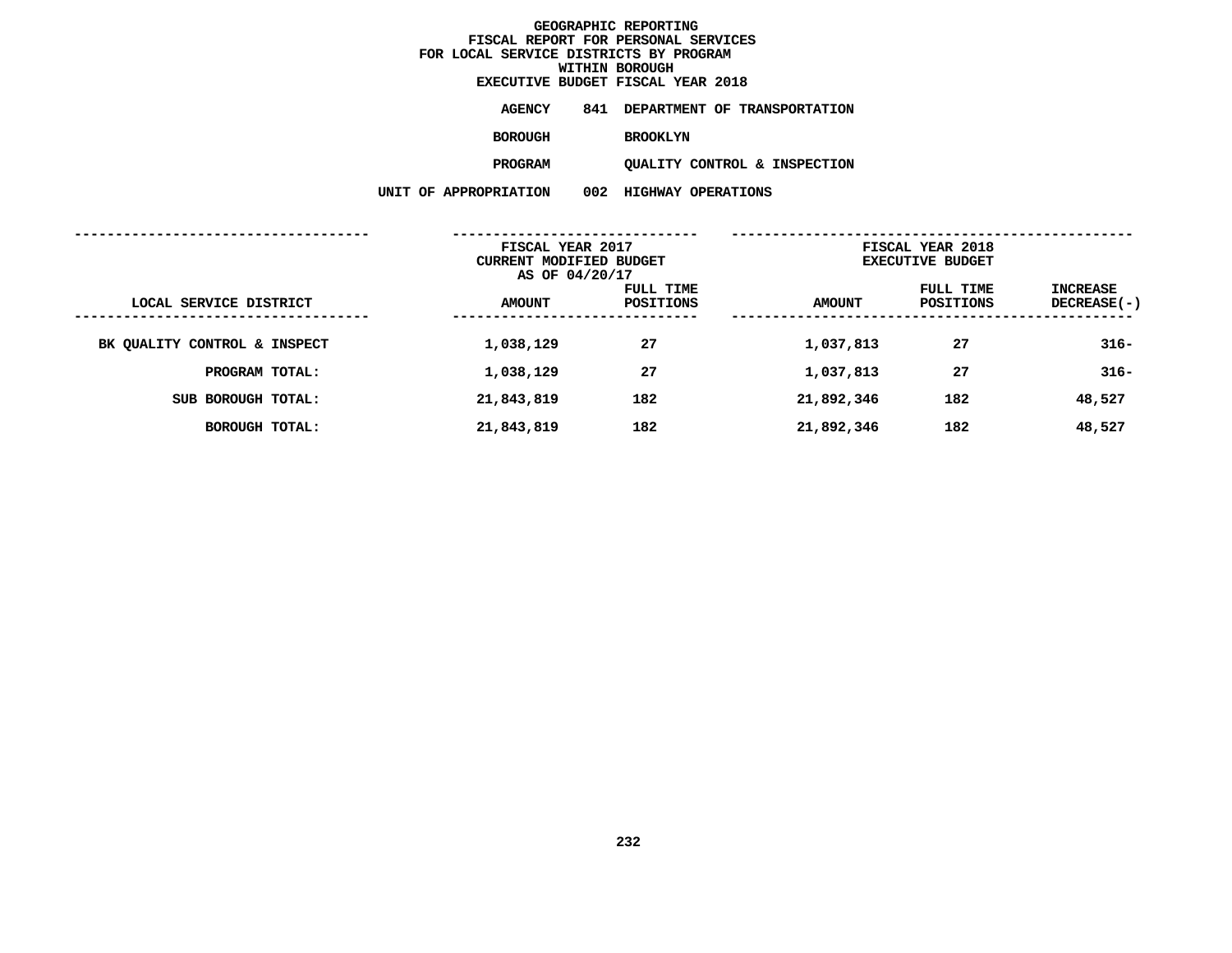# GEOGRAPHIC REPORTING
## FISCAL REPORT FOR PERSONAL SERVICES
## FOR LOCAL SERVICE DISTRICTS BY PROGRAM
## WITHIN BOROUGH
## EXECUTIVE BUDGET FISCAL YEAR 2018

**AGENCY** 841 DEPARTMENT OF TRANSPORTATION

**BOROUGH** BROOKLYN

**PROGRAM** QUALITY CONTROL & INSPECTION

**UNIT OF APPROPRIATION** 002 HIGHWAY OPERATIONS

| | FISCAL YEAR 2017 CURRENT MODIFIED BUDGET AS OF 04/20/17 | | FISCAL YEAR 2018 EXECUTIVE BUDGET | | |
|---|---|---|---|---|---|
| LOCAL SERVICE DISTRICT | AMOUNT | FULL TIME POSITIONS | AMOUNT | FULL TIME POSITIONS | INCREASE DECREASE(-) |
| BK QUALITY CONTROL & INSPECT | 1,038,129 | 27 | 1,037,813 | 27 | 316- |
| PROGRAM TOTAL: | 1,038,129 | 27 | 1,037,813 | 27 | 316- |
| SUB BOROUGH TOTAL: | 21,843,819 | 182 | 21,892,346 | 182 | 48,527 |
| BOROUGH TOTAL: | 21,843,819 | 182 | 21,892,346 | 182 | 48,527 |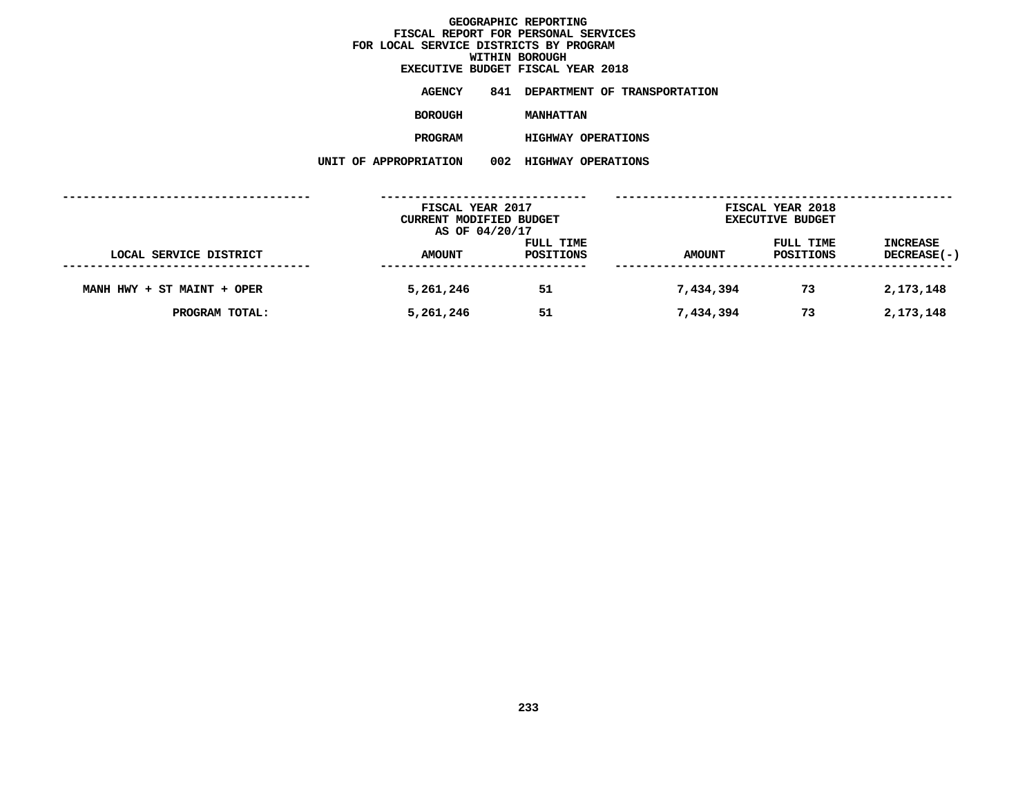# GEOGRAPHIC REPORTING
## FISCAL REPORT FOR PERSONAL SERVICES
## FOR LOCAL SERVICE DISTRICTS BY PROGRAM
## WITHIN BOROUGH
## EXECUTIVE BUDGET FISCAL YEAR 2018

**AGENCY** 841 DEPARTMENT OF TRANSPORTATION

**BOROUGH** MANHATTAN

**PROGRAM** HIGHWAY OPERATIONS

**UNIT OF APPROPRIATION** 002 HIGHWAY OPERATIONS

| | FISCAL YEAR 2017 CURRENT MODIFIED BUDGET AS OF 04/20/17 | | FISCAL YEAR 2018 EXECUTIVE BUDGET | | |
|---|---|---|---|---|---|
| LOCAL SERVICE DISTRICT | AMOUNT | FULL TIME POSITIONS | AMOUNT | FULL TIME POSITIONS | INCREASE DECREASE(-) |
| MANH HWY + ST MAINT + OPER | 5,261,246 | 51 | 7,434,394 | 73 | 2,173,148 |
| PROGRAM TOTAL: | 5,261,246 | 51 | 7,434,394 | 73 | 2,173,148 |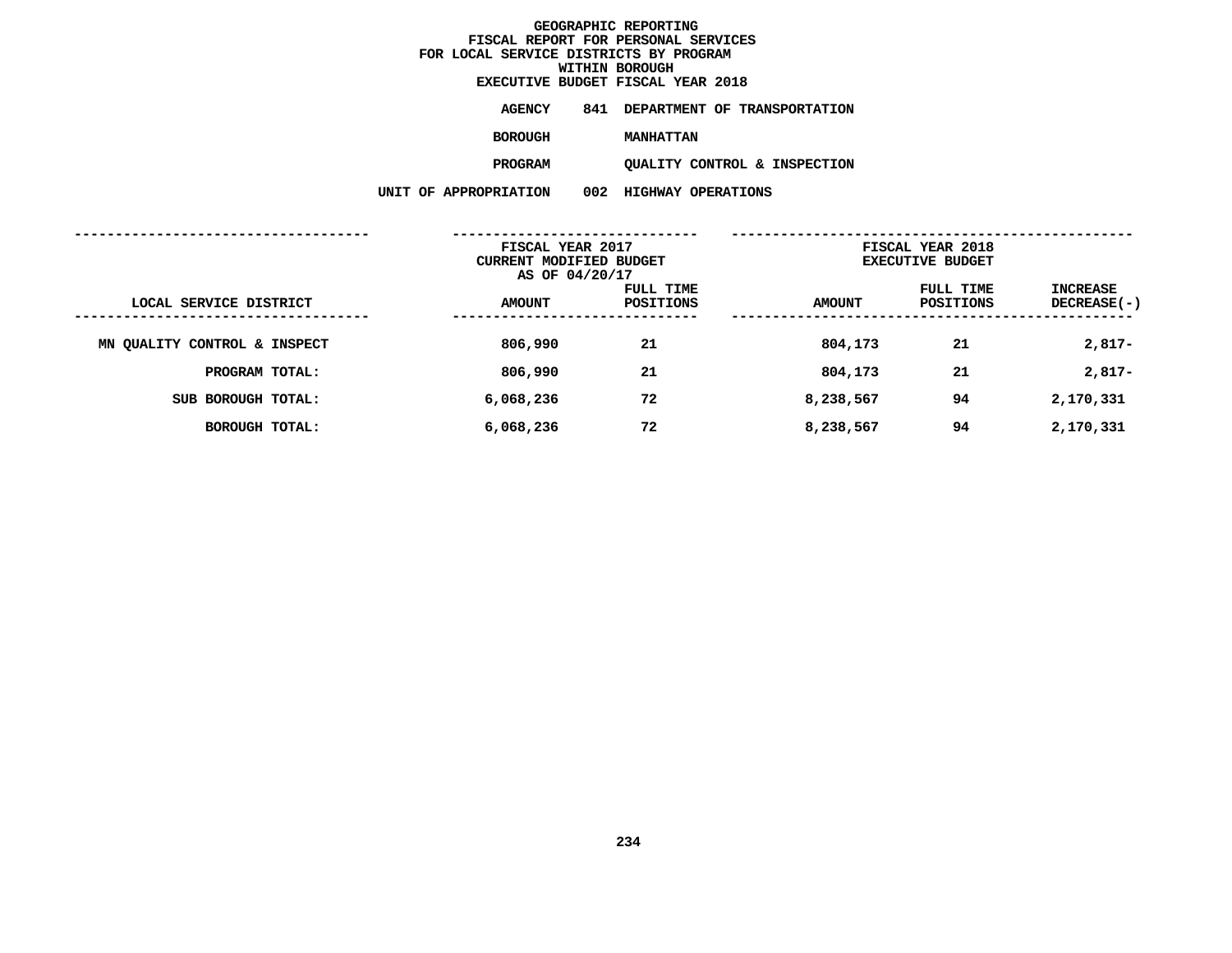# GEOGRAPHIC REPORTING
## FISCAL REPORT FOR PERSONAL SERVICES
## FOR LOCAL SERVICE DISTRICTS BY PROGRAM
## WITHIN BOROUGH
## EXECUTIVE BUDGET FISCAL YEAR 2018

**AGENCY** 841 DEPARTMENT OF TRANSPORTATION

**BOROUGH** MANHATTAN

**PROGRAM** QUALITY CONTROL & INSPECTION

**UNIT OF APPROPRIATION** 002 HIGHWAY OPERATIONS

| | FISCAL YEAR 2017 CURRENT MODIFIED BUDGET AS OF 04/20/17 | | FISCAL YEAR 2018 EXECUTIVE BUDGET | | |
|---|---|---|---|---|---|
| LOCAL SERVICE DISTRICT | AMOUNT | FULL TIME POSITIONS | AMOUNT | FULL TIME POSITIONS | INCREASE DECREASE(-) |
| MN QUALITY CONTROL & INSPECT | 806,990 | 21 | 804,173 | 21 | 2,817- |
| PROGRAM TOTAL: | 806,990 | 21 | 804,173 | 21 | 2,817- |
| SUB BOROUGH TOTAL: | 6,068,236 | 72 | 8,238,567 | 94 | 2,170,331 |
| BOROUGH TOTAL: | 6,068,236 | 72 | 8,238,567 | 94 | 2,170,331 |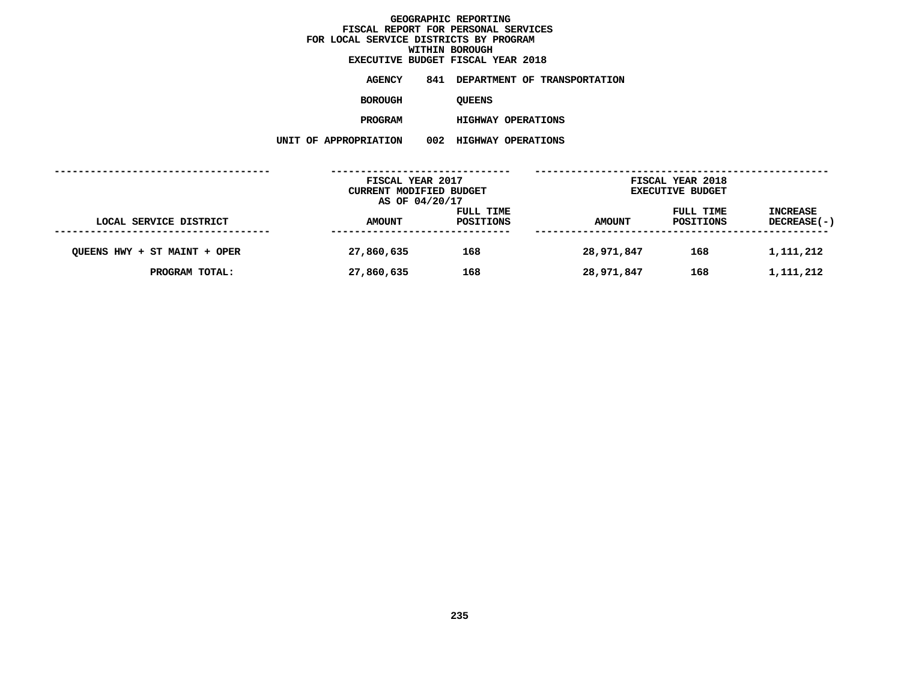# GEOGRAPHIC REPORTING
## FISCAL REPORT FOR PERSONAL SERVICES
## FOR LOCAL SERVICE DISTRICTS BY PROGRAM
## WITHIN BOROUGH
## EXECUTIVE BUDGET FISCAL YEAR 2018

**AGENCY** 841 DEPARTMENT OF TRANSPORTATION

**BOROUGH** QUEENS

**PROGRAM** HIGHWAY OPERATIONS

**UNIT OF APPROPRIATION** 002 HIGHWAY OPERATIONS

| | FISCAL YEAR 2017 CURRENT MODIFIED BUDGET AS OF 04/20/17 | | FISCAL YEAR 2018 EXECUTIVE BUDGET | | |
|---|---|---|---|---|---|
| LOCAL SERVICE DISTRICT | AMOUNT | FULL TIME POSITIONS | AMOUNT | FULL TIME POSITIONS | INCREASE DECREASE(-) |
| QUEENS HWY + ST MAINT + OPER | 27,860,635 | 168 | 28,971,847 | 168 | 1,111,212 |
| PROGRAM TOTAL: | 27,860,635 | 168 | 28,971,847 | 168 | 1,111,212 |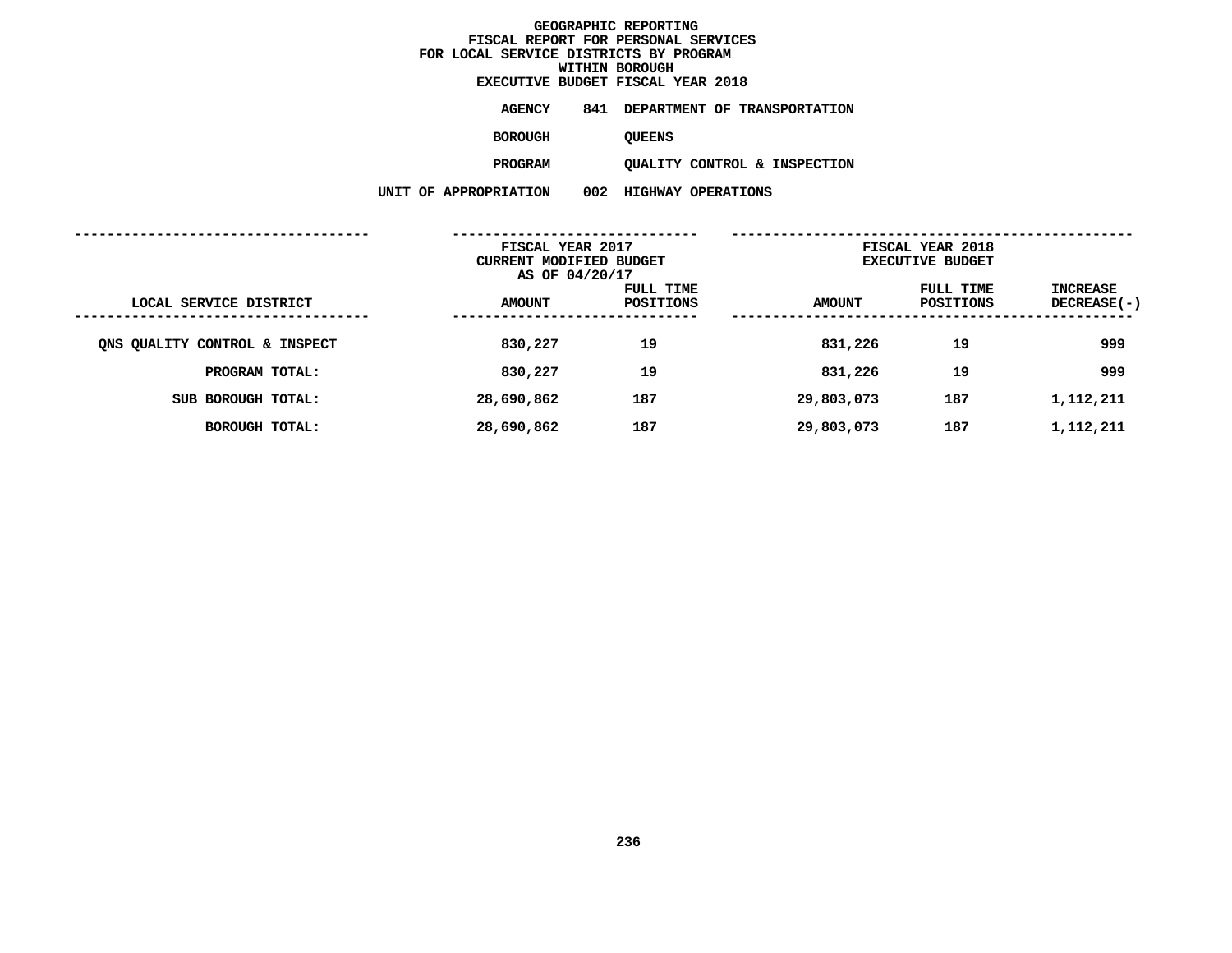# GEOGRAPHIC REPORTING
## FISCAL REPORT FOR PERSONAL SERVICES
## FOR LOCAL SERVICE DISTRICTS BY PROGRAM
## WITHIN BOROUGH
## EXECUTIVE BUDGET FISCAL YEAR 2018

**AGENCY** 841 DEPARTMENT OF TRANSPORTATION

**BOROUGH** QUEENS

**PROGRAM** QUALITY CONTROL & INSPECTION

**UNIT OF APPROPRIATION** 002 HIGHWAY OPERATIONS

| LOCAL SERVICE DISTRICT | FISCAL YEAR 2017 CURRENT MODIFIED BUDGET AS OF 04/20/17 AMOUNT | FULL TIME POSITIONS | FISCAL YEAR 2018 EXECUTIVE BUDGET AMOUNT | FULL TIME POSITIONS | INCREASE DECREASE(-) |
|---|---|---|---|---|---|
| QNS QUALITY CONTROL & INSPECT | 830,227 | 19 | 831,226 | 19 | 999 |
| PROGRAM TOTAL: | 830,227 | 19 | 831,226 | 19 | 999 |
| SUB BOROUGH TOTAL: | 28,690,862 | 187 | 29,803,073 | 187 | 1,112,211 |
| BOROUGH TOTAL: | 28,690,862 | 187 | 29,803,073 | 187 | 1,112,211 |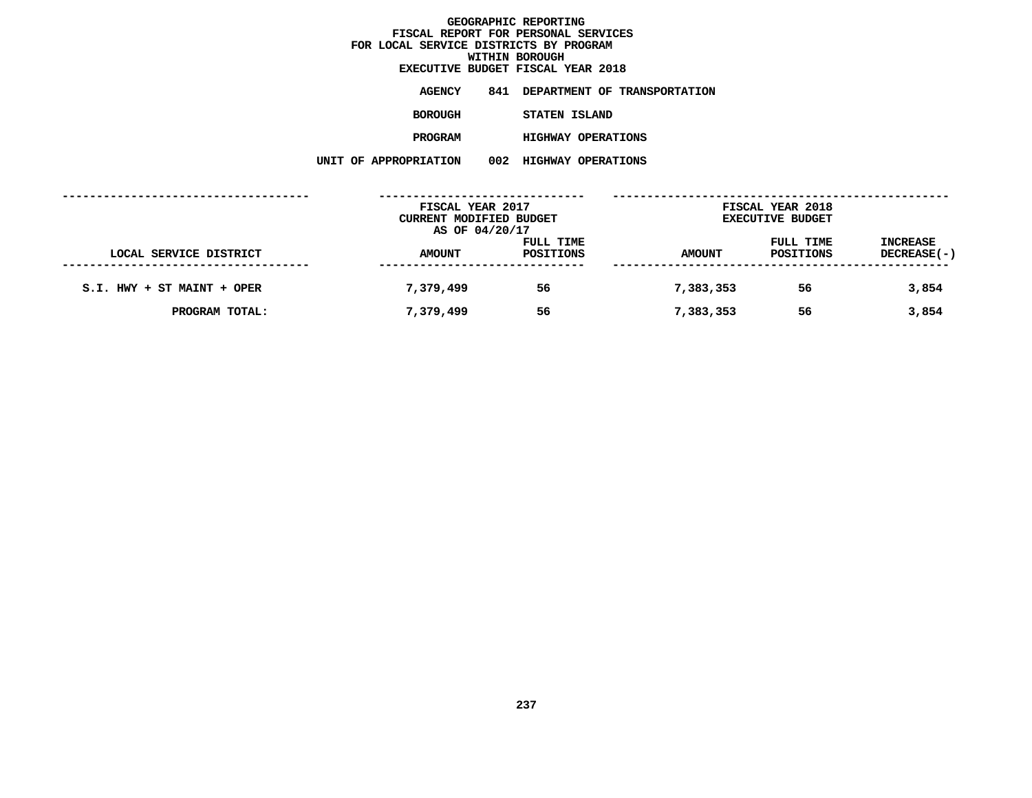**GEOGRAPHIC REPORTING**
**FISCAL REPORT FOR PERSONAL SERVICES**
**FOR LOCAL SERVICE DISTRICTS BY PROGRAM**
**WITHIN BOROUGH**
**EXECUTIVE BUDGET FISCAL YEAR 2018**

**AGENCY** 841 DEPARTMENT OF TRANSPORTATION

**BOROUGH** STATEN ISLAND

**PROGRAM** HIGHWAY OPERATIONS

**UNIT OF APPROPRIATION** 002 HIGHWAY OPERATIONS

| | FISCAL YEAR 2017 CURRENT MODIFIED BUDGET AS OF 04/20/17 | | FISCAL YEAR 2018 EXECUTIVE BUDGET | | |
|---|---|---|---|---|---|
| LOCAL SERVICE DISTRICT | AMOUNT | FULL TIME POSITIONS | AMOUNT | FULL TIME POSITIONS | INCREASE DECREASE(-) |
| S.I. HWY + ST MAINT + OPER | 7,379,499 | 56 | 7,383,353 | 56 | 3,854 |
| PROGRAM TOTAL: | 7,379,499 | 56 | 7,383,353 | 56 | 3,854 |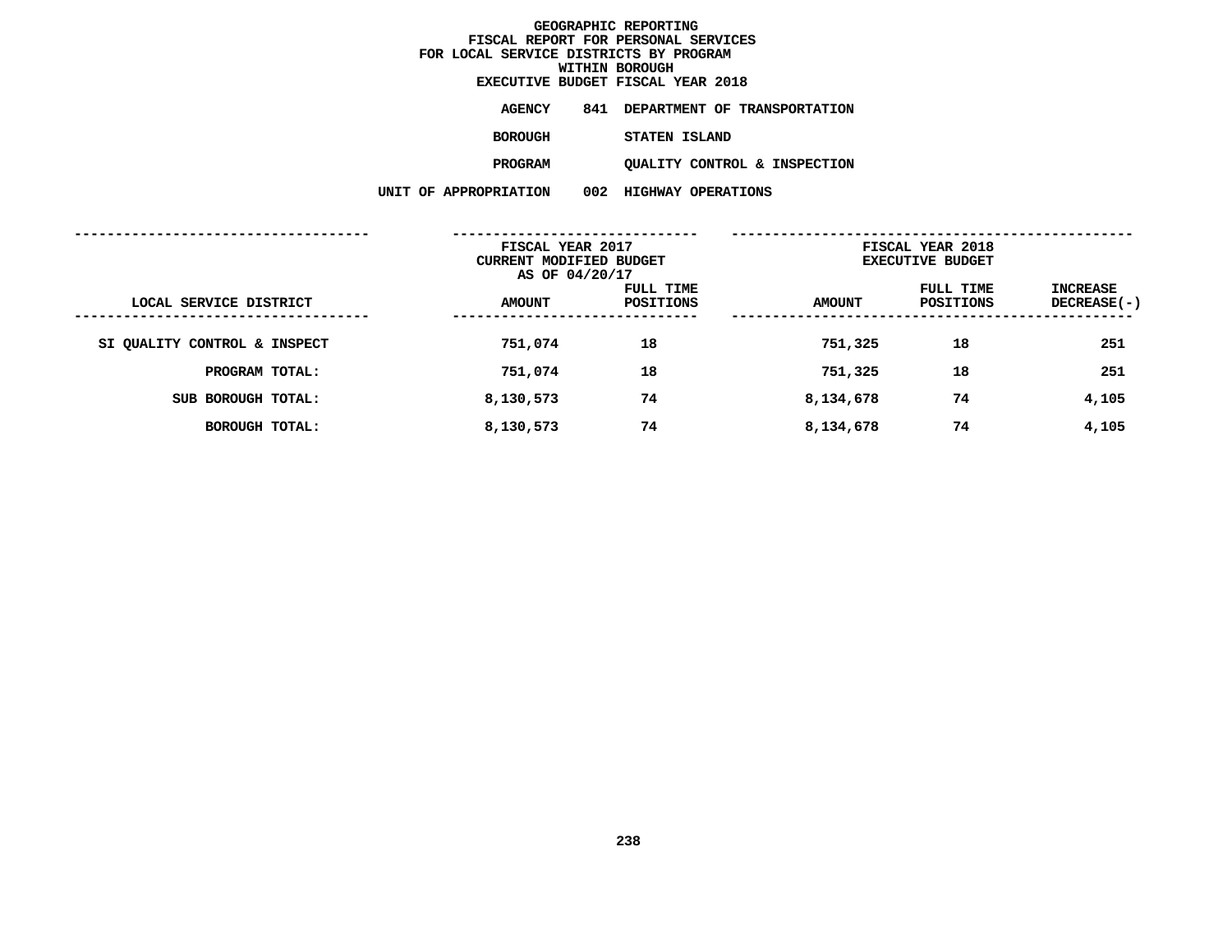# GEOGRAPHIC REPORTING
## FISCAL REPORT FOR PERSONAL SERVICES
## FOR LOCAL SERVICE DISTRICTS BY PROGRAM
## WITHIN BOROUGH
## EXECUTIVE BUDGET FISCAL YEAR 2018

**AGENCY** 841 DEPARTMENT OF TRANSPORTATION

**BOROUGH** STATEN ISLAND

**PROGRAM** QUALITY CONTROL & INSPECTION

**UNIT OF APPROPRIATION** 002 HIGHWAY OPERATIONS

| LOCAL SERVICE DISTRICT | FISCAL YEAR 2017 CURRENT MODIFIED BUDGET AS OF 04/20/17 AMOUNT | FULL TIME POSITIONS | FISCAL YEAR 2018 EXECUTIVE BUDGET AMOUNT | FULL TIME POSITIONS | INCREASE DECREASE(-) |
|---|---|---|---|---|---|
| SI QUALITY CONTROL & INSPECT | 751,074 | 18 | 751,325 | 18 | 251 |
| PROGRAM TOTAL: | 751,074 | 18 | 751,325 | 18 | 251 |
| SUB BOROUGH TOTAL: | 8,130,573 | 74 | 8,134,678 | 74 | 4,105 |
| BOROUGH TOTAL: | 8,130,573 | 74 | 8,134,678 | 74 | 4,105 |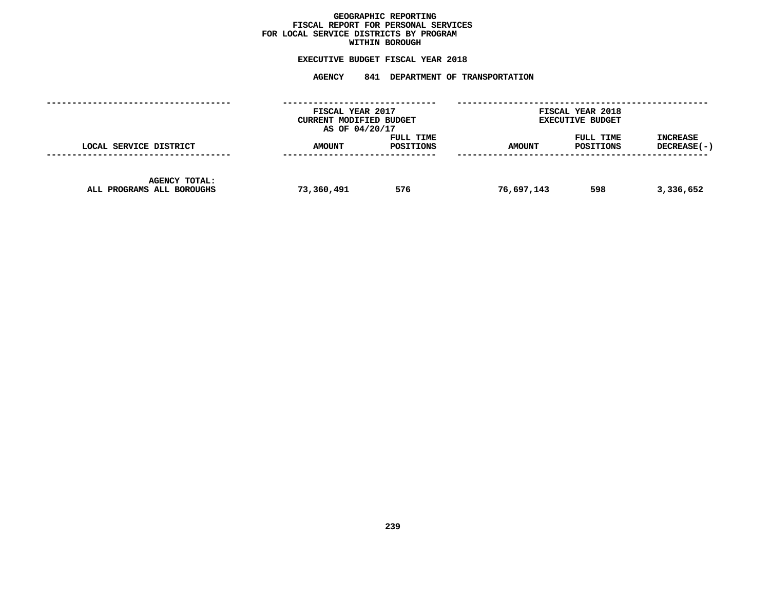# GEOGRAPHIC REPORTING
## FISCAL REPORT FOR PERSONAL SERVICES
## FOR LOCAL SERVICE DISTRICTS BY PROGRAM
## WITHIN BOROUGH

### EXECUTIVE BUDGET FISCAL YEAR 2018

### AGENCY 841 DEPARTMENT OF TRANSPORTATION

| LOCAL SERVICE DISTRICT | FISCAL YEAR 2017 CURRENT MODIFIED BUDGET AS OF 04/20/17 | | FISCAL YEAR 2018 EXECUTIVE BUDGET | | |
|---|---|---|---|---|---|
| | AMOUNT | FULL TIME POSITIONS | AMOUNT | FULL TIME POSITIONS | INCREASE DECREASE(-) |
| AGENCY TOTAL: ALL PROGRAMS ALL BOROUGHS | 73,360,491 | 576 | 76,697,143 | 598 | 3,336,652 |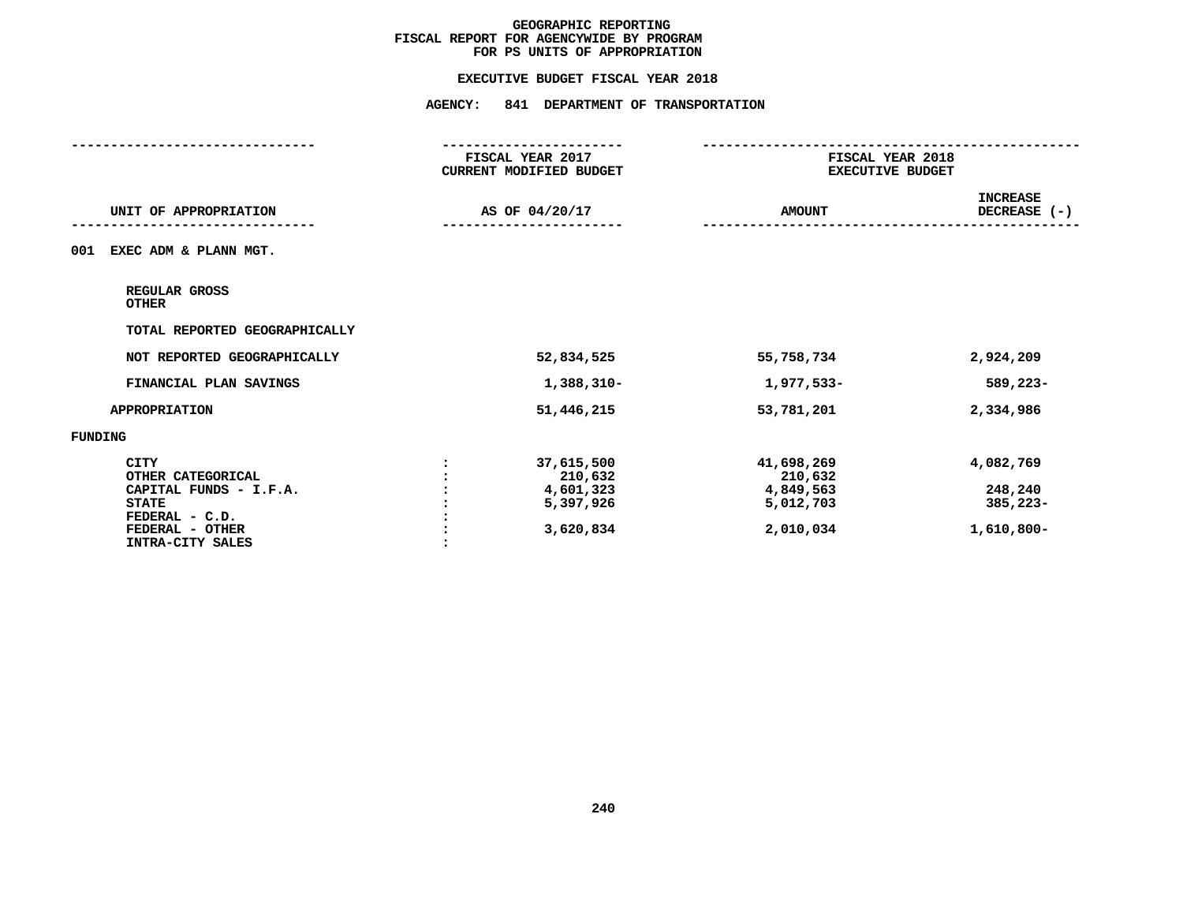# GEOGRAPHIC REPORTING
## FISCAL REPORT FOR AGENCYWIDE BY PROGRAM
## FOR PS UNITS OF APPROPRIATION

### EXECUTIVE BUDGET FISCAL YEAR 2018

### AGENCY: 841 DEPARTMENT OF TRANSPORTATION

| UNIT OF APPROPRIATION | | FISCAL YEAR 2017 CURRENT MODIFIED BUDGET AS OF 04/20/17 | FISCAL YEAR 2018 EXECUTIVE BUDGET AMOUNT | INCREASE DECREASE (-) |
|---|---|---|---|---|
| 001 EXEC ADM & PLANN MGT. | | | | |
| REGULAR GROSS | | | | |
| OTHER | | | | |
| TOTAL REPORTED GEOGRAPHICALLY | | | | |
| NOT REPORTED GEOGRAPHICALLY | | 52,834,525 | 55,758,734 | 2,924,209 |
| FINANCIAL PLAN SAVINGS | | 1,388,310- | 1,977,533- | 589,223- |
| APPROPRIATION | | 51,446,215 | 53,781,201 | 2,334,986 |
| FUNDING | | | | |
| CITY | : | 37,615,500 | 41,698,269 | 4,082,769 |
| OTHER CATEGORICAL | : | 210,632 | 210,632 | |
| CAPITAL FUNDS - I.F.A. | : | 4,601,323 | 4,849,563 | 248,240 |
| STATE | : | 5,397,926 | 5,012,703 | 385,223- |
| FEDERAL - C.D. | : | | | |
| FEDERAL - OTHER | : | 3,620,834 | 2,010,034 | 1,610,800- |
| INTRA-CITY SALES | : | | | |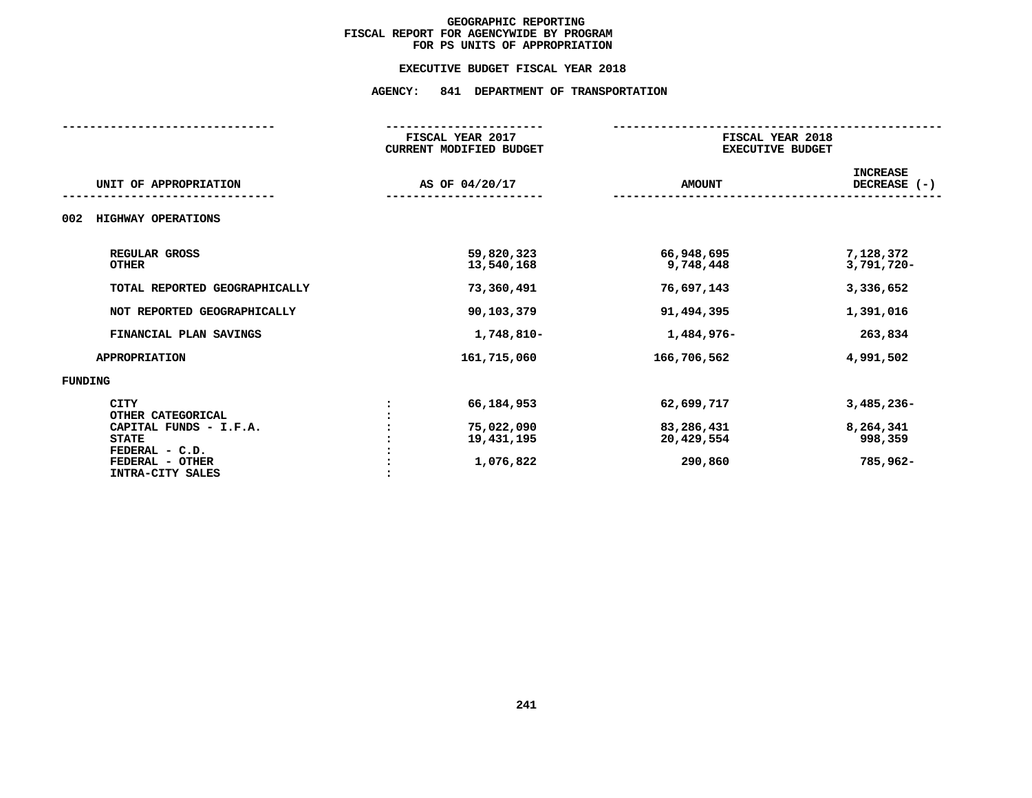# GEOGRAPHIC REPORTING
## FISCAL REPORT FOR AGENCYWIDE BY PROGRAM FOR PS UNITS OF APPROPRIATION

### EXECUTIVE BUDGET FISCAL YEAR 2018

### AGENCY: 841 DEPARTMENT OF TRANSPORTATION

| UNIT OF APPROPRIATION | FISCAL YEAR 2017 CURRENT MODIFIED BUDGET AS OF 04/20/17 | FISCAL YEAR 2018 EXECUTIVE BUDGET AMOUNT | INCREASE DECREASE (-) |
|---|---|---|---|
| **002 HIGHWAY OPERATIONS** | | | |
| REGULAR GROSS | 59,820,323 | 66,948,695 | 7,128,372 |
| OTHER | 13,540,168 | 9,748,448 | 3,791,720- |
| TOTAL REPORTED GEOGRAPHICALLY | 73,360,491 | 76,697,143 | 3,336,652 |
| NOT REPORTED GEOGRAPHICALLY | 90,103,379 | 91,494,395 | 1,391,016 |
| FINANCIAL PLAN SAVINGS | 1,748,810- | 1,484,976- | 263,834 |
| APPROPRIATION | 161,715,060 | 166,706,562 | 4,991,502 |
| **FUNDING** | | | |
| CITY | 66,184,953 | 62,699,717 | 3,485,236- |
| OTHER CATEGORICAL | | | |
| CAPITAL FUNDS - I.F.A. | 75,022,090 | 83,286,431 | 8,264,341 |
| STATE | 19,431,195 | 20,429,554 | 998,359 |
| FEDERAL - C.D. | | | |
| FEDERAL - OTHER | 1,076,822 | 290,860 | 785,962- |
| INTRA-CITY SALES | | | |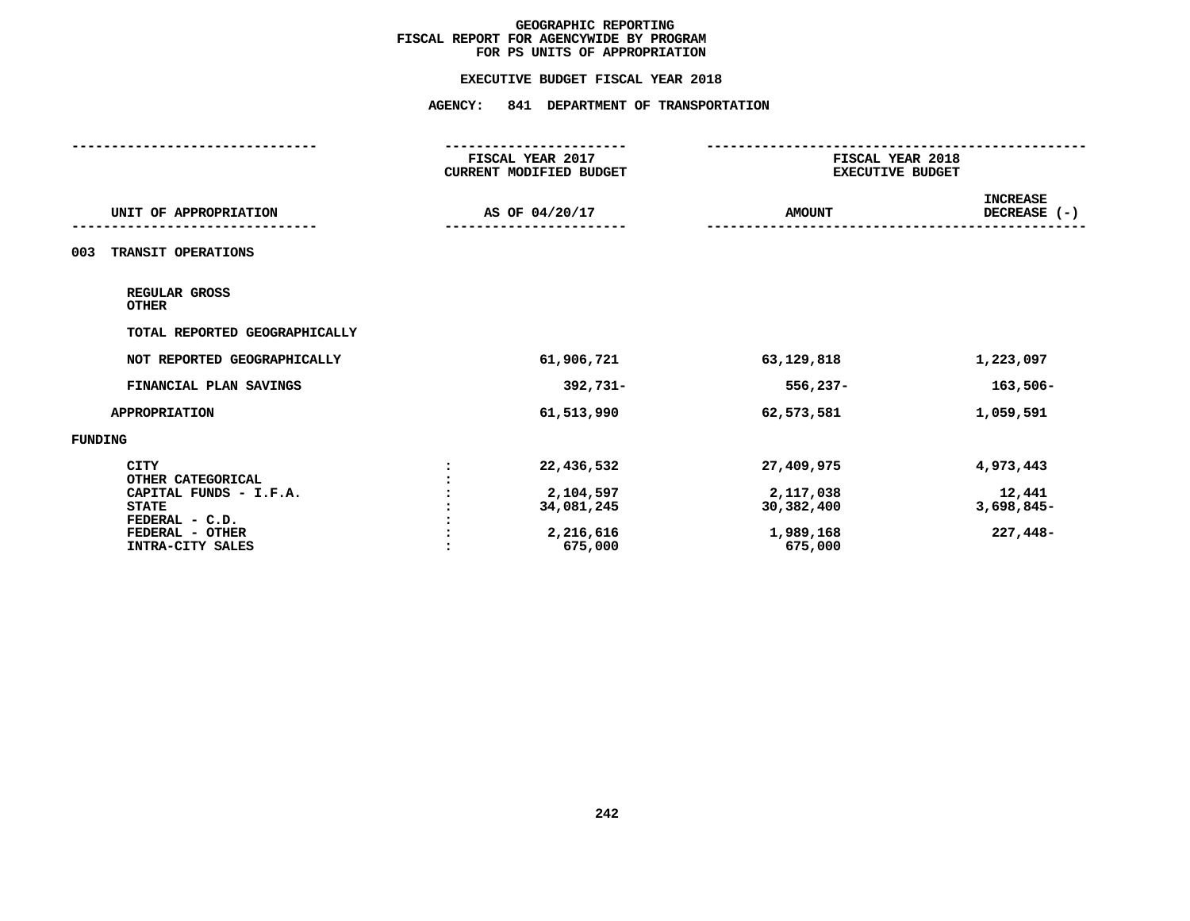# GEOGRAPHIC REPORTING
## FISCAL REPORT FOR AGENCYWIDE BY PROGRAM
## FOR PS UNITS OF APPROPRIATION

### EXECUTIVE BUDGET FISCAL YEAR 2018

### AGENCY: 841 DEPARTMENT OF TRANSPORTATION

| UNIT OF APPROPRIATION | | FISCAL YEAR 2017 CURRENT MODIFIED BUDGET AS OF 04/20/17 | FISCAL YEAR 2018 EXECUTIVE BUDGET AMOUNT | INCREASE DECREASE (-) |
|---|---|---|---|---|
| **003 TRANSIT OPERATIONS** | | | | |
| REGULAR GROSS | | | | |
| OTHER | | | | |
| TOTAL REPORTED GEOGRAPHICALLY | | | | |
| NOT REPORTED GEOGRAPHICALLY | | 61,906,721 | 63,129,818 | 1,223,097 |
| FINANCIAL PLAN SAVINGS | | 392,731- | 556,237- | 163,506- |
| APPROPRIATION | | 61,513,990 | 62,573,581 | 1,059,591 |
| **FUNDING** | | | | |
| CITY | : | 22,436,532 | 27,409,975 | 4,973,443 |
| OTHER CATEGORICAL | : | | | |
| CAPITAL FUNDS - I.F.A. | : | 2,104,597 | 2,117,038 | 12,441 |
| STATE | : | 34,081,245 | 30,382,400 | 3,698,845- |
| FEDERAL - C.D. | : | | | |
| FEDERAL - OTHER | : | 2,216,616 | 1,989,168 | 227,448- |
| INTRA-CITY SALES | : | 675,000 | 675,000 | |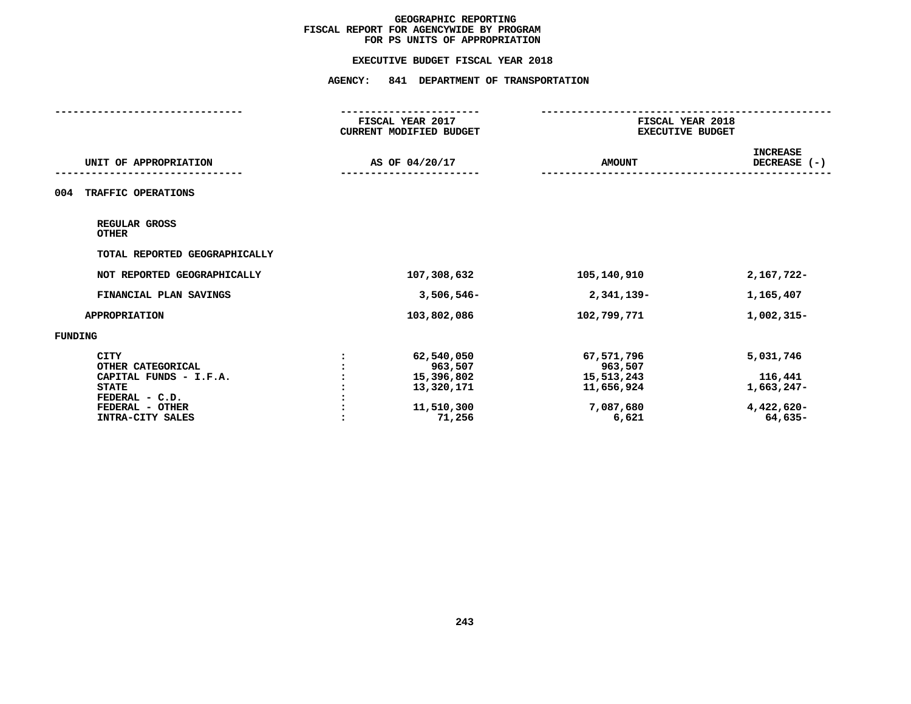**GEOGRAPHIC REPORTING**
**FISCAL REPORT FOR AGENCYWIDE BY PROGRAM**
**FOR PS UNITS OF APPROPRIATION**

**EXECUTIVE BUDGET FISCAL YEAR 2018**

**AGENCY: 841 DEPARTMENT OF TRANSPORTATION**

| UNIT OF APPROPRIATION | | FISCAL YEAR 2017 CURRENT MODIFIED BUDGET AS OF 04/20/17 | FISCAL YEAR 2018 EXECUTIVE BUDGET AMOUNT | INCREASE DECREASE (-) |
|---|---|---|---|---|
| **004 TRAFFIC OPERATIONS** | | | | |
| REGULAR GROSS | | | | |
| OTHER | | | | |
| TOTAL REPORTED GEOGRAPHICALLY | | | | |
| NOT REPORTED GEOGRAPHICALLY | | 107,308,632 | 105,140,910 | 2,167,722- |
| FINANCIAL PLAN SAVINGS | | 3,506,546- | 2,341,139- | 1,165,407 |
| APPROPRIATION | | 103,802,086 | 102,799,771 | 1,002,315- |
| **FUNDING** | | | | |
| CITY | : | 62,540,050 | 67,571,796 | 5,031,746 |
| OTHER CATEGORICAL | : | 963,507 | 963,507 | |
| CAPITAL FUNDS - I.F.A. | : | 15,396,802 | 15,513,243 | 116,441 |
| STATE | : | 13,320,171 | 11,656,924 | 1,663,247- |
| FEDERAL - C.D. | : | | | |
| FEDERAL - OTHER | : | 11,510,300 | 7,087,680 | 4,422,620- |
| INTRA-CITY SALES | : | 71,256 | 6,621 | 64,635- |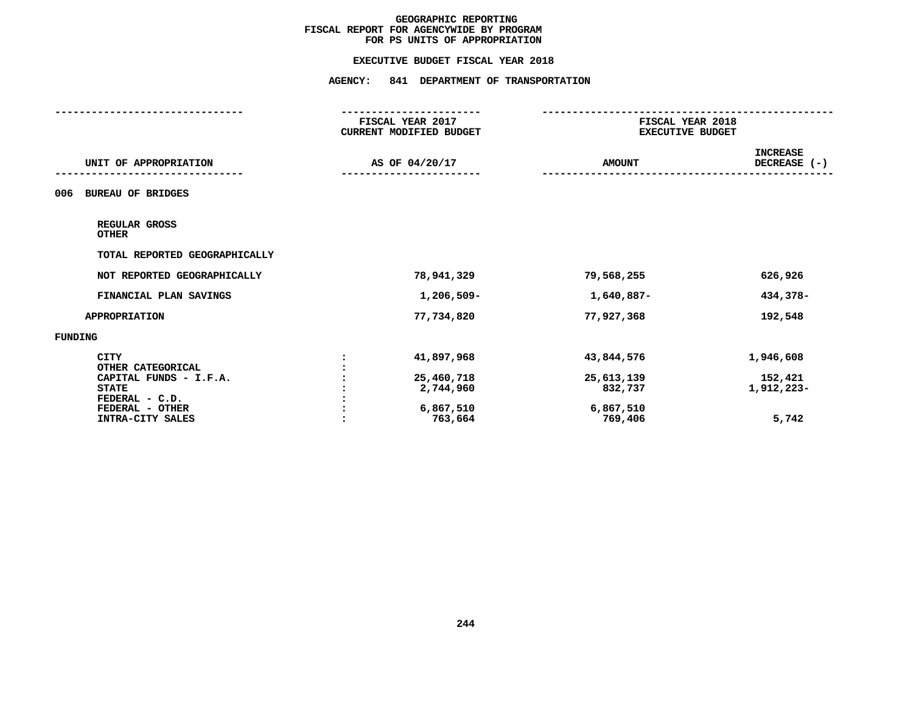# GEOGRAPHIC REPORTING
## FISCAL REPORT FOR AGENCYWIDE BY PROGRAM
## FOR PS UNITS OF APPROPRIATION

### EXECUTIVE BUDGET FISCAL YEAR 2018

### AGENCY: 841 DEPARTMENT OF TRANSPORTATION

| UNIT OF APPROPRIATION | | FISCAL YEAR 2017 CURRENT MODIFIED BUDGET AS OF 04/20/17 | FISCAL YEAR 2018 EXECUTIVE BUDGET AMOUNT | INCREASE DECREASE (-) |
|---|---|---|---|---|
| **006 BUREAU OF BRIDGES** | | | | |
| REGULAR GROSS | | | | |
| OTHER | | | | |
| TOTAL REPORTED GEOGRAPHICALLY | | | | |
| NOT REPORTED GEOGRAPHICALLY | | 78,941,329 | 79,568,255 | 626,926 |
| FINANCIAL PLAN SAVINGS | | 1,206,509- | 1,640,887- | 434,378- |
| APPROPRIATION | | 77,734,820 | 77,927,368 | 192,548 |
| **FUNDING** | | | | |
| CITY | : | 41,897,968 | 43,844,576 | 1,946,608 |
| OTHER CATEGORICAL | : | | | |
| CAPITAL FUNDS - I.F.A. | : | 25,460,718 | 25,613,139 | 152,421 |
| STATE | : | 2,744,960 | 832,737 | 1,912,223- |
| FEDERAL - C.D. | : | | | |
| FEDERAL - OTHER | : | 6,867,510 | 6,867,510 | |
| INTRA-CITY SALES | : | 763,664 | 769,406 | 5,742 |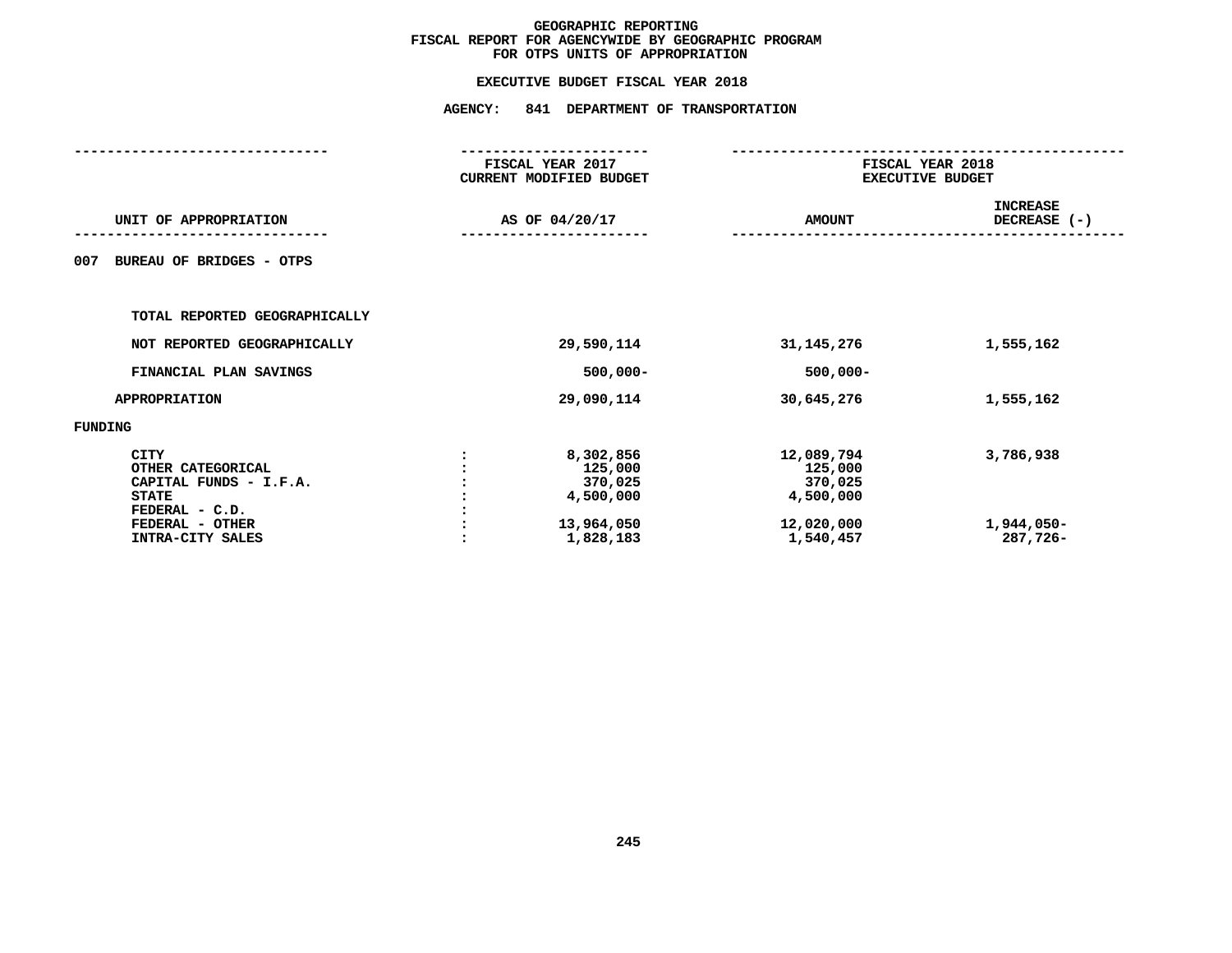# GEOGRAPHIC REPORTING
## FISCAL REPORT FOR AGENCYWIDE BY GEOGRAPHIC PROGRAM
## FOR OTPS UNITS OF APPROPRIATION

### EXECUTIVE BUDGET FISCAL YEAR 2018

### AGENCY: 841 DEPARTMENT OF TRANSPORTATION

| UNIT OF APPROPRIATION | FISCAL YEAR 2017 CURRENT MODIFIED BUDGET AS OF 04/20/17 | FISCAL YEAR 2018 EXECUTIVE BUDGET AMOUNT | INCREASE DECREASE (-) |
|---|---|---|---|
| 007 BUREAU OF BRIDGES - OTPS | | | |
| TOTAL REPORTED GEOGRAPHICALLY | | | |
| NOT REPORTED GEOGRAPHICALLY | 29,590,114 | 31,145,276 | 1,555,162 |
| FINANCIAL PLAN SAVINGS | 500,000- | 500,000- | |
| APPROPRIATION | 29,090,114 | 30,645,276 | 1,555,162 |
| FUNDING | | | |
| CITY | 8,302,856 | 12,089,794 | 3,786,938 |
| OTHER CATEGORICAL | 125,000 | 125,000 | |
| CAPITAL FUNDS - I.F.A. | 370,025 | 370,025 | |
| STATE | 4,500,000 | 4,500,000 | |
| FEDERAL - C.D. | | | |
| FEDERAL - OTHER | 13,964,050 | 12,020,000 | 1,944,050- |
| INTRA-CITY SALES | 1,828,183 | 1,540,457 | 287,726- |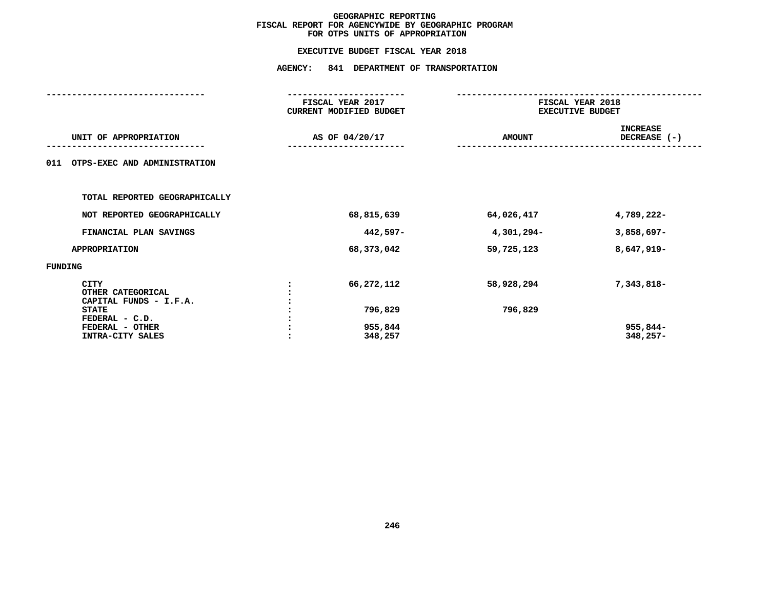# GEOGRAPHIC REPORTING
## FISCAL REPORT FOR AGENCYWIDE BY GEOGRAPHIC PROGRAM
## FOR OTPS UNITS OF APPROPRIATION

### EXECUTIVE BUDGET FISCAL YEAR 2018

### AGENCY: 841 DEPARTMENT OF TRANSPORTATION

| UNIT OF APPROPRIATION | FISCAL YEAR 2017 CURRENT MODIFIED BUDGET AS OF 04/20/17 | FISCAL YEAR 2018 EXECUTIVE BUDGET AMOUNT | INCREASE DECREASE (-) |
|---|---|---|---|
| **011 OTPS-EXEC AND ADMINISTRATION** | | | |
| TOTAL REPORTED GEOGRAPHICALLY | | | |
| NOT REPORTED GEOGRAPHICALLY | 68,815,639 | 64,026,417 | 4,789,222- |
| FINANCIAL PLAN SAVINGS | 442,597- | 4,301,294- | 3,858,697- |
| APPROPRIATION | 68,373,042 | 59,725,123 | 8,647,919- |
| **FUNDING** | | | |
| CITY : | 66,272,112 | 58,928,294 | 7,343,818- |
| OTHER CATEGORICAL : | | | |
| CAPITAL FUNDS - I.F.A. : | | | |
| STATE : | 796,829 | 796,829 | |
| FEDERAL - C.D. : | | | |
| FEDERAL - OTHER : | 955,844 | | 955,844- |
| INTRA-CITY SALES : | 348,257 | | 348,257- |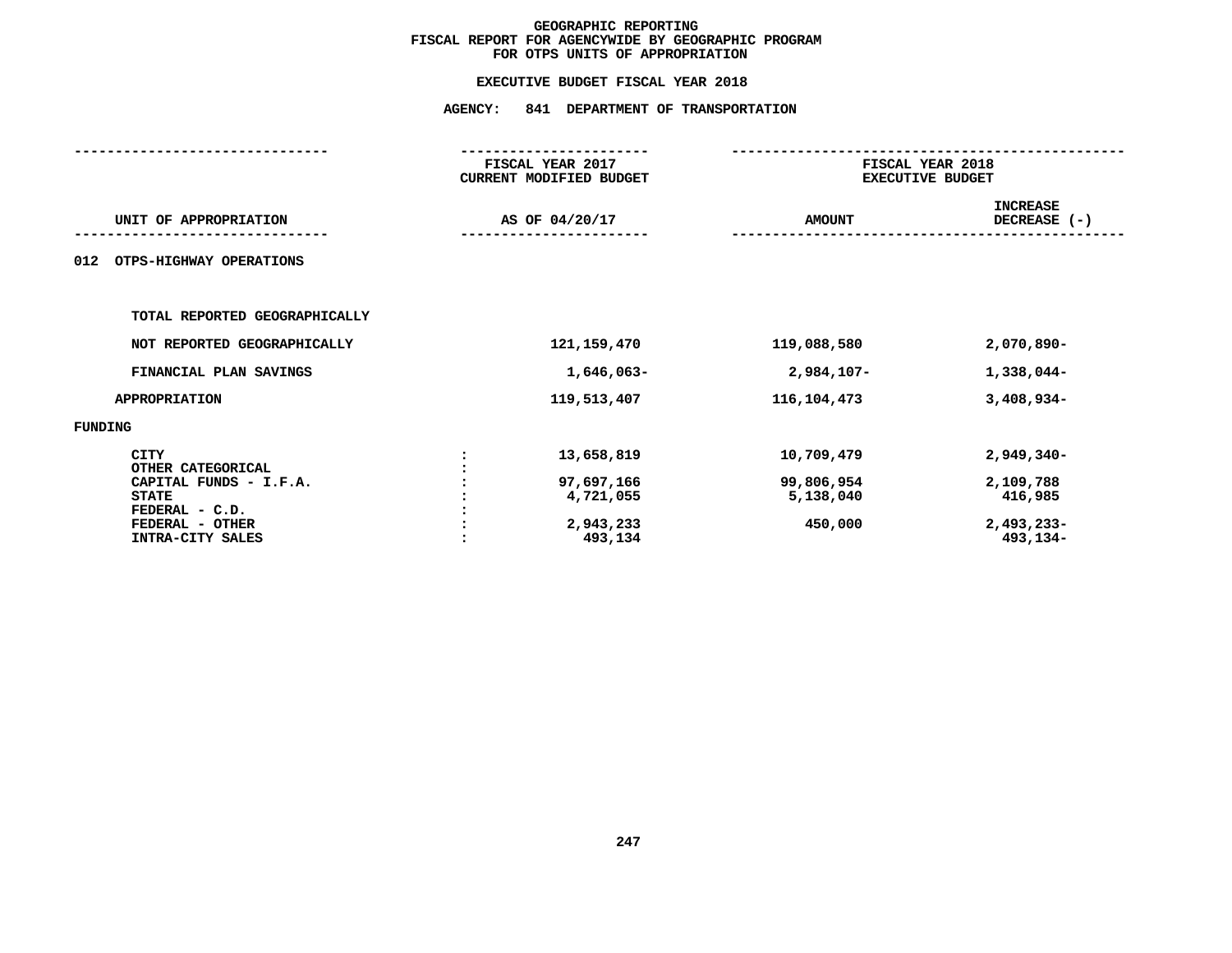# GEOGRAPHIC REPORTING
## FISCAL REPORT FOR AGENCYWIDE BY GEOGRAPHIC PROGRAM
## FOR OTPS UNITS OF APPROPRIATION

### EXECUTIVE BUDGET FISCAL YEAR 2018

### AGENCY: 841 DEPARTMENT OF TRANSPORTATION

| UNIT OF APPROPRIATION | FISCAL YEAR 2017 CURRENT MODIFIED BUDGET AS OF 04/20/17 | FISCAL YEAR 2018 EXECUTIVE BUDGET AMOUNT | INCREASE DECREASE (-) |
|---|---|---|---|
| **012 OTPS-HIGHWAY OPERATIONS** | | | |
| TOTAL REPORTED GEOGRAPHICALLY | | | |
| NOT REPORTED GEOGRAPHICALLY | 121,159,470 | 119,088,580 | 2,070,890- |
| FINANCIAL PLAN SAVINGS | 1,646,063- | 2,984,107- | 1,338,044- |
| APPROPRIATION | 119,513,407 | 116,104,473 | 3,408,934- |
| **FUNDING** | | | |
| CITY | 13,658,819 | 10,709,479 | 2,949,340- |
| OTHER CATEGORICAL | | | |
| CAPITAL FUNDS - I.F.A. | 97,697,166 | 99,806,954 | 2,109,788 |
| STATE | 4,721,055 | 5,138,040 | 416,985 |
| FEDERAL - C.D. | | | |
| FEDERAL - OTHER | 2,943,233 | 450,000 | 2,493,233- |
| INTRA-CITY SALES | 493,134 | | 493,134- |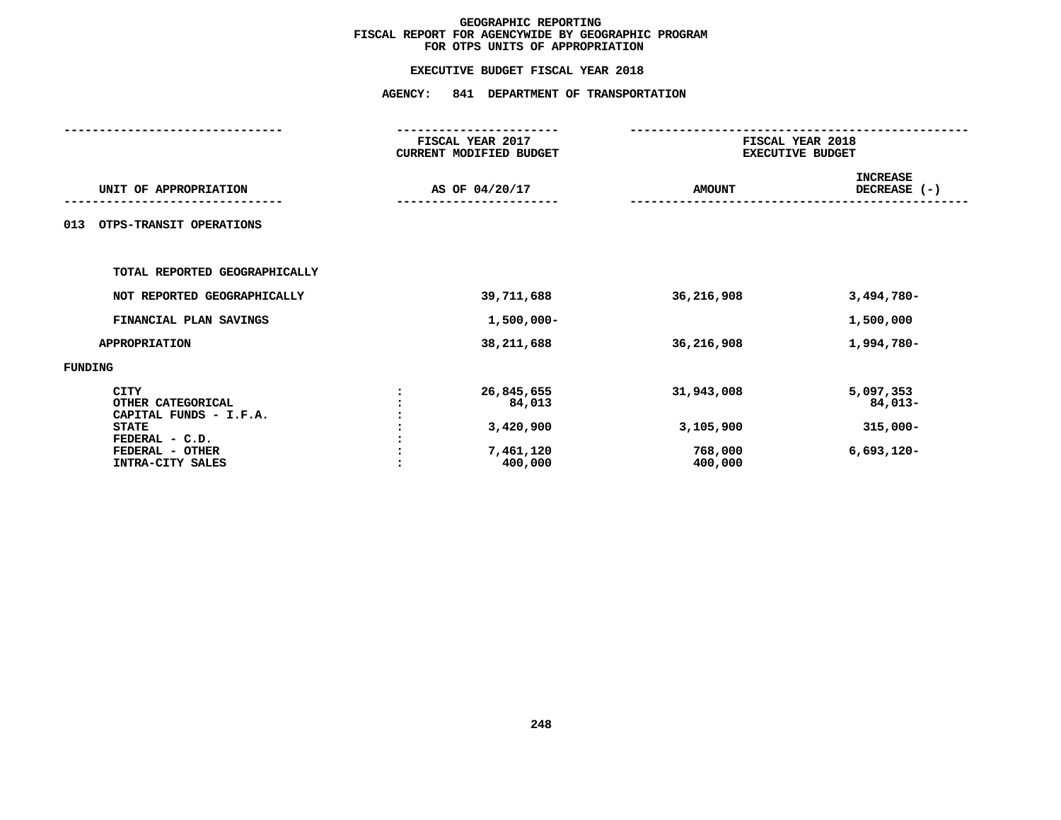# GEOGRAPHIC REPORTING
## FISCAL REPORT FOR AGENCYWIDE BY GEOGRAPHIC PROGRAM
## FOR OTPS UNITS OF APPROPRIATION

### EXECUTIVE BUDGET FISCAL YEAR 2018

### AGENCY: 841 DEPARTMENT OF TRANSPORTATION

| UNIT OF APPROPRIATION | | FISCAL YEAR 2017 CURRENT MODIFIED BUDGET AS OF 04/20/17 | FISCAL YEAR 2018 EXECUTIVE BUDGET AMOUNT | INCREASE DECREASE (-) |
|---|---|---|---|---|
| **013 OTPS-TRANSIT OPERATIONS** | | | | |
| TOTAL REPORTED GEOGRAPHICALLY | | | | |
| NOT REPORTED GEOGRAPHICALLY | | 39,711,688 | 36,216,908 | 3,494,780- |
| FINANCIAL PLAN SAVINGS | | 1,500,000- | | 1,500,000 |
| APPROPRIATION | | 38,211,688 | 36,216,908 | 1,994,780- |
| FUNDING | | | | |
| CITY | : | 26,845,655 | 31,943,008 | 5,097,353 |
| OTHER CATEGORICAL | : | 84,013 | | 84,013- |
| CAPITAL FUNDS - I.F.A. | : | | | |
| STATE | : | 3,420,900 | 3,105,900 | 315,000- |
| FEDERAL - C.D. | : | | | |
| FEDERAL - OTHER | : | 7,461,120 | 768,000 | 6,693,120- |
| INTRA-CITY SALES | : | 400,000 | 400,000 | |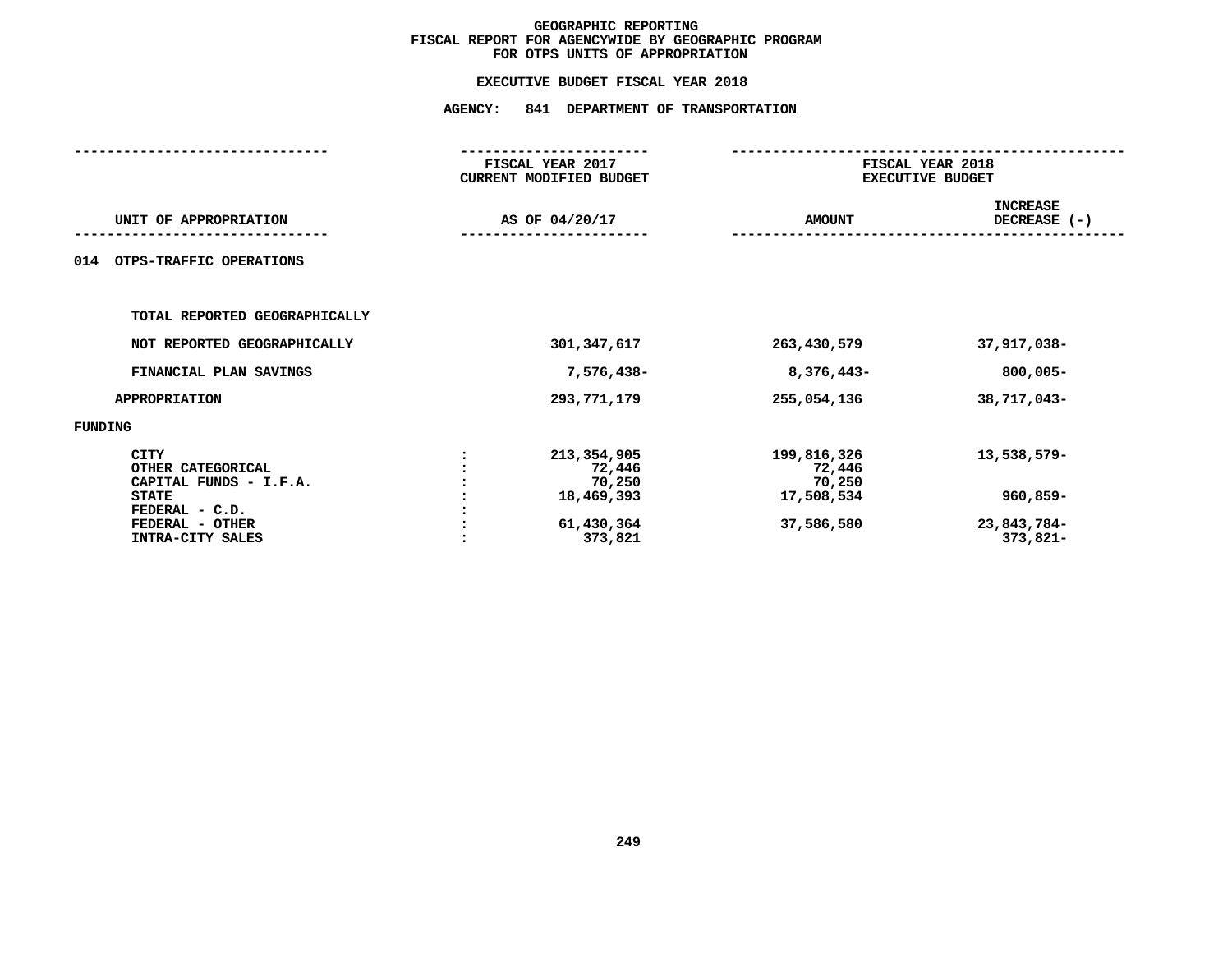# GEOGRAPHIC REPORTING
## FISCAL REPORT FOR AGENCYWIDE BY GEOGRAPHIC PROGRAM
## FOR OTPS UNITS OF APPROPRIATION

### EXECUTIVE BUDGET FISCAL YEAR 2018

### AGENCY: 841 DEPARTMENT OF TRANSPORTATION

| UNIT OF APPROPRIATION | | FISCAL YEAR 2017 CURRENT MODIFIED BUDGET AS OF 04/20/17 | FISCAL YEAR 2018 EXECUTIVE BUDGET AMOUNT | INCREASE DECREASE (-) |
|---|---|---|---|---|
| **014 OTPS-TRAFFIC OPERATIONS** | | | | |
| TOTAL REPORTED GEOGRAPHICALLY | | | | |
| NOT REPORTED GEOGRAPHICALLY | | 301,347,617 | 263,430,579 | 37,917,038- |
| FINANCIAL PLAN SAVINGS | | 7,576,438- | 8,376,443- | 800,005- |
| APPROPRIATION | | 293,771,179 | 255,054,136 | 38,717,043- |
| FUNDING | | | | |
| CITY | : | 213,354,905 | 199,816,326 | 13,538,579- |
| OTHER CATEGORICAL | : | 72,446 | 72,446 | |
| CAPITAL FUNDS - I.F.A. | : | 70,250 | 70,250 | |
| STATE | : | 18,469,393 | 17,508,534 | 960,859- |
| FEDERAL - C.D. | : | | | |
| FEDERAL - OTHER | : | 61,430,364 | 37,586,580 | 23,843,784- |
| INTRA-CITY SALES | : | 373,821 | | 373,821- |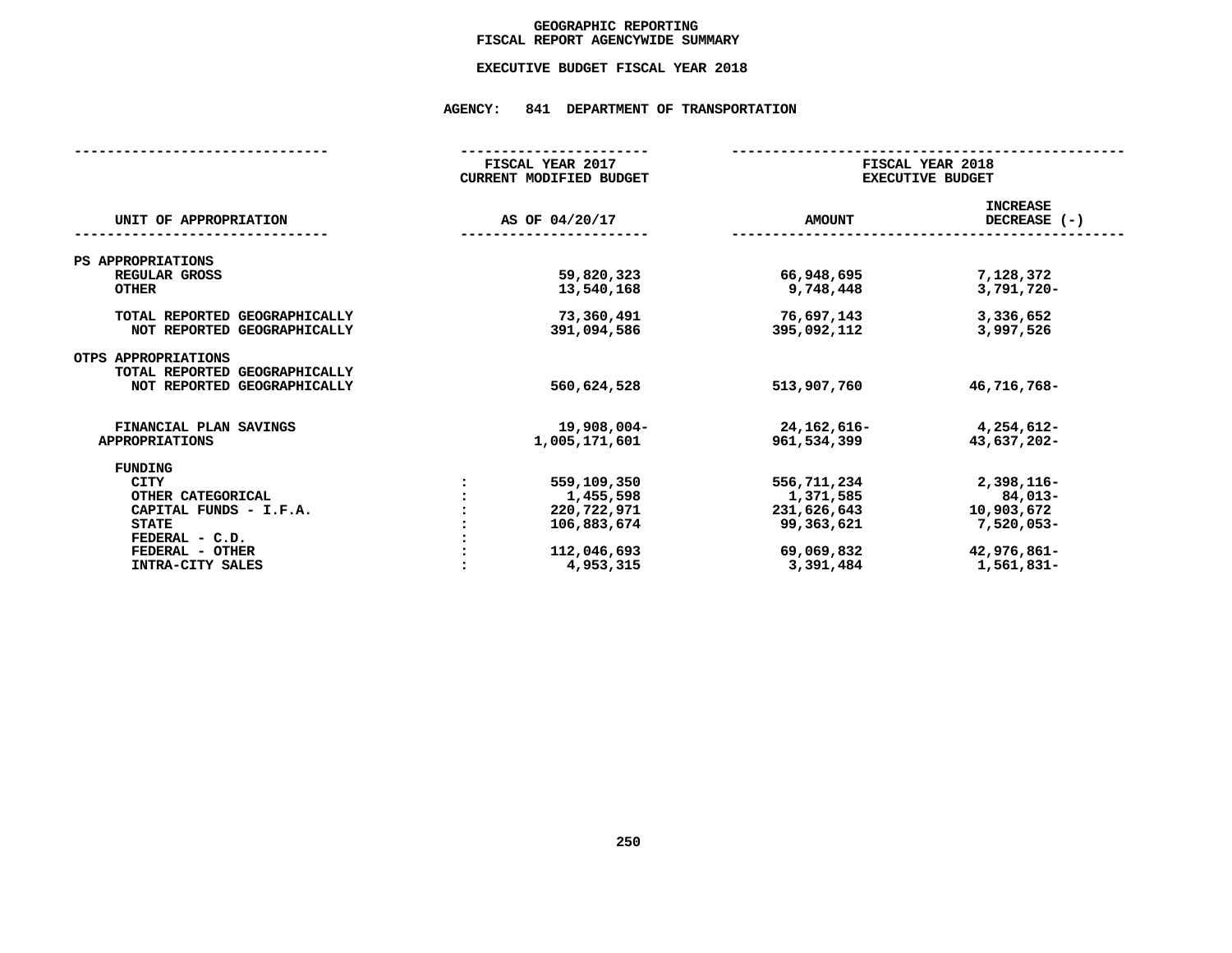# GEOGRAPHIC REPORTING
## FISCAL REPORT AGENCYWIDE SUMMARY

### EXECUTIVE BUDGET FISCAL YEAR 2018

### AGENCY: 841 DEPARTMENT OF TRANSPORTATION

| UNIT OF APPROPRIATION | | FISCAL YEAR 2017 CURRENT MODIFIED BUDGET AS OF 04/20/17 | FISCAL YEAR 2018 EXECUTIVE BUDGET AMOUNT | INCREASE DECREASE (-) |
|---|---|---|---|---|
| **PS APPROPRIATIONS** | | | | |
| REGULAR GROSS | | 59,820,323 | 66,948,695 | 7,128,372 |
| OTHER | | 13,540,168 | 9,748,448 | 3,791,720- |
| TOTAL REPORTED GEOGRAPHICALLY | | 73,360,491 | 76,697,143 | 3,336,652 |
| NOT REPORTED GEOGRAPHICALLY | | 391,094,586 | 395,092,112 | 3,997,526 |
| **OTPS APPROPRIATIONS** | | | | |
| TOTAL REPORTED GEOGRAPHICALLY | | | | |
| NOT REPORTED GEOGRAPHICALLY | | 560,624,528 | 513,907,760 | 46,716,768- |
| FINANCIAL PLAN SAVINGS | | 19,908,004- | 24,162,616- | 4,254,612- |
| APPROPRIATIONS | | 1,005,171,601 | 961,534,399 | 43,637,202- |
| **FUNDING** | | | | |
| CITY | : | 559,109,350 | 556,711,234 | 2,398,116- |
| OTHER CATEGORICAL | : | 1,455,598 | 1,371,585 | 84,013- |
| CAPITAL FUNDS - I.F.A. | : | 220,722,971 | 231,626,643 | 10,903,672 |
| STATE | : | 106,883,674 | 99,363,621 | 7,520,053- |
| FEDERAL - C.D. | : | | | |
| FEDERAL - OTHER | : | 112,046,693 | 69,069,832 | 42,976,861- |
| INTRA-CITY SALES | : | 4,953,315 | 3,391,484 | 1,561,831- |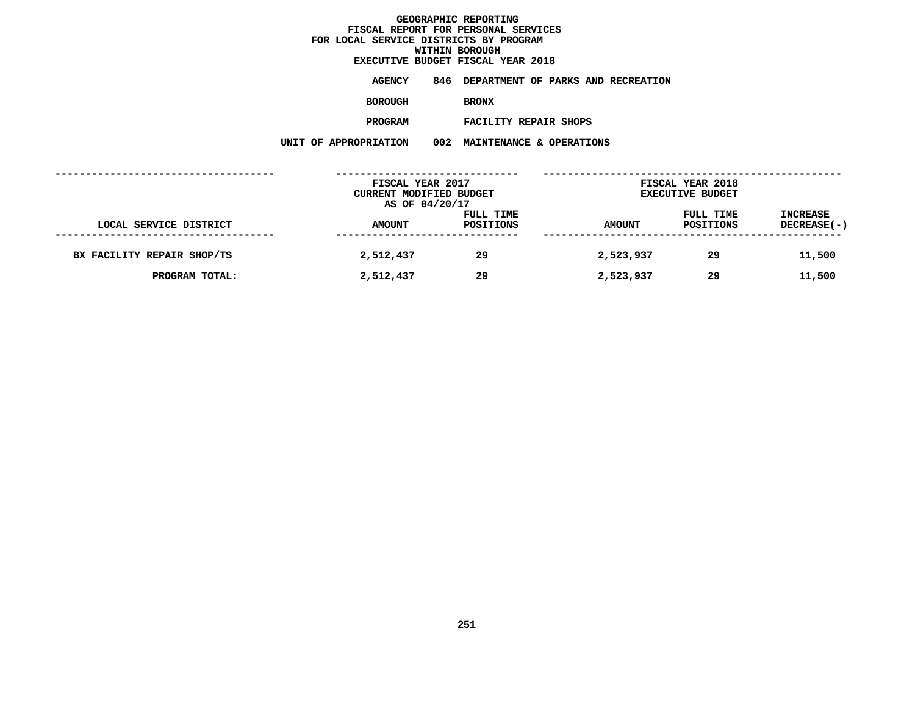# GEOGRAPHIC REPORTING
## FISCAL REPORT FOR PERSONAL SERVICES
## FOR LOCAL SERVICE DISTRICTS BY PROGRAM
## WITHIN BOROUGH
## EXECUTIVE BUDGET FISCAL YEAR 2018

**AGENCY** 846 DEPARTMENT OF PARKS AND RECREATION

**BOROUGH** BRONX

**PROGRAM** FACILITY REPAIR SHOPS

**UNIT OF APPROPRIATION** 002 MAINTENANCE & OPERATIONS

| LOCAL SERVICE DISTRICT | FISCAL YEAR 2017 CURRENT MODIFIED BUDGET AS OF 04/20/17 AMOUNT | FULL TIME POSITIONS | FISCAL YEAR 2018 EXECUTIVE BUDGET AMOUNT | FULL TIME POSITIONS | INCREASE DECREASE(-) |
|---|---|---|---|---|---|
| BX FACILITY REPAIR SHOP/TS | 2,512,437 | 29 | 2,523,937 | 29 | 11,500 |
| PROGRAM TOTAL: | 2,512,437 | 29 | 2,523,937 | 29 | 11,500 |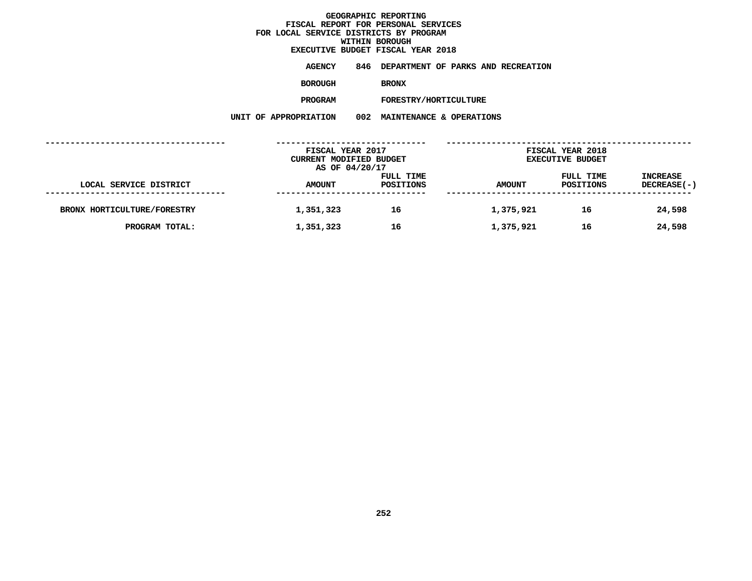# GEOGRAPHIC REPORTING
## FISCAL REPORT FOR PERSONAL SERVICES
## FOR LOCAL SERVICE DISTRICTS BY PROGRAM
## WITHIN BOROUGH
## EXECUTIVE BUDGET FISCAL YEAR 2018

**AGENCY** 846 DEPARTMENT OF PARKS AND RECREATION

**BOROUGH** BRONX

**PROGRAM** FORESTRY/HORTICULTURE

**UNIT OF APPROPRIATION** 002 MAINTENANCE & OPERATIONS

| | FISCAL YEAR 2017 CURRENT MODIFIED BUDGET AS OF 04/20/17 | | FISCAL YEAR 2018 EXECUTIVE BUDGET | | |
|---|---|---|---|---|---|
| LOCAL SERVICE DISTRICT | AMOUNT | FULL TIME POSITIONS | AMOUNT | FULL TIME POSITIONS | INCREASE DECREASE(-) |
| BRONX HORTICULTURE/FORESTRY | 1,351,323 | 16 | 1,375,921 | 16 | 24,598 |
| PROGRAM TOTAL: | 1,351,323 | 16 | 1,375,921 | 16 | 24,598 |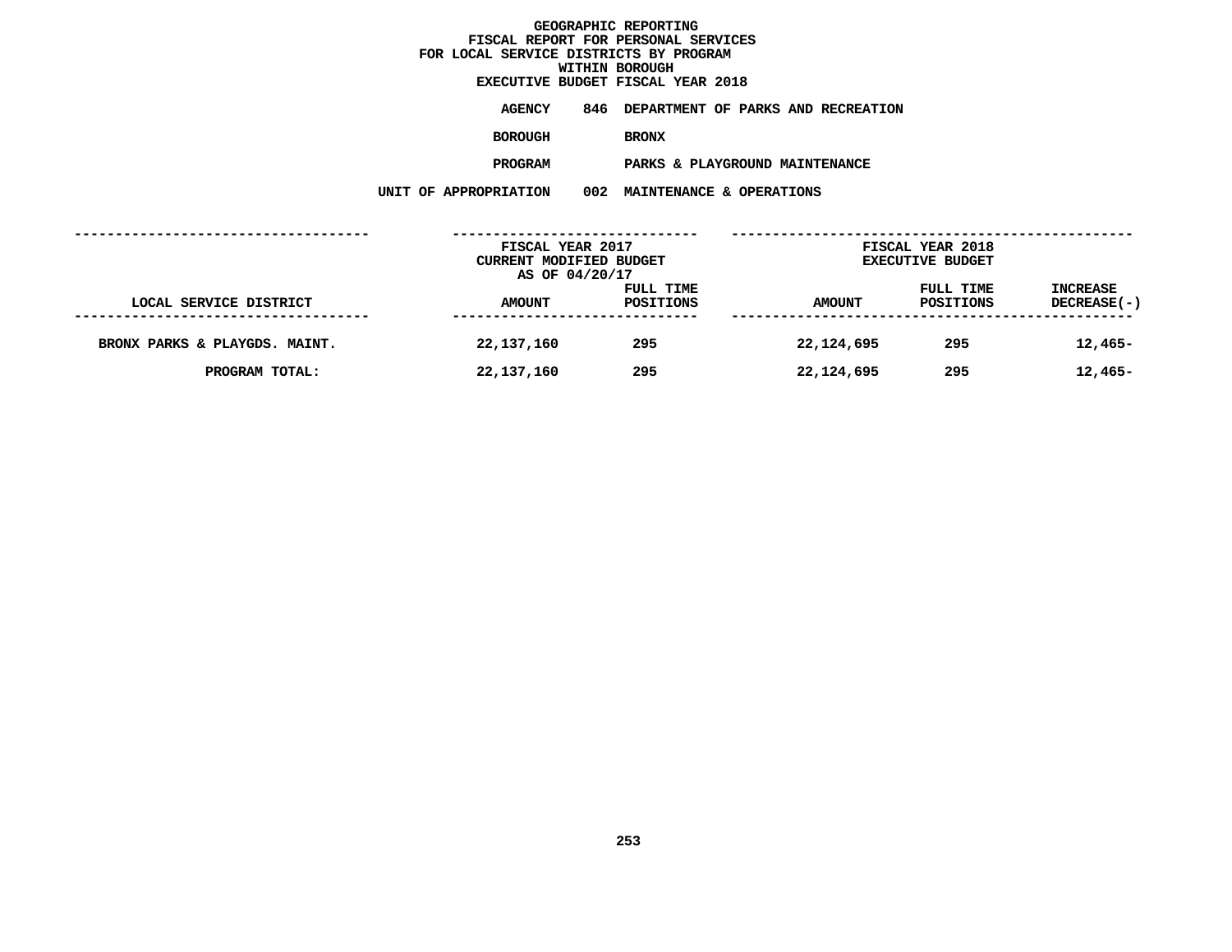**GEOGRAPHIC REPORTING**
**FISCAL REPORT FOR PERSONAL SERVICES**
**FOR LOCAL SERVICE DISTRICTS BY PROGRAM**
**WITHIN BOROUGH**
**EXECUTIVE BUDGET FISCAL YEAR 2018**

**AGENCY** 846 DEPARTMENT OF PARKS AND RECREATION

**BOROUGH** BRONX

**PROGRAM** PARKS & PLAYGROUND MAINTENANCE

**UNIT OF APPROPRIATION** 002 MAINTENANCE & OPERATIONS

| | FISCAL YEAR 2017 CURRENT MODIFIED BUDGET AS OF 04/20/17 | | FISCAL YEAR 2018 EXECUTIVE BUDGET | | |
|---|---|---|---|---|---|
| LOCAL SERVICE DISTRICT | AMOUNT | FULL TIME POSITIONS | AMOUNT | FULL TIME POSITIONS | INCREASE DECREASE(-) |
| BRONX PARKS & PLAYGDS. MAINT. | 22,137,160 | 295 | 22,124,695 | 295 | 12,465- |
| PROGRAM TOTAL: | 22,137,160 | 295 | 22,124,695 | 295 | 12,465- |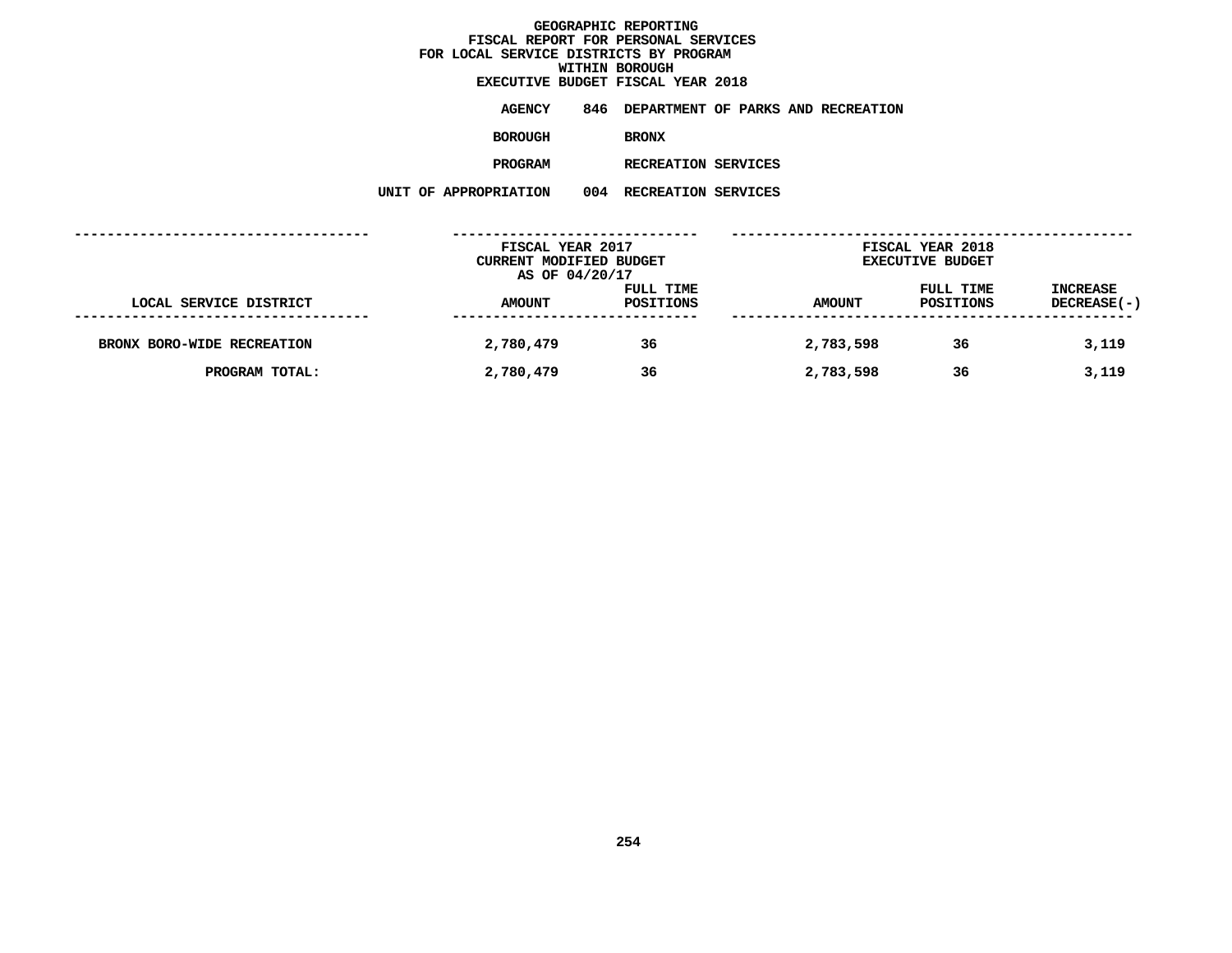# GEOGRAPHIC REPORTING
## FISCAL REPORT FOR PERSONAL SERVICES
## FOR LOCAL SERVICE DISTRICTS BY PROGRAM
## WITHIN BOROUGH
## EXECUTIVE BUDGET FISCAL YEAR 2018

**AGENCY** 846 DEPARTMENT OF PARKS AND RECREATION

**BOROUGH** BRONX

**PROGRAM** RECREATION SERVICES

**UNIT OF APPROPRIATION** 004 RECREATION SERVICES

| | FISCAL YEAR 2017 CURRENT MODIFIED BUDGET AS OF 04/20/17 | | FISCAL YEAR 2018 EXECUTIVE BUDGET | | |
|---|---|---|---|---|---|
| LOCAL SERVICE DISTRICT | AMOUNT | FULL TIME POSITIONS | AMOUNT | FULL TIME POSITIONS | INCREASE DECREASE(-) |
| BRONX BORO-WIDE RECREATION | 2,780,479 | 36 | 2,783,598 | 36 | 3,119 |
| PROGRAM TOTAL: | 2,780,479 | 36 | 2,783,598 | 36 | 3,119 |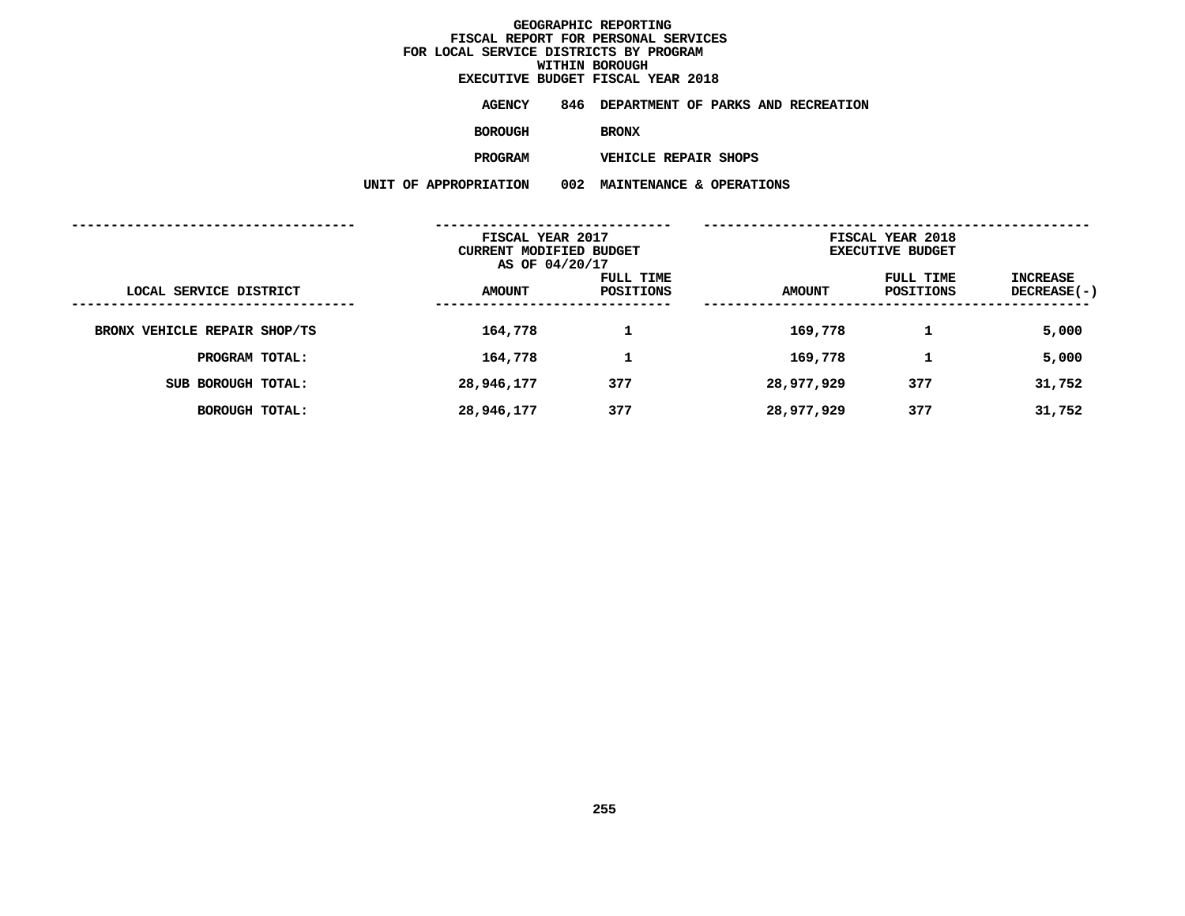# GEOGRAPHIC REPORTING
## FISCAL REPORT FOR PERSONAL SERVICES
## FOR LOCAL SERVICE DISTRICTS BY PROGRAM
## WITHIN BOROUGH
## EXECUTIVE BUDGET FISCAL YEAR 2018

**AGENCY** 846 DEPARTMENT OF PARKS AND RECREATION

**BOROUGH** BRONX

**PROGRAM** VEHICLE REPAIR SHOPS

**UNIT OF APPROPRIATION** 002 MAINTENANCE & OPERATIONS

| LOCAL SERVICE DISTRICT | FISCAL YEAR 2017 CURRENT MODIFIED BUDGET AS OF 04/20/17 AMOUNT | FULL TIME POSITIONS | FISCAL YEAR 2018 EXECUTIVE BUDGET AMOUNT | FULL TIME POSITIONS | INCREASE DECREASE(-) |
|---|---|---|---|---|---|
| BRONX VEHICLE REPAIR SHOP/TS | 164,778 | 1 | 169,778 | 1 | 5,000 |
| PROGRAM TOTAL: | 164,778 | 1 | 169,778 | 1 | 5,000 |
| SUB BOROUGH TOTAL: | 28,946,177 | 377 | 28,977,929 | 377 | 31,752 |
| BOROUGH TOTAL: | 28,946,177 | 377 | 28,977,929 | 377 | 31,752 |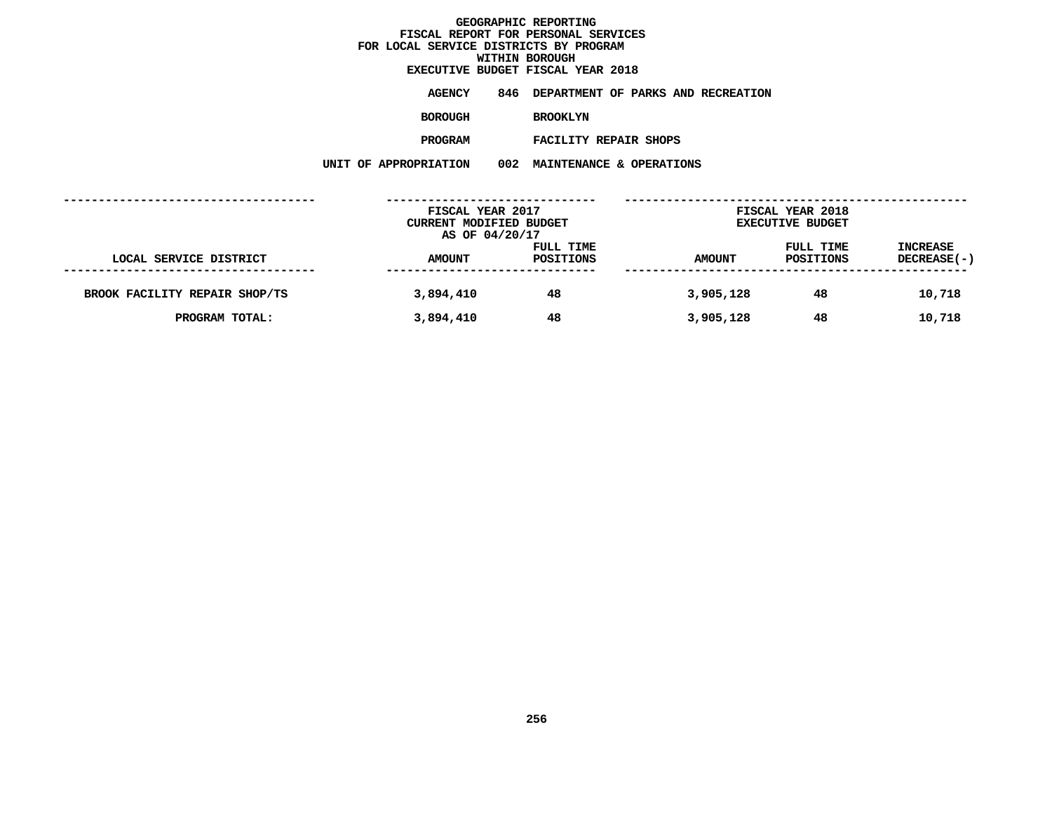# GEOGRAPHIC REPORTING
## FISCAL REPORT FOR PERSONAL SERVICES
## FOR LOCAL SERVICE DISTRICTS BY PROGRAM
## WITHIN BOROUGH
## EXECUTIVE BUDGET FISCAL YEAR 2018

**AGENCY** 846 DEPARTMENT OF PARKS AND RECREATION

**BOROUGH** BROOKLYN

**PROGRAM** FACILITY REPAIR SHOPS

**UNIT OF APPROPRIATION** 002 MAINTENANCE & OPERATIONS

| LOCAL SERVICE DISTRICT | FISCAL YEAR 2017 CURRENT MODIFIED BUDGET AS OF 04/20/17 AMOUNT | FULL TIME POSITIONS | FISCAL YEAR 2018 EXECUTIVE BUDGET AMOUNT | FULL TIME POSITIONS | INCREASE DECREASE(-) |
|---|---|---|---|---|---|
| BROOK FACILITY REPAIR SHOP/TS | 3,894,410 | 48 | 3,905,128 | 48 | 10,718 |
| PROGRAM TOTAL: | 3,894,410 | 48 | 3,905,128 | 48 | 10,718 |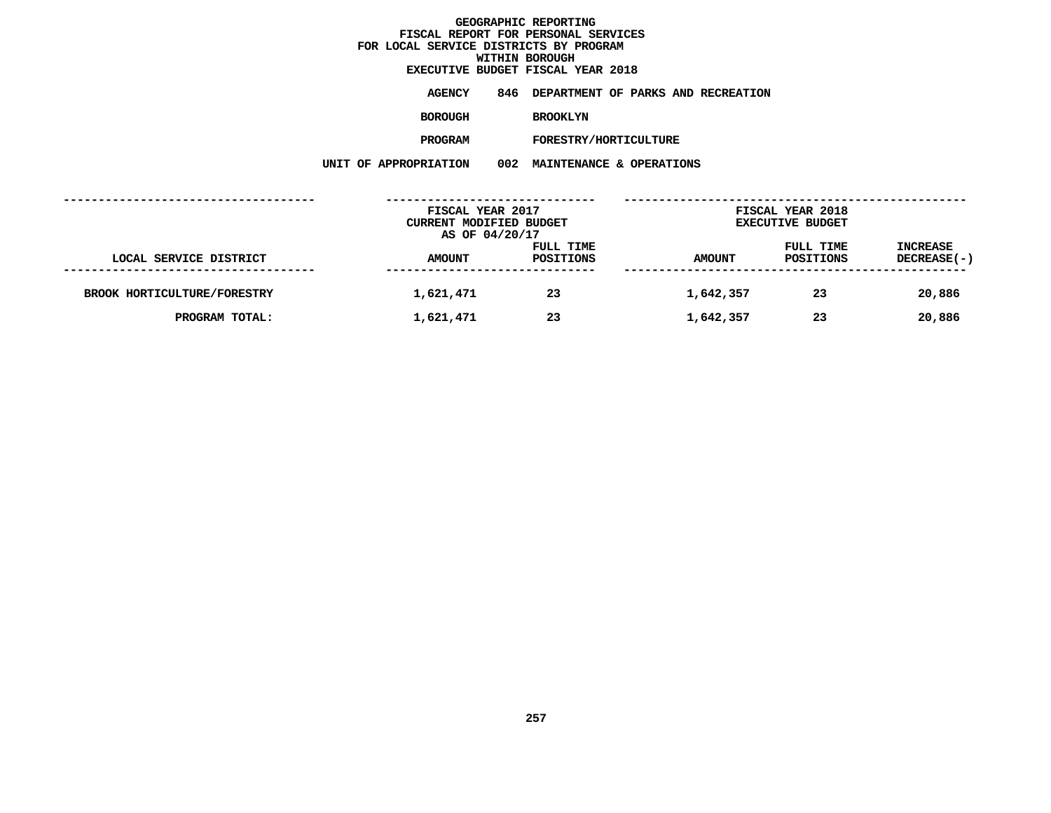# GEOGRAPHIC REPORTING
## FISCAL REPORT FOR PERSONAL SERVICES
## FOR LOCAL SERVICE DISTRICTS BY PROGRAM
## WITHIN BOROUGH
## EXECUTIVE BUDGET FISCAL YEAR 2018

**AGENCY** 846 DEPARTMENT OF PARKS AND RECREATION

**BOROUGH** BROOKLYN

**PROGRAM** FORESTRY/HORTICULTURE

**UNIT OF APPROPRIATION** 002 MAINTENANCE & OPERATIONS

| | FISCAL YEAR 2017 CURRENT MODIFIED BUDGET AS OF 04/20/17 | | FISCAL YEAR 2018 EXECUTIVE BUDGET | | |
|---|---|---|---|---|---|
| LOCAL SERVICE DISTRICT | AMOUNT | FULL TIME POSITIONS | AMOUNT | FULL TIME POSITIONS | INCREASE DECREASE(-) |
| BROOK HORTICULTURE/FORESTRY | 1,621,471 | 23 | 1,642,357 | 23 | 20,886 |
| PROGRAM TOTAL: | 1,621,471 | 23 | 1,642,357 | 23 | 20,886 |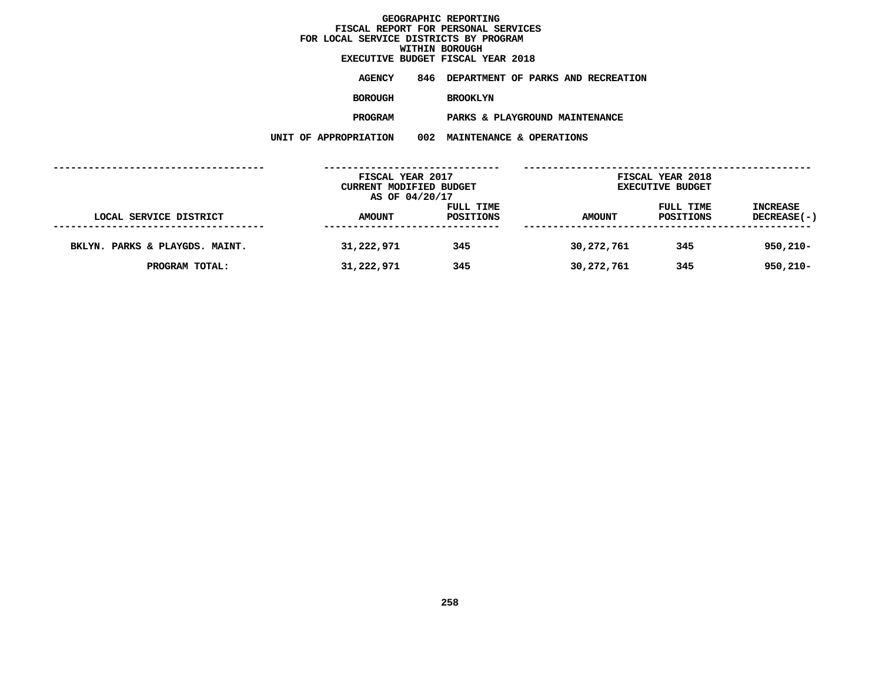# GEOGRAPHIC REPORTING
## FISCAL REPORT FOR PERSONAL SERVICES
## FOR LOCAL SERVICE DISTRICTS BY PROGRAM
## WITHIN BOROUGH
## EXECUTIVE BUDGET FISCAL YEAR 2018

**AGENCY** 846 DEPARTMENT OF PARKS AND RECREATION

**BOROUGH** BROOKLYN

**PROGRAM** PARKS & PLAYGROUND MAINTENANCE

**UNIT OF APPROPRIATION** 002 MAINTENANCE & OPERATIONS

| | FISCAL YEAR 2017 CURRENT MODIFIED BUDGET AS OF 04/20/17 | | FISCAL YEAR 2018 EXECUTIVE BUDGET | | |
|---|---|---|---|---|---|
| LOCAL SERVICE DISTRICT | AMOUNT | FULL TIME POSITIONS | AMOUNT | FULL TIME POSITIONS | INCREASE DECREASE(-) |
| BKLYN. PARKS & PLAYGDS. MAINT. | 31,222,971 | 345 | 30,272,761 | 345 | 950,210- |
| PROGRAM TOTAL: | 31,222,971 | 345 | 30,272,761 | 345 | 950,210- |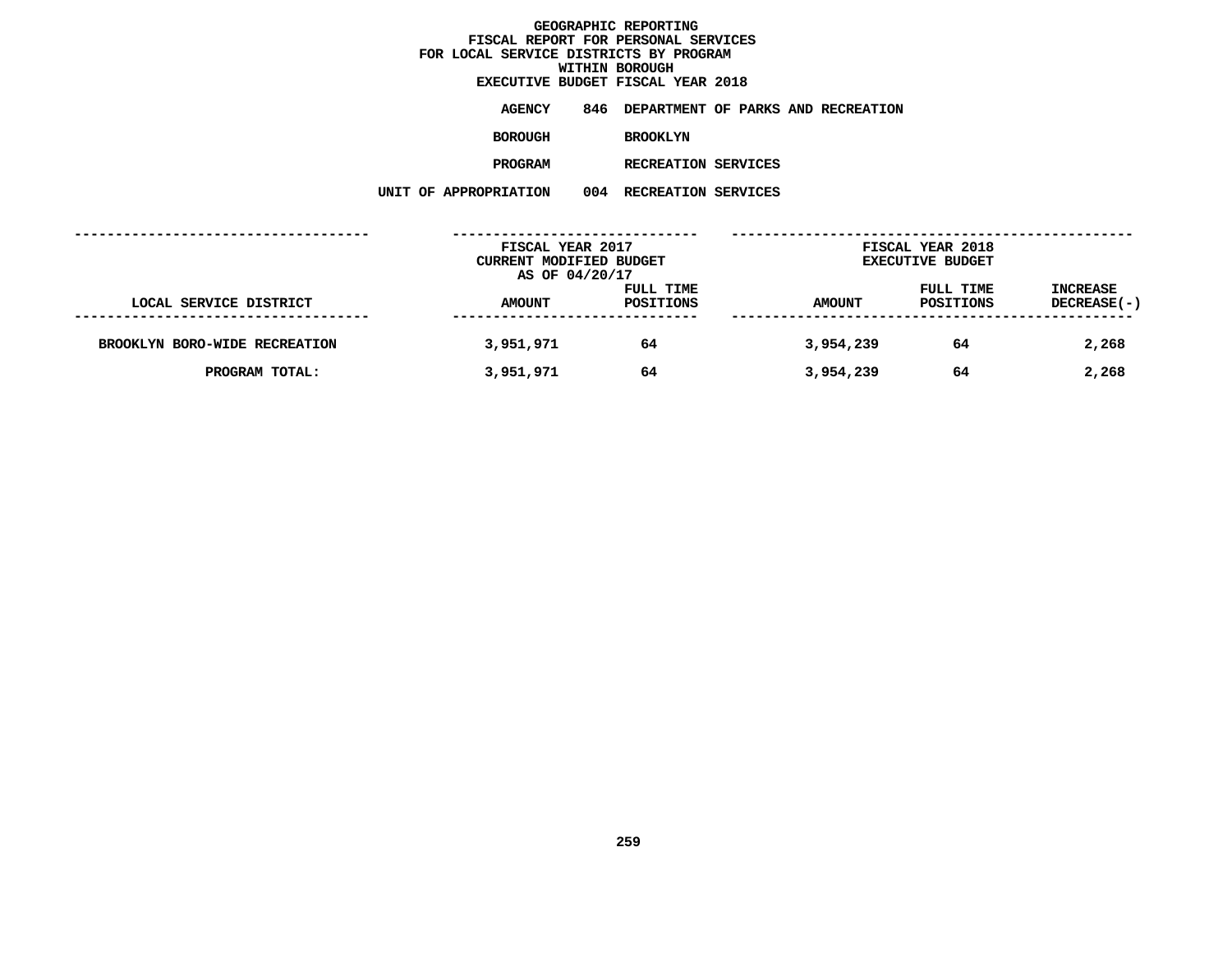# GEOGRAPHIC REPORTING
## FISCAL REPORT FOR PERSONAL SERVICES
## FOR LOCAL SERVICE DISTRICTS BY PROGRAM
## WITHIN BOROUGH
## EXECUTIVE BUDGET FISCAL YEAR 2018

**AGENCY** 846 DEPARTMENT OF PARKS AND RECREATION

**BOROUGH** BROOKLYN

**PROGRAM** RECREATION SERVICES

**UNIT OF APPROPRIATION** 004 RECREATION SERVICES

| | FISCAL YEAR 2017 CURRENT MODIFIED BUDGET AS OF 04/20/17 | | FISCAL YEAR 2018 EXECUTIVE BUDGET | | |
|---|---|---|---|---|---|
| LOCAL SERVICE DISTRICT | AMOUNT | FULL TIME POSITIONS | AMOUNT | FULL TIME POSITIONS | INCREASE DECREASE(-) |
| BROOKLYN BORO-WIDE RECREATION | 3,951,971 | 64 | 3,954,239 | 64 | 2,268 |
| PROGRAM TOTAL: | 3,951,971 | 64 | 3,954,239 | 64 | 2,268 |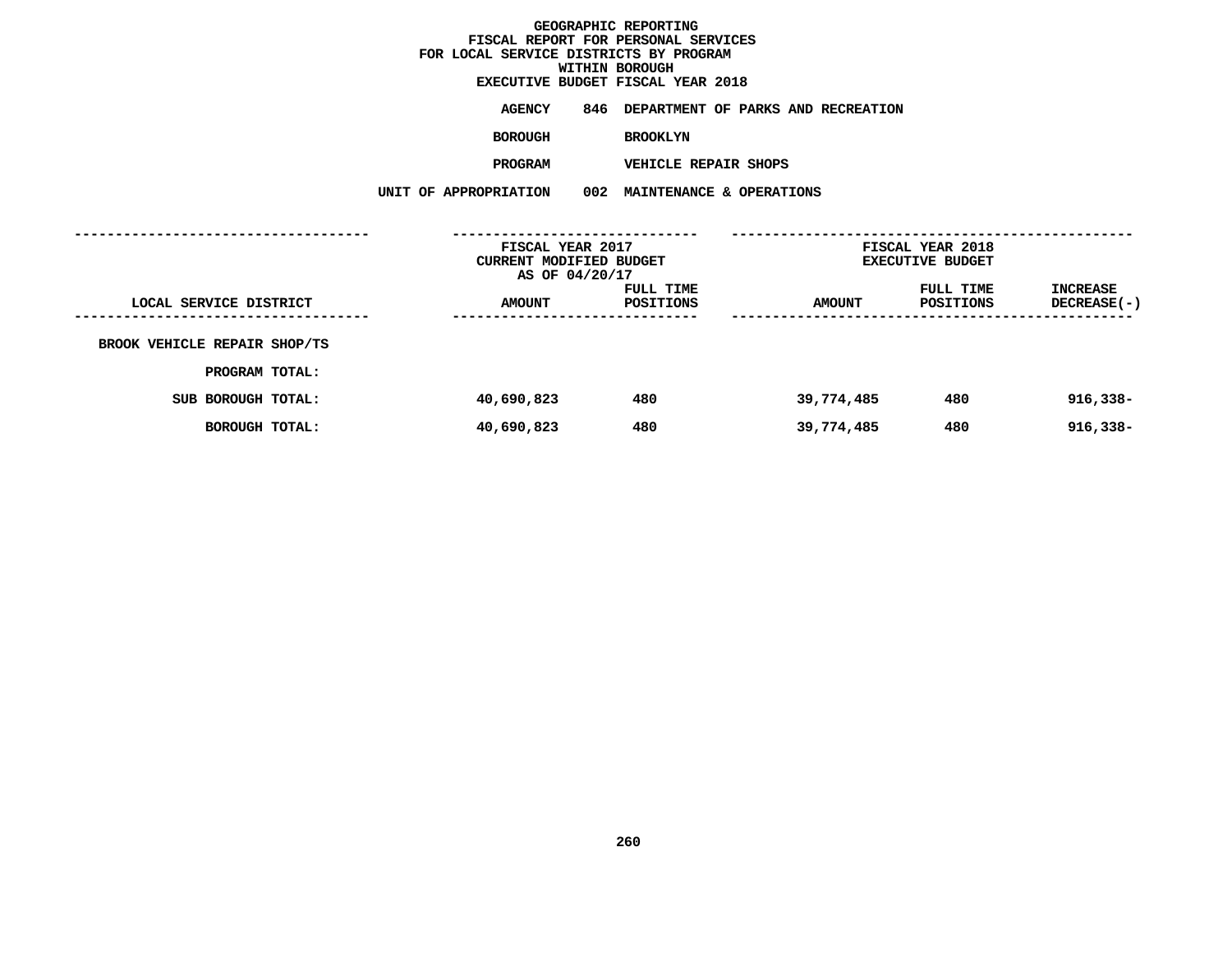# GEOGRAPHIC REPORTING
## FISCAL REPORT FOR PERSONAL SERVICES
## FOR LOCAL SERVICE DISTRICTS BY PROGRAM
## WITHIN BOROUGH
## EXECUTIVE BUDGET FISCAL YEAR 2018

**AGENCY** 846 DEPARTMENT OF PARKS AND RECREATION

**BOROUGH** BROOKLYN

**PROGRAM** VEHICLE REPAIR SHOPS

**UNIT OF APPROPRIATION** 002 MAINTENANCE & OPERATIONS

| LOCAL SERVICE DISTRICT | FISCAL YEAR 2017 CURRENT MODIFIED BUDGET AS OF 04/20/17 AMOUNT | FULL TIME POSITIONS | FISCAL YEAR 2018 EXECUTIVE BUDGET AMOUNT | FULL TIME POSITIONS | INCREASE DECREASE(-) |
|---|---|---|---|---|---|
| BROOK VEHICLE REPAIR SHOP/TS | | | | | |
| PROGRAM TOTAL: | | | | | |
| SUB BOROUGH TOTAL: | 40,690,823 | 480 | 39,774,485 | 480 | 916,338- |
| BOROUGH TOTAL: | 40,690,823 | 480 | 39,774,485 | 480 | 916,338- |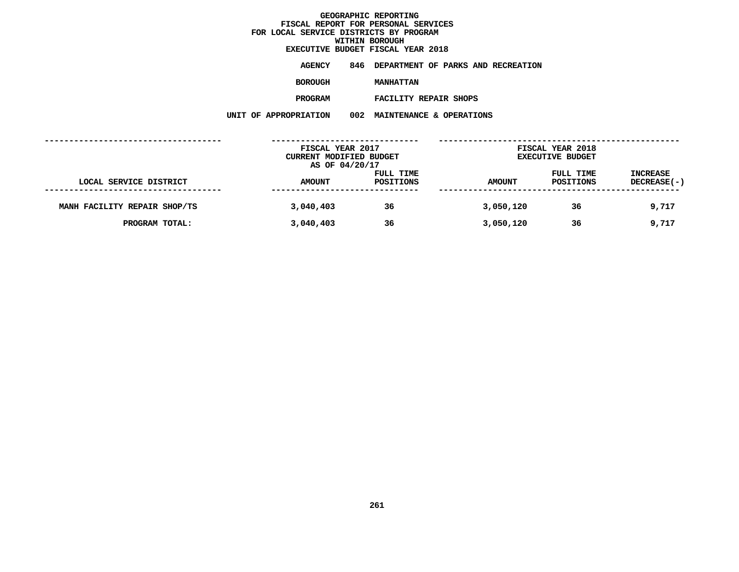# GEOGRAPHIC REPORTING
## FISCAL REPORT FOR PERSONAL SERVICES
## FOR LOCAL SERVICE DISTRICTS BY PROGRAM
## WITHIN BOROUGH
## EXECUTIVE BUDGET FISCAL YEAR 2018

**AGENCY** 846 DEPARTMENT OF PARKS AND RECREATION

**BOROUGH** MANHATTAN

**PROGRAM** FACILITY REPAIR SHOPS

**UNIT OF APPROPRIATION** 002 MAINTENANCE & OPERATIONS

| | FISCAL YEAR 2017 CURRENT MODIFIED BUDGET AS OF 04/20/17 | | FISCAL YEAR 2018 EXECUTIVE BUDGET | | |
|---|---|---|---|---|---|
| LOCAL SERVICE DISTRICT | AMOUNT | FULL TIME POSITIONS | AMOUNT | FULL TIME POSITIONS | INCREASE DECREASE(-) |
| MANH FACILITY REPAIR SHOP/TS | 3,040,403 | 36 | 3,050,120 | 36 | 9,717 |
| PROGRAM TOTAL: | 3,040,403 | 36 | 3,050,120 | 36 | 9,717 |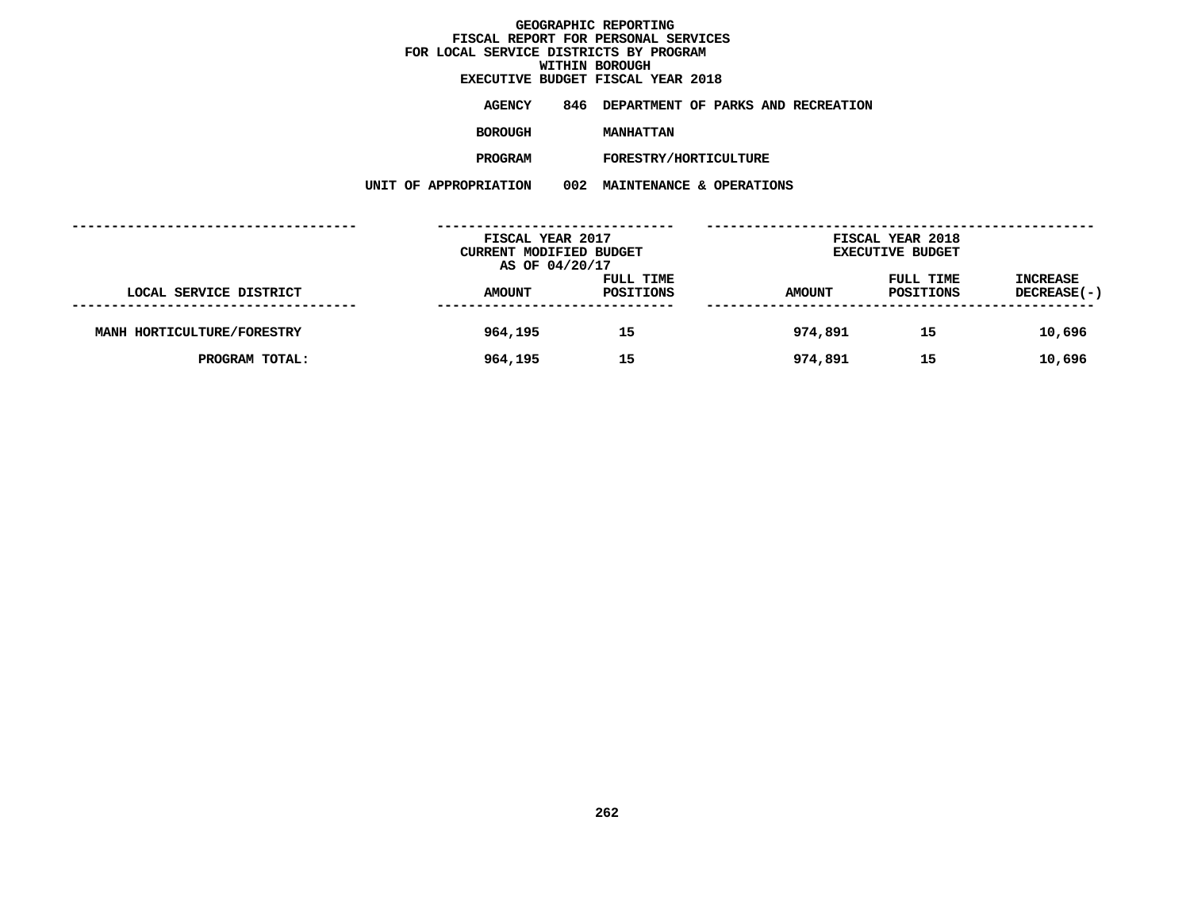**GEOGRAPHIC REPORTING**
**FISCAL REPORT FOR PERSONAL SERVICES**
**FOR LOCAL SERVICE DISTRICTS BY PROGRAM**
**WITHIN BOROUGH**
**EXECUTIVE BUDGET FISCAL YEAR 2018**

**AGENCY** 846 DEPARTMENT OF PARKS AND RECREATION

**BOROUGH** MANHATTAN

**PROGRAM** FORESTRY/HORTICULTURE

**UNIT OF APPROPRIATION** 002 MAINTENANCE & OPERATIONS

| | FISCAL YEAR 2017 CURRENT MODIFIED BUDGET AS OF 04/20/17 | | FISCAL YEAR 2018 EXECUTIVE BUDGET | | |
|---|---|---|---|---|---|
| LOCAL SERVICE DISTRICT | AMOUNT | FULL TIME POSITIONS | AMOUNT | FULL TIME POSITIONS | INCREASE DECREASE(-) |
| MANH HORTICULTURE/FORESTRY | 964,195 | 15 | 974,891 | 15 | 10,696 |
| PROGRAM TOTAL: | 964,195 | 15 | 974,891 | 15 | 10,696 |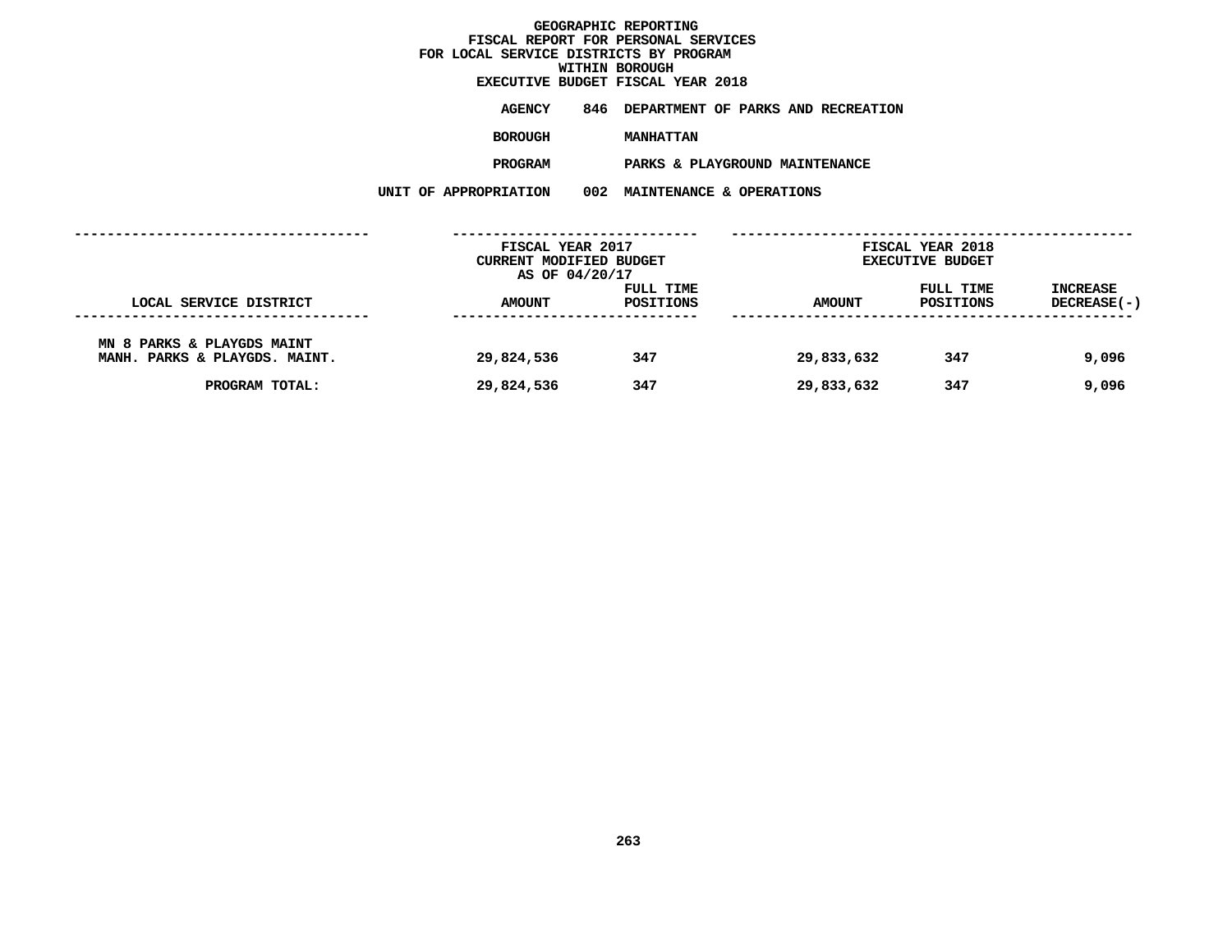# GEOGRAPHIC REPORTING
## FISCAL REPORT FOR PERSONAL SERVICES
## FOR LOCAL SERVICE DISTRICTS BY PROGRAM
## WITHIN BOROUGH
## EXECUTIVE BUDGET FISCAL YEAR 2018

**AGENCY** 846 DEPARTMENT OF PARKS AND RECREATION

**BOROUGH** MANHATTAN

**PROGRAM** PARKS & PLAYGROUND MAINTENANCE

**UNIT OF APPROPRIATION** 002 MAINTENANCE & OPERATIONS

| | FISCAL YEAR 2017 CURRENT MODIFIED BUDGET AS OF 04/20/17 | | FISCAL YEAR 2018 EXECUTIVE BUDGET | | |
|---|---|---|---|---|---|
| LOCAL SERVICE DISTRICT | AMOUNT | FULL TIME POSITIONS | AMOUNT | FULL TIME POSITIONS | INCREASE DECREASE(-) |
| MN 8 PARKS & PLAYGDS MAINT | | | | | |
| MANH. PARKS & PLAYGDS. MAINT. | 29,824,536 | 347 | 29,833,632 | 347 | 9,096 |
| PROGRAM TOTAL: | 29,824,536 | 347 | 29,833,632 | 347 | 9,096 |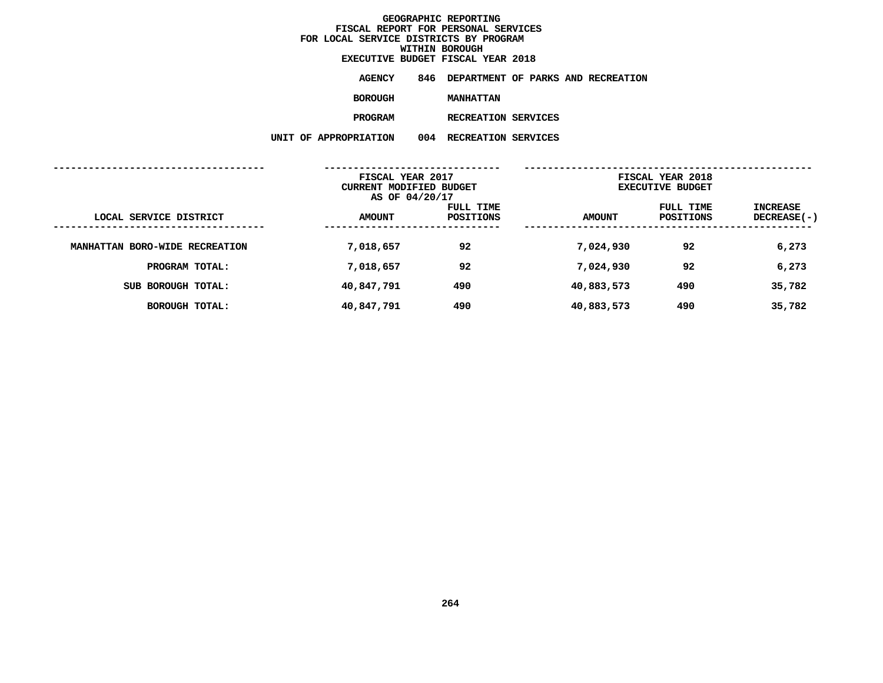# GEOGRAPHIC REPORTING
## FISCAL REPORT FOR PERSONAL SERVICES
## FOR LOCAL SERVICE DISTRICTS BY PROGRAM
## WITHIN BOROUGH
## EXECUTIVE BUDGET FISCAL YEAR 2018

**AGENCY** 846 DEPARTMENT OF PARKS AND RECREATION

**BOROUGH** MANHATTAN

**PROGRAM** RECREATION SERVICES

**UNIT OF APPROPRIATION** 004 RECREATION SERVICES

| LOCAL SERVICE DISTRICT | FISCAL YEAR 2017 CURRENT MODIFIED BUDGET AS OF 04/20/17 AMOUNT | FULL TIME POSITIONS | FISCAL YEAR 2018 EXECUTIVE BUDGET AMOUNT | FULL TIME POSITIONS | INCREASE DECREASE(-) |
|---|---|---|---|---|---|
| MANHATTAN BORO-WIDE RECREATION | 7,018,657 | 92 | 7,024,930 | 92 | 6,273 |
| PROGRAM TOTAL: | 7,018,657 | 92 | 7,024,930 | 92 | 6,273 |
| SUB BOROUGH TOTAL: | 40,847,791 | 490 | 40,883,573 | 490 | 35,782 |
| BOROUGH TOTAL: | 40,847,791 | 490 | 40,883,573 | 490 | 35,782 |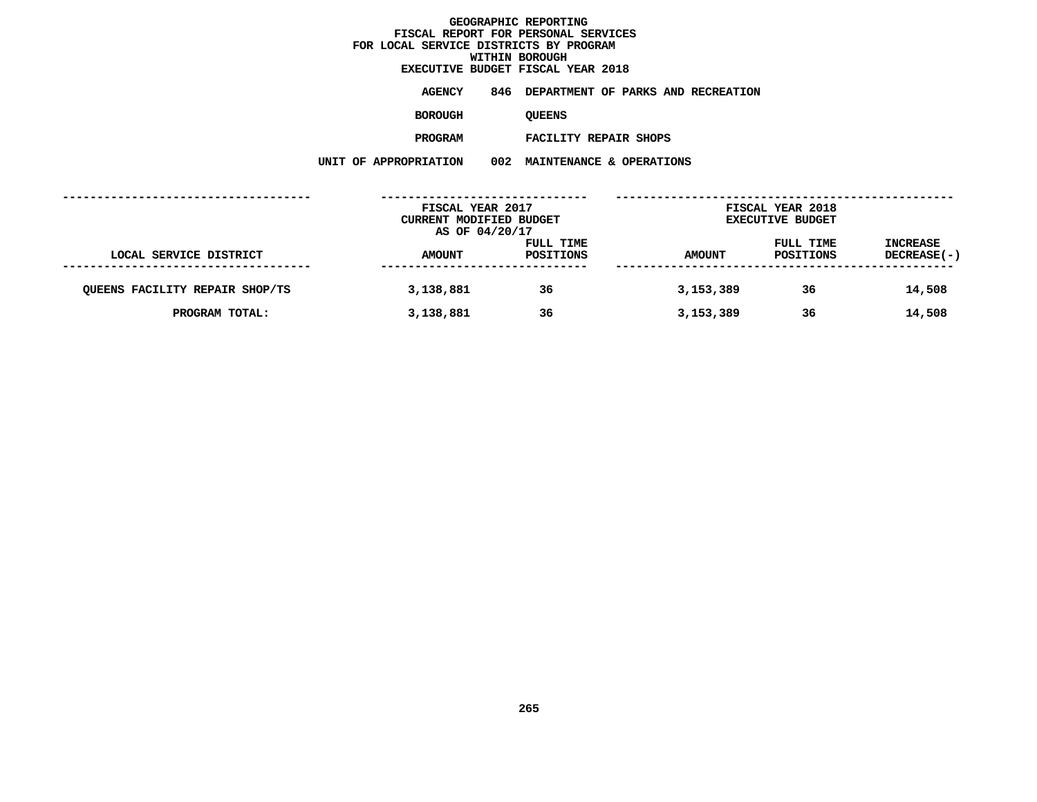# GEOGRAPHIC REPORTING
## FISCAL REPORT FOR PERSONAL SERVICES
## FOR LOCAL SERVICE DISTRICTS BY PROGRAM
## WITHIN BOROUGH
## EXECUTIVE BUDGET FISCAL YEAR 2018

**AGENCY** 846 DEPARTMENT OF PARKS AND RECREATION

**BOROUGH** QUEENS

**PROGRAM** FACILITY REPAIR SHOPS

**UNIT OF APPROPRIATION** 002 MAINTENANCE & OPERATIONS

| | FISCAL YEAR 2017 CURRENT MODIFIED BUDGET AS OF 04/20/17 | | FISCAL YEAR 2018 EXECUTIVE BUDGET | | |
|---|---|---|---|---|---|
| LOCAL SERVICE DISTRICT | AMOUNT | FULL TIME POSITIONS | AMOUNT | FULL TIME POSITIONS | INCREASE DECREASE(-) |
| QUEENS FACILITY REPAIR SHOP/TS | 3,138,881 | 36 | 3,153,389 | 36 | 14,508 |
| PROGRAM TOTAL: | 3,138,881 | 36 | 3,153,389 | 36 | 14,508 |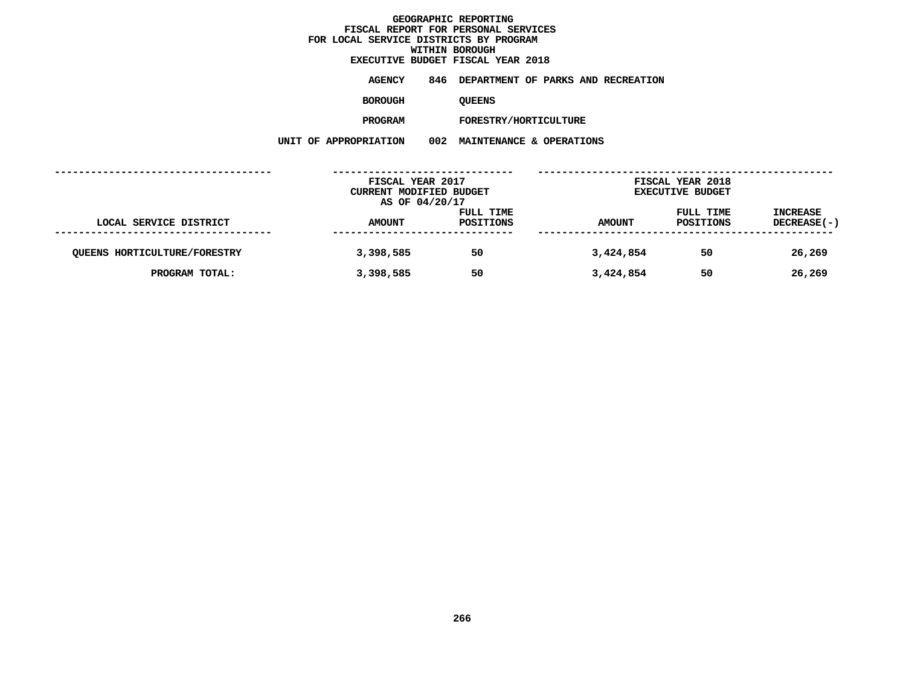# GEOGRAPHIC REPORTING
## FISCAL REPORT FOR PERSONAL SERVICES
## FOR LOCAL SERVICE DISTRICTS BY PROGRAM
## WITHIN BOROUGH
## EXECUTIVE BUDGET FISCAL YEAR 2018

**AGENCY** 846 DEPARTMENT OF PARKS AND RECREATION

**BOROUGH** QUEENS

**PROGRAM** FORESTRY/HORTICULTURE

**UNIT OF APPROPRIATION** 002 MAINTENANCE & OPERATIONS

| | FISCAL YEAR 2017 CURRENT MODIFIED BUDGET AS OF 04/20/17 | | FISCAL YEAR 2018 EXECUTIVE BUDGET | | |
|---|---|---|---|---|---|
| LOCAL SERVICE DISTRICT | AMOUNT | FULL TIME POSITIONS | AMOUNT | FULL TIME POSITIONS | INCREASE DECREASE(-) |
| QUEENS HORTICULTURE/FORESTRY | 3,398,585 | 50 | 3,424,854 | 50 | 26,269 |
| PROGRAM TOTAL: | 3,398,585 | 50 | 3,424,854 | 50 | 26,269 |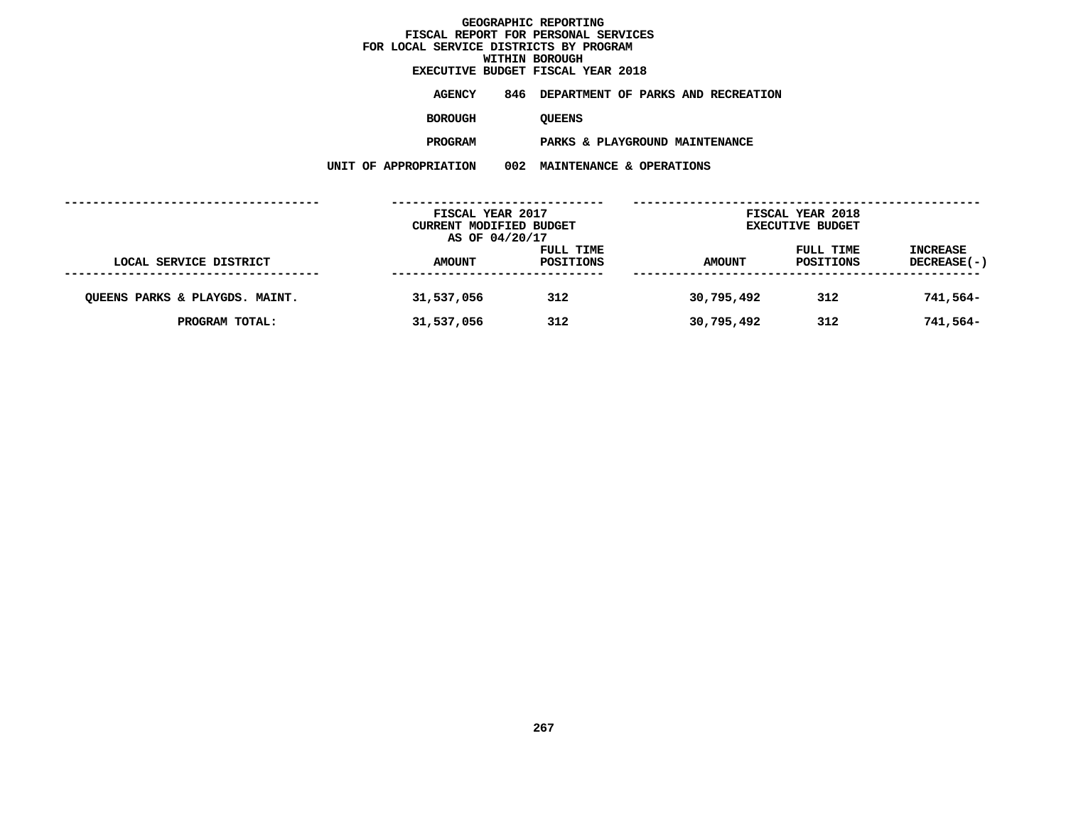# GEOGRAPHIC REPORTING
## FISCAL REPORT FOR PERSONAL SERVICES
## FOR LOCAL SERVICE DISTRICTS BY PROGRAM
## WITHIN BOROUGH
## EXECUTIVE BUDGET FISCAL YEAR 2018

**AGENCY** 846 DEPARTMENT OF PARKS AND RECREATION

**BOROUGH** QUEENS

**PROGRAM** PARKS & PLAYGROUND MAINTENANCE

**UNIT OF APPROPRIATION** 002 MAINTENANCE & OPERATIONS

| | FISCAL YEAR 2017 CURRENT MODIFIED BUDGET AS OF 04/20/17 | | FISCAL YEAR 2018 EXECUTIVE BUDGET | | |
|---|---|---|---|---|---|
| LOCAL SERVICE DISTRICT | AMOUNT | FULL TIME POSITIONS | AMOUNT | FULL TIME POSITIONS | INCREASE DECREASE(-) |
| QUEENS PARKS & PLAYGDS. MAINT. | 31,537,056 | 312 | 30,795,492 | 312 | 741,564- |
| PROGRAM TOTAL: | 31,537,056 | 312 | 30,795,492 | 312 | 741,564- |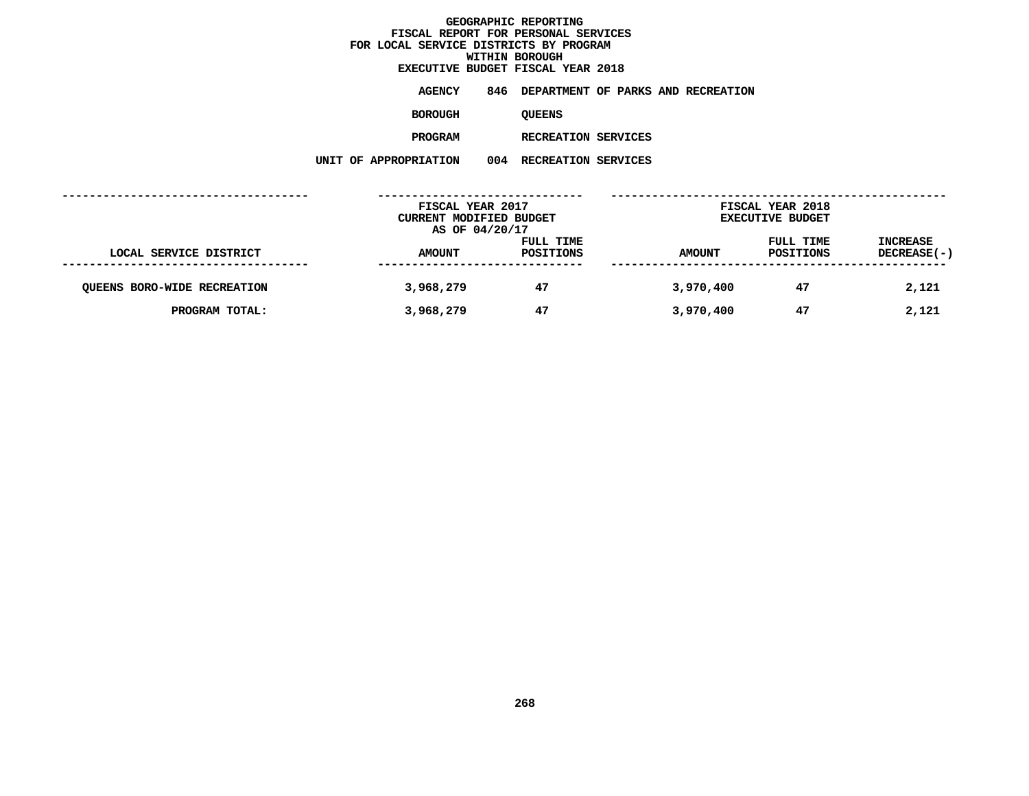# GEOGRAPHIC REPORTING
## FISCAL REPORT FOR PERSONAL SERVICES
## FOR LOCAL SERVICE DISTRICTS BY PROGRAM
## WITHIN BOROUGH
## EXECUTIVE BUDGET FISCAL YEAR 2018

**AGENCY** 846 DEPARTMENT OF PARKS AND RECREATION

**BOROUGH** QUEENS

**PROGRAM** RECREATION SERVICES

**UNIT OF APPROPRIATION** 004 RECREATION SERVICES

| | FISCAL YEAR 2017 CURRENT MODIFIED BUDGET AS OF 04/20/17 | | FISCAL YEAR 2018 EXECUTIVE BUDGET | | |
|---|---|---|---|---|---|
| LOCAL SERVICE DISTRICT | AMOUNT | FULL TIME POSITIONS | AMOUNT | FULL TIME POSITIONS | INCREASE DECREASE(-) |
| QUEENS BORO-WIDE RECREATION | 3,968,279 | 47 | 3,970,400 | 47 | 2,121 |
| PROGRAM TOTAL: | 3,968,279 | 47 | 3,970,400 | 47 | 2,121 |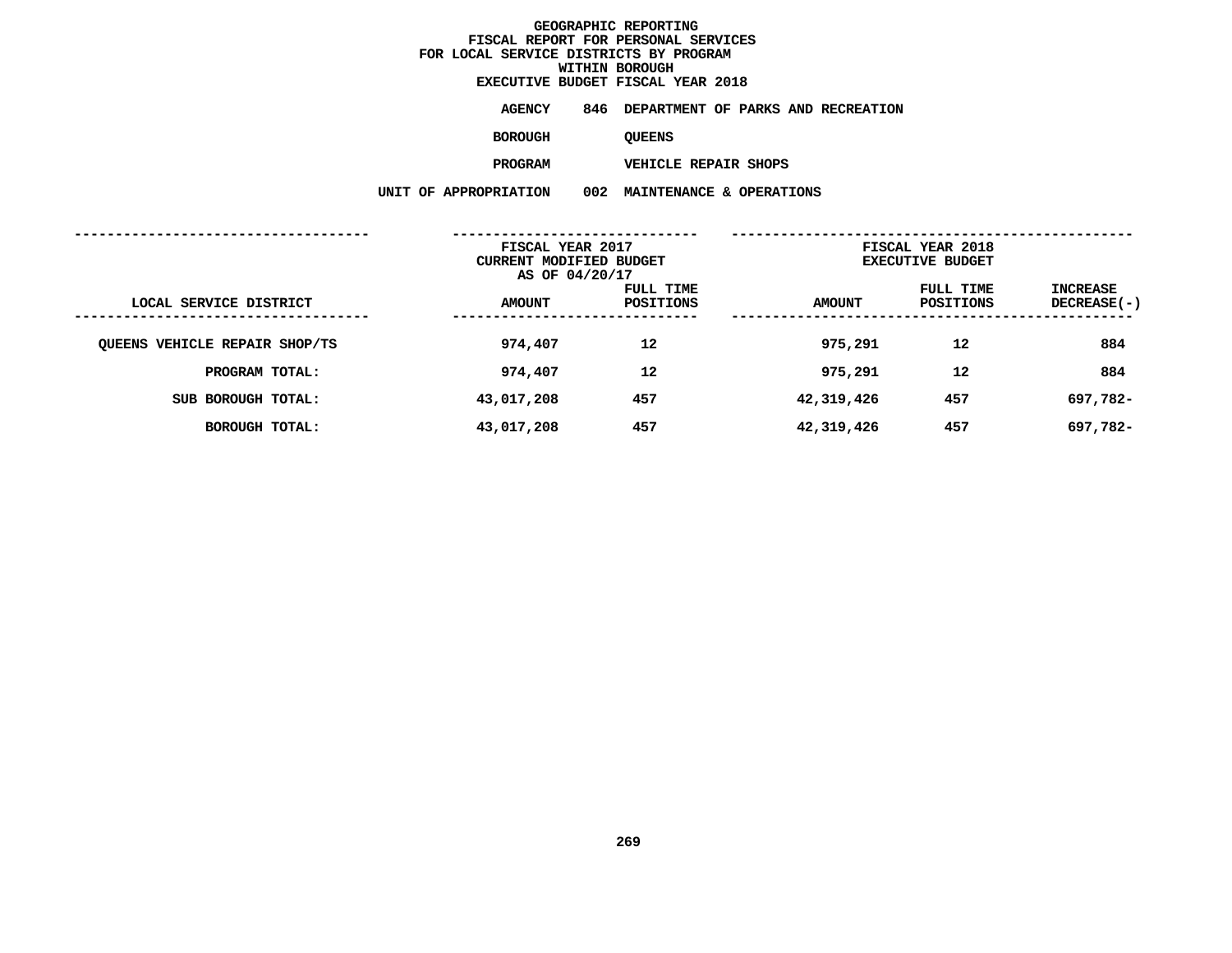# GEOGRAPHIC REPORTING
## FISCAL REPORT FOR PERSONAL SERVICES
## FOR LOCAL SERVICE DISTRICTS BY PROGRAM
## WITHIN BOROUGH
## EXECUTIVE BUDGET FISCAL YEAR 2018

**AGENCY** 846 DEPARTMENT OF PARKS AND RECREATION

**BOROUGH** QUEENS

**PROGRAM** VEHICLE REPAIR SHOPS

**UNIT OF APPROPRIATION** 002 MAINTENANCE & OPERATIONS

| | FISCAL YEAR 2017 CURRENT MODIFIED BUDGET AS OF 04/20/17 | | FISCAL YEAR 2018 EXECUTIVE BUDGET | | |
|---|---|---|---|---|---|
| LOCAL SERVICE DISTRICT | AMOUNT | FULL TIME POSITIONS | AMOUNT | FULL TIME POSITIONS | INCREASE DECREASE(-) |
| QUEENS VEHICLE REPAIR SHOP/TS | 974,407 | 12 | 975,291 | 12 | 884 |
| PROGRAM TOTAL: | 974,407 | 12 | 975,291 | 12 | 884 |
| SUB BOROUGH TOTAL: | 43,017,208 | 457 | 42,319,426 | 457 | 697,782- |
| BOROUGH TOTAL: | 43,017,208 | 457 | 42,319,426 | 457 | 697,782- |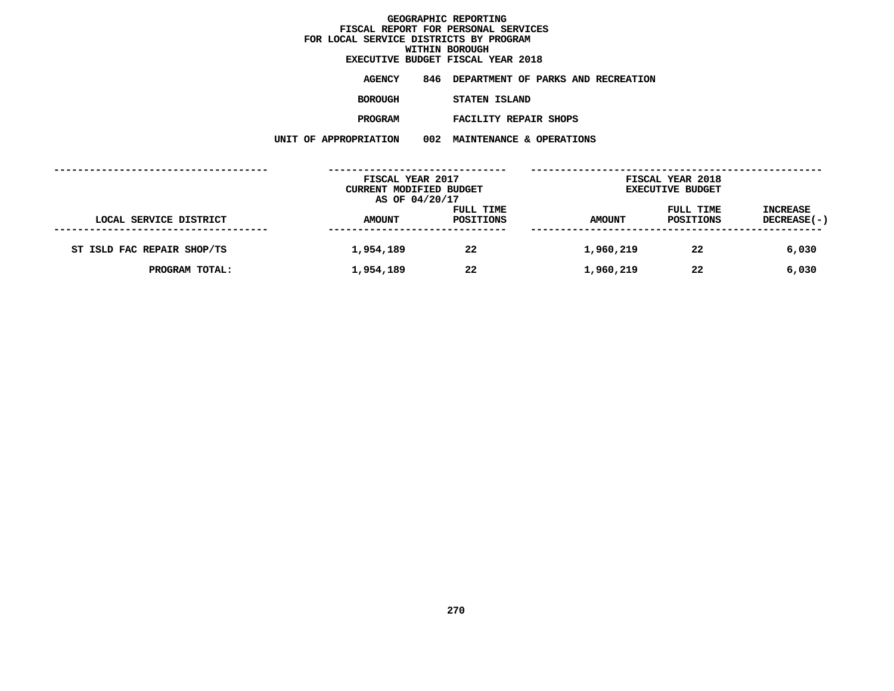# GEOGRAPHIC REPORTING
## FISCAL REPORT FOR PERSONAL SERVICES
## FOR LOCAL SERVICE DISTRICTS BY PROGRAM
## WITHIN BOROUGH
## EXECUTIVE BUDGET FISCAL YEAR 2018

**AGENCY** 846 DEPARTMENT OF PARKS AND RECREATION

**BOROUGH** STATEN ISLAND

**PROGRAM** FACILITY REPAIR SHOPS

**UNIT OF APPROPRIATION** 002 MAINTENANCE & OPERATIONS

| | FISCAL YEAR 2017 CURRENT MODIFIED BUDGET AS OF 04/20/17 | | FISCAL YEAR 2018 EXECUTIVE BUDGET | | |
|---|---|---|---|---|---|
| LOCAL SERVICE DISTRICT | AMOUNT | FULL TIME POSITIONS | AMOUNT | FULL TIME POSITIONS | INCREASE DECREASE(-) |
| ST ISLD FAC REPAIR SHOP/TS | 1,954,189 | 22 | 1,960,219 | 22 | 6,030 |
| PROGRAM TOTAL: | 1,954,189 | 22 | 1,960,219 | 22 | 6,030 |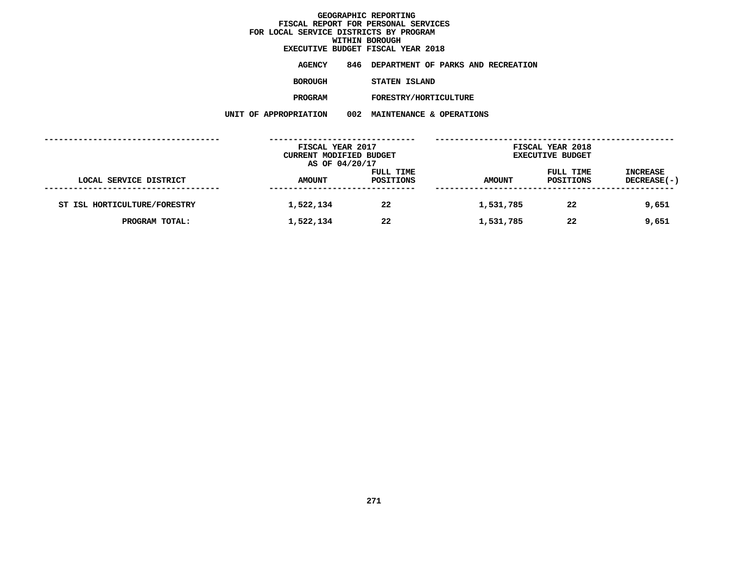# GEOGRAPHIC REPORTING
## FISCAL REPORT FOR PERSONAL SERVICES
## FOR LOCAL SERVICE DISTRICTS BY PROGRAM
## WITHIN BOROUGH
## EXECUTIVE BUDGET FISCAL YEAR 2018

**AGENCY** 846 DEPARTMENT OF PARKS AND RECREATION

**BOROUGH** STATEN ISLAND

**PROGRAM** FORESTRY/HORTICULTURE

**UNIT OF APPROPRIATION** 002 MAINTENANCE & OPERATIONS

| | FISCAL YEAR 2017 CURRENT MODIFIED BUDGET AS OF 04/20/17 | | FISCAL YEAR 2018 EXECUTIVE BUDGET | | |
|---|---|---|---|---|---|
| LOCAL SERVICE DISTRICT | AMOUNT | FULL TIME POSITIONS | AMOUNT | FULL TIME POSITIONS | INCREASE DECREASE(-) |
| ST ISL HORTICULTURE/FORESTRY | 1,522,134 | 22 | 1,531,785 | 22 | 9,651 |
| PROGRAM TOTAL: | 1,522,134 | 22 | 1,531,785 | 22 | 9,651 |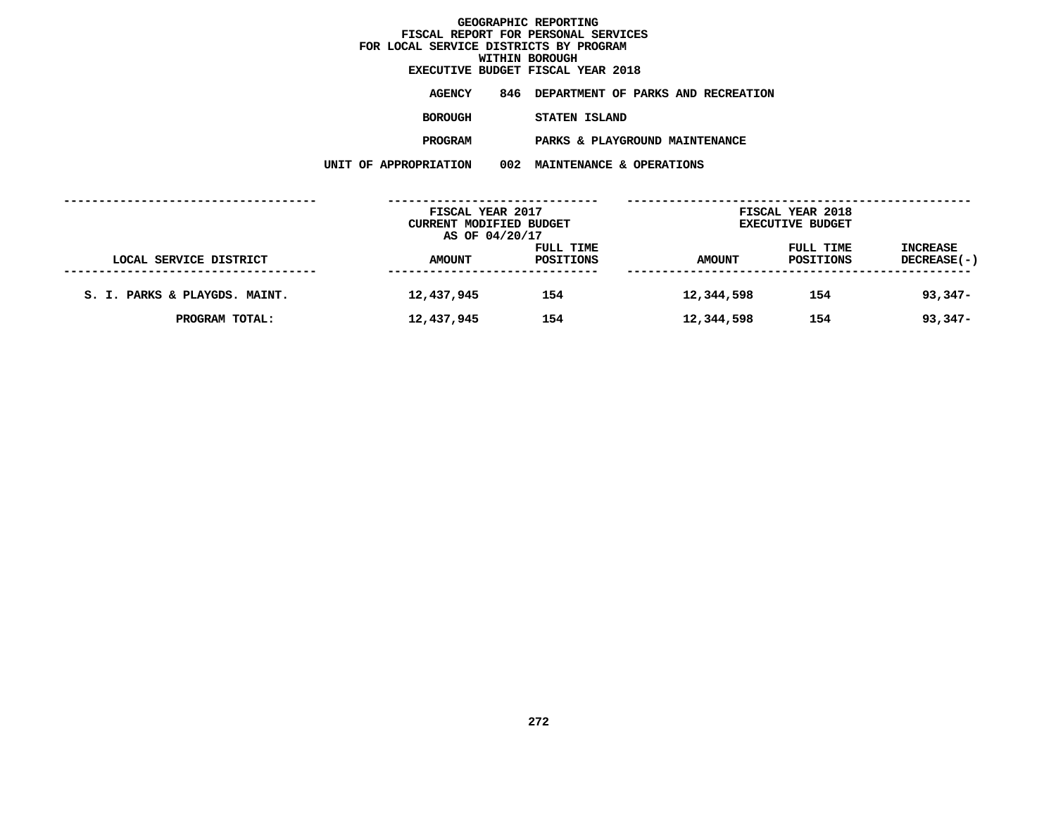# GEOGRAPHIC REPORTING
## FISCAL REPORT FOR PERSONAL SERVICES
## FOR LOCAL SERVICE DISTRICTS BY PROGRAM
## WITHIN BOROUGH
## EXECUTIVE BUDGET FISCAL YEAR 2018

**AGENCY** 846 DEPARTMENT OF PARKS AND RECREATION

**BOROUGH** STATEN ISLAND

**PROGRAM** PARKS & PLAYGROUND MAINTENANCE

**UNIT OF APPROPRIATION** 002 MAINTENANCE & OPERATIONS

| | FISCAL YEAR 2017 CURRENT MODIFIED BUDGET AS OF 04/20/17 | | FISCAL YEAR 2018 EXECUTIVE BUDGET | | |
|---|---|---|---|---|---|
| LOCAL SERVICE DISTRICT | AMOUNT | FULL TIME POSITIONS | AMOUNT | FULL TIME POSITIONS | INCREASE DECREASE(-) |
| S. I. PARKS & PLAYGDS. MAINT. | 12,437,945 | 154 | 12,344,598 | 154 | 93,347- |
| PROGRAM TOTAL: | 12,437,945 | 154 | 12,344,598 | 154 | 93,347- |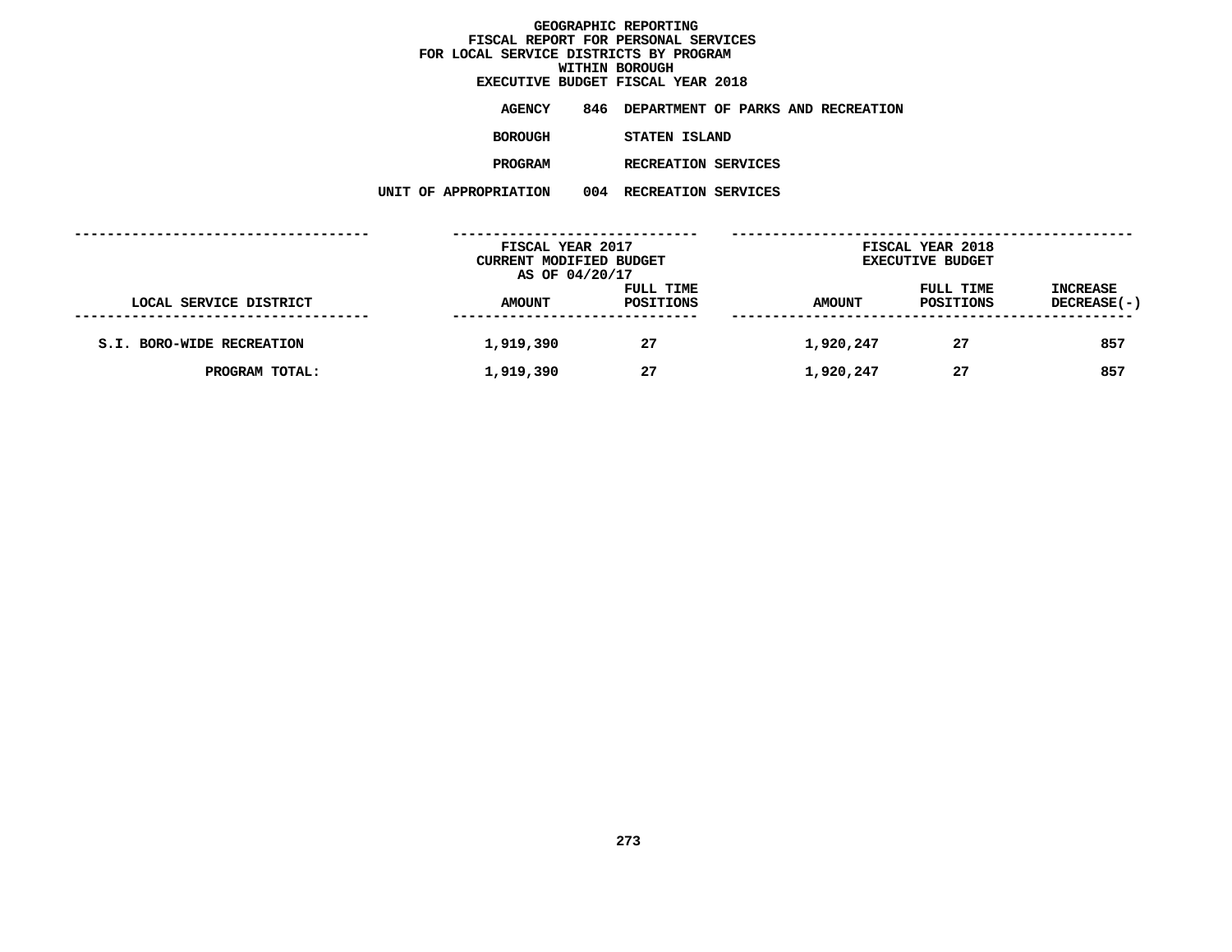# GEOGRAPHIC REPORTING
## FISCAL REPORT FOR PERSONAL SERVICES
## FOR LOCAL SERVICE DISTRICTS BY PROGRAM
## WITHIN BOROUGH
## EXECUTIVE BUDGET FISCAL YEAR 2018

**AGENCY** 846 DEPARTMENT OF PARKS AND RECREATION

**BOROUGH** STATEN ISLAND

**PROGRAM** RECREATION SERVICES

**UNIT OF APPROPRIATION** 004 RECREATION SERVICES

| | FISCAL YEAR 2017 CURRENT MODIFIED BUDGET AS OF 04/20/17 | | FISCAL YEAR 2018 EXECUTIVE BUDGET | | |
|---|---|---|---|---|---|
| LOCAL SERVICE DISTRICT | AMOUNT | FULL TIME POSITIONS | AMOUNT | FULL TIME POSITIONS | INCREASE DECREASE(-) |
| S.I. BORO-WIDE RECREATION | 1,919,390 | 27 | 1,920,247 | 27 | 857 |
| PROGRAM TOTAL: | 1,919,390 | 27 | 1,920,247 | 27 | 857 |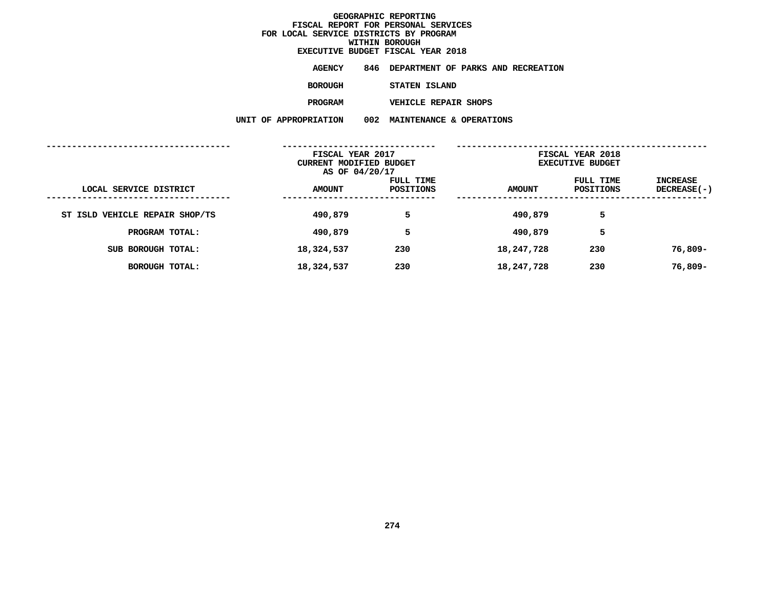**GEOGRAPHIC REPORTING**
**FISCAL REPORT FOR PERSONAL SERVICES**
**FOR LOCAL SERVICE DISTRICTS BY PROGRAM**
**WITHIN BOROUGH**
**EXECUTIVE BUDGET FISCAL YEAR 2018**

**AGENCY** 846 DEPARTMENT OF PARKS AND RECREATION

**BOROUGH** STATEN ISLAND

**PROGRAM** VEHICLE REPAIR SHOPS

**UNIT OF APPROPRIATION** 002 MAINTENANCE & OPERATIONS

| | FISCAL YEAR 2017 CURRENT MODIFIED BUDGET AS OF 04/20/17 | | FISCAL YEAR 2018 EXECUTIVE BUDGET | | |
|---|---|---|---|---|---|
| LOCAL SERVICE DISTRICT | AMOUNT | FULL TIME POSITIONS | AMOUNT | FULL TIME POSITIONS | INCREASE DECREASE(-) |
| ST ISLD VEHICLE REPAIR SHOP/TS | 490,879 | 5 | 490,879 | 5 | |
| PROGRAM TOTAL: | 490,879 | 5 | 490,879 | 5 | |
| SUB BOROUGH TOTAL: | 18,324,537 | 230 | 18,247,728 | 230 | 76,809- |
| BOROUGH TOTAL: | 18,324,537 | 230 | 18,247,728 | 230 | 76,809- |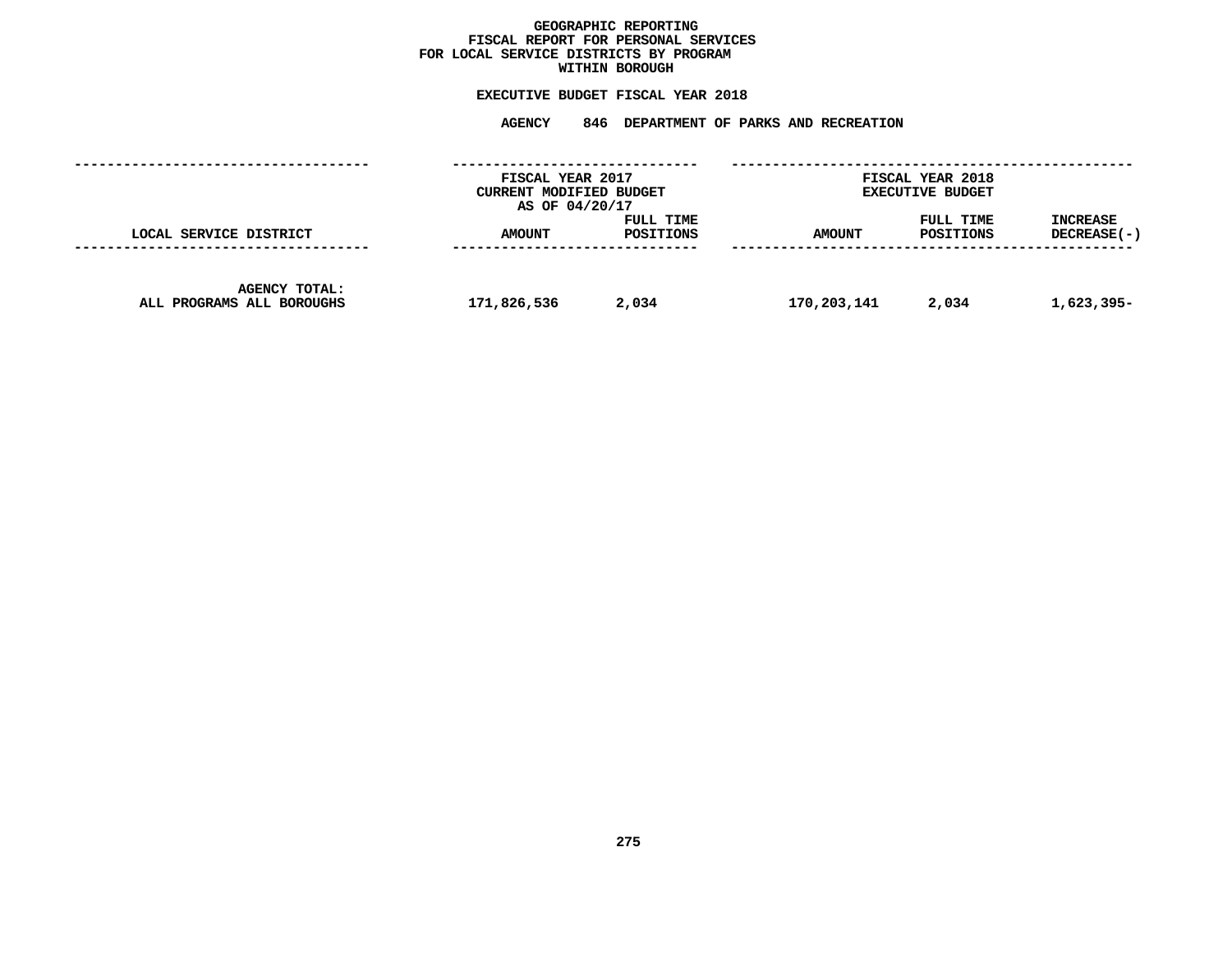# GEOGRAPHIC REPORTING
## FISCAL REPORT FOR PERSONAL SERVICES
## FOR LOCAL SERVICE DISTRICTS BY PROGRAM
## WITHIN BOROUGH

### EXECUTIVE BUDGET FISCAL YEAR 2018

### AGENCY 846 DEPARTMENT OF PARKS AND RECREATION

| LOCAL SERVICE DISTRICT | FISCAL YEAR 2017 CURRENT MODIFIED BUDGET AS OF 04/20/17 | | FISCAL YEAR 2018 EXECUTIVE BUDGET | | |
|---|---|---|---|---|---|
| | AMOUNT | FULL TIME POSITIONS | AMOUNT | FULL TIME POSITIONS | INCREASE DECREASE(-) |
| AGENCY TOTAL: ALL PROGRAMS ALL BOROUGHS | 171,826,536 | 2,034 | 170,203,141 | 2,034 | 1,623,395- |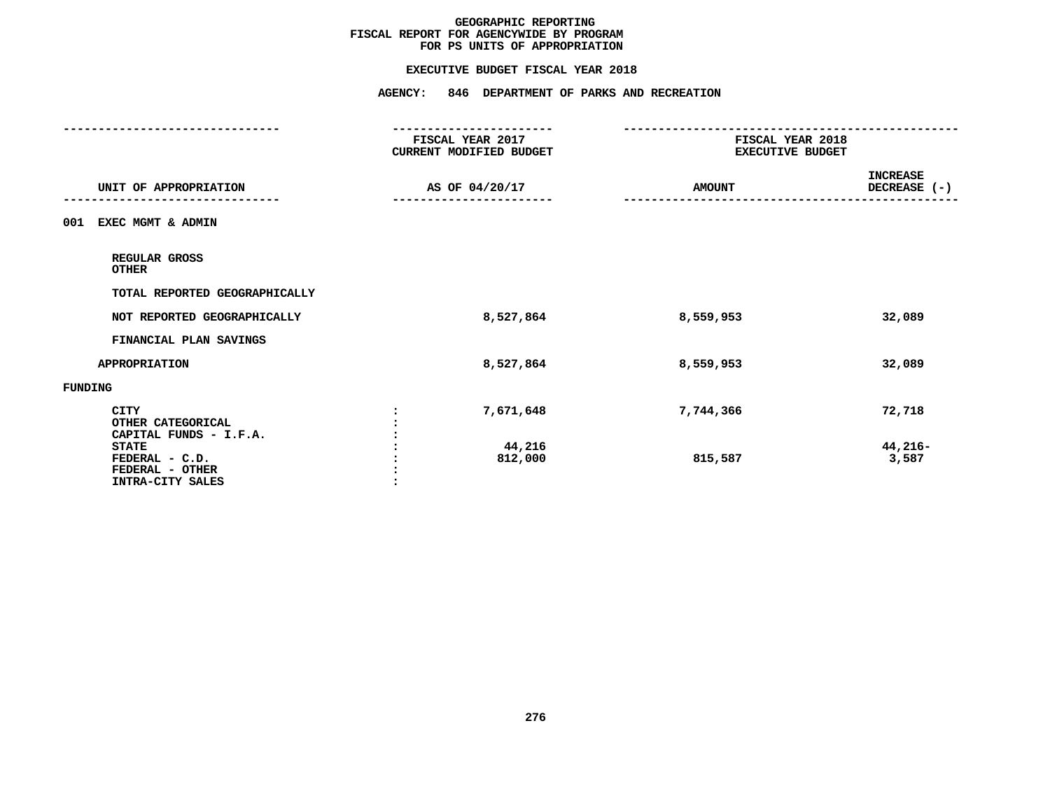# GEOGRAPHIC REPORTING
## FISCAL REPORT FOR AGENCYWIDE BY PROGRAM
## FOR PS UNITS OF APPROPRIATION

### EXECUTIVE BUDGET FISCAL YEAR 2018

### AGENCY: 846 DEPARTMENT OF PARKS AND RECREATION

| UNIT OF APPROPRIATION | | FISCAL YEAR 2017 CURRENT MODIFIED BUDGET AS OF 04/20/17 | FISCAL YEAR 2018 EXECUTIVE BUDGET AMOUNT | INCREASE DECREASE (-) |
|---|---|---|---|---|
| 001 EXEC MGMT & ADMIN | | | | |
| REGULAR GROSS | | | | |
| OTHER | | | | |
| TOTAL REPORTED GEOGRAPHICALLY | | | | |
| NOT REPORTED GEOGRAPHICALLY | | 8,527,864 | 8,559,953 | 32,089 |
| FINANCIAL PLAN SAVINGS | | | | |
| APPROPRIATION | | 8,527,864 | 8,559,953 | 32,089 |
| FUNDING | | | | |
| CITY | : | 7,671,648 | 7,744,366 | 72,718 |
| OTHER CATEGORICAL | : | | | |
| CAPITAL FUNDS - I.F.A. | : | | | |
| STATE | : | 44,216 | | 44,216- |
| FEDERAL - C.D. | : | 812,000 | 815,587 | 3,587 |
| FEDERAL - OTHER | : | | | |
| INTRA-CITY SALES | : | | | |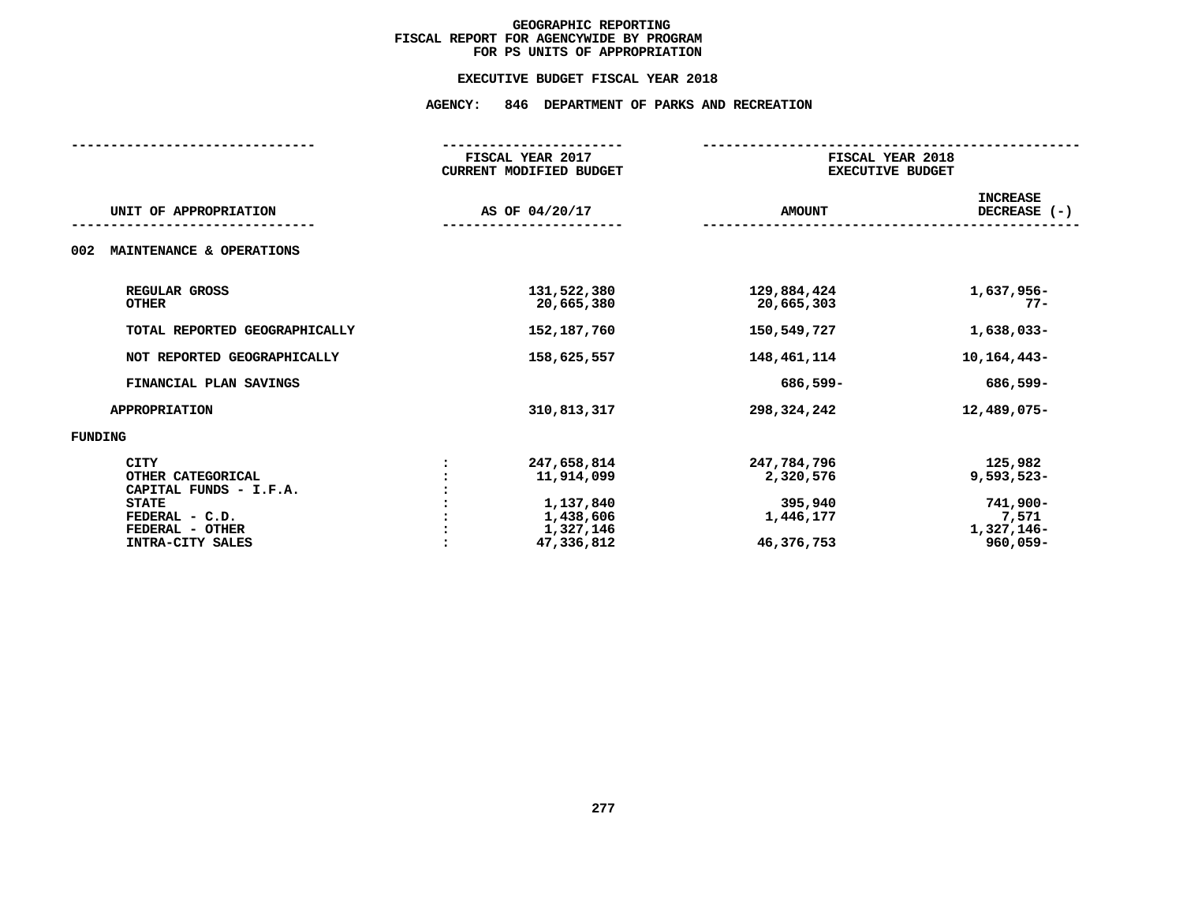# GEOGRAPHIC REPORTING
## FISCAL REPORT FOR AGENCYWIDE BY PROGRAM
## FOR PS UNITS OF APPROPRIATION

### EXECUTIVE BUDGET FISCAL YEAR 2018

### AGENCY: 846 DEPARTMENT OF PARKS AND RECREATION

| UNIT OF APPROPRIATION | | FISCAL YEAR 2017 CURRENT MODIFIED BUDGET AS OF 04/20/17 | FISCAL YEAR 2018 EXECUTIVE BUDGET AMOUNT | INCREASE DECREASE (-) |
|---|---|---|---|---|
| **002 MAINTENANCE & OPERATIONS** | | | | |
| REGULAR GROSS | | 131,522,380 | 129,884,424 | 1,637,956- |
| OTHER | | 20,665,380 | 20,665,303 | 77- |
| TOTAL REPORTED GEOGRAPHICALLY | | 152,187,760 | 150,549,727 | 1,638,033- |
| NOT REPORTED GEOGRAPHICALLY | | 158,625,557 | 148,461,114 | 10,164,443- |
| FINANCIAL PLAN SAVINGS | | | 686,599- | 686,599- |
| APPROPRIATION | | 310,813,317 | 298,324,242 | 12,489,075- |
| **FUNDING** | | | | |
| CITY | : | 247,658,814 | 247,784,796 | 125,982 |
| OTHER CATEGORICAL | : | 11,914,099 | 2,320,576 | 9,593,523- |
| CAPITAL FUNDS - I.F.A. | : | | | |
| STATE | : | 1,137,840 | 395,940 | 741,900- |
| FEDERAL - C.D. | : | 1,438,606 | 1,446,177 | 7,571 |
| FEDERAL - OTHER | : | 1,327,146 | | 1,327,146- |
| INTRA-CITY SALES | : | 47,336,812 | 46,376,753 | 960,059- |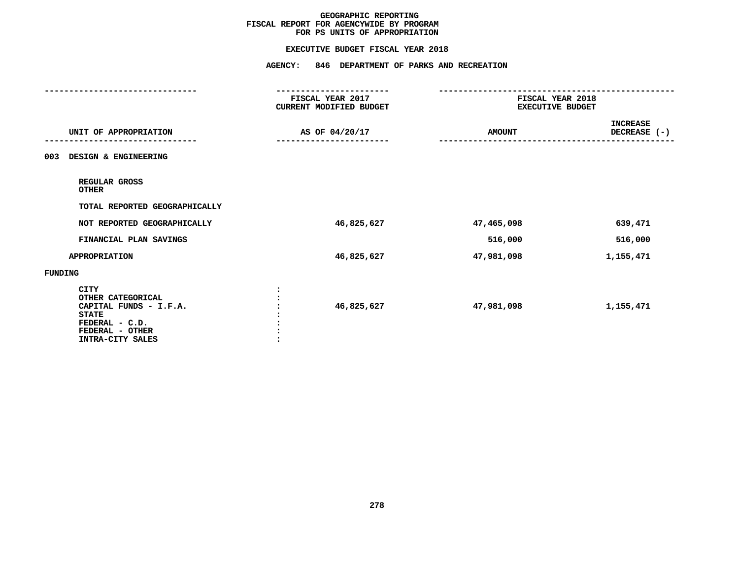**GEOGRAPHIC REPORTING**
**FISCAL REPORT FOR AGENCYWIDE BY PROGRAM**
**FOR PS UNITS OF APPROPRIATION**

**EXECUTIVE BUDGET FISCAL YEAR 2018**

**AGENCY: 846 DEPARTMENT OF PARKS AND RECREATION**

| UNIT OF APPROPRIATION | FISCAL YEAR 2017 CURRENT MODIFIED BUDGET AS OF 04/20/17 | FISCAL YEAR 2018 EXECUTIVE BUDGET AMOUNT | INCREASE DECREASE (-) |
|---|---|---|---|
| 003 DESIGN & ENGINEERING | | | |
| REGULAR GROSS | | | |
| OTHER | | | |
| TOTAL REPORTED GEOGRAPHICALLY | | | |
| NOT REPORTED GEOGRAPHICALLY | 46,825,627 | 47,465,098 | 639,471 |
| FINANCIAL PLAN SAVINGS | | 516,000 | 516,000 |
| APPROPRIATION | 46,825,627 | 47,981,098 | 1,155,471 |
| FUNDING | | | |
| CITY<br>OTHER CATEGORICAL<br>CAPITAL FUNDS - I.F.A.<br>STATE<br>FEDERAL - C.D.<br>FEDERAL - OTHER<br>INTRA-CITY SALES | 46,825,627 | 47,981,098 | 1,155,471 |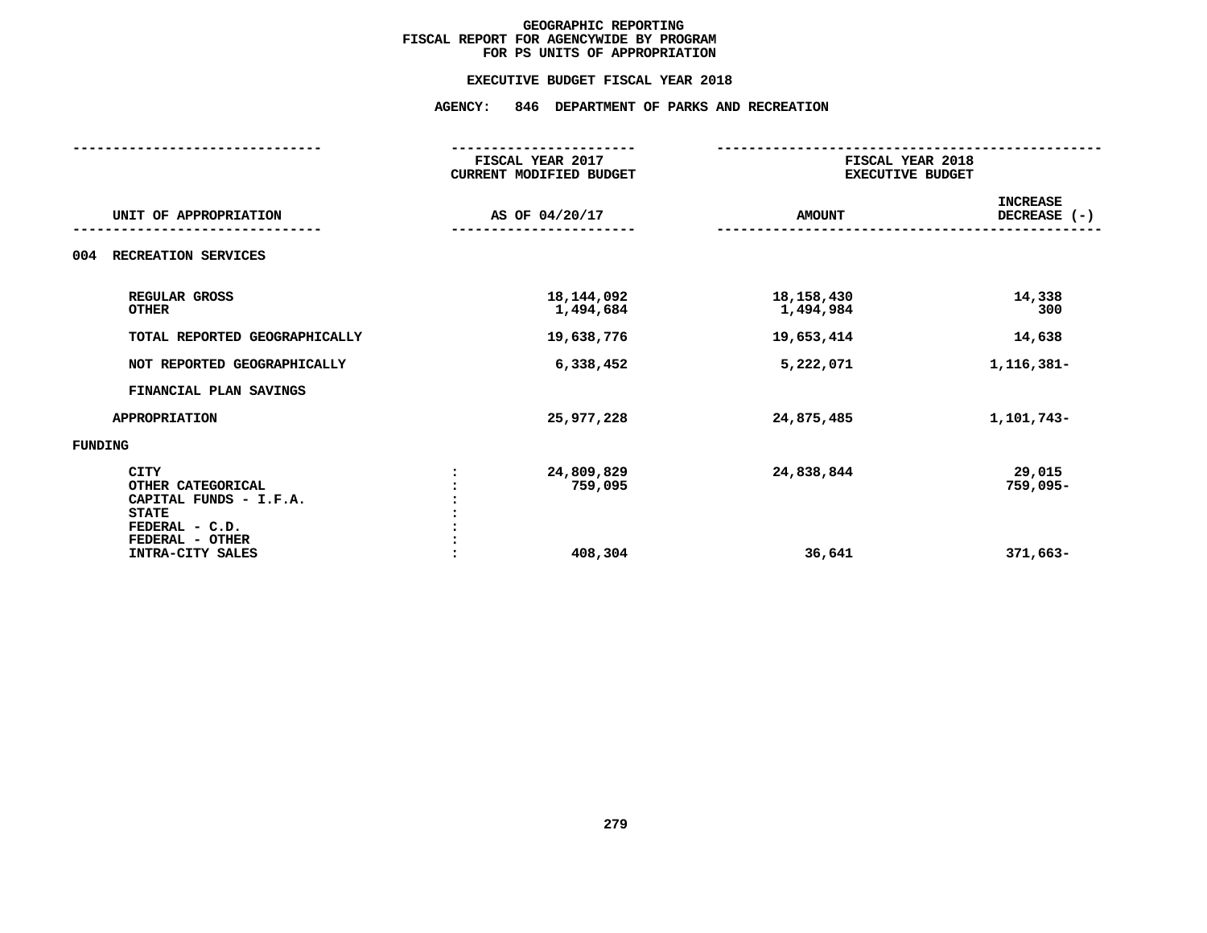# GEOGRAPHIC REPORTING
## FISCAL REPORT FOR AGENCYWIDE BY PROGRAM
## FOR PS UNITS OF APPROPRIATION

### EXECUTIVE BUDGET FISCAL YEAR 2018

### AGENCY: 846 DEPARTMENT OF PARKS AND RECREATION

| UNIT OF APPROPRIATION | | FISCAL YEAR 2017 CURRENT MODIFIED BUDGET AS OF 04/20/17 | FISCAL YEAR 2018 EXECUTIVE BUDGET AMOUNT | INCREASE DECREASE (-) |
|---|---|---|---|---|
| **004 RECREATION SERVICES** | | | | |
| REGULAR GROSS | | 18,144,092 | 18,158,430 | 14,338 |
| OTHER | | 1,494,684 | 1,494,984 | 300 |
| TOTAL REPORTED GEOGRAPHICALLY | | 19,638,776 | 19,653,414 | 14,638 |
| NOT REPORTED GEOGRAPHICALLY | | 6,338,452 | 5,222,071 | 1,116,381- |
| FINANCIAL PLAN SAVINGS | | | | |
| APPROPRIATION | | 25,977,228 | 24,875,485 | 1,101,743- |
| **FUNDING** | | | | |
| CITY | : | 24,809,829 | 24,838,844 | 29,015 |
| OTHER CATEGORICAL | : | 759,095 | | 759,095- |
| CAPITAL FUNDS - I.F.A. | : | | | |
| STATE | : | | | |
| FEDERAL - C.D. | : | | | |
| FEDERAL - OTHER | : | | | |
| INTRA-CITY SALES | : | 408,304 | 36,641 | 371,663- |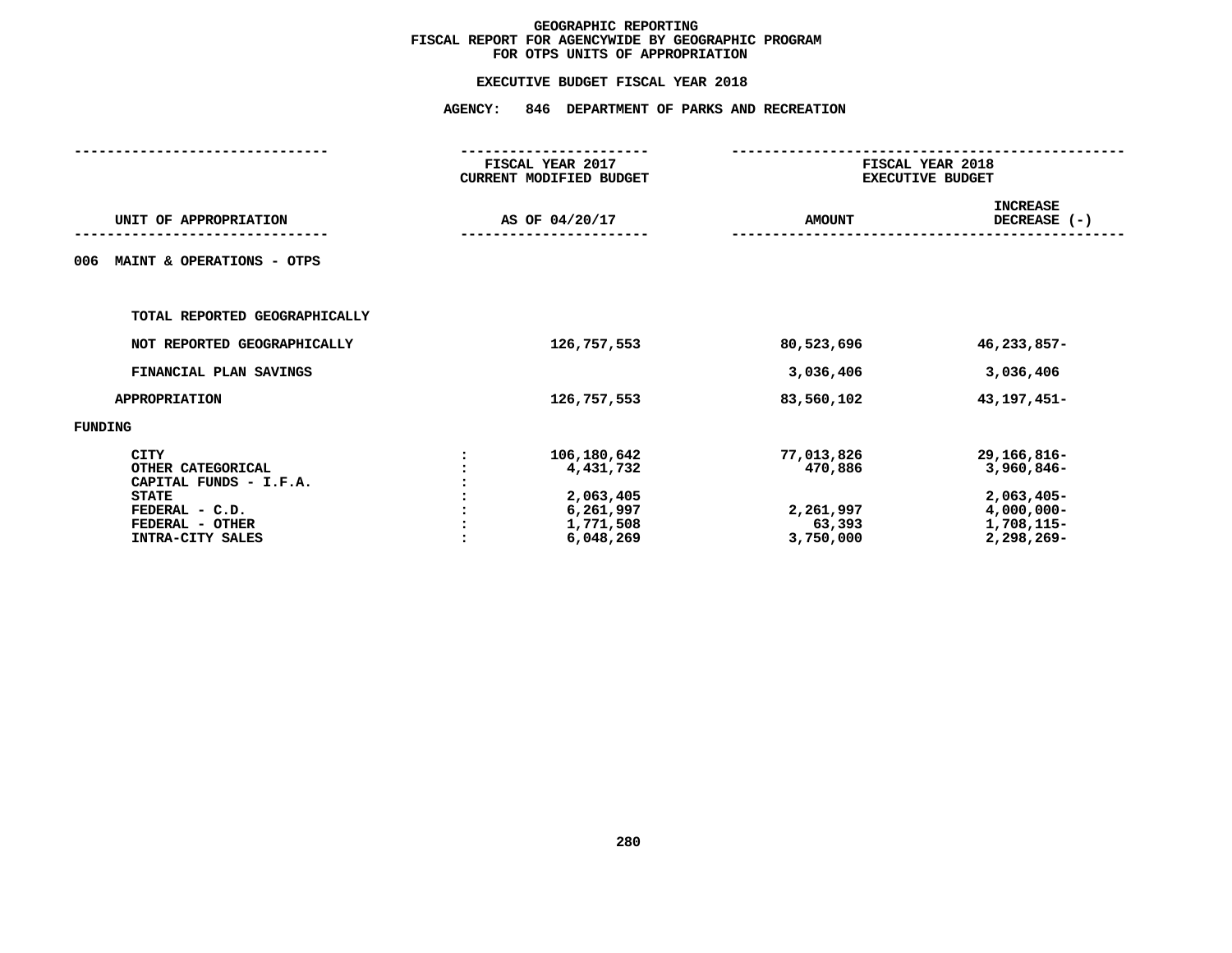# GEOGRAPHIC REPORTING
## FISCAL REPORT FOR AGENCYWIDE BY GEOGRAPHIC PROGRAM
## FOR OTPS UNITS OF APPROPRIATION

**EXECUTIVE BUDGET FISCAL YEAR 2018**

**AGENCY: 846 DEPARTMENT OF PARKS AND RECREATION**

| UNIT OF APPROPRIATION | FISCAL YEAR 2017 CURRENT MODIFIED BUDGET AS OF 04/20/17 | FISCAL YEAR 2018 EXECUTIVE BUDGET AMOUNT | INCREASE DECREASE (-) |
|---|---|---|---|
| **006 MAINT & OPERATIONS - OTPS** | | | |
| TOTAL REPORTED GEOGRAPHICALLY | | | |
| NOT REPORTED GEOGRAPHICALLY | 126,757,553 | 80,523,696 | 46,233,857- |
| FINANCIAL PLAN SAVINGS | | 3,036,406 | 3,036,406 |
| APPROPRIATION | 126,757,553 | 83,560,102 | 43,197,451- |
| **FUNDING** | | | |
| CITY : | 106,180,642 | 77,013,826 | 29,166,816- |
| OTHER CATEGORICAL : | 4,431,732 | 470,886 | 3,960,846- |
| CAPITAL FUNDS - I.F.A. : | | | |
| STATE : | 2,063,405 | | 2,063,405- |
| FEDERAL - C.D. : | 6,261,997 | 2,261,997 | 4,000,000- |
| FEDERAL - OTHER : | 1,771,508 | 63,393 | 1,708,115- |
| INTRA-CITY SALES : | 6,048,269 | 3,750,000 | 2,298,269- |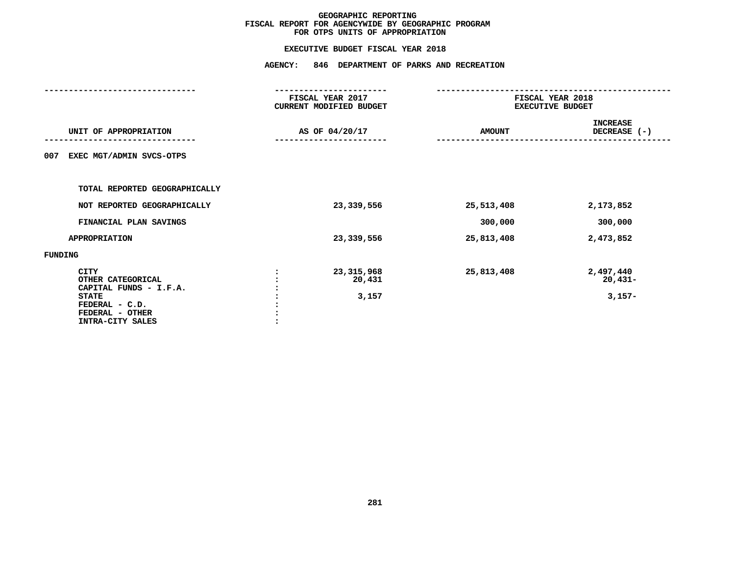# GEOGRAPHIC REPORTING
## FISCAL REPORT FOR AGENCYWIDE BY GEOGRAPHIC PROGRAM
## FOR OTPS UNITS OF APPROPRIATION

### EXECUTIVE BUDGET FISCAL YEAR 2018

### AGENCY: 846 DEPARTMENT OF PARKS AND RECREATION

| UNIT OF APPROPRIATION | | FISCAL YEAR 2017 CURRENT MODIFIED BUDGET AS OF 04/20/17 | FISCAL YEAR 2018 EXECUTIVE BUDGET AMOUNT | FISCAL YEAR 2018 EXECUTIVE BUDGET INCREASE DECREASE (-) |
|---|---|---|---|---|
| 007 EXEC MGT/ADMIN SVCS-OTPS | | | | |
| TOTAL REPORTED GEOGRAPHICALLY | | | | |
| NOT REPORTED GEOGRAPHICALLY | | 23,339,556 | 25,513,408 | 2,173,852 |
| FINANCIAL PLAN SAVINGS | | | 300,000 | 300,000 |
| APPROPRIATION | | 23,339,556 | 25,813,408 | 2,473,852 |
| FUNDING | | | | |
| CITY | : | 23,315,968 | 25,813,408 | 2,497,440 |
| OTHER CATEGORICAL | : | 20,431 | | 20,431- |
| CAPITAL FUNDS - I.F.A. | : | | | |
| STATE | : | 3,157 | | 3,157- |
| FEDERAL - C.D. | : | | | |
| FEDERAL - OTHER | : | | | |
| INTRA-CITY SALES | : | | | |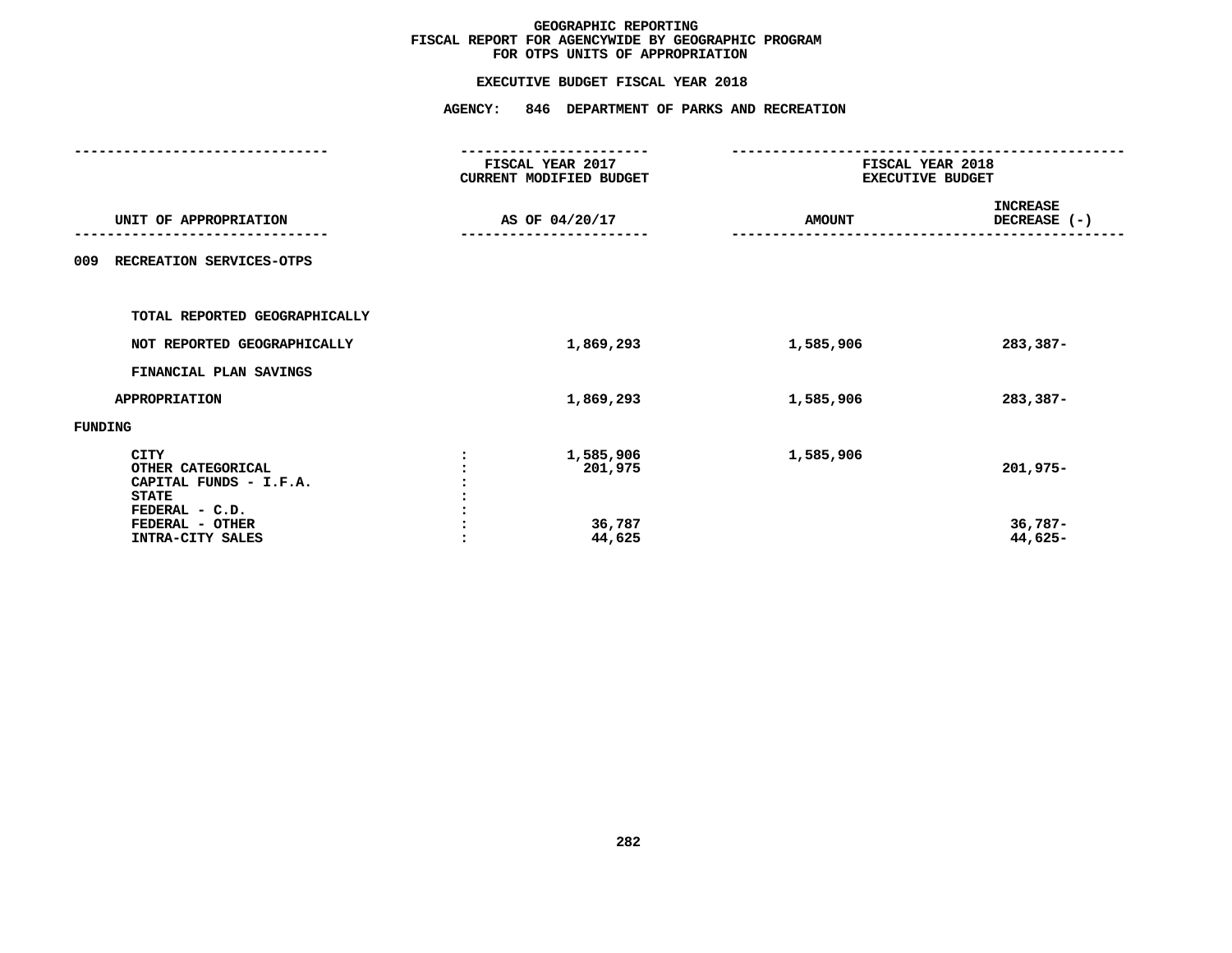# GEOGRAPHIC REPORTING
## FISCAL REPORT FOR AGENCYWIDE BY GEOGRAPHIC PROGRAM
## FOR OTPS UNITS OF APPROPRIATION

### EXECUTIVE BUDGET FISCAL YEAR 2018

### AGENCY: 846 DEPARTMENT OF PARKS AND RECREATION

| UNIT OF APPROPRIATION | | FISCAL YEAR 2017 CURRENT MODIFIED BUDGET AS OF 04/20/17 | FISCAL YEAR 2018 EXECUTIVE BUDGET AMOUNT | INCREASE DECREASE (-) |
|---|---|---|---|---|
| 009 RECREATION SERVICES-OTPS | | | | |
| TOTAL REPORTED GEOGRAPHICALLY | | | | |
| NOT REPORTED GEOGRAPHICALLY | | 1,869,293 | 1,585,906 | 283,387- |
| FINANCIAL PLAN SAVINGS | | | | |
| APPROPRIATION | | 1,869,293 | 1,585,906 | 283,387- |
| FUNDING | | | | |
| CITY | : | 1,585,906 | 1,585,906 | |
| OTHER CATEGORICAL | : | 201,975 | | 201,975- |
| CAPITAL FUNDS - I.F.A. | : | | | |
| STATE | : | | | |
| FEDERAL - C.D. | : | | | |
| FEDERAL - OTHER | : | 36,787 | | 36,787- |
| INTRA-CITY SALES | : | 44,625 | | 44,625- |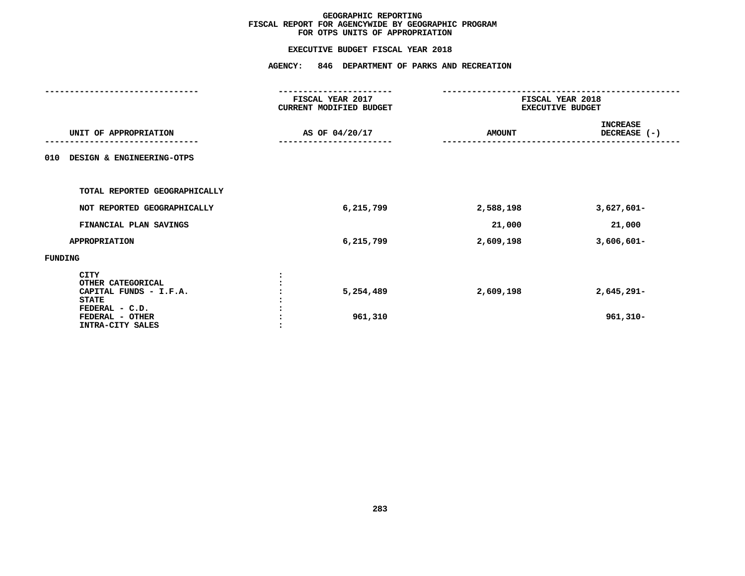# GEOGRAPHIC REPORTING
## FISCAL REPORT FOR AGENCYWIDE BY GEOGRAPHIC PROGRAM
## FOR OTPS UNITS OF APPROPRIATION

### EXECUTIVE BUDGET FISCAL YEAR 2018

### AGENCY: 846 DEPARTMENT OF PARKS AND RECREATION

| UNIT OF APPROPRIATION | FISCAL YEAR 2017 CURRENT MODIFIED BUDGET AS OF 04/20/17 | FISCAL YEAR 2018 EXECUTIVE BUDGET AMOUNT | FISCAL YEAR 2018 EXECUTIVE BUDGET INCREASE DECREASE (-) |
|---|---|---|---|
| **010 DESIGN & ENGINEERING-OTPS** | | | |
| TOTAL REPORTED GEOGRAPHICALLY | | | |
| NOT REPORTED GEOGRAPHICALLY | 6,215,799 | 2,588,198 | 3,627,601- |
| FINANCIAL PLAN SAVINGS | | 21,000 | 21,000 |
| APPROPRIATION | 6,215,799 | 2,609,198 | 3,606,601- |
| **FUNDING** | | | |
| CITY | | | |
| OTHER CATEGORICAL | | | |
| CAPITAL FUNDS - I.F.A. | 5,254,489 | 2,609,198 | 2,645,291- |
| STATE | | | |
| FEDERAL - C.D. | | | |
| FEDERAL - OTHER | 961,310 | | 961,310- |
| INTRA-CITY SALES | | | |